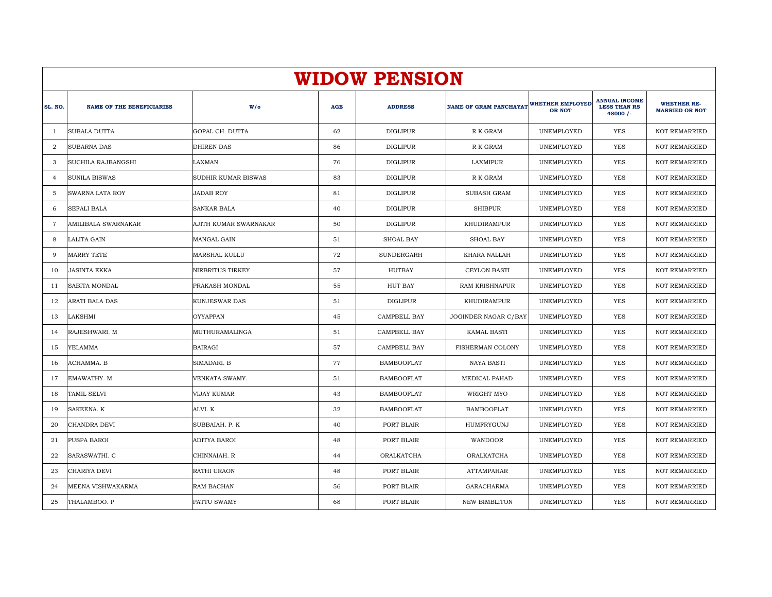# WIDOW PENSION

| SL. NO. | NAME OF THE BENEFICIARIES | W/o | AGE | ADDRESS | NAME OF GRAM PANCHAYAT | WHETHER EMPLOYED OR NOT | ANNUAL INCOME LESS THAN RS 48000 /- | WHETHER RE-MARRIED OR NOT |
|---|---|---|---|---|---|---|---|---|
| 1 | SUBALA DUTTA | GOPAL CH. DUTTA | 62 | DIGLIPUR | R K GRAM | UNEMPLOYED | YES | NOT REMARRIED |
| 2 | SUBARNA DAS | DHIREN DAS | 86 | DIGLIPUR | R K GRAM | UNEMPLOYED | YES | NOT REMARRIED |
| 3 | SUCHILA RAJBANGSHI | LAXMAN | 76 | DIGLIPUR | LAXMIPUR | UNEMPLOYED | YES | NOT REMARRIED |
| 4 | SUNILA BISWAS | SUDHIR KUMAR BISWAS | 83 | DIGLIPUR | R K GRAM | UNEMPLOYED | YES | NOT REMARRIED |
| 5 | SWARNA LATA ROY | JADAB ROY | 81 | DIGLIPUR | SUBASH GRAM | UNEMPLOYED | YES | NOT REMARRIED |
| 6 | SEFALI BALA | SANKAR BALA | 40 | DIGLIPUR | SHIBPUR | UNEMPLOYED | YES | NOT REMARRIED |
| 7 | AMILIBALA SWARNAKAR | AJITH KUMAR SWARNAKAR | 50 | DIGLIPUR | KHUDIRAMPUR | UNEMPLOYED | YES | NOT REMARRIED |
| 8 | LALITA GAIN | MANGAL GAIN | 51 | SHOAL BAY | SHOAL BAY | UNEMPLOYED | YES | NOT REMARRIED |
| 9 | MARRY TETE | MARSHAL KULLU | 72 | SUNDERGARH | KHARA NALLAH | UNEMPLOYED | YES | NOT REMARRIED |
| 10 | JASINTA EKKA | NIRBRITUS TIRKEY | 57 | HUTBAY | CEYLON BASTI | UNEMPLOYED | YES | NOT REMARRIED |
| 11 | SABITA MONDAL | PRAKASH MONDAL | 55 | HUT BAY | RAM KRISHNAPUR | UNEMPLOYED | YES | NOT REMARRIED |
| 12 | ARATI BALA DAS | KUNJESWAR DAS | 51 | DIGLIPUR | KHUDIRAMPUR | UNEMPLOYED | YES | NOT REMARRIED |
| 13 | LAKSHMI | OYYAPPAN | 45 | CAMPBELL BAY | JOGINDER NAGAR C/BAY | UNEMPLOYED | YES | NOT REMARRIED |
| 14 | RAJESHWARI. M | MUTHURAMALINGA | 51 | CAMPBELL BAY | KAMAL BASTI | UNEMPLOYED | YES | NOT REMARRIED |
| 15 | YELAMMA | BAIRAGI | 57 | CAMPBELL BAY | FISHERMAN COLONY | UNEMPLOYED | YES | NOT REMARRIED |
| 16 | ACHAMMA. B | SIMADARI. B | 77 | BAMBOOFLAT | NAYA BASTI | UNEMPLOYED | YES | NOT REMARRIED |
| 17 | EMAWATHY. M | VENKATA SWAMY. | 51 | BAMBOOFLAT | MEDICAL PAHAD | UNEMPLOYED | YES | NOT REMARRIED |
| 18 | TAMIL SELVI | VIJAY KUMAR | 43 | BAMBOOFLAT | WRIGHT MYO | UNEMPLOYED | YES | NOT REMARRIED |
| 19 | SAKEENA. K | ALVI. K | 32 | BAMBOOFLAT | BAMBOOFLAT | UNEMPLOYED | YES | NOT REMARRIED |
| 20 | CHANDRA DEVI | SUBBAIAH. P. K | 40 | PORT BLAIR | HUMFRYGUNJ | UNEMPLOYED | YES | NOT REMARRIED |
| 21 | PUSPA BAROI | ADITYA BAROI | 48 | PORT BLAIR | WANDOOR | UNEMPLOYED | YES | NOT REMARRIED |
| 22 | SARASWATHI. C | CHINNAIAH. R | 44 | ORALKATCHA | ORALKATCHA | UNEMPLOYED | YES | NOT REMARRIED |
| 23 | CHARIYA DEVI | RATHI URAON | 48 | PORT BLAIR | ATTAMPAHAR | UNEMPLOYED | YES | NOT REMARRIED |
| 24 | MEENA VISHWAKARMA | RAM BACHAN | 56 | PORT BLAIR | GARACHARMA | UNEMPLOYED | YES | NOT REMARRIED |
| 25 | THALAMBOO. P | PATTU SWAMY | 68 | PORT BLAIR | NEW BIMBLITON | UNEMPLOYED | YES | NOT REMARRIED |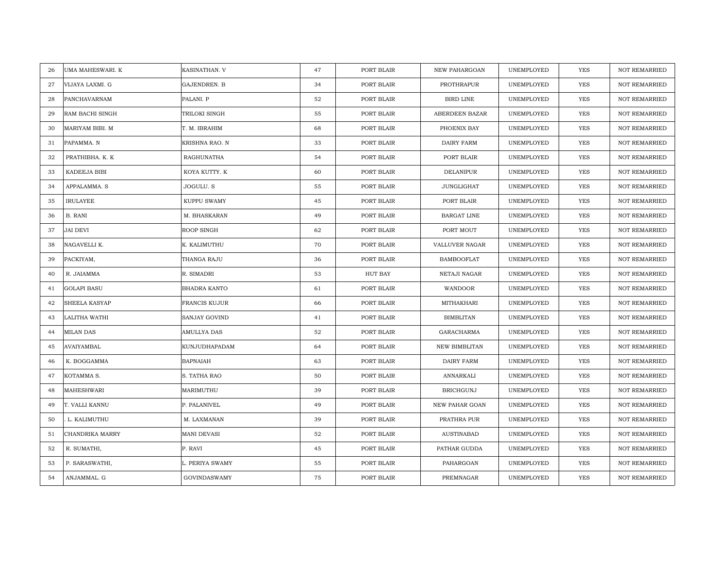| 26 | UMA MAHESWARI. K | KASINATHAN. V | 47 | PORT BLAIR | NEW PAHARGOAN | UNEMPLOYED | YES | NOT REMARRIED |
|---|---|---|---|---|---|---|---|---|
| 27 | VIJAYA LAXMI. G | GAJENDREN. B | 34 | PORT BLAIR | PROTHRAPUR | UNEMPLOYED | YES | NOT REMARRIED |
| 28 | PANCHAVARNAM | PALANI. P | 52 | PORT BLAIR | BIRD LINE | UNEMPLOYED | YES | NOT REMARRIED |
| 29 | RAM BACHI SINGH | TRILOKI SINGH | 55 | PORT BLAIR | ABERDEEN BAZAR | UNEMPLOYED | YES | NOT REMARRIED |
| 30 | MARIYAM BIBI. M | T. M. IBRAHIM | 68 | PORT BLAIR | PHOENIX BAY | UNEMPLOYED | YES | NOT REMARRIED |
| 31 | PAPAMMA. N | KRISHNA RAO. N | 33 | PORT BLAIR | DAIRY FARM | UNEMPLOYED | YES | NOT REMARRIED |
| 32 | PRATHIBHA. K. K | RAGHUNATHA | 54 | PORT BLAIR | PORT BLAIR | UNEMPLOYED | YES | NOT REMARRIED |
| 33 | KADEEJA BIBI | KOYA KUTTY. K | 60 | PORT BLAIR | DELANIPUR | UNEMPLOYED | YES | NOT REMARRIED |
| 34 | APPALAMMA. S | JOGULU. S | 55 | PORT BLAIR | JUNGLIGHAT | UNEMPLOYED | YES | NOT REMARRIED |
| 35 | IRULAYEE | KUPPU SWAMY | 45 | PORT BLAIR | PORT BLAIR | UNEMPLOYED | YES | NOT REMARRIED |
| 36 | B. RANI | M. BHASKARAN | 49 | PORT BLAIR | BARGAT LINE | UNEMPLOYED | YES | NOT REMARRIED |
| 37 | JAI DEVI | ROOP SINGH | 62 | PORT BLAIR | PORT MOUT | UNEMPLOYED | YES | NOT REMARRIED |
| 38 | NAGAVELLI K. | K. KALIMUTHU | 70 | PORT BLAIR | VALLUVER NAGAR | UNEMPLOYED | YES | NOT REMARRIED |
| 39 | PACKIYAM, | THANGA RAJU | 36 | PORT BLAIR | BAMBOOFLAT | UNEMPLOYED | YES | NOT REMARRIED |
| 40 | R. JAIAMMA | R. SIMADRI | 53 | HUT BAY | NETAJI NAGAR | UNEMPLOYED | YES | NOT REMARRIED |
| 41 | GOLAPI BASU | BHADRA KANTO | 61 | PORT BLAIR | WANDOOR | UNEMPLOYED | YES | NOT REMARRIED |
| 42 | SHEELA KASYAP | FRANCIS KUJUR | 66 | PORT BLAIR | MITHAKHARI | UNEMPLOYED | YES | NOT REMARRIED |
| 43 | LALITHA WATHI | SANJAY GOVIND | 41 | PORT BLAIR | BIMBLITAN | UNEMPLOYED | YES | NOT REMARRIED |
| 44 | MILAN DAS | AMULLYA DAS | 52 | PORT BLAIR | GARACHARMA | UNEMPLOYED | YES | NOT REMARRIED |
| 45 | AVAIYAMBAL | KUNJUDHAPADAM | 64 | PORT BLAIR | NEW BIMBLITAN | UNEMPLOYED | YES | NOT REMARRIED |
| 46 | K. BOGGAMMA | BAPNAIAH | 63 | PORT BLAIR | DAIRY FARM | UNEMPLOYED | YES | NOT REMARRIED |
| 47 | KOTAMMA S. | S. TATHA RAO | 50 | PORT BLAIR | ANNARKALI | UNEMPLOYED | YES | NOT REMARRIED |
| 48 | MAHESHWARI | MARIMUTHU | 39 | PORT BLAIR | BRICHGUNJ | UNEMPLOYED | YES | NOT REMARRIED |
| 49 | T. VALLI KANNU | P. PALANIVEL | 49 | PORT BLAIR | NEW PAHAR GOAN | UNEMPLOYED | YES | NOT REMARRIED |
| 50 | . L. KALIMUTHU | M. LAXMANAN | 39 | PORT BLAIR | PRATHRA PUR | UNEMPLOYED | YES | NOT REMARRIED |
| 51 | CHANDRIKA MARRY | MANI DEVASI | 52 | PORT BLAIR | AUSTINABAD | UNEMPLOYED | YES | NOT REMARRIED |
| 52 | R. SUMATHI, | P. RAVI | 45 | PORT BLAIR | PATHAR GUDDA | UNEMPLOYED | YES | NOT REMARRIED |
| 53 | P. SARASWATHI, | L. PERIYA SWAMY | 55 | PORT BLAIR | PAHARGOAN | UNEMPLOYED | YES | NOT REMARRIED |
| 54 | ANJAMMAL. G | GOVINDASWAMY | 75 | PORT BLAIR | PREMNAGAR | UNEMPLOYED | YES | NOT REMARRIED |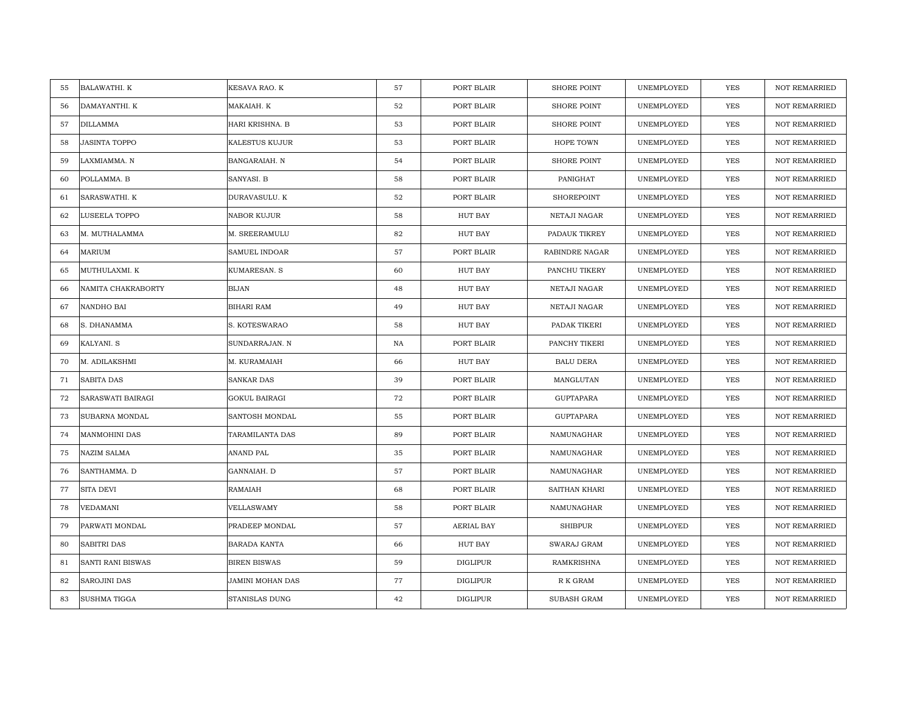| 55 | BALAWATHI. K | KESAVA RAO. K | 57 | PORT BLAIR | SHORE POINT | UNEMPLOYED | YES | NOT REMARRIED |
|---|---|---|---|---|---|---|---|---|
| 56 | DAMAYANTHI. K | MAKAIAH. K | 52 | PORT BLAIR | SHORE POINT | UNEMPLOYED | YES | NOT REMARRIED |
| 57 | DILLAMMA | HARI KRISHNA. B | 53 | PORT BLAIR | SHORE POINT | UNEMPLOYED | YES | NOT REMARRIED |
| 58 | JASINTA TOPPO | KALESTUS KUJUR | 53 | PORT BLAIR | HOPE TOWN | UNEMPLOYED | YES | NOT REMARRIED |
| 59 | LAXMIAMMA. N | BANGARAIAH. N | 54 | PORT BLAIR | SHORE POINT | UNEMPLOYED | YES | NOT REMARRIED |
| 60 | POLLAMMA. B | SANYASI. B | 58 | PORT BLAIR | PANIGHAT | UNEMPLOYED | YES | NOT REMARRIED |
| 61 | SARASWATHI. K | DURAVASULU. K | 52 | PORT BLAIR | SHOREPOINT | UNEMPLOYED | YES | NOT REMARRIED |
| 62 | LUSEELA TOPPO | NABOR KUJUR | 58 | HUT BAY | NETAJI NAGAR | UNEMPLOYED | YES | NOT REMARRIED |
| 63 | M. MUTHALAMMA | M. SREERAMULU | 82 | HUT BAY | PADAUK TIKREY | UNEMPLOYED | YES | NOT REMARRIED |
| 64 | MARIUM | SAMUEL INDOAR | 57 | PORT BLAIR | RABINDRE NAGAR | UNEMPLOYED | YES | NOT REMARRIED |
| 65 | MUTHULAXMI. K | KUMARESAN. S | 60 | HUT BAY | PANCHU TIKERY | UNEMPLOYED | YES | NOT REMARRIED |
| 66 | NAMITA CHAKRABORTY | BIJAN | 48 | HUT BAY | NETAJI NAGAR | UNEMPLOYED | YES | NOT REMARRIED |
| 67 | NANDHO BAI | BIHARI RAM | 49 | HUT BAY | NETAJI NAGAR | UNEMPLOYED | YES | NOT REMARRIED |
| 68 | S. DHANAMMA | S. KOTESWARAO | 58 | HUT BAY | PADAK TIKERI | UNEMPLOYED | YES | NOT REMARRIED |
| 69 | KALYANI. S | SUNDARRAJAN. N | NA | PORT BLAIR | PANCHY TIKERI | UNEMPLOYED | YES | NOT REMARRIED |
| 70 | M. ADILAKSHMI | M. KURAMAIAH | 66 | HUT BAY | BALU DERA | UNEMPLOYED | YES | NOT REMARRIED |
| 71 | SABITA DAS | SANKAR DAS | 39 | PORT BLAIR | MANGLUTAN | UNEMPLOYED | YES | NOT REMARRIED |
| 72 | SARASWATI BAIRAGI | GOKUL BAIRAGI | 72 | PORT BLAIR | GUPTAPARA | UNEMPLOYED | YES | NOT REMARRIED |
| 73 | SUBARNA MONDAL | SANTOSH MONDAL | 55 | PORT BLAIR | GUPTAPARA | UNEMPLOYED | YES | NOT REMARRIED |
| 74 | MANMOHINI DAS | TARAMILANTA DAS | 89 | PORT BLAIR | NAMUNAGHAR | UNEMPLOYED | YES | NOT REMARRIED |
| 75 | NAZIM SALMA | ANAND PAL | 35 | PORT BLAIR | NAMUNAGHAR | UNEMPLOYED | YES | NOT REMARRIED |
| 76 | SANTHAMMA. D | GANNAIAH. D | 57 | PORT BLAIR | NAMUNAGHAR | UNEMPLOYED | YES | NOT REMARRIED |
| 77 | SITA DEVI | RAMAIAH | 68 | PORT BLAIR | SAITHAN KHARI | UNEMPLOYED | YES | NOT REMARRIED |
| 78 | VEDAMANI | VELLASWAMY | 58 | PORT BLAIR | NAMUNAGHAR | UNEMPLOYED | YES | NOT REMARRIED |
| 79 | PARWATI MONDAL | PRADEEP MONDAL | 57 | AERIAL BAY | SHIBPUR | UNEMPLOYED | YES | NOT REMARRIED |
| 80 | SABITRI DAS | BARADA KANTA | 66 | HUT BAY | SWARAJ GRAM | UNEMPLOYED | YES | NOT REMARRIED |
| 81 | SANTI RANI BISWAS | BIREN BISWAS | 59 | DIGLIPUR | RAMKRISHNA | UNEMPLOYED | YES | NOT REMARRIED |
| 82 | SAROJINI DAS | JAMINI MOHAN DAS | 77 | DIGLIPUR | R K GRAM | UNEMPLOYED | YES | NOT REMARRIED |
| 83 | SUSHMA TIGGA | STANISLAS DUNG | 42 | DIGLIPUR | SUBASH GRAM | UNEMPLOYED | YES | NOT REMARRIED |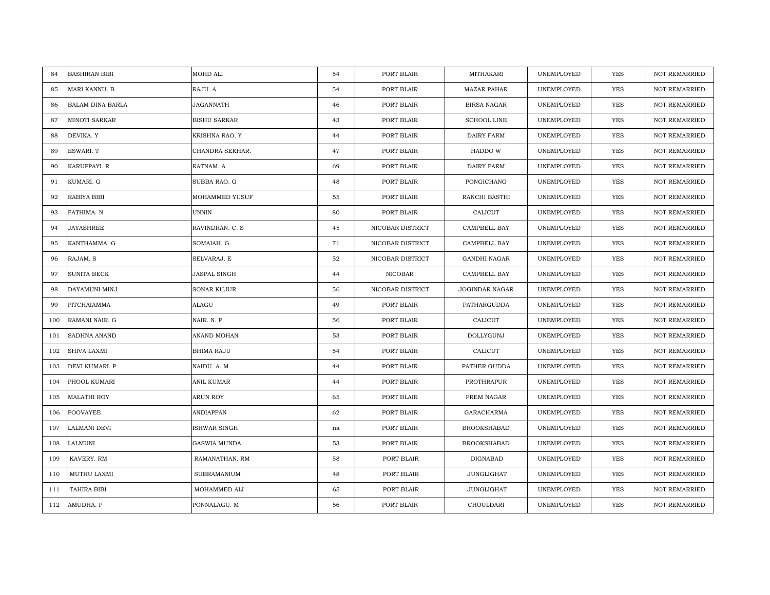| 84 | BASHIRAN BIBI | MOHD ALI | 54 | PORT BLAIR | MITHAKARI | UNEMPLOYED | YES | NOT REMARRIED |
|---|---|---|---|---|---|---|---|---|
| 85 | MARI KANNU. B | RAJU. A | 54 | PORT BLAIR | MAZAR PAHAR | UNEMPLOYED | YES | NOT REMARRIED |
| 86 | BALAM DINA BARLA | JAGANNATH | 46 | PORT BLAIR | BIRSA NAGAR | UNEMPLOYED | YES | NOT REMARRIED |
| 87 | MINOTI SARKAR | BISHU SARKAR | 43 | PORT BLAIR | SCHOOL LINE | UNEMPLOYED | YES | NOT REMARRIED |
| 88 | DEVIKA. Y | KRISHNA RAO. Y | 44 | PORT BLAIR | DAIRY FARM | UNEMPLOYED | YES | NOT REMARRIED |
| 89 | ESWARI. T | CHANDRA SEKHAR. | 47 | PORT BLAIR | HADDO W | UNEMPLOYED | YES | NOT REMARRIED |
| 90 | KARUPPAYI. R | RATNAM. A | 69 | PORT BLAIR | DAIRY FARM | UNEMPLOYED | YES | NOT REMARRIED |
| 91 | KUMARI. G | SUBBA RAO. G | 48 | PORT BLAIR | PONGICHANG | UNEMPLOYED | YES | NOT REMARRIED |
| 92 | RABIYA BIBI | MOHAMMED YUSUF | 55 | PORT BLAIR | RANCHI BASTHI | UNEMPLOYED | YES | NOT REMARRIED |
| 93 | FATHIMA. N | UNNIN | 80 | PORT BLAIR | CALICUT | UNEMPLOYED | YES | NOT REMARRIED |
| 94 | JAYASHREE | RAVINDRAN. C. S | 45 | NICOBAR DISTRICT | CAMPBELL BAY | UNEMPLOYED | YES | NOT REMARRIED |
| 95 | KANTHAMMA. G | SOMAIAH. G | 71 | NICOBAR DISTRICT | CAMPBELL BAY | UNEMPLOYED | YES | NOT REMARRIED |
| 96 | RAJAM. S | SELVARAJ. E | 52 | NICOBAR DISTRICT | GANDHI NAGAR | UNEMPLOYED | YES | NOT REMARRIED |
| 97 | SUNITA BECK | JASPAL SINGH | 44 | NICOBAR | CAMPBELL BAY | UNEMPLOYED | YES | NOT REMARRIED |
| 98 | DAYAMUNI MINJ | SONAR KUJUR | 56 | NICOBAR DISTRICT | JOGINDAR NAGAR | UNEMPLOYED | YES | NOT REMARRIED |
| 99 | PITCHAIAMMA | ALAGU | 49 | PORT BLAIR | PATHARGUDDA | UNEMPLOYED | YES | NOT REMARRIED |
| 100 | RAMANI NAIR. G | NAIR. N. P | 56 | PORT BLAIR | CALICUT | UNEMPLOYED | YES | NOT REMARRIED |
| 101 | SADHNA ANAND | ANAND MOHAN | 53 | PORT BLAIR | DOLLYGUNJ | UNEMPLOYED | YES | NOT REMARRIED |
| 102 | SHIVA LAXMI | BHIMA RAJU | 54 | PORT BLAIR | CALICUT | UNEMPLOYED | YES | NOT REMARRIED |
| 103 | DEVI KUMARI. P | NAIDU. A. M | 44 | PORT BLAIR | PATHER GUDDA | UNEMPLOYED | YES | NOT REMARRIED |
| 104 | PHOOL KUMARI | ANIL KUMAR | 44 | PORT BLAIR | PROTHRAPUR | UNEMPLOYED | YES | NOT REMARRIED |
| 105 | MALATHI ROY | ARUN ROY | 65 | PORT BLAIR | PREM NAGAR | UNEMPLOYED | YES | NOT REMARRIED |
| 106 | POOVAYEE | ANDIAPPAN | 62 | PORT BLAIR | GARACHARMA | UNEMPLOYED | YES | NOT REMARRIED |
| 107 | LALMANI DEVI | ISHWAR SINGH | na | PORT BLAIR | BROOKSHABAD | UNEMPLOYED | YES | NOT REMARRIED |
| 108 | LALMUNI | GASWIA MUNDA | 53 | PORT BLAIR | BROOKSHABAD | UNEMPLOYED | YES | NOT REMARRIED |
| 109 | KAVERY. RM | RAMANATHAN. RM | 58 | PORT BLAIR | DIGNABAD | UNEMPLOYED | YES | NOT REMARRIED |
| 110 | MUTHU LAXMI | SUBRAMANIUM | 48 | PORT BLAIR | JUNGLIGHAT | UNEMPLOYED | YES | NOT REMARRIED |
| 111 | TAHIRA BIBI | MOHAMMED ALI | 65 | PORT BLAIR | JUNGLIGHAT | UNEMPLOYED | YES | NOT REMARRIED |
| 112 | AMUDHA. P | PONNALAGU. M | 56 | PORT BLAIR | CHOULDARI | UNEMPLOYED | YES | NOT REMARRIED |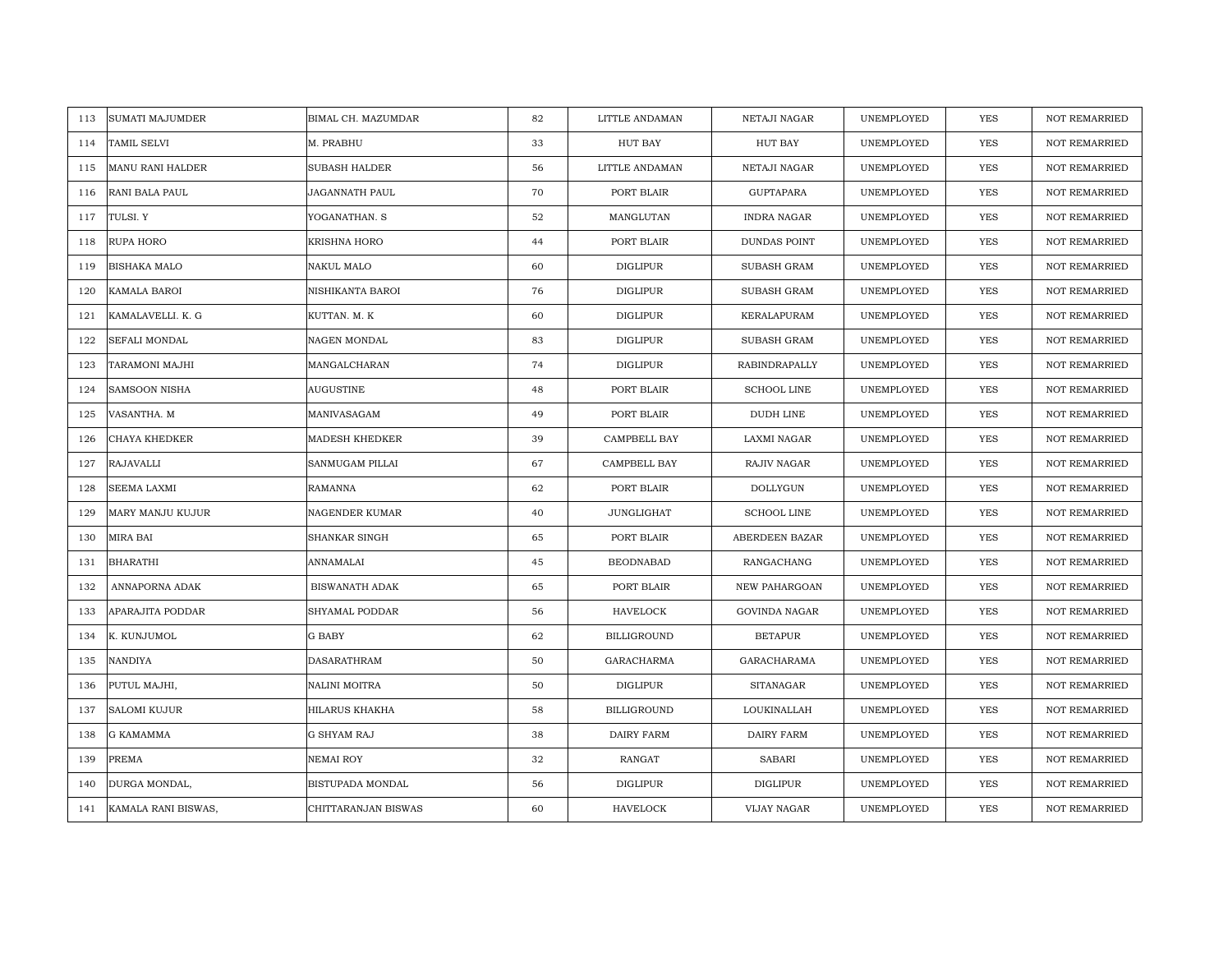| | | | | | | | | |
|---|---|---|---|---|---|---|---|---|
| 113 | SUMATI MAJUMDER | BIMAL CH. MAZUMDAR | 82 | LITTLE ANDAMAN | NETAJI NAGAR | UNEMPLOYED | YES | NOT REMARRIED |
| 114 | TAMIL SELVI | M. PRABHU | 33 | HUT BAY | HUT BAY | UNEMPLOYED | YES | NOT REMARRIED |
| 115 | MANU RANI HALDER | SUBASH HALDER | 56 | LITTLE ANDAMAN | NETAJI NAGAR | UNEMPLOYED | YES | NOT REMARRIED |
| 116 | RANI BALA PAUL | JAGANNATH PAUL | 70 | PORT BLAIR | GUPTAPARA | UNEMPLOYED | YES | NOT REMARRIED |
| 117 | TULSI. Y | YOGANATHAN. S | 52 | MANGLUTAN | INDRA NAGAR | UNEMPLOYED | YES | NOT REMARRIED |
| 118 | RUPA HORO | KRISHNA HORO | 44 | PORT BLAIR | DUNDAS POINT | UNEMPLOYED | YES | NOT REMARRIED |
| 119 | BISHAKA MALO | NAKUL MALO | 60 | DIGLIPUR | SUBASH GRAM | UNEMPLOYED | YES | NOT REMARRIED |
| 120 | KAMALA BAROI | NISHIKANTA BAROI | 76 | DIGLIPUR | SUBASH GRAM | UNEMPLOYED | YES | NOT REMARRIED |
| 121 | KAMALAVELLI. K. G | KUTTAN. M. K | 60 | DIGLIPUR | KERALAPURAM | UNEMPLOYED | YES | NOT REMARRIED |
| 122 | SEFALI MONDAL | NAGEN MONDAL | 83 | DIGLIPUR | SUBASH GRAM | UNEMPLOYED | YES | NOT REMARRIED |
| 123 | TARAMONI MAJHI | MANGALCHARAN | 74 | DIGLIPUR | RABINDRAPALLY | UNEMPLOYED | YES | NOT REMARRIED |
| 124 | SAMSOON NISHA | AUGUSTINE | 48 | PORT BLAIR | SCHOOL LINE | UNEMPLOYED | YES | NOT REMARRIED |
| 125 | VASANTHA. M | MANIVASAGAM | 49 | PORT BLAIR | DUDH LINE | UNEMPLOYED | YES | NOT REMARRIED |
| 126 | CHAYA KHEDKER | MADESH KHEDKER | 39 | CAMPBELL BAY | LAXMI NAGAR | UNEMPLOYED | YES | NOT REMARRIED |
| 127 | RAJAVALLI | SANMUGAM PILLAI | 67 | CAMPBELL BAY | RAJIV NAGAR | UNEMPLOYED | YES | NOT REMARRIED |
| 128 | SEEMA LAXMI | RAMANNA | 62 | PORT BLAIR | DOLLYGUN | UNEMPLOYED | YES | NOT REMARRIED |
| 129 | MARY MANJU KUJUR | NAGENDER KUMAR | 40 | JUNGLIGHAT | SCHOOL LINE | UNEMPLOYED | YES | NOT REMARRIED |
| 130 | MIRA BAI | SHANKAR SINGH | 65 | PORT BLAIR | ABERDEEN BAZAR | UNEMPLOYED | YES | NOT REMARRIED |
| 131 | BHARATHI | ANNAMALAI | 45 | BEODNABAD | RANGACHANG | UNEMPLOYED | YES | NOT REMARRIED |
| 132 | ANNAPORNA ADAK | BISWANATH ADAK | 65 | PORT BLAIR | NEW PAHARGOAN | UNEMPLOYED | YES | NOT REMARRIED |
| 133 | APARAJITA PODDAR | SHYAMAL PODDAR | 56 | HAVELOCK | GOVINDA NAGAR | UNEMPLOYED | YES | NOT REMARRIED |
| 134 | K. KUNJUMOL | G BABY | 62 | BILLIGROUND | BETAPUR | UNEMPLOYED | YES | NOT REMARRIED |
| 135 | NANDIYA | DASARATHRAM | 50 | GARACHARMA | GARACHARAMA | UNEMPLOYED | YES | NOT REMARRIED |
| 136 | PUTUL MAJHI, | NALINI MOITRA | 50 | DIGLIPUR | SITANAGAR | UNEMPLOYED | YES | NOT REMARRIED |
| 137 | SALOMI KUJUR | HILARUS KHAKHA | 58 | BILLIGROUND | LOUKINALLAH | UNEMPLOYED | YES | NOT REMARRIED |
| 138 | G KAMAMMA | G SHYAM RAJ | 38 | DAIRY FARM | DAIRY FARM | UNEMPLOYED | YES | NOT REMARRIED |
| 139 | PREMA | NEMAI ROY | 32 | RANGAT | SABARI | UNEMPLOYED | YES | NOT REMARRIED |
| 140 | DURGA MONDAL, | BISTUPADA MONDAL | 56 | DIGLIPUR | DIGLIPUR | UNEMPLOYED | YES | NOT REMARRIED |
| 141 | KAMALA RANI BISWAS, | CHITTARANJAN BISWAS | 60 | HAVELOCK | VIJAY NAGAR | UNEMPLOYED | YES | NOT REMARRIED |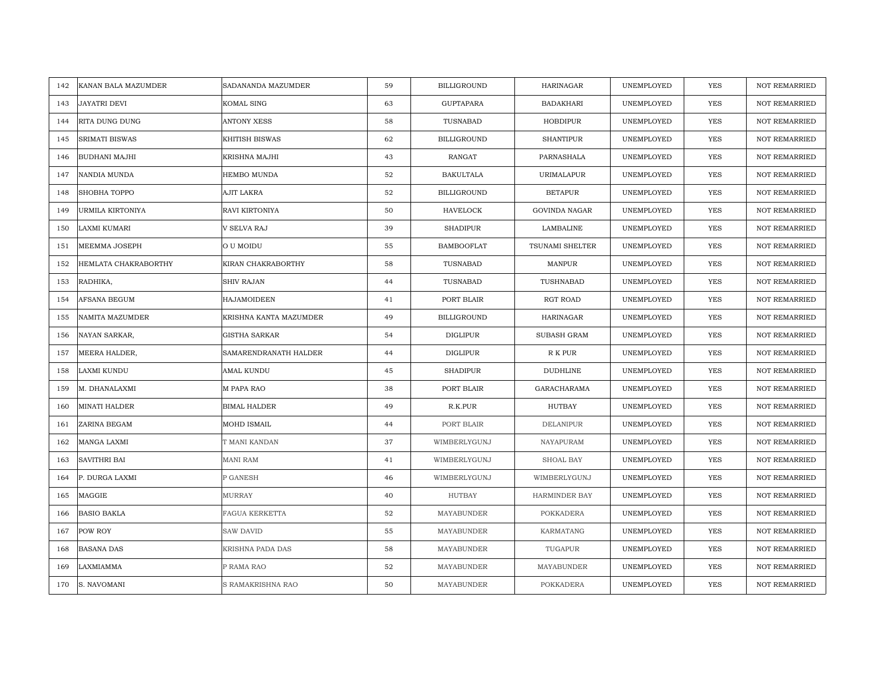| 142 | KANAN BALA MAZUMDER | SADANANDA MAZUMDER | 59 | BILLIGROUND | HARINAGAR | UNEMPLOYED | YES | NOT REMARRIED |
|---|---|---|---|---|---|---|---|---|
| 143 | JAYATRI DEVI | KOMAL SING | 63 | GUPTAPARA | BADAKHARI | UNEMPLOYED | YES | NOT REMARRIED |
| 144 | RITA DUNG DUNG | ANTONY XESS | 58 | TUSNABAD | HOBDIPUR | UNEMPLOYED | YES | NOT REMARRIED |
| 145 | SRIMATI BISWAS | KHITISH BISWAS | 62 | BILLIGROUND | SHANTIPUR | UNEMPLOYED | YES | NOT REMARRIED |
| 146 | BUDHANI MAJHI | KRISHNA MAJHI | 43 | RANGAT | PARNASHALA | UNEMPLOYED | YES | NOT REMARRIED |
| 147 | NANDIA MUNDA | HEMBO MUNDA | 52 | BAKULTALA | URIMALAPUR | UNEMPLOYED | YES | NOT REMARRIED |
| 148 | SHOBHA TOPPO | AJIT LAKRA | 52 | BILLIGROUND | BETAPUR | UNEMPLOYED | YES | NOT REMARRIED |
| 149 | URMILA KIRTONIYA | RAVI KIRTONIYA | 50 | HAVELOCK | GOVINDA NAGAR | UNEMPLOYED | YES | NOT REMARRIED |
| 150 | LAXMI KUMARI | V SELVA RAJ | 39 | SHADIPUR | LAMBALINE | UNEMPLOYED | YES | NOT REMARRIED |
| 151 | MEEMMA JOSEPH | O U MOIDU | 55 | BAMBOOFLAT | TSUNAMI SHELTER | UNEMPLOYED | YES | NOT REMARRIED |
| 152 | HEMLATA CHAKRABORTHY | KIRAN CHAKRABORTHY | 58 | TUSNABAD | MANPUR | UNEMPLOYED | YES | NOT REMARRIED |
| 153 | RADHIKA, | SHIV RAJAN | 44 | TUSNABAD | TUSHNABAD | UNEMPLOYED | YES | NOT REMARRIED |
| 154 | AFSANA BEGUM | HAJAMOIDEEN | 41 | PORT BLAIR | RGT ROAD | UNEMPLOYED | YES | NOT REMARRIED |
| 155 | NAMITA MAZUMDER | KRISHNA KANTA MAZUMDER | 49 | BILLIGROUND | HARINAGAR | UNEMPLOYED | YES | NOT REMARRIED |
| 156 | NAYAN SARKAR, | GISTHA SARKAR | 54 | DIGLIPUR | SUBASH GRAM | UNEMPLOYED | YES | NOT REMARRIED |
| 157 | MEERA HALDER, | SAMARENDRANATH HALDER | 44 | DIGLIPUR | R K PUR | UNEMPLOYED | YES | NOT REMARRIED |
| 158 | LAXMI KUNDU | AMAL KUNDU | 45 | SHADIPUR | DUDHLINE | UNEMPLOYED | YES | NOT REMARRIED |
| 159 | M. DHANALAXMI | M PAPA RAO | 38 | PORT BLAIR | GARACHARAMA | UNEMPLOYED | YES | NOT REMARRIED |
| 160 | MINATI HALDER | BIMAL HALDER | 49 | R.K.PUR | HUTBAY | UNEMPLOYED | YES | NOT REMARRIED |
| 161 | ZARINA BEGAM | MOHD ISMAIL | 44 | PORT BLAIR | DELANIPUR | UNEMPLOYED | YES | NOT REMARRIED |
| 162 | MANGA LAXMI | T MANI KANDAN | 37 | WIMBERLYGUNJ | NAYAPURAM | UNEMPLOYED | YES | NOT REMARRIED |
| 163 | SAVITHRI BAI | MANI RAM | 41 | WIMBERLYGUNJ | SHOAL BAY | UNEMPLOYED | YES | NOT REMARRIED |
| 164 | P. DURGA LAXMI | P GANESH | 46 | WIMBERLYGUNJ | WIMBERLYGUNJ | UNEMPLOYED | YES | NOT REMARRIED |
| 165 | MAGGIE | MURRAY | 40 | HUTBAY | HARMINDER BAY | UNEMPLOYED | YES | NOT REMARRIED |
| 166 | BASIO BAKLA | FAGUA KERKETTA | 52 | MAYABUNDER | POKKADERA | UNEMPLOYED | YES | NOT REMARRIED |
| 167 | POW ROY | SAW DAVID | 55 | MAYABUNDER | KARMATANG | UNEMPLOYED | YES | NOT REMARRIED |
| 168 | BASANA DAS | KRISHNA PADA DAS | 58 | MAYABUNDER | TUGAPUR | UNEMPLOYED | YES | NOT REMARRIED |
| 169 | LAXMIAMMA | P RAMA RAO | 52 | MAYABUNDER | MAYABUNDER | UNEMPLOYED | YES | NOT REMARRIED |
| 170 | S. NAVOMANI | S RAMAKRISHNA RAO | 50 | MAYABUNDER | POKKADERA | UNEMPLOYED | YES | NOT REMARRIED |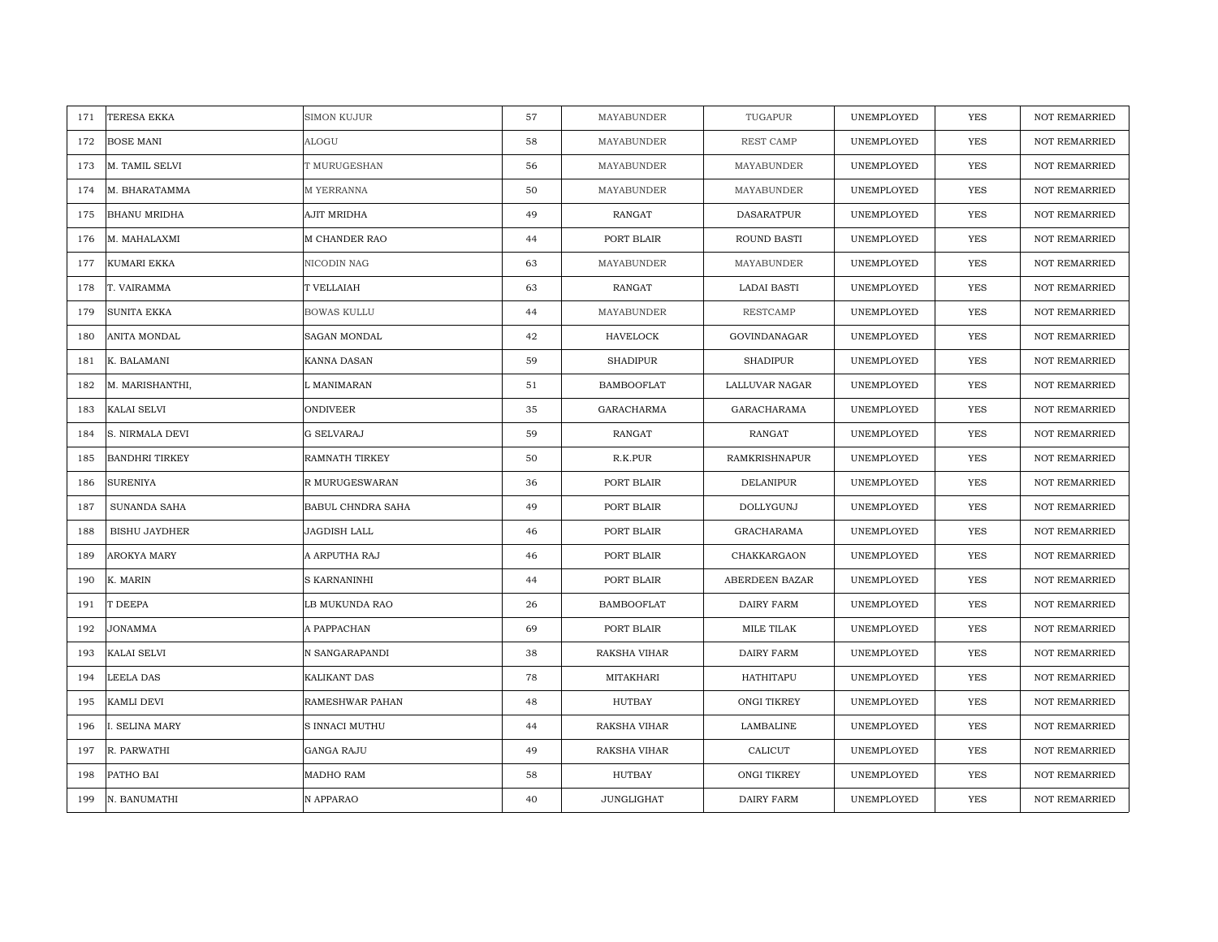| 171 | TERESA EKKA | SIMON KUJUR | 57 | MAYABUNDER | TUGAPUR | UNEMPLOYED | YES | NOT REMARRIED |
|---|---|---|---|---|---|---|---|---|
| 172 | BOSE MANI | ALOGU | 58 | MAYABUNDER | REST CAMP | UNEMPLOYED | YES | NOT REMARRIED |
| 173 | M. TAMIL SELVI | T MURUGESHAN | 56 | MAYABUNDER | MAYABUNDER | UNEMPLOYED | YES | NOT REMARRIED |
| 174 | M. BHARATAMMA | M YERRANNA | 50 | MAYABUNDER | MAYABUNDER | UNEMPLOYED | YES | NOT REMARRIED |
| 175 | BHANU MRIDHA | AJIT MRIDHA | 49 | RANGAT | DASARATPUR | UNEMPLOYED | YES | NOT REMARRIED |
| 176 | M. MAHALAXMI | M CHANDER RAO | 44 | PORT BLAIR | ROUND BASTI | UNEMPLOYED | YES | NOT REMARRIED |
| 177 | KUMARI EKKA | NICODIN NAG | 63 | MAYABUNDER | MAYABUNDER | UNEMPLOYED | YES | NOT REMARRIED |
| 178 | T. VAIRAMMA | T VELLAIAH | 63 | RANGAT | LADAI BASTI | UNEMPLOYED | YES | NOT REMARRIED |
| 179 | SUNITA EKKA | BOWAS KULLU | 44 | MAYABUNDER | RESTCAMP | UNEMPLOYED | YES | NOT REMARRIED |
| 180 | ANITA MONDAL | SAGAN MONDAL | 42 | HAVELOCK | GOVINDANAGAR | UNEMPLOYED | YES | NOT REMARRIED |
| 181 | K. BALAMANI | KANNA DASAN | 59 | SHADIPUR | SHADIPUR | UNEMPLOYED | YES | NOT REMARRIED |
| 182 | M. MARISHANTHI, | L MANIMARAN | 51 | BAMBOOFLAT | LALLUVAR NAGAR | UNEMPLOYED | YES | NOT REMARRIED |
| 183 | KALAI SELVI | ONDIVEER | 35 | GARACHARMA | GARACHARAMA | UNEMPLOYED | YES | NOT REMARRIED |
| 184 | S. NIRMALA DEVI | G SELVARAJ | 59 | RANGAT | RANGAT | UNEMPLOYED | YES | NOT REMARRIED |
| 185 | BANDHRI TIRKEY | RAMNATH TIRKEY | 50 | R.K.PUR | RAMKRISHNAPUR | UNEMPLOYED | YES | NOT REMARRIED |
| 186 | SURENIYA | R MURUGESWARAN | 36 | PORT BLAIR | DELANIPUR | UNEMPLOYED | YES | NOT REMARRIED |
| 187 | SUNANDA SAHA | BABUL CHNDRA SAHA | 49 | PORT BLAIR | DOLLYGUNJ | UNEMPLOYED | YES | NOT REMARRIED |
| 188 | BISHU JAYDHER | JAGDISH LALL | 46 | PORT BLAIR | GRACHARAMA | UNEMPLOYED | YES | NOT REMARRIED |
| 189 | AROKYA MARY | A ARPUTHA RAJ | 46 | PORT BLAIR | CHAKKARGAON | UNEMPLOYED | YES | NOT REMARRIED |
| 190 | K. MARIN | S KARNANINHI | 44 | PORT BLAIR | ABERDEEN BAZAR | UNEMPLOYED | YES | NOT REMARRIED |
| 191 | T DEEPA | LB MUKUNDA RAO | 26 | BAMBOOFLAT | DAIRY FARM | UNEMPLOYED | YES | NOT REMARRIED |
| 192 | JONAMMA | A PAPPACHAN | 69 | PORT BLAIR | MILE TILAK | UNEMPLOYED | YES | NOT REMARRIED |
| 193 | KALAI SELVI | N SANGARAPANDI | 38 | RAKSHA VIHAR | DAIRY FARM | UNEMPLOYED | YES | NOT REMARRIED |
| 194 | LEELA DAS | KALIKANT DAS | 78 | MITAKHARI | HATHITAPU | UNEMPLOYED | YES | NOT REMARRIED |
| 195 | KAMLI DEVI | RAMESHWAR PAHAN | 48 | HUTBAY | ONGI TIKREY | UNEMPLOYED | YES | NOT REMARRIED |
| 196 | I. SELINA MARY | S INNACI MUTHU | 44 | RAKSHA VIHAR | LAMBALINE | UNEMPLOYED | YES | NOT REMARRIED |
| 197 | R. PARWATHI | GANGA RAJU | 49 | RAKSHA VIHAR | CALICUT | UNEMPLOYED | YES | NOT REMARRIED |
| 198 | PATHO BAI | MADHO RAM | 58 | HUTBAY | ONGI TIKREY | UNEMPLOYED | YES | NOT REMARRIED |
| 199 | N. BANUMATHI | N APPARAO | 40 | JUNGLIGHAT | DAIRY FARM | UNEMPLOYED | YES | NOT REMARRIED |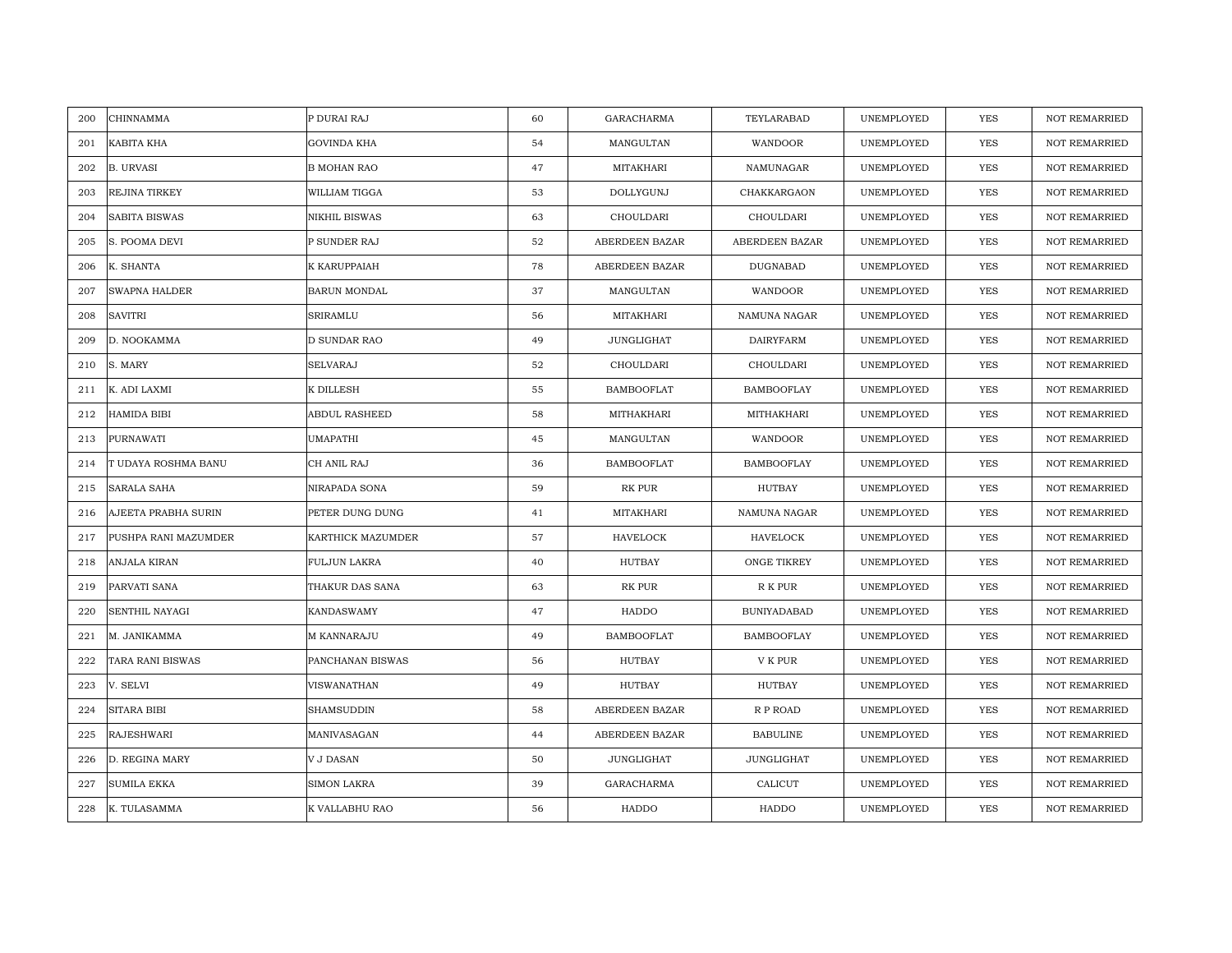| 200 | CHINNAMMA | P DURAI RAJ | 60 | GARACHARMA | TEYLARABAD | UNEMPLOYED | YES | NOT REMARRIED |
|---|---|---|---|---|---|---|---|---|
| 201 | KABITA KHA | GOVINDA KHA | 54 | MANGULTAN | WANDOOR | UNEMPLOYED | YES | NOT REMARRIED |
| 202 | B. URVASI | B MOHAN RAO | 47 | MITAKHARI | NAMUNAGAR | UNEMPLOYED | YES | NOT REMARRIED |
| 203 | REJINA TIRKEY | WILLIAM TIGGA | 53 | DOLLYGUNJ | CHAKKARGAON | UNEMPLOYED | YES | NOT REMARRIED |
| 204 | SABITA BISWAS | NIKHIL BISWAS | 63 | CHOULDARI | CHOULDARI | UNEMPLOYED | YES | NOT REMARRIED |
| 205 | S. POOMA DEVI | P SUNDER RAJ | 52 | ABERDEEN BAZAR | ABERDEEN BAZAR | UNEMPLOYED | YES | NOT REMARRIED |
| 206 | K. SHANTA | K KARUPPAIAH | 78 | ABERDEEN BAZAR | DUGNABAD | UNEMPLOYED | YES | NOT REMARRIED |
| 207 | SWAPNA HALDER | BARUN MONDAL | 37 | MANGULTAN | WANDOOR | UNEMPLOYED | YES | NOT REMARRIED |
| 208 | SAVITRI | SRIRAMLU | 56 | MITAKHARI | NAMUNA NAGAR | UNEMPLOYED | YES | NOT REMARRIED |
| 209 | D. NOOKAMMA | D SUNDAR RAO | 49 | JUNGLIGHAT | DAIRYFARM | UNEMPLOYED | YES | NOT REMARRIED |
| 210 | S. MARY | SELVARAJ | 52 | CHOULDARI | CHOULDARI | UNEMPLOYED | YES | NOT REMARRIED |
| 211 | K. ADI LAXMI | K DILLESH | 55 | BAMBOOFLAT | BAMBOOFLAY | UNEMPLOYED | YES | NOT REMARRIED |
| 212 | HAMIDA BIBI | ABDUL RASHEED | 58 | MITHAKHARI | MITHAKHARI | UNEMPLOYED | YES | NOT REMARRIED |
| 213 | PURNAWATI | UMAPATHI | 45 | MANGULTAN | WANDOOR | UNEMPLOYED | YES | NOT REMARRIED |
| 214 | T UDAYA ROSHMA BANU | CH ANIL RAJ | 36 | BAMBOOFLAT | BAMBOOFLAY | UNEMPLOYED | YES | NOT REMARRIED |
| 215 | SARALA SAHA | NIRAPADA SONA | 59 | RK PUR | HUTBAY | UNEMPLOYED | YES | NOT REMARRIED |
| 216 | AJEETA PRABHA SURIN | PETER DUNG DUNG | 41 | MITAKHARI | NAMUNA NAGAR | UNEMPLOYED | YES | NOT REMARRIED |
| 217 | PUSHPA RANI MAZUMDER | KARTHICK MAZUMDER | 57 | HAVELOCK | HAVELOCK | UNEMPLOYED | YES | NOT REMARRIED |
| 218 | ANJALA KIRAN | FULJUN LAKRA | 40 | HUTBAY | ONGE TIKREY | UNEMPLOYED | YES | NOT REMARRIED |
| 219 | PARVATI SANA | THAKUR DAS SANA | 63 | RK PUR | R K PUR | UNEMPLOYED | YES | NOT REMARRIED |
| 220 | SENTHIL NAYAGI | KANDASWAMY | 47 | HADDO | BUNIYADABAD | UNEMPLOYED | YES | NOT REMARRIED |
| 221 | M. JANIKAMMA | M KANNARAJU | 49 | BAMBOOFLAT | BAMBOOFLAY | UNEMPLOYED | YES | NOT REMARRIED |
| 222 | TARA RANI BISWAS | PANCHANAN BISWAS | 56 | HUTBAY | V K PUR | UNEMPLOYED | YES | NOT REMARRIED |
| 223 | V. SELVI | VISWANATHAN | 49 | HUTBAY | HUTBAY | UNEMPLOYED | YES | NOT REMARRIED |
| 224 | SITARA BIBI | SHAMSUDDIN | 58 | ABERDEEN BAZAR | R P ROAD | UNEMPLOYED | YES | NOT REMARRIED |
| 225 | RAJESHWARI | MANIVASAGAN | 44 | ABERDEEN BAZAR | BABULINE | UNEMPLOYED | YES | NOT REMARRIED |
| 226 | D. REGINA MARY | V J DASAN | 50 | JUNGLIGHAT | JUNGLIGHAT | UNEMPLOYED | YES | NOT REMARRIED |
| 227 | SUMILA EKKA | SIMON LAKRA | 39 | GARACHARMA | CALICUT | UNEMPLOYED | YES | NOT REMARRIED |
| 228 | K. TULASAMMA | K VALLABHU RAO | 56 | HADDO | HADDO | UNEMPLOYED | YES | NOT REMARRIED |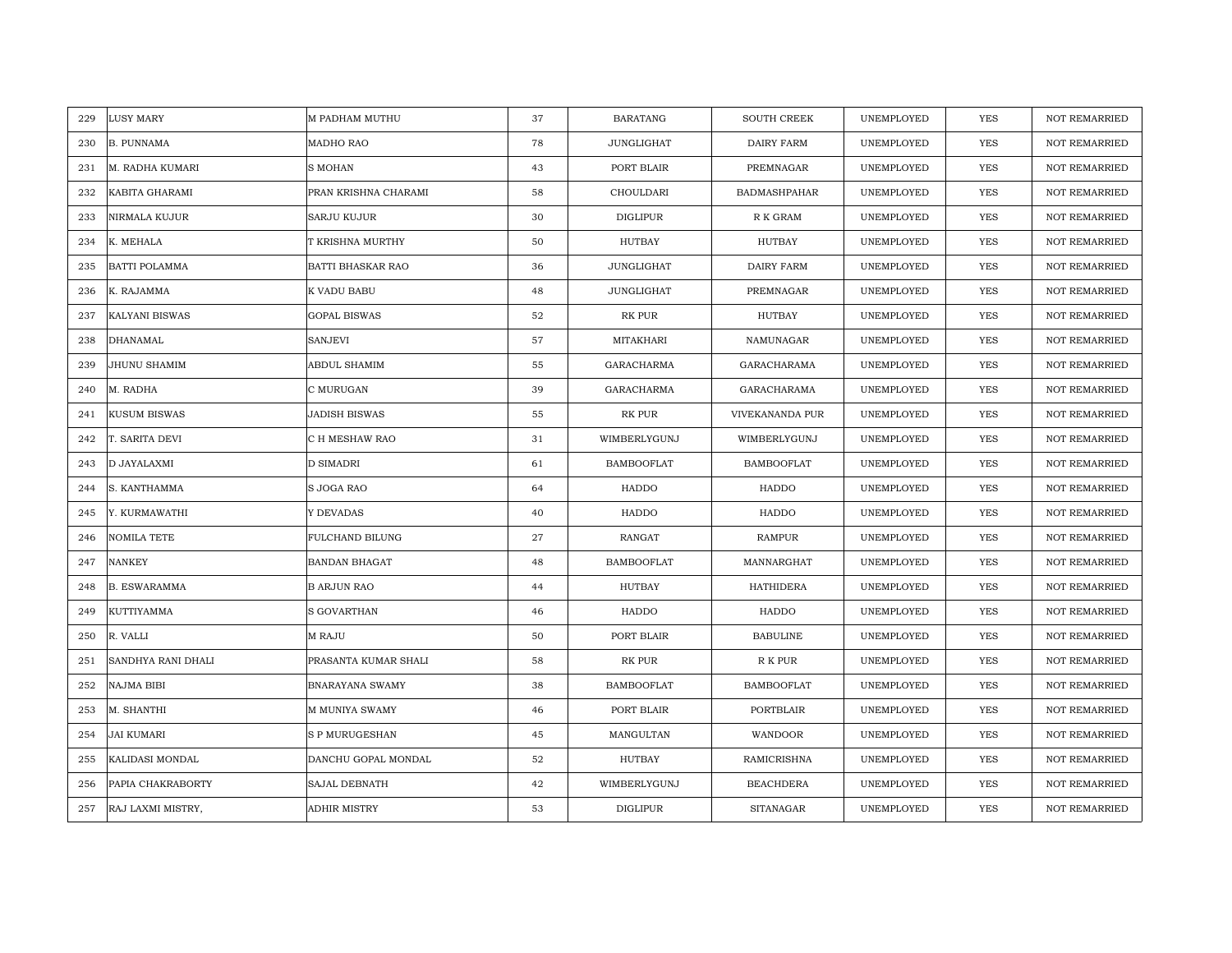| 229 | LUSY MARY | M PADHAM MUTHU | 37 | BARATANG | SOUTH CREEK | UNEMPLOYED | YES | NOT REMARRIED |
|---|---|---|---|---|---|---|---|---|
| 230 | B. PUNNAMA | MADHO RAO | 78 | JUNGLIGHAT | DAIRY FARM | UNEMPLOYED | YES | NOT REMARRIED |
| 231 | M. RADHA KUMARI | S MOHAN | 43 | PORT BLAIR | PREMNAGAR | UNEMPLOYED | YES | NOT REMARRIED |
| 232 | KABITA GHARAMI | PRAN KRISHNA CHARAMI | 58 | CHOULDARI | BADMASHPAHAR | UNEMPLOYED | YES | NOT REMARRIED |
| 233 | NIRMALA KUJUR | SARJU KUJUR | 30 | DIGLIPUR | R K GRAM | UNEMPLOYED | YES | NOT REMARRIED |
| 234 | K. MEHALA | T KRISHNA MURTHY | 50 | HUTBAY | HUTBAY | UNEMPLOYED | YES | NOT REMARRIED |
| 235 | BATTI POLAMMA | BATTI BHASKAR RAO | 36 | JUNGLIGHAT | DAIRY FARM | UNEMPLOYED | YES | NOT REMARRIED |
| 236 | K. RAJAMMA | K VADU BABU | 48 | JUNGLIGHAT | PREMNAGAR | UNEMPLOYED | YES | NOT REMARRIED |
| 237 | KALYANI BISWAS | GOPAL BISWAS | 52 | RK PUR | HUTBAY | UNEMPLOYED | YES | NOT REMARRIED |
| 238 | DHANAMAL | SANJEVI | 57 | MITAKHARI | NAMUNAGAR | UNEMPLOYED | YES | NOT REMARRIED |
| 239 | JHUNU SHAMIM | ABDUL SHAMIM | 55 | GARACHARMA | GARACHARAMA | UNEMPLOYED | YES | NOT REMARRIED |
| 240 | M. RADHA | C MURUGAN | 39 | GARACHARMA | GARACHARAMA | UNEMPLOYED | YES | NOT REMARRIED |
| 241 | KUSUM BISWAS | JADISH BISWAS | 55 | RK PUR | VIVEKANANDA PUR | UNEMPLOYED | YES | NOT REMARRIED |
| 242 | T. SARITA DEVI | C H MESHAW RAO | 31 | WIMBERLYGUNJ | WIMBERLYGUNJ | UNEMPLOYED | YES | NOT REMARRIED |
| 243 | D JAYALAXMI | D SIMADRI | 61 | BAMBOOFLAT | BAMBOOFLAT | UNEMPLOYED | YES | NOT REMARRIED |
| 244 | S. KANTHAMMA | S JOGA RAO | 64 | HADDO | HADDO | UNEMPLOYED | YES | NOT REMARRIED |
| 245 | Y. KURMAWATHI | Y DEVADAS | 40 | HADDO | HADDO | UNEMPLOYED | YES | NOT REMARRIED |
| 246 | NOMILA TETE | FULCHAND BILUNG | 27 | RANGAT | RAMPUR | UNEMPLOYED | YES | NOT REMARRIED |
| 247 | NANKEY | BANDAN BHAGAT | 48 | BAMBOOFLAT | MANNARGHAT | UNEMPLOYED | YES | NOT REMARRIED |
| 248 | B. ESWARAMMA | B ARJUN RAO | 44 | HUTBAY | HATHIDERA | UNEMPLOYED | YES | NOT REMARRIED |
| 249 | KUTTIYAMMA | S GOVARTHAN | 46 | HADDO | HADDO | UNEMPLOYED | YES | NOT REMARRIED |
| 250 | R. VALLI | M RAJU | 50 | PORT BLAIR | BABULINE | UNEMPLOYED | YES | NOT REMARRIED |
| 251 | SANDHYA RANI DHALI | PRASANTA KUMAR SHALI | 58 | RK PUR | R K PUR | UNEMPLOYED | YES | NOT REMARRIED |
| 252 | NAJMA BIBI | BNARAYANA SWAMY | 38 | BAMBOOFLAT | BAMBOOFLAT | UNEMPLOYED | YES | NOT REMARRIED |
| 253 | M. SHANTHI | M MUNIYA SWAMY | 46 | PORT BLAIR | PORTBLAIR | UNEMPLOYED | YES | NOT REMARRIED |
| 254 | JAI KUMARI | S P MURUGESHAN | 45 | MANGULTAN | WANDOOR | UNEMPLOYED | YES | NOT REMARRIED |
| 255 | KALIDASI MONDAL | DANCHU GOPAL MONDAL | 52 | HUTBAY | RAMICRISHNA | UNEMPLOYED | YES | NOT REMARRIED |
| 256 | PAPIA CHAKRABORTY | SAJAL DEBNATH | 42 | WIMBERLYGUNJ | BEACHDERA | UNEMPLOYED | YES | NOT REMARRIED |
| 257 | RAJ LAXMI MISTRY, | ADHIR MISTRY | 53 | DIGLIPUR | SITANAGAR | UNEMPLOYED | YES | NOT REMARRIED |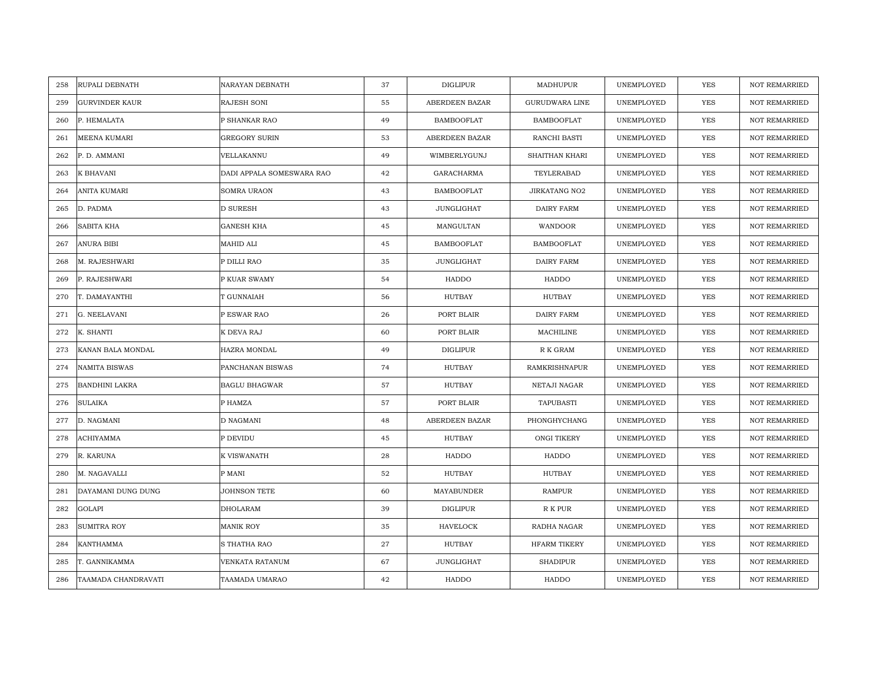| 258 | RUPALI DEBNATH | NARAYAN DEBNATH | 37 | DIGLIPUR | MADHUPUR | UNEMPLOYED | YES | NOT REMARRIED |
|---|---|---|---|---|---|---|---|---|
| 259 | GURVINDER KAUR | RAJESH SONI | 55 | ABERDEEN BAZAR | GURUDWARA LINE | UNEMPLOYED | YES | NOT REMARRIED |
| 260 | P. HEMALATA | P SHANKAR RAO | 49 | BAMBOOFLAT | BAMBOOFLAT | UNEMPLOYED | YES | NOT REMARRIED |
| 261 | MEENA KUMARI | GREGORY SURIN | 53 | ABERDEEN BAZAR | RANCHI BASTI | UNEMPLOYED | YES | NOT REMARRIED |
| 262 | P. D. AMMANI | VELLAKANNU | 49 | WIMBERLYGUNJ | SHAITHAN KHARI | UNEMPLOYED | YES | NOT REMARRIED |
| 263 | K BHAVANI | DADI APPALA SOMESWARA RAO | 42 | GARACHARMA | TEYLERABAD | UNEMPLOYED | YES | NOT REMARRIED |
| 264 | ANITA KUMARI | SOMRA URAON | 43 | BAMBOOFLAT | JIRKATANG NO2 | UNEMPLOYED | YES | NOT REMARRIED |
| 265 | D. PADMA | D SURESH | 43 | JUNGLIGHAT | DAIRY FARM | UNEMPLOYED | YES | NOT REMARRIED |
| 266 | SABITA KHA | GANESH KHA | 45 | MANGULTAN | WANDOOR | UNEMPLOYED | YES | NOT REMARRIED |
| 267 | ANURA BIBI | MAHID ALI | 45 | BAMBOOFLAT | BAMBOOFLAT | UNEMPLOYED | YES | NOT REMARRIED |
| 268 | M. RAJESHWARI | P DILLI RAO | 35 | JUNGLIGHAT | DAIRY FARM | UNEMPLOYED | YES | NOT REMARRIED |
| 269 | P. RAJESHWARI | P KUAR SWAMY | 54 | HADDO | HADDO | UNEMPLOYED | YES | NOT REMARRIED |
| 270 | T. DAMAYANTHI | T GUNNAIAH | 56 | HUTBAY | HUTBAY | UNEMPLOYED | YES | NOT REMARRIED |
| 271 | G. NEELAVANI | P ESWAR RAO | 26 | PORT BLAIR | DAIRY FARM | UNEMPLOYED | YES | NOT REMARRIED |
| 272 | K. SHANTI | K DEVA RAJ | 60 | PORT BLAIR | MACHILINE | UNEMPLOYED | YES | NOT REMARRIED |
| 273 | KANAN BALA MONDAL | HAZRA MONDAL | 49 | DIGLIPUR | R K GRAM | UNEMPLOYED | YES | NOT REMARRIED |
| 274 | NAMITA BISWAS | PANCHANAN BISWAS | 74 | HUTBAY | RAMKRISHNAPUR | UNEMPLOYED | YES | NOT REMARRIED |
| 275 | BANDHINI LAKRA | BAGLU BHAGWAR | 57 | HUTBAY | NETAJI NAGAR | UNEMPLOYED | YES | NOT REMARRIED |
| 276 | SULAIKA | P HAMZA | 57 | PORT BLAIR | TAPUBASTI | UNEMPLOYED | YES | NOT REMARRIED |
| 277 | D. NAGMANI | D NAGMANI | 48 | ABERDEEN BAZAR | PHONGHYCHANG | UNEMPLOYED | YES | NOT REMARRIED |
| 278 | ACHIYAMMA | P DEVIDU | 45 | HUTBAY | ONGI TIKERY | UNEMPLOYED | YES | NOT REMARRIED |
| 279 | R. KARUNA | K VISWANATH | 28 | HADDO | HADDO | UNEMPLOYED | YES | NOT REMARRIED |
| 280 | M. NAGAVALLI | P MANI | 52 | HUTBAY | HUTBAY | UNEMPLOYED | YES | NOT REMARRIED |
| 281 | DAYAMANI DUNG DUNG | JOHNSON TETE | 60 | MAYABUNDER | RAMPUR | UNEMPLOYED | YES | NOT REMARRIED |
| 282 | GOLAPI | DHOLARAM | 39 | DIGLIPUR | R K PUR | UNEMPLOYED | YES | NOT REMARRIED |
| 283 | SUMITRA ROY | MANIK ROY | 35 | HAVELOCK | RADHA NAGAR | UNEMPLOYED | YES | NOT REMARRIED |
| 284 | KANTHAMMA | S THATHA RAO | 27 | HUTBAY | HFARM TIKERY | UNEMPLOYED | YES | NOT REMARRIED |
| 285 | T. GANNIKAMMA | VENKATA RATANUM | 67 | JUNGLIGHAT | SHADIPUR | UNEMPLOYED | YES | NOT REMARRIED |
| 286 | TAAMADA CHANDRAVATI | TAAMADA UMARAO | 42 | HADDO | HADDO | UNEMPLOYED | YES | NOT REMARRIED |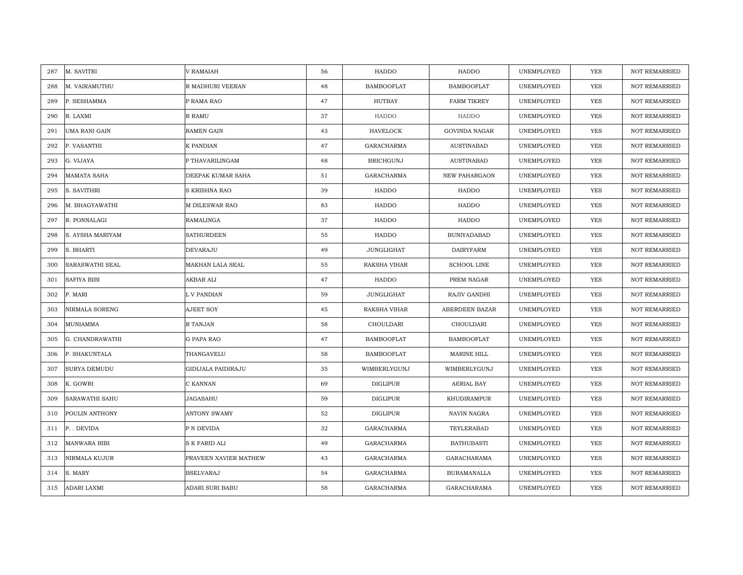| 287 | M. SAVITRI | V RAMAIAH | 56 | HADDO | HADDO | UNEMPLOYED | YES | NOT REMARRIED |
|---|---|---|---|---|---|---|---|---|
| 288 | M. VAIRAMUTHU | R MADHURI VEERAN | 48 | BAMBOOFLAT | BAMBOOFLAT | UNEMPLOYED | YES | NOT REMARRIED |
| 289 | P. SESHAMMA | P RAMA RAO | 47 | HUTBAY | FARM TIKREY | UNEMPLOYED | YES | NOT REMARRIED |
| 290 | R. LAXMI | R RAMU | 37 | HADDO | HADDO | UNEMPLOYED | YES | NOT REMARRIED |
| 291 | UMA RANI GAIN | RAMEN GAIN | 43 | HAVELOCK | GOVINDA NAGAR | UNEMPLOYED | YES | NOT REMARRIED |
| 292 | P. VASANTHI | K PANDIAN | 47 | GARACHARMA | AUSTINABAD | UNEMPLOYED | YES | NOT REMARRIED |
| 293 | G. VIJAYA | P THAVARILINGAM | 48 | BRICHGUNJ | AUSTINABAD | UNEMPLOYED | YES | NOT REMARRIED |
| 294 | MAMATA SAHA | DEEPAK KUMAR SAHA | 51 | GARACHARMA | NEW PAHARGAON | UNEMPLOYED | YES | NOT REMARRIED |
| 295 | S. SAVITHRI | S KRISHNA RAO | 39 | HADDO | HADDO | UNEMPLOYED | YES | NOT REMARRIED |
| 296 | M. BHAGYAWATHI | M DILESWAR RAO | 83 | HADDO | HADDO | UNEMPLOYED | YES | NOT REMARRIED |
| 297 | R. PONNALAGI | RAMALINGA | 37 | HADDO | HADDO | UNEMPLOYED | YES | NOT REMARRIED |
| 298 | S. AYSHA MARIYAM | SATHURDEEN | 55 | HADDO | BUNIYADABAD | UNEMPLOYED | YES | NOT REMARRIED |
| 299 | S. BHARTI | DEVARAJU | 49 | JUNGLIGHAT | DAIRYFARM | UNEMPLOYED | YES | NOT REMARRIED |
| 300 | SARASWATHI SEAL | MAKHAN LALA SEAL | 55 | RAKSHA VIHAR | SCHOOL LINE | UNEMPLOYED | YES | NOT REMARRIED |
| 301 | SAFIYA BIBI | AKBAR ALI | 47 | HADDO | PREM NAGAR | UNEMPLOYED | YES | NOT REMARRIED |
| 302 | P. MARI | L V PANDIAN | 59 | JUNGLIGHAT | RAJIV GANDHI | UNEMPLOYED | YES | NOT REMARRIED |
| 303 | NIRMALA SORENG | AJEET SOY | 45 | RAKSHA VIHAR | ABERDEEN BAZAR | UNEMPLOYED | YES | NOT REMARRIED |
| 304 | MUNIAMMA | R TANJAN | 58 | CHOULDARI | CHOULDARI | UNEMPLOYED | YES | NOT REMARRIED |
| 305 | G. CHANDRAWATHI | G PAPA RAO | 47 | BAMBOOFLAT | BAMBOOFLAT | UNEMPLOYED | YES | NOT REMARRIED |
| 306 | P. SHAKUNTALA | THANGAVELU | 58 | BAMBOOFLAT | MARINE HILL | UNEMPLOYED | YES | NOT REMARRIED |
| 307 | SURYA DEMUDU | GIDIJALA PAIDIRAJU | 35 | WIMBERLYGUNJ | WIMBERLYGUNJ | UNEMPLOYED | YES | NOT REMARRIED |
| 308 | K. GOWRI | C KANNAN | 69 | DIGLIPUR | AERIAL BAY | UNEMPLOYED | YES | NOT REMARRIED |
| 309 | SARAWATHI SAHU | JAGASAHU | 59 | DIGLIPUR | KHUDIRAMPUR | UNEMPLOYED | YES | NOT REMARRIED |
| 310 | POULIN ANTHONY | ANTONY SWAMY | 52 | DIGLIPUR | NAVIN NAGRA | UNEMPLOYED | YES | NOT REMARRIED |
| 311 | P. . DEVIDA | P N DEVIDA | 32 | GARACHARMA | TEYLERABAD | UNEMPLOYED | YES | NOT REMARRIED |
| 312 | MANWARA BIBI | S K FARID ALI | 49 | GARACHARMA | BATHUBASTI | UNEMPLOYED | YES | NOT REMARRIED |
| 313 | NIRMALA KUJUR | PRAVEEN XAVIER MATHEW | 43 | GARACHARMA | GARACHARAMA | UNEMPLOYED | YES | NOT REMARRIED |
| 314 | S. MARY | BSELVARAJ | 54 | GARACHARMA | BURAMANALLA | UNEMPLOYED | YES | NOT REMARRIED |
| 315 | ADARI LAXMI | ADARI SURI BABU | 58 | GARACHARMA | GARACHARAMA | UNEMPLOYED | YES | NOT REMARRIED |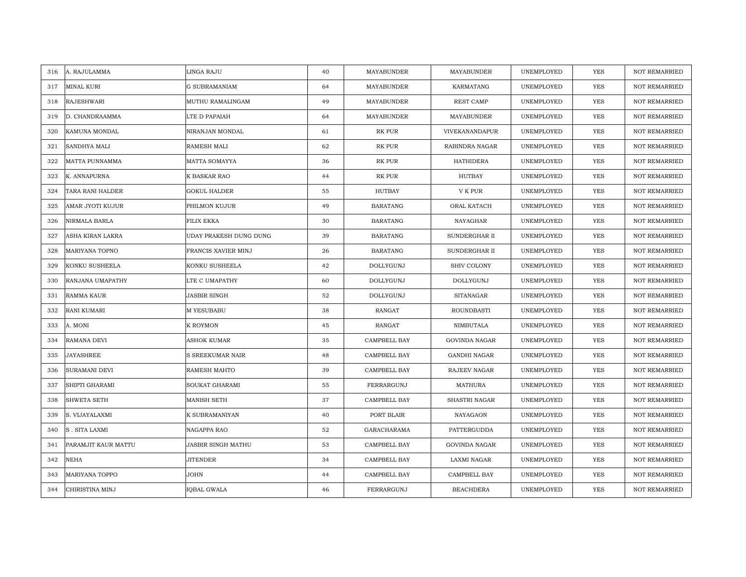| 316 | A. RAJULAMMA | LINGA RAJU | 40 | MAYABUNDER | MAYABUNDER | UNEMPLOYED | YES | NOT REMARRIED |
|---|---|---|---|---|---|---|---|---|
| 317 | MINAL KURI | G SUBRAMANIAM | 64 | MAYABUNDER | KARMATANG | UNEMPLOYED | YES | NOT REMARRIED |
| 318 | RAJESHWARI | MUTHU RAMALINGAM | 49 | MAYABUNDER | REST CAMP | UNEMPLOYED | YES | NOT REMARRIED |
| 319 | D. CHANDRAAMMA | LTE D PAPAIAH | 64 | MAYABUNDER | MAYABUNDER | UNEMPLOYED | YES | NOT REMARRIED |
| 320 | KAMUNA MONDAL | NIRANJAN MONDAL | 61 | RK PUR | VIVEKANANDAPUR | UNEMPLOYED | YES | NOT REMARRIED |
| 321 | SANDHYA MALI | RAMESH MALI | 62 | RK PUR | RABINDRA NAGAR | UNEMPLOYED | YES | NOT REMARRIED |
| 322 | MATTA PUNNAMMA | MATTA SOMAYYA | 36 | RK PUR | HATHIDERA | UNEMPLOYED | YES | NOT REMARRIED |
| 323 | K. ANNAPURNA | K BASKAR RAO | 44 | RK PUR | HUTBAY | UNEMPLOYED | YES | NOT REMARRIED |
| 324 | TARA RANI HALDER | GOKUL HALDER | 55 | HUTBAY | V K PUR | UNEMPLOYED | YES | NOT REMARRIED |
| 325 | AMAR JYOTI KUJUR | PHILMON KUJUR | 49 | BARATANG | ORAL KATACH | UNEMPLOYED | YES | NOT REMARRIED |
| 326 | NIRMALA BARLA | FILIX EKKA | 30 | BARATANG | NAYAGHAR | UNEMPLOYED | YES | NOT REMARRIED |
| 327 | ASHA KIRAN LAKRA | UDAY PRAKESH DUNG DUNG | 39 | BARATANG | SUNDERGHAR II | UNEMPLOYED | YES | NOT REMARRIED |
| 328 | MARIYANA TOPNO | FRANCIS XAVIER MINJ | 26 | BARATANG | SUNDERGHAR II | UNEMPLOYED | YES | NOT REMARRIED |
| 329 | KONKU SUSHEELA | KONKU SUSHEELA | 42 | DOLLYGUNJ | SHIV COLONY | UNEMPLOYED | YES | NOT REMARRIED |
| 330 | RANJANA UMAPATHY | LTE C UMAPATHY | 60 | DOLLYGUNJ | DOLLYGUNJ | UNEMPLOYED | YES | NOT REMARRIED |
| 331 | RAMMA KAUR | JASBIR SINGH | 52 | DOLLYGUNJ | SITANAGAR | UNEMPLOYED | YES | NOT REMARRIED |
| 332 | RANI KUMARI | M YESUBABU | 38 | RANGAT | ROUNDBASTI | UNEMPLOYED | YES | NOT REMARRIED |
| 333 | A. MONI | K ROYMON | 45 | RANGAT | NIMBUTALA | UNEMPLOYED | YES | NOT REMARRIED |
| 334 | RAMANA DEVI | ASHOK KUMAR | 35 | CAMPBELL BAY | GOVINDA NAGAR | UNEMPLOYED | YES | NOT REMARRIED |
| 335 | JAYASHREE | S SREEKUMAR NAIR | 48 | CAMPBELL BAY | GANDHI NAGAR | UNEMPLOYED | YES | NOT REMARRIED |
| 336 | SURAMANI DEVI | RAMESH MAHTO | 39 | CAMPBELL BAY | RAJEEV NAGAR | UNEMPLOYED | YES | NOT REMARRIED |
| 337 | SHIPTI GHARAMI | SOUKAT GHARAMI | 55 | FERRARGUNJ | MATHURA | UNEMPLOYED | YES | NOT REMARRIED |
| 338 | SHWETA SETH | MANISH SETH | 37 | CAMPBELL BAY | SHASTRI NAGAR | UNEMPLOYED | YES | NOT REMARRIED |
| 339 | S. VIJAYALAXMI | K SUBRAMANIYAN | 40 | PORT BLAIR | NAYAGAON | UNEMPLOYED | YES | NOT REMARRIED |
| 340 | S . SITA LAXMI | NAGAPPA RAO | 52 | GARACHARAMA | PATTERGUDDA | UNEMPLOYED | YES | NOT REMARRIED |
| 341 | PARAMJIT KAUR MATTU | JASBIR SINGH MATHU | 53 | CAMPBELL BAY | GOVINDA NAGAR | UNEMPLOYED | YES | NOT REMARRIED |
| 342 | NEHA | JITENDER | 34 | CAMPBELL BAY | LAXMI NAGAR | UNEMPLOYED | YES | NOT REMARRIED |
| 343 | MARIYANA TOPPO | JOHN | 44 | CAMPBELL BAY | CAMPBELL BAY | UNEMPLOYED | YES | NOT REMARRIED |
| 344 | CHIRISTINA MINJ | IQBAL GWALA | 46 | FERRARGUNJ | BEACHDERA | UNEMPLOYED | YES | NOT REMARRIED |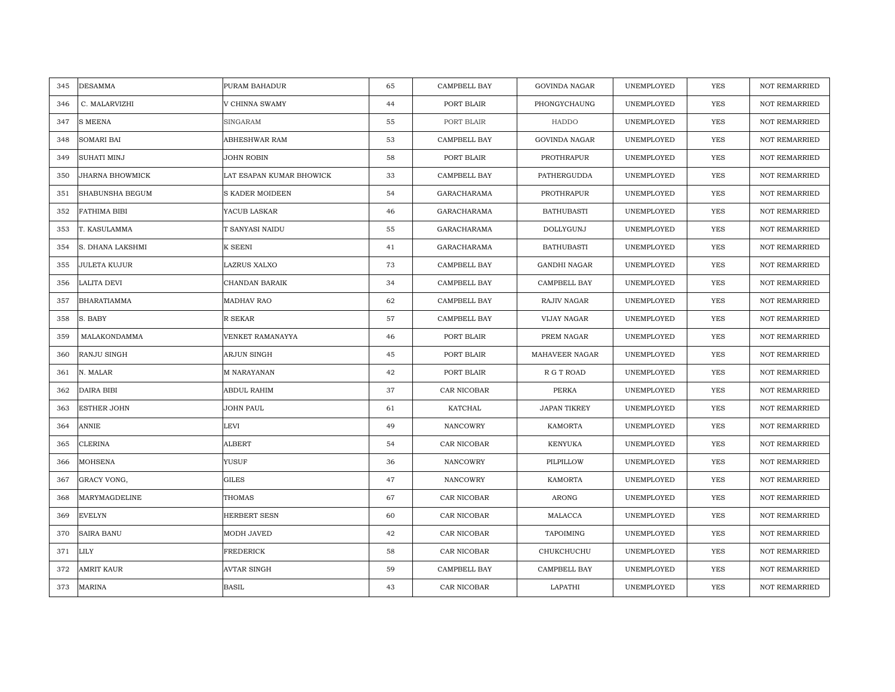| 345 | DESAMMA | PURAM BAHADUR | 65 | CAMPBELL BAY | GOVINDA NAGAR | UNEMPLOYED | YES | NOT REMARRIED |
|---|---|---|---|---|---|---|---|---|
| 346 | C. MALARVIZHI | V CHINNA SWAMY | 44 | PORT BLAIR | PHONGYCHAUNG | UNEMPLOYED | YES | NOT REMARRIED |
| 347 | S MEENA | SINGARAM | 55 | PORT BLAIR | HADDO | UNEMPLOYED | YES | NOT REMARRIED |
| 348 | SOMARI BAI | ABHESHWAR RAM | 53 | CAMPBELL BAY | GOVINDA NAGAR | UNEMPLOYED | YES | NOT REMARRIED |
| 349 | SUHATI MINJ | JOHN ROBIN | 58 | PORT BLAIR | PROTHRAPUR | UNEMPLOYED | YES | NOT REMARRIED |
| 350 | JHARNA BHOWMICK | LAT ESAPAN KUMAR BHOWICK | 33 | CAMPBELL BAY | PATHERGUDDA | UNEMPLOYED | YES | NOT REMARRIED |
| 351 | SHABUNSHA BEGUM | S KADER MOIDEEN | 54 | GARACHARAMA | PROTHRAPUR | UNEMPLOYED | YES | NOT REMARRIED |
| 352 | FATHIMA BIBI | YACUB LASKAR | 46 | GARACHARAMA | BATHUBASTI | UNEMPLOYED | YES | NOT REMARRIED |
| 353 | T. KASULAMMA | T SANYASI NAIDU | 55 | GARACHARAMA | DOLLYGUNJ | UNEMPLOYED | YES | NOT REMARRIED |
| 354 | S. DHANA LAKSHMI | K SEENI | 41 | GARACHARAMA | BATHUBASTI | UNEMPLOYED | YES | NOT REMARRIED |
| 355 | JULETA KUJUR | LAZRUS XALXO | 73 | CAMPBELL BAY | GANDHI NAGAR | UNEMPLOYED | YES | NOT REMARRIED |
| 356 | LALITA DEVI | CHANDAN BARAIK | 34 | CAMPBELL BAY | CAMPBELL BAY | UNEMPLOYED | YES | NOT REMARRIED |
| 357 | BHARATIAMMA | MADHAV RAO | 62 | CAMPBELL BAY | RAJIV NAGAR | UNEMPLOYED | YES | NOT REMARRIED |
| 358 | S. BABY | R SEKAR | 57 | CAMPBELL BAY | VIJAY NAGAR | UNEMPLOYED | YES | NOT REMARRIED |
| 359 | MALAKONDAMMA | VENKET RAMANAYYA | 46 | PORT BLAIR | PREM NAGAR | UNEMPLOYED | YES | NOT REMARRIED |
| 360 | RANJU SINGH | ARJUN SINGH | 45 | PORT BLAIR | MAHAVEER NAGAR | UNEMPLOYED | YES | NOT REMARRIED |
| 361 | N. MALAR | M NARAYANAN | 42 | PORT BLAIR | R G T ROAD | UNEMPLOYED | YES | NOT REMARRIED |
| 362 | DAIRA BIBI | ABDUL RAHIM | 37 | CAR NICOBAR | PERKA | UNEMPLOYED | YES | NOT REMARRIED |
| 363 | ESTHER JOHN | JOHN PAUL | 61 | KATCHAL | JAPAN TIKREY | UNEMPLOYED | YES | NOT REMARRIED |
| 364 | ANNIE | LEVI | 49 | NANCOWRY | KAMORTA | UNEMPLOYED | YES | NOT REMARRIED |
| 365 | CLERINA | ALBERT | 54 | CAR NICOBAR | KENYUKA | UNEMPLOYED | YES | NOT REMARRIED |
| 366 | MOHSENA | YUSUF | 36 | NANCOWRY | PILPILLOW | UNEMPLOYED | YES | NOT REMARRIED |
| 367 | GRACY VONG, | GILES | 47 | NANCOWRY | KAMORTA | UNEMPLOYED | YES | NOT REMARRIED |
| 368 | MARYMAGDELINE | THOMAS | 67 | CAR NICOBAR | ARONG | UNEMPLOYED | YES | NOT REMARRIED |
| 369 | EVELYN | HERBERT SESN | 60 | CAR NICOBAR | MALACCA | UNEMPLOYED | YES | NOT REMARRIED |
| 370 | SAIRA BANU | MODH JAVED | 42 | CAR NICOBAR | TAPOIMING | UNEMPLOYED | YES | NOT REMARRIED |
| 371 | LILY | FREDERICK | 58 | CAR NICOBAR | CHUKCHUCHU | UNEMPLOYED | YES | NOT REMARRIED |
| 372 | AMRIT KAUR | AVTAR SINGH | 59 | CAMPBELL BAY | CAMPBELL BAY | UNEMPLOYED | YES | NOT REMARRIED |
| 373 | MARINA | BASIL | 43 | CAR NICOBAR | LAPATHI | UNEMPLOYED | YES | NOT REMARRIED |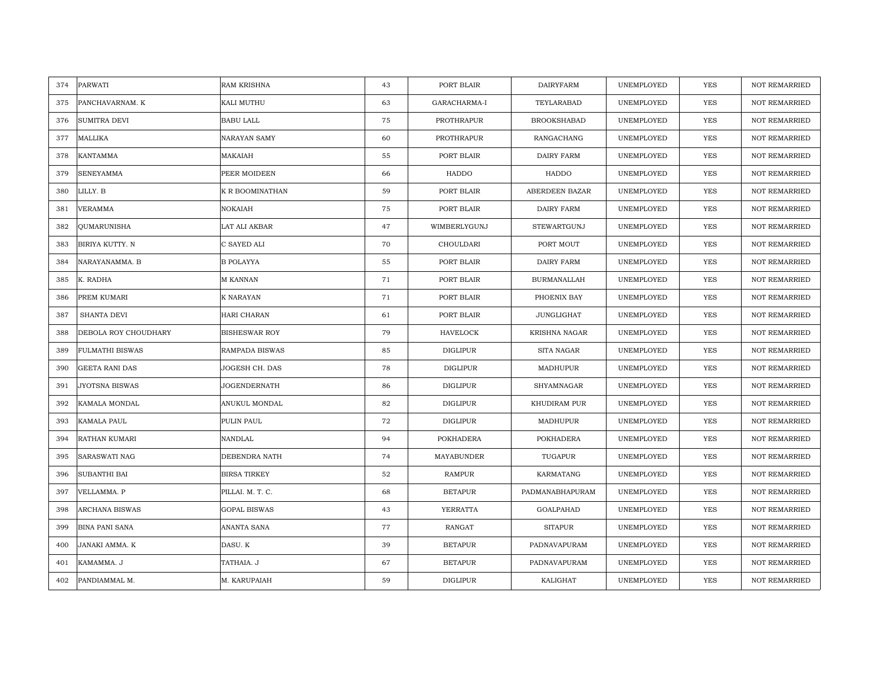| 374 | PARWATI | RAM KRISHNA | 43 | PORT BLAIR | DAIRYFARM | UNEMPLOYED | YES | NOT REMARRIED |
|---|---|---|---|---|---|---|---|---|
| 375 | PANCHAVARNAM. K | KALI MUTHU | 63 | GARACHARMA-I | TEYLARABAD | UNEMPLOYED | YES | NOT REMARRIED |
| 376 | SUMITRA DEVI | BABU LALL | 75 | PROTHRAPUR | BROOKSHABAD | UNEMPLOYED | YES | NOT REMARRIED |
| 377 | MALLIKA | NARAYAN SAMY | 60 | PROTHRAPUR | RANGACHANG | UNEMPLOYED | YES | NOT REMARRIED |
| 378 | KANTAMMA | MAKAIAH | 55 | PORT BLAIR | DAIRY FARM | UNEMPLOYED | YES | NOT REMARRIED |
| 379 | SENEYAMMA | PEER MOIDEEN | 66 | HADDO | HADDO | UNEMPLOYED | YES | NOT REMARRIED |
| 380 | LILLY. B | K R BOOMINATHAN | 59 | PORT BLAIR | ABERDEEN BAZAR | UNEMPLOYED | YES | NOT REMARRIED |
| 381 | VERAMMA | NOKAIAH | 75 | PORT BLAIR | DAIRY FARM | UNEMPLOYED | YES | NOT REMARRIED |
| 382 | QUMARUNISHA | LAT ALI AKBAR | 47 | WIMBERLYGUNJ | STEWARTGUNJ | UNEMPLOYED | YES | NOT REMARRIED |
| 383 | BIRIYA KUTTY. N | C SAYED ALI | 70 | CHOULDARI | PORT MOUT | UNEMPLOYED | YES | NOT REMARRIED |
| 384 | NARAYANAMMA. B | B POLAYYA | 55 | PORT BLAIR | DAIRY FARM | UNEMPLOYED | YES | NOT REMARRIED |
| 385 | K. RADHA | M KANNAN | 71 | PORT BLAIR | BURMANALLAH | UNEMPLOYED | YES | NOT REMARRIED |
| 386 | PREM KUMARI | K NARAYAN | 71 | PORT BLAIR | PHOENIX BAY | UNEMPLOYED | YES | NOT REMARRIED |
| 387 | SHANTA DEVI | HARI CHARAN | 61 | PORT BLAIR | JUNGLIGHAT | UNEMPLOYED | YES | NOT REMARRIED |
| 388 | DEBOLA ROY CHOUDHARY | BISHESWAR ROY | 79 | HAVELOCK | KRISHNA NAGAR | UNEMPLOYED | YES | NOT REMARRIED |
| 389 | FULMATHI BISWAS | RAMPADA BISWAS | 85 | DIGLIPUR | SITA NAGAR | UNEMPLOYED | YES | NOT REMARRIED |
| 390 | GEETA RANI DAS | JOGESH CH. DAS | 78 | DIGLIPUR | MADHUPUR | UNEMPLOYED | YES | NOT REMARRIED |
| 391 | JYOTSNA BISWAS | JOGENDERNATH | 86 | DIGLIPUR | SHYAMNAGAR | UNEMPLOYED | YES | NOT REMARRIED |
| 392 | KAMALA MONDAL | ANUKUL MONDAL | 82 | DIGLIPUR | KHUDIRAM PUR | UNEMPLOYED | YES | NOT REMARRIED |
| 393 | KAMALA PAUL | PULIN PAUL | 72 | DIGLIPUR | MADHUPUR | UNEMPLOYED | YES | NOT REMARRIED |
| 394 | RATHAN KUMARI | NANDLAL | 94 | POKHADERA | POKHADERA | UNEMPLOYED | YES | NOT REMARRIED |
| 395 | SARASWATI NAG | DEBENDRA NATH | 74 | MAYABUNDER | TUGAPUR | UNEMPLOYED | YES | NOT REMARRIED |
| 396 | SUBANTHI BAI | BIRSA TIRKEY | 52 | RAMPUR | KARMATANG | UNEMPLOYED | YES | NOT REMARRIED |
| 397 | VELLAMMA. P | PILLAI. M. T. C. | 68 | BETAPUR | PADMANABHAPURAM | UNEMPLOYED | YES | NOT REMARRIED |
| 398 | ARCHANA BISWAS | GOPAL BISWAS | 43 | YERRATTA | GOALPAHAD | UNEMPLOYED | YES | NOT REMARRIED |
| 399 | BINA PANI SANA | ANANTA SANA | 77 | RANGAT | SITAPUR | UNEMPLOYED | YES | NOT REMARRIED |
| 400 | JANAKI AMMA. K | DASU. K | 39 | BETAPUR | PADNAVAPURAM | UNEMPLOYED | YES | NOT REMARRIED |
| 401 | KAMAMMA. J | TATHAIA. J | 67 | BETAPUR | PADNAVAPURAM | UNEMPLOYED | YES | NOT REMARRIED |
| 402 | PANDIAMMAL M. | M. KARUPAIAH | 59 | DIGLIPUR | KALIGHAT | UNEMPLOYED | YES | NOT REMARRIED |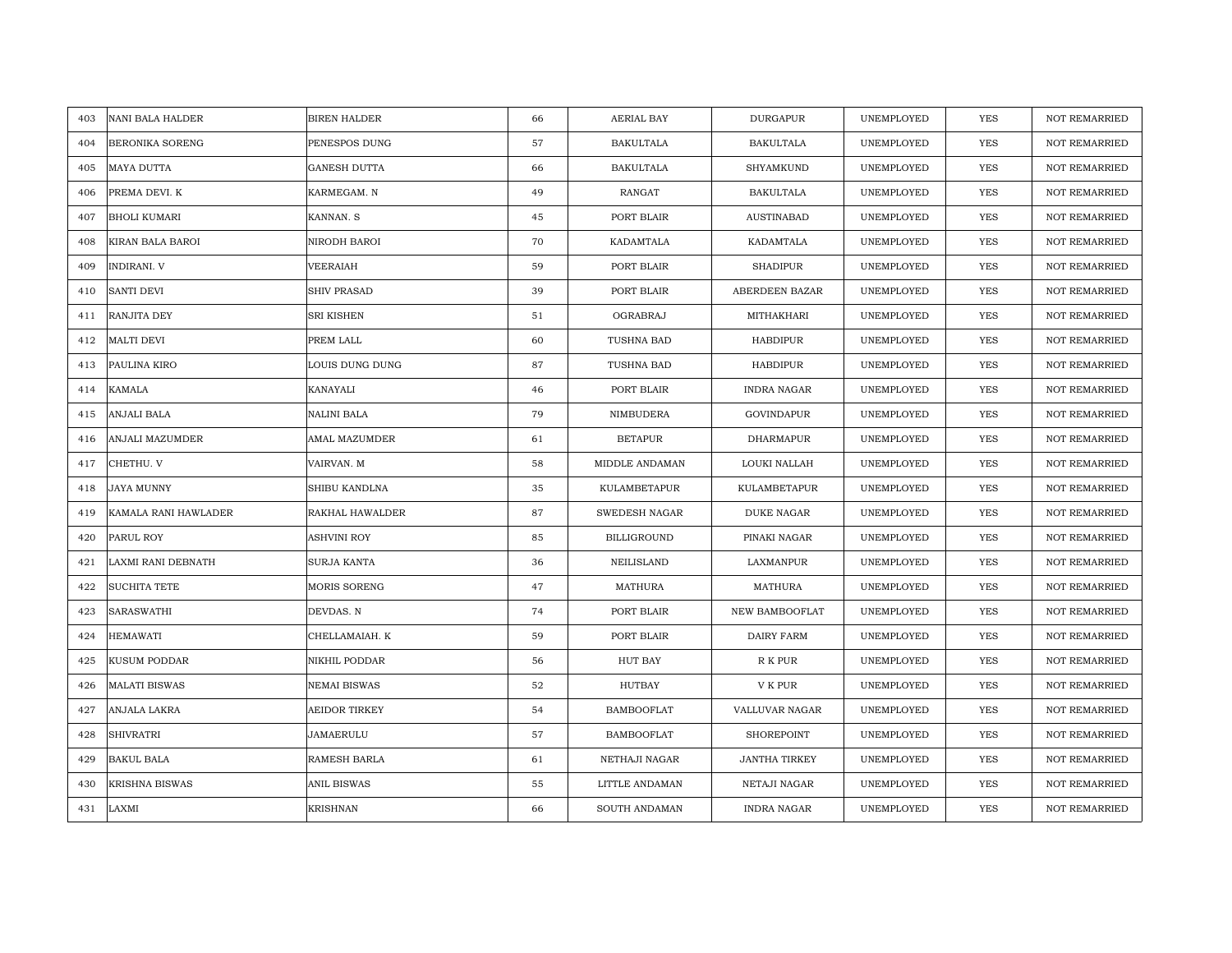| 403 | NANI BALA HALDER | BIREN HALDER | 66 | AERIAL BAY | DURGAPUR | UNEMPLOYED | YES | NOT REMARRIED |
|---|---|---|---|---|---|---|---|---|
| 404 | BERONIKA SORENG | PENESPOS DUNG | 57 | BAKULTALA | BAKULTALA | UNEMPLOYED | YES | NOT REMARRIED |
| 405 | MAYA DUTTA | GANESH DUTTA | 66 | BAKULTALA | SHYAMKUND | UNEMPLOYED | YES | NOT REMARRIED |
| 406 | PREMA DEVI. K | KARMEGAM. N | 49 | RANGAT | BAKULTALA | UNEMPLOYED | YES | NOT REMARRIED |
| 407 | BHOLI KUMARI | KANNAN. S | 45 | PORT BLAIR | AUSTINABAD | UNEMPLOYED | YES | NOT REMARRIED |
| 408 | KIRAN BALA BAROI | NIRODH BAROI | 70 | KADAMTALA | KADAMTALA | UNEMPLOYED | YES | NOT REMARRIED |
| 409 | INDIRANI. V | VEERAIAH | 59 | PORT BLAIR | SHADIPUR | UNEMPLOYED | YES | NOT REMARRIED |
| 410 | SANTI DEVI | SHIV PRASAD | 39 | PORT BLAIR | ABERDEEN BAZAR | UNEMPLOYED | YES | NOT REMARRIED |
| 411 | RANJITA DEY | SRI KISHEN | 51 | OGRABRAJ | MITHAKHARI | UNEMPLOYED | YES | NOT REMARRIED |
| 412 | MALTI DEVI | PREM LALL | 60 | TUSHNA BAD | HABDIPUR | UNEMPLOYED | YES | NOT REMARRIED |
| 413 | PAULINA KIRO | LOUIS DUNG DUNG | 87 | TUSHNA BAD | HABDIPUR | UNEMPLOYED | YES | NOT REMARRIED |
| 414 | KAMALA | KANAYALI | 46 | PORT BLAIR | INDRA NAGAR | UNEMPLOYED | YES | NOT REMARRIED |
| 415 | ANJALI BALA | NALINI BALA | 79 | NIMBUDERA | GOVINDAPUR | UNEMPLOYED | YES | NOT REMARRIED |
| 416 | ANJALI MAZUMDER | AMAL MAZUMDER | 61 | BETAPUR | DHARMAPUR | UNEMPLOYED | YES | NOT REMARRIED |
| 417 | CHETHU. V | VAIRVAN. M | 58 | MIDDLE ANDAMAN | LOUKI NALLAH | UNEMPLOYED | YES | NOT REMARRIED |
| 418 | JAYA MUNNY | SHIBU KANDLNA | 35 | KULAMBETAPUR | KULAMBETAPUR | UNEMPLOYED | YES | NOT REMARRIED |
| 419 | KAMALA RANI HAWLADER | RAKHAL HAWALDER | 87 | SWEDESH NAGAR | DUKE NAGAR | UNEMPLOYED | YES | NOT REMARRIED |
| 420 | PARUL ROY | ASHVINI ROY | 85 | BILLIGROUND | PINAKI NAGAR | UNEMPLOYED | YES | NOT REMARRIED |
| 421 | LAXMI RANI DEBNATH | SURJA KANTA | 36 | NEILISLAND | LAXMANPUR | UNEMPLOYED | YES | NOT REMARRIED |
| 422 | SUCHITA TETE | MORIS SORENG | 47 | MATHURA | MATHURA | UNEMPLOYED | YES | NOT REMARRIED |
| 423 | SARASWATHI | DEVDAS. N | 74 | PORT BLAIR | NEW BAMBOOFLAT | UNEMPLOYED | YES | NOT REMARRIED |
| 424 | HEMAWATI | CHELLAMAIAH. K | 59 | PORT BLAIR | DAIRY FARM | UNEMPLOYED | YES | NOT REMARRIED |
| 425 | KUSUM PODDAR | NIKHIL PODDAR | 56 | HUT BAY | R K PUR | UNEMPLOYED | YES | NOT REMARRIED |
| 426 | MALATI BISWAS | NEMAI BISWAS | 52 | HUTBAY | V K PUR | UNEMPLOYED | YES | NOT REMARRIED |
| 427 | ANJALA LAKRA | AEIDOR TIRKEY | 54 | BAMBOOFLAT | VALLUVAR NAGAR | UNEMPLOYED | YES | NOT REMARRIED |
| 428 | SHIVRATRI | JAMAERULU | 57 | BAMBOOFLAT | SHOREPOINT | UNEMPLOYED | YES | NOT REMARRIED |
| 429 | BAKUL BALA | RAMESH BARLA | 61 | NETHAJI NAGAR | JANTHA TIRKEY | UNEMPLOYED | YES | NOT REMARRIED |
| 430 | KRISHNA BISWAS | ANIL BISWAS | 55 | LITTLE ANDAMAN | NETAJI NAGAR | UNEMPLOYED | YES | NOT REMARRIED |
| 431 | LAXMI | KRISHNAN | 66 | SOUTH ANDAMAN | INDRA NAGAR | UNEMPLOYED | YES | NOT REMARRIED |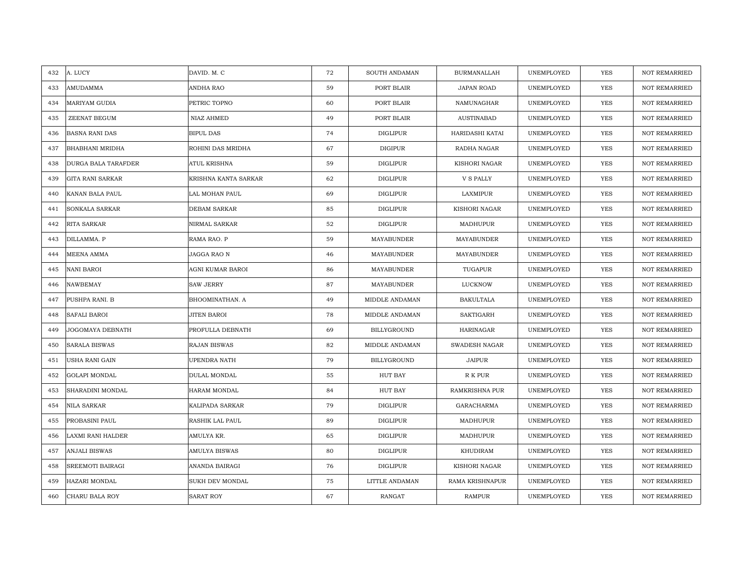| 432 | A. LUCY | DAVID. M. C | 72 | SOUTH ANDAMAN | BURMANALLAH | UNEMPLOYED | YES | NOT REMARRIED |
|---|---|---|---|---|---|---|---|---|
| 433 | AMUDAMMA | ANDHA RAO | 59 | PORT BLAIR | JAPAN ROAD | UNEMPLOYED | YES | NOT REMARRIED |
| 434 | MARIYAM GUDIA | PETRIC TOPNO | 60 | PORT BLAIR | NAMUNAGHAR | UNEMPLOYED | YES | NOT REMARRIED |
| 435 | ZEENAT BEGUM | NIAZ AHMED | 49 | PORT BLAIR | AUSTINABAD | UNEMPLOYED | YES | NOT REMARRIED |
| 436 | BASNA RANI DAS | BIPUL DAS | 74 | DIGLIPUR | HARIDASHI KATAI | UNEMPLOYED | YES | NOT REMARRIED |
| 437 | BHABHANI MRIDHA | ROHINI DAS MRIDHA | 67 | DIGIPUR | RADHA NAGAR | UNEMPLOYED | YES | NOT REMARRIED |
| 438 | DURGA BALA TARAFDER | ATUL KRISHNA | 59 | DIGLIPUR | KISHORI NAGAR | UNEMPLOYED | YES | NOT REMARRIED |
| 439 | GITA RANI SARKAR | KRISHNA KANTA SARKAR | 62 | DIGLIPUR | V S PALLY | UNEMPLOYED | YES | NOT REMARRIED |
| 440 | KANAN BALA PAUL | LAL MOHAN PAUL | 69 | DIGLIPUR | LAXMIPUR | UNEMPLOYED | YES | NOT REMARRIED |
| 441 | SONKALA SARKAR | DEBAM SARKAR | 85 | DIGLIPUR | KISHORI NAGAR | UNEMPLOYED | YES | NOT REMARRIED |
| 442 | RITA SARKAR | NIRMAL SARKAR | 52 | DIGLIPUR | MADHUPUR | UNEMPLOYED | YES | NOT REMARRIED |
| 443 | DILLAMMA. P | RAMA RAO. P | 59 | MAYABUNDER | MAYABUNDER | UNEMPLOYED | YES | NOT REMARRIED |
| 444 | MEENA AMMA | JAGGA RAO N | 46 | MAYABUNDER | MAYABUNDER | UNEMPLOYED | YES | NOT REMARRIED |
| 445 | NANI BAROI | AGNI KUMAR BAROI | 86 | MAYABUNDER | TUGAPUR | UNEMPLOYED | YES | NOT REMARRIED |
| 446 | NAWBEMAY | SAW JERRY | 87 | MAYABUNDER | LUCKNOW | UNEMPLOYED | YES | NOT REMARRIED |
| 447 | PUSHPA RANI. B | BHOOMINATHAN. A | 49 | MIDDLE ANDAMAN | BAKULTALA | UNEMPLOYED | YES | NOT REMARRIED |
| 448 | SAFALI BAROI | JITEN BAROI | 78 | MIDDLE ANDAMAN | SAKTIGARH | UNEMPLOYED | YES | NOT REMARRIED |
| 449 | JOGOMAYA DEBNATH | PROFULLA DEBNATH | 69 | BILLYGROUND | HARINAGAR | UNEMPLOYED | YES | NOT REMARRIED |
| 450 | SARALA BISWAS | RAJAN BISWAS | 82 | MIDDLE ANDAMAN | SWADESH NAGAR | UNEMPLOYED | YES | NOT REMARRIED |
| 451 | USHA RANI GAIN | UPENDRA NATH | 79 | BILLYGROUND | JAIPUR | UNEMPLOYED | YES | NOT REMARRIED |
| 452 | GOLAPI MONDAL | DULAL MONDAL | 55 | HUT BAY | R K PUR | UNEMPLOYED | YES | NOT REMARRIED |
| 453 | SHARADINI MONDAL | HARAM MONDAL | 84 | HUT BAY | RAMKRISHNA PUR | UNEMPLOYED | YES | NOT REMARRIED |
| 454 | NILA SARKAR | KALIPADA SARKAR | 79 | DIGLIPUR | GARACHARMA | UNEMPLOYED | YES | NOT REMARRIED |
| 455 | PROBASINI PAUL | RASHIK LAL PAUL | 89 | DIGLIPUR | MADHUPUR | UNEMPLOYED | YES | NOT REMARRIED |
| 456 | LAXMI RANI HALDER | AMULYA KR. | 65 | DIGLIPUR | MADHUPUR | UNEMPLOYED | YES | NOT REMARRIED |
| 457 | ANJALI BISWAS | AMULYA BISWAS | 80 | DIGLIPUR | KHUDIRAM | UNEMPLOYED | YES | NOT REMARRIED |
| 458 | SREEMOTI BAIRAGI | ANANDA BAIRAGI | 76 | DIGLIPUR | KISHORI NAGAR | UNEMPLOYED | YES | NOT REMARRIED |
| 459 | HAZARI MONDAL | SUKH DEV MONDAL | 75 | LITTLE ANDAMAN | RAMA KRISHNAPUR | UNEMPLOYED | YES | NOT REMARRIED |
| 460 | CHARU BALA ROY | SARAT ROY | 67 | RANGAT | RAMPUR | UNEMPLOYED | YES | NOT REMARRIED |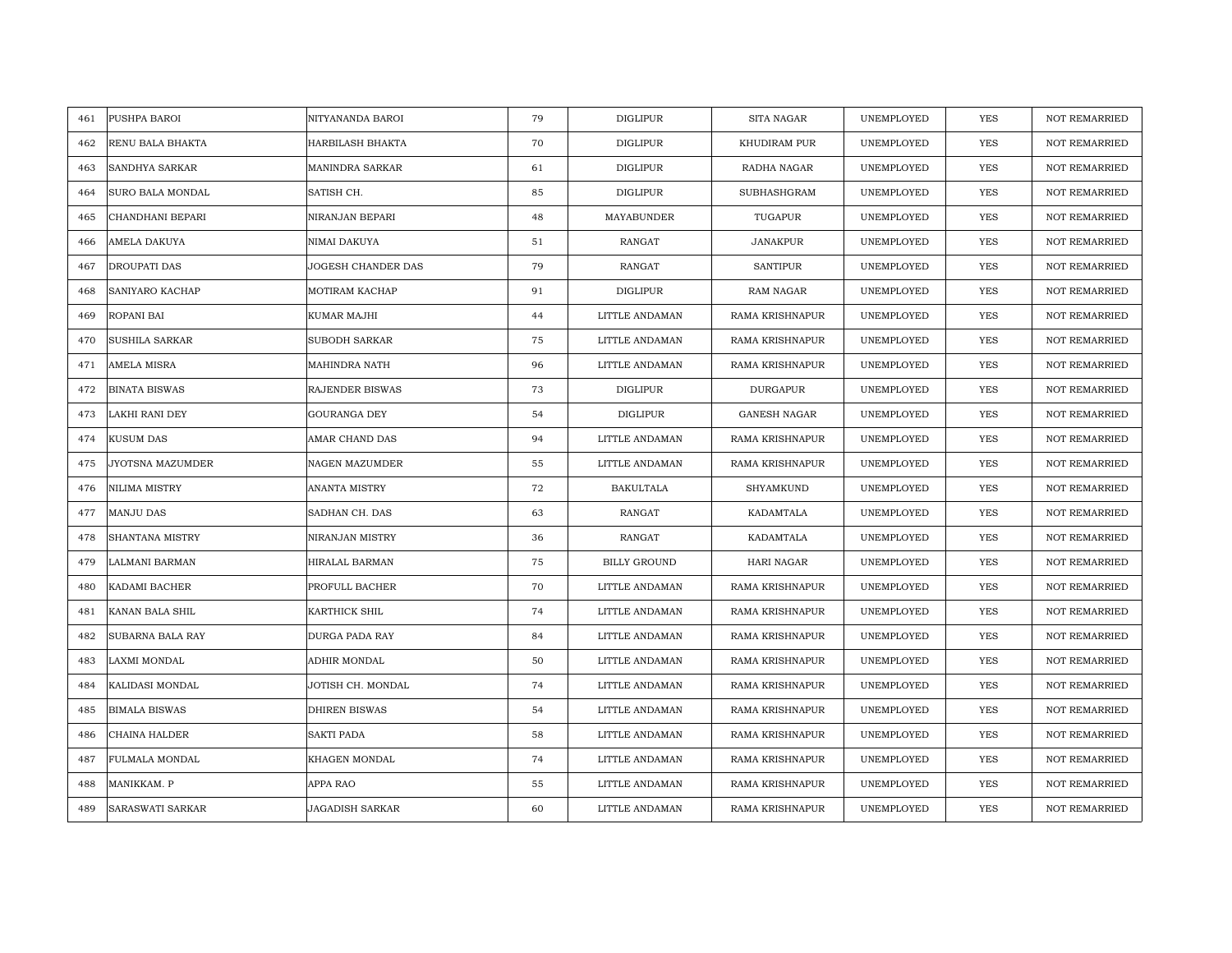| 461 | PUSHPA BAROI | NITYANANDA BAROI | 79 | DIGLIPUR | SITA NAGAR | UNEMPLOYED | YES | NOT REMARRIED |
|---|---|---|---|---|---|---|---|---|
| 462 | RENU BALA BHAKTA | HARBILASH BHAKTA | 70 | DIGLIPUR | KHUDIRAM PUR | UNEMPLOYED | YES | NOT REMARRIED |
| 463 | SANDHYA SARKAR | MANINDRA SARKAR | 61 | DIGLIPUR | RADHA NAGAR | UNEMPLOYED | YES | NOT REMARRIED |
| 464 | SURO BALA MONDAL | SATISH CH. | 85 | DIGLIPUR | SUBHASHGRAM | UNEMPLOYED | YES | NOT REMARRIED |
| 465 | CHANDHANI BEPARI | NIRANJAN BEPARI | 48 | MAYABUNDER | TUGAPUR | UNEMPLOYED | YES | NOT REMARRIED |
| 466 | AMELA DAKUYA | NIMAI DAKUYA | 51 | RANGAT | JANAKPUR | UNEMPLOYED | YES | NOT REMARRIED |
| 467 | DROUPATI DAS | JOGESH CHANDER DAS | 79 | RANGAT | SANTIPUR | UNEMPLOYED | YES | NOT REMARRIED |
| 468 | SANIYARO KACHAP | MOTIRAM KACHAP | 91 | DIGLIPUR | RAM NAGAR | UNEMPLOYED | YES | NOT REMARRIED |
| 469 | ROPANI BAI | KUMAR MAJHI | 44 | LITTLE ANDAMAN | RAMA KRISHNAPUR | UNEMPLOYED | YES | NOT REMARRIED |
| 470 | SUSHILA SARKAR | SUBODH SARKAR | 75 | LITTLE ANDAMAN | RAMA KRISHNAPUR | UNEMPLOYED | YES | NOT REMARRIED |
| 471 | AMELA MISRA | MAHINDRA NATH | 96 | LITTLE ANDAMAN | RAMA KRISHNAPUR | UNEMPLOYED | YES | NOT REMARRIED |
| 472 | BINATA BISWAS | RAJENDER BISWAS | 73 | DIGLIPUR | DURGAPUR | UNEMPLOYED | YES | NOT REMARRIED |
| 473 | LAKHI RANI DEY | GOURANGA DEY | 54 | DIGLIPUR | GANESH NAGAR | UNEMPLOYED | YES | NOT REMARRIED |
| 474 | KUSUM DAS | AMAR CHAND DAS | 94 | LITTLE ANDAMAN | RAMA KRISHNAPUR | UNEMPLOYED | YES | NOT REMARRIED |
| 475 | JYOTSNA MAZUMDER | NAGEN MAZUMDER | 55 | LITTLE ANDAMAN | RAMA KRISHNAPUR | UNEMPLOYED | YES | NOT REMARRIED |
| 476 | NILIMA MISTRY | ANANTA MISTRY | 72 | BAKULTALA | SHYAMKUND | UNEMPLOYED | YES | NOT REMARRIED |
| 477 | MANJU DAS | SADHAN CH. DAS | 63 | RANGAT | KADAMTALA | UNEMPLOYED | YES | NOT REMARRIED |
| 478 | SHANTANA MISTRY | NIRANJAN MISTRY | 36 | RANGAT | KADAMTALA | UNEMPLOYED | YES | NOT REMARRIED |
| 479 | LALMANI BARMAN | HIRALAL BARMAN | 75 | BILLY GROUND | HARI NAGAR | UNEMPLOYED | YES | NOT REMARRIED |
| 480 | KADAMI BACHER | PROFULL BACHER | 70 | LITTLE ANDAMAN | RAMA KRISHNAPUR | UNEMPLOYED | YES | NOT REMARRIED |
| 481 | KANAN BALA SHIL | KARTHICK SHIL | 74 | LITTLE ANDAMAN | RAMA KRISHNAPUR | UNEMPLOYED | YES | NOT REMARRIED |
| 482 | SUBARNA BALA RAY | DURGA PADA RAY | 84 | LITTLE ANDAMAN | RAMA KRISHNAPUR | UNEMPLOYED | YES | NOT REMARRIED |
| 483 | LAXMI MONDAL | ADHIR MONDAL | 50 | LITTLE ANDAMAN | RAMA KRISHNAPUR | UNEMPLOYED | YES | NOT REMARRIED |
| 484 | KALIDASI MONDAL | JOTISH CH. MONDAL | 74 | LITTLE ANDAMAN | RAMA KRISHNAPUR | UNEMPLOYED | YES | NOT REMARRIED |
| 485 | BIMALA BISWAS | DHIREN BISWAS | 54 | LITTLE ANDAMAN | RAMA KRISHNAPUR | UNEMPLOYED | YES | NOT REMARRIED |
| 486 | CHAINA HALDER | SAKTI PADA | 58 | LITTLE ANDAMAN | RAMA KRISHNAPUR | UNEMPLOYED | YES | NOT REMARRIED |
| 487 | FULMALA MONDAL | KHAGEN MONDAL | 74 | LITTLE ANDAMAN | RAMA KRISHNAPUR | UNEMPLOYED | YES | NOT REMARRIED |
| 488 | MANIKKAM. P | APPA RAO | 55 | LITTLE ANDAMAN | RAMA KRISHNAPUR | UNEMPLOYED | YES | NOT REMARRIED |
| 489 | SARASWATI SARKAR | JAGADISH SARKAR | 60 | LITTLE ANDAMAN | RAMA KRISHNAPUR | UNEMPLOYED | YES | NOT REMARRIED |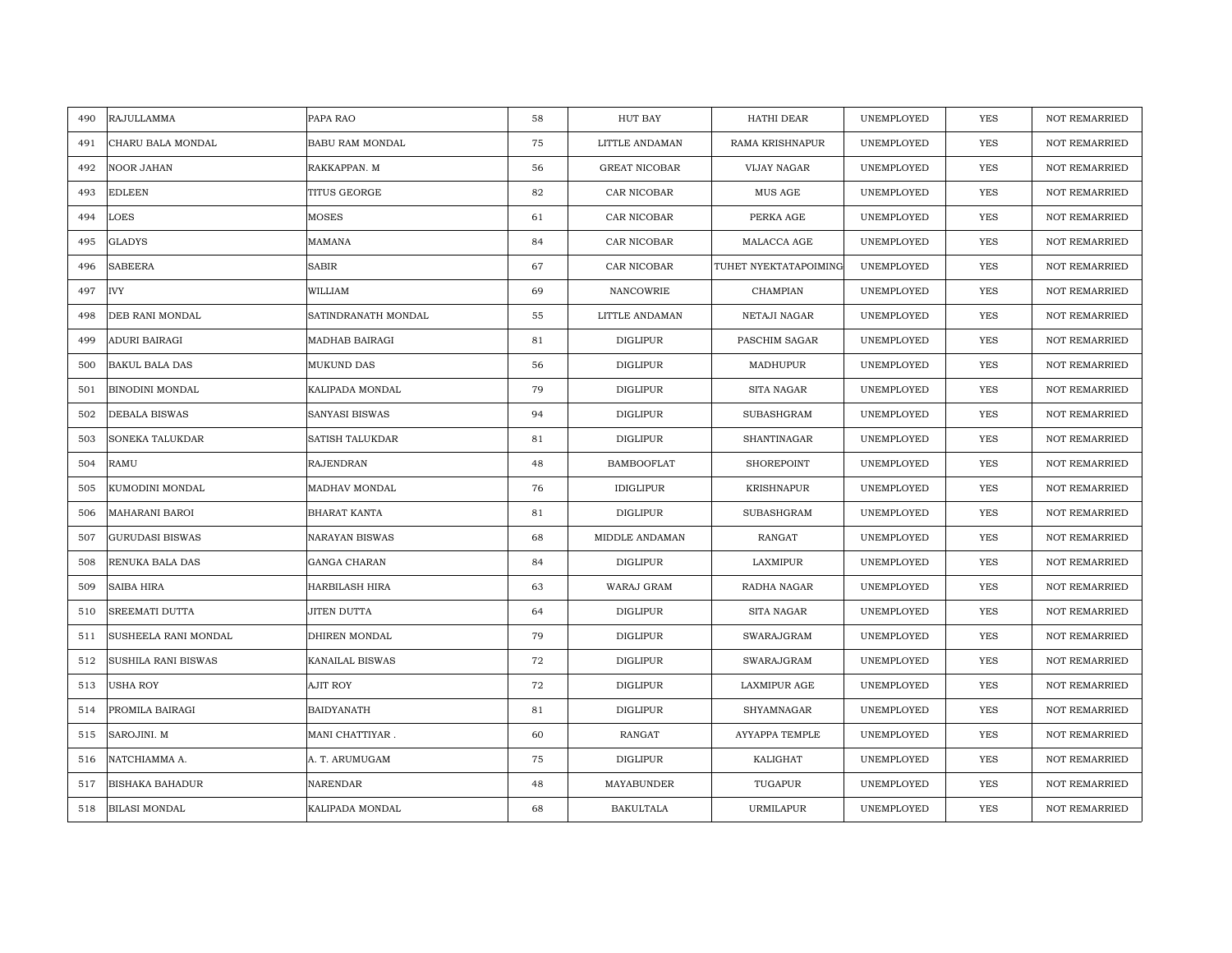| 490 | RAJULLAMMA | PAPA RAO | 58 | HUT BAY | HATHI DEAR | UNEMPLOYED | YES | NOT REMARRIED |
|---|---|---|---|---|---|---|---|---|
| 491 | CHARU BALA MONDAL | BABU RAM MONDAL | 75 | LITTLE ANDAMAN | RAMA KRISHNAPUR | UNEMPLOYED | YES | NOT REMARRIED |
| 492 | NOOR JAHAN | RAKKAPPAN. M | 56 | GREAT NICOBAR | VIJAY NAGAR | UNEMPLOYED | YES | NOT REMARRIED |
| 493 | EDLEEN | TITUS GEORGE | 82 | CAR NICOBAR | MUS AGE | UNEMPLOYED | YES | NOT REMARRIED |
| 494 | LOES | MOSES | 61 | CAR NICOBAR | PERKA AGE | UNEMPLOYED | YES | NOT REMARRIED |
| 495 | GLADYS | MAMANA | 84 | CAR NICOBAR | MALACCA AGE | UNEMPLOYED | YES | NOT REMARRIED |
| 496 | SABEERA | SABIR | 67 | CAR NICOBAR | TUHET NYEKTATAPOIMING | UNEMPLOYED | YES | NOT REMARRIED |
| 497 | IVY | WILLIAM | 69 | NANCOWRIE | CHAMPIAN | UNEMPLOYED | YES | NOT REMARRIED |
| 498 | DEB RANI MONDAL | SATINDRANATH MONDAL | 55 | LITTLE ANDAMAN | NETAJI NAGAR | UNEMPLOYED | YES | NOT REMARRIED |
| 499 | ADURI BAIRAGI | MADHAB BAIRAGI | 81 | DIGLIPUR | PASCHIM SAGAR | UNEMPLOYED | YES | NOT REMARRIED |
| 500 | BAKUL BALA DAS | MUKUND DAS | 56 | DIGLIPUR | MADHUPUR | UNEMPLOYED | YES | NOT REMARRIED |
| 501 | BINODINI MONDAL | KALIPADA MONDAL | 79 | DIGLIPUR | SITA NAGAR | UNEMPLOYED | YES | NOT REMARRIED |
| 502 | DEBALA BISWAS | SANYASI BISWAS | 94 | DIGLIPUR | SUBASHGRAM | UNEMPLOYED | YES | NOT REMARRIED |
| 503 | SONEKA TALUKDAR | SATISH TALUKDAR | 81 | DIGLIPUR | SHANTINAGAR | UNEMPLOYED | YES | NOT REMARRIED |
| 504 | RAMU | RAJENDRAN | 48 | BAMBOOFLAT | SHOREPOINT | UNEMPLOYED | YES | NOT REMARRIED |
| 505 | KUMODINI MONDAL | MADHAV MONDAL | 76 | IDIGLIPUR | KRISHNAPUR | UNEMPLOYED | YES | NOT REMARRIED |
| 506 | MAHARANI BAROI | BHARAT KANTA | 81 | DIGLIPUR | SUBASHGRAM | UNEMPLOYED | YES | NOT REMARRIED |
| 507 | GURUDASI BISWAS | NARAYAN BISWAS | 68 | MIDDLE ANDAMAN | RANGAT | UNEMPLOYED | YES | NOT REMARRIED |
| 508 | RENUKA BALA DAS | GANGA CHARAN | 84 | DIGLIPUR | LAXMIPUR | UNEMPLOYED | YES | NOT REMARRIED |
| 509 | SAIBA HIRA | HARBILASH HIRA | 63 | WARAJ GRAM | RADHA NAGAR | UNEMPLOYED | YES | NOT REMARRIED |
| 510 | SREEMATI DUTTA | JITEN DUTTA | 64 | DIGLIPUR | SITA NAGAR | UNEMPLOYED | YES | NOT REMARRIED |
| 511 | SUSHEELA RANI MONDAL | DHIREN MONDAL | 79 | DIGLIPUR | SWARAJGRAM | UNEMPLOYED | YES | NOT REMARRIED |
| 512 | SUSHILA RANI BISWAS | KANAILAL BISWAS | 72 | DIGLIPUR | SWARAJGRAM | UNEMPLOYED | YES | NOT REMARRIED |
| 513 | USHA ROY | AJIT ROY | 72 | DIGLIPUR | LAXMIPUR AGE | UNEMPLOYED | YES | NOT REMARRIED |
| 514 | PROMILA BAIRAGI | BAIDYANATH | 81 | DIGLIPUR | SHYAMNAGAR | UNEMPLOYED | YES | NOT REMARRIED |
| 515 | SAROJINI. M | MANI CHATTIYAR . | 60 | RANGAT | AYYAPPA TEMPLE | UNEMPLOYED | YES | NOT REMARRIED |
| 516 | NATCHIAMMA A. | A. T. ARUMUGAM | 75 | DIGLIPUR | KALIGHAT | UNEMPLOYED | YES | NOT REMARRIED |
| 517 | BISHAKA BAHADUR | NARENDAR | 48 | MAYABUNDER | TUGAPUR | UNEMPLOYED | YES | NOT REMARRIED |
| 518 | BILASI MONDAL | KALIPADA MONDAL | 68 | BAKULTALA | URMILAPUR | UNEMPLOYED | YES | NOT REMARRIED |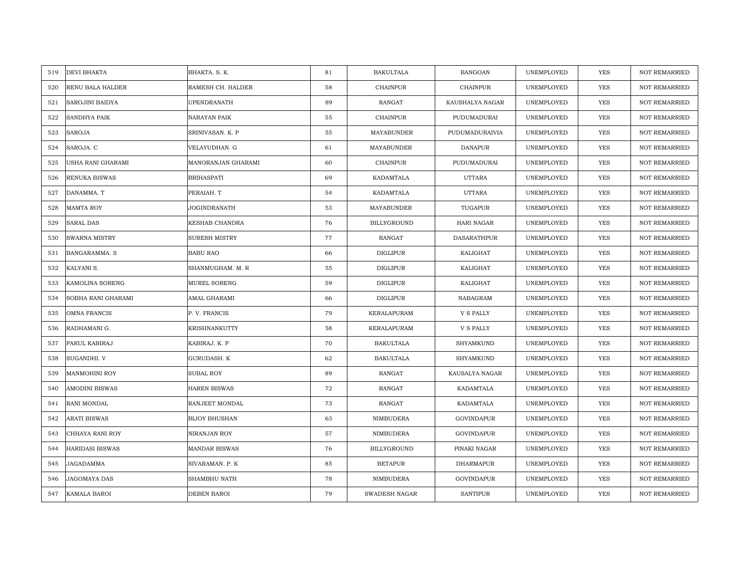| 519 | DEVI BHAKTA | BHAKTA. S. K. | 81 | BAKULTALA | BANGOAN | UNEMPLOYED | YES | NOT REMARRIED |
|---|---|---|---|---|---|---|---|---|
| 520 | RENU BALA HALDER | RAMESH CH. HALDER | 58 | CHAINPUR | CHAINPUR | UNEMPLOYED | YES | NOT REMARRIED |
| 521 | SAROJINI BAIDYA | UPENDRANATH | 89 | RANGAT | KAUSHALYA NAGAR | UNEMPLOYED | YES | NOT REMARRIED |
| 522 | SANDHYA PAIK | NARAYAN PAIK | 55 | CHAINPUR | PUDUMADURAI | UNEMPLOYED | YES | NOT REMARRIED |
| 523 | SAROJA | SRINIVASAN. K. P | 55 | MAYABUNDER | PUDUMADURAIVIA | UNEMPLOYED | YES | NOT REMARRIED |
| 524 | SAROJA. C | VELAYUDHAN. G | 61 | MAYABUNDER | DANAPUR | UNEMPLOYED | YES | NOT REMARRIED |
| 525 | USHA RANI GHARAMI | MANORANJAN GHARAMI | 60 | CHAINPUR | PUDUMADURAI | UNEMPLOYED | YES | NOT REMARRIED |
| 526 | RENUKA BISWAS | BRIHASPATI | 69 | KADAMTALA | UTTARA | UNEMPLOYED | YES | NOT REMARRIED |
| 527 | DANAMMA. T | PERAIAH. T | 54 | KADAMTALA | UTTARA | UNEMPLOYED | YES | NOT REMARRIED |
| 528 | MAMTA ROY | JOGINDRANATH | 53 | MAYABUNDER | TUGAPUR | UNEMPLOYED | YES | NOT REMARRIED |
| 529 | SARAL DAS | KESHAB CHANDRA | 76 | BILLYGROUND | HARI NAGAR | UNEMPLOYED | YES | NOT REMARRIED |
| 530 | SWARNA MISTRY | SURESH MISTRY | 77 | RANGAT | DASARATHPUR | UNEMPLOYED | YES | NOT REMARRIED |
| 531 | BANGARAMMA. S | BABU RAO | 66 | DIGLIPUR | KALIGHAT | UNEMPLOYED | YES | NOT REMARRIED |
| 532 | KALYANI S. | SHANMUGHAM. M. R | 55 | DIGLIPUR | KALIGHAT | UNEMPLOYED | YES | NOT REMARRIED |
| 533 | KAMOLINA SORENG | MUREL SORENG | 59 | DIGLIPUR | KALIGHAT | UNEMPLOYED | YES | NOT REMARRIED |
| 534 | SOBHA RANI GHARAMI | AMAL GHARAMI | 66 | DIGLIPUR | NABAGRAM | UNEMPLOYED | YES | NOT REMARRIED |
| 535 | OMNA FRANCIS | P. V. FRANCIS | 79 | KERALAPURAM | V S PALLY | UNEMPLOYED | YES | NOT REMARRIED |
| 536 | RADHAMANI G. | KRISHNANKUTTY | 58 | KERALAPURAM | V S PALLY | UNEMPLOYED | YES | NOT REMARRIED |
| 537 | PARUL KABIRAJ | KABIRAJ. K. P | 70 | BAKULTALA | SHYAMKUND | UNEMPLOYED | YES | NOT REMARRIED |
| 538 | SUGANDHI. V | GURUDASH. K | 62 | BAKULTALA | SHYAMKUND | UNEMPLOYED | YES | NOT REMARRIED |
| 539 | MANMOHINI ROY | SUBAL ROY | 89 | RANGAT | KAUSALYA NAGAR | UNEMPLOYED | YES | NOT REMARRIED |
| 540 | AMODINI BISWAS | HAREN BISWAS | 72 | RANGAT | KADAMTALA | UNEMPLOYED | YES | NOT REMARRIED |
| 541 | RANI MONDAL | RANJEET MONDAL | 73 | RANGAT | KADAMTALA | UNEMPLOYED | YES | NOT REMARRIED |
| 542 | ARATI BISWAS | BIJOY BHUSHAN | 63 | NIMBUDERA | GOVINDAPUR | UNEMPLOYED | YES | NOT REMARRIED |
| 543 | CHHAYA RANI ROY | NIRANJAN ROY | 57 | NIMBUDERA | GOVINDAPUR | UNEMPLOYED | YES | NOT REMARRIED |
| 544 | HARIDASI BISWAS | MANDAR BISWAS | 76 | BILLYGROUND | PINAKI NAGAR | UNEMPLOYED | YES | NOT REMARRIED |
| 545 | JAGADAMMA | SIVARAMAN. P. K | 85 | BETAPUR | DHARMAPUR | UNEMPLOYED | YES | NOT REMARRIED |
| 546 | JAGOMAYA DAS | SHAMBHU NATH | 78 | NIMBUDERA | GOVINDAPUR | UNEMPLOYED | YES | NOT REMARRIED |
| 547 | KAMALA BAROI | DEBEN BAROI | 79 | SWADESH NAGAR | SANTIPUR | UNEMPLOYED | YES | NOT REMARRIED |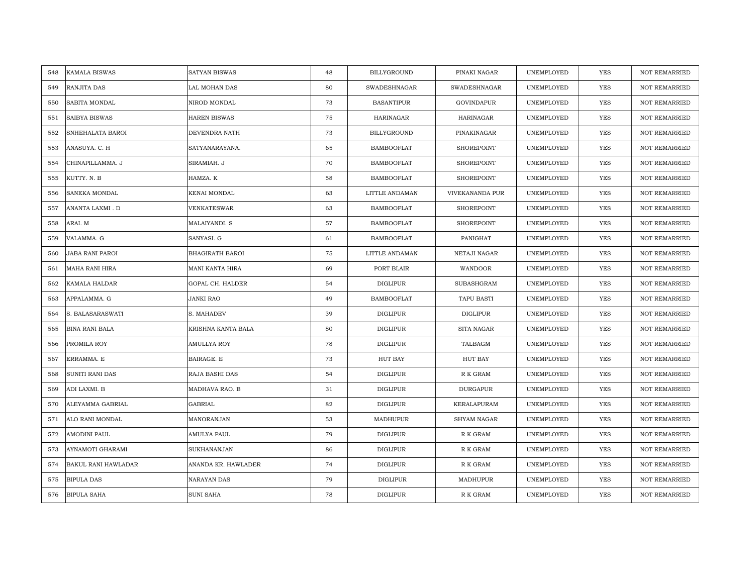| 548 | KAMALA BISWAS | SATYAN BISWAS | 48 | BILLYGROUND | PINAKI NAGAR | UNEMPLOYED | YES | NOT REMARRIED |
|---|---|---|---|---|---|---|---|---|
| 549 | RANJITA DAS | LAL MOHAN DAS | 80 | SWADESHNAGAR | SWADESHNAGAR | UNEMPLOYED | YES | NOT REMARRIED |
| 550 | SABITA MONDAL | NIROD MONDAL | 73 | BASANTIPUR | GOVINDAPUR | UNEMPLOYED | YES | NOT REMARRIED |
| 551 | SAIBYA BISWAS | HAREN BISWAS | 75 | HARINAGAR | HARINAGAR | UNEMPLOYED | YES | NOT REMARRIED |
| 552 | SNHEHALATA BAROI | DEVENDRA NATH | 73 | BILLYGROUND | PINAKINAGAR | UNEMPLOYED | YES | NOT REMARRIED |
| 553 | ANASUYA. C. H | SATYANARAYANA. | 65 | BAMBOOFLAT | SHOREPOINT | UNEMPLOYED | YES | NOT REMARRIED |
| 554 | CHINAPILLAMMA. J | SIRAMIAH. J | 70 | BAMBOOFLAT | SHOREPOINT | UNEMPLOYED | YES | NOT REMARRIED |
| 555 | KUTTY. N. B | HAMZA. K | 58 | BAMBOOFLAT | SHOREPOINT | UNEMPLOYED | YES | NOT REMARRIED |
| 556 | SANEKA MONDAL | KENAI MONDAL | 63 | LITTLE ANDAMAN | VIVEKANANDA PUR | UNEMPLOYED | YES | NOT REMARRIED |
| 557 | ANANTA LAXMI . D | VENKATESWAR | 63 | BAMBOOFLAT | SHOREPOINT | UNEMPLOYED | YES | NOT REMARRIED |
| 558 | ARAI. M | MALAIYANDI. S | 57 | BAMBOOFLAT | SHOREPOINT | UNEMPLOYED | YES | NOT REMARRIED |
| 559 | VALAMMA. G | SANYASI. G | 61 | BAMBOOFLAT | PANIGHAT | UNEMPLOYED | YES | NOT REMARRIED |
| 560 | JABA RANI PAROI | BHAGIRATH BAROI | 75 | LITTLE ANDAMAN | NETAJI NAGAR | UNEMPLOYED | YES | NOT REMARRIED |
| 561 | MAHA RANI HIRA | MANI KANTA HIRA | 69 | PORT BLAIR | WANDOOR | UNEMPLOYED | YES | NOT REMARRIED |
| 562 | KAMALA HALDAR | GOPAL CH. HALDER | 54 | DIGLIPUR | SUBASHGRAM | UNEMPLOYED | YES | NOT REMARRIED |
| 563 | APPALAMMA. G | JANKI RAO | 49 | BAMBOOFLAT | TAPU BASTI | UNEMPLOYED | YES | NOT REMARRIED |
| 564 | S. BALASARASWATI | S. MAHADEV | 39 | DIGLIPUR | DIGLIPUR | UNEMPLOYED | YES | NOT REMARRIED |
| 565 | BINA RANI BALA | KRISHNA KANTA BALA | 80 | DIGLIPUR | SITA NAGAR | UNEMPLOYED | YES | NOT REMARRIED |
| 566 | PROMILA ROY | AMULLYA ROY | 78 | DIGLIPUR | TALBAGM | UNEMPLOYED | YES | NOT REMARRIED |
| 567 | ERRAMMA. E | BAIRAGE. E | 73 | HUT BAY | HUT BAY | UNEMPLOYED | YES | NOT REMARRIED |
| 568 | SUNITI RANI DAS | RAJA BASHI DAS | 54 | DIGLIPUR | R K GRAM | UNEMPLOYED | YES | NOT REMARRIED |
| 569 | ADI LAXMI. B | MADHAVA RAO. B | 31 | DIGLIPUR | DURGAPUR | UNEMPLOYED | YES | NOT REMARRIED |
| 570 | ALEYAMMA GABRIAL | GABRIAL | 82 | DIGLIPUR | KERALAPURAM | UNEMPLOYED | YES | NOT REMARRIED |
| 571 | ALO RANI MONDAL | MANORANJAN | 53 | MADHUPUR | SHYAM NAGAR | UNEMPLOYED | YES | NOT REMARRIED |
| 572 | AMODINI PAUL | AMULYA PAUL | 79 | DIGLIPUR | R K GRAM | UNEMPLOYED | YES | NOT REMARRIED |
| 573 | AYNAMOTI GHARAMI | SUKHANANJAN | 86 | DIGLIPUR | R K GRAM | UNEMPLOYED | YES | NOT REMARRIED |
| 574 | BAKUL RANI HAWLADAR | ANANDA KR. HAWLADER | 74 | DIGLIPUR | R K GRAM | UNEMPLOYED | YES | NOT REMARRIED |
| 575 | BIPULA DAS | NARAYAN DAS | 79 | DIGLIPUR | MADHUPUR | UNEMPLOYED | YES | NOT REMARRIED |
| 576 | BIPULA SAHA | SUNI SAHA | 78 | DIGLIPUR | R K GRAM | UNEMPLOYED | YES | NOT REMARRIED |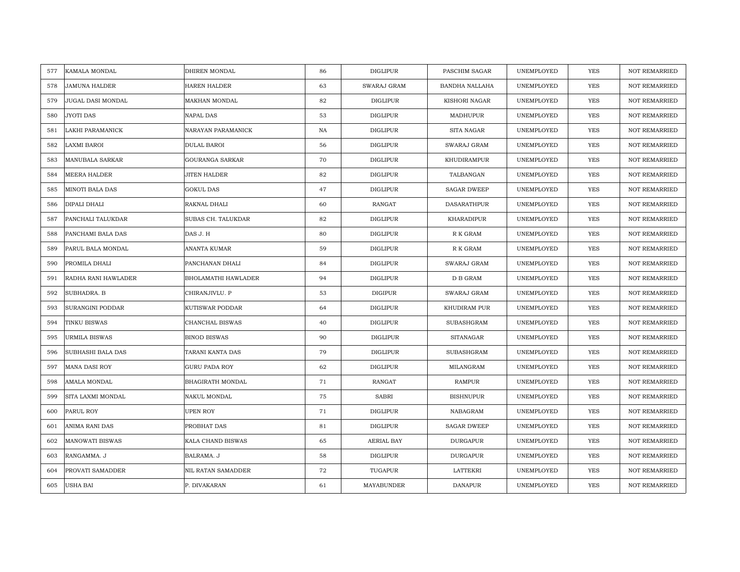| 577 | KAMALA MONDAL | DHIREN MONDAL | 86 | DIGLIPUR | PASCHIM SAGAR | UNEMPLOYED | YES | NOT REMARRIED |
|---|---|---|---|---|---|---|---|---|
| 578 | JAMUNA HALDER | HAREN HALDER | 63 | SWARAJ GRAM | BANDHA NALLAHA | UNEMPLOYED | YES | NOT REMARRIED |
| 579 | JUGAL DASI MONDAL | MAKHAN MONDAL | 82 | DIGLIPUR | KISHORI NAGAR | UNEMPLOYED | YES | NOT REMARRIED |
| 580 | JYOTI DAS | NAPAL DAS | 53 | DIGLIPUR | MADHUPUR | UNEMPLOYED | YES | NOT REMARRIED |
| 581 | LAKHI PARAMANICK | NARAYAN PARAMANICK | NA | DIGLIPUR | SITA NAGAR | UNEMPLOYED | YES | NOT REMARRIED |
| 582 | LAXMI BAROI | DULAL BAROI | 56 | DIGLIPUR | SWARAJ GRAM | UNEMPLOYED | YES | NOT REMARRIED |
| 583 | MANUBALA SARKAR | GOURANGA SARKAR | 70 | DIGLIPUR | KHUDIRAMPUR | UNEMPLOYED | YES | NOT REMARRIED |
| 584 | MEERA HALDER | JITEN HALDER | 82 | DIGLIPUR | TALBANGAN | UNEMPLOYED | YES | NOT REMARRIED |
| 585 | MINOTI BALA DAS | GOKUL DAS | 47 | DIGLIPUR | SAGAR DWEEP | UNEMPLOYED | YES | NOT REMARRIED |
| 586 | DIPALI DHALI | RAKNAL DHALI | 60 | RANGAT | DASARATHPUR | UNEMPLOYED | YES | NOT REMARRIED |
| 587 | PANCHALI TALUKDAR | SUBAS CH. TALUKDAR | 82 | DIGLIPUR | KHARADIPUR | UNEMPLOYED | YES | NOT REMARRIED |
| 588 | PANCHAMI BALA DAS | DAS J. H | 80 | DIGLIPUR | R K GRAM | UNEMPLOYED | YES | NOT REMARRIED |
| 589 | PARUL BALA MONDAL | ANANTA KUMAR | 59 | DIGLIPUR | R K GRAM | UNEMPLOYED | YES | NOT REMARRIED |
| 590 | PROMILA DHALI | PANCHANAN DHALI | 84 | DIGLIPUR | SWARAJ GRAM | UNEMPLOYED | YES | NOT REMARRIED |
| 591 | RADHA RANI HAWLADER | BHOLAMATHI HAWLADER | 94 | DIGLIPUR | D B GRAM | UNEMPLOYED | YES | NOT REMARRIED |
| 592 | SUBHADRA. B | CHIRANJIVLU. P | 53 | DIGIPUR | SWARAJ GRAM | UNEMPLOYED | YES | NOT REMARRIED |
| 593 | SURANGINI PODDAR | KUTISWAR PODDAR | 64 | DIGLIPUR | KHUDIRAM PUR | UNEMPLOYED | YES | NOT REMARRIED |
| 594 | TINKU BISWAS | CHANCHAL BISWAS | 40 | DIGLIPUR | SUBASHGRAM | UNEMPLOYED | YES | NOT REMARRIED |
| 595 | URMILA BISWAS | BINOD BISWAS | 90 | DIGLIPUR | SITANAGAR | UNEMPLOYED | YES | NOT REMARRIED |
| 596 | SUBHASHI BALA DAS | TARANI KANTA DAS | 79 | DIGLIPUR | SUBASHGRAM | UNEMPLOYED | YES | NOT REMARRIED |
| 597 | MANA DASI ROY | GURU PADA ROY | 62 | DIGLIPUR | MILANGRAM | UNEMPLOYED | YES | NOT REMARRIED |
| 598 | AMALA MONDAL | BHAGIRATH MONDAL | 71 | RANGAT | RAMPUR | UNEMPLOYED | YES | NOT REMARRIED |
| 599 | SITA LAXMI MONDAL | NAKUL MONDAL | 75 | SABRI | BISHNUPUR | UNEMPLOYED | YES | NOT REMARRIED |
| 600 | PARUL ROY | UPEN ROY | 71 | DIGLIPUR | NABAGRAM | UNEMPLOYED | YES | NOT REMARRIED |
| 601 | ANIMA RANI DAS | PROBHAT DAS | 81 | DIGLIPUR | SAGAR DWEEP | UNEMPLOYED | YES | NOT REMARRIED |
| 602 | MANOWATI BISWAS | KALA CHAND BISWAS | 65 | AERIAL BAY | DURGAPUR | UNEMPLOYED | YES | NOT REMARRIED |
| 603 | RANGAMMA. J | BALRAMA. J | 58 | DIGLIPUR | DURGAPUR | UNEMPLOYED | YES | NOT REMARRIED |
| 604 | PROVATI SAMADDER | NIL RATAN SAMADDER | 72 | TUGAPUR | LATTEKRI | UNEMPLOYED | YES | NOT REMARRIED |
| 605 | USHA BAI | P. DIVAKARAN | 61 | MAYABUNDER | DANAPUR | UNEMPLOYED | YES | NOT REMARRIED |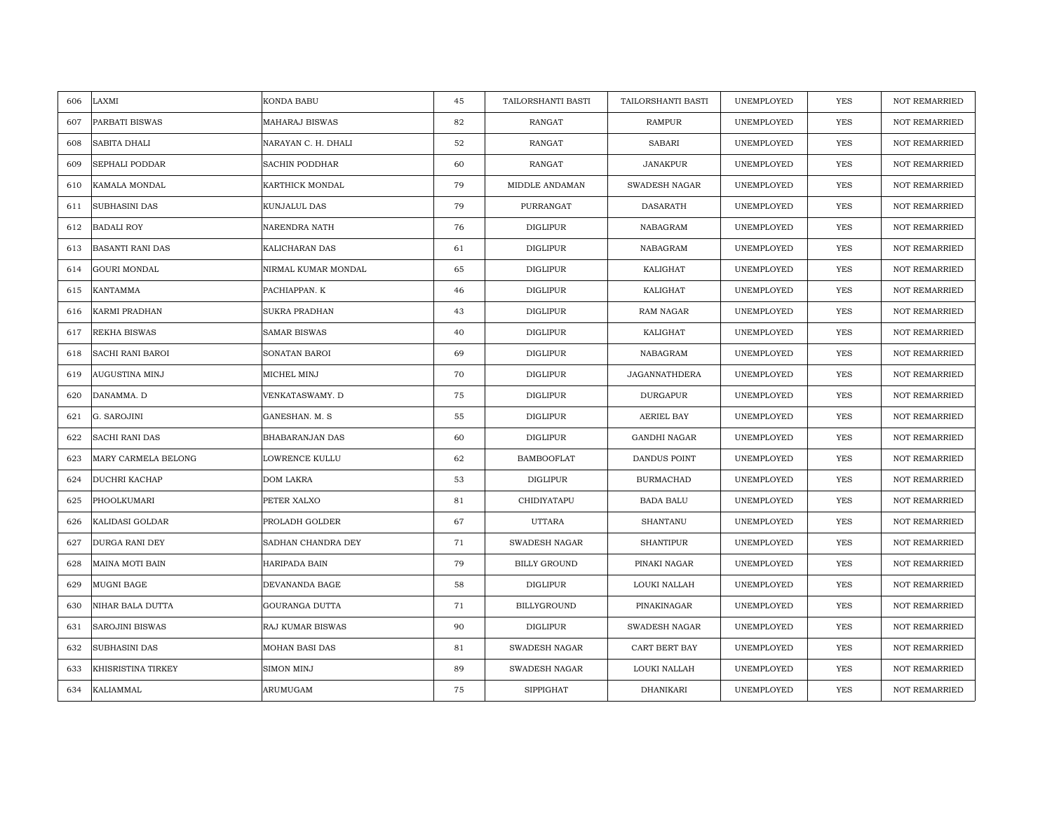| 606 | LAXMI | KONDA BABU | 45 | TAILORSHANTI BASTI | TAILORSHANTI BASTI | UNEMPLOYED | YES | NOT REMARRIED |
|---|---|---|---|---|---|---|---|---|
| 607 | PARBATI BISWAS | MAHARAJ BISWAS | 82 | RANGAT | RAMPUR | UNEMPLOYED | YES | NOT REMARRIED |
| 608 | SABITA DHALI | NARAYAN C. H. DHALI | 52 | RANGAT | SABARI | UNEMPLOYED | YES | NOT REMARRIED |
| 609 | SEPHALI PODDAR | SACHIN PODDHAR | 60 | RANGAT | JANAKPUR | UNEMPLOYED | YES | NOT REMARRIED |
| 610 | KAMALA MONDAL | KARTHICK MONDAL | 79 | MIDDLE ANDAMAN | SWADESH NAGAR | UNEMPLOYED | YES | NOT REMARRIED |
| 611 | SUBHASINI DAS | KUNJALUL DAS | 79 | PURRANGAT | DASARATH | UNEMPLOYED | YES | NOT REMARRIED |
| 612 | BADALI ROY | NARENDRA NATH | 76 | DIGLIPUR | NABAGRAM | UNEMPLOYED | YES | NOT REMARRIED |
| 613 | BASANTI RANI DAS | KALICHARAN DAS | 61 | DIGLIPUR | NABAGRAM | UNEMPLOYED | YES | NOT REMARRIED |
| 614 | GOURI MONDAL | NIRMAL KUMAR MONDAL | 65 | DIGLIPUR | KALIGHAT | UNEMPLOYED | YES | NOT REMARRIED |
| 615 | KANTAMMA | PACHIAPPAN. K | 46 | DIGLIPUR | KALIGHAT | UNEMPLOYED | YES | NOT REMARRIED |
| 616 | KARMI PRADHAN | SUKRA PRADHAN | 43 | DIGLIPUR | RAM NAGAR | UNEMPLOYED | YES | NOT REMARRIED |
| 617 | REKHA BISWAS | SAMAR BISWAS | 40 | DIGLIPUR | KALIGHAT | UNEMPLOYED | YES | NOT REMARRIED |
| 618 | SACHI RANI BAROI | SONATAN BAROI | 69 | DIGLIPUR | NABAGRAM | UNEMPLOYED | YES | NOT REMARRIED |
| 619 | AUGUSTINA MINJ | MICHEL MINJ | 70 | DIGLIPUR | JAGANNATHDERA | UNEMPLOYED | YES | NOT REMARRIED |
| 620 | DANAMMA. D | VENKATASWAMY. D | 75 | DIGLIPUR | DURGAPUR | UNEMPLOYED | YES | NOT REMARRIED |
| 621 | G. SAROJINI | GANESHAN. M. S | 55 | DIGLIPUR | AERIEL BAY | UNEMPLOYED | YES | NOT REMARRIED |
| 622 | SACHI RANI DAS | BHABARANJAN DAS | 60 | DIGLIPUR | GANDHI NAGAR | UNEMPLOYED | YES | NOT REMARRIED |
| 623 | MARY CARMELA BELONG | LOWRENCE KULLU | 62 | BAMBOOFLAT | DANDUS POINT | UNEMPLOYED | YES | NOT REMARRIED |
| 624 | DUCHRI KACHAP | DOM LAKRA | 53 | DIGLIPUR | BURMACHAD | UNEMPLOYED | YES | NOT REMARRIED |
| 625 | PHOOLKUMARI | PETER XALXO | 81 | CHIDIYATAPU | BADA BALU | UNEMPLOYED | YES | NOT REMARRIED |
| 626 | KALIDASI GOLDAR | PROLADH GOLDER | 67 | UTTARA | SHANTANU | UNEMPLOYED | YES | NOT REMARRIED |
| 627 | DURGA RANI DEY | SADHAN CHANDRA DEY | 71 | SWADESH NAGAR | SHANTIPUR | UNEMPLOYED | YES | NOT REMARRIED |
| 628 | MAINA MOTI BAIN | HARIPADA BAIN | 79 | BILLY GROUND | PINAKI NAGAR | UNEMPLOYED | YES | NOT REMARRIED |
| 629 | MUGNI BAGE | DEVANANDA BAGE | 58 | DIGLIPUR | LOUKI NALLAH | UNEMPLOYED | YES | NOT REMARRIED |
| 630 | NIHAR BALA DUTTA | GOURANGA DUTTA | 71 | BILLYGROUND | PINAKINAGAR | UNEMPLOYED | YES | NOT REMARRIED |
| 631 | SAROJINI BISWAS | RAJ KUMAR BISWAS | 90 | DIGLIPUR | SWADESH NAGAR | UNEMPLOYED | YES | NOT REMARRIED |
| 632 | SUBHASINI DAS | MOHAN BASI DAS | 81 | SWADESH NAGAR | CART BERT BAY | UNEMPLOYED | YES | NOT REMARRIED |
| 633 | KHISRISTINA TIRKEY | SIMON MINJ | 89 | SWADESH NAGAR | LOUKI NALLAH | UNEMPLOYED | YES | NOT REMARRIED |
| 634 | KALIAMMAL | ARUMUGAM | 75 | SIPPIGHAT | DHANIKARI | UNEMPLOYED | YES | NOT REMARRIED |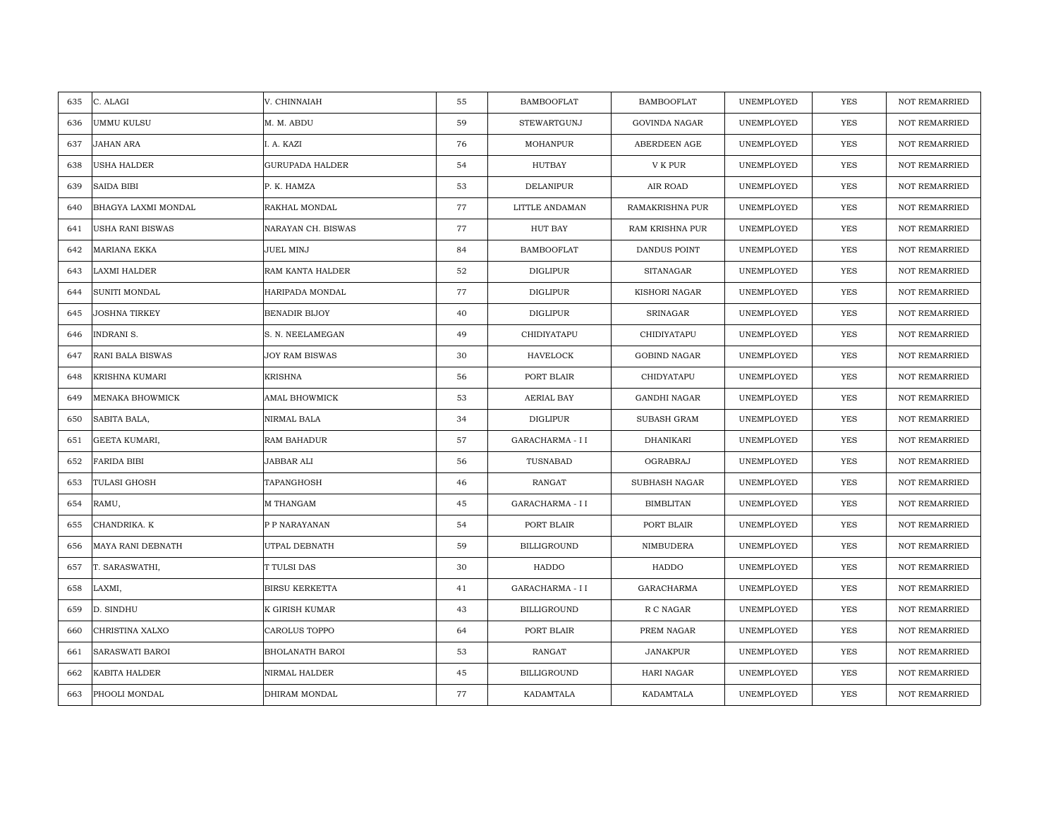| 635 | C. ALAGI | V. CHINNAIAH | 55 | BAMBOOFLAT | BAMBOOFLAT | UNEMPLOYED | YES | NOT REMARRIED |
|---|---|---|---|---|---|---|---|---|
| 636 | UMMU KULSU | M. M. ABDU | 59 | STEWARTGUNJ | GOVINDA NAGAR | UNEMPLOYED | YES | NOT REMARRIED |
| 637 | JAHAN ARA | I. A. KAZI | 76 | MOHANPUR | ABERDEEN AGE | UNEMPLOYED | YES | NOT REMARRIED |
| 638 | USHA HALDER | GURUPADA HALDER | 54 | HUTBAY | V K PUR | UNEMPLOYED | YES | NOT REMARRIED |
| 639 | SAIDA BIBI | P. K. HAMZA | 53 | DELANIPUR | AIR ROAD | UNEMPLOYED | YES | NOT REMARRIED |
| 640 | BHAGYA LAXMI MONDAL | RAKHAL MONDAL | 77 | LITTLE ANDAMAN | RAMAKRISHNA PUR | UNEMPLOYED | YES | NOT REMARRIED |
| 641 | USHA RANI BISWAS | NARAYAN CH. BISWAS | 77 | HUT BAY | RAM KRISHNA PUR | UNEMPLOYED | YES | NOT REMARRIED |
| 642 | MARIANA EKKA | JUEL MINJ | 84 | BAMBOOFLAT | DANDUS POINT | UNEMPLOYED | YES | NOT REMARRIED |
| 643 | LAXMI HALDER | RAM KANTA HALDER | 52 | DIGLIPUR | SITANAGAR | UNEMPLOYED | YES | NOT REMARRIED |
| 644 | SUNITI MONDAL | HARIPADA MONDAL | 77 | DIGLIPUR | KISHORI NAGAR | UNEMPLOYED | YES | NOT REMARRIED |
| 645 | JOSHNA TIRKEY | BENADIR BIJOY | 40 | DIGLIPUR | SRINAGAR | UNEMPLOYED | YES | NOT REMARRIED |
| 646 | INDRANI S. | S. N. NEELAMEGAN | 49 | CHIDIYATAPU | CHIDIYATAPU | UNEMPLOYED | YES | NOT REMARRIED |
| 647 | RANI BALA BISWAS | JOY RAM BISWAS | 30 | HAVELOCK | GOBIND NAGAR | UNEMPLOYED | YES | NOT REMARRIED |
| 648 | KRISHNA KUMARI | KRISHNA | 56 | PORT BLAIR | CHIDYATAPU | UNEMPLOYED | YES | NOT REMARRIED |
| 649 | MENAKA BHOWMICK | AMAL BHOWMICK | 53 | AERIAL BAY | GANDHI NAGAR | UNEMPLOYED | YES | NOT REMARRIED |
| 650 | SABITA BALA, | NIRMAL BALA | 34 | DIGLIPUR | SUBASH GRAM | UNEMPLOYED | YES | NOT REMARRIED |
| 651 | GEETA KUMARI, | RAM BAHADUR | 57 | GARACHARMA - I I | DHANIKARI | UNEMPLOYED | YES | NOT REMARRIED |
| 652 | FARIDA BIBI | JABBAR ALI | 56 | TUSNABAD | OGRABRAJ | UNEMPLOYED | YES | NOT REMARRIED |
| 653 | TULASI GHOSH | TAPANGHOSH | 46 | RANGAT | SUBHASH NAGAR | UNEMPLOYED | YES | NOT REMARRIED |
| 654 | RAMU, | M THANGAM | 45 | GARACHARMA - I I | BIMBLITAN | UNEMPLOYED | YES | NOT REMARRIED |
| 655 | CHANDRIKA. K | P P NARAYANAN | 54 | PORT BLAIR | PORT BLAIR | UNEMPLOYED | YES | NOT REMARRIED |
| 656 | MAYA RANI DEBNATH | UTPAL DEBNATH | 59 | BILLIGROUND | NIMBUDERA | UNEMPLOYED | YES | NOT REMARRIED |
| 657 | T. SARASWATHI, | T TULSI DAS | 30 | HADDO | HADDO | UNEMPLOYED | YES | NOT REMARRIED |
| 658 | LAXMI, | BIRSU KERKETTA | 41 | GARACHARMA - I I | GARACHARMA | UNEMPLOYED | YES | NOT REMARRIED |
| 659 | D. SINDHU | K GIRISH KUMAR | 43 | BILLIGROUND | R C NAGAR | UNEMPLOYED | YES | NOT REMARRIED |
| 660 | CHRISTINA XALXO | CAROLUS TOPPO | 64 | PORT BLAIR | PREM NAGAR | UNEMPLOYED | YES | NOT REMARRIED |
| 661 | SARASWATI BAROI | BHOLANATH BAROI | 53 | RANGAT | JANAKPUR | UNEMPLOYED | YES | NOT REMARRIED |
| 662 | KABITA HALDER | NIRMAL HALDER | 45 | BILLIGROUND | HARI NAGAR | UNEMPLOYED | YES | NOT REMARRIED |
| 663 | PHOOLI MONDAL | DHIRAM MONDAL | 77 | KADAMTALA | KADAMTALA | UNEMPLOYED | YES | NOT REMARRIED |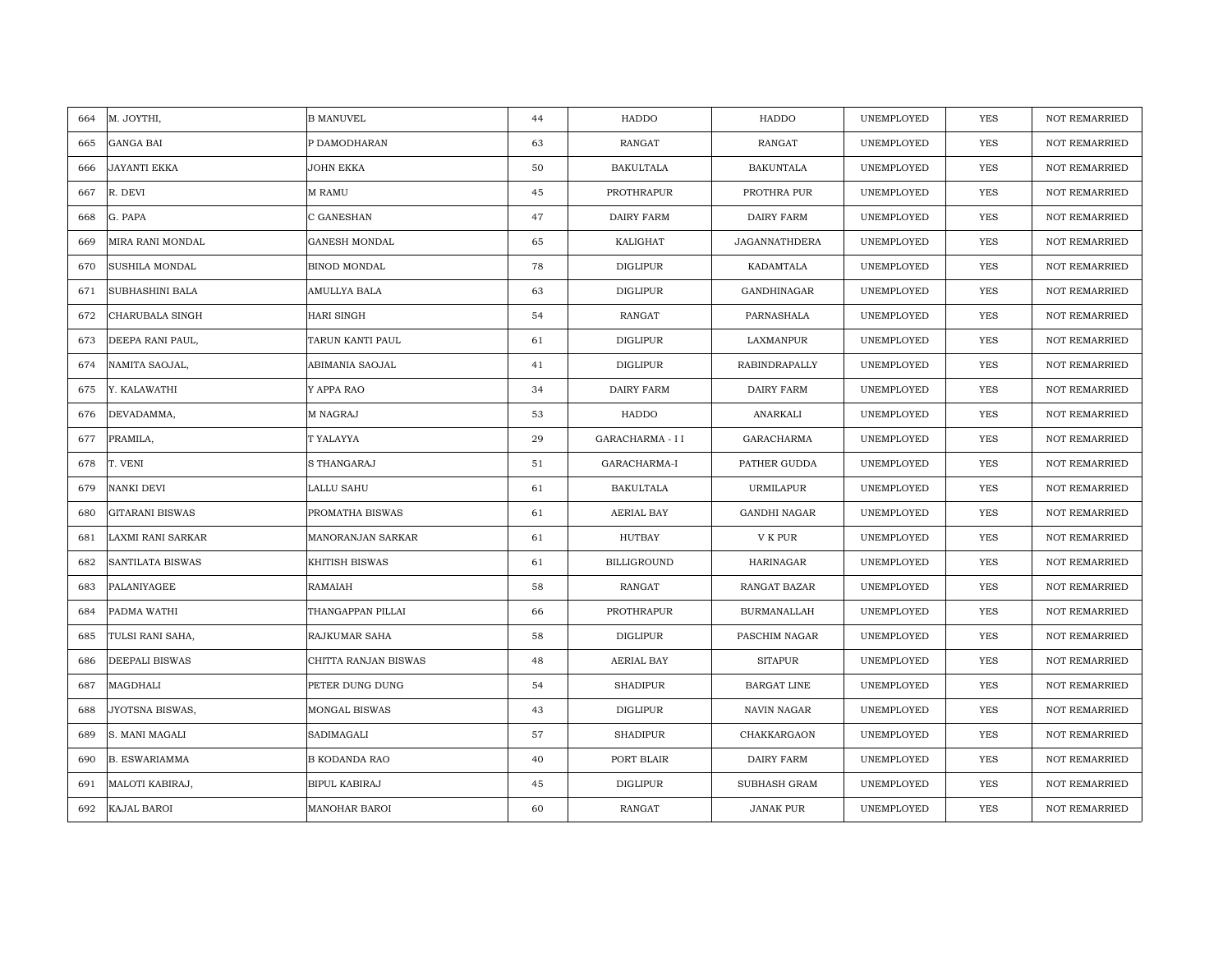| 664 | M. JOYTHI, | B MANUVEL | 44 | HADDO | HADDO | UNEMPLOYED | YES | NOT REMARRIED |
|---|---|---|---|---|---|---|---|---|
| 665 | GANGA BAI | P DAMODHARAN | 63 | RANGAT | RANGAT | UNEMPLOYED | YES | NOT REMARRIED |
| 666 | JAYANTI EKKA | JOHN EKKA | 50 | BAKULTALA | BAKUNTALA | UNEMPLOYED | YES | NOT REMARRIED |
| 667 | R. DEVI | M RAMU | 45 | PROTHRAPUR | PROTHRA PUR | UNEMPLOYED | YES | NOT REMARRIED |
| 668 | G. PAPA | C GANESHAN | 47 | DAIRY FARM | DAIRY FARM | UNEMPLOYED | YES | NOT REMARRIED |
| 669 | MIRA RANI MONDAL | GANESH MONDAL | 65 | KALIGHAT | JAGANNATHDERA | UNEMPLOYED | YES | NOT REMARRIED |
| 670 | SUSHILA MONDAL | BINOD MONDAL | 78 | DIGLIPUR | KADAMTALA | UNEMPLOYED | YES | NOT REMARRIED |
| 671 | SUBHASHINI BALA | AMULLYA BALA | 63 | DIGLIPUR | GANDHINAGAR | UNEMPLOYED | YES | NOT REMARRIED |
| 672 | CHARUBALA SINGH | HARI SINGH | 54 | RANGAT | PARNASHALA | UNEMPLOYED | YES | NOT REMARRIED |
| 673 | DEEPA RANI PAUL, | TARUN KANTI PAUL | 61 | DIGLIPUR | LAXMANPUR | UNEMPLOYED | YES | NOT REMARRIED |
| 674 | NAMITA SAOJAL, | ABIMANIA SAOJAL | 41 | DIGLIPUR | RABINDRAPALLY | UNEMPLOYED | YES | NOT REMARRIED |
| 675 | Y. KALAWATHI | Y APPA RAO | 34 | DAIRY FARM | DAIRY FARM | UNEMPLOYED | YES | NOT REMARRIED |
| 676 | DEVADAMMA, | M NAGRAJ | 53 | HADDO | ANARKALI | UNEMPLOYED | YES | NOT REMARRIED |
| 677 | PRAMILA, | T YALAYYA | 29 | GARACHARMA - I I | GARACHARMA | UNEMPLOYED | YES | NOT REMARRIED |
| 678 | T. VENI | S THANGARAJ | 51 | GARACHARMA-I | PATHER GUDDA | UNEMPLOYED | YES | NOT REMARRIED |
| 679 | NANKI DEVI | LALLU SAHU | 61 | BAKULTALA | URMILAPUR | UNEMPLOYED | YES | NOT REMARRIED |
| 680 | GITARANI BISWAS | PROMATHA BISWAS | 61 | AERIAL BAY | GANDHI NAGAR | UNEMPLOYED | YES | NOT REMARRIED |
| 681 | LAXMI RANI SARKAR | MANORANJAN SARKAR | 61 | HUTBAY | V K PUR | UNEMPLOYED | YES | NOT REMARRIED |
| 682 | SANTILATA BISWAS | KHITISH BISWAS | 61 | BILLIGROUND | HARINAGAR | UNEMPLOYED | YES | NOT REMARRIED |
| 683 | PALANIYAGEE | RAMAIAH | 58 | RANGAT | RANGAT BAZAR | UNEMPLOYED | YES | NOT REMARRIED |
| 684 | PADMA WATHI | THANGAPPAN PILLAI | 66 | PROTHRAPUR | BURMANALLAH | UNEMPLOYED | YES | NOT REMARRIED |
| 685 | TULSI RANI SAHA, | RAJKUMAR SAHA | 58 | DIGLIPUR | PASCHIM NAGAR | UNEMPLOYED | YES | NOT REMARRIED |
| 686 | DEEPALI BISWAS | CHITTA RANJAN BISWAS | 48 | AERIAL BAY | SITAPUR | UNEMPLOYED | YES | NOT REMARRIED |
| 687 | MAGDHALI | PETER DUNG DUNG | 54 | SHADIPUR | BARGAT LINE | UNEMPLOYED | YES | NOT REMARRIED |
| 688 | JYOTSNA BISWAS, | MONGAL BISWAS | 43 | DIGLIPUR | NAVIN NAGAR | UNEMPLOYED | YES | NOT REMARRIED |
| 689 | S. MANI MAGALI | SADIMAGALI | 57 | SHADIPUR | CHAKKARGAON | UNEMPLOYED | YES | NOT REMARRIED |
| 690 | B. ESWARIAMMA | B KODANDA RAO | 40 | PORT BLAIR | DAIRY FARM | UNEMPLOYED | YES | NOT REMARRIED |
| 691 | MALOTI KABIRAJ, | BIPUL KABIRAJ | 45 | DIGLIPUR | SUBHASH GRAM | UNEMPLOYED | YES | NOT REMARRIED |
| 692 | KAJAL BAROI | MANOHAR BAROI | 60 | RANGAT | JANAK PUR | UNEMPLOYED | YES | NOT REMARRIED |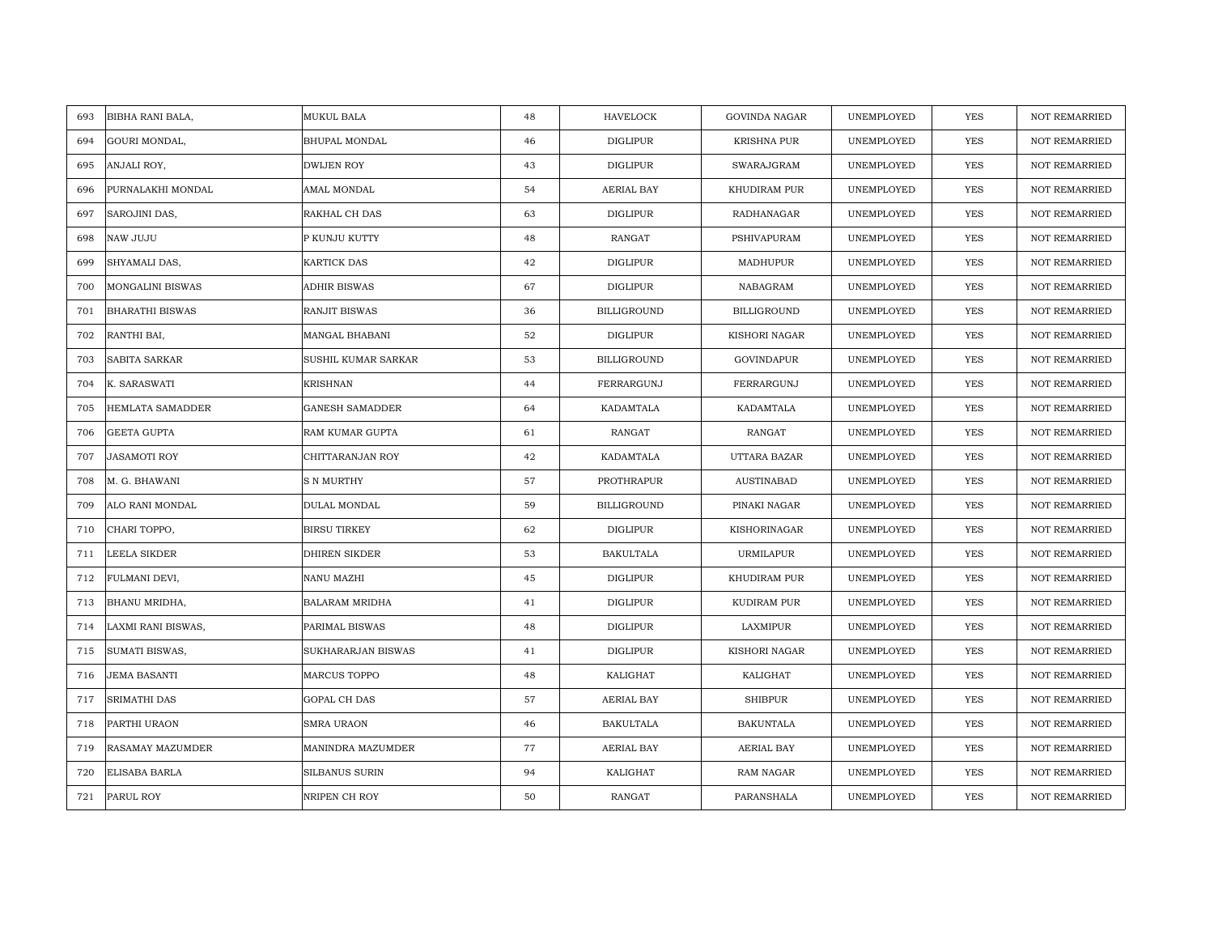| 693 | BIBHA RANI BALA, | MUKUL BALA | 48 | HAVELOCK | GOVINDA NAGAR | UNEMPLOYED | YES | NOT REMARRIED |
|---|---|---|---|---|---|---|---|---|
| 694 | GOURI MONDAL, | BHUPAL MONDAL | 46 | DIGLIPUR | KRISHNA PUR | UNEMPLOYED | YES | NOT REMARRIED |
| 695 | ANJALI ROY, | DWIJEN ROY | 43 | DIGLIPUR | SWARAJGRAM | UNEMPLOYED | YES | NOT REMARRIED |
| 696 | PURNALAKHI MONDAL | AMAL MONDAL | 54 | AERIAL BAY | KHUDIRAM PUR | UNEMPLOYED | YES | NOT REMARRIED |
| 697 | SAROJINI DAS, | RAKHAL CH DAS | 63 | DIGLIPUR | RADHANAGAR | UNEMPLOYED | YES | NOT REMARRIED |
| 698 | NAW JUJU | P KUNJU KUTTY | 48 | RANGAT | PSHIVAPURAM | UNEMPLOYED | YES | NOT REMARRIED |
| 699 | SHYAMALI DAS, | KARTICK DAS | 42 | DIGLIPUR | MADHUPUR | UNEMPLOYED | YES | NOT REMARRIED |
| 700 | MONGALINI BISWAS | ADHIR BISWAS | 67 | DIGLIPUR | NABAGRAM | UNEMPLOYED | YES | NOT REMARRIED |
| 701 | BHARATHI BISWAS | RANJIT BISWAS | 36 | BILLIGROUND | BILLIGROUND | UNEMPLOYED | YES | NOT REMARRIED |
| 702 | RANTHI BAI, | MANGAL BHABANI | 52 | DIGLIPUR | KISHORI NAGAR | UNEMPLOYED | YES | NOT REMARRIED |
| 703 | SABITA SARKAR | SUSHIL KUMAR SARKAR | 53 | BILLIGROUND | GOVINDAPUR | UNEMPLOYED | YES | NOT REMARRIED |
| 704 | K. SARASWATI | KRISHNAN | 44 | FERRARGUNJ | FERRARGUNJ | UNEMPLOYED | YES | NOT REMARRIED |
| 705 | HEMLATA SAMADDER | GANESH SAMADDER | 64 | KADAMTALA | KADAMTALA | UNEMPLOYED | YES | NOT REMARRIED |
| 706 | GEETA GUPTA | RAM KUMAR GUPTA | 61 | RANGAT | RANGAT | UNEMPLOYED | YES | NOT REMARRIED |
| 707 | JASAMOTI ROY | CHITTARANJAN ROY | 42 | KADAMTALA | UTTARA BAZAR | UNEMPLOYED | YES | NOT REMARRIED |
| 708 | M. G. BHAWANI | S N MURTHY | 57 | PROTHRAPUR | AUSTINABAD | UNEMPLOYED | YES | NOT REMARRIED |
| 709 | ALO RANI MONDAL | DULAL MONDAL | 59 | BILLIGROUND | PINAKI NAGAR | UNEMPLOYED | YES | NOT REMARRIED |
| 710 | CHARI TOPPO, | BIRSU TIRKEY | 62 | DIGLIPUR | KISHORINAGAR | UNEMPLOYED | YES | NOT REMARRIED |
| 711 | LEELA SIKDER | DHIREN SIKDER | 53 | BAKULTALA | URMILAPUR | UNEMPLOYED | YES | NOT REMARRIED |
| 712 | FULMANI DEVI, | NANU MAZHI | 45 | DIGLIPUR | KHUDIRAM PUR | UNEMPLOYED | YES | NOT REMARRIED |
| 713 | BHANU MRIDHA, | BALARAM MRIDHA | 41 | DIGLIPUR | KUDIRAM PUR | UNEMPLOYED | YES | NOT REMARRIED |
| 714 | LAXMI RANI BISWAS, | PARIMAL BISWAS | 48 | DIGLIPUR | LAXMIPUR | UNEMPLOYED | YES | NOT REMARRIED |
| 715 | SUMATI BISWAS, | SUKHARARJAN BISWAS | 41 | DIGLIPUR | KISHORI NAGAR | UNEMPLOYED | YES | NOT REMARRIED |
| 716 | JEMA BASANTI | MARCUS TOPPO | 48 | KALIGHAT | KALIGHAT | UNEMPLOYED | YES | NOT REMARRIED |
| 717 | SRIMATHI DAS | GOPAL CH DAS | 57 | AERIAL BAY | SHIBPUR | UNEMPLOYED | YES | NOT REMARRIED |
| 718 | PARTHI URAON | SMRA URAON | 46 | BAKULTALA | BAKUNTALA | UNEMPLOYED | YES | NOT REMARRIED |
| 719 | RASAMAY MAZUMDER | MANINDRA MAZUMDER | 77 | AERIAL BAY | AERIAL BAY | UNEMPLOYED | YES | NOT REMARRIED |
| 720 | ELISABA BARLA | SILBANUS SURIN | 94 | KALIGHAT | RAM NAGAR | UNEMPLOYED | YES | NOT REMARRIED |
| 721 | PARUL ROY | NRIPEN CH ROY | 50 | RANGAT | PARANSHALA | UNEMPLOYED | YES | NOT REMARRIED |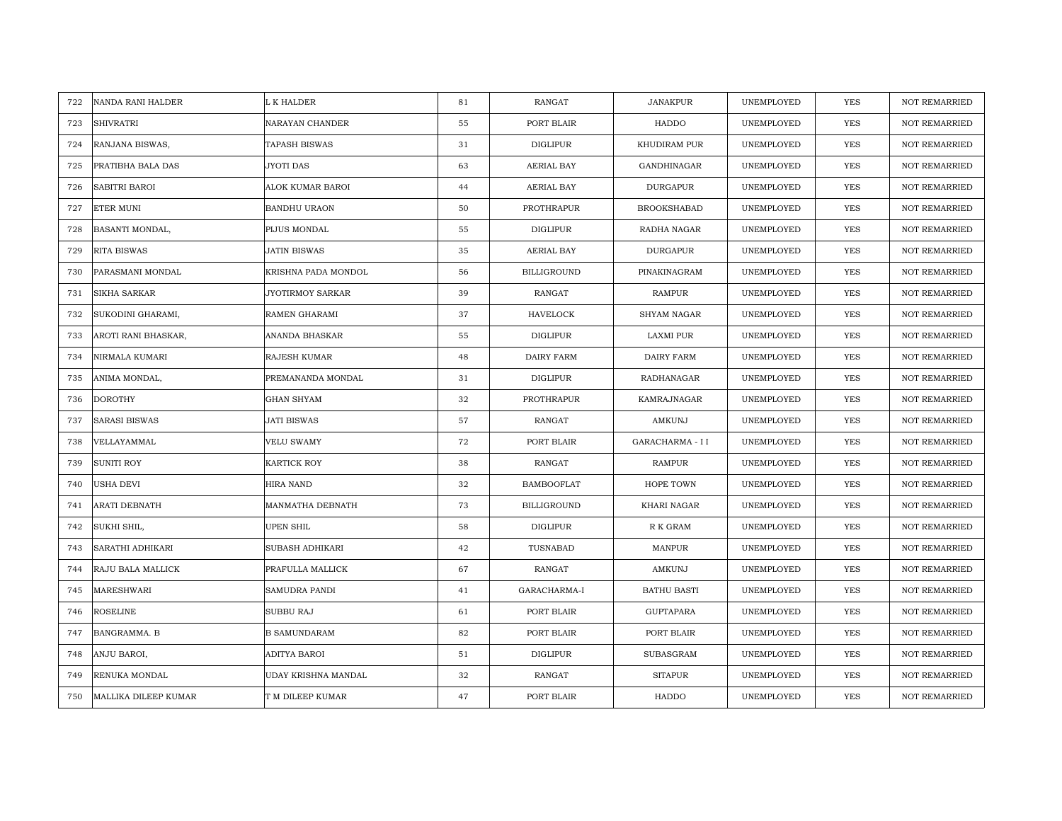| 722 | NANDA RANI HALDER | L K HALDER | 81 | RANGAT | JANAKPUR | UNEMPLOYED | YES | NOT REMARRIED |
|---|---|---|---|---|---|---|---|---|
| 723 | SHIVRATRI | NARAYAN CHANDER | 55 | PORT BLAIR | HADDO | UNEMPLOYED | YES | NOT REMARRIED |
| 724 | RANJANA BISWAS, | TAPASH BISWAS | 31 | DIGLIPUR | KHUDIRAM PUR | UNEMPLOYED | YES | NOT REMARRIED |
| 725 | PRATIBHA BALA DAS | JYOTI DAS | 63 | AERIAL BAY | GANDHINAGAR | UNEMPLOYED | YES | NOT REMARRIED |
| 726 | SABITRI BAROI | ALOK KUMAR BAROI | 44 | AERIAL BAY | DURGAPUR | UNEMPLOYED | YES | NOT REMARRIED |
| 727 | ETER MUNI | BANDHU URAON | 50 | PROTHRAPUR | BROOKSHABAD | UNEMPLOYED | YES | NOT REMARRIED |
| 728 | BASANTI MONDAL, | PIJUS MONDAL | 55 | DIGLIPUR | RADHA NAGAR | UNEMPLOYED | YES | NOT REMARRIED |
| 729 | RITA BISWAS | JATIN BISWAS | 35 | AERIAL BAY | DURGAPUR | UNEMPLOYED | YES | NOT REMARRIED |
| 730 | PARASMANI MONDAL | KRISHNA PADA MONDOL | 56 | BILLIGROUND | PINAKINAGRAM | UNEMPLOYED | YES | NOT REMARRIED |
| 731 | SIKHA SARKAR | JYOTIRMOY SARKAR | 39 | RANGAT | RAMPUR | UNEMPLOYED | YES | NOT REMARRIED |
| 732 | SUKODINI GHARAMI, | RAMEN GHARAMI | 37 | HAVELOCK | SHYAM NAGAR | UNEMPLOYED | YES | NOT REMARRIED |
| 733 | AROTI RANI BHASKAR, | ANANDA BHASKAR | 55 | DIGLIPUR | LAXMI PUR | UNEMPLOYED | YES | NOT REMARRIED |
| 734 | NIRMALA KUMARI | RAJESH KUMAR | 48 | DAIRY FARM | DAIRY FARM | UNEMPLOYED | YES | NOT REMARRIED |
| 735 | ANIMA MONDAL, | PREMANANDA MONDAL | 31 | DIGLIPUR | RADHANAGAR | UNEMPLOYED | YES | NOT REMARRIED |
| 736 | DOROTHY | GHAN SHYAM | 32 | PROTHRAPUR | KAMRAJNAGAR | UNEMPLOYED | YES | NOT REMARRIED |
| 737 | SARASI BISWAS | JATI BISWAS | 57 | RANGAT | AMKUNJ | UNEMPLOYED | YES | NOT REMARRIED |
| 738 | VELLAYAMMAL | VELU SWAMY | 72 | PORT BLAIR | GARACHARMA - I I | UNEMPLOYED | YES | NOT REMARRIED |
| 739 | SUNITI ROY | KARTICK ROY | 38 | RANGAT | RAMPUR | UNEMPLOYED | YES | NOT REMARRIED |
| 740 | USHA DEVI | HIRA NAND | 32 | BAMBOOFLAT | HOPE TOWN | UNEMPLOYED | YES | NOT REMARRIED |
| 741 | ARATI DEBNATH | MANMATHA DEBNATH | 73 | BILLIGROUND | KHARI NAGAR | UNEMPLOYED | YES | NOT REMARRIED |
| 742 | SUKHI SHIL, | UPEN SHIL | 58 | DIGLIPUR | R K GRAM | UNEMPLOYED | YES | NOT REMARRIED |
| 743 | SARATHI ADHIKARI | SUBASH ADHIKARI | 42 | TUSNABAD | MANPUR | UNEMPLOYED | YES | NOT REMARRIED |
| 744 | RAJU BALA MALLICK | PRAFULLA MALLICK | 67 | RANGAT | AMKUNJ | UNEMPLOYED | YES | NOT REMARRIED |
| 745 | MARESHWARI | SAMUDRA PANDI | 41 | GARACHARMA-I | BATHU BASTI | UNEMPLOYED | YES | NOT REMARRIED |
| 746 | ROSELINE | SUBBU RAJ | 61 | PORT BLAIR | GUPTAPARA | UNEMPLOYED | YES | NOT REMARRIED |
| 747 | BANGRAMMA. B | B SAMUNDARAM | 82 | PORT BLAIR | PORT BLAIR | UNEMPLOYED | YES | NOT REMARRIED |
| 748 | ANJU BAROI, | ADITYA BAROI | 51 | DIGLIPUR | SUBASGRAM | UNEMPLOYED | YES | NOT REMARRIED |
| 749 | RENUKA MONDAL | UDAY KRISHNA MANDAL | 32 | RANGAT | SITAPUR | UNEMPLOYED | YES | NOT REMARRIED |
| 750 | MALLIKA DILEEP KUMAR | T M DILEEP KUMAR | 47 | PORT BLAIR | HADDO | UNEMPLOYED | YES | NOT REMARRIED |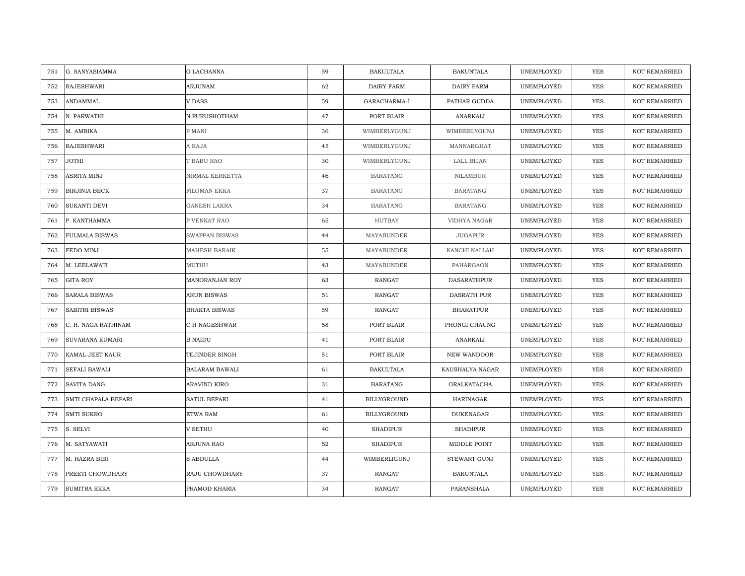| 751 | G. SANYASIAMMA | G LACHANNA | 59 | BAKULTALA | BAKUNTALA | UNEMPLOYED | YES | NOT REMARRIED |
|---|---|---|---|---|---|---|---|---|
| 752 | RAJESHWARI | ARJUNAM | 62 | DAIRY FARM | DAIRY FARM | UNEMPLOYED | YES | NOT REMARRIED |
| 753 | ANDAMMAL | V DASS | 59 | GARACHARMA-I | PATHAR GUDDA | UNEMPLOYED | YES | NOT REMARRIED |
| 754 | N. PARWATHI | N PURUSHOTHAM | 47 | PORT BLAIR | ANARKALI | UNEMPLOYED | YES | NOT REMARRIED |
| 755 | M. AMBIKA | P MANI | 36 | WIMBERLYGUNJ | WIMBERLYGUNJ | UNEMPLOYED | YES | NOT REMARRIED |
| 756 | RAJESHWARI | A RAJA | 45 | WIMBERLYGUNJ | MANNARGHAT | UNEMPLOYED | YES | NOT REMARRIED |
| 757 | JOTHI | T BABU RAO | 30 | WIMBERLYGUNJ | LALL BIJAN | UNEMPLOYED | YES | NOT REMARRIED |
| 758 | ASRITA MINJ | NIRMAL KERKETTA | 46 | BARATANG | NILAMBUR | UNEMPLOYED | YES | NOT REMARRIED |
| 759 | BIRJINIA BECK | FILOMAN EKKA | 37 | BARATANG | BARATANG | UNEMPLOYED | YES | NOT REMARRIED |
| 760 | SUKANTI DEVI | GANESH LAKRA | 34 | BARATANG | BARATANG | UNEMPLOYED | YES | NOT REMARRIED |
| 761 | P. KANTHAMMA | P VENKAT RAO | 65 | HUTBAY | VIDHYA NAGAR | UNEMPLOYED | YES | NOT REMARRIED |
| 762 | FULMALA BISWAS | SWAPPAN BISWAS | 44 | MAYABUNDER | JUGAPUR | UNEMPLOYED | YES | NOT REMARRIED |
| 763 | FEDO MINJ | MAHESH BARAIK | 55 | MAYABUNDER | KANCHI NALLAH | UNEMPLOYED | YES | NOT REMARRIED |
| 764 | M. LEELAWATI | MUTHU | 43 | MAYABUNDER | PAHARGAON | UNEMPLOYED | YES | NOT REMARRIED |
| 765 | GITA ROY | MANORANJAN ROY | 63 | RANGAT | DASARATHPUR | UNEMPLOYED | YES | NOT REMARRIED |
| 766 | SARALA BISWAS | ARUN BISWAS | 51 | RANGAT | DASRATH PUR | UNEMPLOYED | YES | NOT REMARRIED |
| 767 | SABITRI BISWAS | BHAKTA BISWAS | 59 | RANGAT | BHARATPUR | UNEMPLOYED | YES | NOT REMARRIED |
| 768 | C. H. NAGA RATHINAM | C H NAGESHWAR | 58 | PORT BLAIR | PHONGI CHAUNG | UNEMPLOYED | YES | NOT REMARRIED |
| 769 | SUVARANA KUMARI | B NAIDU | 41 | PORT BLAIR | ANARKALI | UNEMPLOYED | YES | NOT REMARRIED |
| 770 | KAMAL JEET KAUR | TEJINDER SINGH | 51 | PORT BLAIR | NEW WANDOOR | UNEMPLOYED | YES | NOT REMARRIED |
| 771 | SEFALI BAWALI | BALARAM BAWALI | 61 | BAKULTALA | KAUSHALYA NAGAR | UNEMPLOYED | YES | NOT REMARRIED |
| 772 | SAVITA DANG | ARAVIND KIRO | 31 | BARATANG | ORALKATACHA | UNEMPLOYED | YES | NOT REMARRIED |
| 773 | SMTI CHAPALA BEPARI | SATUL BEPARI | 41 | BILLYGROUND | HARINAGAR | UNEMPLOYED | YES | NOT REMARRIED |
| 774 | SMTI SUKRO | ETWA RAM | 61 | BILLYGROUND | DUKENAGAR | UNEMPLOYED | YES | NOT REMARRIED |
| 775 | S. SELVI | V SETHU | 40 | SHADIPUR | SHADIPUR | UNEMPLOYED | YES | NOT REMARRIED |
| 776 | M. SATYAWATI | ARJUNA RAO | 52 | SHADIPUR | MIDDLE POINT | UNEMPLOYED | YES | NOT REMARRIED |
| 777 | M. HAZRA BIBI | S ABDULLA | 44 | WIMBERLIGUNJ | STEWART GUNJ | UNEMPLOYED | YES | NOT REMARRIED |
| 778 | PREETI CHOWDHARY | RAJU CHOWDHARY | 37 | RANGAT | BAKUNTALA | UNEMPLOYED | YES | NOT REMARRIED |
| 779 | SUMITRA EKKA | PRAMOD KHARIA | 34 | RANGAT | PARANSHALA | UNEMPLOYED | YES | NOT REMARRIED |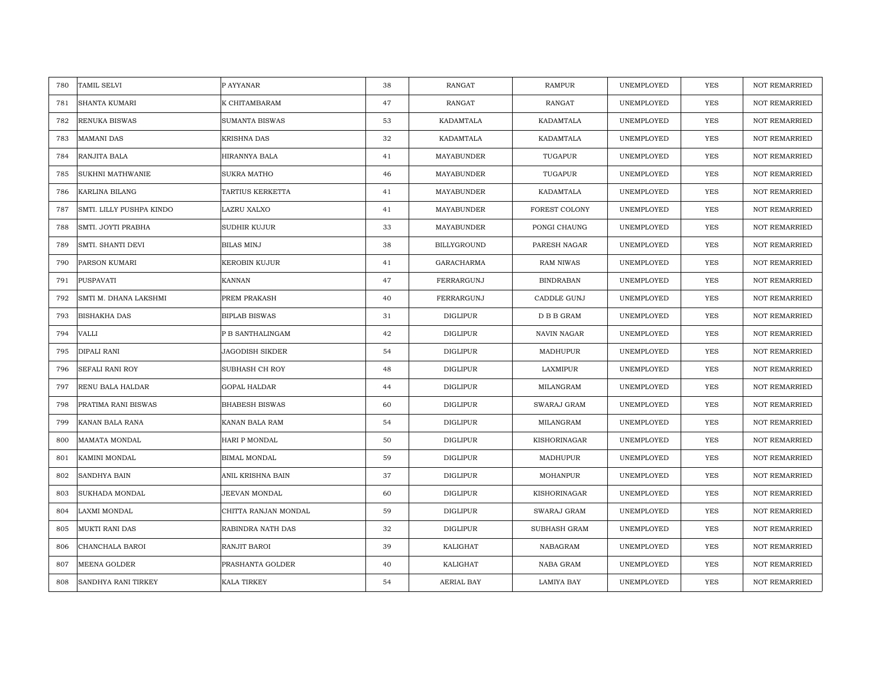| 780 | TAMIL SELVI | P AYYANAR | 38 | RANGAT | RAMPUR | UNEMPLOYED | YES | NOT REMARRIED |
|---|---|---|---|---|---|---|---|---|
| 781 | SHANTA KUMARI | K CHITAMBARAM | 47 | RANGAT | RANGAT | UNEMPLOYED | YES | NOT REMARRIED |
| 782 | RENUKA BISWAS | SUMANTA BISWAS | 53 | KADAMTALA | KADAMTALA | UNEMPLOYED | YES | NOT REMARRIED |
| 783 | MAMANI DAS | KRISHNA DAS | 32 | KADAMTALA | KADAMTALA | UNEMPLOYED | YES | NOT REMARRIED |
| 784 | RANJITA BALA | HIRANNYA BALA | 41 | MAYABUNDER | TUGAPUR | UNEMPLOYED | YES | NOT REMARRIED |
| 785 | SUKHNI MATHWANIE | SUKRA MATHO | 46 | MAYABUNDER | TUGAPUR | UNEMPLOYED | YES | NOT REMARRIED |
| 786 | KARLINA BILANG | TARTIUS KERKETTA | 41 | MAYABUNDER | KADAMTALA | UNEMPLOYED | YES | NOT REMARRIED |
| 787 | SMTI. LILLY PUSHPA KINDO | LAZRU XALXO | 41 | MAYABUNDER | FOREST COLONY | UNEMPLOYED | YES | NOT REMARRIED |
| 788 | SMTI. JOYTI PRABHA | SUDHIR KUJUR | 33 | MAYABUNDER | PONGI CHAUNG | UNEMPLOYED | YES | NOT REMARRIED |
| 789 | SMTI. SHANTI DEVI | BILAS MINJ | 38 | BILLYGROUND | PARESH NAGAR | UNEMPLOYED | YES | NOT REMARRIED |
| 790 | PARSON KUMARI | KEROBIN KUJUR | 41 | GARACHARMA | RAM NIWAS | UNEMPLOYED | YES | NOT REMARRIED |
| 791 | PUSPAVATI | KANNAN | 47 | FERRARGUNJ | BINDRABAN | UNEMPLOYED | YES | NOT REMARRIED |
| 792 | SMTI M. DHANA LAKSHMI | PREM PRAKASH | 40 | FERRARGUNJ | CADDLE GUNJ | UNEMPLOYED | YES | NOT REMARRIED |
| 793 | BISHAKHA DAS | BIPLAB BISWAS | 31 | DIGLIPUR | D B B GRAM | UNEMPLOYED | YES | NOT REMARRIED |
| 794 | VALLI | P B SANTHALINGAM | 42 | DIGLIPUR | NAVIN NAGAR | UNEMPLOYED | YES | NOT REMARRIED |
| 795 | DIPALI RANI | JAGODISH SIKDER | 54 | DIGLIPUR | MADHUPUR | UNEMPLOYED | YES | NOT REMARRIED |
| 796 | SEFALI RANI ROY | SUBHASH CH ROY | 48 | DIGLIPUR | LAXMIPUR | UNEMPLOYED | YES | NOT REMARRIED |
| 797 | RENU BALA HALDAR | GOPAL HALDAR | 44 | DIGLIPUR | MILANGRAM | UNEMPLOYED | YES | NOT REMARRIED |
| 798 | PRATIMA RANI BISWAS | BHABESH BISWAS | 60 | DIGLIPUR | SWARAJ GRAM | UNEMPLOYED | YES | NOT REMARRIED |
| 799 | KANAN BALA RANA | KANAN BALA RAM | 54 | DIGLIPUR | MILANGRAM | UNEMPLOYED | YES | NOT REMARRIED |
| 800 | MAMATA MONDAL | HARI P MONDAL | 50 | DIGLIPUR | KISHORINAGAR | UNEMPLOYED | YES | NOT REMARRIED |
| 801 | KAMINI MONDAL | BIMAL MONDAL | 59 | DIGLIPUR | MADHUPUR | UNEMPLOYED | YES | NOT REMARRIED |
| 802 | SANDHYA BAIN | ANIL KRISHNA BAIN | 37 | DIGLIPUR | MOHANPUR | UNEMPLOYED | YES | NOT REMARRIED |
| 803 | SUKHADA MONDAL | JEEVAN MONDAL | 60 | DIGLIPUR | KISHORINAGAR | UNEMPLOYED | YES | NOT REMARRIED |
| 804 | LAXMI MONDAL | CHITTA RANJAN MONDAL | 59 | DIGLIPUR | SWARAJ GRAM | UNEMPLOYED | YES | NOT REMARRIED |
| 805 | MUKTI RANI DAS | RABINDRA NATH DAS | 32 | DIGLIPUR | SUBHASH GRAM | UNEMPLOYED | YES | NOT REMARRIED |
| 806 | CHANCHALA BAROI | RANJIT BAROI | 39 | KALIGHAT | NABAGRAM | UNEMPLOYED | YES | NOT REMARRIED |
| 807 | MEENA GOLDER | PRASHANTA GOLDER | 40 | KALIGHAT | NABA GRAM | UNEMPLOYED | YES | NOT REMARRIED |
| 808 | SANDHYA RANI TIRKEY | KALA TIRKEY | 54 | AERIAL BAY | LAMIYA BAY | UNEMPLOYED | YES | NOT REMARRIED |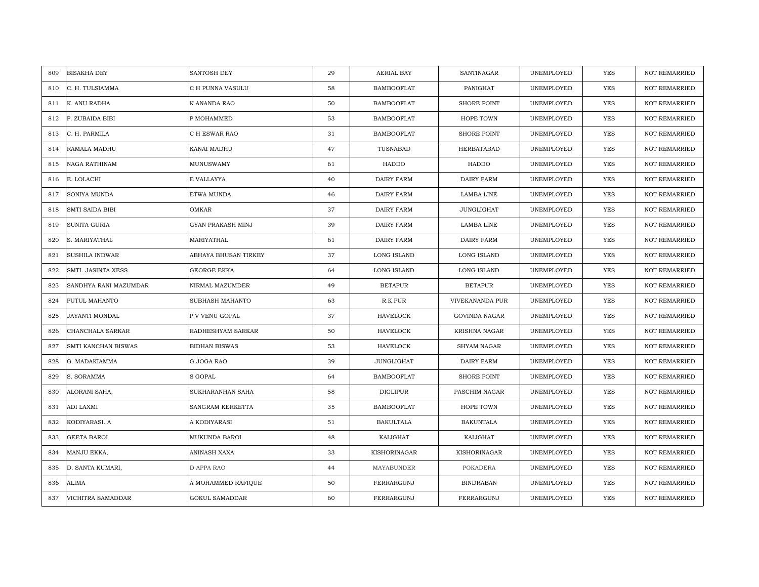| 809 | BISAKHA DEY | SANTOSH DEY | 29 | AERIAL BAY | SANTINAGAR | UNEMPLOYED | YES | NOT REMARRIED |
|---|---|---|---|---|---|---|---|---|
| 810 | C. H. TULSIAMMA | C H PUNNA VASULU | 58 | BAMBOOFLAT | PANIGHAT | UNEMPLOYED | YES | NOT REMARRIED |
| 811 | K. ANU RADHA | K ANANDA RAO | 50 | BAMBOOFLAT | SHORE POINT | UNEMPLOYED | YES | NOT REMARRIED |
| 812 | P. ZUBAIDA BIBI | P MOHAMMED | 53 | BAMBOOFLAT | HOPE TOWN | UNEMPLOYED | YES | NOT REMARRIED |
| 813 | C. H. PARMILA | C H ESWAR RAO | 31 | BAMBOOFLAT | SHORE POINT | UNEMPLOYED | YES | NOT REMARRIED |
| 814 | RAMALA MADHU | KANAI MADHU | 47 | TUSNABAD | HERBATABAD | UNEMPLOYED | YES | NOT REMARRIED |
| 815 | NAGA RATHINAM | MUNUSWAMY | 61 | HADDO | HADDO | UNEMPLOYED | YES | NOT REMARRIED |
| 816 | E. LOLACHI | E VALLAYYA | 40 | DAIRY FARM | DAIRY FARM | UNEMPLOYED | YES | NOT REMARRIED |
| 817 | SONIYA MUNDA | ETWA MUNDA | 46 | DAIRY FARM | LAMBA LINE | UNEMPLOYED | YES | NOT REMARRIED |
| 818 | SMTI SAIDA BIBI | OMKAR | 37 | DAIRY FARM | JUNGLIGHAT | UNEMPLOYED | YES | NOT REMARRIED |
| 819 | SUNITA GURIA | GYAN PRAKASH MINJ | 39 | DAIRY FARM | LAMBA LINE | UNEMPLOYED | YES | NOT REMARRIED |
| 820 | S. MARIYATHAL | MARIYATHAL | 61 | DAIRY FARM | DAIRY FARM | UNEMPLOYED | YES | NOT REMARRIED |
| 821 | SUSHILA INDWAR | ABHAYA BHUSAN TIRKEY | 37 | LONG ISLAND | LONG ISLAND | UNEMPLOYED | YES | NOT REMARRIED |
| 822 | SMTI. JASINTA XESS | GEORGE EKKA | 64 | LONG ISLAND | LONG ISLAND | UNEMPLOYED | YES | NOT REMARRIED |
| 823 | SANDHYA RANI MAZUMDAR | NIRMAL MAZUMDER | 49 | BETAPUR | BETAPUR | UNEMPLOYED | YES | NOT REMARRIED |
| 824 | PUTUL MAHANTO | SUBHASH MAHANTO | 63 | R.K.PUR | VIVEKANANDA PUR | UNEMPLOYED | YES | NOT REMARRIED |
| 825 | JAYANTI MONDAL | P V VENU GOPAL | 37 | HAVELOCK | GOVINDA NAGAR | UNEMPLOYED | YES | NOT REMARRIED |
| 826 | CHANCHALA SARKAR | RADHESHYAM SARKAR | 50 | HAVELOCK | KRISHNA NAGAR | UNEMPLOYED | YES | NOT REMARRIED |
| 827 | SMTI KANCHAN BISWAS | BIDHAN BISWAS | 53 | HAVELOCK | SHYAM NAGAR | UNEMPLOYED | YES | NOT REMARRIED |
| 828 | G. MADAKIAMMA | G JOGA RAO | 39 | JUNGLIGHAT | DAIRY FARM | UNEMPLOYED | YES | NOT REMARRIED |
| 829 | S. SORAMMA | S GOPAL | 64 | BAMBOOFLAT | SHORE POINT | UNEMPLOYED | YES | NOT REMARRIED |
| 830 | ALORANI SAHA, | SUKHARANHAN SAHA | 58 | DIGLIPUR | PASCHIM NAGAR | UNEMPLOYED | YES | NOT REMARRIED |
| 831 | ADI LAXMI | SANGRAM KERKETTA | 35 | BAMBOOFLAT | HOPE TOWN | UNEMPLOYED | YES | NOT REMARRIED |
| 832 | KODIYARASI. A | A KODIYARASI | 51 | BAKULTALA | BAKUNTALA | UNEMPLOYED | YES | NOT REMARRIED |
| 833 | GEETA BAROI | MUKUNDA BAROI | 48 | KALIGHAT | KALIGHAT | UNEMPLOYED | YES | NOT REMARRIED |
| 834 | MANJU EKKA, | ANINASH XAXA | 33 | KISHORINAGAR | KISHORINAGAR | UNEMPLOYED | YES | NOT REMARRIED |
| 835 | D. SANTA KUMARI, | D APPA RAO | 44 | MAYABUNDER | POKADERA | UNEMPLOYED | YES | NOT REMARRIED |
| 836 | ALIMA | A MOHAMMED RAFIQUE | 50 | FERRARGUNJ | BINDRABAN | UNEMPLOYED | YES | NOT REMARRIED |
| 837 | VICHITRA SAMADDAR | GOKUL SAMADDAR | 60 | FERRARGUNJ | FERRARGUNJ | UNEMPLOYED | YES | NOT REMARRIED |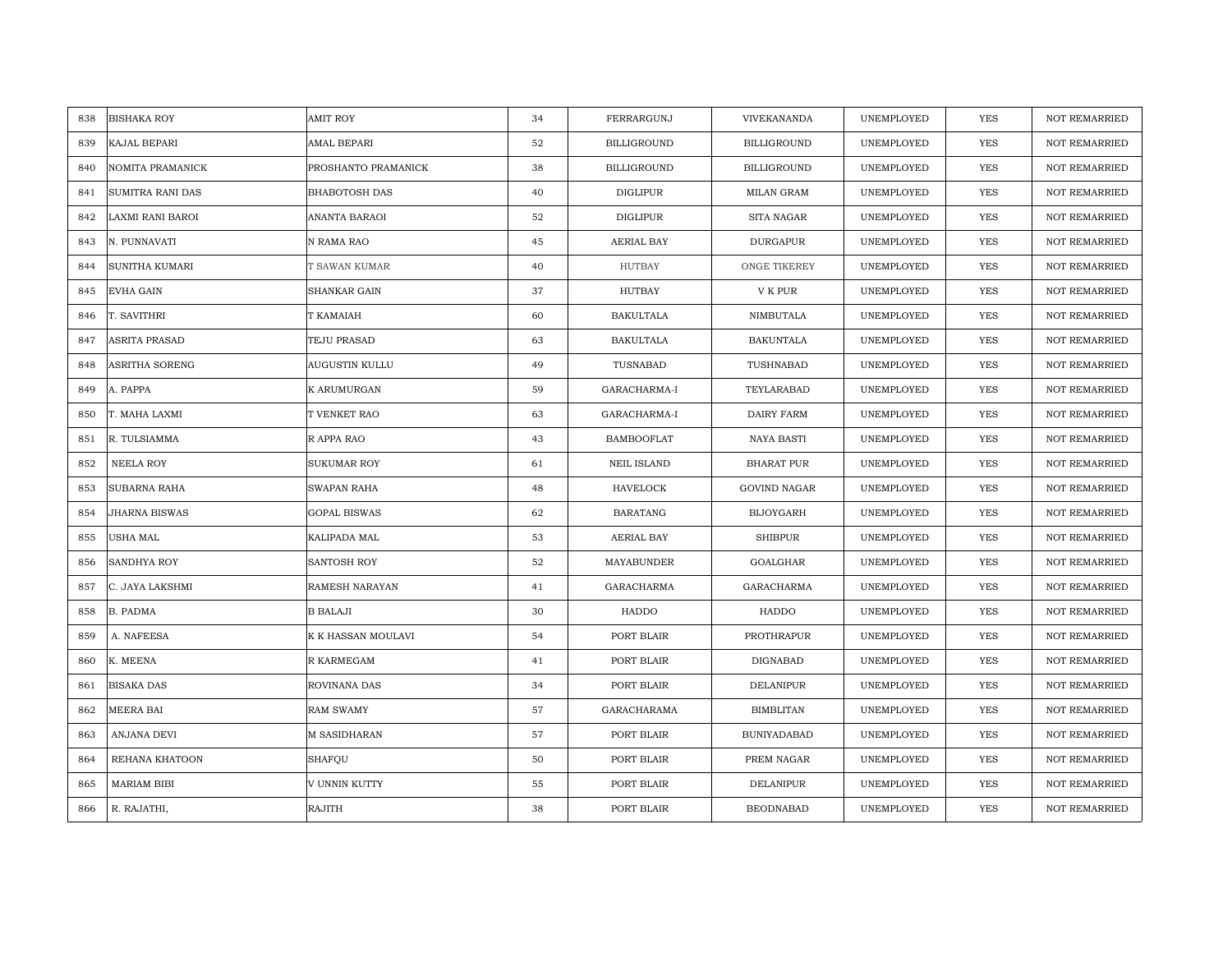| 838 | BISHAKA ROY | AMIT ROY | 34 | FERRARGUNJ | VIVEKANANDA | UNEMPLOYED | YES | NOT REMARRIED |
|---|---|---|---|---|---|---|---|---|
| 839 | KAJAL BEPARI | AMAL BEPARI | 52 | BILLIGROUND | BILLIGROUND | UNEMPLOYED | YES | NOT REMARRIED |
| 840 | NOMITA PRAMANICK | PROSHANTO PRAMANICK | 38 | BILLIGROUND | BILLIGROUND | UNEMPLOYED | YES | NOT REMARRIED |
| 841 | SUMITRA RANI DAS | BHABOTOSH DAS | 40 | DIGLIPUR | MILAN GRAM | UNEMPLOYED | YES | NOT REMARRIED |
| 842 | LAXMI RANI BAROI | ANANTA BARAOI | 52 | DIGLIPUR | SITA NAGAR | UNEMPLOYED | YES | NOT REMARRIED |
| 843 | N. PUNNAVATI | N RAMA RAO | 45 | AERIAL BAY | DURGAPUR | UNEMPLOYED | YES | NOT REMARRIED |
| 844 | SUNITHA KUMARI | T SAWAN KUMAR | 40 | HUTBAY | ONGE TIKEREY | UNEMPLOYED | YES | NOT REMARRIED |
| 845 | EVHA GAIN | SHANKAR GAIN | 37 | HUTBAY | V K PUR | UNEMPLOYED | YES | NOT REMARRIED |
| 846 | T. SAVITHRI | T KAMAIAH | 60 | BAKULTALA | NIMBUTALA | UNEMPLOYED | YES | NOT REMARRIED |
| 847 | ASRITA PRASAD | TEJU PRASAD | 63 | BAKULTALA | BAKUNTALA | UNEMPLOYED | YES | NOT REMARRIED |
| 848 | ASRITHA SORENG | AUGUSTIN KULLU | 49 | TUSNABAD | TUSHNABAD | UNEMPLOYED | YES | NOT REMARRIED |
| 849 | A. PAPPA | K ARUMURGAN | 59 | GARACHARMA-I | TEYLARABAD | UNEMPLOYED | YES | NOT REMARRIED |
| 850 | T. MAHA LAXMI | T VENKET RAO | 63 | GARACHARMA-I | DAIRY FARM | UNEMPLOYED | YES | NOT REMARRIED |
| 851 | R. TULSIAMMA | R APPA RAO | 43 | BAMBOOFLAT | NAYA BASTI | UNEMPLOYED | YES | NOT REMARRIED |
| 852 | NEELA ROY | SUKUMAR ROY | 61 | NEIL ISLAND | BHARAT PUR | UNEMPLOYED | YES | NOT REMARRIED |
| 853 | SUBARNA RAHA | SWAPAN RAHA | 48 | HAVELOCK | GOVIND NAGAR | UNEMPLOYED | YES | NOT REMARRIED |
| 854 | JHARNA BISWAS | GOPAL BISWAS | 62 | BARATANG | BIJOYGARH | UNEMPLOYED | YES | NOT REMARRIED |
| 855 | USHA MAL | KALIPADA MAL | 53 | AERIAL BAY | SHIBPUR | UNEMPLOYED | YES | NOT REMARRIED |
| 856 | SANDHYA ROY | SANTOSH ROY | 52 | MAYABUNDER | GOALGHAR | UNEMPLOYED | YES | NOT REMARRIED |
| 857 | C. JAYA LAKSHMI | RAMESH NARAYAN | 41 | GARACHARMA | GARACHARMA | UNEMPLOYED | YES | NOT REMARRIED |
| 858 | B. PADMA | B BALAJI | 30 | HADDO | HADDO | UNEMPLOYED | YES | NOT REMARRIED |
| 859 | A. NAFEESA | K K HASSAN MOULAVI | 54 | PORT BLAIR | PROTHRAPUR | UNEMPLOYED | YES | NOT REMARRIED |
| 860 | K. MEENA | R KARMEGAM | 41 | PORT BLAIR | DIGNABAD | UNEMPLOYED | YES | NOT REMARRIED |
| 861 | BISAKA DAS | ROVINANA DAS | 34 | PORT BLAIR | DELANIPUR | UNEMPLOYED | YES | NOT REMARRIED |
| 862 | MEERA BAI | RAM SWAMY | 57 | GARACHARAMA | BIMBLITAN | UNEMPLOYED | YES | NOT REMARRIED |
| 863 | ANJANA DEVI | M SASIDHARAN | 57 | PORT BLAIR | BUNIYADABAD | UNEMPLOYED | YES | NOT REMARRIED |
| 864 | REHANA KHATOON | SHAFQU | 50 | PORT BLAIR | PREM NAGAR | UNEMPLOYED | YES | NOT REMARRIED |
| 865 | MARIAM BIBI | V UNNIN KUTTY | 55 | PORT BLAIR | DELANIPUR | UNEMPLOYED | YES | NOT REMARRIED |
| 866 | R. RAJATHI, | RAJITH | 38 | PORT BLAIR | BEODNABAD | UNEMPLOYED | YES | NOT REMARRIED |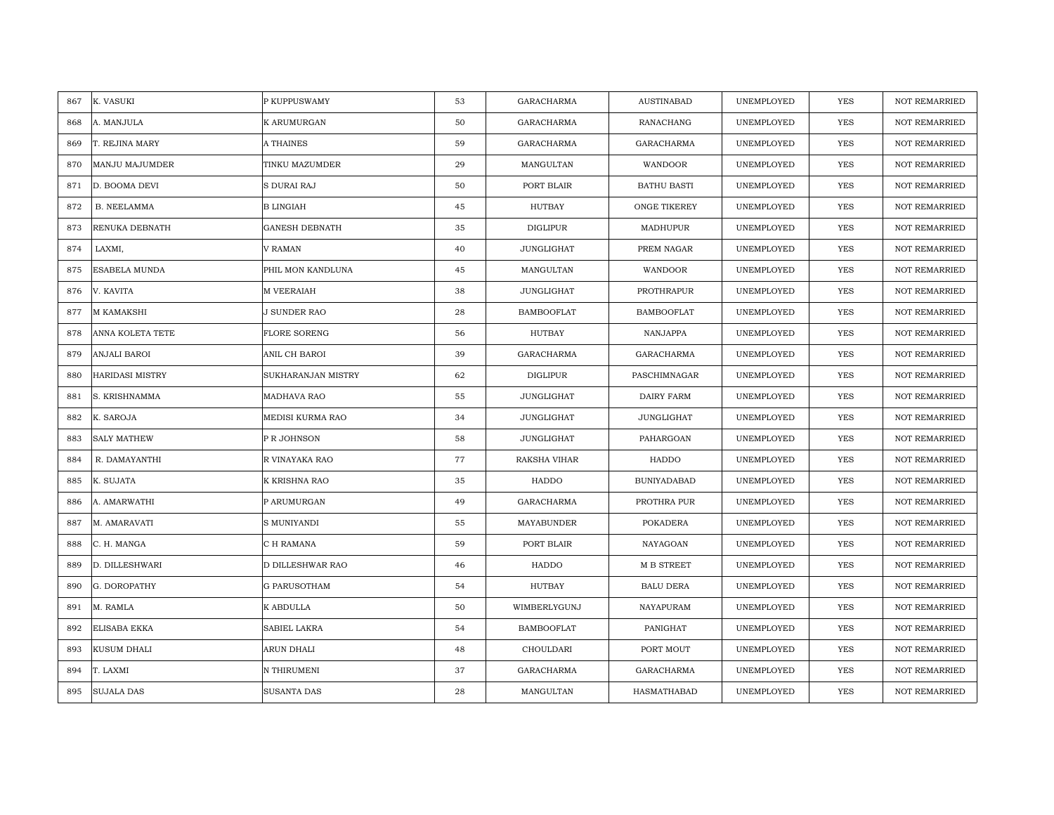| | | | | | | | | |
|---|---|---|---|---|---|---|---|---|
| 867 | K. VASUKI | P KUPPUSWAMY | 53 | GARACHARMA | AUSTINABAD | UNEMPLOYED | YES | NOT REMARRIED |
| 868 | A. MANJULA | K ARUMURGAN | 50 | GARACHARMA | RANACHANG | UNEMPLOYED | YES | NOT REMARRIED |
| 869 | T. REJINA MARY | A THAINES | 59 | GARACHARMA | GARACHARMA | UNEMPLOYED | YES | NOT REMARRIED |
| 870 | MANJU MAJUMDER | TINKU MAZUMDER | 29 | MANGULTAN | WANDOOR | UNEMPLOYED | YES | NOT REMARRIED |
| 871 | D. BOOMA DEVI | S DURAI RAJ | 50 | PORT BLAIR | BATHU BASTI | UNEMPLOYED | YES | NOT REMARRIED |
| 872 | B. NEELAMMA | B LINGIAH | 45 | HUTBAY | ONGE TIKEREY | UNEMPLOYED | YES | NOT REMARRIED |
| 873 | RENUKA DEBNATH | GANESH DEBNATH | 35 | DIGLIPUR | MADHUPUR | UNEMPLOYED | YES | NOT REMARRIED |
| 874 | LAXMI, | V RAMAN | 40 | JUNGLIGHAT | PREM NAGAR | UNEMPLOYED | YES | NOT REMARRIED |
| 875 | ESABELA MUNDA | PHIL MON KANDLUNA | 45 | MANGULTAN | WANDOOR | UNEMPLOYED | YES | NOT REMARRIED |
| 876 | V. KAVITA | M VEERAIAH | 38 | JUNGLIGHAT | PROTHRAPUR | UNEMPLOYED | YES | NOT REMARRIED |
| 877 | M KAMAKSHI | J SUNDER RAO | 28 | BAMBOOFLAT | BAMBOOFLAT | UNEMPLOYED | YES | NOT REMARRIED |
| 878 | ANNA KOLETA TETE | FLORE SORENG | 56 | HUTBAY | NANJAPPA | UNEMPLOYED | YES | NOT REMARRIED |
| 879 | ANJALI BAROI | ANIL CH BAROI | 39 | GARACHARMA | GARACHARMA | UNEMPLOYED | YES | NOT REMARRIED |
| 880 | HARIDASI MISTRY | SUKHARANJAN MISTRY | 62 | DIGLIPUR | PASCHIMNAGAR | UNEMPLOYED | YES | NOT REMARRIED |
| 881 | S. KRISHNAMMA | MADHAVA RAO | 55 | JUNGLIGHAT | DAIRY FARM | UNEMPLOYED | YES | NOT REMARRIED |
| 882 | K. SAROJA | MEDISI KURMA RAO | 34 | JUNGLIGHAT | JUNGLIGHAT | UNEMPLOYED | YES | NOT REMARRIED |
| 883 | SALY MATHEW | P R JOHNSON | 58 | JUNGLIGHAT | PAHARGOAN | UNEMPLOYED | YES | NOT REMARRIED |
| 884 | R. DAMAYANTHI | R VINAYAKA RAO | 77 | RAKSHA VIHAR | HADDO | UNEMPLOYED | YES | NOT REMARRIED |
| 885 | K. SUJATA | K KRISHNA RAO | 35 | HADDO | BUNIYADABAD | UNEMPLOYED | YES | NOT REMARRIED |
| 886 | A. AMARWATHI | P ARUMURGAN | 49 | GARACHARMA | PROTHRA PUR | UNEMPLOYED | YES | NOT REMARRIED |
| 887 | M. AMARAVATI | S MUNIYANDI | 55 | MAYABUNDER | POKADERA | UNEMPLOYED | YES | NOT REMARRIED |
| 888 | C. H. MANGA | C H RAMANA | 59 | PORT BLAIR | NAYAGOAN | UNEMPLOYED | YES | NOT REMARRIED |
| 889 | D. DILLESHWARI | D DILLESHWAR RAO | 46 | HADDO | M B STREET | UNEMPLOYED | YES | NOT REMARRIED |
| 890 | G. DOROPATHY | G PARUSOTHAM | 54 | HUTBAY | BALU DERA | UNEMPLOYED | YES | NOT REMARRIED |
| 891 | M. RAMLA | K ABDULLA | 50 | WIMBERLYGUNJ | NAYAPURAM | UNEMPLOYED | YES | NOT REMARRIED |
| 892 | ELISABA EKKA | SABIEL LAKRA | 54 | BAMBOOFLAT | PANIGHAT | UNEMPLOYED | YES | NOT REMARRIED |
| 893 | KUSUM DHALI | ARUN DHALI | 48 | CHOULDARI | PORT MOUT | UNEMPLOYED | YES | NOT REMARRIED |
| 894 | T. LAXMI | N THIRUMENI | 37 | GARACHARMA | GARACHARMA | UNEMPLOYED | YES | NOT REMARRIED |
| 895 | SUJALA DAS | SUSANTA DAS | 28 | MANGULTAN | HASMATHABAD | UNEMPLOYED | YES | NOT REMARRIED |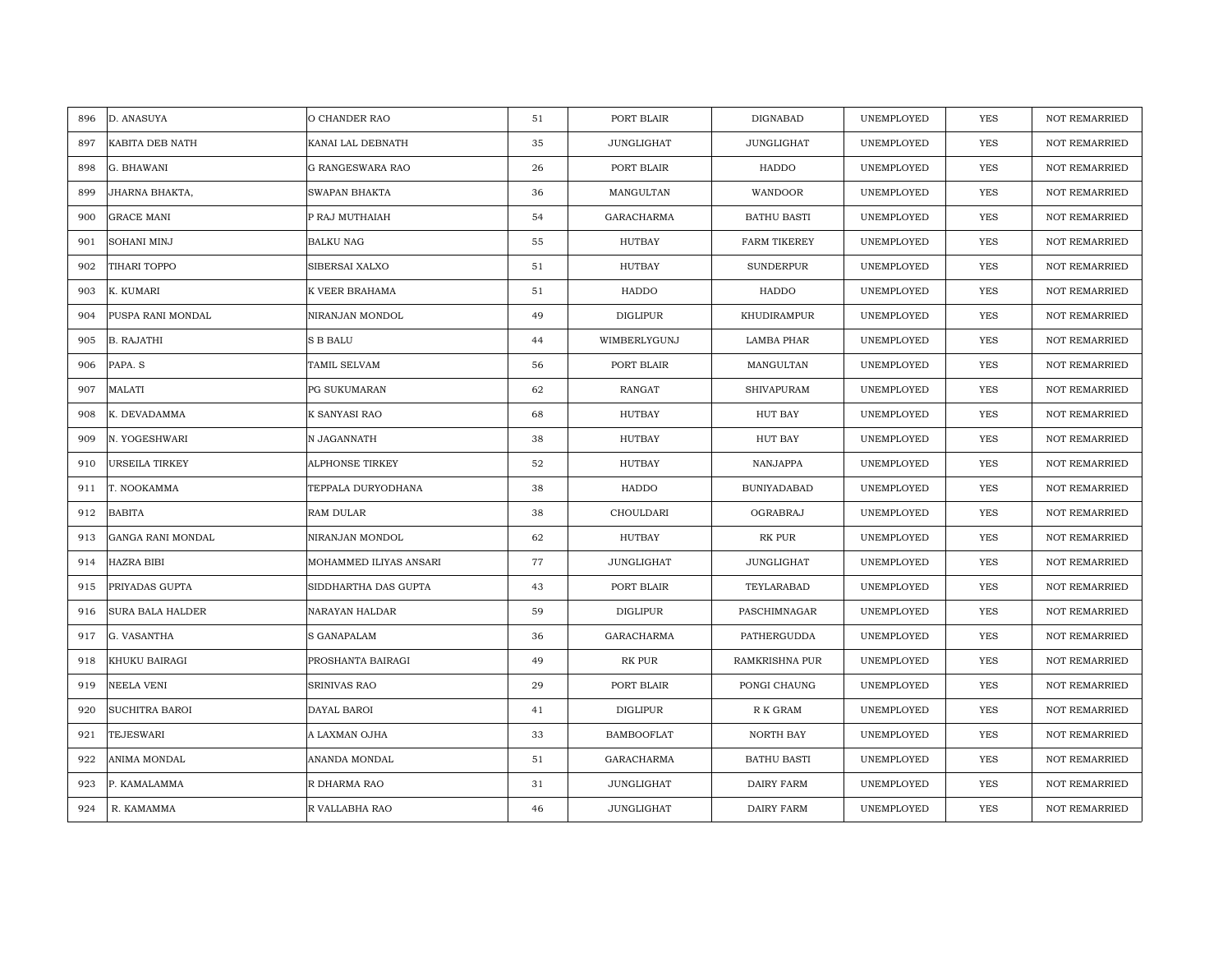| 896 | D. ANASUYA | O CHANDER RAO | 51 | PORT BLAIR | DIGNABAD | UNEMPLOYED | YES | NOT REMARRIED |
|---|---|---|---|---|---|---|---|---|
| 897 | KABITA DEB NATH | KANAI LAL DEBNATH | 35 | JUNGLIGHAT | JUNGLIGHAT | UNEMPLOYED | YES | NOT REMARRIED |
| 898 | G. BHAWANI | G RANGESWARA RAO | 26 | PORT BLAIR | HADDO | UNEMPLOYED | YES | NOT REMARRIED |
| 899 | JHARNA BHAKTA, | SWAPAN BHAKTA | 36 | MANGULTAN | WANDOOR | UNEMPLOYED | YES | NOT REMARRIED |
| 900 | GRACE MANI | P RAJ MUTHAIAH | 54 | GARACHARMA | BATHU BASTI | UNEMPLOYED | YES | NOT REMARRIED |
| 901 | SOHANI MINJ | BALKU NAG | 55 | HUTBAY | FARM TIKEREY | UNEMPLOYED | YES | NOT REMARRIED |
| 902 | TIHARI TOPPO | SIBERSAI XALXO | 51 | HUTBAY | SUNDERPUR | UNEMPLOYED | YES | NOT REMARRIED |
| 903 | K. KUMARI | K VEER BRAHAMA | 51 | HADDO | HADDO | UNEMPLOYED | YES | NOT REMARRIED |
| 904 | PUSPA RANI MONDAL | NIRANJAN MONDOL | 49 | DIGLIPUR | KHUDIRAMPUR | UNEMPLOYED | YES | NOT REMARRIED |
| 905 | B. RAJATHI | S B BALU | 44 | WIMBERLYGUNJ | LAMBA PHAR | UNEMPLOYED | YES | NOT REMARRIED |
| 906 | PAPA. S | TAMIL SELVAM | 56 | PORT BLAIR | MANGULTAN | UNEMPLOYED | YES | NOT REMARRIED |
| 907 | MALATI | PG SUKUMARAN | 62 | RANGAT | SHIVAPURAM | UNEMPLOYED | YES | NOT REMARRIED |
| 908 | K. DEVADAMMA | K SANYASI RAO | 68 | HUTBAY | HUT BAY | UNEMPLOYED | YES | NOT REMARRIED |
| 909 | N. YOGESHWARI | N JAGANNATH | 38 | HUTBAY | HUT BAY | UNEMPLOYED | YES | NOT REMARRIED |
| 910 | URSEILA TIRKEY | ALPHONSE TIRKEY | 52 | HUTBAY | NANJAPPA | UNEMPLOYED | YES | NOT REMARRIED |
| 911 | T. NOOKAMMA | TEPPALA DURYODHANA | 38 | HADDO | BUNIYADABAD | UNEMPLOYED | YES | NOT REMARRIED |
| 912 | BABITA | RAM DULAR | 38 | CHOULDARI | OGRABRAJ | UNEMPLOYED | YES | NOT REMARRIED |
| 913 | GANGA RANI MONDAL | NIRANJAN MONDOL | 62 | HUTBAY | RK PUR | UNEMPLOYED | YES | NOT REMARRIED |
| 914 | HAZRA BIBI | MOHAMMED ILIYAS ANSARI | 77 | JUNGLIGHAT | JUNGLIGHAT | UNEMPLOYED | YES | NOT REMARRIED |
| 915 | PRIYADAS GUPTA | SIDDHARTHA DAS GUPTA | 43 | PORT BLAIR | TEYLARABAD | UNEMPLOYED | YES | NOT REMARRIED |
| 916 | SURA BALA HALDER | NARAYAN HALDAR | 59 | DIGLIPUR | PASCHIMNAGAR | UNEMPLOYED | YES | NOT REMARRIED |
| 917 | G. VASANTHA | S GANAPALAM | 36 | GARACHARMA | PATHERGUDDA | UNEMPLOYED | YES | NOT REMARRIED |
| 918 | KHUKU BAIRAGI | PROSHANTA BAIRAGI | 49 | RK PUR | RAMKRISHNA PUR | UNEMPLOYED | YES | NOT REMARRIED |
| 919 | NEELA VENI | SRINIVAS RAO | 29 | PORT BLAIR | PONGI CHAUNG | UNEMPLOYED | YES | NOT REMARRIED |
| 920 | SUCHITRA BAROI | DAYAL BAROI | 41 | DIGLIPUR | R K GRAM | UNEMPLOYED | YES | NOT REMARRIED |
| 921 | TEJESWARI | A LAXMAN OJHA | 33 | BAMBOOFLAT | NORTH BAY | UNEMPLOYED | YES | NOT REMARRIED |
| 922 | ANIMA MONDAL | ANANDA MONDAL | 51 | GARACHARMA | BATHU BASTI | UNEMPLOYED | YES | NOT REMARRIED |
| 923 | P. KAMALAMMA | R DHARMA RAO | 31 | JUNGLIGHAT | DAIRY FARM | UNEMPLOYED | YES | NOT REMARRIED |
| 924 | R. KAMAMMA | R VALLABHA RAO | 46 | JUNGLIGHAT | DAIRY FARM | UNEMPLOYED | YES | NOT REMARRIED |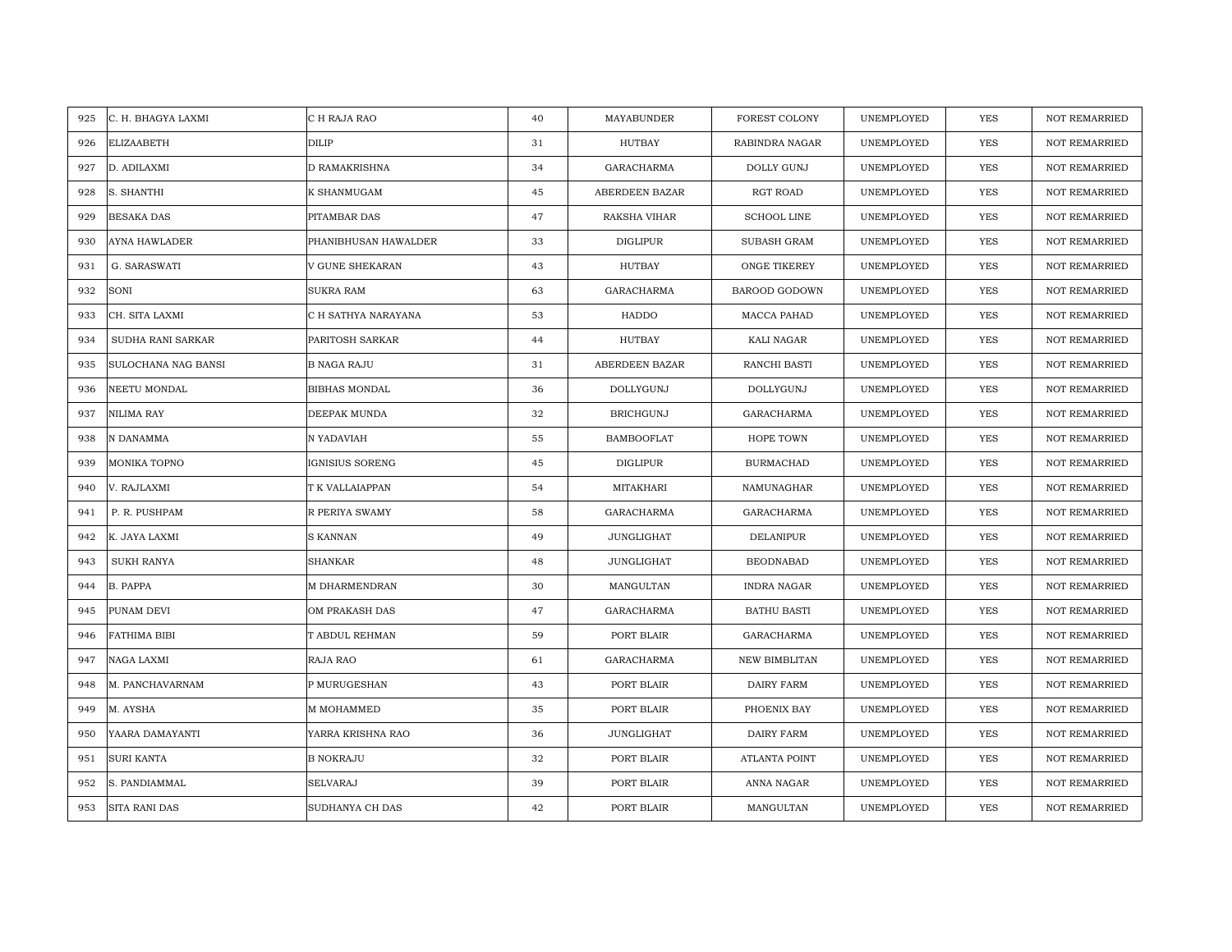| 925 | C. H. BHAGYA LAXMI | C H RAJA RAO | 40 | MAYABUNDER | FOREST COLONY | UNEMPLOYED | YES | NOT REMARRIED |
|---|---|---|---|---|---|---|---|---|
| 926 | ELIZAABETH | DILIP | 31 | HUTBAY | RABINDRA NAGAR | UNEMPLOYED | YES | NOT REMARRIED |
| 927 | D. ADILAXMI | D RAMAKRISHNA | 34 | GARACHARMA | DOLLY GUNJ | UNEMPLOYED | YES | NOT REMARRIED |
| 928 | S. SHANTHI | K SHANMUGAM | 45 | ABERDEEN BAZAR | RGT ROAD | UNEMPLOYED | YES | NOT REMARRIED |
| 929 | BESAKA DAS | PITAMBAR DAS | 47 | RAKSHA VIHAR | SCHOOL LINE | UNEMPLOYED | YES | NOT REMARRIED |
| 930 | AYNA HAWLADER | PHANIBHUSAN HAWALDER | 33 | DIGLIPUR | SUBASH GRAM | UNEMPLOYED | YES | NOT REMARRIED |
| 931 | G. SARASWATI | V GUNE SHEKARAN | 43 | HUTBAY | ONGE TIKEREY | UNEMPLOYED | YES | NOT REMARRIED |
| 932 | SONI | SUKRA RAM | 63 | GARACHARMA | BAROOD GODOWN | UNEMPLOYED | YES | NOT REMARRIED |
| 933 | CH. SITA LAXMI | C H SATHYA NARAYANA | 53 | HADDO | MACCA PAHAD | UNEMPLOYED | YES | NOT REMARRIED |
| 934 | SUDHA RANI SARKAR | PARITOSH SARKAR | 44 | HUTBAY | KALI NAGAR | UNEMPLOYED | YES | NOT REMARRIED |
| 935 | SULOCHANA NAG BANSI | B NAGA RAJU | 31 | ABERDEEN BAZAR | RANCHI BASTI | UNEMPLOYED | YES | NOT REMARRIED |
| 936 | NEETU MONDAL | BIBHAS MONDAL | 36 | DOLLYGUNJ | DOLLYGUNJ | UNEMPLOYED | YES | NOT REMARRIED |
| 937 | NILIMA RAY | DEEPAK MUNDA | 32 | BRICHGUNJ | GARACHARMA | UNEMPLOYED | YES | NOT REMARRIED |
| 938 | N DANAMMA | N YADAVIAH | 55 | BAMBOOFLAT | HOPE TOWN | UNEMPLOYED | YES | NOT REMARRIED |
| 939 | MONIKA TOPNO | IGNISIUS SORENG | 45 | DIGLIPUR | BURMACHAD | UNEMPLOYED | YES | NOT REMARRIED |
| 940 | V. RAJLAXMI | T K VALLAIAPPAN | 54 | MITAKHARI | NAMUNAGHAR | UNEMPLOYED | YES | NOT REMARRIED |
| 941 | P. R. PUSHPAM | R PERIYA SWAMY | 58 | GARACHARMA | GARACHARMA | UNEMPLOYED | YES | NOT REMARRIED |
| 942 | K. JAYA LAXMI | S KANNAN | 49 | JUNGLIGHAT | DELANIPUR | UNEMPLOYED | YES | NOT REMARRIED |
| 943 | SUKH RANYA | SHANKAR | 48 | JUNGLIGHAT | BEODNABAD | UNEMPLOYED | YES | NOT REMARRIED |
| 944 | B. PAPPA | M DHARMENDRAN | 30 | MANGULTAN | INDRA NAGAR | UNEMPLOYED | YES | NOT REMARRIED |
| 945 | PUNAM DEVI | OM PRAKASH DAS | 47 | GARACHARMA | BATHU BASTI | UNEMPLOYED | YES | NOT REMARRIED |
| 946 | FATHIMA BIBI | T ABDUL REHMAN | 59 | PORT BLAIR | GARACHARMA | UNEMPLOYED | YES | NOT REMARRIED |
| 947 | NAGA LAXMI | RAJA RAO | 61 | GARACHARMA | NEW BIMBLITAN | UNEMPLOYED | YES | NOT REMARRIED |
| 948 | M. PANCHAVARNAM | P MURUGESHAN | 43 | PORT BLAIR | DAIRY FARM | UNEMPLOYED | YES | NOT REMARRIED |
| 949 | M. AYSHA | M MOHAMMED | 35 | PORT BLAIR | PHOENIX BAY | UNEMPLOYED | YES | NOT REMARRIED |
| 950 | YAARA DAMAYANTI | YARRA KRISHNA RAO | 36 | JUNGLIGHAT | DAIRY FARM | UNEMPLOYED | YES | NOT REMARRIED |
| 951 | SURI KANTA | B NOKRAJU | 32 | PORT BLAIR | ATLANTA POINT | UNEMPLOYED | YES | NOT REMARRIED |
| 952 | S. PANDIAMMAL | SELVARAJ | 39 | PORT BLAIR | ANNA NAGAR | UNEMPLOYED | YES | NOT REMARRIED |
| 953 | SITA RANI DAS | SUDHANYA CH DAS | 42 | PORT BLAIR | MANGULTAN | UNEMPLOYED | YES | NOT REMARRIED |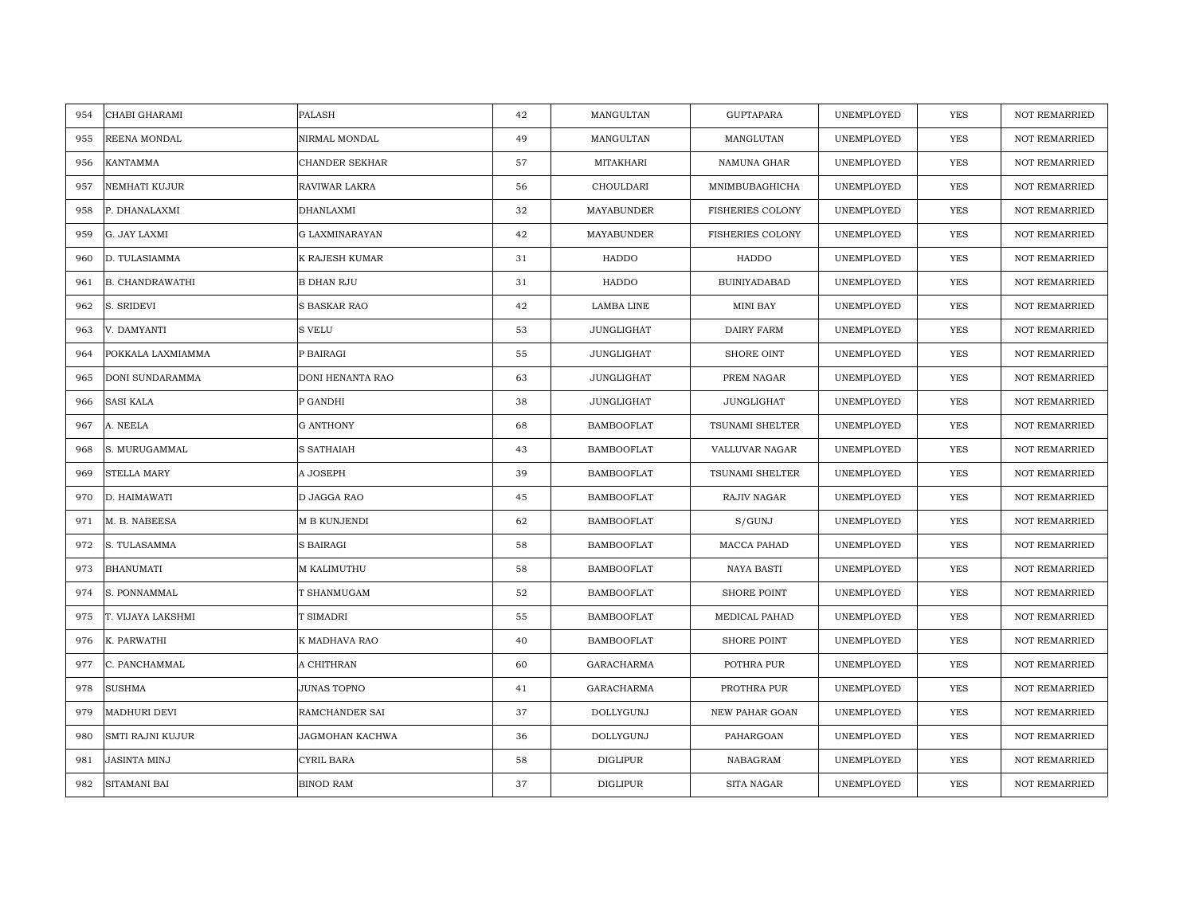| 954 | CHABI GHARAMI | PALASH | 42 | MANGULTAN | GUPTAPARA | UNEMPLOYED | YES | NOT REMARRIED |
|---|---|---|---|---|---|---|---|---|
| 955 | REENA MONDAL | NIRMAL MONDAL | 49 | MANGULTAN | MANGLUTAN | UNEMPLOYED | YES | NOT REMARRIED |
| 956 | KANTAMMA | CHANDER SEKHAR | 57 | MITAKHARI | NAMUNA GHAR | UNEMPLOYED | YES | NOT REMARRIED |
| 957 | NEMHATI KUJUR | RAVIWAR LAKRA | 56 | CHOULDARI | MNIMBUBAGHICHA | UNEMPLOYED | YES | NOT REMARRIED |
| 958 | P. DHANALAXMI | DHANLAXMI | 32 | MAYABUNDER | FISHERIES COLONY | UNEMPLOYED | YES | NOT REMARRIED |
| 959 | G. JAY LAXMI | G LAXMINARAYAN | 42 | MAYABUNDER | FISHERIES COLONY | UNEMPLOYED | YES | NOT REMARRIED |
| 960 | D. TULASIAMMA | K RAJESH KUMAR | 31 | HADDO | HADDO | UNEMPLOYED | YES | NOT REMARRIED |
| 961 | B. CHANDRAWATHI | B DHAN RJU | 31 | HADDO | BUINIYADABAD | UNEMPLOYED | YES | NOT REMARRIED |
| 962 | S. SRIDEVI | S BASKAR RAO | 42 | LAMBA LINE | MINI BAY | UNEMPLOYED | YES | NOT REMARRIED |
| 963 | V. DAMYANTI | S VELU | 53 | JUNGLIGHAT | DAIRY FARM | UNEMPLOYED | YES | NOT REMARRIED |
| 964 | POKKALA LAXMIAMMA | P BAIRAGI | 55 | JUNGLIGHAT | SHORE OINT | UNEMPLOYED | YES | NOT REMARRIED |
| 965 | DONI SUNDARAMMA | DONI HENANTA RAO | 63 | JUNGLIGHAT | PREM NAGAR | UNEMPLOYED | YES | NOT REMARRIED |
| 966 | SASI KALA | P GANDHI | 38 | JUNGLIGHAT | JUNGLIGHAT | UNEMPLOYED | YES | NOT REMARRIED |
| 967 | A. NEELA | G ANTHONY | 68 | BAMBOOFLAT | TSUNAMI SHELTER | UNEMPLOYED | YES | NOT REMARRIED |
| 968 | S. MURUGAMMAL | S SATHAIAH | 43 | BAMBOOFLAT | VALLUVAR NAGAR | UNEMPLOYED | YES | NOT REMARRIED |
| 969 | STELLA MARY | A JOSEPH | 39 | BAMBOOFLAT | TSUNAMI SHELTER | UNEMPLOYED | YES | NOT REMARRIED |
| 970 | D. HAIMAWATI | D JAGGA RAO | 45 | BAMBOOFLAT | RAJIV NAGAR | UNEMPLOYED | YES | NOT REMARRIED |
| 971 | M. B. NABEESA | M B KUNJENDI | 62 | BAMBOOFLAT | S/GUNJ | UNEMPLOYED | YES | NOT REMARRIED |
| 972 | S. TULASAMMA | S BAIRAGI | 58 | BAMBOOFLAT | MACCA PAHAD | UNEMPLOYED | YES | NOT REMARRIED |
| 973 | BHANUMATI | M KALIMUTHU | 58 | BAMBOOFLAT | NAYA BASTI | UNEMPLOYED | YES | NOT REMARRIED |
| 974 | S. PONNAMMAL | T SHANMUGAM | 52 | BAMBOOFLAT | SHORE POINT | UNEMPLOYED | YES | NOT REMARRIED |
| 975 | T. VIJAYA LAKSHMI | T SIMADRI | 55 | BAMBOOFLAT | MEDICAL PAHAD | UNEMPLOYED | YES | NOT REMARRIED |
| 976 | K. PARWATHI | K MADHAVA RAO | 40 | BAMBOOFLAT | SHORE POINT | UNEMPLOYED | YES | NOT REMARRIED |
| 977 | C. PANCHAMMAL | A CHITHRAN | 60 | GARACHARMA | POTHRA PUR | UNEMPLOYED | YES | NOT REMARRIED |
| 978 | SUSHMA | JUNAS TOPNO | 41 | GARACHARMA | PROTHRA PUR | UNEMPLOYED | YES | NOT REMARRIED |
| 979 | MADHURI DEVI | RAMCHANDER SAI | 37 | DOLLYGUNJ | NEW PAHAR GOAN | UNEMPLOYED | YES | NOT REMARRIED |
| 980 | SMTI RAJNI KUJUR | JAGMOHAN KACHWA | 36 | DOLLYGUNJ | PAHARGOAN | UNEMPLOYED | YES | NOT REMARRIED |
| 981 | JASINTA MINJ | CYRIL BARA | 58 | DIGLIPUR | NABAGRAM | UNEMPLOYED | YES | NOT REMARRIED |
| 982 | SITAMANI BAI | BINOD RAM | 37 | DIGLIPUR | SITA NAGAR | UNEMPLOYED | YES | NOT REMARRIED |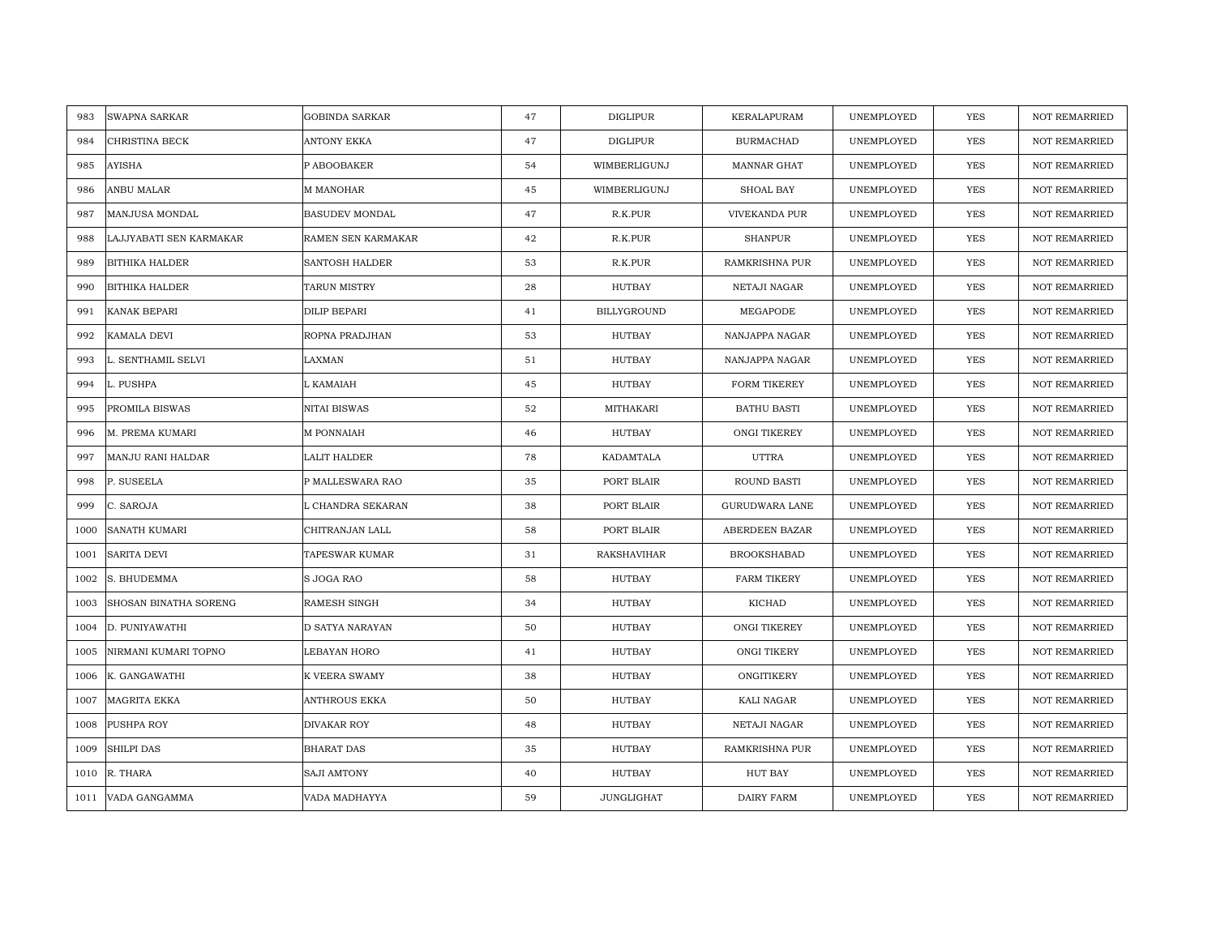| | | | | | | | | |
|---|---|---|---|---|---|---|---|---|
| 983 | SWAPNA SARKAR | GOBINDA SARKAR | 47 | DIGLIPUR | KERALAPURAM | UNEMPLOYED | YES | NOT REMARRIED |
| 984 | CHRISTINA BECK | ANTONY EKKA | 47 | DIGLIPUR | BURMACHAD | UNEMPLOYED | YES | NOT REMARRIED |
| 985 | AYISHA | P ABOOBAKER | 54 | WIMBERLIGUNJ | MANNAR GHAT | UNEMPLOYED | YES | NOT REMARRIED |
| 986 | ANBU MALAR | M MANOHAR | 45 | WIMBERLIGUNJ | SHOAL BAY | UNEMPLOYED | YES | NOT REMARRIED |
| 987 | MANJUSA MONDAL | BASUDEV MONDAL | 47 | R.K.PUR | VIVEKANDA PUR | UNEMPLOYED | YES | NOT REMARRIED |
| 988 | LAJJYABATI SEN KARMAKAR | RAMEN SEN KARMAKAR | 42 | R.K.PUR | SHANPUR | UNEMPLOYED | YES | NOT REMARRIED |
| 989 | BITHIKA HALDER | SANTOSH HALDER | 53 | R.K.PUR | RAMKRISHNA PUR | UNEMPLOYED | YES | NOT REMARRIED |
| 990 | BITHIKA HALDER | TARUN MISTRY | 28 | HUTBAY | NETAJI NAGAR | UNEMPLOYED | YES | NOT REMARRIED |
| 991 | KANAK BEPARI | DILIP BEPARI | 41 | BILLYGROUND | MEGAPODE | UNEMPLOYED | YES | NOT REMARRIED |
| 992 | KAMALA DEVI | ROPNA PRADJHAN | 53 | HUTBAY | NANJAPPA NAGAR | UNEMPLOYED | YES | NOT REMARRIED |
| 993 | L. SENTHAMIL SELVI | LAXMAN | 51 | HUTBAY | NANJAPPA NAGAR | UNEMPLOYED | YES | NOT REMARRIED |
| 994 | L. PUSHPA | L KAMAIAH | 45 | HUTBAY | FORM TIKEREY | UNEMPLOYED | YES | NOT REMARRIED |
| 995 | PROMILA BISWAS | NITAI BISWAS | 52 | MITHAKARI | BATHU BASTI | UNEMPLOYED | YES | NOT REMARRIED |
| 996 | M. PREMA KUMARI | M PONNAIAH | 46 | HUTBAY | ONGI TIKEREY | UNEMPLOYED | YES | NOT REMARRIED |
| 997 | MANJU RANI HALDAR | LALIT HALDER | 78 | KADAMTALA | UTTRA | UNEMPLOYED | YES | NOT REMARRIED |
| 998 | P. SUSEELA | P MALLESWARA RAO | 35 | PORT BLAIR | ROUND BASTI | UNEMPLOYED | YES | NOT REMARRIED |
| 999 | C. SAROJA | L CHANDRA SEKARAN | 38 | PORT BLAIR | GURUDWARA LANE | UNEMPLOYED | YES | NOT REMARRIED |
| 1000 | SANATH KUMARI | CHITRANJAN LALL | 58 | PORT BLAIR | ABERDEEN BAZAR | UNEMPLOYED | YES | NOT REMARRIED |
| 1001 | SARITA DEVI | TAPESWAR KUMAR | 31 | RAKSHAVIHAR | BROOKSHABAD | UNEMPLOYED | YES | NOT REMARRIED |
| 1002 | S. BHUDEMMA | S JOGA RAO | 58 | HUTBAY | FARM TIKERY | UNEMPLOYED | YES | NOT REMARRIED |
| 1003 | SHOSAN BINATHA SORENG | RAMESH SINGH | 34 | HUTBAY | KICHAD | UNEMPLOYED | YES | NOT REMARRIED |
| 1004 | D. PUNIYAWATHI | D SATYA NARAYAN | 50 | HUTBAY | ONGI TIKEREY | UNEMPLOYED | YES | NOT REMARRIED |
| 1005 | NIRMANI KUMARI TOPNO | LEBAYAN HORO | 41 | HUTBAY | ONGI TIKERY | UNEMPLOYED | YES | NOT REMARRIED |
| 1006 | K. GANGAWATHI | K VEERA SWAMY | 38 | HUTBAY | ONGITIKERY | UNEMPLOYED | YES | NOT REMARRIED |
| 1007 | MAGRITA EKKA | ANTHROUS EKKA | 50 | HUTBAY | KALI NAGAR | UNEMPLOYED | YES | NOT REMARRIED |
| 1008 | PUSHPA ROY | DIVAKAR ROY | 48 | HUTBAY | NETAJI NAGAR | UNEMPLOYED | YES | NOT REMARRIED |
| 1009 | SHILPI DAS | BHARAT DAS | 35 | HUTBAY | RAMKRISHNA PUR | UNEMPLOYED | YES | NOT REMARRIED |
| 1010 | R. THARA | SAJI AMTONY | 40 | HUTBAY | HUT BAY | UNEMPLOYED | YES | NOT REMARRIED |
| 1011 | VADA GANGAMMA | VADA MADHAYYA | 59 | JUNGLIGHAT | DAIRY FARM | UNEMPLOYED | YES | NOT REMARRIED |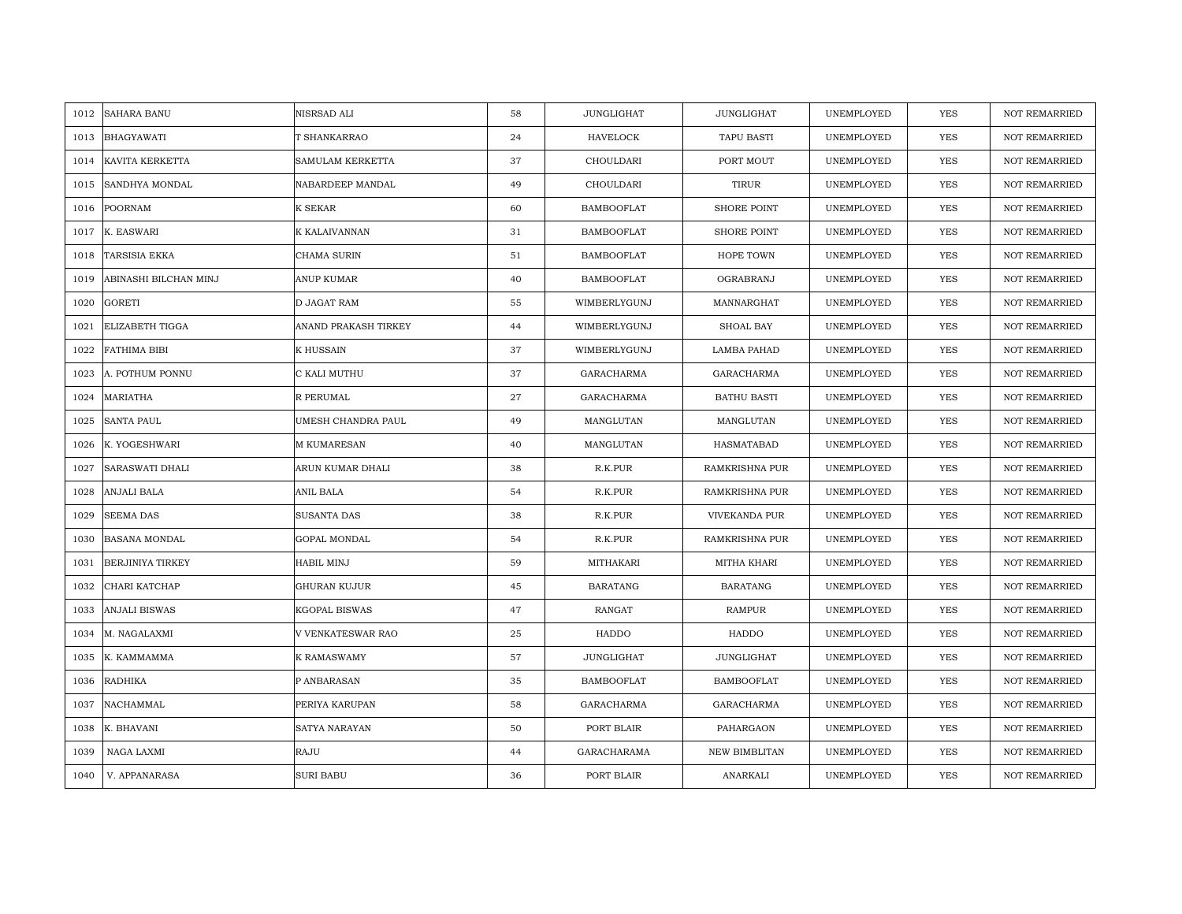| | | | | | | | | |
|---|---|---|---|---|---|---|---|---|
| 1012 | SAHARA BANU | NISRSAD ALI | 58 | JUNGLIGHAT | JUNGLIGHAT | UNEMPLOYED | YES | NOT REMARRIED |
| 1013 | BHAGYAWATI | T SHANKARRAO | 24 | HAVELOCK | TAPU BASTI | UNEMPLOYED | YES | NOT REMARRIED |
| 1014 | KAVITA KERKETTA | SAMULAM KERKETTA | 37 | CHOULDARI | PORT MOUT | UNEMPLOYED | YES | NOT REMARRIED |
| 1015 | SANDHYA MONDAL | NABARDEEP MANDAL | 49 | CHOULDARI | TIRUR | UNEMPLOYED | YES | NOT REMARRIED |
| 1016 | POORNAM | K SEKAR | 60 | BAMBOOFLAT | SHORE POINT | UNEMPLOYED | YES | NOT REMARRIED |
| 1017 | K. EASWARI | K KALAIVANNAN | 31 | BAMBOOFLAT | SHORE POINT | UNEMPLOYED | YES | NOT REMARRIED |
| 1018 | TARSISIA EKKA | CHAMA SURIN | 51 | BAMBOOFLAT | HOPE TOWN | UNEMPLOYED | YES | NOT REMARRIED |
| 1019 | ABINASHI BILCHAN MINJ | ANUP KUMAR | 40 | BAMBOOFLAT | OGRABRANJ | UNEMPLOYED | YES | NOT REMARRIED |
| 1020 | GORETI | D JAGAT RAM | 55 | WIMBERLYGUNJ | MANNARGHAT | UNEMPLOYED | YES | NOT REMARRIED |
| 1021 | ELIZABETH TIGGA | ANAND PRAKASH TIRKEY | 44 | WIMBERLYGUNJ | SHOAL BAY | UNEMPLOYED | YES | NOT REMARRIED |
| 1022 | FATHIMA BIBI | K HUSSAIN | 37 | WIMBERLYGUNJ | LAMBA PAHAD | UNEMPLOYED | YES | NOT REMARRIED |
| 1023 | A. POTHUM PONNU | C KALI MUTHU | 37 | GARACHARMA | GARACHARMA | UNEMPLOYED | YES | NOT REMARRIED |
| 1024 | MARIATHA | R PERUMAL | 27 | GARACHARMA | BATHU BASTI | UNEMPLOYED | YES | NOT REMARRIED |
| 1025 | SANTA PAUL | UMESH CHANDRA PAUL | 49 | MANGLUTAN | MANGLUTAN | UNEMPLOYED | YES | NOT REMARRIED |
| 1026 | K. YOGESHWARI | M KUMARESAN | 40 | MANGLUTAN | HASMATABAD | UNEMPLOYED | YES | NOT REMARRIED |
| 1027 | SARASWATI DHALI | ARUN KUMAR DHALI | 38 | R.K.PUR | RAMKRISHNA PUR | UNEMPLOYED | YES | NOT REMARRIED |
| 1028 | ANJALI BALA | ANIL BALA | 54 | R.K.PUR | RAMKRISHNA PUR | UNEMPLOYED | YES | NOT REMARRIED |
| 1029 | SEEMA DAS | SUSANTA DAS | 38 | R.K.PUR | VIVEKANDA PUR | UNEMPLOYED | YES | NOT REMARRIED |
| 1030 | BASANA MONDAL | GOPAL MONDAL | 54 | R.K.PUR | RAMKRISHNA PUR | UNEMPLOYED | YES | NOT REMARRIED |
| 1031 | BERJINIYA TIRKEY | HABIL MINJ | 59 | MITHAKARI | MITHA KHARI | UNEMPLOYED | YES | NOT REMARRIED |
| 1032 | CHARI KATCHAP | GHURAN KUJUR | 45 | BARATANG | BARATANG | UNEMPLOYED | YES | NOT REMARRIED |
| 1033 | ANJALI BISWAS | KGOPAL BISWAS | 47 | RANGAT | RAMPUR | UNEMPLOYED | YES | NOT REMARRIED |
| 1034 | M. NAGALAXMI | V VENKATESWAR RAO | 25 | HADDO | HADDO | UNEMPLOYED | YES | NOT REMARRIED |
| 1035 | K. KAMMAMMA | K RAMASWAMY | 57 | JUNGLIGHAT | JUNGLIGHAT | UNEMPLOYED | YES | NOT REMARRIED |
| 1036 | RADHIKA | P ANBARASAN | 35 | BAMBOOFLAT | BAMBOOFLAT | UNEMPLOYED | YES | NOT REMARRIED |
| 1037 | NACHAMMAL | PERIYA KARUPAN | 58 | GARACHARMA | GARACHARMA | UNEMPLOYED | YES | NOT REMARRIED |
| 1038 | K. BHAVANI | SATYA NARAYAN | 50 | PORT BLAIR | PAHARGAON | UNEMPLOYED | YES | NOT REMARRIED |
| 1039 | NAGA LAXMI | RAJU | 44 | GARACHARAMA | NEW BIMBLITAN | UNEMPLOYED | YES | NOT REMARRIED |
| 1040 | V. APPANARASA | SURI BABU | 36 | PORT BLAIR | ANARKALI | UNEMPLOYED | YES | NOT REMARRIED |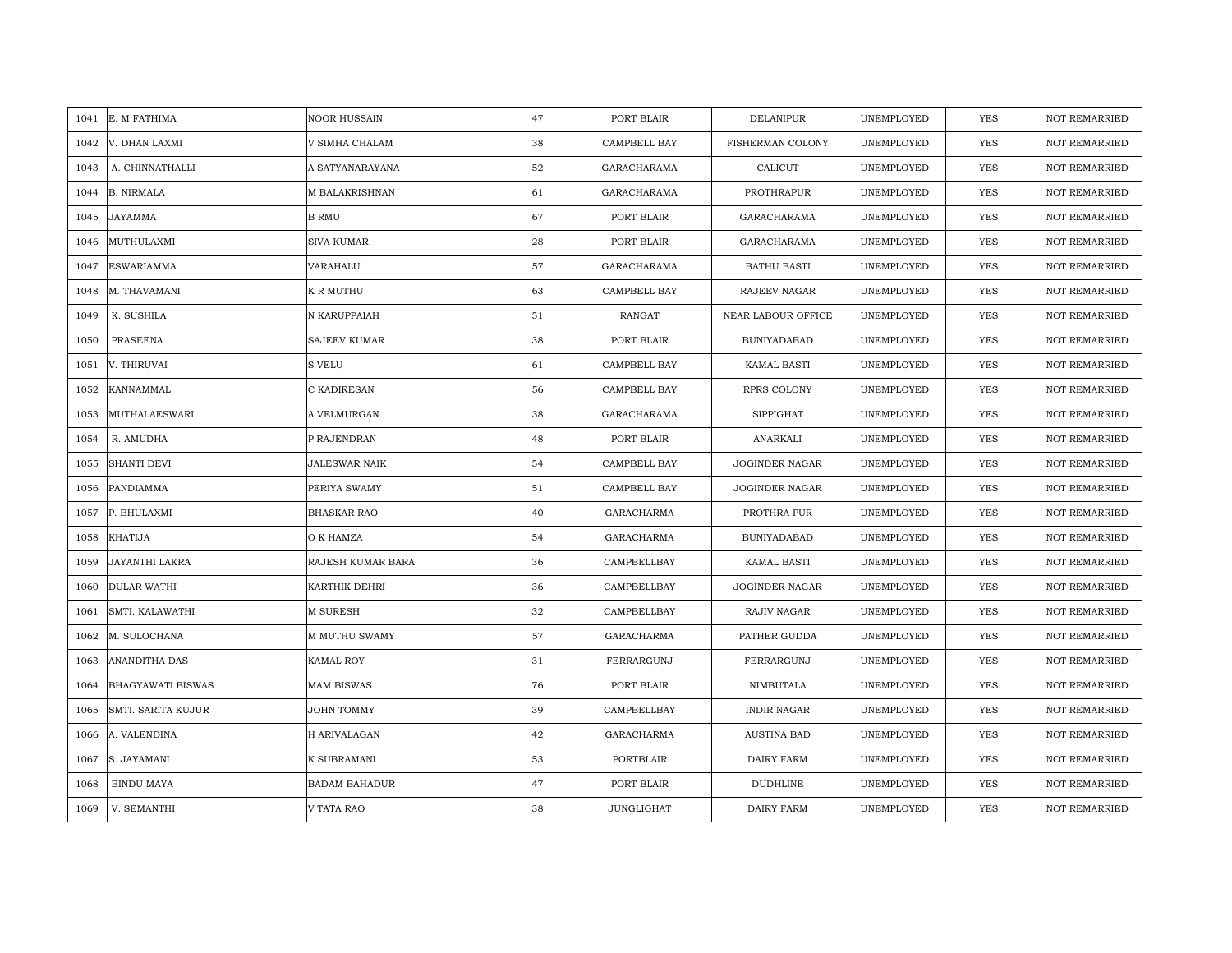| 1041 | E. M FATHIMA | NOOR HUSSAIN | 47 | PORT BLAIR | DELANIPUR | UNEMPLOYED | YES | NOT REMARRIED |
|---|---|---|---|---|---|---|---|---|
| 1042 | V. DHAN LAXMI | V SIMHA CHALAM | 38 | CAMPBELL BAY | FISHERMAN COLONY | UNEMPLOYED | YES | NOT REMARRIED |
| 1043 | A. CHINNATHALLI | A SATYANARAYANA | 52 | GARACHARAMA | CALICUT | UNEMPLOYED | YES | NOT REMARRIED |
| 1044 | B. NIRMALA | M BALAKRISHNAN | 61 | GARACHARAMA | PROTHRAPUR | UNEMPLOYED | YES | NOT REMARRIED |
| 1045 | JAYAMMA | B RMU | 67 | PORT BLAIR | GARACHARAMA | UNEMPLOYED | YES | NOT REMARRIED |
| 1046 | MUTHULAXMI | SIVA KUMAR | 28 | PORT BLAIR | GARACHARAMA | UNEMPLOYED | YES | NOT REMARRIED |
| 1047 | ESWARIAMMA | VARAHALU | 57 | GARACHARAMA | BATHU BASTI | UNEMPLOYED | YES | NOT REMARRIED |
| 1048 | M. THAVAMANI | K R MUTHU | 63 | CAMPBELL BAY | RAJEEV NAGAR | UNEMPLOYED | YES | NOT REMARRIED |
| 1049 | K. SUSHILA | N KARUPPAIAH | 51 | RANGAT | NEAR LABOUR OFFICE | UNEMPLOYED | YES | NOT REMARRIED |
| 1050 | PRASEENA | SAJEEV KUMAR | 38 | PORT BLAIR | BUNIYADABAD | UNEMPLOYED | YES | NOT REMARRIED |
| 1051 | V. THIRUVAI | S VELU | 61 | CAMPBELL BAY | KAMAL BASTI | UNEMPLOYED | YES | NOT REMARRIED |
| 1052 | KANNAMMAL | C KADIRESAN | 56 | CAMPBELL BAY | RPRS COLONY | UNEMPLOYED | YES | NOT REMARRIED |
| 1053 | MUTHALAESWARI | A VELMURGAN | 38 | GARACHARAMA | SIPPIGHAT | UNEMPLOYED | YES | NOT REMARRIED |
| 1054 | R. AMUDHA | P RAJENDRAN | 48 | PORT BLAIR | ANARKALI | UNEMPLOYED | YES | NOT REMARRIED |
| 1055 | SHANTI DEVI | JALESWAR NAIK | 54 | CAMPBELL BAY | JOGINDER NAGAR | UNEMPLOYED | YES | NOT REMARRIED |
| 1056 | PANDIAMMA | PERIYA SWAMY | 51 | CAMPBELL BAY | JOGINDER NAGAR | UNEMPLOYED | YES | NOT REMARRIED |
| 1057 | P. BHULAXMI | BHASKAR RAO | 40 | GARACHARMA | PROTHRA PUR | UNEMPLOYED | YES | NOT REMARRIED |
| 1058 | KHATIJA | O K HAMZA | 54 | GARACHARMA | BUNIYADABAD | UNEMPLOYED | YES | NOT REMARRIED |
| 1059 | JAYANTHI LAKRA | RAJESH KUMAR BARA | 36 | CAMPBELLBAY | KAMAL BASTI | UNEMPLOYED | YES | NOT REMARRIED |
| 1060 | DULAR WATHI | KARTHIK DEHRI | 36 | CAMPBELLBAY | JOGINDER NAGAR | UNEMPLOYED | YES | NOT REMARRIED |
| 1061 | SMTI. KALAWATHI | M SURESH | 32 | CAMPBELLBAY | RAJIV NAGAR | UNEMPLOYED | YES | NOT REMARRIED |
| 1062 | M. SULOCHANA | M MUTHU SWAMY | 57 | GARACHARMA | PATHER GUDDA | UNEMPLOYED | YES | NOT REMARRIED |
| 1063 | ANANDITHA DAS | KAMAL ROY | 31 | FERRARGUNJ | FERRARGUNJ | UNEMPLOYED | YES | NOT REMARRIED |
| 1064 | BHAGYAWATI BISWAS | MAM BISWAS | 76 | PORT BLAIR | NIMBUTALA | UNEMPLOYED | YES | NOT REMARRIED |
| 1065 | SMTI. SARITA KUJUR | JOHN TOMMY | 39 | CAMPBELLBAY | INDIR NAGAR | UNEMPLOYED | YES | NOT REMARRIED |
| 1066 | A. VALENDINA | H ARIVALAGAN | 42 | GARACHARMA | AUSTINA BAD | UNEMPLOYED | YES | NOT REMARRIED |
| 1067 | S. JAYAMANI | K SUBRAMANI | 53 | PORTBLAIR | DAIRY FARM | UNEMPLOYED | YES | NOT REMARRIED |
| 1068 | BINDU MAYA | BADAM BAHADUR | 47 | PORT BLAIR | DUDHLINE | UNEMPLOYED | YES | NOT REMARRIED |
| 1069 | V. SEMANTHI | V TATA RAO | 38 | JUNGLIGHAT | DAIRY FARM | UNEMPLOYED | YES | NOT REMARRIED |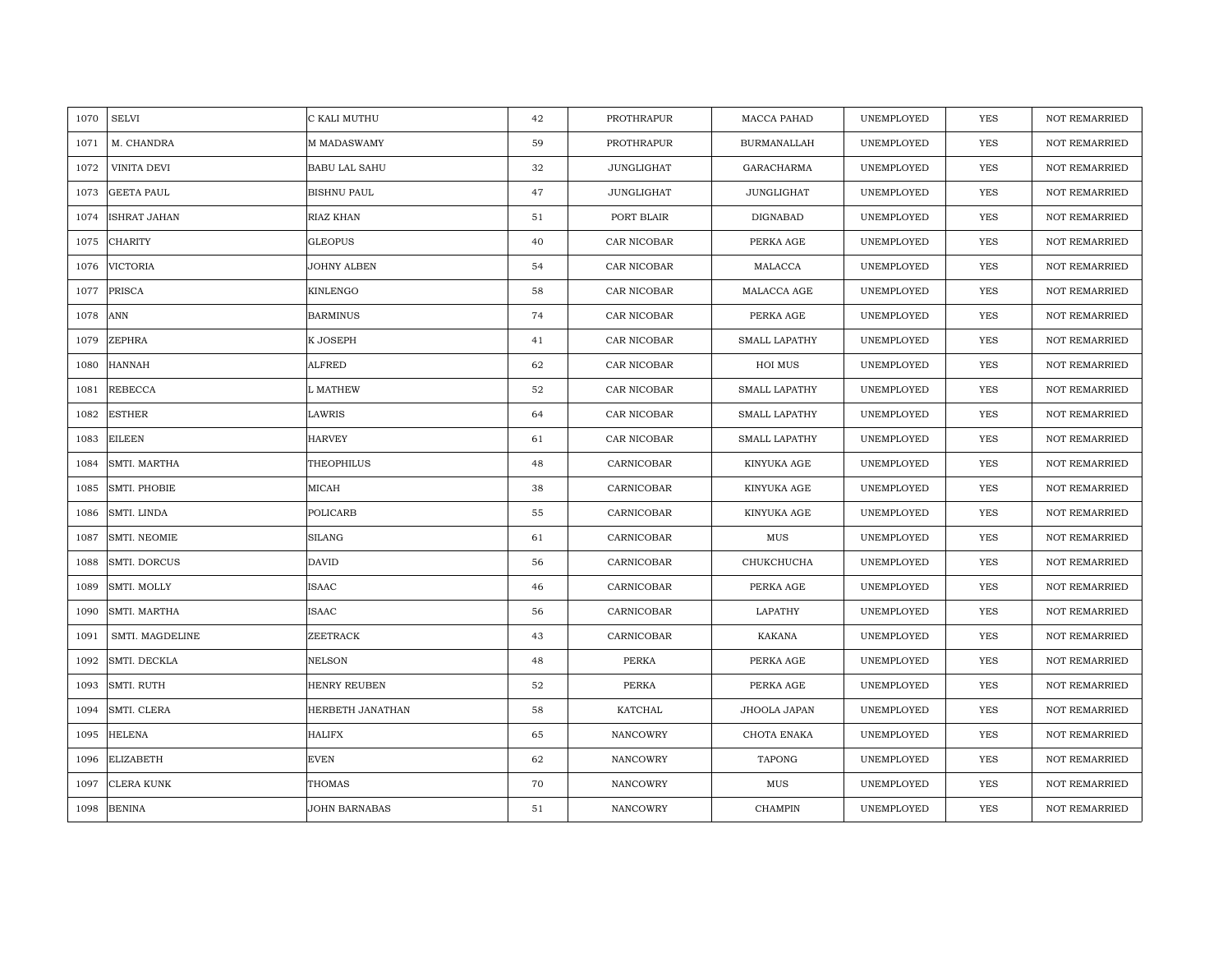| | | | | | | | | |
|---|---|---|---|---|---|---|---|---|
| 1070 | SELVI | C KALI MUTHU | 42 | PROTHRAPUR | MACCA PAHAD | UNEMPLOYED | YES | NOT REMARRIED |
| 1071 | M. CHANDRA | M MADASWAMY | 59 | PROTHRAPUR | BURMANALLAH | UNEMPLOYED | YES | NOT REMARRIED |
| 1072 | VINITA DEVI | BABU LAL SAHU | 32 | JUNGLIGHAT | GARACHARMA | UNEMPLOYED | YES | NOT REMARRIED |
| 1073 | GEETA PAUL | BISHNU PAUL | 47 | JUNGLIGHAT | JUNGLIGHAT | UNEMPLOYED | YES | NOT REMARRIED |
| 1074 | ISHRAT JAHAN | RIAZ KHAN | 51 | PORT BLAIR | DIGNABAD | UNEMPLOYED | YES | NOT REMARRIED |
| 1075 | CHARITY | GLEOPUS | 40 | CAR NICOBAR | PERKA AGE | UNEMPLOYED | YES | NOT REMARRIED |
| 1076 | VICTORIA | JOHNY ALBEN | 54 | CAR NICOBAR | MALACCA | UNEMPLOYED | YES | NOT REMARRIED |
| 1077 | PRISCA | KINLENGO | 58 | CAR NICOBAR | MALACCA AGE | UNEMPLOYED | YES | NOT REMARRIED |
| 1078 | ANN | BARMINUS | 74 | CAR NICOBAR | PERKA AGE | UNEMPLOYED | YES | NOT REMARRIED |
| 1079 | ZEPHRA | K JOSEPH | 41 | CAR NICOBAR | SMALL LAPATHY | UNEMPLOYED | YES | NOT REMARRIED |
| 1080 | HANNAH | ALFRED | 62 | CAR NICOBAR | HOI MUS | UNEMPLOYED | YES | NOT REMARRIED |
| 1081 | REBECCA | L MATHEW | 52 | CAR NICOBAR | SMALL LAPATHY | UNEMPLOYED | YES | NOT REMARRIED |
| 1082 | ESTHER | LAWRIS | 64 | CAR NICOBAR | SMALL LAPATHY | UNEMPLOYED | YES | NOT REMARRIED |
| 1083 | EILEEN | HARVEY | 61 | CAR NICOBAR | SMALL LAPATHY | UNEMPLOYED | YES | NOT REMARRIED |
| 1084 | SMTI. MARTHA | THEOPHILUS | 48 | CARNICOBAR | KINYUKA AGE | UNEMPLOYED | YES | NOT REMARRIED |
| 1085 | SMTI. PHOBIE | MICAH | 38 | CARNICOBAR | KINYUKA AGE | UNEMPLOYED | YES | NOT REMARRIED |
| 1086 | SMTI. LINDA | POLICARB | 55 | CARNICOBAR | KINYUKA AGE | UNEMPLOYED | YES | NOT REMARRIED |
| 1087 | SMTI. NEOMIE | SILANG | 61 | CARNICOBAR | MUS | UNEMPLOYED | YES | NOT REMARRIED |
| 1088 | SMTI. DORCUS | DAVID | 56 | CARNICOBAR | CHUKCHUCHA | UNEMPLOYED | YES | NOT REMARRIED |
| 1089 | SMTI. MOLLY | ISAAC | 46 | CARNICOBAR | PERKA AGE | UNEMPLOYED | YES | NOT REMARRIED |
| 1090 | SMTI. MARTHA | ISAAC | 56 | CARNICOBAR | LAPATHY | UNEMPLOYED | YES | NOT REMARRIED |
| 1091 | SMTI. MAGDELINE | ZEETRACK | 43 | CARNICOBAR | KAKANA | UNEMPLOYED | YES | NOT REMARRIED |
| 1092 | SMTI. DECKLA | NELSON | 48 | PERKA | PERKA AGE | UNEMPLOYED | YES | NOT REMARRIED |
| 1093 | SMTI. RUTH | HENRY REUBEN | 52 | PERKA | PERKA AGE | UNEMPLOYED | YES | NOT REMARRIED |
| 1094 | SMTI. CLERA | HERBETH JANATHAN | 58 | KATCHAL | JHOOLA JAPAN | UNEMPLOYED | YES | NOT REMARRIED |
| 1095 | HELENA | HALIFX | 65 | NANCOWRY | CHOTA ENAKA | UNEMPLOYED | YES | NOT REMARRIED |
| 1096 | ELIZABETH | EVEN | 62 | NANCOWRY | TAPONG | UNEMPLOYED | YES | NOT REMARRIED |
| 1097 | CLERA KUNK | THOMAS | 70 | NANCOWRY | MUS | UNEMPLOYED | YES | NOT REMARRIED |
| 1098 | BENINA | JOHN BARNABAS | 51 | NANCOWRY | CHAMPIN | UNEMPLOYED | YES | NOT REMARRIED |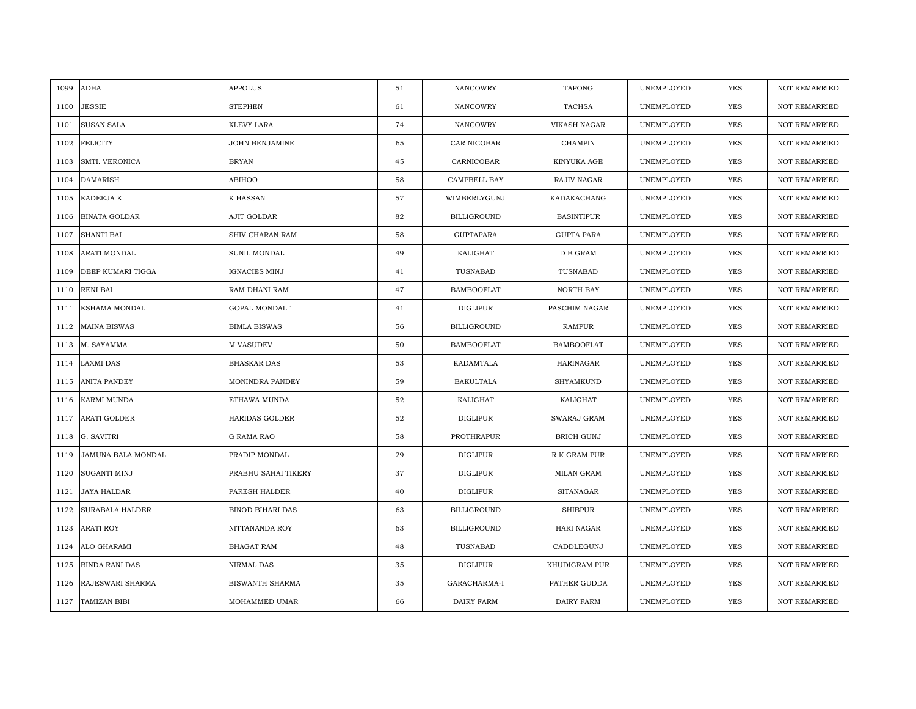| 1099 | ADHA | APPOLUS | 51 | NANCOWRY | TAPONG | UNEMPLOYED | YES | NOT REMARRIED |
|---|---|---|---|---|---|---|---|---|
| 1100 | JESSIE | STEPHEN | 61 | NANCOWRY | TACHSA | UNEMPLOYED | YES | NOT REMARRIED |
| 1101 | SUSAN SALA | KLEVY LARA | 74 | NANCOWRY | VIKASH NAGAR | UNEMPLOYED | YES | NOT REMARRIED |
| 1102 | FELICITY | JOHN BENJAMINE | 65 | CAR NICOBAR | CHAMPIN | UNEMPLOYED | YES | NOT REMARRIED |
| 1103 | SMTI. VERONICA | BRYAN | 45 | CARNICOBAR | KINYUKA AGE | UNEMPLOYED | YES | NOT REMARRIED |
| 1104 | DAMARISH | ABIHOO | 58 | CAMPBELL BAY | RAJIV NAGAR | UNEMPLOYED | YES | NOT REMARRIED |
| 1105 | KADEEJA K. | K HASSAN | 57 | WIMBERLYGUNJ | KADAKACHANG | UNEMPLOYED | YES | NOT REMARRIED |
| 1106 | BINATA GOLDAR | AJIT GOLDAR | 82 | BILLIGROUND | BASINTIPUR | UNEMPLOYED | YES | NOT REMARRIED |
| 1107 | SHANTI BAI | SHIV CHARAN RAM | 58 | GUPTAPARA | GUPTA PARA | UNEMPLOYED | YES | NOT REMARRIED |
| 1108 | ARATI MONDAL | SUNIL MONDAL | 49 | KALIGHAT | D B GRAM | UNEMPLOYED | YES | NOT REMARRIED |
| 1109 | DEEP KUMARI TIGGA | IGNACIES MINJ | 41 | TUSNABAD | TUSNABAD | UNEMPLOYED | YES | NOT REMARRIED |
| 1110 | RENI BAI | RAM DHANI RAM | 47 | BAMBOOFLAT | NORTH BAY | UNEMPLOYED | YES | NOT REMARRIED |
| 1111 | KSHAMA MONDAL | GOPAL MONDAL ` | 41 | DIGLIPUR | PASCHIM NAGAR | UNEMPLOYED | YES | NOT REMARRIED |
| 1112 | MAINA BISWAS | BIMLA BISWAS | 56 | BILLIGROUND | RAMPUR | UNEMPLOYED | YES | NOT REMARRIED |
| 1113 | M. SAYAMMA | M VASUDEV | 50 | BAMBOOFLAT | BAMBOOFLAT | UNEMPLOYED | YES | NOT REMARRIED |
| 1114 | LAXMI DAS | BHASKAR DAS | 53 | KADAMTALA | HARINAGAR | UNEMPLOYED | YES | NOT REMARRIED |
| 1115 | ANITA PANDEY | MONINDRA PANDEY | 59 | BAKULTALA | SHYAMKUND | UNEMPLOYED | YES | NOT REMARRIED |
| 1116 | KARMI MUNDA | ETHAWA MUNDA | 52 | KALIGHAT | KALIGHAT | UNEMPLOYED | YES | NOT REMARRIED |
| 1117 | ARATI GOLDER | HARIDAS GOLDER | 52 | DIGLIPUR | SWARAJ GRAM | UNEMPLOYED | YES | NOT REMARRIED |
| 1118 | G. SAVITRI | G RAMA RAO | 58 | PROTHRAPUR | BRICH GUNJ | UNEMPLOYED | YES | NOT REMARRIED |
| 1119 | JAMUNA BALA MONDAL | PRADIP MONDAL | 29 | DIGLIPUR | R K GRAM PUR | UNEMPLOYED | YES | NOT REMARRIED |
| 1120 | SUGANTI MINJ | PRABHU SAHAI TIKERY | 37 | DIGLIPUR | MILAN GRAM | UNEMPLOYED | YES | NOT REMARRIED |
| 1121 | JAYA HALDAR | PARESH HALDER | 40 | DIGLIPUR | SITANAGAR | UNEMPLOYED | YES | NOT REMARRIED |
| 1122 | SURABALA HALDER | BINOD BIHARI DAS | 63 | BILLIGROUND | SHIBPUR | UNEMPLOYED | YES | NOT REMARRIED |
| 1123 | ARATI ROY | NITTANANDA ROY | 63 | BILLIGROUND | HARI NAGAR | UNEMPLOYED | YES | NOT REMARRIED |
| 1124 | ALO GHARAMI | BHAGAT RAM | 48 | TUSNABAD | CADDLEGUNJ | UNEMPLOYED | YES | NOT REMARRIED |
| 1125 | BINDA RANI DAS | NIRMAL DAS | 35 | DIGLIPUR | KHUDIGRAM PUR | UNEMPLOYED | YES | NOT REMARRIED |
| 1126 | RAJESWARI SHARMA | BISWANTH SHARMA | 35 | GARACHARMA-I | PATHER GUDDA | UNEMPLOYED | YES | NOT REMARRIED |
| 1127 | TAMIZAN BIBI | MOHAMMED UMAR | 66 | DAIRY FARM | DAIRY FARM | UNEMPLOYED | YES | NOT REMARRIED |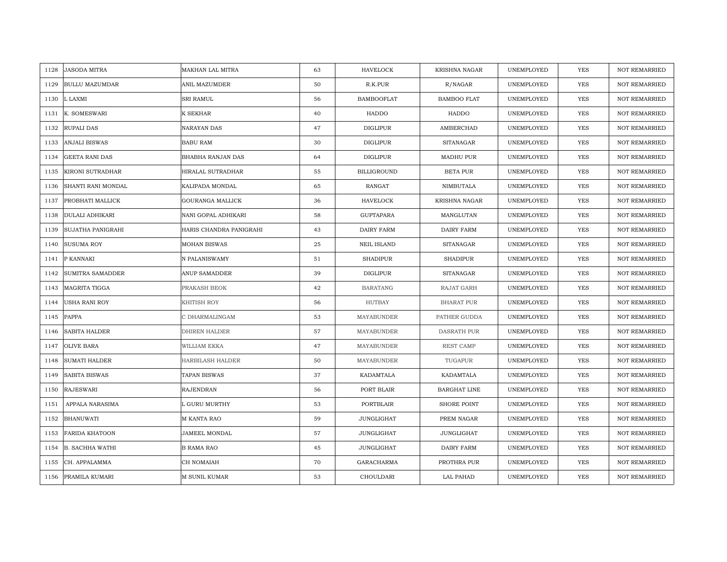| 1128 | JASODA MITRA | MAKHAN LAL MITRA | 63 | HAVELOCK | KRISHNA NAGAR | UNEMPLOYED | YES | NOT REMARRIED |
|---|---|---|---|---|---|---|---|---|
| 1129 | BULLU MAZUMDAR | ANIL MAZUMDER | 50 | R.K.PUR | R/NAGAR | UNEMPLOYED | YES | NOT REMARRIED |
| 1130 | L LAXMI | SRI RAMUL | 56 | BAMBOOFLAT | BAMBOO FLAT | UNEMPLOYED | YES | NOT REMARRIED |
| 1131 | K. SOMESWARI | K SEKHAR | 40 | HADDO | HADDO | UNEMPLOYED | YES | NOT REMARRIED |
| 1132 | RUPALI DAS | NARAYAN DAS | 47 | DIGLIPUR | AMBERCHAD | UNEMPLOYED | YES | NOT REMARRIED |
| 1133 | ANJALI BISWAS | BABU RAM | 30 | DIGLIPUR | SITANAGAR | UNEMPLOYED | YES | NOT REMARRIED |
| 1134 | GEETA RANI DAS | BHABHA RANJAN DAS | 64 | DIGLIPUR | MADHU PUR | UNEMPLOYED | YES | NOT REMARRIED |
| 1135 | KIRONI SUTRADHAR | HIRALAL SUTRADHAR | 55 | BILLIGROUND | BETA PUR | UNEMPLOYED | YES | NOT REMARRIED |
| 1136 | SHANTI RANI MONDAL | KALIPADA MONDAL | 65 | RANGAT | NIMBUTALA | UNEMPLOYED | YES | NOT REMARRIED |
| 1137 | PROBHATI MALLICK | GOURANGA MALLICK | 36 | HAVELOCK | KRISHNA NAGAR | UNEMPLOYED | YES | NOT REMARRIED |
| 1138 | DULALI ADHIKARI | NANI GOPAL ADHIKARI | 58 | GUPTAPARA | MANGLUTAN | UNEMPLOYED | YES | NOT REMARRIED |
| 1139 | SUJATHA PANIGRAHI | HARIS CHANDRA PANIGRAHI | 43 | DAIRY FARM | DAIRY FARM | UNEMPLOYED | YES | NOT REMARRIED |
| 1140 | SUSUMA ROY | MOHAN BISWAS | 25 | NEIL ISLAND | SITANAGAR | UNEMPLOYED | YES | NOT REMARRIED |
| 1141 | P KANNAKI | N PALANISWAMY | 51 | SHADIPUR | SHADIPUR | UNEMPLOYED | YES | NOT REMARRIED |
| 1142 | SUMITRA SAMADDER | ANUP SAMADDER | 39 | DIGLIPUR | SITANAGAR | UNEMPLOYED | YES | NOT REMARRIED |
| 1143 | MAGRITA TIGGA | PRAKASH BEOK | 42 | BARATANG | RAJAT GARH | UNEMPLOYED | YES | NOT REMARRIED |
| 1144 | USHA RANI ROY | KHITISH ROY | 56 | HUTBAY | BHARAT PUR | UNEMPLOYED | YES | NOT REMARRIED |
| 1145 | PAPPA | C DHARMALINGAM | 53 | MAYABUNDER | PATHER GUDDA | UNEMPLOYED | YES | NOT REMARRIED |
| 1146 | SABITA HALDER | DHIREN HALDER | 57 | MAYABUNDER | DASRATH PUR | UNEMPLOYED | YES | NOT REMARRIED |
| 1147 | OLIVE BARA | WILLIAM EKKA | 47 | MAYABUNDER | REST CAMP | UNEMPLOYED | YES | NOT REMARRIED |
| 1148 | SUMATI HALDER | HARBILASH HALDER | 50 | MAYABUNDER | TUGAPUR | UNEMPLOYED | YES | NOT REMARRIED |
| 1149 | SABITA BISWAS | TAPAN BISWAS | 37 | KADAMTALA | KADAMTALA | UNEMPLOYED | YES | NOT REMARRIED |
| 1150 | RAJESWARI | RAJENDRAN | 56 | PORT BLAIR | BARGHAT LINE | UNEMPLOYED | YES | NOT REMARRIED |
| 1151 | APPALA NARASIMA | L GURU MURTHY | 53 | PORTBLAIR | SHORE POINT | UNEMPLOYED | YES | NOT REMARRIED |
| 1152 | BHANUWATI | M KANTA RAO | 59 | JUNGLIGHAT | PREM NAGAR | UNEMPLOYED | YES | NOT REMARRIED |
| 1153 | FARIDA KHATOON | JAMEEL MONDAL | 57 | JUNGLIGHAT | JUNGLIGHAT | UNEMPLOYED | YES | NOT REMARRIED |
| 1154 | B. SACHHA WATHI | B RAMA RAO | 45 | JUNGLIGHAT | DAIRY FARM | UNEMPLOYED | YES | NOT REMARRIED |
| 1155 | CH. APPALAMMA | CH NOMAIAH | 70 | GARACHARMA | PROTHRA PUR | UNEMPLOYED | YES | NOT REMARRIED |
| 1156 | PRAMILA KUMARI | M SUNIL KUMAR | 53 | CHOULDARI | LAL PAHAD | UNEMPLOYED | YES | NOT REMARRIED |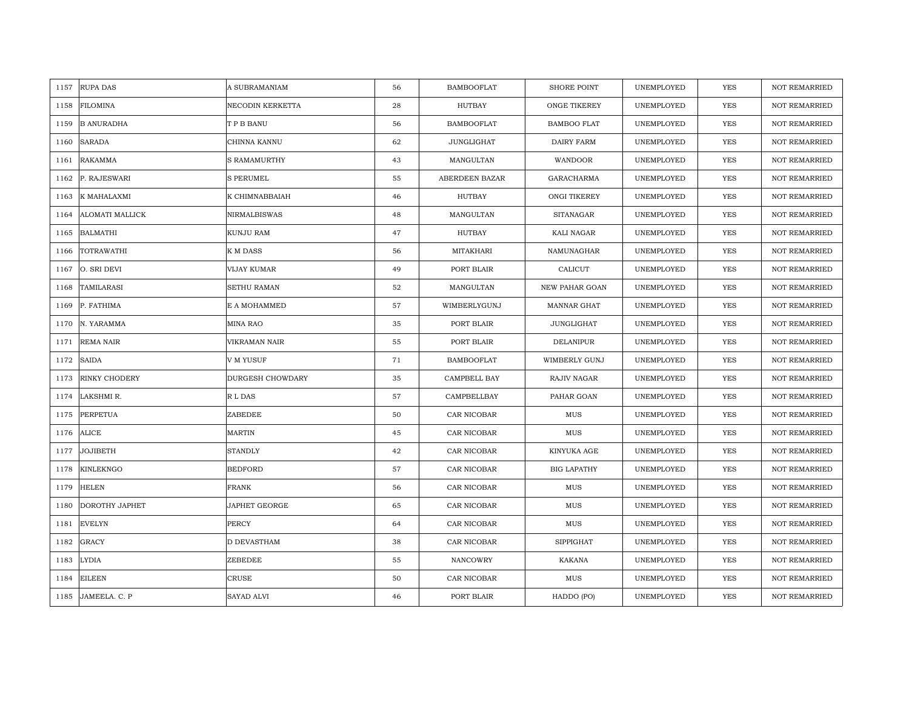| | | | | | | | | |
|---|---|---|---|---|---|---|---|---|
| 1157 | RUPA DAS | A SUBRAMANIAM | 56 | BAMBOOFLAT | SHORE POINT | UNEMPLOYED | YES | NOT REMARRIED |
| 1158 | FILOMINA | NECODIN KERKETTA | 28 | HUTBAY | ONGE TIKEREY | UNEMPLOYED | YES | NOT REMARRIED |
| 1159 | B ANURADHA | T P B BANU | 56 | BAMBOOFLAT | BAMBOO FLAT | UNEMPLOYED | YES | NOT REMARRIED |
| 1160 | SARADA | CHINNA KANNU | 62 | JUNGLIGHAT | DAIRY FARM | UNEMPLOYED | YES | NOT REMARRIED |
| 1161 | RAKAMMA | S RAMAMURTHY | 43 | MANGULTAN | WANDOOR | UNEMPLOYED | YES | NOT REMARRIED |
| 1162 | P. RAJESWARI | S PERUMEL | 55 | ABERDEEN BAZAR | GARACHARMA | UNEMPLOYED | YES | NOT REMARRIED |
| 1163 | K MAHALAXMI | K CHIMNABBAIAH | 46 | HUTBAY | ONGI TIKEREY | UNEMPLOYED | YES | NOT REMARRIED |
| 1164 | ALOMATI MALLICK | NIRMALBISWAS | 48 | MANGULTAN | SITANAGAR | UNEMPLOYED | YES | NOT REMARRIED |
| 1165 | BALMATHI | KUNJU RAM | 47 | HUTBAY | KALI NAGAR | UNEMPLOYED | YES | NOT REMARRIED |
| 1166 | TOTRAWATHI | K M DASS | 56 | MITAKHARI | NAMUNAGHAR | UNEMPLOYED | YES | NOT REMARRIED |
| 1167 | O. SRI DEVI | VIJAY KUMAR | 49 | PORT BLAIR | CALICUT | UNEMPLOYED | YES | NOT REMARRIED |
| 1168 | TAMILARASI | SETHU RAMAN | 52 | MANGULTAN | NEW PAHAR GOAN | UNEMPLOYED | YES | NOT REMARRIED |
| 1169 | P. FATHIMA | E A MOHAMMED | 57 | WIMBERLYGUNJ | MANNAR GHAT | UNEMPLOYED | YES | NOT REMARRIED |
| 1170 | N. YARAMMA | MINA RAO | 35 | PORT BLAIR | JUNGLIGHAT | UNEMPLOYED | YES | NOT REMARRIED |
| 1171 | REMA NAIR | VIKRAMAN NAIR | 55 | PORT BLAIR | DELANIPUR | UNEMPLOYED | YES | NOT REMARRIED |
| 1172 | SAIDA | V M YUSUF | 71 | BAMBOOFLAT | WIMBERLY GUNJ | UNEMPLOYED | YES | NOT REMARRIED |
| 1173 | RINKY CHODERY | DURGESH CHOWDARY | 35 | CAMPBELL BAY | RAJIV NAGAR | UNEMPLOYED | YES | NOT REMARRIED |
| 1174 | LAKSHMI R. | R L DAS | 57 | CAMPBELLBAY | PAHAR GOAN | UNEMPLOYED | YES | NOT REMARRIED |
| 1175 | PERPETUA | ZABEDEE | 50 | CAR NICOBAR | MUS | UNEMPLOYED | YES | NOT REMARRIED |
| 1176 | ALICE | MARTIN | 45 | CAR NICOBAR | MUS | UNEMPLOYED | YES | NOT REMARRIED |
| 1177 | JOJIBETH | STANDLY | 42 | CAR NICOBAR | KINYUKA AGE | UNEMPLOYED | YES | NOT REMARRIED |
| 1178 | KINLEKNGO | BEDFORD | 57 | CAR NICOBAR | BIG LAPATHY | UNEMPLOYED | YES | NOT REMARRIED |
| 1179 | HELEN | FRANK | 56 | CAR NICOBAR | MUS | UNEMPLOYED | YES | NOT REMARRIED |
| 1180 | DOROTHY JAPHET | JAPHET GEORGE | 65 | CAR NICOBAR | MUS | UNEMPLOYED | YES | NOT REMARRIED |
| 1181 | EVELYN | PERCY | 64 | CAR NICOBAR | MUS | UNEMPLOYED | YES | NOT REMARRIED |
| 1182 | GRACY | D DEVASTHAM | 38 | CAR NICOBAR | SIPPIGHAT | UNEMPLOYED | YES | NOT REMARRIED |
| 1183 | LYDIA | ZEBEDEE | 55 | NANCOWRY | KAKANA | UNEMPLOYED | YES | NOT REMARRIED |
| 1184 | EILEEN | CRUSE | 50 | CAR NICOBAR | MUS | UNEMPLOYED | YES | NOT REMARRIED |
| 1185 | JAMEELA. C. P | SAYAD ALVI | 46 | PORT BLAIR | HADDO (PO) | UNEMPLOYED | YES | NOT REMARRIED |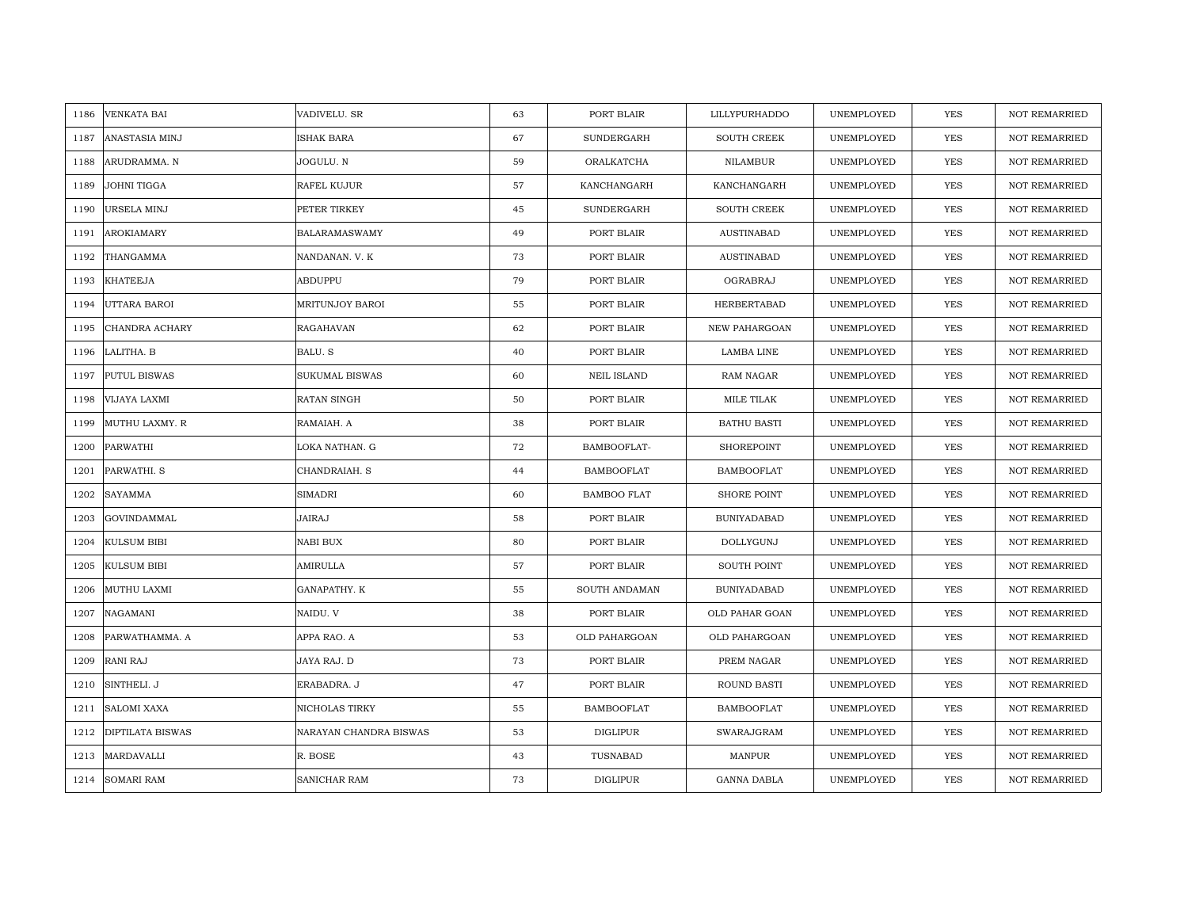| 1186 | VENKATA BAI | VADIVELU. SR | 63 | PORT BLAIR | LILLYPURHADDO | UNEMPLOYED | YES | NOT REMARRIED |
|---|---|---|---|---|---|---|---|---|
| 1187 | ANASTASIA MINJ | ISHAK BARA | 67 | SUNDERGARH | SOUTH CREEK | UNEMPLOYED | YES | NOT REMARRIED |
| 1188 | ARUDRAMMA. N | JOGULU. N | 59 | ORALKATCHA | NILAMBUR | UNEMPLOYED | YES | NOT REMARRIED |
| 1189 | JOHNI TIGGA | RAFEL KUJUR | 57 | KANCHANGARH | KANCHANGARH | UNEMPLOYED | YES | NOT REMARRIED |
| 1190 | URSELA MINJ | PETER TIRKEY | 45 | SUNDERGARH | SOUTH CREEK | UNEMPLOYED | YES | NOT REMARRIED |
| 1191 | AROKIAMARY | BALARAMASWAMY | 49 | PORT BLAIR | AUSTINABAD | UNEMPLOYED | YES | NOT REMARRIED |
| 1192 | THANGAMMA | NANDANAN. V. K | 73 | PORT BLAIR | AUSTINABAD | UNEMPLOYED | YES | NOT REMARRIED |
| 1193 | KHATEEJA | ABDUPPU | 79 | PORT BLAIR | OGRABRAJ | UNEMPLOYED | YES | NOT REMARRIED |
| 1194 | UTTARA BAROI | MRITUNJOY BAROI | 55 | PORT BLAIR | HERBERTABAD | UNEMPLOYED | YES | NOT REMARRIED |
| 1195 | CHANDRA ACHARY | RAGAHAVAN | 62 | PORT BLAIR | NEW PAHARGOAN | UNEMPLOYED | YES | NOT REMARRIED |
| 1196 | LALITHA. B | BALU. S | 40 | PORT BLAIR | LAMBA LINE | UNEMPLOYED | YES | NOT REMARRIED |
| 1197 | PUTUL BISWAS | SUKUMAL BISWAS | 60 | NEIL ISLAND | RAM NAGAR | UNEMPLOYED | YES | NOT REMARRIED |
| 1198 | VIJAYA LAXMI | RATAN SINGH | 50 | PORT BLAIR | MILE TILAK | UNEMPLOYED | YES | NOT REMARRIED |
| 1199 | MUTHU LAXMY. R | RAMAIAH. A | 38 | PORT BLAIR | BATHU BASTI | UNEMPLOYED | YES | NOT REMARRIED |
| 1200 | PARWATHI | LOKA NATHAN. G | 72 | BAMBOOFLAT- | SHOREPOINT | UNEMPLOYED | YES | NOT REMARRIED |
| 1201 | PARWATHI. S | CHANDRAIAH. S | 44 | BAMBOOFLAT | BAMBOOFLAT | UNEMPLOYED | YES | NOT REMARRIED |
| 1202 | SAYAMMA | SIMADRI | 60 | BAMBOO FLAT | SHORE POINT | UNEMPLOYED | YES | NOT REMARRIED |
| 1203 | GOVINDAMMAL | JAIRAJ | 58 | PORT BLAIR | BUNIYADABAD | UNEMPLOYED | YES | NOT REMARRIED |
| 1204 | KULSUM BIBI | NABI BUX | 80 | PORT BLAIR | DOLLYGUNJ | UNEMPLOYED | YES | NOT REMARRIED |
| 1205 | KULSUM BIBI | AMIRULLA | 57 | PORT BLAIR | SOUTH POINT | UNEMPLOYED | YES | NOT REMARRIED |
| 1206 | MUTHU LAXMI | GANAPATHY. K | 55 | SOUTH ANDAMAN | BUNIYADABAD | UNEMPLOYED | YES | NOT REMARRIED |
| 1207 | NAGAMANI | NAIDU. V | 38 | PORT BLAIR | OLD PAHAR GOAN | UNEMPLOYED | YES | NOT REMARRIED |
| 1208 | PARWATHAMMA. A | APPA RAO. A | 53 | OLD PAHARGOAN | OLD PAHARGOAN | UNEMPLOYED | YES | NOT REMARRIED |
| 1209 | RANI RAJ | JAYA RAJ. D | 73 | PORT BLAIR | PREM NAGAR | UNEMPLOYED | YES | NOT REMARRIED |
| 1210 | SINTHELI. J | ERABADRA. J | 47 | PORT BLAIR | ROUND BASTI | UNEMPLOYED | YES | NOT REMARRIED |
| 1211 | SALOMI XAXA | NICHOLAS TIRKY | 55 | BAMBOOFLAT | BAMBOOFLAT | UNEMPLOYED | YES | NOT REMARRIED |
| 1212 | DIPTILATA BISWAS | NARAYAN CHANDRA BISWAS | 53 | DIGLIPUR | SWARAJGRAM | UNEMPLOYED | YES | NOT REMARRIED |
| 1213 | MARDAVALLI | R. BOSE | 43 | TUSNABAD | MANPUR | UNEMPLOYED | YES | NOT REMARRIED |
| 1214 | SOMARI RAM | SANICHAR RAM | 73 | DIGLIPUR | GANNA DABLA | UNEMPLOYED | YES | NOT REMARRIED |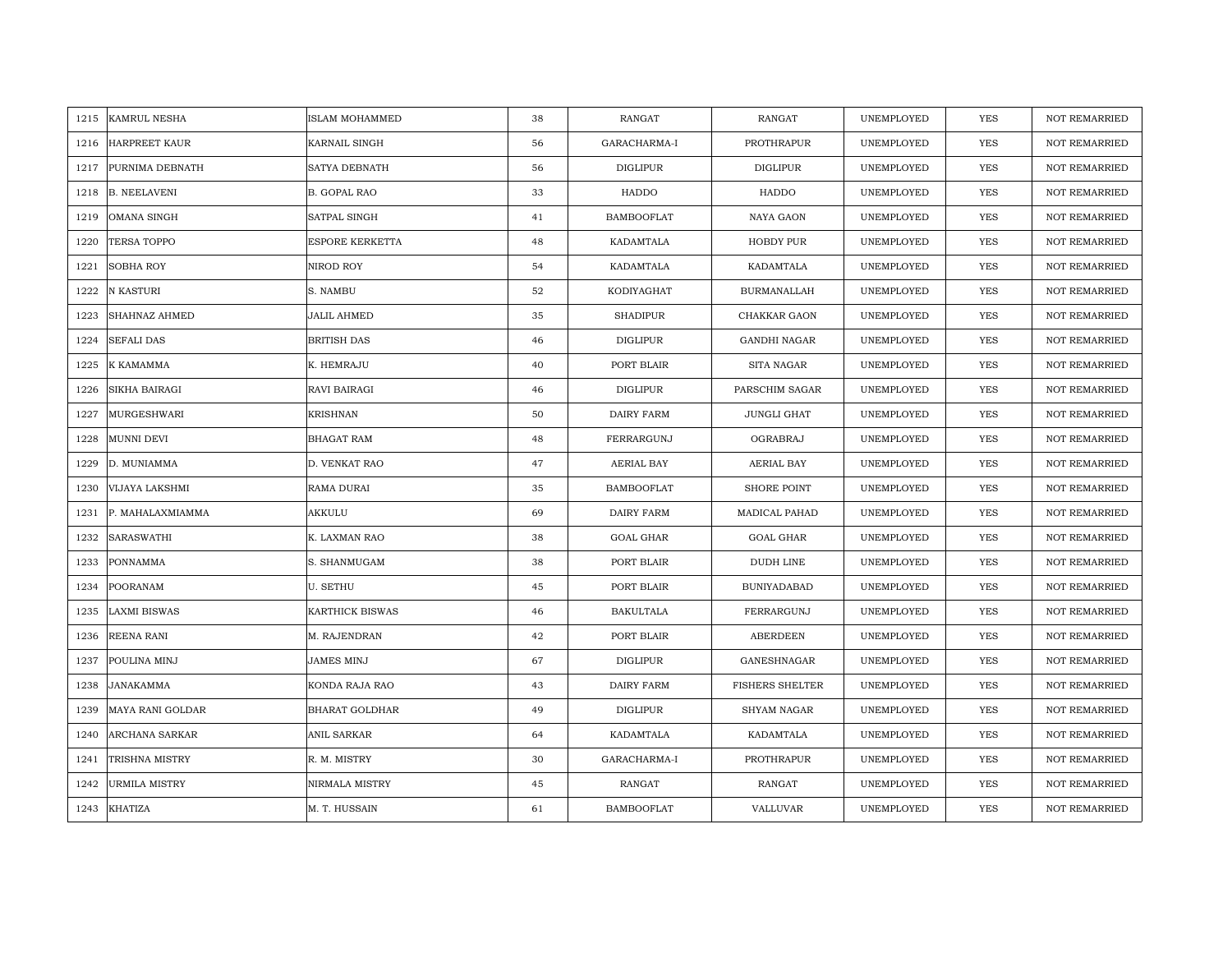| 1215 | KAMRUL NESHA | ISLAM MOHAMMED | 38 | RANGAT | RANGAT | UNEMPLOYED | YES | NOT REMARRIED |
|---|---|---|---|---|---|---|---|---|
| 1216 | HARPREET KAUR | KARNAIL SINGH | 56 | GARACHARMA-I | PROTHRAPUR | UNEMPLOYED | YES | NOT REMARRIED |
| 1217 | PURNIMA DEBNATH | SATYA DEBNATH | 56 | DIGLIPUR | DIGLIPUR | UNEMPLOYED | YES | NOT REMARRIED |
| 1218 | B. NEELAVENI | B. GOPAL RAO | 33 | HADDO | HADDO | UNEMPLOYED | YES | NOT REMARRIED |
| 1219 | OMANA SINGH | SATPAL SINGH | 41 | BAMBOOFLAT | NAYA GAON | UNEMPLOYED | YES | NOT REMARRIED |
| 1220 | TERSA TOPPO | ESPORE KERKETTA | 48 | KADAMTALA | HOBDY PUR | UNEMPLOYED | YES | NOT REMARRIED |
| 1221 | SOBHA ROY | NIROD ROY | 54 | KADAMTALA | KADAMTALA | UNEMPLOYED | YES | NOT REMARRIED |
| 1222 | N KASTURI | S. NAMBU | 52 | KODIYAGHAT | BURMANALLAH | UNEMPLOYED | YES | NOT REMARRIED |
| 1223 | SHAHNAZ AHMED | JALIL AHMED | 35 | SHADIPUR | CHAKKAR GAON | UNEMPLOYED | YES | NOT REMARRIED |
| 1224 | SEFALI DAS | BRITISH DAS | 46 | DIGLIPUR | GANDHI NAGAR | UNEMPLOYED | YES | NOT REMARRIED |
| 1225 | K KAMAMMA | K. HEMRAJU | 40 | PORT BLAIR | SITA NAGAR | UNEMPLOYED | YES | NOT REMARRIED |
| 1226 | SIKHA BAIRAGI | RAVI BAIRAGI | 46 | DIGLIPUR | PARSCHIM SAGAR | UNEMPLOYED | YES | NOT REMARRIED |
| 1227 | MURGESHWARI | KRISHNAN | 50 | DAIRY FARM | JUNGLI GHAT | UNEMPLOYED | YES | NOT REMARRIED |
| 1228 | MUNNI DEVI | BHAGAT RAM | 48 | FERRARGUNJ | OGRABRAJ | UNEMPLOYED | YES | NOT REMARRIED |
| 1229 | D. MUNIAMMA | D. VENKAT RAO | 47 | AERIAL BAY | AERIAL BAY | UNEMPLOYED | YES | NOT REMARRIED |
| 1230 | VIJAYA LAKSHMI | RAMA DURAI | 35 | BAMBOOFLAT | SHORE POINT | UNEMPLOYED | YES | NOT REMARRIED |
| 1231 | P. MAHALAXMIAMMA | AKKULU | 69 | DAIRY FARM | MADICAL PAHAD | UNEMPLOYED | YES | NOT REMARRIED |
| 1232 | SARASWATHI | K. LAXMAN RAO | 38 | GOAL GHAR | GOAL GHAR | UNEMPLOYED | YES | NOT REMARRIED |
| 1233 | PONNAMMA | S. SHANMUGAM | 38 | PORT BLAIR | DUDH LINE | UNEMPLOYED | YES | NOT REMARRIED |
| 1234 | POORANAM | U. SETHU | 45 | PORT BLAIR | BUNIYADABAD | UNEMPLOYED | YES | NOT REMARRIED |
| 1235 | LAXMI BISWAS | KARTHICK BISWAS | 46 | BAKULTALA | FERRARGUNJ | UNEMPLOYED | YES | NOT REMARRIED |
| 1236 | REENA RANI | M. RAJENDRAN | 42 | PORT BLAIR | ABERDEEN | UNEMPLOYED | YES | NOT REMARRIED |
| 1237 | POULINA MINJ | JAMES MINJ | 67 | DIGLIPUR | GANESHNAGAR | UNEMPLOYED | YES | NOT REMARRIED |
| 1238 | JANAKAMMA | KONDA RAJA RAO | 43 | DAIRY FARM | FISHERS SHELTER | UNEMPLOYED | YES | NOT REMARRIED |
| 1239 | MAYA RANI GOLDAR | BHARAT GOLDHAR | 49 | DIGLIPUR | SHYAM NAGAR | UNEMPLOYED | YES | NOT REMARRIED |
| 1240 | ARCHANA SARKAR | ANIL SARKAR | 64 | KADAMTALA | KADAMTALA | UNEMPLOYED | YES | NOT REMARRIED |
| 1241 | TRISHNA MISTRY | R. M. MISTRY | 30 | GARACHARMA-I | PROTHRAPUR | UNEMPLOYED | YES | NOT REMARRIED |
| 1242 | URMILA MISTRY | NIRMALA MISTRY | 45 | RANGAT | RANGAT | UNEMPLOYED | YES | NOT REMARRIED |
| 1243 | KHATIZA | M. T. HUSSAIN | 61 | BAMBOOFLAT | VALLUVAR | UNEMPLOYED | YES | NOT REMARRIED |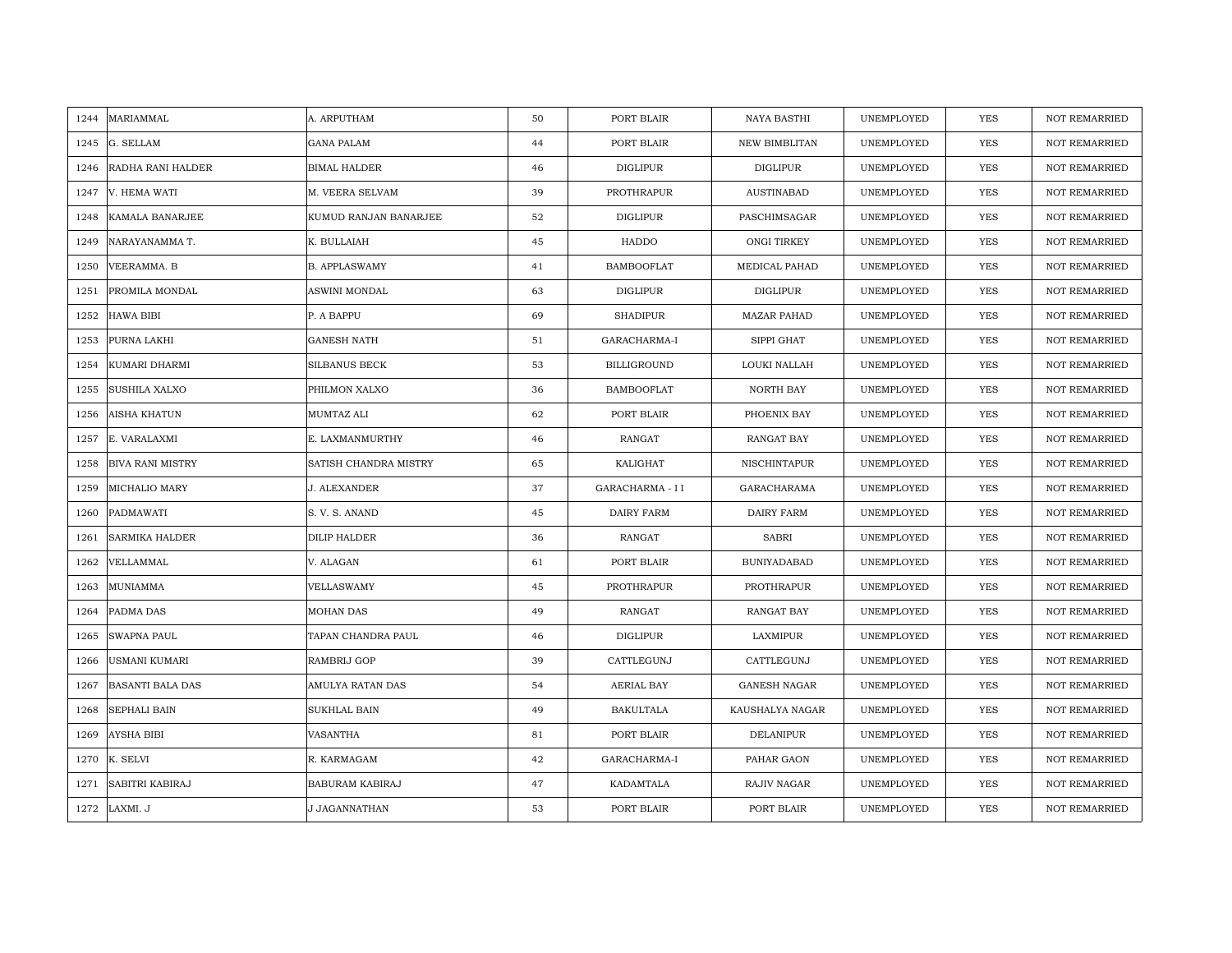| 1244 | MARIAMMAL | A. ARPUTHAM | 50 | PORT BLAIR | NAYA BASTHI | UNEMPLOYED | YES | NOT REMARRIED |
|---|---|---|---|---|---|---|---|---|
| 1245 | G. SELLAM | GANA PALAM | 44 | PORT BLAIR | NEW BIMBLITAN | UNEMPLOYED | YES | NOT REMARRIED |
| 1246 | RADHA RANI HALDER | BIMAL HALDER | 46 | DIGLIPUR | DIGLIPUR | UNEMPLOYED | YES | NOT REMARRIED |
| 1247 | V. HEMA WATI | M. VEERA SELVAM | 39 | PROTHRAPUR | AUSTINABAD | UNEMPLOYED | YES | NOT REMARRIED |
| 1248 | KAMALA BANARJEE | KUMUD RANJAN BANARJEE | 52 | DIGLIPUR | PASCHIMSAGAR | UNEMPLOYED | YES | NOT REMARRIED |
| 1249 | NARAYANAMMA T. | K. BULLAIAH | 45 | HADDO | ONGI TIRKEY | UNEMPLOYED | YES | NOT REMARRIED |
| 1250 | VEERAMMA. B | B. APPLASWAMY | 41 | BAMBOOFLAT | MEDICAL PAHAD | UNEMPLOYED | YES | NOT REMARRIED |
| 1251 | PROMILA MONDAL | ASWINI MONDAL | 63 | DIGLIPUR | DIGLIPUR | UNEMPLOYED | YES | NOT REMARRIED |
| 1252 | HAWA BIBI | P. A BAPPU | 69 | SHADIPUR | MAZAR PAHAD | UNEMPLOYED | YES | NOT REMARRIED |
| 1253 | PURNA LAKHI | GANESH NATH | 51 | GARACHARMA-I | SIPPI GHAT | UNEMPLOYED | YES | NOT REMARRIED |
| 1254 | KUMARI DHARMI | SILBANUS BECK | 53 | BILLIGROUND | LOUKI NALLAH | UNEMPLOYED | YES | NOT REMARRIED |
| 1255 | SUSHILA XALXO | PHILMON XALXO | 36 | BAMBOOFLAT | NORTH BAY | UNEMPLOYED | YES | NOT REMARRIED |
| 1256 | AISHA KHATUN | MUMTAZ ALI | 62 | PORT BLAIR | PHOENIX BAY | UNEMPLOYED | YES | NOT REMARRIED |
| 1257 | E. VARALAXMI | E. LAXMANMURTHY | 46 | RANGAT | RANGAT BAY | UNEMPLOYED | YES | NOT REMARRIED |
| 1258 | BIVA RANI MISTRY | SATISH CHANDRA MISTRY | 65 | KALIGHAT | NISCHINTAPUR | UNEMPLOYED | YES | NOT REMARRIED |
| 1259 | MICHALIO MARY | J. ALEXANDER | 37 | GARACHARMA - I I | GARACHARAMA | UNEMPLOYED | YES | NOT REMARRIED |
| 1260 | PADMAWATI | S. V. S. ANAND | 45 | DAIRY FARM | DAIRY FARM | UNEMPLOYED | YES | NOT REMARRIED |
| 1261 | SARMIKA HALDER | DILIP HALDER | 36 | RANGAT | SABRI | UNEMPLOYED | YES | NOT REMARRIED |
| 1262 | VELLAMMAL | V. ALAGAN | 61 | PORT BLAIR | BUNIYADABAD | UNEMPLOYED | YES | NOT REMARRIED |
| 1263 | MUNIAMMA | VELLASWAMY | 45 | PROTHRAPUR | PROTHRAPUR | UNEMPLOYED | YES | NOT REMARRIED |
| 1264 | PADMA DAS | MOHAN DAS | 49 | RANGAT | RANGAT BAY | UNEMPLOYED | YES | NOT REMARRIED |
| 1265 | SWAPNA PAUL | TAPAN CHANDRA PAUL | 46 | DIGLIPUR | LAXMIPUR | UNEMPLOYED | YES | NOT REMARRIED |
| 1266 | USMANI KUMARI | RAMBRIJ GOP | 39 | CATTLEGUNJ | CATTLEGUNJ | UNEMPLOYED | YES | NOT REMARRIED |
| 1267 | BASANTI BALA DAS | AMULYA RATAN DAS | 54 | AERIAL BAY | GANESH NAGAR | UNEMPLOYED | YES | NOT REMARRIED |
| 1268 | SEPHALI BAIN | SUKHLAL BAIN | 49 | BAKULTALA | KAUSHALYA NAGAR | UNEMPLOYED | YES | NOT REMARRIED |
| 1269 | AYSHA BIBI | VASANTHA | 81 | PORT BLAIR | DELANIPUR | UNEMPLOYED | YES | NOT REMARRIED |
| 1270 | K. SELVI | R. KARMAGAM | 42 | GARACHARMA-I | PAHAR GAON | UNEMPLOYED | YES | NOT REMARRIED |
| 1271 | SABITRI KABIRAJ | BABURAM KABIRAJ | 47 | KADAMTALA | RAJIV NAGAR | UNEMPLOYED | YES | NOT REMARRIED |
| 1272 | LAXMI. J | J JAGANNATHAN | 53 | PORT BLAIR | PORT BLAIR | UNEMPLOYED | YES | NOT REMARRIED |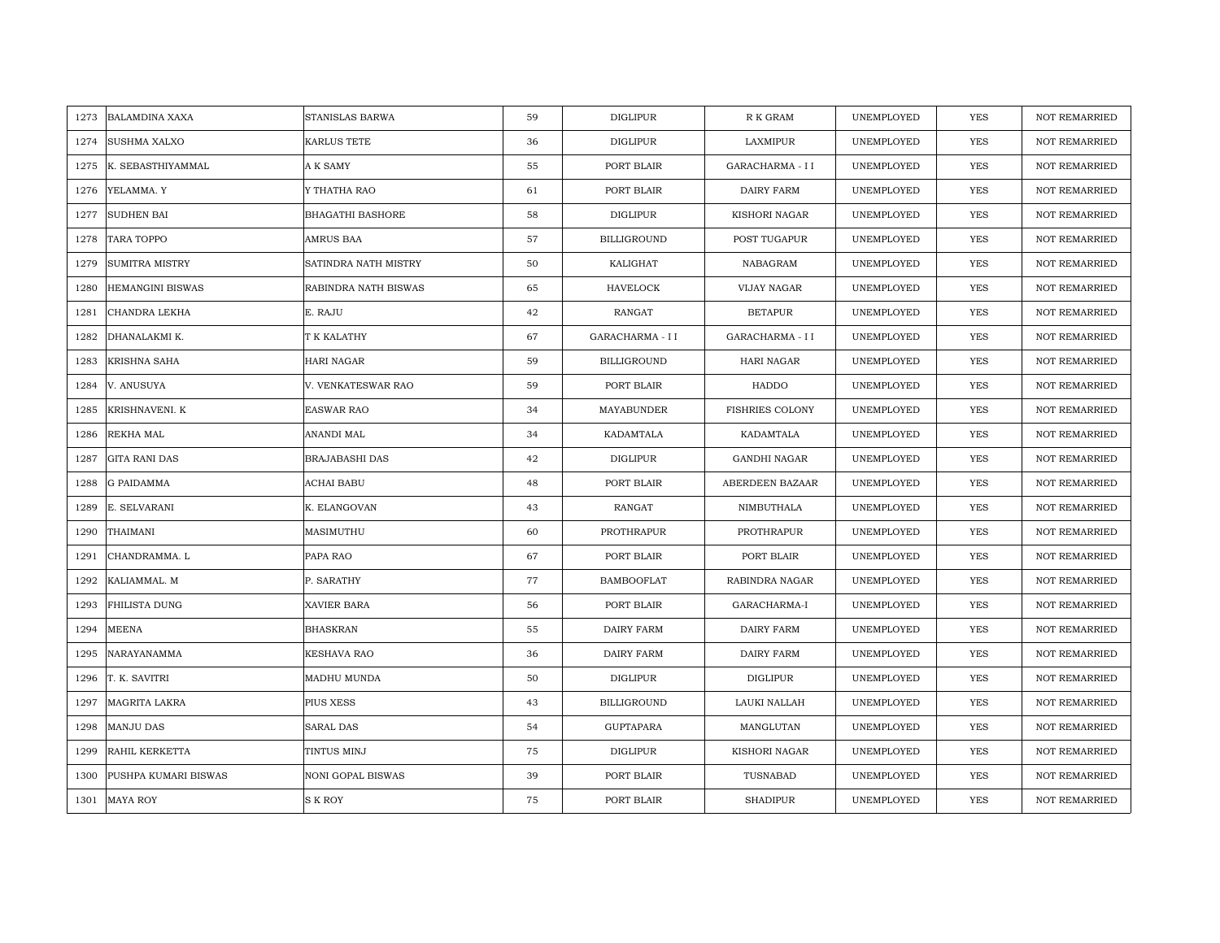| | | | | | | | | |
|---|---|---|---|---|---|---|---|---|
| 1273 | BALAMDINA XAXA | STANISLAS BARWA | 59 | DIGLIPUR | R K GRAM | UNEMPLOYED | YES | NOT REMARRIED |
| 1274 | SUSHMA XALXO | KARLUS TETE | 36 | DIGLIPUR | LAXMIPUR | UNEMPLOYED | YES | NOT REMARRIED |
| 1275 | K. SEBASTHIYAMMAL | A K SAMY | 55 | PORT BLAIR | GARACHARMA - I I | UNEMPLOYED | YES | NOT REMARRIED |
| 1276 | YELAMMA. Y | Y THATHA RAO | 61 | PORT BLAIR | DAIRY FARM | UNEMPLOYED | YES | NOT REMARRIED |
| 1277 | SUDHEN BAI | BHAGATHI BASHORE | 58 | DIGLIPUR | KISHORI NAGAR | UNEMPLOYED | YES | NOT REMARRIED |
| 1278 | TARA TOPPO | AMRUS BAA | 57 | BILLIGROUND | POST TUGAPUR | UNEMPLOYED | YES | NOT REMARRIED |
| 1279 | SUMITRA MISTRY | SATINDRA NATH MISTRY | 50 | KALIGHAT | NABAGRAM | UNEMPLOYED | YES | NOT REMARRIED |
| 1280 | HEMANGINI BISWAS | RABINDRA NATH BISWAS | 65 | HAVELOCK | VIJAY NAGAR | UNEMPLOYED | YES | NOT REMARRIED |
| 1281 | CHANDRA LEKHA | E. RAJU | 42 | RANGAT | BETAPUR | UNEMPLOYED | YES | NOT REMARRIED |
| 1282 | DHANALAKMI K. | T K KALATHY | 67 | GARACHARMA - I I | GARACHARMA - I I | UNEMPLOYED | YES | NOT REMARRIED |
| 1283 | KRISHNA SAHA | HARI NAGAR | 59 | BILLIGROUND | HARI NAGAR | UNEMPLOYED | YES | NOT REMARRIED |
| 1284 | V. ANUSUYA | V. VENKATESWAR RAO | 59 | PORT BLAIR | HADDO | UNEMPLOYED | YES | NOT REMARRIED |
| 1285 | KRISHNAVENI. K | EASWAR RAO | 34 | MAYABUNDER | FISHRIES COLONY | UNEMPLOYED | YES | NOT REMARRIED |
| 1286 | REKHA MAL | ANANDI MAL | 34 | KADAMTALA | KADAMTALA | UNEMPLOYED | YES | NOT REMARRIED |
| 1287 | GITA RANI DAS | BRAJABASHI DAS | 42 | DIGLIPUR | GANDHI NAGAR | UNEMPLOYED | YES | NOT REMARRIED |
| 1288 | G PAIDAMMA | ACHAI BABU | 48 | PORT BLAIR | ABERDEEN BAZAAR | UNEMPLOYED | YES | NOT REMARRIED |
| 1289 | E. SELVARANI | K. ELANGOVAN | 43 | RANGAT | NIMBUTHALA | UNEMPLOYED | YES | NOT REMARRIED |
| 1290 | THAIMANI | MASIMUTHU | 60 | PROTHRAPUR | PROTHRAPUR | UNEMPLOYED | YES | NOT REMARRIED |
| 1291 | CHANDRAMMA. L | PAPA RAO | 67 | PORT BLAIR | PORT BLAIR | UNEMPLOYED | YES | NOT REMARRIED |
| 1292 | KALIAMMAL. M | P. SARATHY | 77 | BAMBOOFLAT | RABINDRA NAGAR | UNEMPLOYED | YES | NOT REMARRIED |
| 1293 | FHILISTA DUNG | XAVIER BARA | 56 | PORT BLAIR | GARACHARMA-I | UNEMPLOYED | YES | NOT REMARRIED |
| 1294 | MEENA | BHASKRAN | 55 | DAIRY FARM | DAIRY FARM | UNEMPLOYED | YES | NOT REMARRIED |
| 1295 | NARAYANAMMA | KESHAVA RAO | 36 | DAIRY FARM | DAIRY FARM | UNEMPLOYED | YES | NOT REMARRIED |
| 1296 | T. K. SAVITRI | MADHU MUNDA | 50 | DIGLIPUR | DIGLIPUR | UNEMPLOYED | YES | NOT REMARRIED |
| 1297 | MAGRITA LAKRA | PIUS XESS | 43 | BILLIGROUND | LAUKI NALLAH | UNEMPLOYED | YES | NOT REMARRIED |
| 1298 | MANJU DAS | SARAL DAS | 54 | GUPTAPARA | MANGLUTAN | UNEMPLOYED | YES | NOT REMARRIED |
| 1299 | RAHIL KERKETTA | TINTUS MINJ | 75 | DIGLIPUR | KISHORI NAGAR | UNEMPLOYED | YES | NOT REMARRIED |
| 1300 | PUSHPA KUMARI BISWAS | NONI GOPAL BISWAS | 39 | PORT BLAIR | TUSNABAD | UNEMPLOYED | YES | NOT REMARRIED |
| 1301 | MAYA ROY | S K ROY | 75 | PORT BLAIR | SHADIPUR | UNEMPLOYED | YES | NOT REMARRIED |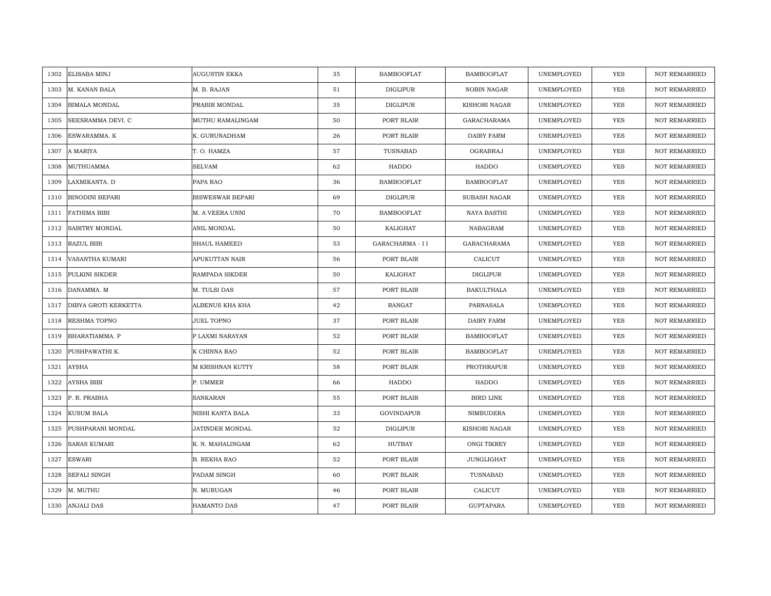| 1302 | ELISABA MINJ | AUGUSTIN EKKA | 35 | BAMBOOFLAT | BAMBOOFLAT | UNEMPLOYED | YES | NOT REMARRIED |
|---|---|---|---|---|---|---|---|---|
| 1303 | M. KANAN BALA | M. B. RAJAN | 51 | DIGLIPUR | NOBIN NAGAR | UNEMPLOYED | YES | NOT REMARRIED |
| 1304 | BIMALA MONDAL | PRABIR MONDAL | 35 | DIGLIPUR | KISHORI NAGAR | UNEMPLOYED | YES | NOT REMARRIED |
| 1305 | SEESRAMMA DEVI. C | MUTHU RAMALINGAM | 50 | PORT BLAIR | GARACHARAMA | UNEMPLOYED | YES | NOT REMARRIED |
| 1306 | ESWARAMMA. K | K. GURUNADHAM | 26 | PORT BLAIR | DAIRY FARM | UNEMPLOYED | YES | NOT REMARRIED |
| 1307 | A MARIYA | T. O. HAMZA | 57 | TUSNABAD | OGRABRAJ | UNEMPLOYED | YES | NOT REMARRIED |
| 1308 | MUTHUAMMA | SELVAM | 62 | HADDO | HADDO | UNEMPLOYED | YES | NOT REMARRIED |
| 1309 | LAXMIKANTA. D | PAPA RAO | 36 | BAMBOOFLAT | BAMBOOFLAT | UNEMPLOYED | YES | NOT REMARRIED |
| 1310 | BINODINI BEPARI | BISWESWAR BEPARI | 69 | DIGLIPUR | SUBASH NAGAR | UNEMPLOYED | YES | NOT REMARRIED |
| 1311 | FATHIMA BIBI | M. A VEERA UNNI | 70 | BAMBOOFLAT | NAYA BASTHI | UNEMPLOYED | YES | NOT REMARRIED |
| 1312 | SABITRY MONDAL | ANIL MONDAL | 50 | KALIGHAT | NABAGRAM | UNEMPLOYED | YES | NOT REMARRIED |
| 1313 | RAZUL BIBI | SHAUL HAMEED | 53 | GARACHARMA - I I | GARACHARAMA | UNEMPLOYED | YES | NOT REMARRIED |
| 1314 | VASANTHA KUMARI | APUKUTTAN NAIR | 56 | PORT BLAIR | CALICUT | UNEMPLOYED | YES | NOT REMARRIED |
| 1315 | PULKINI SIKDER | RAMPADA SIKDER | 50 | KALIGHAT | DIGLIPUR | UNEMPLOYED | YES | NOT REMARRIED |
| 1316 | DANAMMA. M | M. TULSI DAS | 57 | PORT BLAIR | BAKULTHALA | UNEMPLOYED | YES | NOT REMARRIED |
| 1317 | DIBYA GROTI KERKETTA | ALBENUS KHA KHA | 42 | RANGAT | PARNASALA | UNEMPLOYED | YES | NOT REMARRIED |
| 1318 | RESHMA TOPNO | JUEL TOPNO | 37 | PORT BLAIR | DAIRY FARM | UNEMPLOYED | YES | NOT REMARRIED |
| 1319 | BHARATIAMMA. P | P LAXMI NARAYAN | 52 | PORT BLAIR | BAMBOOFLAT | UNEMPLOYED | YES | NOT REMARRIED |
| 1320 | PUSHPAWATHI K. | K CHINNA RAO | 52 | PORT BLAIR | BAMBOOFLAT | UNEMPLOYED | YES | NOT REMARRIED |
| 1321 | AYSHA | M KRISHNAN KUTTY | 58 | PORT BLAIR | PROTHRAPUR | UNEMPLOYED | YES | NOT REMARRIED |
| 1322 | AYSHA BIBI | P. UMMER | 66 | HADDO | HADDO | UNEMPLOYED | YES | NOT REMARRIED |
| 1323 | P. R. PRABHA | SANKARAN | 55 | PORT BLAIR | BIRD LINE | UNEMPLOYED | YES | NOT REMARRIED |
| 1324 | KUSUM BALA | NISHI KANTA BALA | 33 | GOVINDAPUR | NIMBUDERA | UNEMPLOYED | YES | NOT REMARRIED |
| 1325 | PUSHPARANI MONDAL | JATINDER MONDAL | 52 | DIGLIPUR | KISHORI NAGAR | UNEMPLOYED | YES | NOT REMARRIED |
| 1326 | SARAS KUMARI | K. N. MAHALINGAM | 62 | HUTBAY | ONGI TIKREY | UNEMPLOYED | YES | NOT REMARRIED |
| 1327 | ESWARI | B. REKHA RAO | 52 | PORT BLAIR | JUNGLIGHAT | UNEMPLOYED | YES | NOT REMARRIED |
| 1328 | SEFALI SINGH | PADAM SINGH | 60 | PORT BLAIR | TUSNABAD | UNEMPLOYED | YES | NOT REMARRIED |
| 1329 | M. MUTHU | N. MURUGAN | 46 | PORT BLAIR | CALICUT | UNEMPLOYED | YES | NOT REMARRIED |
| 1330 | ANJALI DAS | HAMANTO DAS | 47 | PORT BLAIR | GUPTAPARA | UNEMPLOYED | YES | NOT REMARRIED |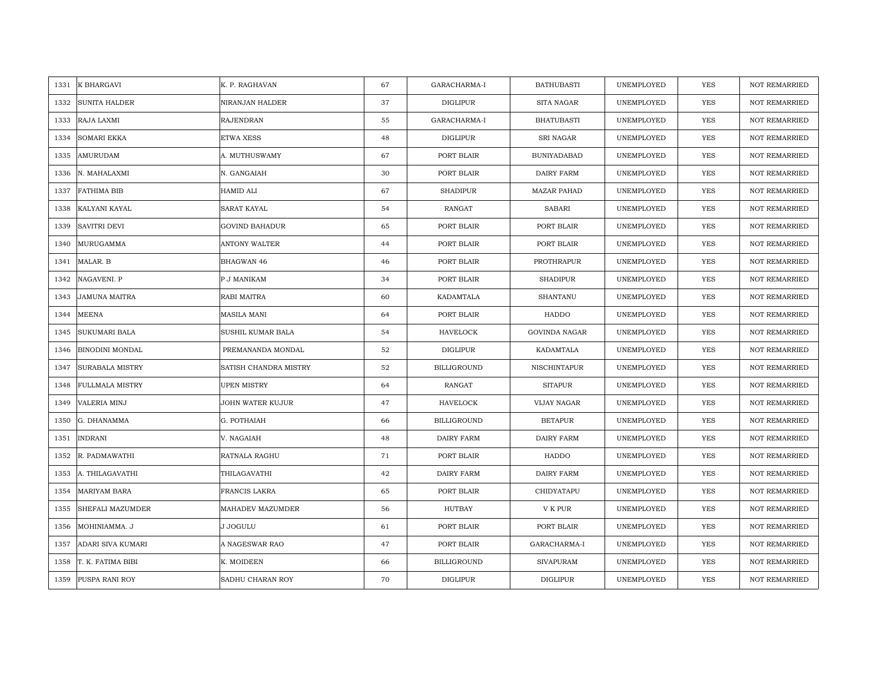| 1331 | K BHARGAVI | K. P. RAGHAVAN | 67 | GARACHARMA-I | BATHUBASTI | UNEMPLOYED | YES | NOT REMARRIED |
|---|---|---|---|---|---|---|---|---|
| 1332 | SUNITA HALDER | NIRANJAN HALDER | 37 | DIGLIPUR | SITA NAGAR | UNEMPLOYED | YES | NOT REMARRIED |
| 1333 | RAJA LAXMI | RAJENDRAN | 55 | GARACHARMA-I | BHATUBASTI | UNEMPLOYED | YES | NOT REMARRIED |
| 1334 | SOMARI EKKA | ETWA XESS | 48 | DIGLIPUR | SRI NAGAR | UNEMPLOYED | YES | NOT REMARRIED |
| 1335 | AMURUDAM | A. MUTHUSWAMY | 67 | PORT BLAIR | BUNIYADABAD | UNEMPLOYED | YES | NOT REMARRIED |
| 1336 | N. MAHALAXMI | N. GANGAIAH | 30 | PORT BLAIR | DAIRY FARM | UNEMPLOYED | YES | NOT REMARRIED |
| 1337 | FATHIMA BIB | HAMID ALI | 67 | SHADIPUR | MAZAR PAHAD | UNEMPLOYED | YES | NOT REMARRIED |
| 1338 | KALYANI KAYAL | SARAT KAYAL | 54 | RANGAT | SABARI | UNEMPLOYED | YES | NOT REMARRIED |
| 1339 | SAVITRI DEVI | GOVIND BAHADUR | 65 | PORT BLAIR | PORT BLAIR | UNEMPLOYED | YES | NOT REMARRIED |
| 1340 | MURUGAMMA | ANTONY WALTER | 44 | PORT BLAIR | PORT BLAIR | UNEMPLOYED | YES | NOT REMARRIED |
| 1341 | MALAR. B | BHAGWAN 46 | 46 | PORT BLAIR | PROTHRAPUR | UNEMPLOYED | YES | NOT REMARRIED |
| 1342 | NAGAVENI. P | P J MANIKAM | 34 | PORT BLAIR | SHADIPUR | UNEMPLOYED | YES | NOT REMARRIED |
| 1343 | JAMUNA MAITRA | RABI MAITRA | 60 | KADAMTALA | SHANTANU | UNEMPLOYED | YES | NOT REMARRIED |
| 1344 | MEENA | MASILA MANI | 64 | PORT BLAIR | HADDO | UNEMPLOYED | YES | NOT REMARRIED |
| 1345 | SUKUMARI BALA | SUSHIL KUMAR BALA | 54 | HAVELOCK | GOVINDA NAGAR | UNEMPLOYED | YES | NOT REMARRIED |
| 1346 | BINODINI MONDAL | PREMANANDA MONDAL | 52 | DIGLIPUR | KADAMTALA | UNEMPLOYED | YES | NOT REMARRIED |
| 1347 | SURABALA MISTRY | SATISH CHANDRA MISTRY | 52 | BILLIGROUND | NISCHINTAPUR | UNEMPLOYED | YES | NOT REMARRIED |
| 1348 | FULLMALA MISTRY | UPEN MISTRY | 64 | RANGAT | SITAPUR | UNEMPLOYED | YES | NOT REMARRIED |
| 1349 | VALERIA MINJ | JOHN WATER KUJUR | 47 | HAVELOCK | VIJAY NAGAR | UNEMPLOYED | YES | NOT REMARRIED |
| 1350 | G. DHANAMMA | G. POTHAIAH | 66 | BILLIGROUND | BETAPUR | UNEMPLOYED | YES | NOT REMARRIED |
| 1351 | INDRANI | V. NAGAIAH | 48 | DAIRY FARM | DAIRY FARM | UNEMPLOYED | YES | NOT REMARRIED |
| 1352 | R. PADMAWATHI | RATNALA RAGHU | 71 | PORT BLAIR | HADDO | UNEMPLOYED | YES | NOT REMARRIED |
| 1353 | A. THILAGAVATHI | THILAGAVATHI | 42 | DAIRY FARM | DAIRY FARM | UNEMPLOYED | YES | NOT REMARRIED |
| 1354 | MARIYAM BARA | FRANCIS LAKRA | 65 | PORT BLAIR | CHIDYATAPU | UNEMPLOYED | YES | NOT REMARRIED |
| 1355 | SHEFALI MAZUMDER | MAHADEV MAZUMDER | 56 | HUTBAY | V K PUR | UNEMPLOYED | YES | NOT REMARRIED |
| 1356 | MOHINIAMMA. J | J JOGULU | 61 | PORT BLAIR | PORT BLAIR | UNEMPLOYED | YES | NOT REMARRIED |
| 1357 | ADARI SIVA KUMARI | A NAGESWAR RAO | 47 | PORT BLAIR | GARACHARMA-I | UNEMPLOYED | YES | NOT REMARRIED |
| 1358 | T. K. FATIMA BIBI | K. MOIDEEN | 66 | BILLIGROUND | SIVAPURAM | UNEMPLOYED | YES | NOT REMARRIED |
| 1359 | PUSPA RANI ROY | SADHU CHARAN ROY | 70 | DIGLIPUR | DIGLIPUR | UNEMPLOYED | YES | NOT REMARRIED |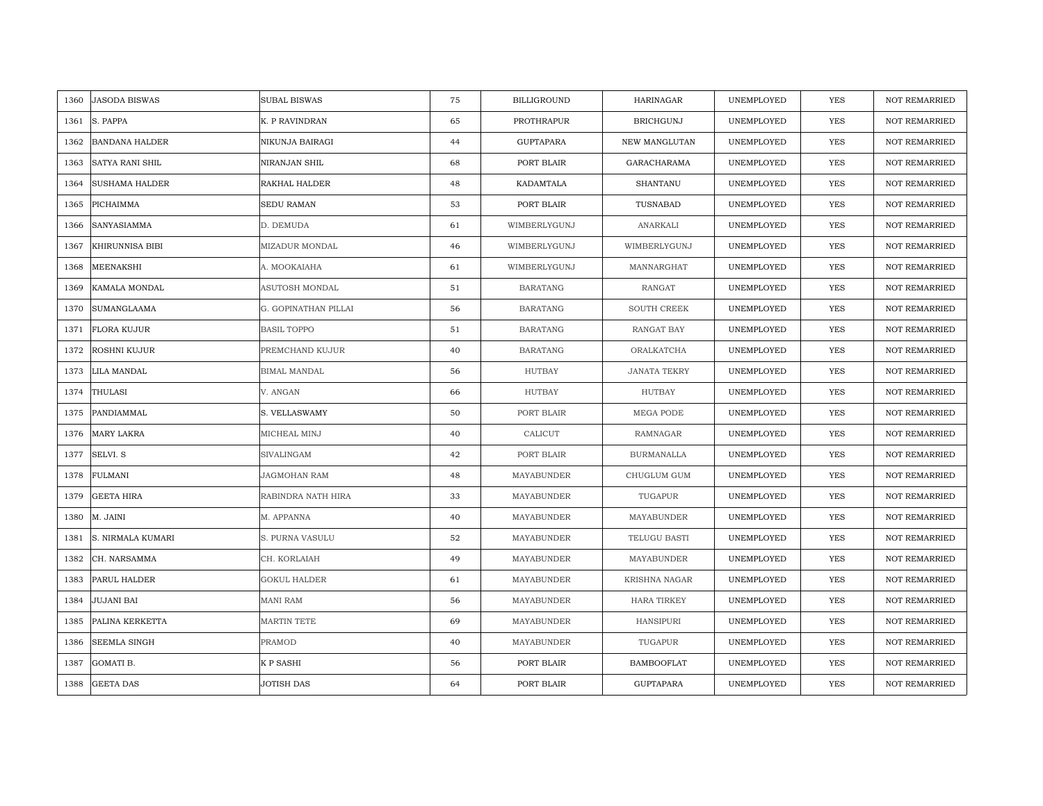| | | | | | | | | |
|---|---|---|---|---|---|---|---|---|
| 1360 | JASODA BISWAS | SUBAL BISWAS | 75 | BILLIGROUND | HARINAGAR | UNEMPLOYED | YES | NOT REMARRIED |
| 1361 | S. PAPPA | K. P RAVINDRAN | 65 | PROTHRAPUR | BRICHGUNJ | UNEMPLOYED | YES | NOT REMARRIED |
| 1362 | BANDANA HALDER | NIKUNJA BAIRAGI | 44 | GUPTAPARA | NEW MANGLUTAN | UNEMPLOYED | YES | NOT REMARRIED |
| 1363 | SATYA RANI SHIL | NIRANJAN SHIL | 68 | PORT BLAIR | GARACHARAMA | UNEMPLOYED | YES | NOT REMARRIED |
| 1364 | SUSHAMA HALDER | RAKHAL HALDER | 48 | KADAMTALA | SHANTANU | UNEMPLOYED | YES | NOT REMARRIED |
| 1365 | PICHAIMMA | SEDU RAMAN | 53 | PORT BLAIR | TUSNABAD | UNEMPLOYED | YES | NOT REMARRIED |
| 1366 | SANYASIAMMA | D. DEMUDA | 61 | WIMBERLYGUNJ | ANARKALI | UNEMPLOYED | YES | NOT REMARRIED |
| 1367 | KHIRUNNISA BIBI | MIZADUR MONDAL | 46 | WIMBERLYGUNJ | WIMBERLYGUNJ | UNEMPLOYED | YES | NOT REMARRIED |
| 1368 | MEENAKSHI | A. MOOKAIAHA | 61 | WIMBERLYGUNJ | MANNARGHAT | UNEMPLOYED | YES | NOT REMARRIED |
| 1369 | KAMALA MONDAL | ASUTOSH MONDAL | 51 | BARATANG | RANGAT | UNEMPLOYED | YES | NOT REMARRIED |
| 1370 | SUMANGLAAMA | G. GOPINATHAN PILLAI | 56 | BARATANG | SOUTH CREEK | UNEMPLOYED | YES | NOT REMARRIED |
| 1371 | FLORA KUJUR | BASIL TOPPO | 51 | BARATANG | RANGAT BAY | UNEMPLOYED | YES | NOT REMARRIED |
| 1372 | ROSHNI KUJUR | PREMCHAND KUJUR | 40 | BARATANG | ORALKATCHA | UNEMPLOYED | YES | NOT REMARRIED |
| 1373 | LILA MANDAL | BIMAL MANDAL | 56 | HUTBAY | JANATA TEKRY | UNEMPLOYED | YES | NOT REMARRIED |
| 1374 | THULASI | V. ANGAN | 66 | HUTBAY | HUTBAY | UNEMPLOYED | YES | NOT REMARRIED |
| 1375 | PANDIAMMAL | S. VELLASWAMY | 50 | PORT BLAIR | MEGA PODE | UNEMPLOYED | YES | NOT REMARRIED |
| 1376 | MARY LAKRA | MICHEAL MINJ | 40 | CALICUT | RAMNAGAR | UNEMPLOYED | YES | NOT REMARRIED |
| 1377 | SELVI. S | SIVALINGAM | 42 | PORT BLAIR | BURMANALLA | UNEMPLOYED | YES | NOT REMARRIED |
| 1378 | FULMANI | JAGMOHAN RAM | 48 | MAYABUNDER | CHUGLUM GUM | UNEMPLOYED | YES | NOT REMARRIED |
| 1379 | GEETA HIRA | RABINDRA NATH HIRA | 33 | MAYABUNDER | TUGAPUR | UNEMPLOYED | YES | NOT REMARRIED |
| 1380 | M. JAINI | M. APPANNA | 40 | MAYABUNDER | MAYABUNDER | UNEMPLOYED | YES | NOT REMARRIED |
| 1381 | S. NIRMALA KUMARI | S. PURNA VASULU | 52 | MAYABUNDER | TELUGU BASTI | UNEMPLOYED | YES | NOT REMARRIED |
| 1382 | CH. NARSAMMA | CH. KORLAIAH | 49 | MAYABUNDER | MAYABUNDER | UNEMPLOYED | YES | NOT REMARRIED |
| 1383 | PARUL HALDER | GOKUL HALDER | 61 | MAYABUNDER | KRISHNA NAGAR | UNEMPLOYED | YES | NOT REMARRIED |
| 1384 | JUJANI BAI | MANI RAM | 56 | MAYABUNDER | HARA TIRKEY | UNEMPLOYED | YES | NOT REMARRIED |
| 1385 | PALINA KERKETTA | MARTIN TETE | 69 | MAYABUNDER | HANSIPURI | UNEMPLOYED | YES | NOT REMARRIED |
| 1386 | SEEMLA SINGH | PRAMOD | 40 | MAYABUNDER | TUGAPUR | UNEMPLOYED | YES | NOT REMARRIED |
| 1387 | GOMATI B. | K P SASHI | 56 | PORT BLAIR | BAMBOOFLAT | UNEMPLOYED | YES | NOT REMARRIED |
| 1388 | GEETA DAS | JOTISH DAS | 64 | PORT BLAIR | GUPTAPARA | UNEMPLOYED | YES | NOT REMARRIED |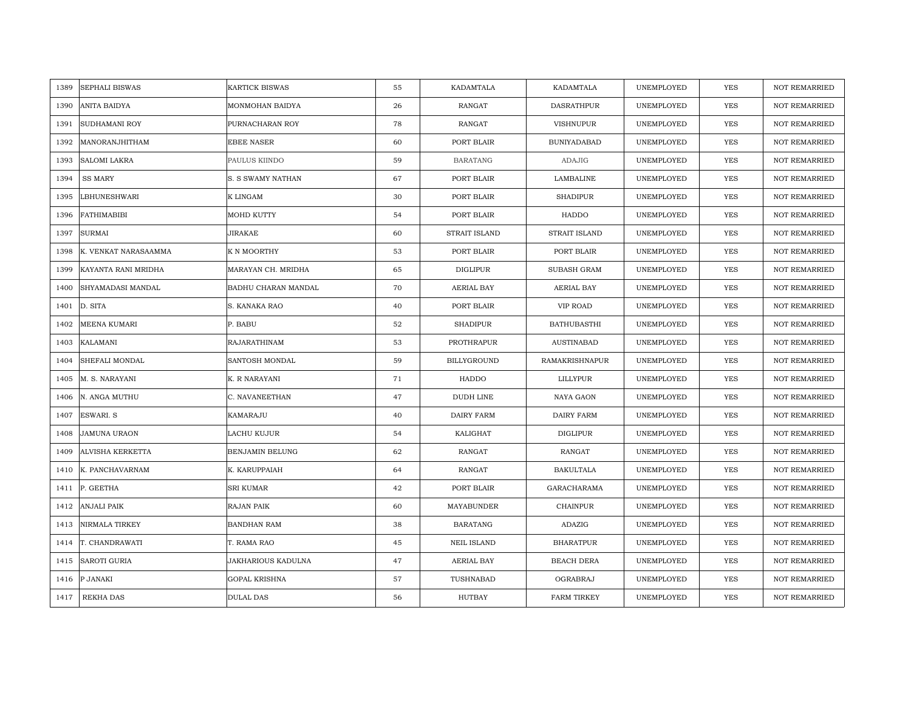| | | | | | | | | |
|---|---|---|---|---|---|---|---|---|
| 1389 | SEPHALI BISWAS | KARTICK BISWAS | 55 | KADAMTALA | KADAMTALA | UNEMPLOYED | YES | NOT REMARRIED |
| 1390 | ANITA BAIDYA | MONMOHAN BAIDYA | 26 | RANGAT | DASRATHPUR | UNEMPLOYED | YES | NOT REMARRIED |
| 1391 | SUDHAMANI ROY | PURNACHARAN ROY | 78 | RANGAT | VISHNUPUR | UNEMPLOYED | YES | NOT REMARRIED |
| 1392 | MANORANJHITHAM | EBEE NASER | 60 | PORT BLAIR | BUNIYADABAD | UNEMPLOYED | YES | NOT REMARRIED |
| 1393 | SALOMI LAKRA | PAULUS KIINDO | 59 | BARATANG | ADAJIG | UNEMPLOYED | YES | NOT REMARRIED |
| 1394 | SS MARY | S. S SWAMY NATHAN | 67 | PORT BLAIR | LAMBALINE | UNEMPLOYED | YES | NOT REMARRIED |
| 1395 | LBHUNESHWARI | K LINGAM | 30 | PORT BLAIR | SHADIPUR | UNEMPLOYED | YES | NOT REMARRIED |
| 1396 | FATHIMABIBI | MOHD KUTTY | 54 | PORT BLAIR | HADDO | UNEMPLOYED | YES | NOT REMARRIED |
| 1397 | SURMAI | JIRAKAE | 60 | STRAIT ISLAND | STRAIT ISLAND | UNEMPLOYED | YES | NOT REMARRIED |
| 1398 | K. VENKAT NARASAAMMA | K N MOORTHY | 53 | PORT BLAIR | PORT BLAIR | UNEMPLOYED | YES | NOT REMARRIED |
| 1399 | KAYANTA RANI MRIDHA | MARAYAN CH. MRIDHA | 65 | DIGLIPUR | SUBASH GRAM | UNEMPLOYED | YES | NOT REMARRIED |
| 1400 | SHYAMADASI MANDAL | BADHU CHARAN MANDAL | 70 | AERIAL BAY | AERIAL BAY | UNEMPLOYED | YES | NOT REMARRIED |
| 1401 | D. SITA | S. KANAKA RAO | 40 | PORT BLAIR | VIP ROAD | UNEMPLOYED | YES | NOT REMARRIED |
| 1402 | MEENA KUMARI | P. BABU | 52 | SHADIPUR | BATHUBASTHI | UNEMPLOYED | YES | NOT REMARRIED |
| 1403 | KALAMANI | RAJARATHINAM | 53 | PROTHRAPUR | AUSTINABAD | UNEMPLOYED | YES | NOT REMARRIED |
| 1404 | SHEFALI MONDAL | SANTOSH MONDAL | 59 | BILLYGROUND | RAMAKRISHNAPUR | UNEMPLOYED | YES | NOT REMARRIED |
| 1405 | M. S. NARAYANI | K. R NARAYANI | 71 | HADDO | LILLYPUR | UNEMPLOYED | YES | NOT REMARRIED |
| 1406 | N. ANGA MUTHU | C. NAVANEETHAN | 47 | DUDH LINE | NAYA GAON | UNEMPLOYED | YES | NOT REMARRIED |
| 1407 | ESWARI. S | KAMARAJU | 40 | DAIRY FARM | DAIRY FARM | UNEMPLOYED | YES | NOT REMARRIED |
| 1408 | JAMUNA URAON | LACHU KUJUR | 54 | KALIGHAT | DIGLIPUR | UNEMPLOYED | YES | NOT REMARRIED |
| 1409 | ALVISHA KERKETTA | BENJAMIN BELUNG | 62 | RANGAT | RANGAT | UNEMPLOYED | YES | NOT REMARRIED |
| 1410 | K. PANCHAVARNAM | K. KARUPPAIAH | 64 | RANGAT | BAKULTALA | UNEMPLOYED | YES | NOT REMARRIED |
| 1411 | P. GEETHA | SRI KUMAR | 42 | PORT BLAIR | GARACHARAMA | UNEMPLOYED | YES | NOT REMARRIED |
| 1412 | ANJALI PAIK | RAJAN PAIK | 60 | MAYABUNDER | CHAINPUR | UNEMPLOYED | YES | NOT REMARRIED |
| 1413 | NIRMALA TIRKEY | BANDHAN RAM | 38 | BARATANG | ADAZIG | UNEMPLOYED | YES | NOT REMARRIED |
| 1414 | T. CHANDRAWATI | T. RAMA RAO | 45 | NEIL ISLAND | BHARATPUR | UNEMPLOYED | YES | NOT REMARRIED |
| 1415 | SAROTI GURIA | JAKHARIOUS KADULNA | 47 | AERIAL BAY | BEACH DERA | UNEMPLOYED | YES | NOT REMARRIED |
| 1416 | P JANAKI | GOPAL KRISHNA | 57 | TUSHNABAD | OGRABRAJ | UNEMPLOYED | YES | NOT REMARRIED |
| 1417 | REKHA DAS | DULAL DAS | 56 | HUTBAY | FARM TIRKEY | UNEMPLOYED | YES | NOT REMARRIED |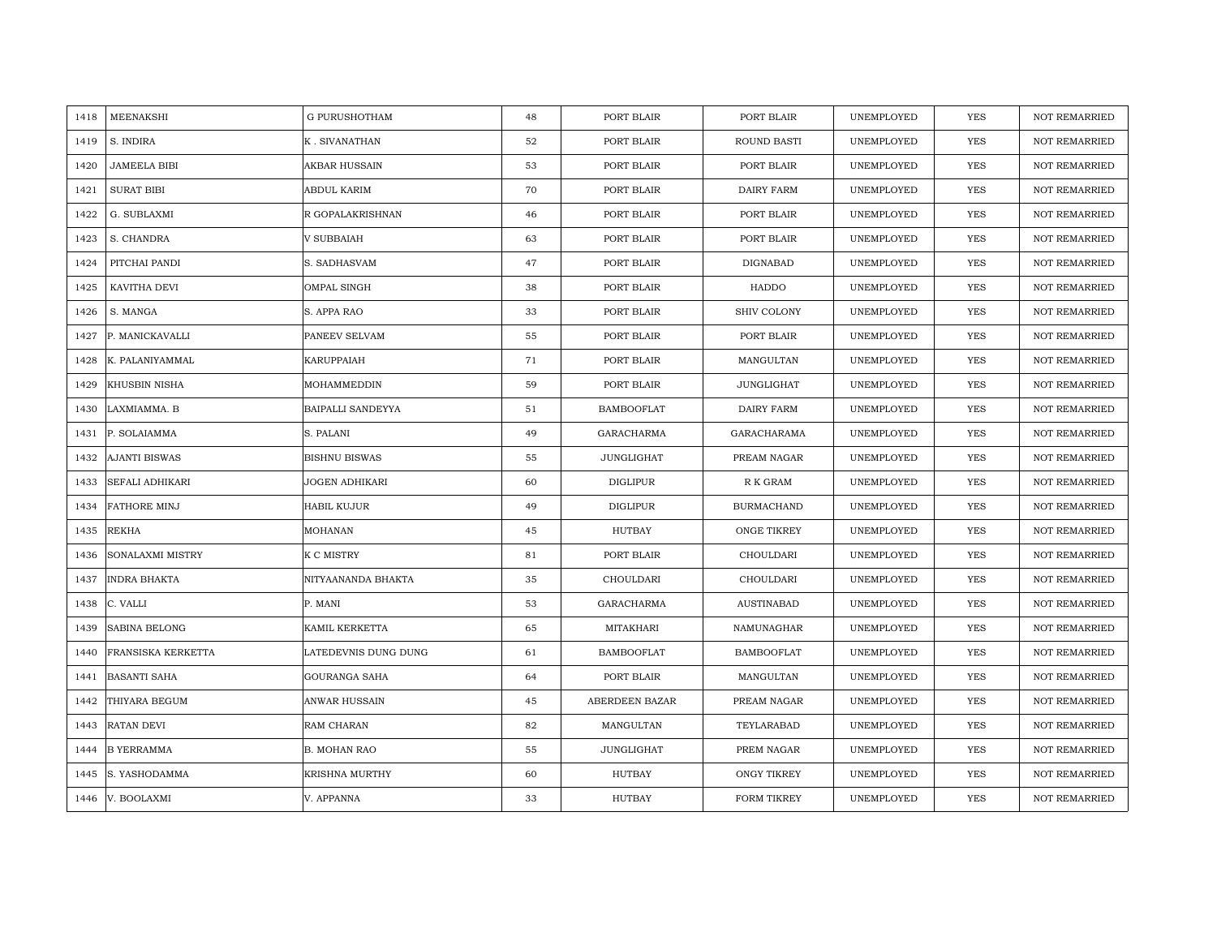| 1418 | MEENAKSHI | G PURUSHOTHAM | 48 | PORT BLAIR | PORT BLAIR | UNEMPLOYED | YES | NOT REMARRIED |
|---|---|---|---|---|---|---|---|---|
| 1419 | S. INDIRA | K . SIVANATHAN | 52 | PORT BLAIR | ROUND BASTI | UNEMPLOYED | YES | NOT REMARRIED |
| 1420 | JAMEELA BIBI | AKBAR HUSSAIN | 53 | PORT BLAIR | PORT BLAIR | UNEMPLOYED | YES | NOT REMARRIED |
| 1421 | SURAT BIBI | ABDUL KARIM | 70 | PORT BLAIR | DAIRY FARM | UNEMPLOYED | YES | NOT REMARRIED |
| 1422 | G. SUBLAXMI | R GOPALAKRISHNAN | 46 | PORT BLAIR | PORT BLAIR | UNEMPLOYED | YES | NOT REMARRIED |
| 1423 | S. CHANDRA | V SUBBAIAH | 63 | PORT BLAIR | PORT BLAIR | UNEMPLOYED | YES | NOT REMARRIED |
| 1424 | PITCHAI PANDI | S. SADHASVAM | 47 | PORT BLAIR | DIGNABAD | UNEMPLOYED | YES | NOT REMARRIED |
| 1425 | KAVITHA DEVI | OMPAL SINGH | 38 | PORT BLAIR | HADDO | UNEMPLOYED | YES | NOT REMARRIED |
| 1426 | S. MANGA | S. APPA RAO | 33 | PORT BLAIR | SHIV COLONY | UNEMPLOYED | YES | NOT REMARRIED |
| 1427 | P. MANICKAVALLI | PANEEV SELVAM | 55 | PORT BLAIR | PORT BLAIR | UNEMPLOYED | YES | NOT REMARRIED |
| 1428 | K. PALANIYAMMAL | KARUPPAIAH | 71 | PORT BLAIR | MANGULTAN | UNEMPLOYED | YES | NOT REMARRIED |
| 1429 | KHUSBIN NISHA | MOHAMMEDDIN | 59 | PORT BLAIR | JUNGLIGHAT | UNEMPLOYED | YES | NOT REMARRIED |
| 1430 | LAXMIAMMA. B | BAIPALLI SANDEYYA | 51 | BAMBOOFLAT | DAIRY FARM | UNEMPLOYED | YES | NOT REMARRIED |
| 1431 | P. SOLAIAMMA | S. PALANI | 49 | GARACHARMA | GARACHARAMA | UNEMPLOYED | YES | NOT REMARRIED |
| 1432 | AJANTI BISWAS | BISHNU BISWAS | 55 | JUNGLIGHAT | PREAM NAGAR | UNEMPLOYED | YES | NOT REMARRIED |
| 1433 | SEFALI ADHIKARI | JOGEN ADHIKARI | 60 | DIGLIPUR | R K GRAM | UNEMPLOYED | YES | NOT REMARRIED |
| 1434 | FATHORE MINJ | HABIL KUJUR | 49 | DIGLIPUR | BURMACHAND | UNEMPLOYED | YES | NOT REMARRIED |
| 1435 | REKHA | MOHANAN | 45 | HUTBAY | ONGE TIKREY | UNEMPLOYED | YES | NOT REMARRIED |
| 1436 | SONALAXMI MISTRY | K C MISTRY | 81 | PORT BLAIR | CHOULDARI | UNEMPLOYED | YES | NOT REMARRIED |
| 1437 | INDRA BHAKTA | NITYAANANDA BHAKTA | 35 | CHOULDARI | CHOULDARI | UNEMPLOYED | YES | NOT REMARRIED |
| 1438 | C. VALLI | P. MANI | 53 | GARACHARMA | AUSTINABAD | UNEMPLOYED | YES | NOT REMARRIED |
| 1439 | SABINA BELONG | KAMIL KERKETTA | 65 | MITAKHARI | NAMUNAGHAR | UNEMPLOYED | YES | NOT REMARRIED |
| 1440 | FRANSISKA KERKETTA | LATEDEVNIS DUNG DUNG | 61 | BAMBOOFLAT | BAMBOOFLAT | UNEMPLOYED | YES | NOT REMARRIED |
| 1441 | BASANTI SAHA | GOURANGA SAHA | 64 | PORT BLAIR | MANGULTAN | UNEMPLOYED | YES | NOT REMARRIED |
| 1442 | THIYARA BEGUM | ANWAR HUSSAIN | 45 | ABERDEEN BAZAR | PREAM NAGAR | UNEMPLOYED | YES | NOT REMARRIED |
| 1443 | RATAN DEVI | RAM CHARAN | 82 | MANGULTAN | TEYLARABAD | UNEMPLOYED | YES | NOT REMARRIED |
| 1444 | B YERRAMMA | B. MOHAN RAO | 55 | JUNGLIGHAT | PREM NAGAR | UNEMPLOYED | YES | NOT REMARRIED |
| 1445 | S. YASHODAMMA | KRISHNA MURTHY | 60 | HUTBAY | ONGY TIKREY | UNEMPLOYED | YES | NOT REMARRIED |
| 1446 | V. BOOLAXMI | V. APPANNA | 33 | HUTBAY | FORM TIKREY | UNEMPLOYED | YES | NOT REMARRIED |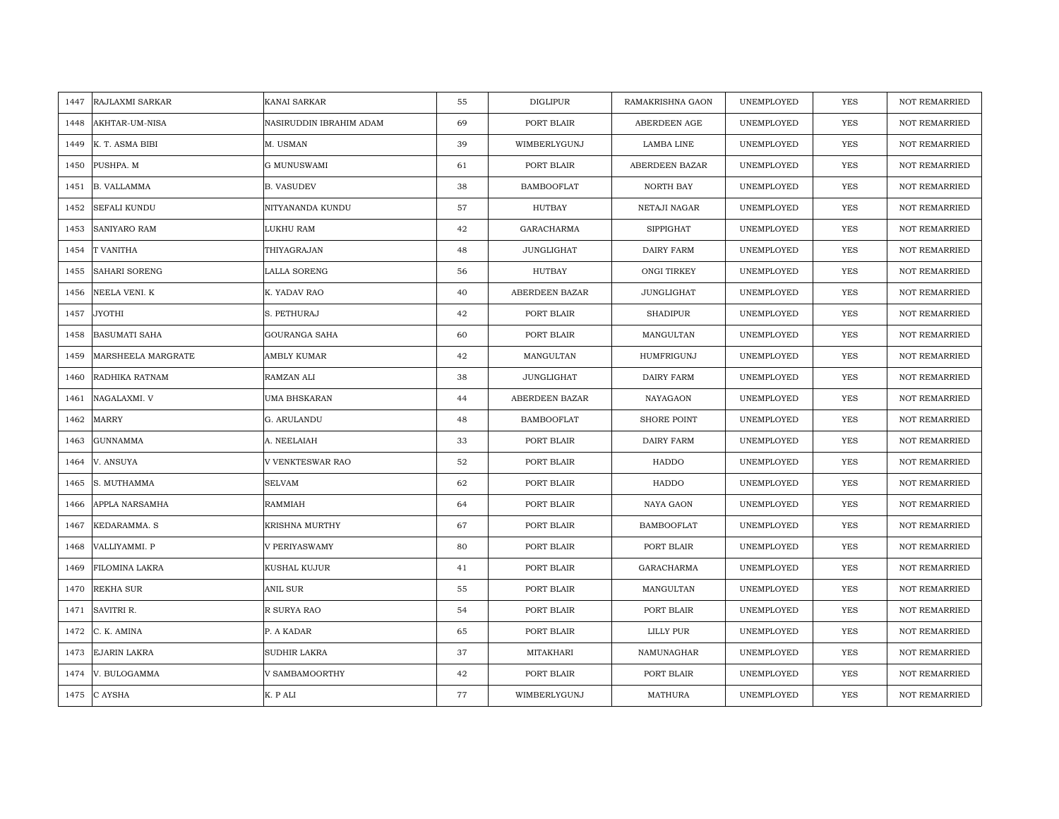| 1447 | RAJLAXMI SARKAR | KANAI SARKAR | 55 | DIGLIPUR | RAMAKRISHNA GAON | UNEMPLOYED | YES | NOT REMARRIED |
|---|---|---|---|---|---|---|---|---|
| 1448 | AKHTAR-UM-NISA | NASIRUDDIN IBRAHIM ADAM | 69 | PORT BLAIR | ABERDEEN AGE | UNEMPLOYED | YES | NOT REMARRIED |
| 1449 | K. T. ASMA BIBI | M. USMAN | 39 | WIMBERLYGUNJ | LAMBA LINE | UNEMPLOYED | YES | NOT REMARRIED |
| 1450 | PUSHPA. M | G MUNUSWAMI | 61 | PORT BLAIR | ABERDEEN BAZAR | UNEMPLOYED | YES | NOT REMARRIED |
| 1451 | B. VALLAMMA | B. VASUDEV | 38 | BAMBOOFLAT | NORTH BAY | UNEMPLOYED | YES | NOT REMARRIED |
| 1452 | SEFALI KUNDU | NITYANANDA KUNDU | 57 | HUTBAY | NETAJI NAGAR | UNEMPLOYED | YES | NOT REMARRIED |
| 1453 | SANIYARO RAM | LUKHU RAM | 42 | GARACHARMA | SIPPIGHAT | UNEMPLOYED | YES | NOT REMARRIED |
| 1454 | T VANITHA | THIYAGRAJAN | 48 | JUNGLIGHAT | DAIRY FARM | UNEMPLOYED | YES | NOT REMARRIED |
| 1455 | SAHARI SORENG | LALLA SORENG | 56 | HUTBAY | ONGI TIRKEY | UNEMPLOYED | YES | NOT REMARRIED |
| 1456 | NEELA VENI. K | K. YADAV RAO | 40 | ABERDEEN BAZAR | JUNGLIGHAT | UNEMPLOYED | YES | NOT REMARRIED |
| 1457 | JYOTHI | S. PETHURAJ | 42 | PORT BLAIR | SHADIPUR | UNEMPLOYED | YES | NOT REMARRIED |
| 1458 | BASUMATI SAHA | GOURANGA SAHA | 60 | PORT BLAIR | MANGULTAN | UNEMPLOYED | YES | NOT REMARRIED |
| 1459 | MARSHEELA MARGRATE | AMBLY KUMAR | 42 | MANGULTAN | HUMFRIGUNJ | UNEMPLOYED | YES | NOT REMARRIED |
| 1460 | RADHIKA RATNAM | RAMZAN ALI | 38 | JUNGLIGHAT | DAIRY FARM | UNEMPLOYED | YES | NOT REMARRIED |
| 1461 | NAGALAXMI. V | UMA BHSKARAN | 44 | ABERDEEN BAZAR | NAYAGAON | UNEMPLOYED | YES | NOT REMARRIED |
| 1462 | MARRY | G. ARULANDU | 48 | BAMBOOFLAT | SHORE POINT | UNEMPLOYED | YES | NOT REMARRIED |
| 1463 | GUNNAMMA | A. NEELAIAH | 33 | PORT BLAIR | DAIRY FARM | UNEMPLOYED | YES | NOT REMARRIED |
| 1464 | V. ANSUYA | V VENKTESWAR RAO | 52 | PORT BLAIR | HADDO | UNEMPLOYED | YES | NOT REMARRIED |
| 1465 | S. MUTHAMMA | SELVAM | 62 | PORT BLAIR | HADDO | UNEMPLOYED | YES | NOT REMARRIED |
| 1466 | APPLA NARSAMHA | RAMMIAH | 64 | PORT BLAIR | NAYA GAON | UNEMPLOYED | YES | NOT REMARRIED |
| 1467 | KEDARAMMA. S | KRISHNA MURTHY | 67 | PORT BLAIR | BAMBOOFLAT | UNEMPLOYED | YES | NOT REMARRIED |
| 1468 | VALLIYAMMI. P | V PERIYASWAMY | 80 | PORT BLAIR | PORT BLAIR | UNEMPLOYED | YES | NOT REMARRIED |
| 1469 | FILOMINA LAKRA | KUSHAL KUJUR | 41 | PORT BLAIR | GARACHARMA | UNEMPLOYED | YES | NOT REMARRIED |
| 1470 | REKHA SUR | ANIL SUR | 55 | PORT BLAIR | MANGULTAN | UNEMPLOYED | YES | NOT REMARRIED |
| 1471 | SAVITRI R. | R SURYA RAO | 54 | PORT BLAIR | PORT BLAIR | UNEMPLOYED | YES | NOT REMARRIED |
| 1472 | C. K. AMINA | P. A KADAR | 65 | PORT BLAIR | LILLY PUR | UNEMPLOYED | YES | NOT REMARRIED |
| 1473 | EJARIN LAKRA | SUDHIR LAKRA | 37 | MITAKHARI | NAMUNAGHAR | UNEMPLOYED | YES | NOT REMARRIED |
| 1474 | V. BULOGAMMA | V SAMBAMOORTHY | 42 | PORT BLAIR | PORT BLAIR | UNEMPLOYED | YES | NOT REMARRIED |
| 1475 | C AYSHA | K. P ALI | 77 | WIMBERLYGUNJ | MATHURA | UNEMPLOYED | YES | NOT REMARRIED |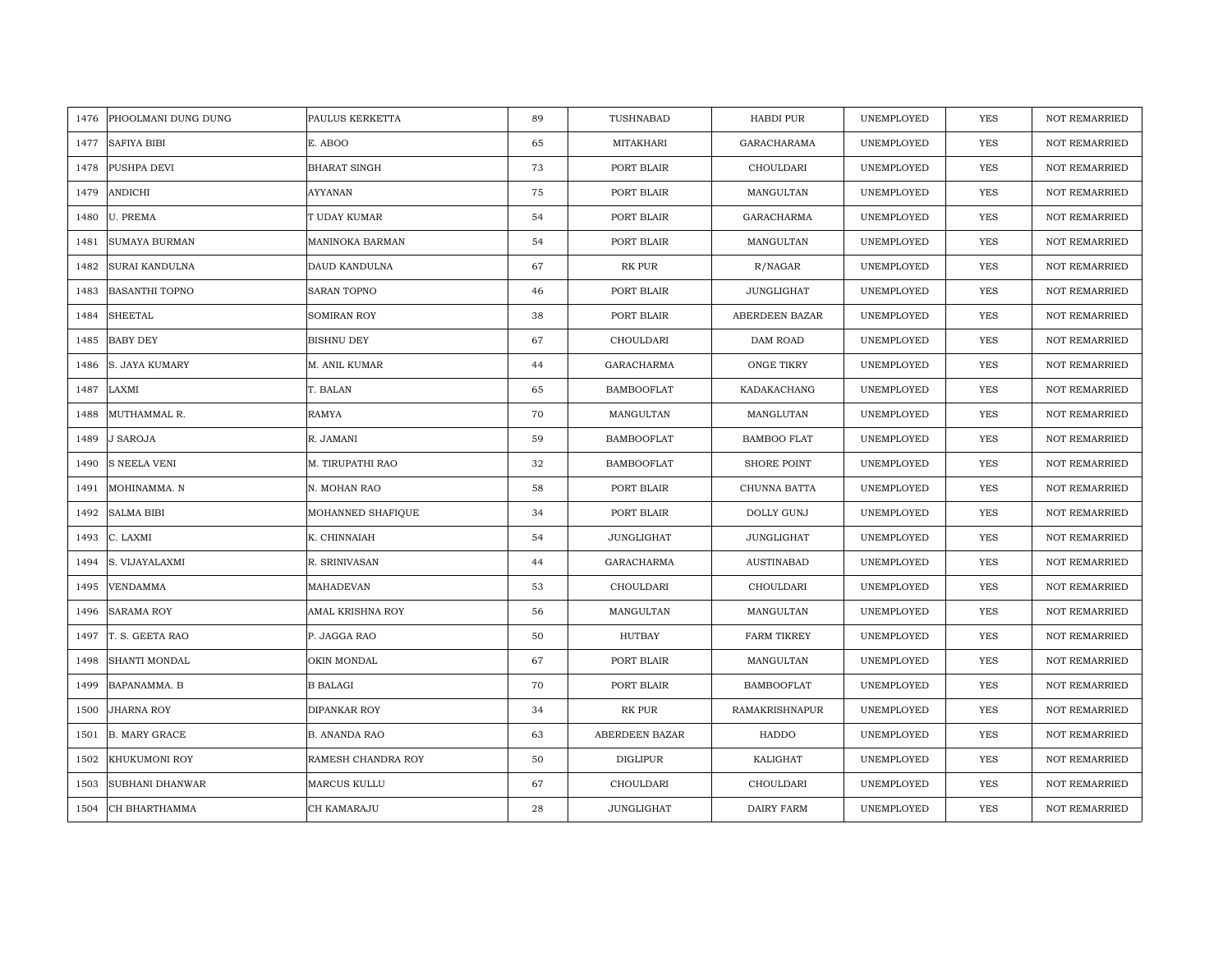| 1476 | PHOOLMANI DUNG DUNG | PAULUS KERKETTA | 89 | TUSHNABAD | HABDI PUR | UNEMPLOYED | YES | NOT REMARRIED |
|---|---|---|---|---|---|---|---|---|
| 1477 | SAFIYA BIBI | E. ABOO | 65 | MITAKHARI | GARACHARAMA | UNEMPLOYED | YES | NOT REMARRIED |
| 1478 | PUSHPA DEVI | BHARAT SINGH | 73 | PORT BLAIR | CHOULDARI | UNEMPLOYED | YES | NOT REMARRIED |
| 1479 | ANDICHI | AYYANAN | 75 | PORT BLAIR | MANGULTAN | UNEMPLOYED | YES | NOT REMARRIED |
| 1480 | U. PREMA | T UDAY KUMAR | 54 | PORT BLAIR | GARACHARMA | UNEMPLOYED | YES | NOT REMARRIED |
| 1481 | SUMAYA BURMAN | MANINOKA BARMAN | 54 | PORT BLAIR | MANGULTAN | UNEMPLOYED | YES | NOT REMARRIED |
| 1482 | SURAI KANDULNA | DAUD KANDULNA | 67 | RK PUR | R/NAGAR | UNEMPLOYED | YES | NOT REMARRIED |
| 1483 | BASANTHI TOPNO | SARAN TOPNO | 46 | PORT BLAIR | JUNGLIGHAT | UNEMPLOYED | YES | NOT REMARRIED |
| 1484 | SHEETAL | SOMIRAN ROY | 38 | PORT BLAIR | ABERDEEN BAZAR | UNEMPLOYED | YES | NOT REMARRIED |
| 1485 | BABY DEY | BISHNU DEY | 67 | CHOULDARI | DAM ROAD | UNEMPLOYED | YES | NOT REMARRIED |
| 1486 | S. JAYA KUMARY | M. ANIL KUMAR | 44 | GARACHARMA | ONGE TIKRY | UNEMPLOYED | YES | NOT REMARRIED |
| 1487 | LAXMI | T. BALAN | 65 | BAMBOOFLAT | KADAKACHANG | UNEMPLOYED | YES | NOT REMARRIED |
| 1488 | MUTHAMMAL R. | RAMYA | 70 | MANGULTAN | MANGLUTAN | UNEMPLOYED | YES | NOT REMARRIED |
| 1489 | J SAROJA | R. JAMANI | 59 | BAMBOOFLAT | BAMBOO FLAT | UNEMPLOYED | YES | NOT REMARRIED |
| 1490 | S NEELA VENI | M. TIRUPATHI RAO | 32 | BAMBOOFLAT | SHORE POINT | UNEMPLOYED | YES | NOT REMARRIED |
| 1491 | MOHINAMMA. N | N. MOHAN RAO | 58 | PORT BLAIR | CHUNNA BATTA | UNEMPLOYED | YES | NOT REMARRIED |
| 1492 | SALMA BIBI | MOHANNED SHAFIQUE | 34 | PORT BLAIR | DOLLY GUNJ | UNEMPLOYED | YES | NOT REMARRIED |
| 1493 | C. LAXMI | K. CHINNAIAH | 54 | JUNGLIGHAT | JUNGLIGHAT | UNEMPLOYED | YES | NOT REMARRIED |
| 1494 | S. VIJAYALAXMI | R. SRINIVASAN | 44 | GARACHARMA | AUSTINABAD | UNEMPLOYED | YES | NOT REMARRIED |
| 1495 | VENDAMMA | MAHADEVAN | 53 | CHOULDARI | CHOULDARI | UNEMPLOYED | YES | NOT REMARRIED |
| 1496 | SARAMA ROY | AMAL KRISHNA ROY | 56 | MANGULTAN | MANGULTAN | UNEMPLOYED | YES | NOT REMARRIED |
| 1497 | T. S. GEETA RAO | P. JAGGA RAO | 50 | HUTBAY | FARM TIKREY | UNEMPLOYED | YES | NOT REMARRIED |
| 1498 | SHANTI MONDAL | OKIN MONDAL | 67 | PORT BLAIR | MANGULTAN | UNEMPLOYED | YES | NOT REMARRIED |
| 1499 | BAPANAMMA. B | B BALAGI | 70 | PORT BLAIR | BAMBOOFLAT | UNEMPLOYED | YES | NOT REMARRIED |
| 1500 | JHARNA ROY | DIPANKAR ROY | 34 | RK PUR | RAMAKRISHNAPUR | UNEMPLOYED | YES | NOT REMARRIED |
| 1501 | B. MARY GRACE | B. ANANDA RAO | 63 | ABERDEEN BAZAR | HADDO | UNEMPLOYED | YES | NOT REMARRIED |
| 1502 | KHUKUMONI ROY | RAMESH CHANDRA ROY | 50 | DIGLIPUR | KALIGHAT | UNEMPLOYED | YES | NOT REMARRIED |
| 1503 | SUBHANI DHANWAR | MARCUS KULLU | 67 | CHOULDARI | CHOULDARI | UNEMPLOYED | YES | NOT REMARRIED |
| 1504 | CH BHARTHAMMA | CH KAMARAJU | 28 | JUNGLIGHAT | DAIRY FARM | UNEMPLOYED | YES | NOT REMARRIED |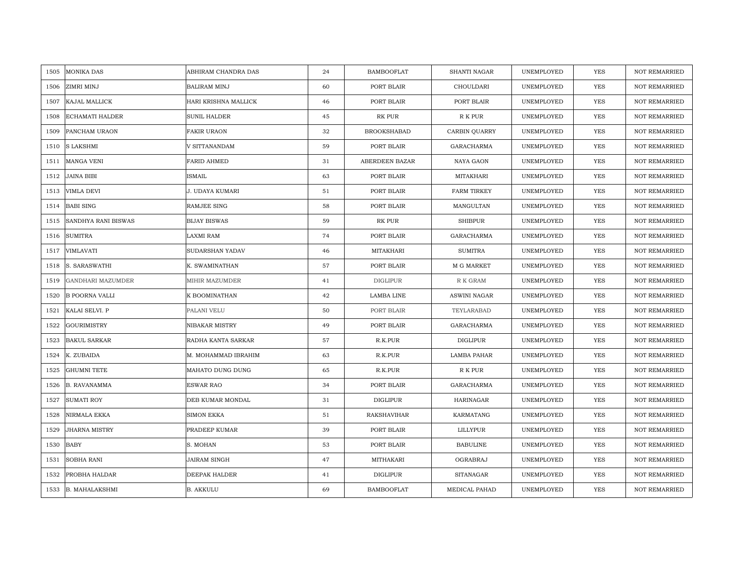| 1505 | MONIKA DAS | ABHIRAM CHANDRA DAS | 24 | BAMBOOFLAT | SHANTI NAGAR | UNEMPLOYED | YES | NOT REMARRIED |
|---|---|---|---|---|---|---|---|---|
| 1506 | ZIMRI MINJ | BALIRAM MINJ | 60 | PORT BLAIR | CHOULDARI | UNEMPLOYED | YES | NOT REMARRIED |
| 1507 | KAJAL MALLICK | HARI KRISHNA MALLICK | 46 | PORT BLAIR | PORT BLAIR | UNEMPLOYED | YES | NOT REMARRIED |
| 1508 | ECHAMATI HALDER | SUNIL HALDER | 45 | RK PUR | R K PUR | UNEMPLOYED | YES | NOT REMARRIED |
| 1509 | PANCHAM URAON | FAKIR URAON | 32 | BROOKSHABAD | CARBIN QUARRY | UNEMPLOYED | YES | NOT REMARRIED |
| 1510 | S LAKSHMI | V SITTANANDAM | 59 | PORT BLAIR | GARACHARMA | UNEMPLOYED | YES | NOT REMARRIED |
| 1511 | MANGA VENI | FARID AHMED | 31 | ABERDEEN BAZAR | NAYA GAON | UNEMPLOYED | YES | NOT REMARRIED |
| 1512 | JAINA BIBI | ISMAIL | 63 | PORT BLAIR | MITAKHARI | UNEMPLOYED | YES | NOT REMARRIED |
| 1513 | VIMLA DEVI | J. UDAYA KUMARI | 51 | PORT BLAIR | FARM TIRKEY | UNEMPLOYED | YES | NOT REMARRIED |
| 1514 | BABI SING | RAMJEE SING | 58 | PORT BLAIR | MANGULTAN | UNEMPLOYED | YES | NOT REMARRIED |
| 1515 | SANDHYA RANI BISWAS | BIJAY BISWAS | 59 | RK PUR | SHIBPUR | UNEMPLOYED | YES | NOT REMARRIED |
| 1516 | SUMITRA | LAXMI RAM | 74 | PORT BLAIR | GARACHARMA | UNEMPLOYED | YES | NOT REMARRIED |
| 1517 | VIMLAVATI | SUDARSHAN YADAV | 46 | MITAKHARI | SUMITRA | UNEMPLOYED | YES | NOT REMARRIED |
| 1518 | S. SARASWATHI | K. SWAMINATHAN | 57 | PORT BLAIR | M G MARKET | UNEMPLOYED | YES | NOT REMARRIED |
| 1519 | GANDHARI MAZUMDER | MIHIR MAZUMDER | 41 | DIGLIPUR | R K GRAM | UNEMPLOYED | YES | NOT REMARRIED |
| 1520 | B POORNA VALLI | K BOOMINATHAN | 42 | LAMBA LINE | ASWINI NAGAR | UNEMPLOYED | YES | NOT REMARRIED |
| 1521 | KALAI SELVI. P | PALANI VELU | 50 | PORT BLAIR | TEYLARABAD | UNEMPLOYED | YES | NOT REMARRIED |
| 1522 | GOURIMISTRY | NIBAKAR MISTRY | 49 | PORT BLAIR | GARACHARMA | UNEMPLOYED | YES | NOT REMARRIED |
| 1523 | BAKUL SARKAR | RADHA KANTA SARKAR | 57 | R.K.PUR | DIGLIPUR | UNEMPLOYED | YES | NOT REMARRIED |
| 1524 | K. ZUBAIDA | M. MOHAMMAD IBRAHIM | 63 | R.K.PUR | LAMBA PAHAR | UNEMPLOYED | YES | NOT REMARRIED |
| 1525 | GHUMNI TETE | MAHATO DUNG DUNG | 65 | R.K.PUR | R K PUR | UNEMPLOYED | YES | NOT REMARRIED |
| 1526 | B. RAVANAMMA | ESWAR RAO | 34 | PORT BLAIR | GARACHARMA | UNEMPLOYED | YES | NOT REMARRIED |
| 1527 | SUMATI ROY | DEB KUMAR MONDAL | 31 | DIGLIPUR | HARINAGAR | UNEMPLOYED | YES | NOT REMARRIED |
| 1528 | NIRMALA EKKA | SIMON EKKA | 51 | RAKSHAVIHAR | KARMATANG | UNEMPLOYED | YES | NOT REMARRIED |
| 1529 | JHARNA MISTRY | PRADEEP KUMAR | 39 | PORT BLAIR | LILLYPUR | UNEMPLOYED | YES | NOT REMARRIED |
| 1530 | BABY | S. MOHAN | 53 | PORT BLAIR | BABULINE | UNEMPLOYED | YES | NOT REMARRIED |
| 1531 | SOBHA RANI | JAIRAM SINGH | 47 | MITHAKARI | OGRABRAJ | UNEMPLOYED | YES | NOT REMARRIED |
| 1532 | PROBHA HALDAR | DEEPAK HALDER | 41 | DIGLIPUR | SITANAGAR | UNEMPLOYED | YES | NOT REMARRIED |
| 1533 | B. MAHALAKSHMI | B. AKKULU | 69 | BAMBOOFLAT | MEDICAL PAHAD | UNEMPLOYED | YES | NOT REMARRIED |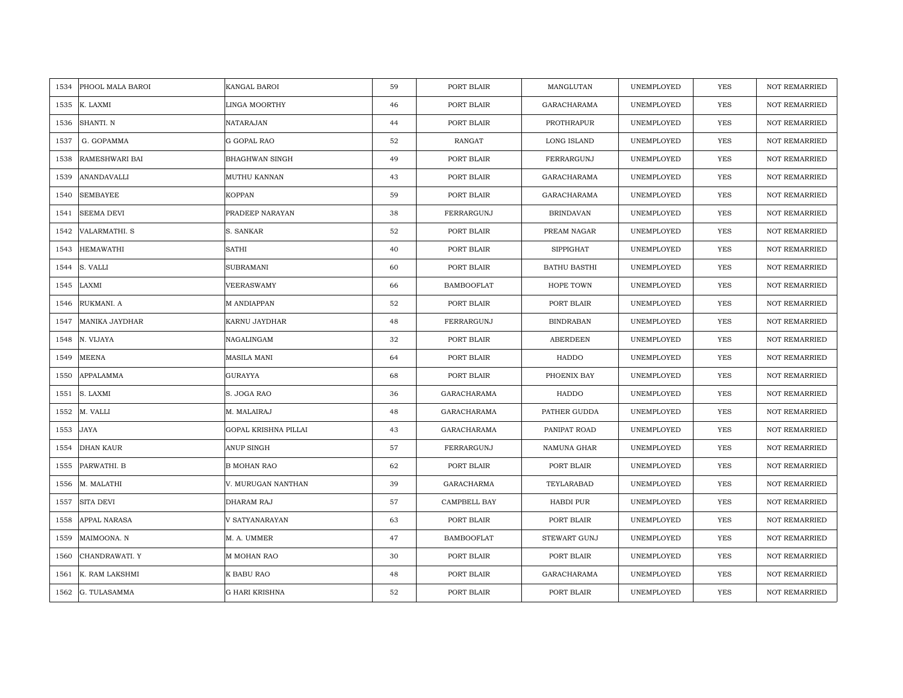| 1534 | PHOOL MALA BAROI | KANGAL BAROI | 59 | PORT BLAIR | MANGLUTAN | UNEMPLOYED | YES | NOT REMARRIED |
|---|---|---|---|---|---|---|---|---|
| 1535 | K. LAXMI | LINGA MOORTHY | 46 | PORT BLAIR | GARACHARAMA | UNEMPLOYED | YES | NOT REMARRIED |
| 1536 | SHANTI. N | NATARAJAN | 44 | PORT BLAIR | PROTHRAPUR | UNEMPLOYED | YES | NOT REMARRIED |
| 1537 | G. GOPAMMA | G GOPAL RAO | 52 | RANGAT | LONG ISLAND | UNEMPLOYED | YES | NOT REMARRIED |
| 1538 | RAMESHWARI BAI | BHAGHWAN SINGH | 49 | PORT BLAIR | FERRARGUNJ | UNEMPLOYED | YES | NOT REMARRIED |
| 1539 | ANANDAVALLI | MUTHU KANNAN | 43 | PORT BLAIR | GARACHARAMA | UNEMPLOYED | YES | NOT REMARRIED |
| 1540 | SEMBAYEE | KOPPAN | 59 | PORT BLAIR | GARACHARAMA | UNEMPLOYED | YES | NOT REMARRIED |
| 1541 | SEEMA DEVI | PRADEEP NARAYAN | 38 | FERRARGUNJ | BRINDAVAN | UNEMPLOYED | YES | NOT REMARRIED |
| 1542 | VALARMATHI. S | S. SANKAR | 52 | PORT BLAIR | PREAM NAGAR | UNEMPLOYED | YES | NOT REMARRIED |
| 1543 | HEMAWATHI | SATHI | 40 | PORT BLAIR | SIPPIGHAT | UNEMPLOYED | YES | NOT REMARRIED |
| 1544 | S. VALLI | SUBRAMANI | 60 | PORT BLAIR | BATHU BASTHI | UNEMPLOYED | YES | NOT REMARRIED |
| 1545 | LAXMI | VEERASWAMY | 66 | BAMBOOFLAT | HOPE TOWN | UNEMPLOYED | YES | NOT REMARRIED |
| 1546 | RUKMANI. A | M ANDIAPPAN | 52 | PORT BLAIR | PORT BLAIR | UNEMPLOYED | YES | NOT REMARRIED |
| 1547 | MANIKA JAYDHAR | KARNU JAYDHAR | 48 | FERRARGUNJ | BINDRABAN | UNEMPLOYED | YES | NOT REMARRIED |
| 1548 | N. VIJAYA | NAGALINGAM | 32 | PORT BLAIR | ABERDEEN | UNEMPLOYED | YES | NOT REMARRIED |
| 1549 | MEENA | MASILA MANI | 64 | PORT BLAIR | HADDO | UNEMPLOYED | YES | NOT REMARRIED |
| 1550 | APPALAMMA | GURAYYA | 68 | PORT BLAIR | PHOENIX BAY | UNEMPLOYED | YES | NOT REMARRIED |
| 1551 | S. LAXMI | S. JOGA RAO | 36 | GARACHARAMA | HADDO | UNEMPLOYED | YES | NOT REMARRIED |
| 1552 | M. VALLI | M. MALAIRAJ | 48 | GARACHARAMA | PATHER GUDDA | UNEMPLOYED | YES | NOT REMARRIED |
| 1553 | JAYA | GOPAL KRISHNA PILLAI | 43 | GARACHARAMA | PANIPAT ROAD | UNEMPLOYED | YES | NOT REMARRIED |
| 1554 | DHAN KAUR | ANUP SINGH | 57 | FERRARGUNJ | NAMUNA GHAR | UNEMPLOYED | YES | NOT REMARRIED |
| 1555 | PARWATHI. B | B MOHAN RAO | 62 | PORT BLAIR | PORT BLAIR | UNEMPLOYED | YES | NOT REMARRIED |
| 1556 | M. MALATHI | V. MURUGAN NANTHAN | 39 | GARACHARMA | TEYLARABAD | UNEMPLOYED | YES | NOT REMARRIED |
| 1557 | SITA DEVI | DHARAM RAJ | 57 | CAMPBELL BAY | HABDI PUR | UNEMPLOYED | YES | NOT REMARRIED |
| 1558 | APPAL NARASA | V SATYANARAYAN | 63 | PORT BLAIR | PORT BLAIR | UNEMPLOYED | YES | NOT REMARRIED |
| 1559 | MAIMOONA. N | M. A. UMMER | 47 | BAMBOOFLAT | STEWART GUNJ | UNEMPLOYED | YES | NOT REMARRIED |
| 1560 | CHANDRAWATI. Y | M MOHAN RAO | 30 | PORT BLAIR | PORT BLAIR | UNEMPLOYED | YES | NOT REMARRIED |
| 1561 | K. RAM LAKSHMI | K BABU RAO | 48 | PORT BLAIR | GARACHARAMA | UNEMPLOYED | YES | NOT REMARRIED |
| 1562 | G. TULASAMMA | G HARI KRISHNA | 52 | PORT BLAIR | PORT BLAIR | UNEMPLOYED | YES | NOT REMARRIED |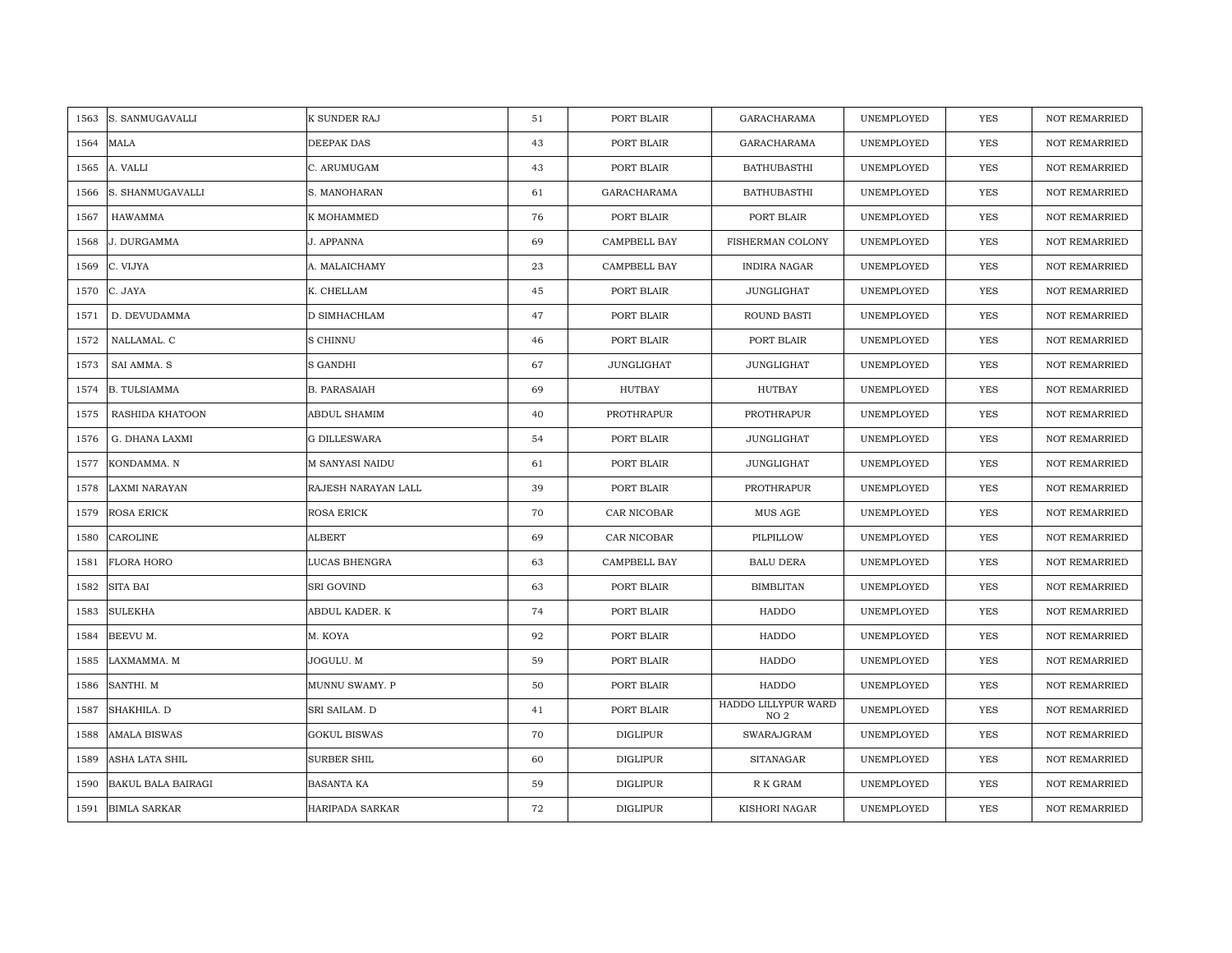| 1563 | S. SANMUGAVALLI | K SUNDER RAJ | 51 | PORT BLAIR | GARACHARAMA | UNEMPLOYED | YES | NOT REMARRIED |
|---|---|---|---|---|---|---|---|---|
| 1564 | MALA | DEEPAK DAS | 43 | PORT BLAIR | GARACHARAMA | UNEMPLOYED | YES | NOT REMARRIED |
| 1565 | A. VALLI | C. ARUMUGAM | 43 | PORT BLAIR | BATHUBASTHI | UNEMPLOYED | YES | NOT REMARRIED |
| 1566 | S. SHANMUGAVALLI | S. MANOHARAN | 61 | GARACHARAMA | BATHUBASTHI | UNEMPLOYED | YES | NOT REMARRIED |
| 1567 | HAWAMMA | K MOHAMMED | 76 | PORT BLAIR | PORT BLAIR | UNEMPLOYED | YES | NOT REMARRIED |
| 1568 | J. DURGAMMA | J. APPANNA | 69 | CAMPBELL BAY | FISHERMAN COLONY | UNEMPLOYED | YES | NOT REMARRIED |
| 1569 | C. VIJYA | A. MALAICHAMY | 23 | CAMPBELL BAY | INDIRA NAGAR | UNEMPLOYED | YES | NOT REMARRIED |
| 1570 | C. JAYA | K. CHELLAM | 45 | PORT BLAIR | JUNGLIGHAT | UNEMPLOYED | YES | NOT REMARRIED |
| 1571 | D. DEVUDAMMA | D SIMHACHLAM | 47 | PORT BLAIR | ROUND BASTI | UNEMPLOYED | YES | NOT REMARRIED |
| 1572 | NALLAMAL. C | S CHINNU | 46 | PORT BLAIR | PORT BLAIR | UNEMPLOYED | YES | NOT REMARRIED |
| 1573 | SAI AMMA. S | S GANDHI | 67 | JUNGLIGHAT | JUNGLIGHAT | UNEMPLOYED | YES | NOT REMARRIED |
| 1574 | B. TULSIAMMA | B. PARASAIAH | 69 | HUTBAY | HUTBAY | UNEMPLOYED | YES | NOT REMARRIED |
| 1575 | RASHIDA KHATOON | ABDUL SHAMIM | 40 | PROTHRAPUR | PROTHRAPUR | UNEMPLOYED | YES | NOT REMARRIED |
| 1576 | G. DHANA LAXMI | G DILLESWARA | 54 | PORT BLAIR | JUNGLIGHAT | UNEMPLOYED | YES | NOT REMARRIED |
| 1577 | KONDAMMA. N | M SANYASI NAIDU | 61 | PORT BLAIR | JUNGLIGHAT | UNEMPLOYED | YES | NOT REMARRIED |
| 1578 | LAXMI NARAYAN | RAJESH NARAYAN LALL | 39 | PORT BLAIR | PROTHRAPUR | UNEMPLOYED | YES | NOT REMARRIED |
| 1579 | ROSA ERICK | ROSA ERICK | 70 | CAR NICOBAR | MUS AGE | UNEMPLOYED | YES | NOT REMARRIED |
| 1580 | CAROLINE | ALBERT | 69 | CAR NICOBAR | PILPILLOW | UNEMPLOYED | YES | NOT REMARRIED |
| 1581 | FLORA HORO | LUCAS BHENGRA | 63 | CAMPBELL BAY | BALU DERA | UNEMPLOYED | YES | NOT REMARRIED |
| 1582 | SITA BAI | SRI GOVIND | 63 | PORT BLAIR | BIMBLITAN | UNEMPLOYED | YES | NOT REMARRIED |
| 1583 | SULEKHA | ABDUL KADER. K | 74 | PORT BLAIR | HADDO | UNEMPLOYED | YES | NOT REMARRIED |
| 1584 | BEEVU M. | M. KOYA | 92 | PORT BLAIR | HADDO | UNEMPLOYED | YES | NOT REMARRIED |
| 1585 | LAXMAMMA. M | JOGULU. M | 59 | PORT BLAIR | HADDO | UNEMPLOYED | YES | NOT REMARRIED |
| 1586 | SANTHI. M | MUNNU SWAMY. P | 50 | PORT BLAIR | HADDO | UNEMPLOYED | YES | NOT REMARRIED |
| 1587 | SHAKHILA. D | SRI SAILAM. D | 41 | PORT BLAIR | HADDO LILLYPUR WARD NO 2 | UNEMPLOYED | YES | NOT REMARRIED |
| 1588 | AMALA BISWAS | GOKUL BISWAS | 70 | DIGLIPUR | SWARAJGRAM | UNEMPLOYED | YES | NOT REMARRIED |
| 1589 | ASHA LATA SHIL | SURBER SHIL | 60 | DIGLIPUR | SITANAGAR | UNEMPLOYED | YES | NOT REMARRIED |
| 1590 | BAKUL BALA BAIRAGI | BASANTA KA | 59 | DIGLIPUR | R K GRAM | UNEMPLOYED | YES | NOT REMARRIED |
| 1591 | BIMLA SARKAR | HARIPADA SARKAR | 72 | DIGLIPUR | KISHORI NAGAR | UNEMPLOYED | YES | NOT REMARRIED |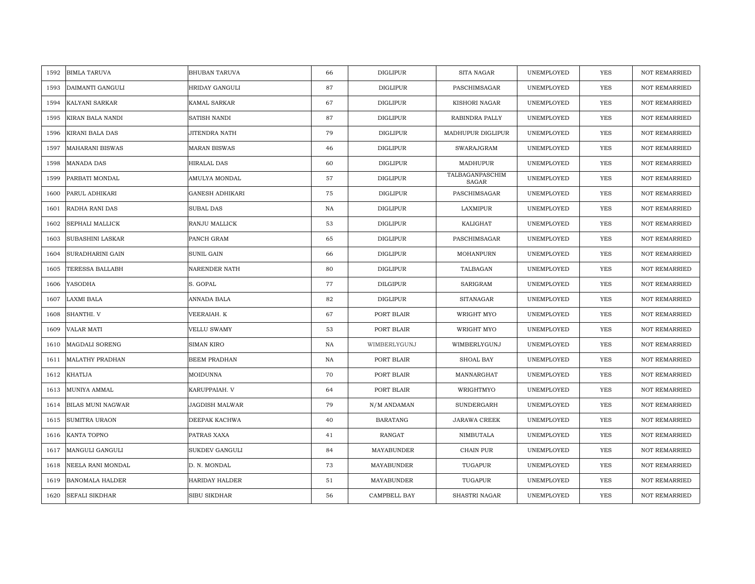| 1592 | BIMLA TARUVA | BHUBAN TARUVA | 66 | DIGLIPUR | SITA NAGAR | UNEMPLOYED | YES | NOT REMARRIED |
|---|---|---|---|---|---|---|---|---|
| 1593 | DAIMANTI GANGULI | HRIDAY GANGULI | 87 | DIGLIPUR | PASCHIMSAGAR | UNEMPLOYED | YES | NOT REMARRIED |
| 1594 | KALYANI SARKAR | KAMAL SARKAR | 67 | DIGLIPUR | KISHORI NAGAR | UNEMPLOYED | YES | NOT REMARRIED |
| 1595 | KIRAN BALA NANDI | SATISH NANDI | 87 | DIGLIPUR | RABINDRA PALLY | UNEMPLOYED | YES | NOT REMARRIED |
| 1596 | KIRANI BALA DAS | JITENDRA NATH | 79 | DIGLIPUR | MADHUPUR DIGLIPUR | UNEMPLOYED | YES | NOT REMARRIED |
| 1597 | MAHARANI BISWAS | MARAN BISWAS | 46 | DIGLIPUR | SWARAJGRAM | UNEMPLOYED | YES | NOT REMARRIED |
| 1598 | MANADA DAS | HIRALAL DAS | 60 | DIGLIPUR | MADHUPUR | UNEMPLOYED | YES | NOT REMARRIED |
| 1599 | PARBATI MONDAL | AMULYA MONDAL | 57 | DIGLIPUR | TALBAGANPASCHIM SAGAR | UNEMPLOYED | YES | NOT REMARRIED |
| 1600 | PARUL ADHIKARI | GANESH ADHIKARI | 75 | DIGLIPUR | PASCHIMSAGAR | UNEMPLOYED | YES | NOT REMARRIED |
| 1601 | RADHA RANI DAS | SUBAL DAS | NA | DIGLIPUR | LAXMIPUR | UNEMPLOYED | YES | NOT REMARRIED |
| 1602 | SEPHALI MALLICK | RANJU MALLICK | 53 | DIGLIPUR | KALIGHAT | UNEMPLOYED | YES | NOT REMARRIED |
| 1603 | SUBASHINI LASKAR | PANCH GRAM | 65 | DIGLIPUR | PASCHIMSAGAR | UNEMPLOYED | YES | NOT REMARRIED |
| 1604 | SURADHARINI GAIN | SUNIL GAIN | 66 | DIGLIPUR | MOHANPURN | UNEMPLOYED | YES | NOT REMARRIED |
| 1605 | TERESSA BALLABH | NARENDER NATH | 80 | DIGLIPUR | TALBAGAN | UNEMPLOYED | YES | NOT REMARRIED |
| 1606 | YASODHA | S. GOPAL | 77 | DILGIPUR | SARIGRAM | UNEMPLOYED | YES | NOT REMARRIED |
| 1607 | LAXMI BALA | ANNADA BALA | 82 | DIGLIPUR | SITANAGAR | UNEMPLOYED | YES | NOT REMARRIED |
| 1608 | SHANTHI. V | VEERAIAH. K | 67 | PORT BLAIR | WRIGHT MYO | UNEMPLOYED | YES | NOT REMARRIED |
| 1609 | VALAR MATI | VELLU SWAMY | 53 | PORT BLAIR | WRIGHT MYO | UNEMPLOYED | YES | NOT REMARRIED |
| 1610 | MAGDALI SORENG | SIMAN KIRO | NA | WIMBERLYGUNJ | WIMBERLYGUNJ | UNEMPLOYED | YES | NOT REMARRIED |
| 1611 | MALATHY PRADHAN | BEEM PRADHAN | NA | PORT BLAIR | SHOAL BAY | UNEMPLOYED | YES | NOT REMARRIED |
| 1612 | KHATIJA | MOIDUNNA | 70 | PORT BLAIR | MANNARGHAT | UNEMPLOYED | YES | NOT REMARRIED |
| 1613 | MUNIYA AMMAL | KARUPPAIAH. V | 64 | PORT BLAIR | WRIGHTMYO | UNEMPLOYED | YES | NOT REMARRIED |
| 1614 | BILAS MUNI NAGWAR | JAGDISH MALWAR | 79 | N/M ANDAMAN | SUNDERGARH | UNEMPLOYED | YES | NOT REMARRIED |
| 1615 | SUMITRA URAON | DEEPAK KACHWA | 40 | BARATANG | JARAWA CREEK | UNEMPLOYED | YES | NOT REMARRIED |
| 1616 | KANTA TOPNO | PATRAS XAXA | 41 | RANGAT | NIMBUTALA | UNEMPLOYED | YES | NOT REMARRIED |
| 1617 | MANGULI GANGULI | SUKDEV GANGULI | 84 | MAYABUNDER | CHAIN PUR | UNEMPLOYED | YES | NOT REMARRIED |
| 1618 | NEELA RANI MONDAL | D. N. MONDAL | 73 | MAYABUNDER | TUGAPUR | UNEMPLOYED | YES | NOT REMARRIED |
| 1619 | BANOMALA HALDER | HARIDAY HALDER | 51 | MAYABUNDER | TUGAPUR | UNEMPLOYED | YES | NOT REMARRIED |
| 1620 | SEFALI SIKDHAR | SIBU SIKDHAR | 56 | CAMPBELL BAY | SHASTRI NAGAR | UNEMPLOYED | YES | NOT REMARRIED |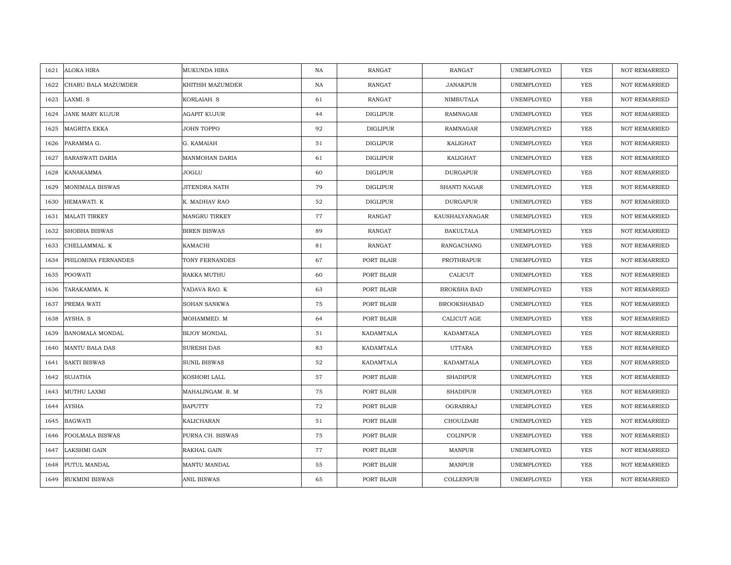| 1621 | ALOKA HIRA | MUKUNDA HIRA | NA | RANGAT | RANGAT | UNEMPLOYED | YES | NOT REMARRIED |
|---|---|---|---|---|---|---|---|---|
| 1622 | CHARU BALA MAZUMDER | KHITISH MAZUMDER | NA | RANGAT | JANAKPUR | UNEMPLOYED | YES | NOT REMARRIED |
| 1623 | LAXMI. S | KORLAIAH. S | 61 | RANGAT | NIMBUTALA | UNEMPLOYED | YES | NOT REMARRIED |
| 1624 | JANE MARY KUJUR | AGAPIT KUJUR | 44 | DIGLIPUR | RAMNAGAR | UNEMPLOYED | YES | NOT REMARRIED |
| 1625 | MAGRITA EKKA | JOHN TOPPO | 92 | DIGLIPUR | RAMNAGAR | UNEMPLOYED | YES | NOT REMARRIED |
| 1626 | PARAMMA G. | G. KAMAIAH | 51 | DIGLIPUR | KALIGHAT | UNEMPLOYED | YES | NOT REMARRIED |
| 1627 | SARASWATI DARIA | MANMOHAN DARIA | 61 | DIGLIPUR | KALIGHAT | UNEMPLOYED | YES | NOT REMARRIED |
| 1628 | KANAKAMMA | JOGLU | 60 | DIGLIPUR | DURGAPUR | UNEMPLOYED | YES | NOT REMARRIED |
| 1629 | MONIMALA BISWAS | JITENDRA NATH | 79 | DIGLIPUR | SHANTI NAGAR | UNEMPLOYED | YES | NOT REMARRIED |
| 1630 | HEMAWATI. K | K. MADHAV RAO | 52 | DIGLIPUR | DURGAPUR | UNEMPLOYED | YES | NOT REMARRIED |
| 1631 | MALATI TIRKEY | MANGRU TIRKEY | 77 | RANGAT | KAUSHALYANAGAR | UNEMPLOYED | YES | NOT REMARRIED |
| 1632 | SHOBHA BISWAS | BIREN BISWAS | 89 | RANGAT | BAKULTALA | UNEMPLOYED | YES | NOT REMARRIED |
| 1633 | CHELLAMMAL. K | KAMACHI | 81 | RANGAT | RANGACHANG | UNEMPLOYED | YES | NOT REMARRIED |
| 1634 | PHILOMINA FERNANDES | TONY FERNANDES | 67 | PORT BLAIR | PROTHRAPUR | UNEMPLOYED | YES | NOT REMARRIED |
| 1635 | POOWATI | RAKKA MUTHU | 60 | PORT BLAIR | CALICUT | UNEMPLOYED | YES | NOT REMARRIED |
| 1636 | TARAKAMMA. K | YADAVA RAO. K | 63 | PORT BLAIR | BROKSHA BAD | UNEMPLOYED | YES | NOT REMARRIED |
| 1637 | PREMA WATI | SOHAN SANKWA | 75 | PORT BLAIR | BROOKSHABAD | UNEMPLOYED | YES | NOT REMARRIED |
| 1638 | AYSHA. S | MOHAMMED. M | 64 | PORT BLAIR | CALICUT AGE | UNEMPLOYED | YES | NOT REMARRIED |
| 1639 | BANOMALA MONDAL | BIJOY MONDAL | 51 | KADAMTALA | KADAMTALA | UNEMPLOYED | YES | NOT REMARRIED |
| 1640 | MANTU BALA DAS | SURESH DAS | 83 | KADAMTALA | UTTARA | UNEMPLOYED | YES | NOT REMARRIED |
| 1641 | SAKTI BISWAS | SUNIL BISWAS | 52 | KADAMTALA | KADAMTALA | UNEMPLOYED | YES | NOT REMARRIED |
| 1642 | SUJATHA | KOSHORI LALL | 57 | PORT BLAIR | SHADIPUR | UNEMPLOYED | YES | NOT REMARRIED |
| 1643 | MUTHU LAXMI | MAHALINGAM. R. M | 75 | PORT BLAIR | SHADIPUR | UNEMPLOYED | YES | NOT REMARRIED |
| 1644 | AYSHA | BAPUTTY | 72 | PORT BLAIR | OGRABRAJ | UNEMPLOYED | YES | NOT REMARRIED |
| 1645 | BAGWATI | KALICHARAN | 51 | PORT BLAIR | CHOULDARI | UNEMPLOYED | YES | NOT REMARRIED |
| 1646 | FOOLMALA BISWAS | PURNA CH. BISWAS | 75 | PORT BLAIR | COLINPUR | UNEMPLOYED | YES | NOT REMARRIED |
| 1647 | LAKSHMI GAIN | RAKHAL GAIN | 77 | PORT BLAIR | MANPUR | UNEMPLOYED | YES | NOT REMARRIED |
| 1648 | PUTUL MANDAL | MANTU MANDAL | 55 | PORT BLAIR | MANPUR | UNEMPLOYED | YES | NOT REMARRIED |
| 1649 | RUKMINI BISWAS | ANIL BISWAS | 65 | PORT BLAIR | COLLENPUR | UNEMPLOYED | YES | NOT REMARRIED |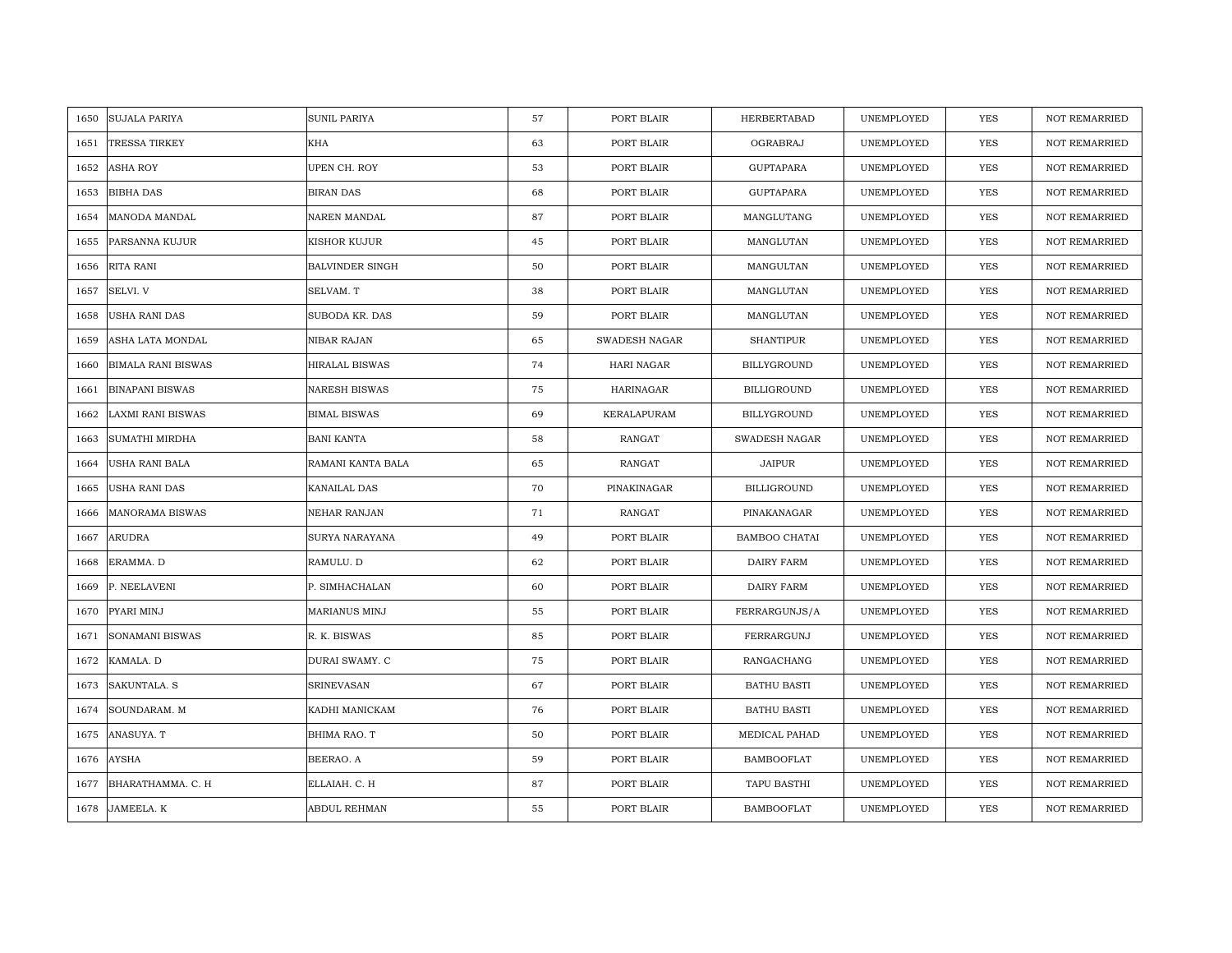| 1650 | SUJALA PARIYA | SUNIL PARIYA | 57 | PORT BLAIR | HERBERTABAD | UNEMPLOYED | YES | NOT REMARRIED |
|---|---|---|---|---|---|---|---|---|
| 1651 | TRESSA TIRKEY | KHA | 63 | PORT BLAIR | OGRABRAJ | UNEMPLOYED | YES | NOT REMARRIED |
| 1652 | ASHA ROY | UPEN CH. ROY | 53 | PORT BLAIR | GUPTAPARA | UNEMPLOYED | YES | NOT REMARRIED |
| 1653 | BIBHA DAS | BIRAN DAS | 68 | PORT BLAIR | GUPTAPARA | UNEMPLOYED | YES | NOT REMARRIED |
| 1654 | MANODA MANDAL | NAREN MANDAL | 87 | PORT BLAIR | MANGLUTANG | UNEMPLOYED | YES | NOT REMARRIED |
| 1655 | PARSANNA KUJUR | KISHOR KUJUR | 45 | PORT BLAIR | MANGLUTAN | UNEMPLOYED | YES | NOT REMARRIED |
| 1656 | RITA RANI | BALVINDER SINGH | 50 | PORT BLAIR | MANGULTAN | UNEMPLOYED | YES | NOT REMARRIED |
| 1657 | SELVI. V | SELVAM. T | 38 | PORT BLAIR | MANGLUTAN | UNEMPLOYED | YES | NOT REMARRIED |
| 1658 | USHA RANI DAS | SUBODA KR. DAS | 59 | PORT BLAIR | MANGLUTAN | UNEMPLOYED | YES | NOT REMARRIED |
| 1659 | ASHA LATA MONDAL | NIBAR RAJAN | 65 | SWADESH NAGAR | SHANTIPUR | UNEMPLOYED | YES | NOT REMARRIED |
| 1660 | BIMALA RANI BISWAS | HIRALAL BISWAS | 74 | HARI NAGAR | BILLYGROUND | UNEMPLOYED | YES | NOT REMARRIED |
| 1661 | BINAPANI BISWAS | NARESH BISWAS | 75 | HARINAGAR | BILLIGROUND | UNEMPLOYED | YES | NOT REMARRIED |
| 1662 | LAXMI RANI BISWAS | BIMAL BISWAS | 69 | KERALAPURAM | BILLYGROUND | UNEMPLOYED | YES | NOT REMARRIED |
| 1663 | SUMATHI MIRDHA | BANI KANTA | 58 | RANGAT | SWADESH NAGAR | UNEMPLOYED | YES | NOT REMARRIED |
| 1664 | USHA RANI BALA | RAMANI KANTA BALA | 65 | RANGAT | JAIPUR | UNEMPLOYED | YES | NOT REMARRIED |
| 1665 | USHA RANI DAS | KANAILAL DAS | 70 | PINAKINAGAR | BILLIGROUND | UNEMPLOYED | YES | NOT REMARRIED |
| 1666 | MANORAMA BISWAS | NEHAR RANJAN | 71 | RANGAT | PINAKANAGAR | UNEMPLOYED | YES | NOT REMARRIED |
| 1667 | ARUDRA | SURYA NARAYANA | 49 | PORT BLAIR | BAMBOO CHATAI | UNEMPLOYED | YES | NOT REMARRIED |
| 1668 | ERAMMA. D | RAMULU. D | 62 | PORT BLAIR | DAIRY FARM | UNEMPLOYED | YES | NOT REMARRIED |
| 1669 | P. NEELAVENI | P. SIMHACHALAN | 60 | PORT BLAIR | DAIRY FARM | UNEMPLOYED | YES | NOT REMARRIED |
| 1670 | PYARI MINJ | MARIANUS MINJ | 55 | PORT BLAIR | FERRARGUNJS/A | UNEMPLOYED | YES | NOT REMARRIED |
| 1671 | SONAMANI BISWAS | R. K. BISWAS | 85 | PORT BLAIR | FERRARGUNJ | UNEMPLOYED | YES | NOT REMARRIED |
| 1672 | KAMALA. D | DURAI SWAMY. C | 75 | PORT BLAIR | RANGACHANG | UNEMPLOYED | YES | NOT REMARRIED |
| 1673 | SAKUNTALA. S | SRINEVASAN | 67 | PORT BLAIR | BATHU BASTI | UNEMPLOYED | YES | NOT REMARRIED |
| 1674 | SOUNDARAM. M | KADHI MANICKAM | 76 | PORT BLAIR | BATHU BASTI | UNEMPLOYED | YES | NOT REMARRIED |
| 1675 | ANASUYA. T | BHIMA RAO. T | 50 | PORT BLAIR | MEDICAL PAHAD | UNEMPLOYED | YES | NOT REMARRIED |
| 1676 | AYSHA | BEERAO. A | 59 | PORT BLAIR | BAMBOOFLAT | UNEMPLOYED | YES | NOT REMARRIED |
| 1677 | BHARATHAMMA. C. H | ELLAIAH. C. H | 87 | PORT BLAIR | TAPU BASTHI | UNEMPLOYED | YES | NOT REMARRIED |
| 1678 | JAMEELA. K | ABDUL REHMAN | 55 | PORT BLAIR | BAMBOOFLAT | UNEMPLOYED | YES | NOT REMARRIED |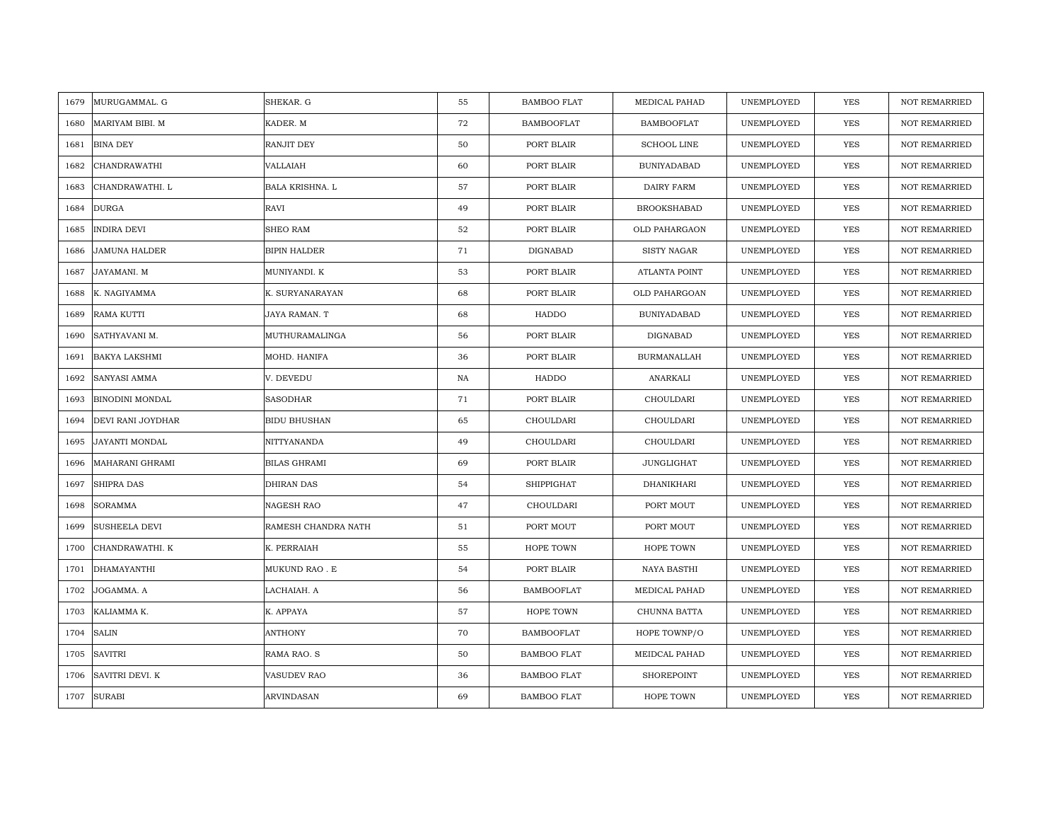| 1679 | MURUGAMMAL. G | SHEKAR. G | 55 | BAMBOO FLAT | MEDICAL PAHAD | UNEMPLOYED | YES | NOT REMARRIED |
|---|---|---|---|---|---|---|---|---|
| 1680 | MARIYAM BIBI. M | KADER. M | 72 | BAMBOOFLAT | BAMBOOFLAT | UNEMPLOYED | YES | NOT REMARRIED |
| 1681 | BINA DEY | RANJIT DEY | 50 | PORT BLAIR | SCHOOL LINE | UNEMPLOYED | YES | NOT REMARRIED |
| 1682 | CHANDRAWATHI | VALLAIAH | 60 | PORT BLAIR | BUNIYADABAD | UNEMPLOYED | YES | NOT REMARRIED |
| 1683 | CHANDRAWATHI. L | BALA KRISHNA. L | 57 | PORT BLAIR | DAIRY FARM | UNEMPLOYED | YES | NOT REMARRIED |
| 1684 | DURGA | RAVI | 49 | PORT BLAIR | BROOKSHABAD | UNEMPLOYED | YES | NOT REMARRIED |
| 1685 | INDIRA DEVI | SHEO RAM | 52 | PORT BLAIR | OLD PAHARGAON | UNEMPLOYED | YES | NOT REMARRIED |
| 1686 | JAMUNA HALDER | BIPIN HALDER | 71 | DIGNABAD | SISTY NAGAR | UNEMPLOYED | YES | NOT REMARRIED |
| 1687 | JAYAMANI. M | MUNIYANDI. K | 53 | PORT BLAIR | ATLANTA POINT | UNEMPLOYED | YES | NOT REMARRIED |
| 1688 | K. NAGIYAMMA | K. SURYANARAYAN | 68 | PORT BLAIR | OLD PAHARGOAN | UNEMPLOYED | YES | NOT REMARRIED |
| 1689 | RAMA KUTTI | JAYA RAMAN. T | 68 | HADDO | BUNIYADABAD | UNEMPLOYED | YES | NOT REMARRIED |
| 1690 | SATHYAVANI M. | MUTHURAMALINGA | 56 | PORT BLAIR | DIGNABAD | UNEMPLOYED | YES | NOT REMARRIED |
| 1691 | BAKYA LAKSHMI | MOHD. HANIFA | 36 | PORT BLAIR | BURMANALLAH | UNEMPLOYED | YES | NOT REMARRIED |
| 1692 | SANYASI AMMA | V. DEVEDU | NA | HADDO | ANARKALI | UNEMPLOYED | YES | NOT REMARRIED |
| 1693 | BINODINI MONDAL | SASODHAR | 71 | PORT BLAIR | CHOULDARI | UNEMPLOYED | YES | NOT REMARRIED |
| 1694 | DEVI RANI JOYDHAR | BIDU BHUSHAN | 65 | CHOULDARI | CHOULDARI | UNEMPLOYED | YES | NOT REMARRIED |
| 1695 | JAYANTI MONDAL | NITTYANANDA | 49 | CHOULDARI | CHOULDARI | UNEMPLOYED | YES | NOT REMARRIED |
| 1696 | MAHARANI GHRAMI | BILAS GHRAMI | 69 | PORT BLAIR | JUNGLIGHAT | UNEMPLOYED | YES | NOT REMARRIED |
| 1697 | SHIPRA DAS | DHIRAN DAS | 54 | SHIPPIGHAT | DHANIKHARI | UNEMPLOYED | YES | NOT REMARRIED |
| 1698 | SORAMMA | NAGESH RAO | 47 | CHOULDARI | PORT MOUT | UNEMPLOYED | YES | NOT REMARRIED |
| 1699 | SUSHEELA DEVI | RAMESH CHANDRA NATH | 51 | PORT MOUT | PORT MOUT | UNEMPLOYED | YES | NOT REMARRIED |
| 1700 | CHANDRAWATHI. K | K. PERRAIAH | 55 | HOPE TOWN | HOPE TOWN | UNEMPLOYED | YES | NOT REMARRIED |
| 1701 | DHAMAYANTHI | MUKUND RAO . E | 54 | PORT BLAIR | NAYA BASTHI | UNEMPLOYED | YES | NOT REMARRIED |
| 1702 | JOGAMMA. A | LACHAIAH. A | 56 | BAMBOOFLAT | MEDICAL PAHAD | UNEMPLOYED | YES | NOT REMARRIED |
| 1703 | KALIAMMA K. | K. APPAYA | 57 | HOPE TOWN | CHUNNA BATTA | UNEMPLOYED | YES | NOT REMARRIED |
| 1704 | SALIN | ANTHONY | 70 | BAMBOOFLAT | HOPE TOWNP/O | UNEMPLOYED | YES | NOT REMARRIED |
| 1705 | SAVITRI | RAMA RAO. S | 50 | BAMBOO FLAT | MEIDCAL PAHAD | UNEMPLOYED | YES | NOT REMARRIED |
| 1706 | SAVITRI DEVI. K | VASUDEV RAO | 36 | BAMBOO FLAT | SHOREPOINT | UNEMPLOYED | YES | NOT REMARRIED |
| 1707 | SURABI | ARVINDASAN | 69 | BAMBOO FLAT | HOPE TOWN | UNEMPLOYED | YES | NOT REMARRIED |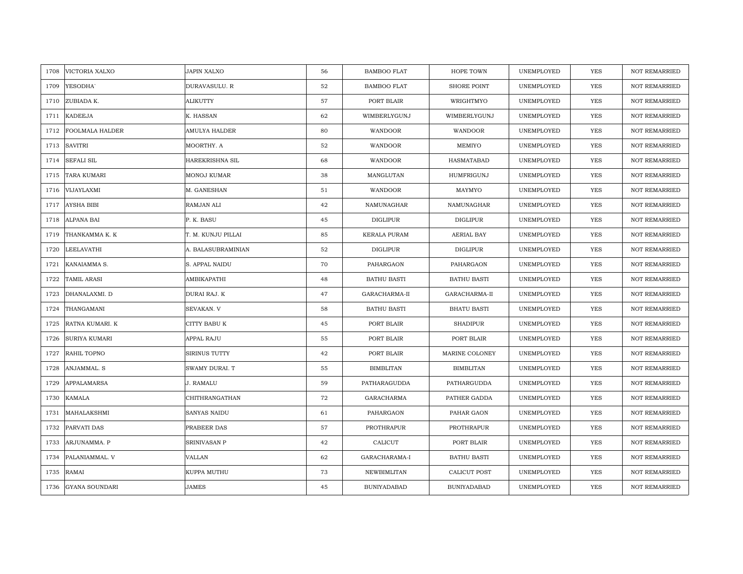| 1708 | VICTORIA XALXO | JAPIN XALXO | 56 | BAMBOO FLAT | HOPE TOWN | UNEMPLOYED | YES | NOT REMARRIED |
|---|---|---|---|---|---|---|---|---|
| 1709 | YESODHA` | DURAVASULU. R | 52 | BAMBOO FLAT | SHORE POINT | UNEMPLOYED | YES | NOT REMARRIED |
| 1710 | ZUBIADA K. | ALIKUTTY | 57 | PORT BLAIR | WRIGHTMYO | UNEMPLOYED | YES | NOT REMARRIED |
| 1711 | KADEEJA | K. HASSAN | 62 | WIMBERLYGUNJ | WIMBERLYGUNJ | UNEMPLOYED | YES | NOT REMARRIED |
| 1712 | FOOLMALA HALDER | AMULYA HALDER | 80 | WANDOOR | WANDOOR | UNEMPLOYED | YES | NOT REMARRIED |
| 1713 | SAVITRI | MOORTHY. A | 52 | WANDOOR | MEMIYO | UNEMPLOYED | YES | NOT REMARRIED |
| 1714 | SEFALI SIL | HAREKRISHNA SIL | 68 | WANDOOR | HASMATABAD | UNEMPLOYED | YES | NOT REMARRIED |
| 1715 | TARA KUMARI | MONOJ KUMAR | 38 | MANGLUTAN | HUMFRIGUNJ | UNEMPLOYED | YES | NOT REMARRIED |
| 1716 | VIJAYLAXMI | M. GANESHAN | 51 | WANDOOR | MAYMYO | UNEMPLOYED | YES | NOT REMARRIED |
| 1717 | AYSHA BIBI | RAMJAN ALI | 42 | NAMUNAGHAR | NAMUNAGHAR | UNEMPLOYED | YES | NOT REMARRIED |
| 1718 | ALPANA BAI | P. K. BASU | 45 | DIGLIPUR | DIGLIPUR | UNEMPLOYED | YES | NOT REMARRIED |
| 1719 | THANKAMMA K. K | T. M. KUNJU PILLAI | 85 | KERALA PURAM | AERIAL BAY | UNEMPLOYED | YES | NOT REMARRIED |
| 1720 | LEELAVATHI | A. BALASUBRAMINIAN | 52 | DIGLIPUR | DIGLIPUR | UNEMPLOYED | YES | NOT REMARRIED |
| 1721 | KANAIAMMA S. | S. APPAL NAIDU | 70 | PAHARGAON | PAHARGAON | UNEMPLOYED | YES | NOT REMARRIED |
| 1722 | TAMIL ARASI | AMBIKAPATHI | 48 | BATHU BASTI | BATHU BASTI | UNEMPLOYED | YES | NOT REMARRIED |
| 1723 | DHANALAXMI. D | DURAI RAJ. K | 47 | GARACHARMA-II | GARACHARMA-II | UNEMPLOYED | YES | NOT REMARRIED |
| 1724 | THANGAMANI | SEVAKAN. V | 58 | BATHU BASTI | BHATU BASTI | UNEMPLOYED | YES | NOT REMARRIED |
| 1725 | RATNA KUMARI. K | CITTY BABU K | 45 | PORT BLAIR | SHADIPUR | UNEMPLOYED | YES | NOT REMARRIED |
| 1726 | SURIYA KUMARI | APPAL RAJU | 55 | PORT BLAIR | PORT BLAIR | UNEMPLOYED | YES | NOT REMARRIED |
| 1727 | RAHIL TOPNO | SIRINUS TUTTY | 42 | PORT BLAIR | MARINE COLONEY | UNEMPLOYED | YES | NOT REMARRIED |
| 1728 | ANJAMMAL. S | SWAMY DURAI. T | 55 | BIMBLITAN | BIMBLITAN | UNEMPLOYED | YES | NOT REMARRIED |
| 1729 | APPALAMARSA | J. RAMALU | 59 | PATHARAGUDDA | PATHARGUDDA | UNEMPLOYED | YES | NOT REMARRIED |
| 1730 | KAMALA | CHITHRANGATHAN | 72 | GARACHARMA | PATHER GADDA | UNEMPLOYED | YES | NOT REMARRIED |
| 1731 | MAHALAKSHMI | SANYAS NAIDU | 61 | PAHARGAON | PAHAR GAON | UNEMPLOYED | YES | NOT REMARRIED |
| 1732 | PARVATI DAS | PRABEER DAS | 57 | PROTHRAPUR | PROTHRAPUR | UNEMPLOYED | YES | NOT REMARRIED |
| 1733 | ARJUNAMMA. P | SRINIVASAN P | 42 | CALICUT | PORT BLAIR | UNEMPLOYED | YES | NOT REMARRIED |
| 1734 | PALANIAMMAL. V | VALLAN | 62 | GARACHARAMA-I | BATHU BASTI | UNEMPLOYED | YES | NOT REMARRIED |
| 1735 | RAMAI | KUPPA MUTHU | 73 | NEWBIMLITAN | CALICUT POST | UNEMPLOYED | YES | NOT REMARRIED |
| 1736 | GYANA SOUNDARI | JAMES | 45 | BUNIYADABAD | BUNIYADABAD | UNEMPLOYED | YES | NOT REMARRIED |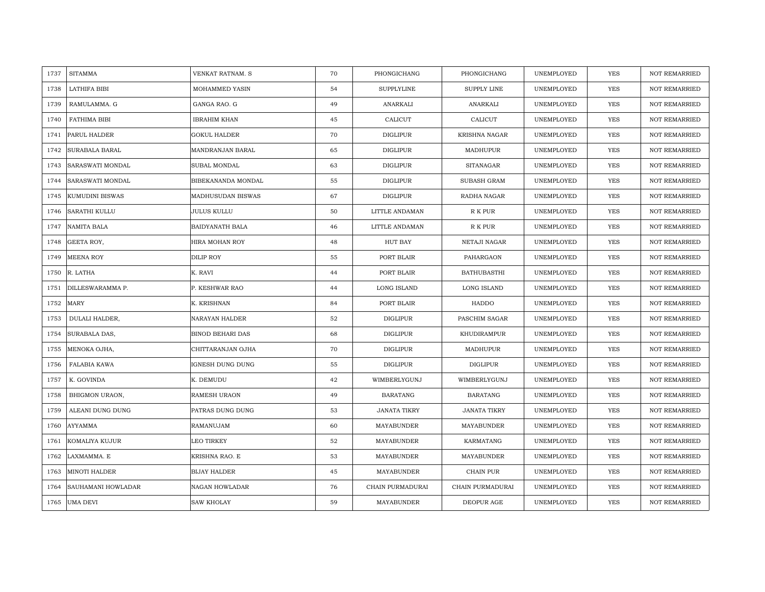| 1737 | SITAMMA | VENKAT RATNAM. S | 70 | PHONGICHANG | PHONGICHANG | UNEMPLOYED | YES | NOT REMARRIED |
|---|---|---|---|---|---|---|---|---|
| 1738 | LATHIFA BIBI | MOHAMMED YASIN | 54 | SUPPLYLINE | SUPPLY LINE | UNEMPLOYED | YES | NOT REMARRIED |
| 1739 | RAMULAMMA. G | GANGA RAO. G | 49 | ANARKALI | ANARKALI | UNEMPLOYED | YES | NOT REMARRIED |
| 1740 | FATHIMA BIBI | IBRAHIM KHAN | 45 | CALICUT | CALICUT | UNEMPLOYED | YES | NOT REMARRIED |
| 1741 | PARUL HALDER | GOKUL HALDER | 70 | DIGLIPUR | KRISHNA NAGAR | UNEMPLOYED | YES | NOT REMARRIED |
| 1742 | SURABALA BARAL | MANDRANJAN BARAL | 65 | DIGLIPUR | MADHUPUR | UNEMPLOYED | YES | NOT REMARRIED |
| 1743 | SARASWATI MONDAL | SUBAL MONDAL | 63 | DIGLIPUR | SITANAGAR | UNEMPLOYED | YES | NOT REMARRIED |
| 1744 | SARASWATI MONDAL | BIBEKANANDA MONDAL | 55 | DIGLIPUR | SUBASH GRAM | UNEMPLOYED | YES | NOT REMARRIED |
| 1745 | KUMUDINI BISWAS | MADHUSUDAN BISWAS | 67 | DIGLIPUR | RADHA NAGAR | UNEMPLOYED | YES | NOT REMARRIED |
| 1746 | SARATHI KULLU | JULUS KULLU | 50 | LITTLE ANDAMAN | R K PUR | UNEMPLOYED | YES | NOT REMARRIED |
| 1747 | NAMITA BALA | BAIDYANATH BALA | 46 | LITTLE ANDAMAN | R K PUR | UNEMPLOYED | YES | NOT REMARRIED |
| 1748 | GEETA ROY, | HIRA MOHAN ROY | 48 | HUT BAY | NETAJI NAGAR | UNEMPLOYED | YES | NOT REMARRIED |
| 1749 | MEENA ROY | DILIP ROY | 55 | PORT BLAIR | PAHARGAON | UNEMPLOYED | YES | NOT REMARRIED |
| 1750 | R. LATHA | K. RAVI | 44 | PORT BLAIR | BATHUBASTHI | UNEMPLOYED | YES | NOT REMARRIED |
| 1751 | DILLESWARAMMA P. | P. KESHWAR RAO | 44 | LONG ISLAND | LONG ISLAND | UNEMPLOYED | YES | NOT REMARRIED |
| 1752 | MARY | K. KRISHNAN | 84 | PORT BLAIR | HADDO | UNEMPLOYED | YES | NOT REMARRIED |
| 1753 | DULALI HALDER, | NARAYAN HALDER | 52 | DIGLIPUR | PASCHIM SAGAR | UNEMPLOYED | YES | NOT REMARRIED |
| 1754 | SURABALA DAS, | BINOD BEHARI DAS | 68 | DIGLIPUR | KHUDIRAMPUR | UNEMPLOYED | YES | NOT REMARRIED |
| 1755 | MENOKA OJHA, | CHITTARANJAN OJHA | 70 | DIGLIPUR | MADHUPUR | UNEMPLOYED | YES | NOT REMARRIED |
| 1756 | FALABIA KAWA | IGNESH DUNG DUNG | 55 | DIGLIPUR | DIGLIPUR | UNEMPLOYED | YES | NOT REMARRIED |
| 1757 | K. GOVINDA | K. DEMUDU | 42 | WIMBERLYGUNJ | WIMBERLYGUNJ | UNEMPLOYED | YES | NOT REMARRIED |
| 1758 | BHIGMON URAON, | RAMESH URAON | 49 | BARATANG | BARATANG | UNEMPLOYED | YES | NOT REMARRIED |
| 1759 | ALEANI DUNG DUNG | PATRAS DUNG DUNG | 53 | JANATA TIKRY | JANATA TIKRY | UNEMPLOYED | YES | NOT REMARRIED |
| 1760 | AYYAMMA | RAMANUJAM | 60 | MAYABUNDER | MAYABUNDER | UNEMPLOYED | YES | NOT REMARRIED |
| 1761 | KOMALIYA KUJUR | LEO TIRKEY | 52 | MAYABUNDER | KARMATANG | UNEMPLOYED | YES | NOT REMARRIED |
| 1762 | LAXMAMMA. E | KRISHNA RAO. E | 53 | MAYABUNDER | MAYABUNDER | UNEMPLOYED | YES | NOT REMARRIED |
| 1763 | MINOTI HALDER | BIJAY HALDER | 45 | MAYABUNDER | CHAIN PUR | UNEMPLOYED | YES | NOT REMARRIED |
| 1764 | SAUHAMANI HOWLADAR | NAGAN HOWLADAR | 76 | CHAIN PURMADURAI | CHAIN PURMADURAI | UNEMPLOYED | YES | NOT REMARRIED |
| 1765 | UMA DEVI | SAW KHOLAY | 59 | MAYABUNDER | DEOPUR AGE | UNEMPLOYED | YES | NOT REMARRIED |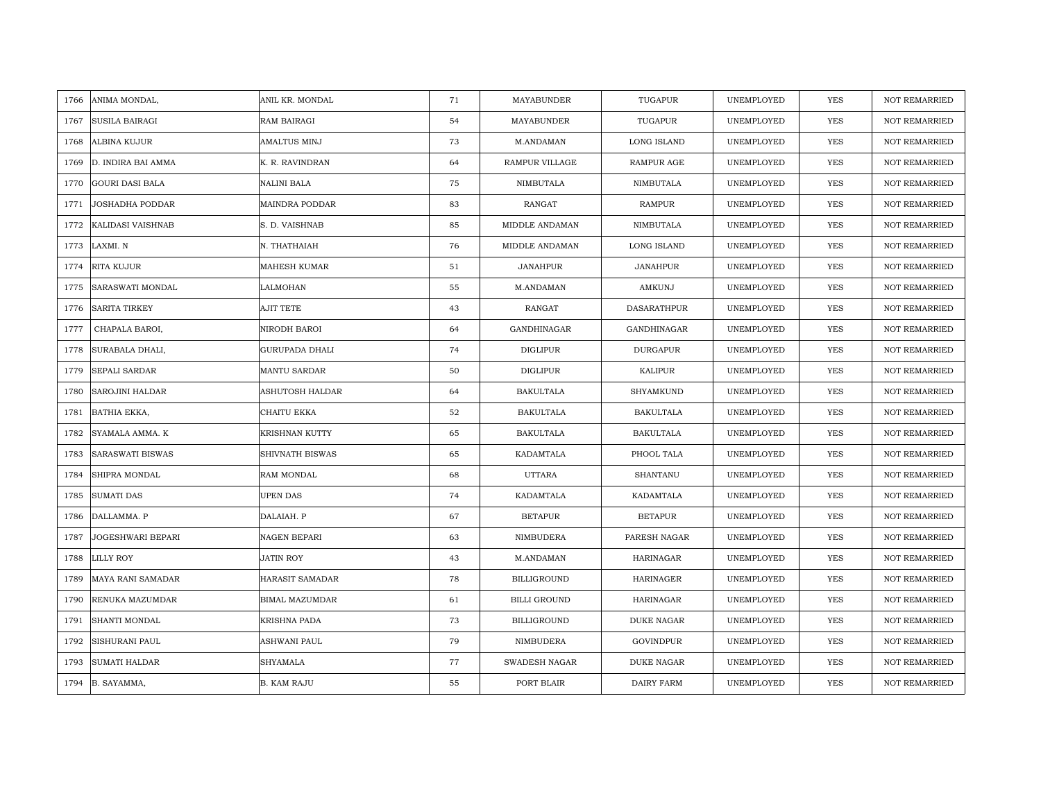| 1766 | ANIMA MONDAL, | ANIL KR. MONDAL | 71 | MAYABUNDER | TUGAPUR | UNEMPLOYED | YES | NOT REMARRIED |
|---|---|---|---|---|---|---|---|---|
| 1767 | SUSILA BAIRAGI | RAM BAIRAGI | 54 | MAYABUNDER | TUGAPUR | UNEMPLOYED | YES | NOT REMARRIED |
| 1768 | ALBINA KUJUR | AMALTUS MINJ | 73 | M.ANDAMAN | LONG ISLAND | UNEMPLOYED | YES | NOT REMARRIED |
| 1769 | D. INDIRA BAI AMMA | K. R. RAVINDRAN | 64 | RAMPUR VILLAGE | RAMPUR AGE | UNEMPLOYED | YES | NOT REMARRIED |
| 1770 | GOURI DASI BALA | NALINI BALA | 75 | NIMBUTALA | NIMBUTALA | UNEMPLOYED | YES | NOT REMARRIED |
| 1771 | JOSHADHA PODDAR | MAINDRA PODDAR | 83 | RANGAT | RAMPUR | UNEMPLOYED | YES | NOT REMARRIED |
| 1772 | KALIDASI VAISHNAB | S. D. VAISHNAB | 85 | MIDDLE ANDAMAN | NIMBUTALA | UNEMPLOYED | YES | NOT REMARRIED |
| 1773 | LAXMI. N | N. THATHAIAH | 76 | MIDDLE ANDAMAN | LONG ISLAND | UNEMPLOYED | YES | NOT REMARRIED |
| 1774 | RITA KUJUR | MAHESH KUMAR | 51 | JANAHPUR | JANAHPUR | UNEMPLOYED | YES | NOT REMARRIED |
| 1775 | SARASWATI MONDAL | LALMOHAN | 55 | M.ANDAMAN | AMKUNJ | UNEMPLOYED | YES | NOT REMARRIED |
| 1776 | SARITA TIRKEY | AJIT TETE | 43 | RANGAT | DASARATHPUR | UNEMPLOYED | YES | NOT REMARRIED |
| 1777 | CHAPALA BAROI, | NIRODH BAROI | 64 | GANDHINAGAR | GANDHINAGAR | UNEMPLOYED | YES | NOT REMARRIED |
| 1778 | SURABALA DHALI, | GURUPADA DHALI | 74 | DIGLIPUR | DURGAPUR | UNEMPLOYED | YES | NOT REMARRIED |
| 1779 | SEPALI SARDAR | MANTU SARDAR | 50 | DIGLIPUR | KALIPUR | UNEMPLOYED | YES | NOT REMARRIED |
| 1780 | SAROJINI HALDAR | ASHUTOSH HALDAR | 64 | BAKULTALA | SHYAMKUND | UNEMPLOYED | YES | NOT REMARRIED |
| 1781 | BATHIA EKKA, | CHAITU EKKA | 52 | BAKULTALA | BAKULTALA | UNEMPLOYED | YES | NOT REMARRIED |
| 1782 | SYAMALA AMMA. K | KRISHNAN KUTTY | 65 | BAKULTALA | BAKULTALA | UNEMPLOYED | YES | NOT REMARRIED |
| 1783 | SARASWATI BISWAS | SHIVNATH BISWAS | 65 | KADAMTALA | PHOOL TALA | UNEMPLOYED | YES | NOT REMARRIED |
| 1784 | SHIPRA MONDAL | RAM MONDAL | 68 | UTTARA | SHANTANU | UNEMPLOYED | YES | NOT REMARRIED |
| 1785 | SUMATI DAS | UPEN DAS | 74 | KADAMTALA | KADAMTALA | UNEMPLOYED | YES | NOT REMARRIED |
| 1786 | DALLAMMA. P | DALAIAH. P | 67 | BETAPUR | BETAPUR | UNEMPLOYED | YES | NOT REMARRIED |
| 1787 | JOGESHWARI BEPARI | NAGEN BEPARI | 63 | NIMBUDERA | PARESH NAGAR | UNEMPLOYED | YES | NOT REMARRIED |
| 1788 | LILLY ROY | JATIN ROY | 43 | M.ANDAMAN | HARINAGAR | UNEMPLOYED | YES | NOT REMARRIED |
| 1789 | MAYA RANI SAMADAR | HARASIT SAMADAR | 78 | BILLIGROUND | HARINAGER | UNEMPLOYED | YES | NOT REMARRIED |
| 1790 | RENUKA MAZUMDAR | BIMAL MAZUMDAR | 61 | BILLI GROUND | HARINAGAR | UNEMPLOYED | YES | NOT REMARRIED |
| 1791 | SHANTI MONDAL | KRISHNA PADA | 73 | BILLIGROUND | DUKE NAGAR | UNEMPLOYED | YES | NOT REMARRIED |
| 1792 | SISHURANI PAUL | ASHWANI PAUL | 79 | NIMBUDERA | GOVINDPUR | UNEMPLOYED | YES | NOT REMARRIED |
| 1793 | SUMATI HALDAR | SHYAMALA | 77 | SWADESH NAGAR | DUKE NAGAR | UNEMPLOYED | YES | NOT REMARRIED |
| 1794 | B. SAYAMMA, | B. KAM RAJU | 55 | PORT BLAIR | DAIRY FARM | UNEMPLOYED | YES | NOT REMARRIED |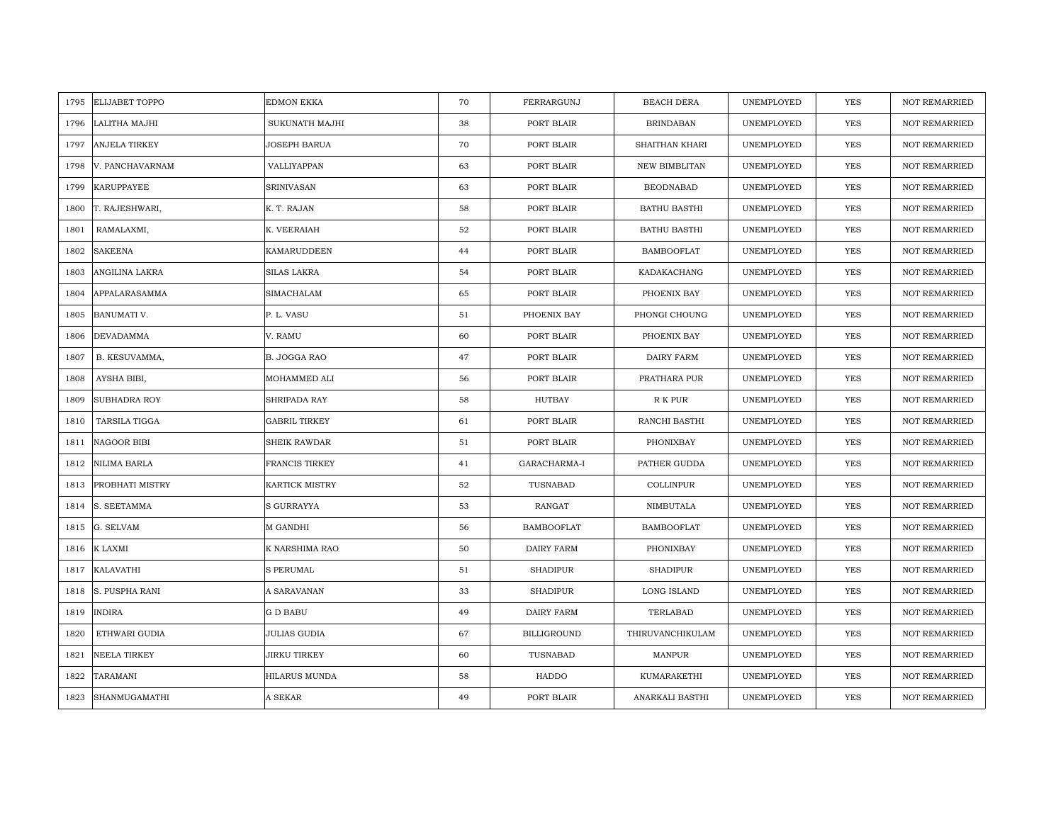| | | | | | | | | |
|---|---|---|---|---|---|---|---|---|
| 1795 | ELIJABET TOPPO | EDMON EKKA | 70 | FERRARGUNJ | BEACH DERA | UNEMPLOYED | YES | NOT REMARRIED |
| 1796 | LALITHA MAJHI | SUKUNATH MAJHI | 38 | PORT BLAIR | BRINDABAN | UNEMPLOYED | YES | NOT REMARRIED |
| 1797 | ANJELA TIRKEY | JOSEPH BARUA | 70 | PORT BLAIR | SHAITHAN KHARI | UNEMPLOYED | YES | NOT REMARRIED |
| 1798 | V. PANCHAVARNAM | VALLIYAPPAN | 63 | PORT BLAIR | NEW BIMBLITAN | UNEMPLOYED | YES | NOT REMARRIED |
| 1799 | KARUPPAYEE | SRINIVASAN | 63 | PORT BLAIR | BEODNABAD | UNEMPLOYED | YES | NOT REMARRIED |
| 1800 | T. RAJESHWARI, | K. T. RAJAN | 58 | PORT BLAIR | BATHU BASTHI | UNEMPLOYED | YES | NOT REMARRIED |
| 1801 | RAMALAXMI, | K. VEERAIAH | 52 | PORT BLAIR | BATHU BASTHI | UNEMPLOYED | YES | NOT REMARRIED |
| 1802 | SAKEENA | KAMARUDDEEN | 44 | PORT BLAIR | BAMBOOFLAT | UNEMPLOYED | YES | NOT REMARRIED |
| 1803 | ANGILINA LAKRA | SILAS LAKRA | 54 | PORT BLAIR | KADAKACHANG | UNEMPLOYED | YES | NOT REMARRIED |
| 1804 | APPALARASAMMA | SIMACHALAM | 65 | PORT BLAIR | PHOENIX BAY | UNEMPLOYED | YES | NOT REMARRIED |
| 1805 | BANUMATI V. | P. L. VASU | 51 | PHOENIX BAY | PHONGI CHOUNG | UNEMPLOYED | YES | NOT REMARRIED |
| 1806 | DEVADAMMA | V. RAMU | 60 | PORT BLAIR | PHOENIX BAY | UNEMPLOYED | YES | NOT REMARRIED |
| 1807 | B. KESUVAMMA, | B. JOGGA RAO | 47 | PORT BLAIR | DAIRY FARM | UNEMPLOYED | YES | NOT REMARRIED |
| 1808 | AYSHA BIBI, | MOHAMMED ALI | 56 | PORT BLAIR | PRATHARA PUR | UNEMPLOYED | YES | NOT REMARRIED |
| 1809 | SUBHADRA ROY | SHRIPADA RAY | 58 | HUTBAY | R K PUR | UNEMPLOYED | YES | NOT REMARRIED |
| 1810 | TARSILA TIGGA | GABRIL TIRKEY | 61 | PORT BLAIR | RANCHI BASTHI | UNEMPLOYED | YES | NOT REMARRIED |
| 1811 | NAGOOR BIBI | SHEIK RAWDAR | 51 | PORT BLAIR | PHONIXBAY | UNEMPLOYED | YES | NOT REMARRIED |
| 1812 | NILIMA BARLA | FRANCIS TIRKEY | 41 | GARACHARMA-I | PATHER GUDDA | UNEMPLOYED | YES | NOT REMARRIED |
| 1813 | PROBHATI MISTRY | KARTICK MISTRY | 52 | TUSNABAD | COLLINPUR | UNEMPLOYED | YES | NOT REMARRIED |
| 1814 | S. SEETAMMA | S GURRAYYA | 53 | RANGAT | NIMBUTALA | UNEMPLOYED | YES | NOT REMARRIED |
| 1815 | G. SELVAM | M GANDHI | 56 | BAMBOOFLAT | BAMBOOFLAT | UNEMPLOYED | YES | NOT REMARRIED |
| 1816 | K LAXMI | K NARSHIMA RAO | 50 | DAIRY FARM | PHONIXBAY | UNEMPLOYED | YES | NOT REMARRIED |
| 1817 | KALAVATHI | S PERUMAL | 51 | SHADIPUR | SHADIPUR | UNEMPLOYED | YES | NOT REMARRIED |
| 1818 | S. PUSPHA RANI | A SARAVANAN | 33 | SHADIPUR | LONG ISLAND | UNEMPLOYED | YES | NOT REMARRIED |
| 1819 | INDIRA | G D BABU | 49 | DAIRY FARM | TERLABAD | UNEMPLOYED | YES | NOT REMARRIED |
| 1820 | ETHWARI GUDIA | JULIAS GUDIA | 67 | BILLIGROUND | THIRUVANCHIKULAM | UNEMPLOYED | YES | NOT REMARRIED |
| 1821 | NEELA TIRKEY | JIRKU TIRKEY | 60 | TUSNABAD | MANPUR | UNEMPLOYED | YES | NOT REMARRIED |
| 1822 | TARAMANI | HILARUS MUNDA | 58 | HADDO | KUMARAKETHI | UNEMPLOYED | YES | NOT REMARRIED |
| 1823 | SHANMUGAMATHI | A SEKAR | 49 | PORT BLAIR | ANARKALI BASTHI | UNEMPLOYED | YES | NOT REMARRIED |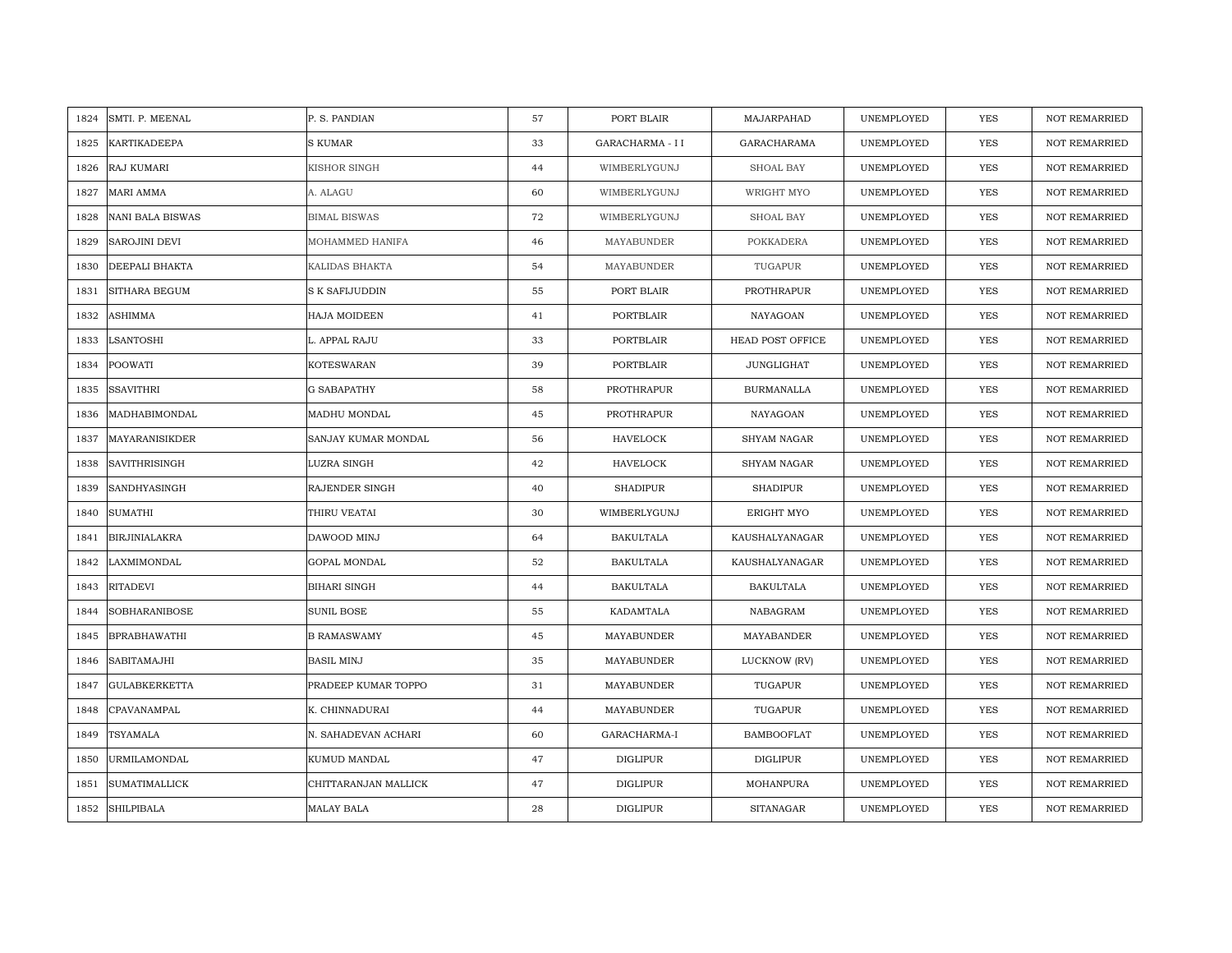| 1824 | SMTI. P. MEENAL | P. S. PANDIAN | 57 | PORT BLAIR | MAJARPAHAD | UNEMPLOYED | YES | NOT REMARRIED |
|---|---|---|---|---|---|---|---|---|
| 1825 | KARTIKADEEPA | S KUMAR | 33 | GARACHARMA - I I | GARACHARAMA | UNEMPLOYED | YES | NOT REMARRIED |
| 1826 | RAJ KUMARI | KISHOR SINGH | 44 | WIMBERLYGUNJ | SHOAL BAY | UNEMPLOYED | YES | NOT REMARRIED |
| 1827 | MARI AMMA | A. ALAGU | 60 | WIMBERLYGUNJ | WRIGHT MYO | UNEMPLOYED | YES | NOT REMARRIED |
| 1828 | NANI BALA BISWAS | BIMAL BISWAS | 72 | WIMBERLYGUNJ | SHOAL BAY | UNEMPLOYED | YES | NOT REMARRIED |
| 1829 | SAROJINI DEVI | MOHAMMED HANIFA | 46 | MAYABUNDER | POKKADERA | UNEMPLOYED | YES | NOT REMARRIED |
| 1830 | DEEPALI BHAKTA | KALIDAS BHAKTA | 54 | MAYABUNDER | TUGAPUR | UNEMPLOYED | YES | NOT REMARRIED |
| 1831 | SITHARA BEGUM | S K SAFIJUDDIN | 55 | PORT BLAIR | PROTHRAPUR | UNEMPLOYED | YES | NOT REMARRIED |
| 1832 | ASHIMMA | HAJA MOIDEEN | 41 | PORTBLAIR | NAYAGOAN | UNEMPLOYED | YES | NOT REMARRIED |
| 1833 | LSANTOSHI | L. APPAL RAJU | 33 | PORTBLAIR | HEAD POST OFFICE | UNEMPLOYED | YES | NOT REMARRIED |
| 1834 | POOWATI | KOTESWARAN | 39 | PORTBLAIR | JUNGLIGHAT | UNEMPLOYED | YES | NOT REMARRIED |
| 1835 | SSAVITHRI | G SABAPATHY | 58 | PROTHRAPUR | BURMANALLA | UNEMPLOYED | YES | NOT REMARRIED |
| 1836 | MADHABIMONDAL | MADHU MONDAL | 45 | PROTHRAPUR | NAYAGOAN | UNEMPLOYED | YES | NOT REMARRIED |
| 1837 | MAYARANISIKDER | SANJAY KUMAR MONDAL | 56 | HAVELOCK | SHYAM NAGAR | UNEMPLOYED | YES | NOT REMARRIED |
| 1838 | SAVITHRISINGH | LUZRA SINGH | 42 | HAVELOCK | SHYAM NAGAR | UNEMPLOYED | YES | NOT REMARRIED |
| 1839 | SANDHYASINGH | RAJENDER SINGH | 40 | SHADIPUR | SHADIPUR | UNEMPLOYED | YES | NOT REMARRIED |
| 1840 | SUMATHI | THIRU VEATAI | 30 | WIMBERLYGUNJ | ERIGHT MYO | UNEMPLOYED | YES | NOT REMARRIED |
| 1841 | BIRJINIALAKRA | DAWOOD MINJ | 64 | BAKULTALA | KAUSHALYANAGAR | UNEMPLOYED | YES | NOT REMARRIED |
| 1842 | LAXMIMONDAL | GOPAL MONDAL | 52 | BAKULTALA | KAUSHALYANAGAR | UNEMPLOYED | YES | NOT REMARRIED |
| 1843 | RITADEVI | BIHARI SINGH | 44 | BAKULTALA | BAKULTALA | UNEMPLOYED | YES | NOT REMARRIED |
| 1844 | SOBHARANIBOSE | SUNIL BOSE | 55 | KADAMTALA | NABAGRAM | UNEMPLOYED | YES | NOT REMARRIED |
| 1845 | BPRABHAWATHI | B RAMASWAMY | 45 | MAYABUNDER | MAYABANDER | UNEMPLOYED | YES | NOT REMARRIED |
| 1846 | SABITAMAJHI | BASIL MINJ | 35 | MAYABUNDER | LUCKNOW (RV) | UNEMPLOYED | YES | NOT REMARRIED |
| 1847 | GULABKERKETTA | PRADEEP KUMAR TOPPO | 31 | MAYABUNDER | TUGAPUR | UNEMPLOYED | YES | NOT REMARRIED |
| 1848 | CPAVANAMPAL | K. CHINNADURAI | 44 | MAYABUNDER | TUGAPUR | UNEMPLOYED | YES | NOT REMARRIED |
| 1849 | TSYAMALA | N. SAHADEVAN ACHARI | 60 | GARACHARMA-I | BAMBOOFLAT | UNEMPLOYED | YES | NOT REMARRIED |
| 1850 | URMILAMONDAL | KUMUD MANDAL | 47 | DIGLIPUR | DIGLIPUR | UNEMPLOYED | YES | NOT REMARRIED |
| 1851 | SUMATIMALLICK | CHITTARANJAN MALLICK | 47 | DIGLIPUR | MOHANPURA | UNEMPLOYED | YES | NOT REMARRIED |
| 1852 | SHILPIBALA | MALAY BALA | 28 | DIGLIPUR | SITANAGAR | UNEMPLOYED | YES | NOT REMARRIED |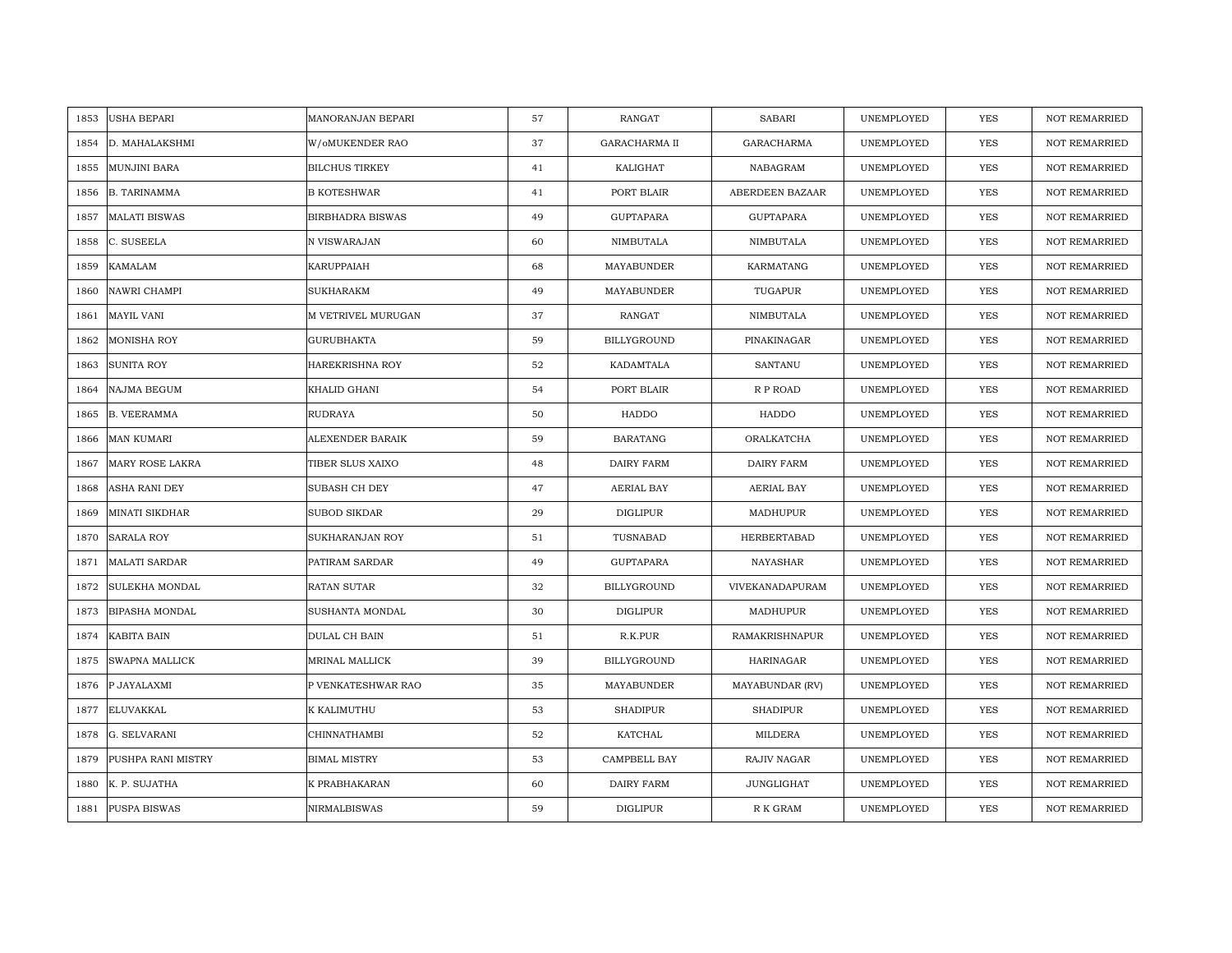| 1853 | USHA BEPARI | MANORANJAN BEPARI | 57 | RANGAT | SABARI | UNEMPLOYED | YES | NOT REMARRIED |
|---|---|---|---|---|---|---|---|---|
| 1854 | D. MAHALAKSHMI | W/oMUKENDER RAO | 37 | GARACHARMA II | GARACHARMA | UNEMPLOYED | YES | NOT REMARRIED |
| 1855 | MUNJINI BARA | BILCHUS TIRKEY | 41 | KALIGHAT | NABAGRAM | UNEMPLOYED | YES | NOT REMARRIED |
| 1856 | B. TARINAMMA | B KOTESHWAR | 41 | PORT BLAIR | ABERDEEN BAZAAR | UNEMPLOYED | YES | NOT REMARRIED |
| 1857 | MALATI BISWAS | BIRBHADRA BISWAS | 49 | GUPTAPARA | GUPTAPARA | UNEMPLOYED | YES | NOT REMARRIED |
| 1858 | C. SUSEELA | N VISWARAJAN | 60 | NIMBUTALA | NIMBUTALA | UNEMPLOYED | YES | NOT REMARRIED |
| 1859 | KAMALAM | KARUPPAIAH | 68 | MAYABUNDER | KARMATANG | UNEMPLOYED | YES | NOT REMARRIED |
| 1860 | NAWRI CHAMPI | SUKHARAKM | 49 | MAYABUNDER | TUGAPUR | UNEMPLOYED | YES | NOT REMARRIED |
| 1861 | MAYIL VANI | M VETRIVEL MURUGAN | 37 | RANGAT | NIMBUTALA | UNEMPLOYED | YES | NOT REMARRIED |
| 1862 | MONISHA ROY | GURUBHAKTA | 59 | BILLYGROUND | PINAKINAGAR | UNEMPLOYED | YES | NOT REMARRIED |
| 1863 | SUNITA ROY | HAREKRISHNA ROY | 52 | KADAMTALA | SANTANU | UNEMPLOYED | YES | NOT REMARRIED |
| 1864 | NAJMA BEGUM | KHALID GHANI | 54 | PORT BLAIR | R P ROAD | UNEMPLOYED | YES | NOT REMARRIED |
| 1865 | B. VEERAMMA | RUDRAYA | 50 | HADDO | HADDO | UNEMPLOYED | YES | NOT REMARRIED |
| 1866 | MAN KUMARI | ALEXENDER BARAIK | 59 | BARATANG | ORALKATCHA | UNEMPLOYED | YES | NOT REMARRIED |
| 1867 | MARY ROSE LAKRA | TIBER SLUS XAIXO | 48 | DAIRY FARM | DAIRY FARM | UNEMPLOYED | YES | NOT REMARRIED |
| 1868 | ASHA RANI DEY | SUBASH CH DEY | 47 | AERIAL BAY | AERIAL BAY | UNEMPLOYED | YES | NOT REMARRIED |
| 1869 | MINATI SIKDHAR | SUBOD SIKDAR | 29 | DIGLIPUR | MADHUPUR | UNEMPLOYED | YES | NOT REMARRIED |
| 1870 | SARALA ROY | SUKHARANJAN ROY | 51 | TUSNABAD | HERBERTABAD | UNEMPLOYED | YES | NOT REMARRIED |
| 1871 | MALATI SARDAR | PATIRAM SARDAR | 49 | GUPTAPARA | NAYASHAR | UNEMPLOYED | YES | NOT REMARRIED |
| 1872 | SULEKHA MONDAL | RATAN SUTAR | 32 | BILLYGROUND | VIVEKANADAPURAM | UNEMPLOYED | YES | NOT REMARRIED |
| 1873 | BIPASHA MONDAL | SUSHANTA MONDAL | 30 | DIGLIPUR | MADHUPUR | UNEMPLOYED | YES | NOT REMARRIED |
| 1874 | KABITA BAIN | DULAL CH BAIN | 51 | R.K.PUR | RAMAKRISHNAPUR | UNEMPLOYED | YES | NOT REMARRIED |
| 1875 | SWAPNA MALLICK | MRINAL MALLICK | 39 | BILLYGROUND | HARINAGAR | UNEMPLOYED | YES | NOT REMARRIED |
| 1876 | P JAYALAXMI | P VENKATESHWAR RAO | 35 | MAYABUNDER | MAYABUNDAR (RV) | UNEMPLOYED | YES | NOT REMARRIED |
| 1877 | ELUVAKKAL | K KALIMUTHU | 53 | SHADIPUR | SHADIPUR | UNEMPLOYED | YES | NOT REMARRIED |
| 1878 | G. SELVARANI | CHINNATHAMBI | 52 | KATCHAL | MILDERA | UNEMPLOYED | YES | NOT REMARRIED |
| 1879 | PUSHPA RANI MISTRY | BIMAL MISTRY | 53 | CAMPBELL BAY | RAJIV NAGAR | UNEMPLOYED | YES | NOT REMARRIED |
| 1880 | K. P. SUJATHA | K PRABHAKARAN | 60 | DAIRY FARM | JUNGLIGHAT | UNEMPLOYED | YES | NOT REMARRIED |
| 1881 | PUSPA BISWAS | NIRMALBISWAS | 59 | DIGLIPUR | R K GRAM | UNEMPLOYED | YES | NOT REMARRIED |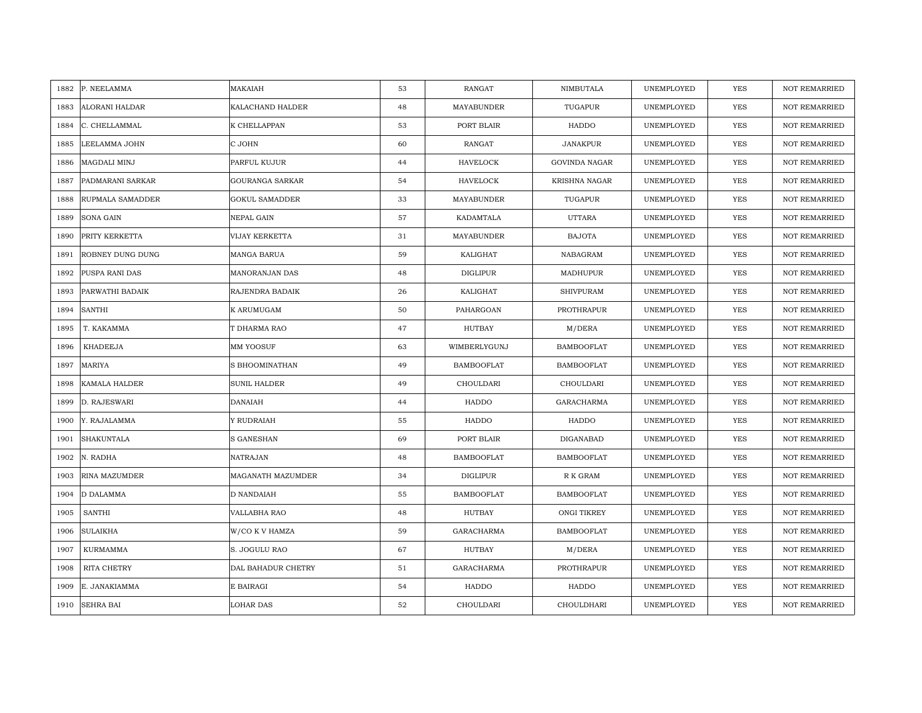| | | | | | | | | |
|---|---|---|---|---|---|---|---|---|
| 1882 | P. NEELAMMA | MAKAIAH | 53 | RANGAT | NIMBUTALA | UNEMPLOYED | YES | NOT REMARRIED |
| 1883 | ALORANI HALDAR | KALACHAND HALDER | 48 | MAYABUNDER | TUGAPUR | UNEMPLOYED | YES | NOT REMARRIED |
| 1884 | C. CHELLAMMAL | K CHELLAPPAN | 53 | PORT BLAIR | HADDO | UNEMPLOYED | YES | NOT REMARRIED |
| 1885 | LEELAMMA JOHN | C JOHN | 60 | RANGAT | JANAKPUR | UNEMPLOYED | YES | NOT REMARRIED |
| 1886 | MAGDALI MINJ | PARFUL KUJUR | 44 | HAVELOCK | GOVINDA NAGAR | UNEMPLOYED | YES | NOT REMARRIED |
| 1887 | PADMARANI SARKAR | GOURANGA SARKAR | 54 | HAVELOCK | KRISHNA NAGAR | UNEMPLOYED | YES | NOT REMARRIED |
| 1888 | RUPMALA SAMADDER | GOKUL SAMADDER | 33 | MAYABUNDER | TUGAPUR | UNEMPLOYED | YES | NOT REMARRIED |
| 1889 | SONA GAIN | NEPAL GAIN | 57 | KADAMTALA | UTTARA | UNEMPLOYED | YES | NOT REMARRIED |
| 1890 | PRITY KERKETTA | VIJAY KERKETTA | 31 | MAYABUNDER | BAJOTA | UNEMPLOYED | YES | NOT REMARRIED |
| 1891 | ROBNEY DUNG DUNG | MANGA BARUA | 59 | KALIGHAT | NABAGRAM | UNEMPLOYED | YES | NOT REMARRIED |
| 1892 | PUSPA RANI DAS | MANORANJAN DAS | 48 | DIGLIPUR | MADHUPUR | UNEMPLOYED | YES | NOT REMARRIED |
| 1893 | PARWATHI BADAIK | RAJENDRA BADAIK | 26 | KALIGHAT | SHIVPURAM | UNEMPLOYED | YES | NOT REMARRIED |
| 1894 | SANTHI | K ARUMUGAM | 50 | PAHARGOAN | PROTHRAPUR | UNEMPLOYED | YES | NOT REMARRIED |
| 1895 | T. KAKAMMA | T DHARMA RAO | 47 | HUTBAY | M/DERA | UNEMPLOYED | YES | NOT REMARRIED |
| 1896 | KHADEEJA | MM YOOSUF | 63 | WIMBERLYGUNJ | BAMBOOFLAT | UNEMPLOYED | YES | NOT REMARRIED |
| 1897 | MARIYA | S BHOOMINATHAN | 49 | BAMBOOFLAT | BAMBOOFLAT | UNEMPLOYED | YES | NOT REMARRIED |
| 1898 | KAMALA HALDER | SUNIL HALDER | 49 | CHOULDARI | CHOULDARI | UNEMPLOYED | YES | NOT REMARRIED |
| 1899 | D. RAJESWARI | DANAIAH | 44 | HADDO | GARACHARMA | UNEMPLOYED | YES | NOT REMARRIED |
| 1900 | Y. RAJALAMMA | Y RUDRAIAH | 55 | HADDO | HADDO | UNEMPLOYED | YES | NOT REMARRIED |
| 1901 | SHAKUNTALA | S GANESHAN | 69 | PORT BLAIR | DIGANABAD | UNEMPLOYED | YES | NOT REMARRIED |
| 1902 | N. RADHA | NATRAJAN | 48 | BAMBOOFLAT | BAMBOOFLAT | UNEMPLOYED | YES | NOT REMARRIED |
| 1903 | RINA MAZUMDER | MAGANATH MAZUMDER | 34 | DIGLIPUR | R K GRAM | UNEMPLOYED | YES | NOT REMARRIED |
| 1904 | D DALAMMA | D NANDAIAH | 55 | BAMBOOFLAT | BAMBOOFLAT | UNEMPLOYED | YES | NOT REMARRIED |
| 1905 | SANTHI | VALLABHA RAO | 48 | HUTBAY | ONGI TIKREY | UNEMPLOYED | YES | NOT REMARRIED |
| 1906 | SULAIKHA | W/CO K V HAMZA | 59 | GARACHARMA | BAMBOOFLAT | UNEMPLOYED | YES | NOT REMARRIED |
| 1907 | KURMAMMA | S. JOGULU RAO | 67 | HUTBAY | M/DERA | UNEMPLOYED | YES | NOT REMARRIED |
| 1908 | RITA CHETRY | DAL BAHADUR CHETRY | 51 | GARACHARMA | PROTHRAPUR | UNEMPLOYED | YES | NOT REMARRIED |
| 1909 | E. JANAKIAMMA | E BAIRAGI | 54 | HADDO | HADDO | UNEMPLOYED | YES | NOT REMARRIED |
| 1910 | SEHRA BAI | LOHAR DAS | 52 | CHOULDARI | CHOULDHARI | UNEMPLOYED | YES | NOT REMARRIED |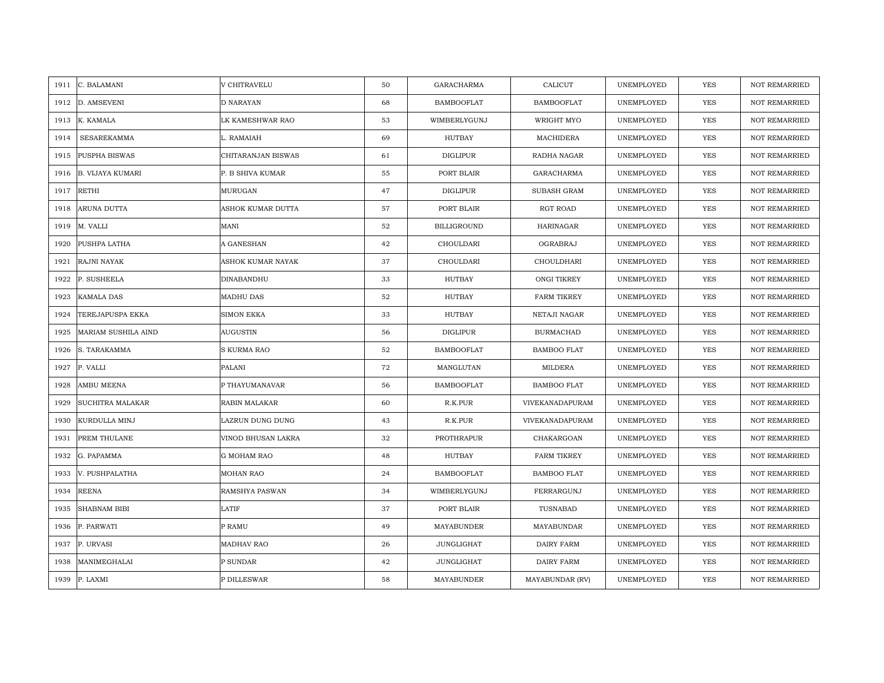| | | | | | | | | |
|---|---|---|---|---|---|---|---|---|
| 1911 | C. BALAMANI | V CHITRAVELU | 50 | GARACHARMA | CALICUT | UNEMPLOYED | YES | NOT REMARRIED |
| 1912 | D. AMSEVENI | D NARAYAN | 68 | BAMBOOFLAT | BAMBOOFLAT | UNEMPLOYED | YES | NOT REMARRIED |
| 1913 | K. KAMALA | LK KAMESHWAR RAO | 53 | WIMBERLYGUNJ | WRIGHT MYO | UNEMPLOYED | YES | NOT REMARRIED |
| 1914 | SESAREKAMMA | L. RAMAIAH | 69 | HUTBAY | MACHIDERA | UNEMPLOYED | YES | NOT REMARRIED |
| 1915 | PUSPHA BISWAS | CHITARANJAN BISWAS | 61 | DIGLIPUR | RADHA NAGAR | UNEMPLOYED | YES | NOT REMARRIED |
| 1916 | B. VIJAYA KUMARI | P. B SHIVA KUMAR | 55 | PORT BLAIR | GARACHARMA | UNEMPLOYED | YES | NOT REMARRIED |
| 1917 | RETHI | MURUGAN | 47 | DIGLIPUR | SUBASH GRAM | UNEMPLOYED | YES | NOT REMARRIED |
| 1918 | ARUNA DUTTA | ASHOK KUMAR DUTTA | 57 | PORT BLAIR | RGT ROAD | UNEMPLOYED | YES | NOT REMARRIED |
| 1919 | M. VALLI | MANI | 52 | BILLIGROUND | HARINAGAR | UNEMPLOYED | YES | NOT REMARRIED |
| 1920 | PUSHPA LATHA | A GANESHAN | 42 | CHOULDARI | OGRABRAJ | UNEMPLOYED | YES | NOT REMARRIED |
| 1921 | RAJNI NAYAK | ASHOK KUMAR NAYAK | 37 | CHOULDARI | CHOULDHARI | UNEMPLOYED | YES | NOT REMARRIED |
| 1922 | P. SUSHEELA | DINABANDHU | 33 | HUTBAY | ONGI TIKREY | UNEMPLOYED | YES | NOT REMARRIED |
| 1923 | KAMALA DAS | MADHU DAS | 52 | HUTBAY | FARM TIKREY | UNEMPLOYED | YES | NOT REMARRIED |
| 1924 | TEREJAPUSPA EKKA | SIMON EKKA | 33 | HUTBAY | NETAJI NAGAR | UNEMPLOYED | YES | NOT REMARRIED |
| 1925 | MARIAM SUSHILA AIND | AUGUSTIN | 56 | DIGLIPUR | BURMACHAD | UNEMPLOYED | YES | NOT REMARRIED |
| 1926 | S. TARAKAMMA | S KURMA RAO | 52 | BAMBOOFLAT | BAMBOO FLAT | UNEMPLOYED | YES | NOT REMARRIED |
| 1927 | P. VALLI | PALANI | 72 | MANGLUTAN | MILDERA | UNEMPLOYED | YES | NOT REMARRIED |
| 1928 | AMBU MEENA | P THAYUMANAVAR | 56 | BAMBOOFLAT | BAMBOO FLAT | UNEMPLOYED | YES | NOT REMARRIED |
| 1929 | SUCHITRA MALAKAR | RABIN MALAKAR | 60 | R.K.PUR | VIVEKANADAPURAM | UNEMPLOYED | YES | NOT REMARRIED |
| 1930 | KURDULLA MINJ | LAZRUN DUNG DUNG | 43 | R.K.PUR | VIVEKANADAPURAM | UNEMPLOYED | YES | NOT REMARRIED |
| 1931 | PREM THULANE | VINOD BHUSAN LAKRA | 32 | PROTHRAPUR | CHAKARGOAN | UNEMPLOYED | YES | NOT REMARRIED |
| 1932 | G. PAPAMMA | G MOHAM RAO | 48 | HUTBAY | FARM TIKREY | UNEMPLOYED | YES | NOT REMARRIED |
| 1933 | V. PUSHPALATHA | MOHAN RAO | 24 | BAMBOOFLAT | BAMBOO FLAT | UNEMPLOYED | YES | NOT REMARRIED |
| 1934 | REENA | RAMSHYA PASWAN | 34 | WIMBERLYGUNJ | FERRARGUNJ | UNEMPLOYED | YES | NOT REMARRIED |
| 1935 | SHABNAM BIBI | LATIF | 37 | PORT BLAIR | TUSNABAD | UNEMPLOYED | YES | NOT REMARRIED |
| 1936 | P. PARWATI | P RAMU | 49 | MAYABUNDER | MAYABUNDAR | UNEMPLOYED | YES | NOT REMARRIED |
| 1937 | P. URVASI | MADHAV RAO | 26 | JUNGLIGHAT | DAIRY FARM | UNEMPLOYED | YES | NOT REMARRIED |
| 1938 | MANIMEGHALAI | P SUNDAR | 42 | JUNGLIGHAT | DAIRY FARM | UNEMPLOYED | YES | NOT REMARRIED |
| 1939 | P. LAXMI | P DILLESWAR | 58 | MAYABUNDER | MAYABUNDAR (RV) | UNEMPLOYED | YES | NOT REMARRIED |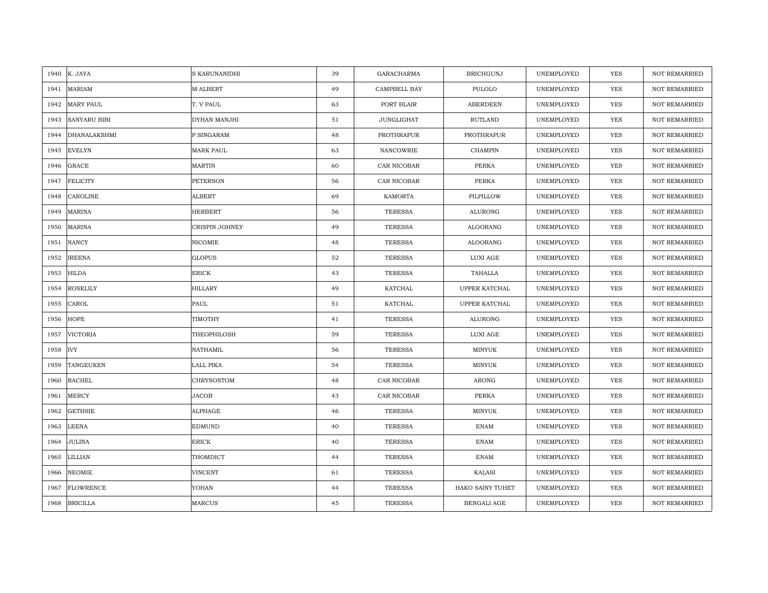| 1940 | K. JAYA | S KARUNANIDHI | 39 | GARACHARMA | BRICHGUNJ | UNEMPLOYED | YES | NOT REMARRIED |
|---|---|---|---|---|---|---|---|---|
| 1941 | MARIAM | M ALBERT | 49 | CAMPBELL BAY | PULOLO | UNEMPLOYED | YES | NOT REMARRIED |
| 1942 | MARY PAUL | T. V PAUL | 63 | PORT BLAIR | ABERDEEN | UNEMPLOYED | YES | NOT REMARRIED |
| 1943 | SANYARU BIBI | DYHAN MANJHI | 51 | JUNGLIGHAT | RUTLAND | UNEMPLOYED | YES | NOT REMARRIED |
| 1944 | DHANALAKSHMI | P SINGARAM | 48 | PROTHRAPUR | PROTHRAPUR | UNEMPLOYED | YES | NOT REMARRIED |
| 1945 | EVELYN | MARK PAUL | 63 | NANCOWRIE | CHAMPIN | UNEMPLOYED | YES | NOT REMARRIED |
| 1946 | GRACE | MARTIN | 60 | CAR NICOBAR | PERKA | UNEMPLOYED | YES | NOT REMARRIED |
| 1947 | FELICITY | PETERSON | 56 | CAR NICOBAR | PERKA | UNEMPLOYED | YES | NOT REMARRIED |
| 1948 | CAROLINE | ALBERT | 69 | KAMORTA | PILPILLOW | UNEMPLOYED | YES | NOT REMARRIED |
| 1949 | MARINA | HERBERT | 56 | TERESSA | ALURONG | UNEMPLOYED | YES | NOT REMARRIED |
| 1950 | MARINA | CRISPIN JOHNEY | 49 | TERESSA | ALOORANG | UNEMPLOYED | YES | NOT REMARRIED |
| 1951 | NANCY | NICOMIE | 48 | TERESSA | ALOORANG | UNEMPLOYED | YES | NOT REMARRIED |
| 1952 | IREENA | GLOPUS | 52 | TERESSA | LUXI AGE | UNEMPLOYED | YES | NOT REMARRIED |
| 1953 | HILDA | ERICK | 43 | TERESSA | TAHALLA | UNEMPLOYED | YES | NOT REMARRIED |
| 1954 | ROSELILY | HILLARY | 49 | KATCHAL | UPPER KATCHAL | UNEMPLOYED | YES | NOT REMARRIED |
| 1955 | CAROL | PAUL | 51 | KATCHAL | UPPER KATCHAL | UNEMPLOYED | YES | NOT REMARRIED |
| 1956 | HOPE | TIMOTHY | 41 | TERESSA | ALURONG | UNEMPLOYED | YES | NOT REMARRIED |
| 1957 | VICTORIA | THEOPHILOSH | 59 | TERESSA | LUXI AGE | UNEMPLOYED | YES | NOT REMARRIED |
| 1958 | IVY | NATHAMIL | 56 | TERESSA | MINYUK | UNEMPLOYED | YES | NOT REMARRIED |
| 1959 | TANGEUKEN | LALL PIKA | 54 | TERESSA | MINYUK | UNEMPLOYED | YES | NOT REMARRIED |
| 1960 | RACHEL | CHRYSOSTOM | 48 | CAR NICOBAR | ARONG | UNEMPLOYED | YES | NOT REMARRIED |
| 1961 | MERCY | JACOB | 43 | CAR NICOBAR | PERKA | UNEMPLOYED | YES | NOT REMARRIED |
| 1962 | GETHSIE | ALPHAGE | 46 | TERESSA | MINYUK | UNEMPLOYED | YES | NOT REMARRIED |
| 1963 | LEENA | EDMUND | 40 | TERESSA | ENAM | UNEMPLOYED | YES | NOT REMARRIED |
| 1964 | JULINA | ERICK | 40 | TERESSA | ENAM | UNEMPLOYED | YES | NOT REMARRIED |
| 1965 | LILLIAN | THOMDICT | 44 | TERESSA | ENAM | UNEMPLOYED | YES | NOT REMARRIED |
| 1966 | NEOMIE | VINCENT | 61 | TERESSA | KALASI | UNEMPLOYED | YES | NOT REMARRIED |
| 1967 | FLOWRENCE | YOHAN | 44 | TERESSA | HAKO SAINY TUHET | UNEMPLOYED | YES | NOT REMARRIED |
| 1968 | BRICILLA | MARCUS | 45 | TERESSA | BENGALI AGE | UNEMPLOYED | YES | NOT REMARRIED |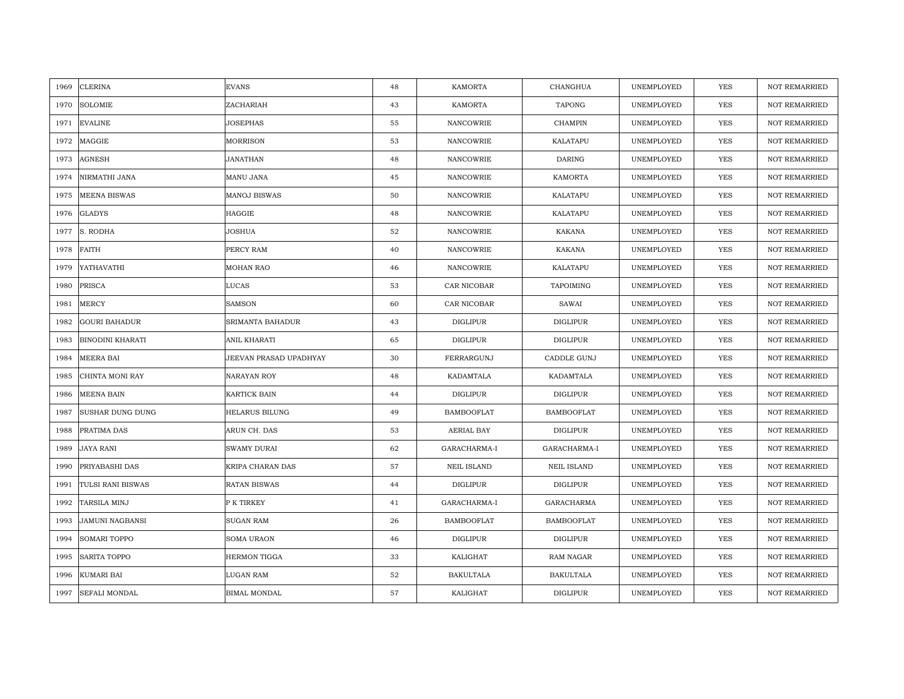| 1969 | CLERINA | EVANS | 48 | KAMORTA | CHANGHUA | UNEMPLOYED | YES | NOT REMARRIED |
|---|---|---|---|---|---|---|---|---|
| 1970 | SOLOMIE | ZACHARIAH | 43 | KAMORTA | TAPONG | UNEMPLOYED | YES | NOT REMARRIED |
| 1971 | EVALINE | JOSEPHAS | 55 | NANCOWRIE | CHAMPIN | UNEMPLOYED | YES | NOT REMARRIED |
| 1972 | MAGGIE | MORRISON | 53 | NANCOWRIE | KALATAPU | UNEMPLOYED | YES | NOT REMARRIED |
| 1973 | AGNESH | JANATHAN | 48 | NANCOWRIE | DARING | UNEMPLOYED | YES | NOT REMARRIED |
| 1974 | NIRMATHI JANA | MANU JANA | 45 | NANCOWRIE | KAMORTA | UNEMPLOYED | YES | NOT REMARRIED |
| 1975 | MEENA BISWAS | MANOJ BISWAS | 50 | NANCOWRIE | KALATAPU | UNEMPLOYED | YES | NOT REMARRIED |
| 1976 | GLADYS | HAGGIE | 48 | NANCOWRIE | KALATAPU | UNEMPLOYED | YES | NOT REMARRIED |
| 1977 | S. RODHA | JOSHUA | 52 | NANCOWRIE | KAKANA | UNEMPLOYED | YES | NOT REMARRIED |
| 1978 | FAITH | PERCY RAM | 40 | NANCOWRIE | KAKANA | UNEMPLOYED | YES | NOT REMARRIED |
| 1979 | YATHAVATHI | MOHAN RAO | 46 | NANCOWRIE | KALATAPU | UNEMPLOYED | YES | NOT REMARRIED |
| 1980 | PRISCA | LUCAS | 53 | CAR NICOBAR | TAPOIMING | UNEMPLOYED | YES | NOT REMARRIED |
| 1981 | MERCY | SAMSON | 60 | CAR NICOBAR | SAWAI | UNEMPLOYED | YES | NOT REMARRIED |
| 1982 | GOURI BAHADUR | SRIMANTA BAHADUR | 43 | DIGLIPUR | DIGLIPUR | UNEMPLOYED | YES | NOT REMARRIED |
| 1983 | BINODINI KHARATI | ANIL KHARATI | 65 | DIGLIPUR | DIGLIPUR | UNEMPLOYED | YES | NOT REMARRIED |
| 1984 | MEERA BAI | JEEVAN PRASAD UPADHYAY | 30 | FERRARGUNJ | CADDLE GUNJ | UNEMPLOYED | YES | NOT REMARRIED |
| 1985 | CHINTA MONI RAY | NARAYAN ROY | 48 | KADAMTALA | KADAMTALA | UNEMPLOYED | YES | NOT REMARRIED |
| 1986 | MEENA BAIN | KARTICK BAIN | 44 | DIGLIPUR | DIGLIPUR | UNEMPLOYED | YES | NOT REMARRIED |
| 1987 | SUSHAR DUNG DUNG | HELARUS BILUNG | 49 | BAMBOOFLAT | BAMBOOFLAT | UNEMPLOYED | YES | NOT REMARRIED |
| 1988 | PRATIMA DAS | ARUN CH. DAS | 53 | AERIAL BAY | DIGLIPUR | UNEMPLOYED | YES | NOT REMARRIED |
| 1989 | JAYA RANI | SWAMY DURAI | 62 | GARACHARMA-I | GARACHARMA-I | UNEMPLOYED | YES | NOT REMARRIED |
| 1990 | PRIYABASHI DAS | KRIPA CHARAN DAS | 57 | NEIL ISLAND | NEIL ISLAND | UNEMPLOYED | YES | NOT REMARRIED |
| 1991 | TULSI RANI BISWAS | RATAN BISWAS | 44 | DIGLIPUR | DIGLIPUR | UNEMPLOYED | YES | NOT REMARRIED |
| 1992 | TARSILA MINJ | P K TIRKEY | 41 | GARACHARMA-I | GARACHARMA | UNEMPLOYED | YES | NOT REMARRIED |
| 1993 | JAMUNI NAGBANSI | SUGAN RAM | 26 | BAMBOOFLAT | BAMBOOFLAT | UNEMPLOYED | YES | NOT REMARRIED |
| 1994 | SOMARI TOPPO | SOMA URAON | 46 | DIGLIPUR | DIGLIPUR | UNEMPLOYED | YES | NOT REMARRIED |
| 1995 | SARITA TOPPO | HERMON TIGGA | 33 | KALIGHAT | RAM NAGAR | UNEMPLOYED | YES | NOT REMARRIED |
| 1996 | KUMARI BAI | LUGAN RAM | 52 | BAKULTALA | BAKULTALA | UNEMPLOYED | YES | NOT REMARRIED |
| 1997 | SEFALI MONDAL | BIMAL MONDAL | 57 | KALIGHAT | DIGLIPUR | UNEMPLOYED | YES | NOT REMARRIED |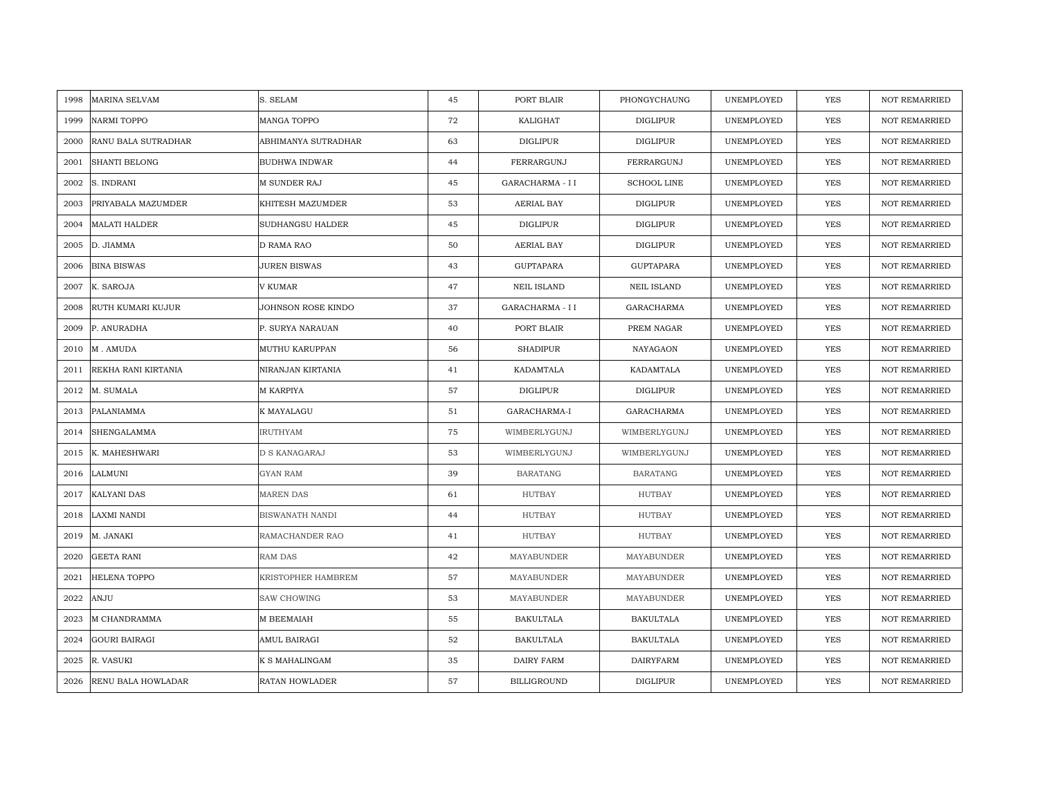| 1998 | MARINA SELVAM | S. SELAM | 45 | PORT BLAIR | PHONGYCHAUNG | UNEMPLOYED | YES | NOT REMARRIED |
|---|---|---|---|---|---|---|---|---|
| 1999 | NARMI TOPPO | MANGA TOPPO | 72 | KALIGHAT | DIGLIPUR | UNEMPLOYED | YES | NOT REMARRIED |
| 2000 | RANU BALA SUTRADHAR | ABHIMANYA SUTRADHAR | 63 | DIGLIPUR | DIGLIPUR | UNEMPLOYED | YES | NOT REMARRIED |
| 2001 | SHANTI BELONG | BUDHWA INDWAR | 44 | FERRARGUNJ | FERRARGUNJ | UNEMPLOYED | YES | NOT REMARRIED |
| 2002 | S. INDRANI | M SUNDER RAJ | 45 | GARACHARMA - I I | SCHOOL LINE | UNEMPLOYED | YES | NOT REMARRIED |
| 2003 | PRIYABALA MAZUMDER | KHITESH MAZUMDER | 53 | AERIAL BAY | DIGLIPUR | UNEMPLOYED | YES | NOT REMARRIED |
| 2004 | MALATI HALDER | SUDHANGSU HALDER | 45 | DIGLIPUR | DIGLIPUR | UNEMPLOYED | YES | NOT REMARRIED |
| 2005 | D. JIAMMA | D RAMA RAO | 50 | AERIAL BAY | DIGLIPUR | UNEMPLOYED | YES | NOT REMARRIED |
| 2006 | BINA BISWAS | JUREN BISWAS | 43 | GUPTAPARA | GUPTAPARA | UNEMPLOYED | YES | NOT REMARRIED |
| 2007 | K. SAROJA | V KUMAR | 47 | NEIL ISLAND | NEIL ISLAND | UNEMPLOYED | YES | NOT REMARRIED |
| 2008 | RUTH KUMARI KUJUR | JOHNSON ROSE KINDO | 37 | GARACHARMA - I I | GARACHARMA | UNEMPLOYED | YES | NOT REMARRIED |
| 2009 | P. ANURADHA | P. SURYA NARAUAN | 40 | PORT BLAIR | PREM NAGAR | UNEMPLOYED | YES | NOT REMARRIED |
| 2010 | M . AMUDA | MUTHU KARUPPAN | 56 | SHADIPUR | NAYAGAON | UNEMPLOYED | YES | NOT REMARRIED |
| 2011 | REKHA RANI KIRTANIA | NIRANJAN KIRTANIA | 41 | KADAMTALA | KADAMTALA | UNEMPLOYED | YES | NOT REMARRIED |
| 2012 | M. SUMALA | M KARPIYA | 57 | DIGLIPUR | DIGLIPUR | UNEMPLOYED | YES | NOT REMARRIED |
| 2013 | PALANIAMMA | K MAYALAGU | 51 | GARACHARMA-I | GARACHARMA | UNEMPLOYED | YES | NOT REMARRIED |
| 2014 | SHENGALAMMA | IRUTHYAM | 75 | WIMBERLYGUNJ | WIMBERLYGUNJ | UNEMPLOYED | YES | NOT REMARRIED |
| 2015 | K. MAHESHWARI | D S KANAGARAJ | 53 | WIMBERLYGUNJ | WIMBERLYGUNJ | UNEMPLOYED | YES | NOT REMARRIED |
| 2016 | LALMUNI | GYAN RAM | 39 | BARATANG | BARATANG | UNEMPLOYED | YES | NOT REMARRIED |
| 2017 | KALYANI DAS | MAREN DAS | 61 | HUTBAY | HUTBAY | UNEMPLOYED | YES | NOT REMARRIED |
| 2018 | LAXMI NANDI | BISWANATH NANDI | 44 | HUTBAY | HUTBAY | UNEMPLOYED | YES | NOT REMARRIED |
| 2019 | M. JANAKI | RAMACHANDER RAO | 41 | HUTBAY | HUTBAY | UNEMPLOYED | YES | NOT REMARRIED |
| 2020 | GEETA RANI | RAM DAS | 42 | MAYABUNDER | MAYABUNDER | UNEMPLOYED | YES | NOT REMARRIED |
| 2021 | HELENA TOPPO | KRISTOPHER HAMBREM | 57 | MAYABUNDER | MAYABUNDER | UNEMPLOYED | YES | NOT REMARRIED |
| 2022 | ANJU | SAW CHOWING | 53 | MAYABUNDER | MAYABUNDER | UNEMPLOYED | YES | NOT REMARRIED |
| 2023 | M CHANDRAMMA | M BEEMAIAH | 55 | BAKULTALA | BAKULTALA | UNEMPLOYED | YES | NOT REMARRIED |
| 2024 | GOURI BAIRAGI | AMUL BAIRAGI | 52 | BAKULTALA | BAKULTALA | UNEMPLOYED | YES | NOT REMARRIED |
| 2025 | R. VASUKI | K S MAHALINGAM | 35 | DAIRY FARM | DAIRYFARM | UNEMPLOYED | YES | NOT REMARRIED |
| 2026 | RENU BALA HOWLADAR | RATAN HOWLADER | 57 | BILLIGROUND | DIGLIPUR | UNEMPLOYED | YES | NOT REMARRIED |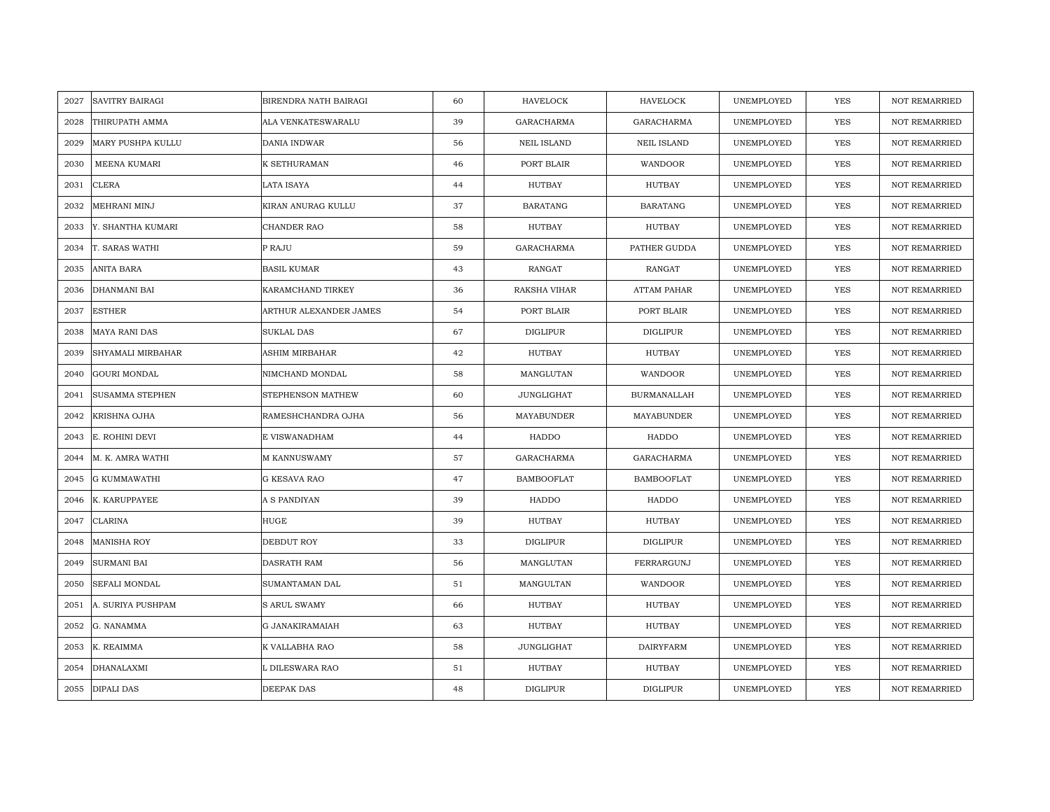| 2027 | SAVITRY BAIRAGI | BIRENDRA NATH BAIRAGI | 60 | HAVELOCK | HAVELOCK | UNEMPLOYED | YES | NOT REMARRIED |
|---|---|---|---|---|---|---|---|---|
| 2028 | THIRUPATH AMMA | ALA VENKATESWARALU | 39 | GARACHARMA | GARACHARMA | UNEMPLOYED | YES | NOT REMARRIED |
| 2029 | MARY PUSHPA KULLU | DANIA INDWAR | 56 | NEIL ISLAND | NEIL ISLAND | UNEMPLOYED | YES | NOT REMARRIED |
| 2030 | MEENA KUMARI | K SETHURAMAN | 46 | PORT BLAIR | WANDOOR | UNEMPLOYED | YES | NOT REMARRIED |
| 2031 | CLERA | LATA ISAYA | 44 | HUTBAY | HUTBAY | UNEMPLOYED | YES | NOT REMARRIED |
| 2032 | MEHRANI MINJ | KIRAN ANURAG KULLU | 37 | BARATANG | BARATANG | UNEMPLOYED | YES | NOT REMARRIED |
| 2033 | Y. SHANTHA KUMARI | CHANDER RAO | 58 | HUTBAY | HUTBAY | UNEMPLOYED | YES | NOT REMARRIED |
| 2034 | T. SARAS WATHI | P RAJU | 59 | GARACHARMA | PATHER GUDDA | UNEMPLOYED | YES | NOT REMARRIED |
| 2035 | ANITA BARA | BASIL KUMAR | 43 | RANGAT | RANGAT | UNEMPLOYED | YES | NOT REMARRIED |
| 2036 | DHANMANI BAI | KARAMCHAND TIRKEY | 36 | RAKSHA VIHAR | ATTAM PAHAR | UNEMPLOYED | YES | NOT REMARRIED |
| 2037 | ESTHER | ARTHUR ALEXANDER JAMES | 54 | PORT BLAIR | PORT BLAIR | UNEMPLOYED | YES | NOT REMARRIED |
| 2038 | MAYA RANI DAS | SUKLAL DAS | 67 | DIGLIPUR | DIGLIPUR | UNEMPLOYED | YES | NOT REMARRIED |
| 2039 | SHYAMALI MIRBAHAR | ASHIM MIRBAHAR | 42 | HUTBAY | HUTBAY | UNEMPLOYED | YES | NOT REMARRIED |
| 2040 | GOURI MONDAL | NIMCHAND MONDAL | 58 | MANGLUTAN | WANDOOR | UNEMPLOYED | YES | NOT REMARRIED |
| 2041 | SUSAMMA STEPHEN | STEPHENSON MATHEW | 60 | JUNGLIGHAT | BURMANALLAH | UNEMPLOYED | YES | NOT REMARRIED |
| 2042 | KRISHNA OJHA | RAMESHCHANDRA OJHA | 56 | MAYABUNDER | MAYABUNDER | UNEMPLOYED | YES | NOT REMARRIED |
| 2043 | E. ROHINI DEVI | E VISWANADHAM | 44 | HADDO | HADDO | UNEMPLOYED | YES | NOT REMARRIED |
| 2044 | M. K. AMRA WATHI | M KANNUSWAMY | 57 | GARACHARMA | GARACHARMA | UNEMPLOYED | YES | NOT REMARRIED |
| 2045 | G KUMMAWATHI | G KESAVA RAO | 47 | BAMBOOFLAT | BAMBOOFLAT | UNEMPLOYED | YES | NOT REMARRIED |
| 2046 | K. KARUPPAYEE | A S PANDIYAN | 39 | HADDO | HADDO | UNEMPLOYED | YES | NOT REMARRIED |
| 2047 | CLARINA | HUGE | 39 | HUTBAY | HUTBAY | UNEMPLOYED | YES | NOT REMARRIED |
| 2048 | MANISHA ROY | DEBDUT ROY | 33 | DIGLIPUR | DIGLIPUR | UNEMPLOYED | YES | NOT REMARRIED |
| 2049 | SURMANI BAI | DASRATH RAM | 56 | MANGLUTAN | FERRARGUNJ | UNEMPLOYED | YES | NOT REMARRIED |
| 2050 | SEFALI MONDAL | SUMANTAMAN DAL | 51 | MANGULTAN | WANDOOR | UNEMPLOYED | YES | NOT REMARRIED |
| 2051 | A. SURIYA PUSHPAM | S ARUL SWAMY | 66 | HUTBAY | HUTBAY | UNEMPLOYED | YES | NOT REMARRIED |
| 2052 | G. NANAMMA | G JANAKIRAMAIAH | 63 | HUTBAY | HUTBAY | UNEMPLOYED | YES | NOT REMARRIED |
| 2053 | K. REAIMMA | K VALLABHA RAO | 58 | JUNGLIGHAT | DAIRYFARM | UNEMPLOYED | YES | NOT REMARRIED |
| 2054 | DHANALAXMI | L DILESWARA RAO | 51 | HUTBAY | HUTBAY | UNEMPLOYED | YES | NOT REMARRIED |
| 2055 | DIPALI DAS | DEEPAK DAS | 48 | DIGLIPUR | DIGLIPUR | UNEMPLOYED | YES | NOT REMARRIED |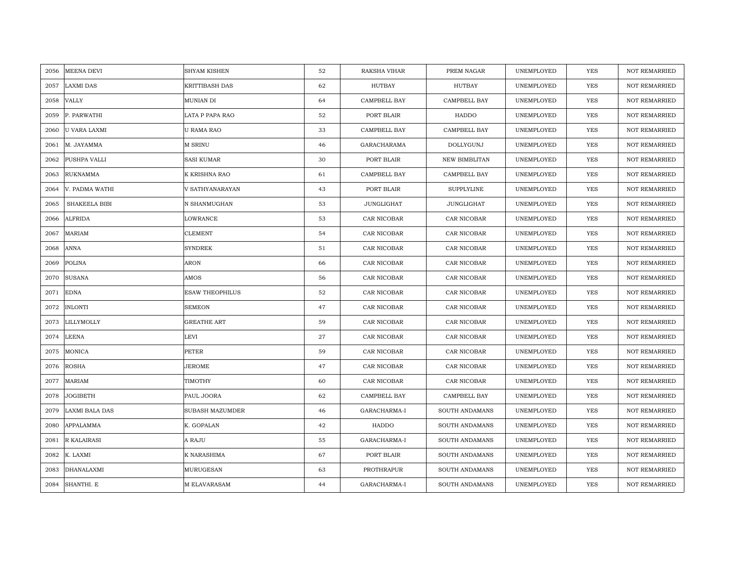| 2056 | MEENA DEVI | SHYAM KISHEN | 52 | RAKSHA VIHAR | PREM NAGAR | UNEMPLOYED | YES | NOT REMARRIED |
|---|---|---|---|---|---|---|---|---|
| 2057 | LAXMI DAS | KRITTIBASH DAS | 62 | HUTBAY | HUTBAY | UNEMPLOYED | YES | NOT REMARRIED |
| 2058 | VALLY | MUNIAN DI | 64 | CAMPBELL BAY | CAMPBELL BAY | UNEMPLOYED | YES | NOT REMARRIED |
| 2059 | P. PARWATHI | LATA P PAPA RAO | 52 | PORT BLAIR | HADDO | UNEMPLOYED | YES | NOT REMARRIED |
| 2060 | U VARA LAXMI | U RAMA RAO | 33 | CAMPBELL BAY | CAMPBELL BAY | UNEMPLOYED | YES | NOT REMARRIED |
| 2061 | M. JAYAMMA | M SRINU | 46 | GARACHARAMA | DOLLYGUNJ | UNEMPLOYED | YES | NOT REMARRIED |
| 2062 | PUSHPA VALLI | SASI KUMAR | 30 | PORT BLAIR | NEW BIMBLITAN | UNEMPLOYED | YES | NOT REMARRIED |
| 2063 | RUKNAMMA | K KRISHNA RAO | 61 | CAMPBELL BAY | CAMPBELL BAY | UNEMPLOYED | YES | NOT REMARRIED |
| 2064 | V. PADMA WATHI | V SATHYANARAYAN | 43 | PORT BLAIR | SUPPLYLINE | UNEMPLOYED | YES | NOT REMARRIED |
| 2065 | SHAKEELA BIBI | N SHANMUGHAN | 53 | JUNGLIGHAT | JUNGLIGHAT | UNEMPLOYED | YES | NOT REMARRIED |
| 2066 | ALFRIDA | LOWRANCE | 53 | CAR NICOBAR | CAR NICOBAR | UNEMPLOYED | YES | NOT REMARRIED |
| 2067 | MARIAM | CLEMENT | 54 | CAR NICOBAR | CAR NICOBAR | UNEMPLOYED | YES | NOT REMARRIED |
| 2068 | ANNA | SYNDREK | 51 | CAR NICOBAR | CAR NICOBAR | UNEMPLOYED | YES | NOT REMARRIED |
| 2069 | POLINA | ARON | 66 | CAR NICOBAR | CAR NICOBAR | UNEMPLOYED | YES | NOT REMARRIED |
| 2070 | SUSANA | AMOS | 56 | CAR NICOBAR | CAR NICOBAR | UNEMPLOYED | YES | NOT REMARRIED |
| 2071 | EDNA | ESAW THEOPHILUS | 52 | CAR NICOBAR | CAR NICOBAR | UNEMPLOYED | YES | NOT REMARRIED |
| 2072 | INLONTI | SEMEON | 47 | CAR NICOBAR | CAR NICOBAR | UNEMPLOYED | YES | NOT REMARRIED |
| 2073 | LILLYMOLLY | GREATHE ART | 59 | CAR NICOBAR | CAR NICOBAR | UNEMPLOYED | YES | NOT REMARRIED |
| 2074 | LEENA | LEVI | 27 | CAR NICOBAR | CAR NICOBAR | UNEMPLOYED | YES | NOT REMARRIED |
| 2075 | MONICA | PETER | 59 | CAR NICOBAR | CAR NICOBAR | UNEMPLOYED | YES | NOT REMARRIED |
| 2076 | ROSHA | JEROME | 47 | CAR NICOBAR | CAR NICOBAR | UNEMPLOYED | YES | NOT REMARRIED |
| 2077 | MARIAM | TIMOTHY | 60 | CAR NICOBAR | CAR NICOBAR | UNEMPLOYED | YES | NOT REMARRIED |
| 2078 | JOGIBETH | PAUL JOORA | 62 | CAMPBELL BAY | CAMPBELL BAY | UNEMPLOYED | YES | NOT REMARRIED |
| 2079 | LAXMI BALA DAS | SUBASH MAZUMDER | 46 | GARACHARMA-I | SOUTH ANDAMANS | UNEMPLOYED | YES | NOT REMARRIED |
| 2080 | APPALAMMA | K. GOPALAN | 42 | HADDO | SOUTH ANDAMANS | UNEMPLOYED | YES | NOT REMARRIED |
| 2081 | R KALAIRASI | A RAJU | 55 | GARACHARMA-I | SOUTH ANDAMANS | UNEMPLOYED | YES | NOT REMARRIED |
| 2082 | K. LAXMI | K NARASHIMA | 67 | PORT BLAIR | SOUTH ANDAMANS | UNEMPLOYED | YES | NOT REMARRIED |
| 2083 | DHANALAXMI | MURUGESAN | 63 | PROTHRAPUR | SOUTH ANDAMANS | UNEMPLOYED | YES | NOT REMARRIED |
| 2084 | SHANTHI. E | M ELAVARASAM | 44 | GARACHARMA-I | SOUTH ANDAMANS | UNEMPLOYED | YES | NOT REMARRIED |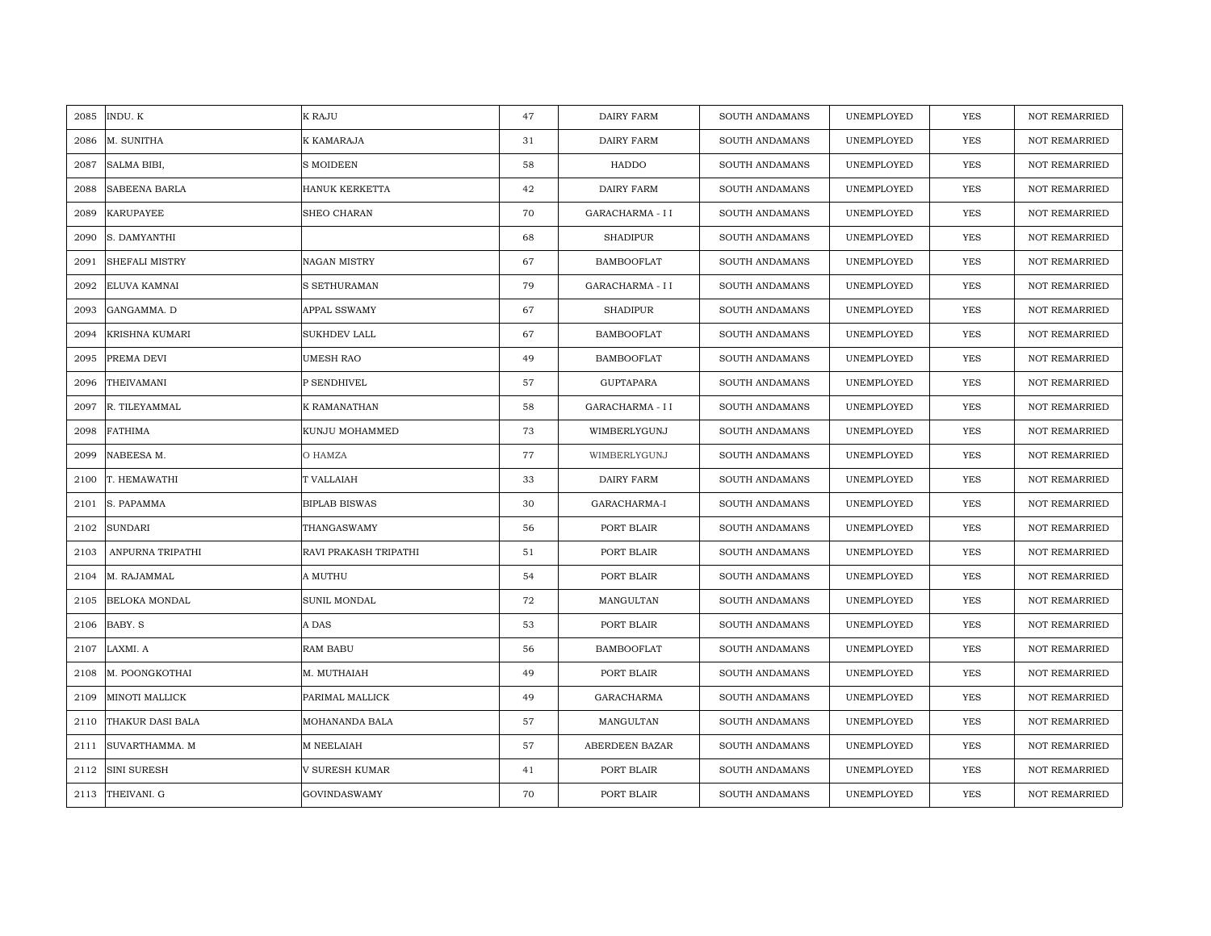| 2085 | INDU. K | K RAJU | 47 | DAIRY FARM | SOUTH ANDAMANS | UNEMPLOYED | YES | NOT REMARRIED |
|---|---|---|---|---|---|---|---|---|
| 2086 | M. SUNITHA | K KAMARAJA | 31 | DAIRY FARM | SOUTH ANDAMANS | UNEMPLOYED | YES | NOT REMARRIED |
| 2087 | SALMA BIBI, | S MOIDEEN | 58 | HADDO | SOUTH ANDAMANS | UNEMPLOYED | YES | NOT REMARRIED |
| 2088 | SABEENA BARLA | HANUK KERKETTA | 42 | DAIRY FARM | SOUTH ANDAMANS | UNEMPLOYED | YES | NOT REMARRIED |
| 2089 | KARUPAYEE | SHEO CHARAN | 70 | GARACHARMA - I I | SOUTH ANDAMANS | UNEMPLOYED | YES | NOT REMARRIED |
| 2090 | S. DAMYANTHI | | 68 | SHADIPUR | SOUTH ANDAMANS | UNEMPLOYED | YES | NOT REMARRIED |
| 2091 | SHEFALI MISTRY | NAGAN MISTRY | 67 | BAMBOOFLAT | SOUTH ANDAMANS | UNEMPLOYED | YES | NOT REMARRIED |
| 2092 | ELUVA KAMNAI | S SETHURAMAN | 79 | GARACHARMA - I I | SOUTH ANDAMANS | UNEMPLOYED | YES | NOT REMARRIED |
| 2093 | GANGAMMA. D | APPAL SSWAMY | 67 | SHADIPUR | SOUTH ANDAMANS | UNEMPLOYED | YES | NOT REMARRIED |
| 2094 | KRISHNA KUMARI | SUKHDEV LALL | 67 | BAMBOOFLAT | SOUTH ANDAMANS | UNEMPLOYED | YES | NOT REMARRIED |
| 2095 | PREMA DEVI | UMESH RAO | 49 | BAMBOOFLAT | SOUTH ANDAMANS | UNEMPLOYED | YES | NOT REMARRIED |
| 2096 | THEIVAMANI | P SENDHIVEL | 57 | GUPTAPARA | SOUTH ANDAMANS | UNEMPLOYED | YES | NOT REMARRIED |
| 2097 | R. TILEYAMMAL | K RAMANATHAN | 58 | GARACHARMA - I I | SOUTH ANDAMANS | UNEMPLOYED | YES | NOT REMARRIED |
| 2098 | FATHIMA | KUNJU MOHAMMED | 73 | WIMBERLYGUNJ | SOUTH ANDAMANS | UNEMPLOYED | YES | NOT REMARRIED |
| 2099 | NABEESA M. | O HAMZA | 77 | WIMBERLYGUNJ | SOUTH ANDAMANS | UNEMPLOYED | YES | NOT REMARRIED |
| 2100 | T. HEMAWATHI | T VALLAIAH | 33 | DAIRY FARM | SOUTH ANDAMANS | UNEMPLOYED | YES | NOT REMARRIED |
| 2101 | S. PAPAMMA | BIPLAB BISWAS | 30 | GARACHARMA-I | SOUTH ANDAMANS | UNEMPLOYED | YES | NOT REMARRIED |
| 2102 | SUNDARI | THANGASWAMY | 56 | PORT BLAIR | SOUTH ANDAMANS | UNEMPLOYED | YES | NOT REMARRIED |
| 2103 | ANPURNA TRIPATHI | RAVI PRAKASH TRIPATHI | 51 | PORT BLAIR | SOUTH ANDAMANS | UNEMPLOYED | YES | NOT REMARRIED |
| 2104 | M. RAJAMMAL | A MUTHU | 54 | PORT BLAIR | SOUTH ANDAMANS | UNEMPLOYED | YES | NOT REMARRIED |
| 2105 | BELOKA MONDAL | SUNIL MONDAL | 72 | MANGULTAN | SOUTH ANDAMANS | UNEMPLOYED | YES | NOT REMARRIED |
| 2106 | BABY. S | A DAS | 53 | PORT BLAIR | SOUTH ANDAMANS | UNEMPLOYED | YES | NOT REMARRIED |
| 2107 | LAXMI. A | RAM BABU | 56 | BAMBOOFLAT | SOUTH ANDAMANS | UNEMPLOYED | YES | NOT REMARRIED |
| 2108 | M. POONGKOTHAI | M. MUTHAIAH | 49 | PORT BLAIR | SOUTH ANDAMANS | UNEMPLOYED | YES | NOT REMARRIED |
| 2109 | MINOTI MALLICK | PARIMAL MALLICK | 49 | GARACHARMA | SOUTH ANDAMANS | UNEMPLOYED | YES | NOT REMARRIED |
| 2110 | THAKUR DASI BALA | MOHANANDA BALA | 57 | MANGULTAN | SOUTH ANDAMANS | UNEMPLOYED | YES | NOT REMARRIED |
| 2111 | SUVARTHAMMA. M | M NEELAIAH | 57 | ABERDEEN BAZAR | SOUTH ANDAMANS | UNEMPLOYED | YES | NOT REMARRIED |
| 2112 | SINI SURESH | V SURESH KUMAR | 41 | PORT BLAIR | SOUTH ANDAMANS | UNEMPLOYED | YES | NOT REMARRIED |
| 2113 | THEIVANI. G | GOVINDASWAMY | 70 | PORT BLAIR | SOUTH ANDAMANS | UNEMPLOYED | YES | NOT REMARRIED |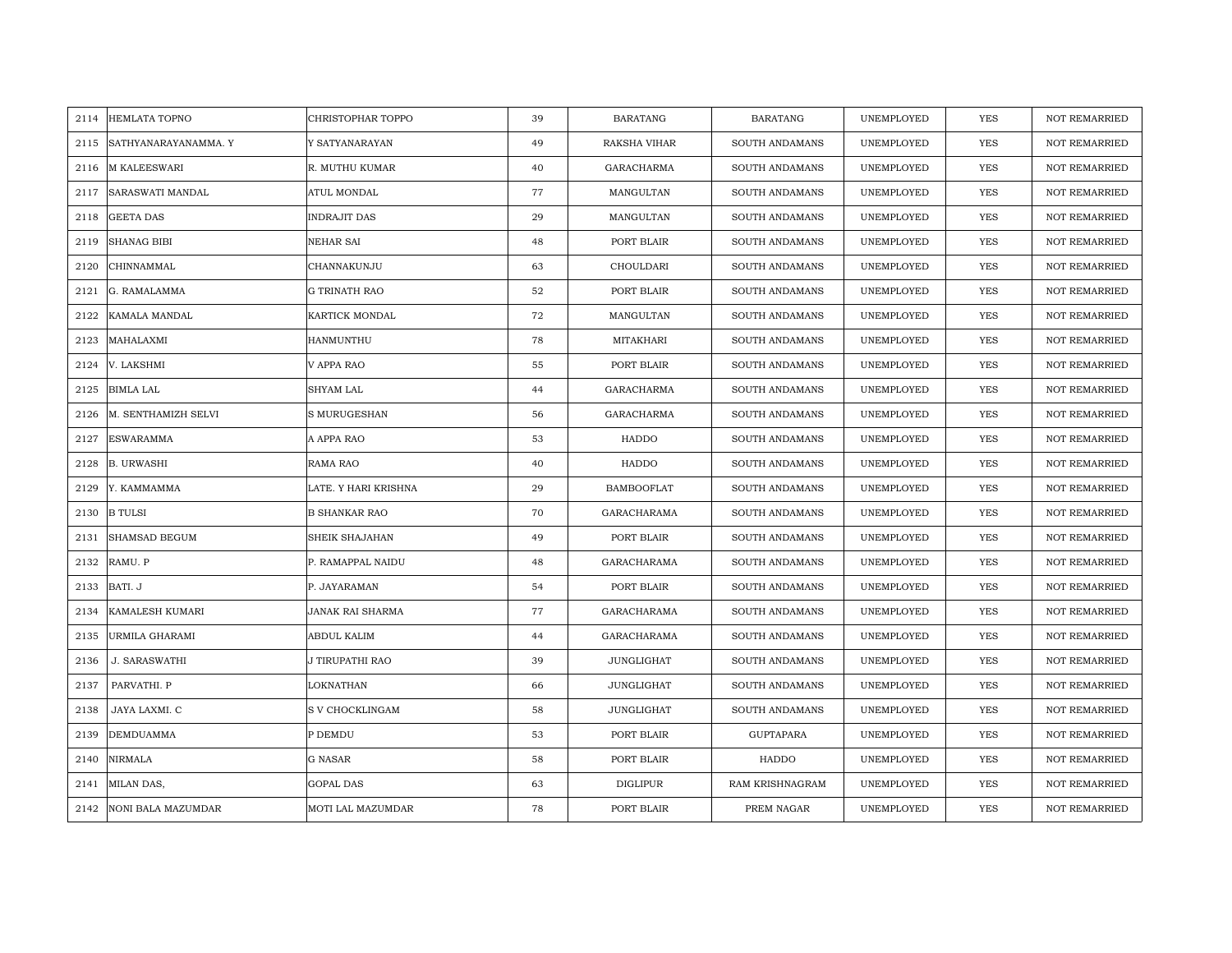| 2114 | HEMLATA TOPNO | CHRISTOPHAR TOPPO | 39 | BARATANG | BARATANG | UNEMPLOYED | YES | NOT REMARRIED |
|---|---|---|---|---|---|---|---|---|
| 2115 | SATHYANARAYANAMMA. Y | Y SATYANARAYAN | 49 | RAKSHA VIHAR | SOUTH ANDAMANS | UNEMPLOYED | YES | NOT REMARRIED |
| 2116 | M KALEESWARI | R. MUTHU KUMAR | 40 | GARACHARMA | SOUTH ANDAMANS | UNEMPLOYED | YES | NOT REMARRIED |
| 2117 | SARASWATI MANDAL | ATUL MONDAL | 77 | MANGULTAN | SOUTH ANDAMANS | UNEMPLOYED | YES | NOT REMARRIED |
| 2118 | GEETA DAS | INDRAJIT DAS | 29 | MANGULTAN | SOUTH ANDAMANS | UNEMPLOYED | YES | NOT REMARRIED |
| 2119 | SHANAG BIBI | NEHAR SAI | 48 | PORT BLAIR | SOUTH ANDAMANS | UNEMPLOYED | YES | NOT REMARRIED |
| 2120 | CHINNAMMAL | CHANNAKUNJU | 63 | CHOULDARI | SOUTH ANDAMANS | UNEMPLOYED | YES | NOT REMARRIED |
| 2121 | G. RAMALAMMA | G TRINATH RAO | 52 | PORT BLAIR | SOUTH ANDAMANS | UNEMPLOYED | YES | NOT REMARRIED |
| 2122 | KAMALA MANDAL | KARTICK MONDAL | 72 | MANGULTAN | SOUTH ANDAMANS | UNEMPLOYED | YES | NOT REMARRIED |
| 2123 | MAHALAXMI | HANMUNTHU | 78 | MITAKHARI | SOUTH ANDAMANS | UNEMPLOYED | YES | NOT REMARRIED |
| 2124 | V. LAKSHMI | V APPA RAO | 55 | PORT BLAIR | SOUTH ANDAMANS | UNEMPLOYED | YES | NOT REMARRIED |
| 2125 | BIMLA LAL | SHYAM LAL | 44 | GARACHARMA | SOUTH ANDAMANS | UNEMPLOYED | YES | NOT REMARRIED |
| 2126 | M. SENTHAMIZH SELVI | S MURUGESHAN | 56 | GARACHARMA | SOUTH ANDAMANS | UNEMPLOYED | YES | NOT REMARRIED |
| 2127 | ESWARAMMA | A APPA RAO | 53 | HADDO | SOUTH ANDAMANS | UNEMPLOYED | YES | NOT REMARRIED |
| 2128 | B. URWASHI | RAMA RAO | 40 | HADDO | SOUTH ANDAMANS | UNEMPLOYED | YES | NOT REMARRIED |
| 2129 | Y. KAMMAMMA | LATE. Y HARI KRISHNA | 29 | BAMBOOFLAT | SOUTH ANDAMANS | UNEMPLOYED | YES | NOT REMARRIED |
| 2130 | B TULSI | B SHANKAR RAO | 70 | GARACHARAMA | SOUTH ANDAMANS | UNEMPLOYED | YES | NOT REMARRIED |
| 2131 | SHAMSAD BEGUM | SHEIK SHAJAHAN | 49 | PORT BLAIR | SOUTH ANDAMANS | UNEMPLOYED | YES | NOT REMARRIED |
| 2132 | RAMU. P | P. RAMAPPAL NAIDU | 48 | GARACHARAMA | SOUTH ANDAMANS | UNEMPLOYED | YES | NOT REMARRIED |
| 2133 | BATI. J | P. JAYARAMAN | 54 | PORT BLAIR | SOUTH ANDAMANS | UNEMPLOYED | YES | NOT REMARRIED |
| 2134 | KAMALESH KUMARI | JANAK RAI SHARMA | 77 | GARACHARAMA | SOUTH ANDAMANS | UNEMPLOYED | YES | NOT REMARRIED |
| 2135 | URMILA GHARAMI | ABDUL KALIM | 44 | GARACHARAMA | SOUTH ANDAMANS | UNEMPLOYED | YES | NOT REMARRIED |
| 2136 | J. SARASWATHI | J TIRUPATHI RAO | 39 | JUNGLIGHAT | SOUTH ANDAMANS | UNEMPLOYED | YES | NOT REMARRIED |
| 2137 | PARVATHI. P | LOKNATHAN | 66 | JUNGLIGHAT | SOUTH ANDAMANS | UNEMPLOYED | YES | NOT REMARRIED |
| 2138 | JAYA LAXMI. C | S V CHOCKLINGAM | 58 | JUNGLIGHAT | SOUTH ANDAMANS | UNEMPLOYED | YES | NOT REMARRIED |
| 2139 | DEMDUAMMA | P DEMDU | 53 | PORT BLAIR | GUPTAPARA | UNEMPLOYED | YES | NOT REMARRIED |
| 2140 | NIRMALA | G NASAR | 58 | PORT BLAIR | HADDO | UNEMPLOYED | YES | NOT REMARRIED |
| 2141 | MILAN DAS, | GOPAL DAS | 63 | DIGLIPUR | RAM KRISHNAGRAM | UNEMPLOYED | YES | NOT REMARRIED |
| 2142 | NONI BALA MAZUMDAR | MOTI LAL MAZUMDAR | 78 | PORT BLAIR | PREM NAGAR | UNEMPLOYED | YES | NOT REMARRIED |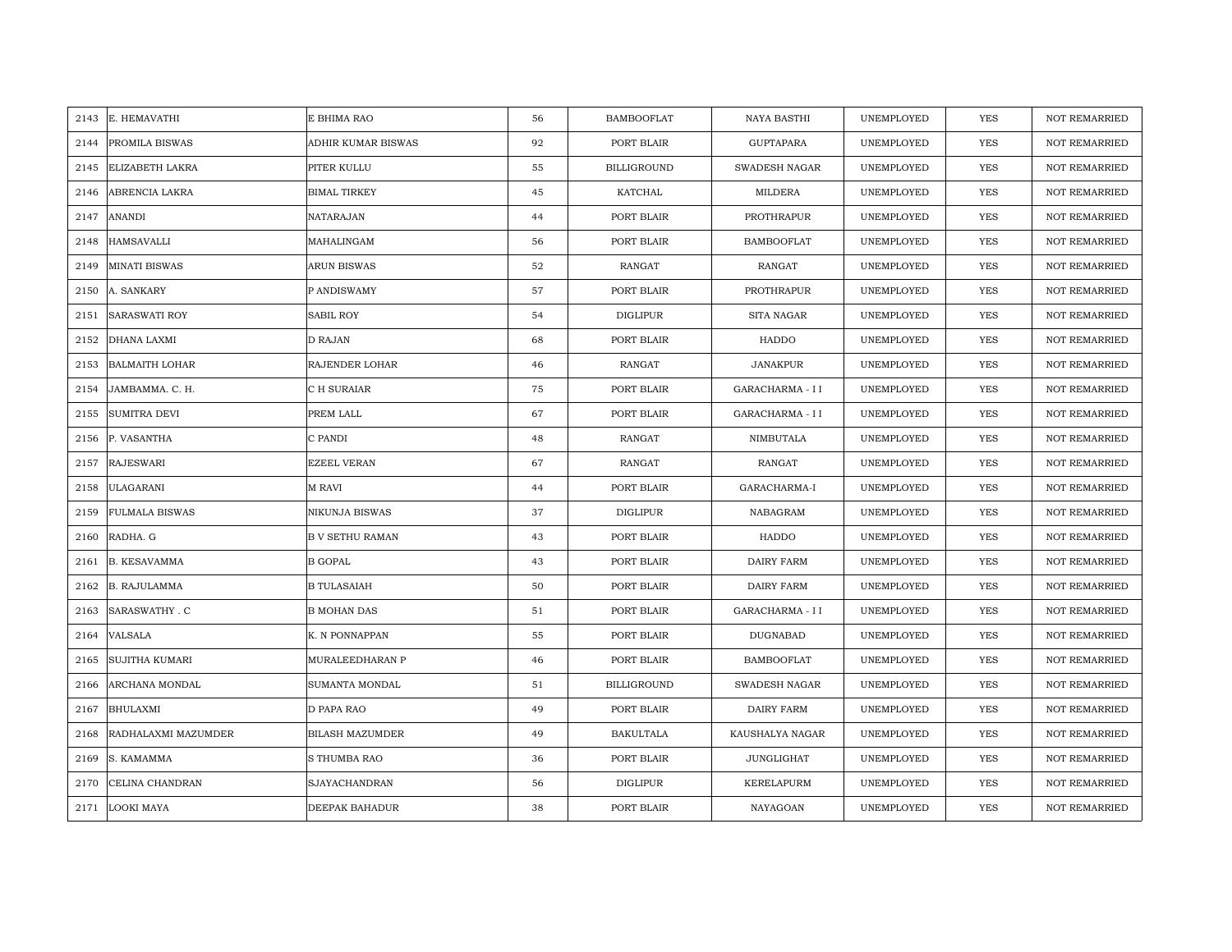| 2143 | E. HEMAVATHI | E BHIMA RAO | 56 | BAMBOOFLAT | NAYA BASTHI | UNEMPLOYED | YES | NOT REMARRIED |
|---|---|---|---|---|---|---|---|---|
| 2144 | PROMILA BISWAS | ADHIR KUMAR BISWAS | 92 | PORT BLAIR | GUPTAPARA | UNEMPLOYED | YES | NOT REMARRIED |
| 2145 | ELIZABETH LAKRA | PITER KULLU | 55 | BILLIGROUND | SWADESH NAGAR | UNEMPLOYED | YES | NOT REMARRIED |
| 2146 | ABRENCIA LAKRA | BIMAL TIRKEY | 45 | KATCHAL | MILDERA | UNEMPLOYED | YES | NOT REMARRIED |
| 2147 | ANANDI | NATARAJAN | 44 | PORT BLAIR | PROTHRAPUR | UNEMPLOYED | YES | NOT REMARRIED |
| 2148 | HAMSAVALLI | MAHALINGAM | 56 | PORT BLAIR | BAMBOOFLAT | UNEMPLOYED | YES | NOT REMARRIED |
| 2149 | MINATI BISWAS | ARUN BISWAS | 52 | RANGAT | RANGAT | UNEMPLOYED | YES | NOT REMARRIED |
| 2150 | A. SANKARY | P ANDISWAMY | 57 | PORT BLAIR | PROTHRAPUR | UNEMPLOYED | YES | NOT REMARRIED |
| 2151 | SARASWATI ROY | SABIL ROY | 54 | DIGLIPUR | SITA NAGAR | UNEMPLOYED | YES | NOT REMARRIED |
| 2152 | DHANA LAXMI | D RAJAN | 68 | PORT BLAIR | HADDO | UNEMPLOYED | YES | NOT REMARRIED |
| 2153 | BALMAITH LOHAR | RAJENDER LOHAR | 46 | RANGAT | JANAKPUR | UNEMPLOYED | YES | NOT REMARRIED |
| 2154 | JAMBAMMA. C. H. | C H SURAIAR | 75 | PORT BLAIR | GARACHARMA - I I | UNEMPLOYED | YES | NOT REMARRIED |
| 2155 | SUMITRA DEVI | PREM LALL | 67 | PORT BLAIR | GARACHARMA - I I | UNEMPLOYED | YES | NOT REMARRIED |
| 2156 | P. VASANTHA | C PANDI | 48 | RANGAT | NIMBUTALA | UNEMPLOYED | YES | NOT REMARRIED |
| 2157 | RAJESWARI | EZEEL VERAN | 67 | RANGAT | RANGAT | UNEMPLOYED | YES | NOT REMARRIED |
| 2158 | ULAGARANI | M RAVI | 44 | PORT BLAIR | GARACHARMA-I | UNEMPLOYED | YES | NOT REMARRIED |
| 2159 | FULMALA BISWAS | NIKUNJA BISWAS | 37 | DIGLIPUR | NABAGRAM | UNEMPLOYED | YES | NOT REMARRIED |
| 2160 | RADHA. G | B V SETHU RAMAN | 43 | PORT BLAIR | HADDO | UNEMPLOYED | YES | NOT REMARRIED |
| 2161 | B. KESAVAMMA | B GOPAL | 43 | PORT BLAIR | DAIRY FARM | UNEMPLOYED | YES | NOT REMARRIED |
| 2162 | B. RAJULAMMA | B TULASAIAH | 50 | PORT BLAIR | DAIRY FARM | UNEMPLOYED | YES | NOT REMARRIED |
| 2163 | SARASWATHY . C | B MOHAN DAS | 51 | PORT BLAIR | GARACHARMA - I I | UNEMPLOYED | YES | NOT REMARRIED |
| 2164 | VALSALA | K. N PONNAPPAN | 55 | PORT BLAIR | DUGNABAD | UNEMPLOYED | YES | NOT REMARRIED |
| 2165 | SUJITHA KUMARI | MURALEEDHARAN P | 46 | PORT BLAIR | BAMBOOFLAT | UNEMPLOYED | YES | NOT REMARRIED |
| 2166 | ARCHANA MONDAL | SUMANTA MONDAL | 51 | BILLIGROUND | SWADESH NAGAR | UNEMPLOYED | YES | NOT REMARRIED |
| 2167 | BHULAXMI | D PAPA RAO | 49 | PORT BLAIR | DAIRY FARM | UNEMPLOYED | YES | NOT REMARRIED |
| 2168 | RADHALAXMI MAZUMDER | BILASH MAZUMDER | 49 | BAKULTALA | KAUSHALYA NAGAR | UNEMPLOYED | YES | NOT REMARRIED |
| 2169 | S. KAMAMMA | S THUMBA RAO | 36 | PORT BLAIR | JUNGLIGHAT | UNEMPLOYED | YES | NOT REMARRIED |
| 2170 | CELINA CHANDRAN | SJAYACHANDRAN | 56 | DIGLIPUR | KERELAPURM | UNEMPLOYED | YES | NOT REMARRIED |
| 2171 | LOOKI MAYA | DEEPAK BAHADUR | 38 | PORT BLAIR | NAYAGOAN | UNEMPLOYED | YES | NOT REMARRIED |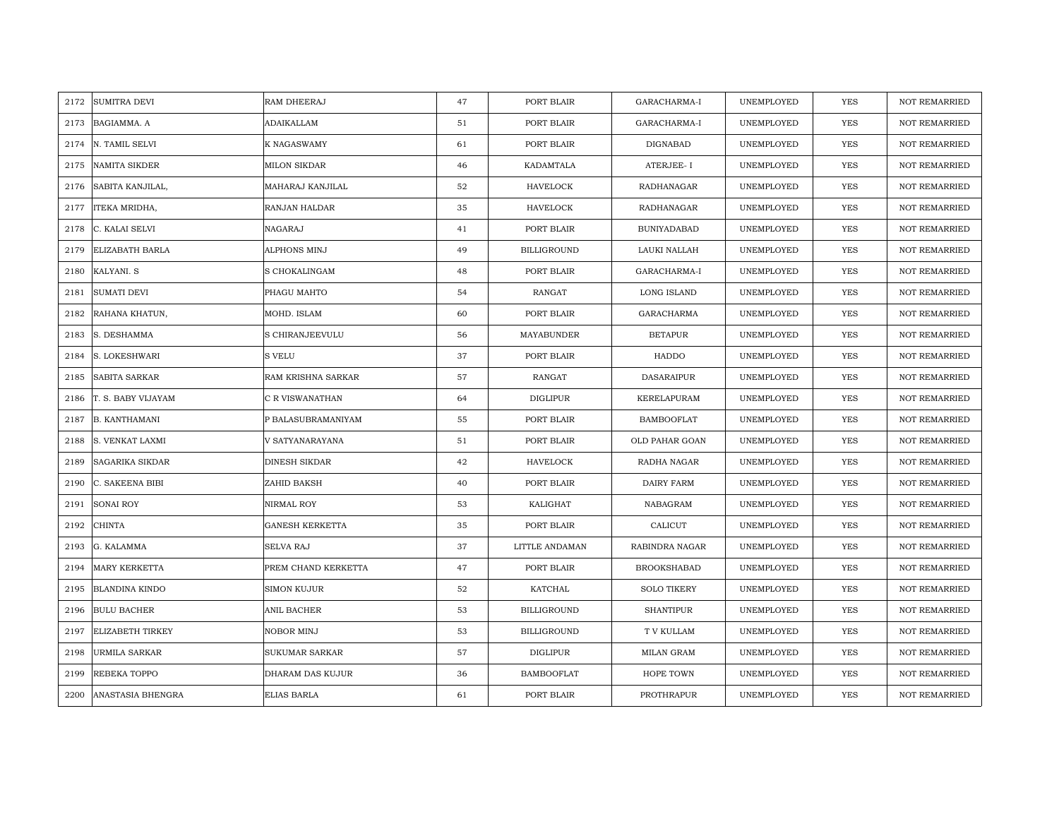| 2172 | SUMITRA DEVI | RAM DHEERAJ | 47 | PORT BLAIR | GARACHARMA-I | UNEMPLOYED | YES | NOT REMARRIED |
|---|---|---|---|---|---|---|---|---|
| 2173 | BAGIAMMA. A | ADAIKALLAM | 51 | PORT BLAIR | GARACHARMA-I | UNEMPLOYED | YES | NOT REMARRIED |
| 2174 | N. TAMIL SELVI | K NAGASWAMY | 61 | PORT BLAIR | DIGNABAD | UNEMPLOYED | YES | NOT REMARRIED |
| 2175 | NAMITA SIKDER | MILON SIKDAR | 46 | KADAMTALA | ATERJEE- I | UNEMPLOYED | YES | NOT REMARRIED |
| 2176 | SABITA KANJILAL, | MAHARAJ KANJILAL | 52 | HAVELOCK | RADHANAGAR | UNEMPLOYED | YES | NOT REMARRIED |
| 2177 | ITEKA MRIDHA, | RANJAN HALDAR | 35 | HAVELOCK | RADHANAGAR | UNEMPLOYED | YES | NOT REMARRIED |
| 2178 | C. KALAI SELVI | NAGARAJ | 41 | PORT BLAIR | BUNIYADABAD | UNEMPLOYED | YES | NOT REMARRIED |
| 2179 | ELIZABATH BARLA | ALPHONS MINJ | 49 | BILLIGROUND | LAUKI NALLAH | UNEMPLOYED | YES | NOT REMARRIED |
| 2180 | KALYANI. S | S CHOKALINGAM | 48 | PORT BLAIR | GARACHARMA-I | UNEMPLOYED | YES | NOT REMARRIED |
| 2181 | SUMATI DEVI | PHAGU MAHTO | 54 | RANGAT | LONG ISLAND | UNEMPLOYED | YES | NOT REMARRIED |
| 2182 | RAHANA KHATUN, | MOHD. ISLAM | 60 | PORT BLAIR | GARACHARMA | UNEMPLOYED | YES | NOT REMARRIED |
| 2183 | S. DESHAMMA | S CHIRANJEEVULU | 56 | MAYABUNDER | BETAPUR | UNEMPLOYED | YES | NOT REMARRIED |
| 2184 | S. LOKESHWARI | S VELU | 37 | PORT BLAIR | HADDO | UNEMPLOYED | YES | NOT REMARRIED |
| 2185 | SABITA SARKAR | RAM KRISHNA SARKAR | 57 | RANGAT | DASARAIPUR | UNEMPLOYED | YES | NOT REMARRIED |
| 2186 | T. S. BABY VIJAYAM | C R VISWANATHAN | 64 | DIGLIPUR | KERELAPURAM | UNEMPLOYED | YES | NOT REMARRIED |
| 2187 | B. KANTHAMANI | P BALASUBRAMANIYAM | 55 | PORT BLAIR | BAMBOOFLAT | UNEMPLOYED | YES | NOT REMARRIED |
| 2188 | S. VENKAT LAXMI | V SATYANARAYANA | 51 | PORT BLAIR | OLD PAHAR GOAN | UNEMPLOYED | YES | NOT REMARRIED |
| 2189 | SAGARIKA SIKDAR | DINESH SIKDAR | 42 | HAVELOCK | RADHA NAGAR | UNEMPLOYED | YES | NOT REMARRIED |
| 2190 | C. SAKEENA BIBI | ZAHID BAKSH | 40 | PORT BLAIR | DAIRY FARM | UNEMPLOYED | YES | NOT REMARRIED |
| 2191 | SONAI ROY | NIRMAL ROY | 53 | KALIGHAT | NABAGRAM | UNEMPLOYED | YES | NOT REMARRIED |
| 2192 | CHINTA | GANESH KERKETTA | 35 | PORT BLAIR | CALICUT | UNEMPLOYED | YES | NOT REMARRIED |
| 2193 | G. KALAMMA | SELVA RAJ | 37 | LITTLE ANDAMAN | RABINDRA NAGAR | UNEMPLOYED | YES | NOT REMARRIED |
| 2194 | MARY KERKETTA | PREM CHAND KERKETTA | 47 | PORT BLAIR | BROOKSHABAD | UNEMPLOYED | YES | NOT REMARRIED |
| 2195 | BLANDINA KINDO | SIMON KUJUR | 52 | KATCHAL | SOLO TIKERY | UNEMPLOYED | YES | NOT REMARRIED |
| 2196 | BULU BACHER | ANIL BACHER | 53 | BILLIGROUND | SHANTIPUR | UNEMPLOYED | YES | NOT REMARRIED |
| 2197 | ELIZABETH TIRKEY | NOBOR MINJ | 53 | BILLIGROUND | T V KULLAM | UNEMPLOYED | YES | NOT REMARRIED |
| 2198 | URMILA SARKAR | SUKUMAR SARKAR | 57 | DIGLIPUR | MILAN GRAM | UNEMPLOYED | YES | NOT REMARRIED |
| 2199 | REBEKA TOPPO | DHARAM DAS KUJUR | 36 | BAMBOOFLAT | HOPE TOWN | UNEMPLOYED | YES | NOT REMARRIED |
| 2200 | ANASTASIA BHENGRA | ELIAS BARLA | 61 | PORT BLAIR | PROTHRAPUR | UNEMPLOYED | YES | NOT REMARRIED |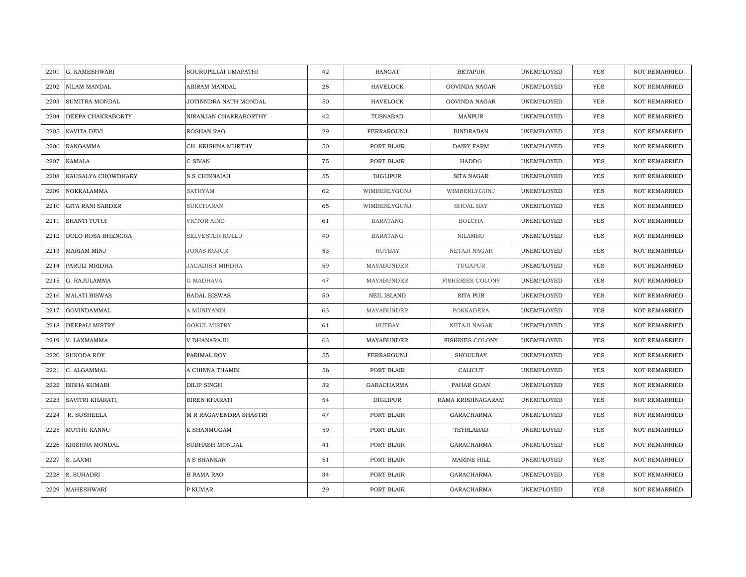| 2201 | G. KAMESHWARI | SOURUPILLAI UMAPATHI | 42 | RANGAT | BETAPUR | UNEMPLOYED | YES | NOT REMARRIED |
|---|---|---|---|---|---|---|---|---|
| 2202 | NILAM MANDAL | ABIRAM MANDAL | 28 | HAVELOCK | GOVINDA NAGAR | UNEMPLOYED | YES | NOT REMARRIED |
| 2203 | SUMITRA MONDAL | JOTINNDRA NATH MONDAL | 50 | HAVELOCK | GOVINDA NAGAR | UNEMPLOYED | YES | NOT REMARRIED |
| 2204 | DEEPA CHAKRABORTY | NIRANJAN CHAKRABORTHY | 42 | TUSNABAD | MANPUR | UNEMPLOYED | YES | NOT REMARRIED |
| 2205 | KAVITA DEVI | ROSHAN RAO | 29 | FERRARGUNJ | BINDRABAN | UNEMPLOYED | YES | NOT REMARRIED |
| 2206 | RANGAMMA | CH. KRISHNA MURTHY | 50 | PORT BLAIR | DAIRY FARM | UNEMPLOYED | YES | NOT REMARRIED |
| 2207 | KAMALA | C SIVAN | 75 | PORT BLAIR | HADDO | UNEMPLOYED | YES | NOT REMARRIED |
| 2208 | KAUSALYA CHOWDHARY | S S CHINNAIAH | 55 | DIGLIPUR | SITA NAGAR | UNEMPLOYED | YES | NOT REMARRIED |
| 2209 | NOKKALAMMA | SATHYAM | 62 | WIMBERLYGUNJ | WIMBERLYGUNJ | UNEMPLOYED | YES | NOT REMARRIED |
| 2210 | GITA RANI SARDER | SUKCHARAN | 65 | WIMBERLYGUNJ | SHOAL BAY | UNEMPLOYED | YES | NOT REMARRIED |
| 2211 | SHANTI TUTUI | VICTOR AIND | 61 | BARATANG | BOLCHA | UNEMPLOYED | YES | NOT REMARRIED |
| 2212 | DOLO ROSA BHENGRA | SELVESTER KULLU | 40 | BARATANG | NILAMBU | UNEMPLOYED | YES | NOT REMARRIED |
| 2213 | MARIAM MINJ | JONAS KUJUR | 53 | HUTBAY | NETAJI NAGAR | UNEMPLOYED | YES | NOT REMARRIED |
| 2214 | PARULI MRIDHA | JAGADISH MIRDHA | 59 | MAYABUNDER | TUGAPUR | UNEMPLOYED | YES | NOT REMARRIED |
| 2215 | G. RAJULAMMA | G MADHAVA | 47 | MAYABUNDER | FISHERIES COLONY | UNEMPLOYED | YES | NOT REMARRIED |
| 2216 | MALATI BISWAS | BADAL BISWAS | 50 | NEIL ISLAND | SITA PUR | UNEMPLOYED | YES | NOT REMARRIED |
| 2217 | GOVINDAMMAL | A MUNIYANDI | 63 | MAYABUNDER | POKKADERA | UNEMPLOYED | YES | NOT REMARRIED |
| 2218 | DEEPALI MISTRY | GOKUL MISTRY | 61 | HUTBAY | NETAJI NAGAR | UNEMPLOYED | YES | NOT REMARRIED |
| 2219 | V. LAXMAMMA | V DHANARAJU | 63 | MAYABUNDER | FISHRIES COLONY | UNEMPLOYED | YES | NOT REMARRIED |
| 2220 | SUKODA ROY | PARIMAL ROY | 55 | FERRARGUNJ | SHOULBAY | UNEMPLOYED | YES | NOT REMARRIED |
| 2221 | C. ALGAMMAL | A CHINNA THAMBI | 56 | PORT BLAIR | CALICUT | UNEMPLOYED | YES | NOT REMARRIED |
| 2222 | BIBHA KUMARI | DILIP SINGH | 32 | GARACHARMA | PAHAR GOAN | UNEMPLOYED | YES | NOT REMARRIED |
| 2223 | SAVITRI KHARATI, | BIREN KHARATI | 54 | DIGLIPUR | RAMA KRISHNAGARAM | UNEMPLOYED | YES | NOT REMARRIED |
| 2224 | R. SUSHEELA | M R RAGAVENDRA SHASTRI | 47 | PORT BLAIR | GARACHARMA | UNEMPLOYED | YES | NOT REMARRIED |
| 2225 | MUTHU KANNU | K SHANMUGAM | 59 | PORT BLAIR | TEYRLABAD | UNEMPLOYED | YES | NOT REMARRIED |
| 2226 | KRISHNA MONDAL | SUBHASH MONDAL | 41 | PORT BLAIR | GARACHARMA | UNEMPLOYED | YES | NOT REMARRIED |
| 2227 | S. LAXMI | A S SHANKAR | 51 | PORT BLAIR | MARINE HILL | UNEMPLOYED | YES | NOT REMARRIED |
| 2228 | S. SUHADRI | B RAMA RAO | 34 | PORT BLAIR | GARACHARMA | UNEMPLOYED | YES | NOT REMARRIED |
| 2229 | MAHESHWARI | P KUMAR | 29 | PORT BLAIR | GARACHARMA | UNEMPLOYED | YES | NOT REMARRIED |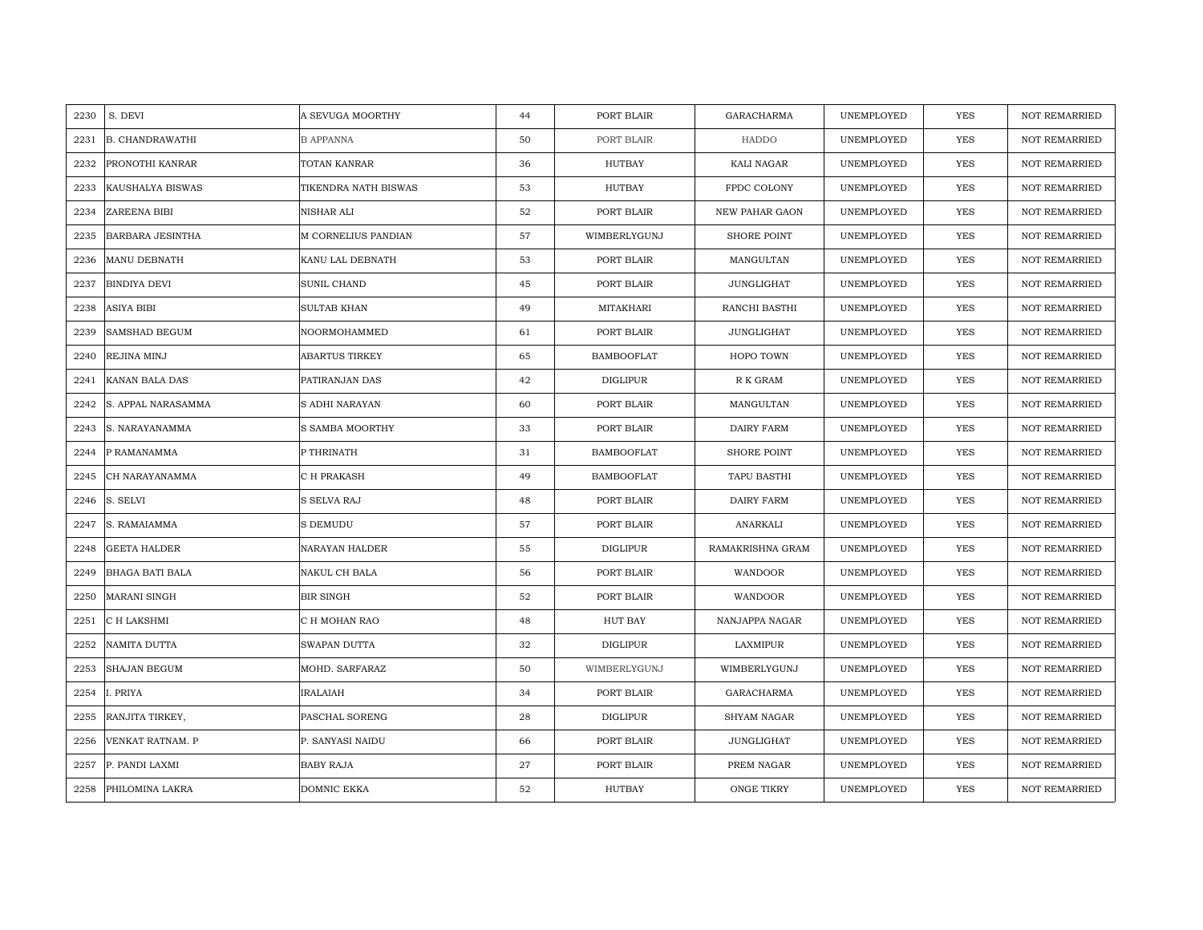| | | | | | | | | |
|---|---|---|---|---|---|---|---|---|
| 2230 | S. DEVI | A SEVUGA MOORTHY | 44 | PORT BLAIR | GARACHARMA | UNEMPLOYED | YES | NOT REMARRIED |
| 2231 | B. CHANDRAWATHI | B APPANNA | 50 | PORT BLAIR | HADDO | UNEMPLOYED | YES | NOT REMARRIED |
| 2232 | PRONOTHI KANRAR | TOTAN KANRAR | 36 | HUTBAY | KALI NAGAR | UNEMPLOYED | YES | NOT REMARRIED |
| 2233 | KAUSHALYA BISWAS | TIKENDRA NATH BISWAS | 53 | HUTBAY | FPDC COLONY | UNEMPLOYED | YES | NOT REMARRIED |
| 2234 | ZAREENA BIBI | NISHAR ALI | 52 | PORT BLAIR | NEW PAHAR GAON | UNEMPLOYED | YES | NOT REMARRIED |
| 2235 | BARBARA JESINTHA | M CORNELIUS PANDIAN | 57 | WIMBERLYGUNJ | SHORE POINT | UNEMPLOYED | YES | NOT REMARRIED |
| 2236 | MANU DEBNATH | KANU LAL DEBNATH | 53 | PORT BLAIR | MANGULTAN | UNEMPLOYED | YES | NOT REMARRIED |
| 2237 | BINDIYA DEVI | SUNIL CHAND | 45 | PORT BLAIR | JUNGLIGHAT | UNEMPLOYED | YES | NOT REMARRIED |
| 2238 | ASIYA BIBI | SULTAB KHAN | 49 | MITAKHARI | RANCHI BASTHI | UNEMPLOYED | YES | NOT REMARRIED |
| 2239 | SAMSHAD BEGUM | NOORMOHAMMED | 61 | PORT BLAIR | JUNGLIGHAT | UNEMPLOYED | YES | NOT REMARRIED |
| 2240 | REJINA MINJ | ABARTUS TIRKEY | 65 | BAMBOOFLAT | HOPO TOWN | UNEMPLOYED | YES | NOT REMARRIED |
| 2241 | KANAN BALA DAS | PATIRANJAN DAS | 42 | DIGLIPUR | R K GRAM | UNEMPLOYED | YES | NOT REMARRIED |
| 2242 | S. APPAL NARASAMMA | S ADHI NARAYAN | 60 | PORT BLAIR | MANGULTAN | UNEMPLOYED | YES | NOT REMARRIED |
| 2243 | S. NARAYANAMMA | S SAMBA MOORTHY | 33 | PORT BLAIR | DAIRY FARM | UNEMPLOYED | YES | NOT REMARRIED |
| 2244 | P RAMANAMMA | P THRINATH | 31 | BAMBOOFLAT | SHORE POINT | UNEMPLOYED | YES | NOT REMARRIED |
| 2245 | CH NARAYANAMMA | C H PRAKASH | 49 | BAMBOOFLAT | TAPU BASTHI | UNEMPLOYED | YES | NOT REMARRIED |
| 2246 | S. SELVI | S SELVA RAJ | 48 | PORT BLAIR | DAIRY FARM | UNEMPLOYED | YES | NOT REMARRIED |
| 2247 | S. RAMAIAMMA | S DEMUDU | 57 | PORT BLAIR | ANARKALI | UNEMPLOYED | YES | NOT REMARRIED |
| 2248 | GEETA HALDER | NARAYAN HALDER | 55 | DIGLIPUR | RAMAKRISHNA GRAM | UNEMPLOYED | YES | NOT REMARRIED |
| 2249 | BHAGA BATI BALA | NAKUL CH BALA | 56 | PORT BLAIR | WANDOOR | UNEMPLOYED | YES | NOT REMARRIED |
| 2250 | MARANI SINGH | BIR SINGH | 52 | PORT BLAIR | WANDOOR | UNEMPLOYED | YES | NOT REMARRIED |
| 2251 | C H LAKSHMI | C H MOHAN RAO | 48 | HUT BAY | NANJAPPA NAGAR | UNEMPLOYED | YES | NOT REMARRIED |
| 2252 | NAMITA DUTTA | SWAPAN DUTTA | 32 | DIGLIPUR | LAXMIPUR | UNEMPLOYED | YES | NOT REMARRIED |
| 2253 | SHAJAN BEGUM | MOHD. SARFARAZ | 50 | WIMBERLYGUNJ | WIMBERLYGUNJ | UNEMPLOYED | YES | NOT REMARRIED |
| 2254 | I. PRIYA | IRALAIAH | 34 | PORT BLAIR | GARACHARMA | UNEMPLOYED | YES | NOT REMARRIED |
| 2255 | RANJITA TIRKEY, | PASCHAL SORENG | 28 | DIGLIPUR | SHYAM NAGAR | UNEMPLOYED | YES | NOT REMARRIED |
| 2256 | VENKAT RATNAM. P | P. SANYASI NAIDU | 66 | PORT BLAIR | JUNGLIGHAT | UNEMPLOYED | YES | NOT REMARRIED |
| 2257 | P. PANDI LAXMI | BABY RAJA | 27 | PORT BLAIR | PREM NAGAR | UNEMPLOYED | YES | NOT REMARRIED |
| 2258 | PHILOMINA LAKRA | DOMNIC EKKA | 52 | HUTBAY | ONGE TIKRY | UNEMPLOYED | YES | NOT REMARRIED |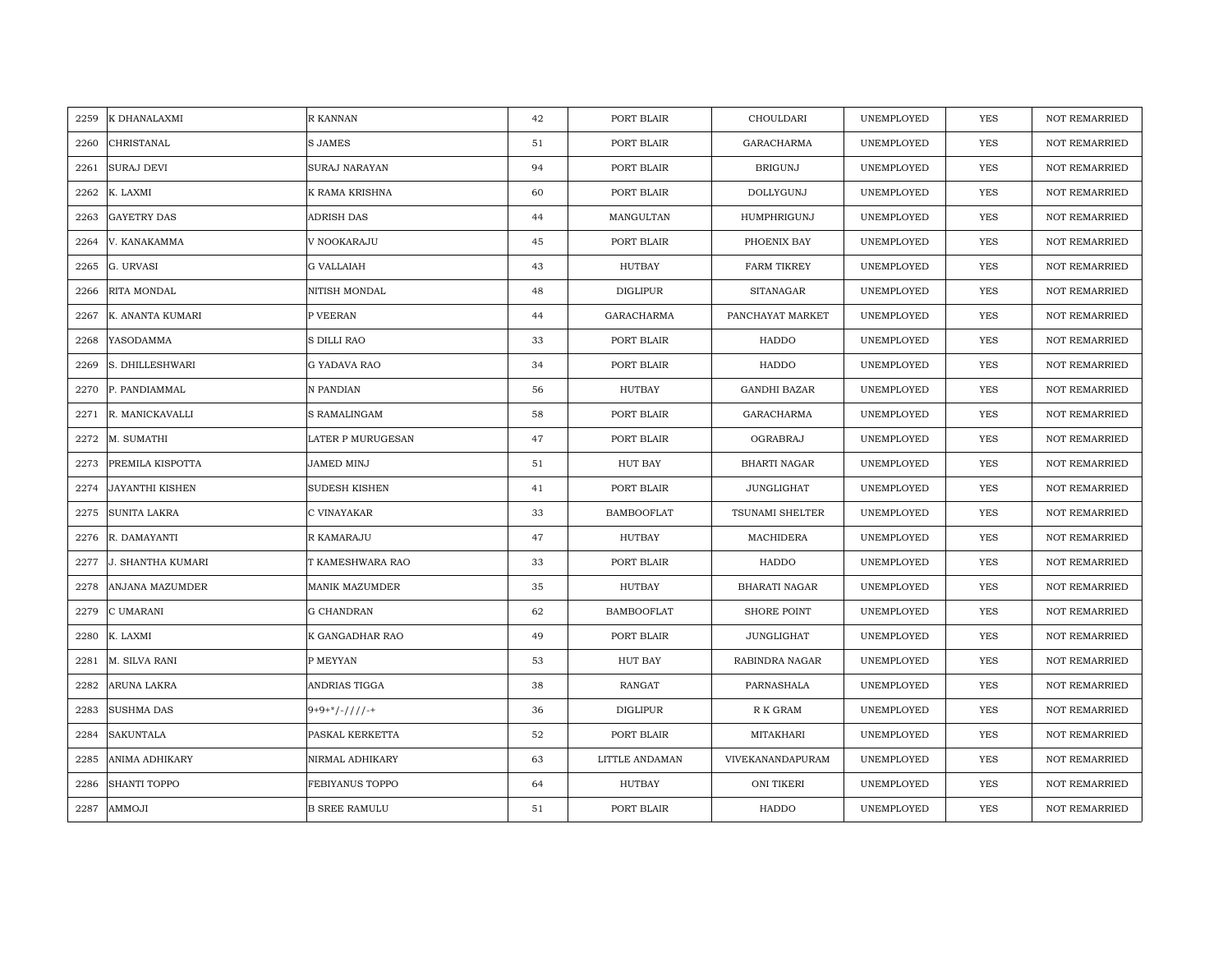| | | | | | | | | |
|---|---|---|---|---|---|---|---|---|
| 2259 | K DHANALAXMI | R KANNAN | 42 | PORT BLAIR | CHOULDARI | UNEMPLOYED | YES | NOT REMARRIED |
| 2260 | CHRISTANAL | S JAMES | 51 | PORT BLAIR | GARACHARMA | UNEMPLOYED | YES | NOT REMARRIED |
| 2261 | SURAJ DEVI | SURAJ NARAYAN | 94 | PORT BLAIR | BRIGUNJ | UNEMPLOYED | YES | NOT REMARRIED |
| 2262 | K. LAXMI | K RAMA KRISHNA | 60 | PORT BLAIR | DOLLYGUNJ | UNEMPLOYED | YES | NOT REMARRIED |
| 2263 | GAYETRY DAS | ADRISH DAS | 44 | MANGULTAN | HUMPHRIGUNJ | UNEMPLOYED | YES | NOT REMARRIED |
| 2264 | V. KANAKAMMA | V NOOKARAJU | 45 | PORT BLAIR | PHOENIX BAY | UNEMPLOYED | YES | NOT REMARRIED |
| 2265 | G. URVASI | G VALLAIAH | 43 | HUTBAY | FARM TIKREY | UNEMPLOYED | YES | NOT REMARRIED |
| 2266 | RITA MONDAL | NITISH MONDAL | 48 | DIGLIPUR | SITANAGAR | UNEMPLOYED | YES | NOT REMARRIED |
| 2267 | K. ANANTA KUMARI | P VEERAN | 44 | GARACHARMA | PANCHAYAT MARKET | UNEMPLOYED | YES | NOT REMARRIED |
| 2268 | YASODAMMA | S DILLI RAO | 33 | PORT BLAIR | HADDO | UNEMPLOYED | YES | NOT REMARRIED |
| 2269 | S. DHILLESHWARI | G YADAVA RAO | 34 | PORT BLAIR | HADDO | UNEMPLOYED | YES | NOT REMARRIED |
| 2270 | P. PANDIAMMAL | N PANDIAN | 56 | HUTBAY | GANDHI BAZAR | UNEMPLOYED | YES | NOT REMARRIED |
| 2271 | R. MANICKAVALLI | S RAMALINGAM | 58 | PORT BLAIR | GARACHARMA | UNEMPLOYED | YES | NOT REMARRIED |
| 2272 | M. SUMATHI | LATER P MURUGESAN | 47 | PORT BLAIR | OGRABRAJ | UNEMPLOYED | YES | NOT REMARRIED |
| 2273 | PREMILA KISPOTTA | JAMED MINJ | 51 | HUT BAY | BHARTI NAGAR | UNEMPLOYED | YES | NOT REMARRIED |
| 2274 | JAYANTHI KISHEN | SUDESH KISHEN | 41 | PORT BLAIR | JUNGLIGHAT | UNEMPLOYED | YES | NOT REMARRIED |
| 2275 | SUNITA LAKRA | C VINAYAKAR | 33 | BAMBOOFLAT | TSUNAMI SHELTER | UNEMPLOYED | YES | NOT REMARRIED |
| 2276 | R. DAMAYANTI | R KAMARAJU | 47 | HUTBAY | MACHIDERA | UNEMPLOYED | YES | NOT REMARRIED |
| 2277 | J. SHANTHA KUMARI | T KAMESHWARA RAO | 33 | PORT BLAIR | HADDO | UNEMPLOYED | YES | NOT REMARRIED |
| 2278 | ANJANA MAZUMDER | MANIK MAZUMDER | 35 | HUTBAY | BHARATI NAGAR | UNEMPLOYED | YES | NOT REMARRIED |
| 2279 | C UMARANI | G CHANDRAN | 62 | BAMBOOFLAT | SHORE POINT | UNEMPLOYED | YES | NOT REMARRIED |
| 2280 | K. LAXMI | K GANGADHAR RAO | 49 | PORT BLAIR | JUNGLIGHAT | UNEMPLOYED | YES | NOT REMARRIED |
| 2281 | M. SILVA RANI | P MEYYAN | 53 | HUT BAY | RABINDRA NAGAR | UNEMPLOYED | YES | NOT REMARRIED |
| 2282 | ARUNA LAKRA | ANDRIAS TIGGA | 38 | RANGAT | PARNASHALA | UNEMPLOYED | YES | NOT REMARRIED |
| 2283 | SUSHMA DAS | 9+9+*/-////-+ | 36 | DIGLIPUR | R K GRAM | UNEMPLOYED | YES | NOT REMARRIED |
| 2284 | SAKUNTALA | PASKAL KERKETTA | 52 | PORT BLAIR | MITAKHARI | UNEMPLOYED | YES | NOT REMARRIED |
| 2285 | ANIMA ADHIKARY | NIRMAL ADHIKARY | 63 | LITTLE ANDAMAN | VIVEKANANDAPURAM | UNEMPLOYED | YES | NOT REMARRIED |
| 2286 | SHANTI TOPPO | FEBIYANUS TOPPO | 64 | HUTBAY | ONI TIKERI | UNEMPLOYED | YES | NOT REMARRIED |
| 2287 | AMMOJI | B SREE RAMULU | 51 | PORT BLAIR | HADDO | UNEMPLOYED | YES | NOT REMARRIED |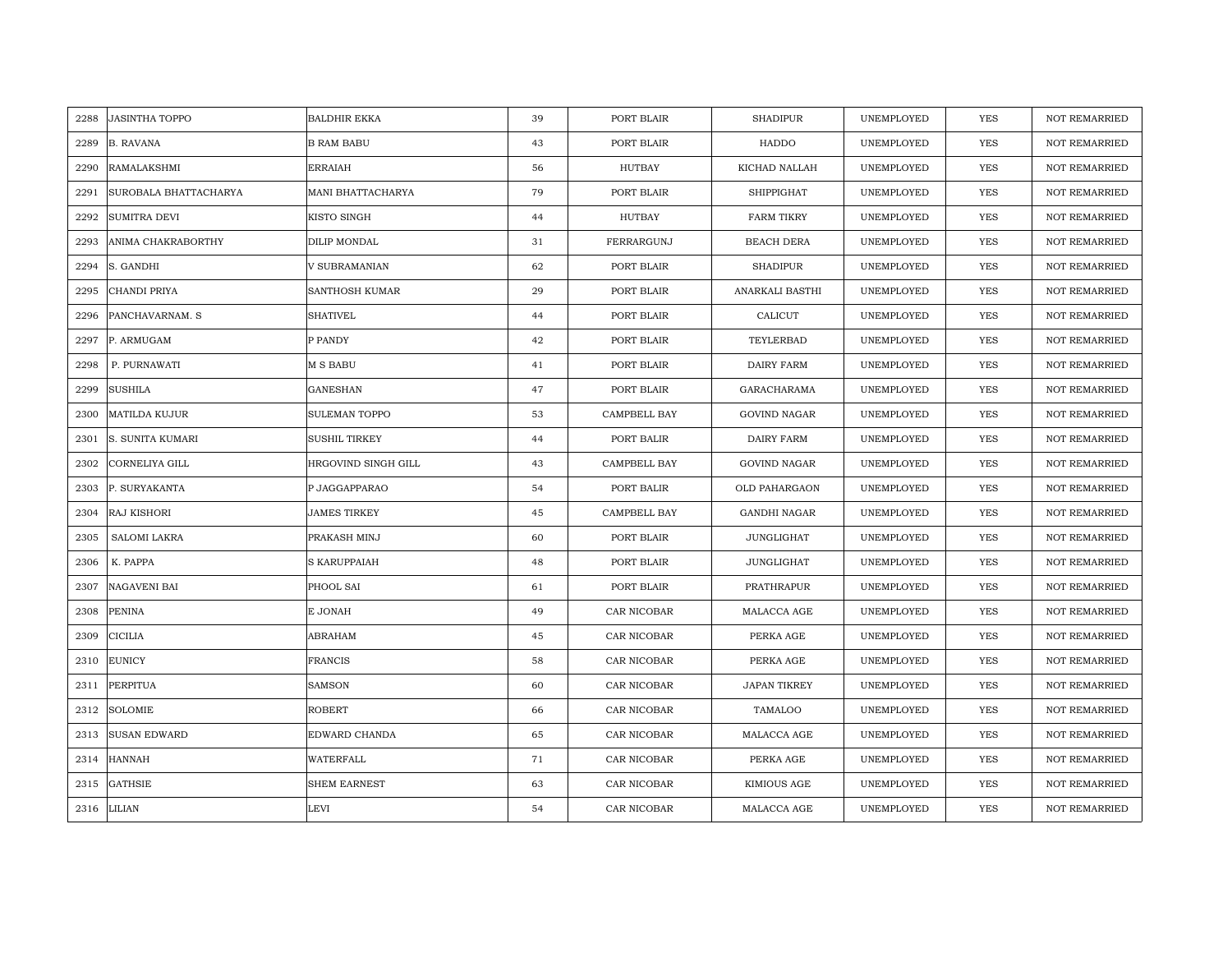| | | | | | | | | |
|---|---|---|---|---|---|---|---|---|
| 2288 | JASINTHA TOPPO | BALDHIR EKKA | 39 | PORT BLAIR | SHADIPUR | UNEMPLOYED | YES | NOT REMARRIED |
| 2289 | B. RAVANA | B RAM BABU | 43 | PORT BLAIR | HADDO | UNEMPLOYED | YES | NOT REMARRIED |
| 2290 | RAMALAKSHMI | ERRAIAH | 56 | HUTBAY | KICHAD NALLAH | UNEMPLOYED | YES | NOT REMARRIED |
| 2291 | SUROBALA BHATTACHARYA | MANI BHATTACHARYA | 79 | PORT BLAIR | SHIPPIGHAT | UNEMPLOYED | YES | NOT REMARRIED |
| 2292 | SUMITRA DEVI | KISTO SINGH | 44 | HUTBAY | FARM TIKRY | UNEMPLOYED | YES | NOT REMARRIED |
| 2293 | ANIMA CHAKRABORTHY | DILIP MONDAL | 31 | FERRARGUNJ | BEACH DERA | UNEMPLOYED | YES | NOT REMARRIED |
| 2294 | S. GANDHI | V SUBRAMANIAN | 62 | PORT BLAIR | SHADIPUR | UNEMPLOYED | YES | NOT REMARRIED |
| 2295 | CHANDI PRIYA | SANTHOSH KUMAR | 29 | PORT BLAIR | ANARKALI BASTHI | UNEMPLOYED | YES | NOT REMARRIED |
| 2296 | PANCHAVARNAM. S | SHATIVEL | 44 | PORT BLAIR | CALICUT | UNEMPLOYED | YES | NOT REMARRIED |
| 2297 | P. ARMUGAM | P PANDY | 42 | PORT BLAIR | TEYLERBAD | UNEMPLOYED | YES | NOT REMARRIED |
| 2298 | P. PURNAWATI | M S BABU | 41 | PORT BLAIR | DAIRY FARM | UNEMPLOYED | YES | NOT REMARRIED |
| 2299 | SUSHILA | GANESHAN | 47 | PORT BLAIR | GARACHARAMA | UNEMPLOYED | YES | NOT REMARRIED |
| 2300 | MATILDA KUJUR | SULEMAN TOPPO | 53 | CAMPBELL BAY | GOVIND NAGAR | UNEMPLOYED | YES | NOT REMARRIED |
| 2301 | S. SUNITA KUMARI | SUSHIL TIRKEY | 44 | PORT BALIR | DAIRY FARM | UNEMPLOYED | YES | NOT REMARRIED |
| 2302 | CORNELIYA GILL | HRGOVIND SINGH GILL | 43 | CAMPBELL BAY | GOVIND NAGAR | UNEMPLOYED | YES | NOT REMARRIED |
| 2303 | P. SURYAKANTA | P JAGGAPPARAO | 54 | PORT BALIR | OLD PAHARGAON | UNEMPLOYED | YES | NOT REMARRIED |
| 2304 | RAJ KISHORI | JAMES TIRKEY | 45 | CAMPBELL BAY | GANDHI NAGAR | UNEMPLOYED | YES | NOT REMARRIED |
| 2305 | SALOMI LAKRA | PRAKASH MINJ | 60 | PORT BLAIR | JUNGLIGHAT | UNEMPLOYED | YES | NOT REMARRIED |
| 2306 | K. PAPPA | S KARUPPAIAH | 48 | PORT BLAIR | JUNGLIGHAT | UNEMPLOYED | YES | NOT REMARRIED |
| 2307 | NAGAVENI BAI | PHOOL SAI | 61 | PORT BLAIR | PRATHRAPUR | UNEMPLOYED | YES | NOT REMARRIED |
| 2308 | PENINA | E JONAH | 49 | CAR NICOBAR | MALACCA AGE | UNEMPLOYED | YES | NOT REMARRIED |
| 2309 | CICILIA | ABRAHAM | 45 | CAR NICOBAR | PERKA AGE | UNEMPLOYED | YES | NOT REMARRIED |
| 2310 | EUNICY | FRANCIS | 58 | CAR NICOBAR | PERKA AGE | UNEMPLOYED | YES | NOT REMARRIED |
| 2311 | PERPITUA | SAMSON | 60 | CAR NICOBAR | JAPAN TIKREY | UNEMPLOYED | YES | NOT REMARRIED |
| 2312 | SOLOMIE | ROBERT | 66 | CAR NICOBAR | TAMALOO | UNEMPLOYED | YES | NOT REMARRIED |
| 2313 | SUSAN EDWARD | EDWARD CHANDA | 65 | CAR NICOBAR | MALACCA AGE | UNEMPLOYED | YES | NOT REMARRIED |
| 2314 | HANNAH | WATERFALL | 71 | CAR NICOBAR | PERKA AGE | UNEMPLOYED | YES | NOT REMARRIED |
| 2315 | GATHSIE | SHEM EARNEST | 63 | CAR NICOBAR | KIMIOUS AGE | UNEMPLOYED | YES | NOT REMARRIED |
| 2316 | LILIAN | LEVI | 54 | CAR NICOBAR | MALACCA AGE | UNEMPLOYED | YES | NOT REMARRIED |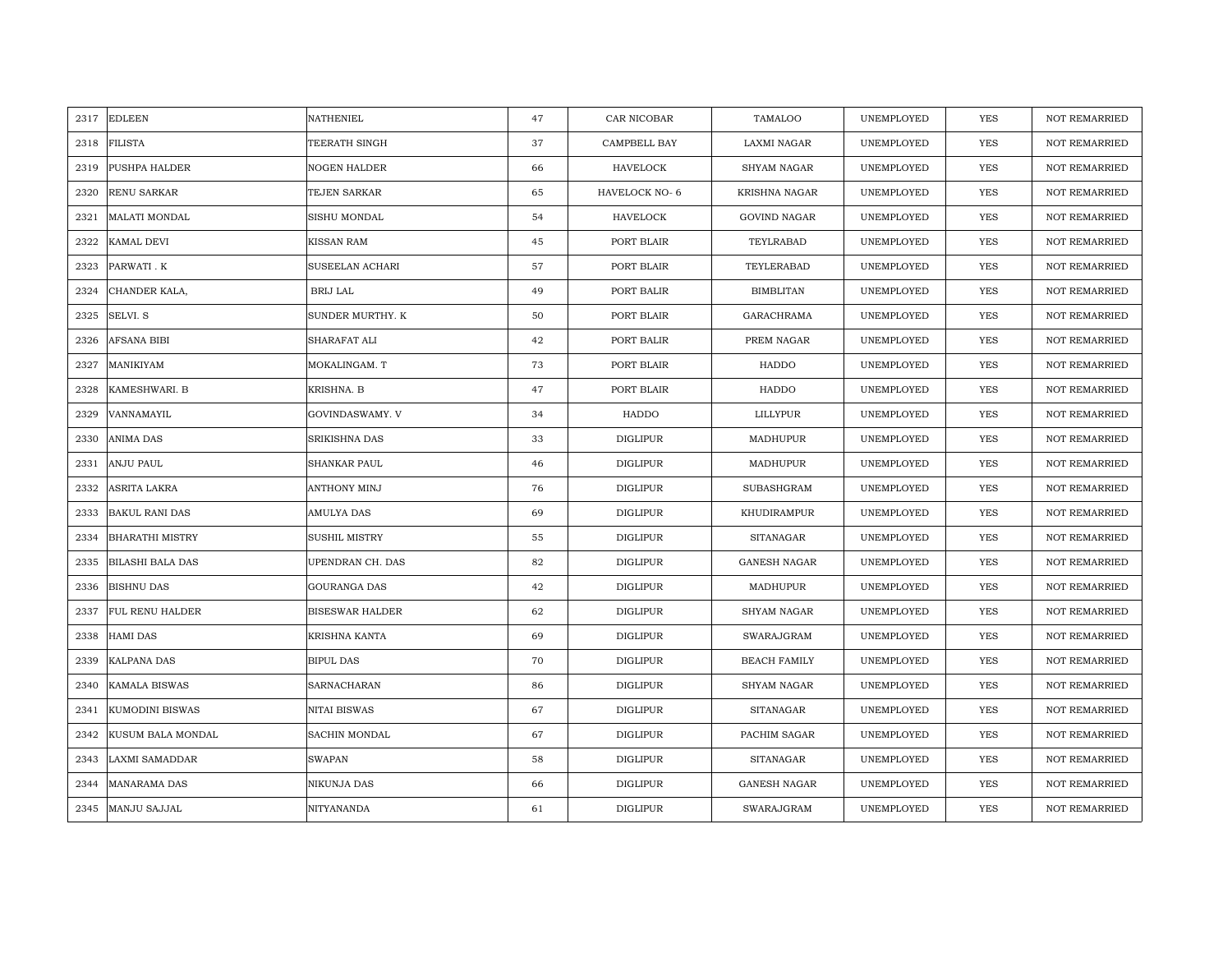| 2317 | EDLEEN | NATHENIEL | 47 | CAR NICOBAR | TAMALOO | UNEMPLOYED | YES | NOT REMARRIED |
|---|---|---|---|---|---|---|---|---|
| 2318 | FILISTA | TEERATH SINGH | 37 | CAMPBELL BAY | LAXMI NAGAR | UNEMPLOYED | YES | NOT REMARRIED |
| 2319 | PUSHPA HALDER | NOGEN HALDER | 66 | HAVELOCK | SHYAM NAGAR | UNEMPLOYED | YES | NOT REMARRIED |
| 2320 | RENU SARKAR | TEJEN SARKAR | 65 | HAVELOCK NO- 6 | KRISHNA NAGAR | UNEMPLOYED | YES | NOT REMARRIED |
| 2321 | MALATI MONDAL | SISHU MONDAL | 54 | HAVELOCK | GOVIND NAGAR | UNEMPLOYED | YES | NOT REMARRIED |
| 2322 | KAMAL DEVI | KISSAN RAM | 45 | PORT BLAIR | TEYLRABAD | UNEMPLOYED | YES | NOT REMARRIED |
| 2323 | PARWATI . K | SUSEELAN ACHARI | 57 | PORT BLAIR | TEYLERABAD | UNEMPLOYED | YES | NOT REMARRIED |
| 2324 | CHANDER KALA, | BRIJ LAL | 49 | PORT BALIR | BIMBLITAN | UNEMPLOYED | YES | NOT REMARRIED |
| 2325 | SELVI. S | SUNDER MURTHY. K | 50 | PORT BLAIR | GARACHRAMA | UNEMPLOYED | YES | NOT REMARRIED |
| 2326 | AFSANA BIBI | SHARAFAT ALI | 42 | PORT BALIR | PREM NAGAR | UNEMPLOYED | YES | NOT REMARRIED |
| 2327 | MANIKIYAM | MOKALINGAM. T | 73 | PORT BLAIR | HADDO | UNEMPLOYED | YES | NOT REMARRIED |
| 2328 | KAMESHWARI. B | KRISHNA. B | 47 | PORT BLAIR | HADDO | UNEMPLOYED | YES | NOT REMARRIED |
| 2329 | VANNAMAYIL | GOVINDASWAMY. V | 34 | HADDO | LILLYPUR | UNEMPLOYED | YES | NOT REMARRIED |
| 2330 | ANIMA DAS | SRIKISHNA DAS | 33 | DIGLIPUR | MADHUPUR | UNEMPLOYED | YES | NOT REMARRIED |
| 2331 | ANJU PAUL | SHANKAR PAUL | 46 | DIGLIPUR | MADHUPUR | UNEMPLOYED | YES | NOT REMARRIED |
| 2332 | ASRITA LAKRA | ANTHONY MINJ | 76 | DIGLIPUR | SUBASHGRAM | UNEMPLOYED | YES | NOT REMARRIED |
| 2333 | BAKUL RANI DAS | AMULYA DAS | 69 | DIGLIPUR | KHUDIRAMPUR | UNEMPLOYED | YES | NOT REMARRIED |
| 2334 | BHARATHI MISTRY | SUSHIL MISTRY | 55 | DIGLIPUR | SITANAGAR | UNEMPLOYED | YES | NOT REMARRIED |
| 2335 | BILASHI BALA DAS | UPENDRAN CH. DAS | 82 | DIGLIPUR | GANESH NAGAR | UNEMPLOYED | YES | NOT REMARRIED |
| 2336 | BISHNU DAS | GOURANGA DAS | 42 | DIGLIPUR | MADHUPUR | UNEMPLOYED | YES | NOT REMARRIED |
| 2337 | FUL RENU HALDER | BISESWAR HALDER | 62 | DIGLIPUR | SHYAM NAGAR | UNEMPLOYED | YES | NOT REMARRIED |
| 2338 | HAMI DAS | KRISHNA KANTA | 69 | DIGLIPUR | SWARAJGRAM | UNEMPLOYED | YES | NOT REMARRIED |
| 2339 | KALPANA DAS | BIPUL DAS | 70 | DIGLIPUR | BEACH FAMILY | UNEMPLOYED | YES | NOT REMARRIED |
| 2340 | KAMALA BISWAS | SARNACHARAN | 86 | DIGLIPUR | SHYAM NAGAR | UNEMPLOYED | YES | NOT REMARRIED |
| 2341 | KUMODINI BISWAS | NITAI BISWAS | 67 | DIGLIPUR | SITANAGAR | UNEMPLOYED | YES | NOT REMARRIED |
| 2342 | KUSUM BALA MONDAL | SACHIN MONDAL | 67 | DIGLIPUR | PACHIM SAGAR | UNEMPLOYED | YES | NOT REMARRIED |
| 2343 | LAXMI SAMADDAR | SWAPAN | 58 | DIGLIPUR | SITANAGAR | UNEMPLOYED | YES | NOT REMARRIED |
| 2344 | MANARAMA DAS | NIKUNJA DAS | 66 | DIGLIPUR | GANESH NAGAR | UNEMPLOYED | YES | NOT REMARRIED |
| 2345 | MANJU SAJJAL | NITYANANDA | 61 | DIGLIPUR | SWARAJGRAM | UNEMPLOYED | YES | NOT REMARRIED |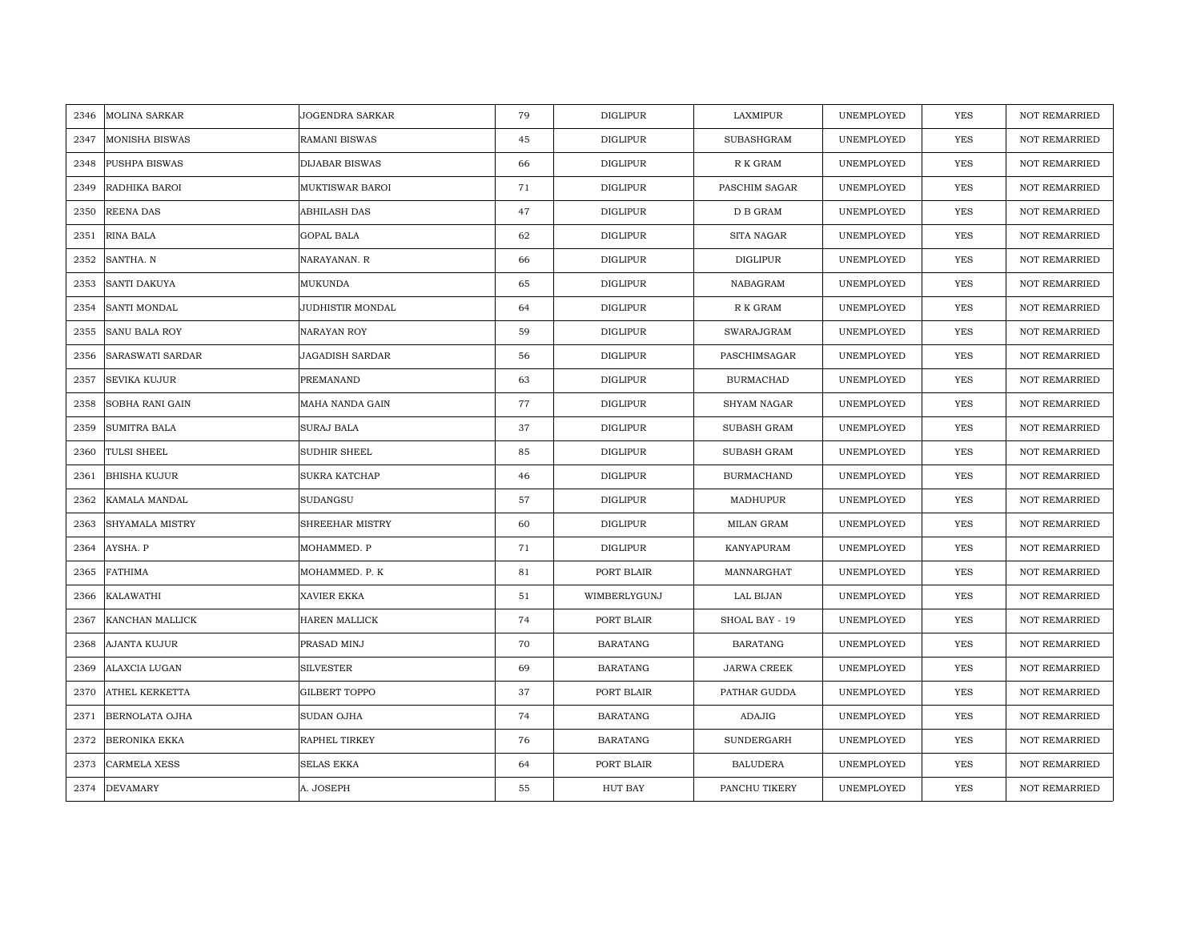| 2346 | MOLINA SARKAR | JOGENDRA SARKAR | 79 | DIGLIPUR | LAXMIPUR | UNEMPLOYED | YES | NOT REMARRIED |
|---|---|---|---|---|---|---|---|---|
| 2347 | MONISHA BISWAS | RAMANI BISWAS | 45 | DIGLIPUR | SUBASHGRAM | UNEMPLOYED | YES | NOT REMARRIED |
| 2348 | PUSHPA BISWAS | DIJABAR BISWAS | 66 | DIGLIPUR | R K GRAM | UNEMPLOYED | YES | NOT REMARRIED |
| 2349 | RADHIKA BAROI | MUKTISWAR BAROI | 71 | DIGLIPUR | PASCHIM SAGAR | UNEMPLOYED | YES | NOT REMARRIED |
| 2350 | REENA DAS | ABHILASH DAS | 47 | DIGLIPUR | D B GRAM | UNEMPLOYED | YES | NOT REMARRIED |
| 2351 | RINA BALA | GOPAL BALA | 62 | DIGLIPUR | SITA NAGAR | UNEMPLOYED | YES | NOT REMARRIED |
| 2352 | SANTHA. N | NARAYANAN. R | 66 | DIGLIPUR | DIGLIPUR | UNEMPLOYED | YES | NOT REMARRIED |
| 2353 | SANTI DAKUYA | MUKUNDA | 65 | DIGLIPUR | NABAGRAM | UNEMPLOYED | YES | NOT REMARRIED |
| 2354 | SANTI MONDAL | JUDHISTIR MONDAL | 64 | DIGLIPUR | R K GRAM | UNEMPLOYED | YES | NOT REMARRIED |
| 2355 | SANU BALA ROY | NARAYAN ROY | 59 | DIGLIPUR | SWARAJGRAM | UNEMPLOYED | YES | NOT REMARRIED |
| 2356 | SARASWATI SARDAR | JAGADISH SARDAR | 56 | DIGLIPUR | PASCHIMSAGAR | UNEMPLOYED | YES | NOT REMARRIED |
| 2357 | SEVIKA KUJUR | PREMANAND | 63 | DIGLIPUR | BURMACHAD | UNEMPLOYED | YES | NOT REMARRIED |
| 2358 | SOBHA RANI GAIN | MAHA NANDA GAIN | 77 | DIGLIPUR | SHYAM NAGAR | UNEMPLOYED | YES | NOT REMARRIED |
| 2359 | SUMITRA BALA | SURAJ BALA | 37 | DIGLIPUR | SUBASH GRAM | UNEMPLOYED | YES | NOT REMARRIED |
| 2360 | TULSI SHEEL | SUDHIR SHEEL | 85 | DIGLIPUR | SUBASH GRAM | UNEMPLOYED | YES | NOT REMARRIED |
| 2361 | BHISHA KUJUR | SUKRA KATCHAP | 46 | DIGLIPUR | BURMACHAND | UNEMPLOYED | YES | NOT REMARRIED |
| 2362 | KAMALA MANDAL | SUDANGSU | 57 | DIGLIPUR | MADHUPUR | UNEMPLOYED | YES | NOT REMARRIED |
| 2363 | SHYAMALA MISTRY | SHREEHAR MISTRY | 60 | DIGLIPUR | MILAN GRAM | UNEMPLOYED | YES | NOT REMARRIED |
| 2364 | AYSHA. P | MOHAMMED. P | 71 | DIGLIPUR | KANYAPURAM | UNEMPLOYED | YES | NOT REMARRIED |
| 2365 | FATHIMA | MOHAMMED. P. K | 81 | PORT BLAIR | MANNARGHAT | UNEMPLOYED | YES | NOT REMARRIED |
| 2366 | KALAWATHI | XAVIER EKKA | 51 | WIMBERLYGUNJ | LAL BIJAN | UNEMPLOYED | YES | NOT REMARRIED |
| 2367 | KANCHAN MALLICK | HAREN MALLICK | 74 | PORT BLAIR | SHOAL BAY - 19 | UNEMPLOYED | YES | NOT REMARRIED |
| 2368 | AJANTA KUJUR | PRASAD MINJ | 70 | BARATANG | BARATANG | UNEMPLOYED | YES | NOT REMARRIED |
| 2369 | ALAXCIA LUGAN | SILVESTER | 69 | BARATANG | JARWA CREEK | UNEMPLOYED | YES | NOT REMARRIED |
| 2370 | ATHEL KERKETTA | GILBERT TOPPO | 37 | PORT BLAIR | PATHAR GUDDA | UNEMPLOYED | YES | NOT REMARRIED |
| 2371 | BERNOLATA OJHA | SUDAN OJHA | 74 | BARATANG | ADAJIG | UNEMPLOYED | YES | NOT REMARRIED |
| 2372 | BERONIKA EKKA | RAPHEL TIRKEY | 76 | BARATANG | SUNDERGARH | UNEMPLOYED | YES | NOT REMARRIED |
| 2373 | CARMELA XESS | SELAS EKKA | 64 | PORT BLAIR | BALUDERA | UNEMPLOYED | YES | NOT REMARRIED |
| 2374 | DEVAMARY | A. JOSEPH | 55 | HUT BAY | PANCHU TIKERY | UNEMPLOYED | YES | NOT REMARRIED |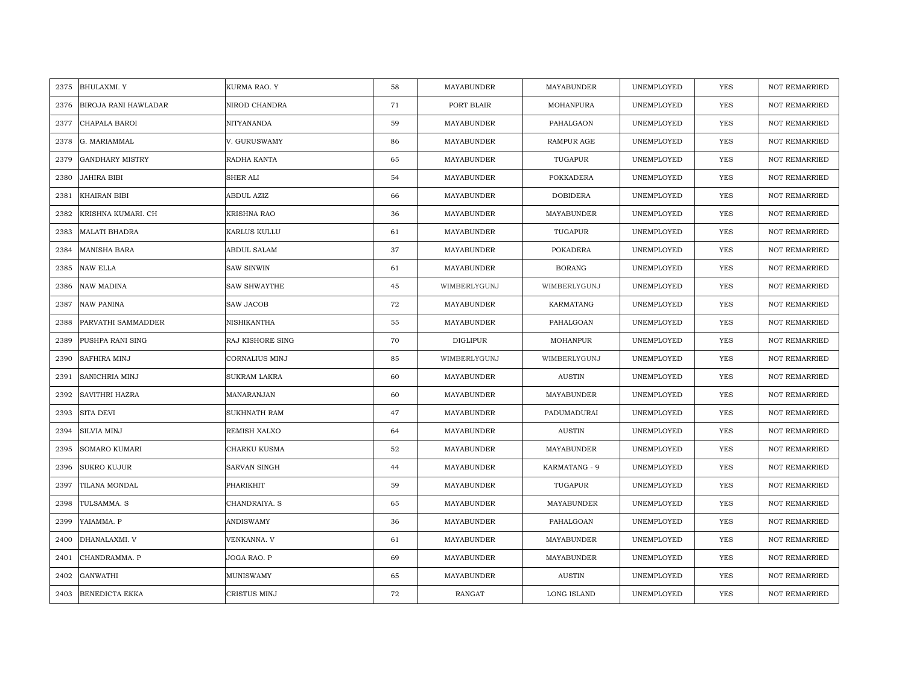| 2375 | BHULAXMI. Y | KURMA RAO. Y | 58 | MAYABUNDER | MAYABUNDER | UNEMPLOYED | YES | NOT REMARRIED |
|---|---|---|---|---|---|---|---|---|
| 2376 | BIROJA RANI HAWLADAR | NIROD CHANDRA | 71 | PORT BLAIR | MOHANPURA | UNEMPLOYED | YES | NOT REMARRIED |
| 2377 | CHAPALA BAROI | NITYANANDA | 59 | MAYABUNDER | PAHALGAON | UNEMPLOYED | YES | NOT REMARRIED |
| 2378 | G. MARIAMMAL | V. GURUSWAMY | 86 | MAYABUNDER | RAMPUR AGE | UNEMPLOYED | YES | NOT REMARRIED |
| 2379 | GANDHARY MISTRY | RADHA KANTA | 65 | MAYABUNDER | TUGAPUR | UNEMPLOYED | YES | NOT REMARRIED |
| 2380 | JAHIRA BIBI | SHER ALI | 54 | MAYABUNDER | POKKADERA | UNEMPLOYED | YES | NOT REMARRIED |
| 2381 | KHAIRAN BIBI | ABDUL AZIZ | 66 | MAYABUNDER | DOBIDERA | UNEMPLOYED | YES | NOT REMARRIED |
| 2382 | KRISHNA KUMARI. CH | KRISHNA RAO | 36 | MAYABUNDER | MAYABUNDER | UNEMPLOYED | YES | NOT REMARRIED |
| 2383 | MALATI BHADRA | KARLUS KULLU | 61 | MAYABUNDER | TUGAPUR | UNEMPLOYED | YES | NOT REMARRIED |
| 2384 | MANISHA BARA | ABDUL SALAM | 37 | MAYABUNDER | POKADERA | UNEMPLOYED | YES | NOT REMARRIED |
| 2385 | NAW ELLA | SAW SINWIN | 61 | MAYABUNDER | BORANG | UNEMPLOYED | YES | NOT REMARRIED |
| 2386 | NAW MADINA | SAW SHWAYTHE | 45 | WIMBERLYGUNJ | WIMBERLYGUNJ | UNEMPLOYED | YES | NOT REMARRIED |
| 2387 | NAW PANINA | SAW JACOB | 72 | MAYABUNDER | KARMATANG | UNEMPLOYED | YES | NOT REMARRIED |
| 2388 | PARVATHI SAMMADDER | NISHIKANTHA | 55 | MAYABUNDER | PAHALGOAN | UNEMPLOYED | YES | NOT REMARRIED |
| 2389 | PUSHPA RANI SING | RAJ KISHORE SING | 70 | DIGLIPUR | MOHANPUR | UNEMPLOYED | YES | NOT REMARRIED |
| 2390 | SAFHIRA MINJ | CORNALIUS MINJ | 85 | WIMBERLYGUNJ | WIMBERLYGUNJ | UNEMPLOYED | YES | NOT REMARRIED |
| 2391 | SANICHRIA MINJ | SUKRAM LAKRA | 60 | MAYABUNDER | AUSTIN | UNEMPLOYED | YES | NOT REMARRIED |
| 2392 | SAVITHRI HAZRA | MANARANJAN | 60 | MAYABUNDER | MAYABUNDER | UNEMPLOYED | YES | NOT REMARRIED |
| 2393 | SITA DEVI | SUKHNATH RAM | 47 | MAYABUNDER | PADUMADURAI | UNEMPLOYED | YES | NOT REMARRIED |
| 2394 | SILVIA MINJ | REMISH XALXO | 64 | MAYABUNDER | AUSTIN | UNEMPLOYED | YES | NOT REMARRIED |
| 2395 | SOMARO KUMARI | CHARKU KUSMA | 52 | MAYABUNDER | MAYABUNDER | UNEMPLOYED | YES | NOT REMARRIED |
| 2396 | SUKRO KUJUR | SARVAN SINGH | 44 | MAYABUNDER | KARMATANG - 9 | UNEMPLOYED | YES | NOT REMARRIED |
| 2397 | TILANA MONDAL | PHARIKHIT | 59 | MAYABUNDER | TUGAPUR | UNEMPLOYED | YES | NOT REMARRIED |
| 2398 | TULSAMMA. S | CHANDRAIYA. S | 65 | MAYABUNDER | MAYABUNDER | UNEMPLOYED | YES | NOT REMARRIED |
| 2399 | YAIAMMA. P | ANDISWAMY | 36 | MAYABUNDER | PAHALGOAN | UNEMPLOYED | YES | NOT REMARRIED |
| 2400 | DHANALAXMI. V | VENKANNA. V | 61 | MAYABUNDER | MAYABUNDER | UNEMPLOYED | YES | NOT REMARRIED |
| 2401 | CHANDRAMMA. P | JOGA RAO. P | 69 | MAYABUNDER | MAYABUNDER | UNEMPLOYED | YES | NOT REMARRIED |
| 2402 | GANWATHI | MUNISWAMY | 65 | MAYABUNDER | AUSTIN | UNEMPLOYED | YES | NOT REMARRIED |
| 2403 | BENEDICTA EKKA | CRISTUS MINJ | 72 | RANGAT | LONG ISLAND | UNEMPLOYED | YES | NOT REMARRIED |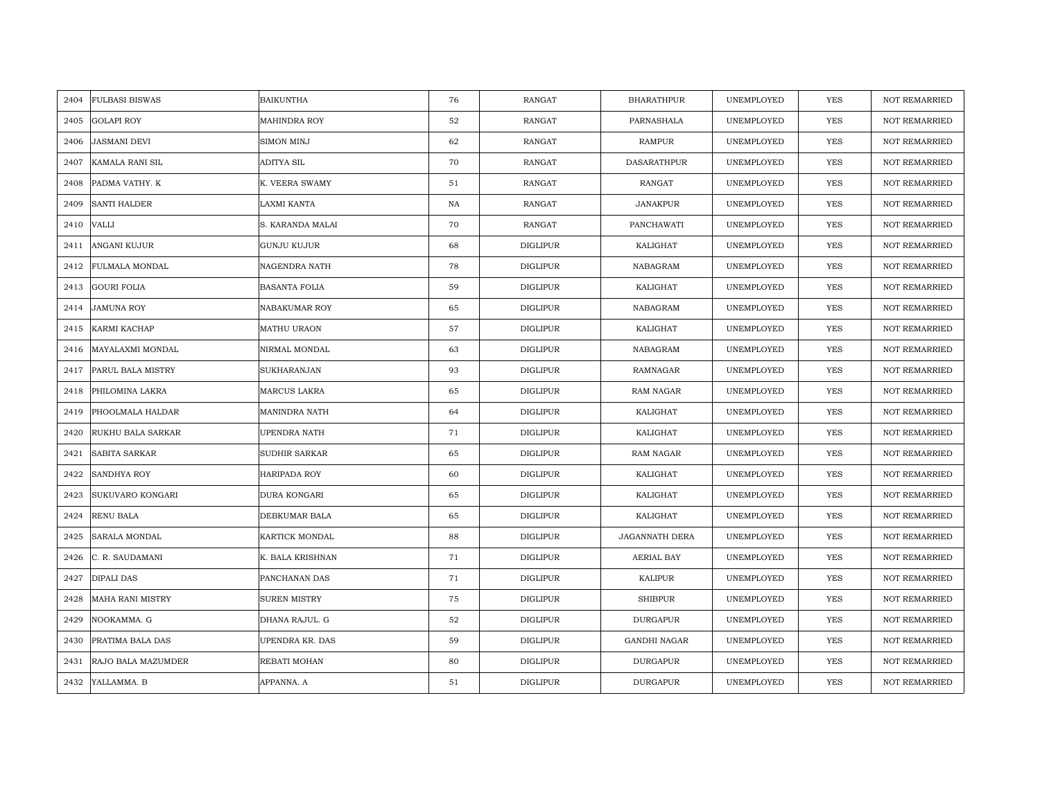| 2404 | FULBASI BISWAS | BAIKUNTHA | 76 | RANGAT | BHARATHPUR | UNEMPLOYED | YES | NOT REMARRIED |
|---|---|---|---|---|---|---|---|---|
| 2405 | GOLAPI ROY | MAHINDRA ROY | 52 | RANGAT | PARNASHALA | UNEMPLOYED | YES | NOT REMARRIED |
| 2406 | JASMANI DEVI | SIMON MINJ | 62 | RANGAT | RAMPUR | UNEMPLOYED | YES | NOT REMARRIED |
| 2407 | KAMALA RANI SIL | ADITYA SIL | 70 | RANGAT | DASARATHPUR | UNEMPLOYED | YES | NOT REMARRIED |
| 2408 | PADMA VATHY. K | K. VEERA SWAMY | 51 | RANGAT | RANGAT | UNEMPLOYED | YES | NOT REMARRIED |
| 2409 | SANTI HALDER | LAXMI KANTA | NA | RANGAT | JANAKPUR | UNEMPLOYED | YES | NOT REMARRIED |
| 2410 | VALLI | S. KARANDA MALAI | 70 | RANGAT | PANCHAWATI | UNEMPLOYED | YES | NOT REMARRIED |
| 2411 | ANGANI KUJUR | GUNJU KUJUR | 68 | DIGLIPUR | KALIGHAT | UNEMPLOYED | YES | NOT REMARRIED |
| 2412 | FULMALA MONDAL | NAGENDRA NATH | 78 | DIGLIPUR | NABAGRAM | UNEMPLOYED | YES | NOT REMARRIED |
| 2413 | GOURI FOLIA | BASANTA FOLIA | 59 | DIGLIPUR | KALIGHAT | UNEMPLOYED | YES | NOT REMARRIED |
| 2414 | JAMUNA ROY | NABAKUMAR ROY | 65 | DIGLIPUR | NABAGRAM | UNEMPLOYED | YES | NOT REMARRIED |
| 2415 | KARMI KACHAP | MATHU URAON | 57 | DIGLIPUR | KALIGHAT | UNEMPLOYED | YES | NOT REMARRIED |
| 2416 | MAYALAXMI MONDAL | NIRMAL MONDAL | 63 | DIGLIPUR | NABAGRAM | UNEMPLOYED | YES | NOT REMARRIED |
| 2417 | PARUL BALA MISTRY | SUKHARANJAN | 93 | DIGLIPUR | RAMNAGAR | UNEMPLOYED | YES | NOT REMARRIED |
| 2418 | PHILOMINA LAKRA | MARCUS LAKRA | 65 | DIGLIPUR | RAM NAGAR | UNEMPLOYED | YES | NOT REMARRIED |
| 2419 | PHOOLMALA HALDAR | MANINDRA NATH | 64 | DIGLIPUR | KALIGHAT | UNEMPLOYED | YES | NOT REMARRIED |
| 2420 | RUKHU BALA SARKAR | UPENDRA NATH | 71 | DIGLIPUR | KALIGHAT | UNEMPLOYED | YES | NOT REMARRIED |
| 2421 | SABITA SARKAR | SUDHIR SARKAR | 65 | DIGLIPUR | RAM NAGAR | UNEMPLOYED | YES | NOT REMARRIED |
| 2422 | SANDHYA ROY | HARIPADA ROY | 60 | DIGLIPUR | KALIGHAT | UNEMPLOYED | YES | NOT REMARRIED |
| 2423 | SUKUVARO KONGARI | DURA KONGARI | 65 | DIGLIPUR | KALIGHAT | UNEMPLOYED | YES | NOT REMARRIED |
| 2424 | RENU BALA | DEBKUMAR BALA | 65 | DIGLIPUR | KALIGHAT | UNEMPLOYED | YES | NOT REMARRIED |
| 2425 | SARALA MONDAL | KARTICK MONDAL | 88 | DIGLIPUR | JAGANNATH DERA | UNEMPLOYED | YES | NOT REMARRIED |
| 2426 | C. R. SAUDAMANI | K. BALA KRISHNAN | 71 | DIGLIPUR | AERIAL BAY | UNEMPLOYED | YES | NOT REMARRIED |
| 2427 | DIPALI DAS | PANCHANAN DAS | 71 | DIGLIPUR | KALIPUR | UNEMPLOYED | YES | NOT REMARRIED |
| 2428 | MAHA RANI MISTRY | SUREN MISTRY | 75 | DIGLIPUR | SHIBPUR | UNEMPLOYED | YES | NOT REMARRIED |
| 2429 | NOOKAMMA. G | DHANA RAJUL. G | 52 | DIGLIPUR | DURGAPUR | UNEMPLOYED | YES | NOT REMARRIED |
| 2430 | PRATIMA BALA DAS | UPENDRA KR. DAS | 59 | DIGLIPUR | GANDHI NAGAR | UNEMPLOYED | YES | NOT REMARRIED |
| 2431 | RAJO BALA MAZUMDER | REBATI MOHAN | 80 | DIGLIPUR | DURGAPUR | UNEMPLOYED | YES | NOT REMARRIED |
| 2432 | YALLAMMA. B | APPANNA. A | 51 | DIGLIPUR | DURGAPUR | UNEMPLOYED | YES | NOT REMARRIED |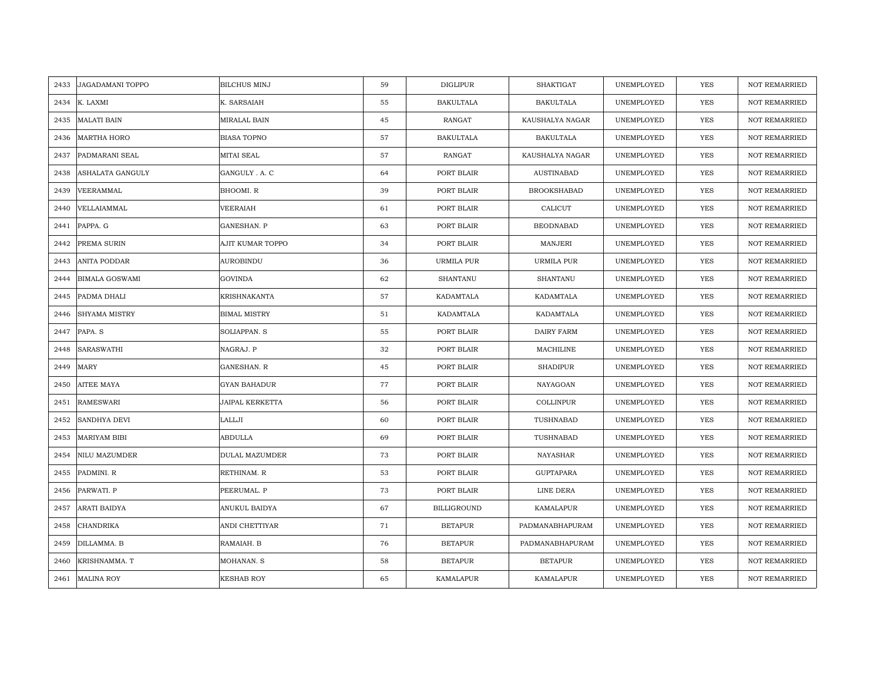| | | | | | | | | |
|---|---|---|---|---|---|---|---|---|
| 2433 | JAGADAMANI TOPPO | BILCHUS MINJ | 59 | DIGLIPUR | SHAKTIGAT | UNEMPLOYED | YES | NOT REMARRIED |
| 2434 | K. LAXMI | K. SARSAIAH | 55 | BAKULTALA | BAKULTALA | UNEMPLOYED | YES | NOT REMARRIED |
| 2435 | MALATI BAIN | MIRALAL BAIN | 45 | RANGAT | KAUSHALYA NAGAR | UNEMPLOYED | YES | NOT REMARRIED |
| 2436 | MARTHA HORO | BIASA TOPNO | 57 | BAKULTALA | BAKULTALA | UNEMPLOYED | YES | NOT REMARRIED |
| 2437 | PADMARANI SEAL | MITAI SEAL | 57 | RANGAT | KAUSHALYA NAGAR | UNEMPLOYED | YES | NOT REMARRIED |
| 2438 | ASHALATA GANGULY | GANGULY . A. C | 64 | PORT BLAIR | AUSTINABAD | UNEMPLOYED | YES | NOT REMARRIED |
| 2439 | VEERAMMAL | BHOOMI. R | 39 | PORT BLAIR | BROOKSHABAD | UNEMPLOYED | YES | NOT REMARRIED |
| 2440 | VELLAIAMMAL | VEERAIAH | 61 | PORT BLAIR | CALICUT | UNEMPLOYED | YES | NOT REMARRIED |
| 2441 | PAPPA. G | GANESHAN. P | 63 | PORT BLAIR | BEODNABAD | UNEMPLOYED | YES | NOT REMARRIED |
| 2442 | PREMA SURIN | AJIT KUMAR TOPPO | 34 | PORT BLAIR | MANJERI | UNEMPLOYED | YES | NOT REMARRIED |
| 2443 | ANITA PODDAR | AUROBINDU | 36 | URMILA PUR | URMILA PUR | UNEMPLOYED | YES | NOT REMARRIED |
| 2444 | BIMALA GOSWAMI | GOVINDA | 62 | SHANTANU | SHANTANU | UNEMPLOYED | YES | NOT REMARRIED |
| 2445 | PADMA DHALI | KRISHNAKANTA | 57 | KADAMTALA | KADAMTALA | UNEMPLOYED | YES | NOT REMARRIED |
| 2446 | SHYAMA MISTRY | BIMAL MISTRY | 51 | KADAMTALA | KADAMTALA | UNEMPLOYED | YES | NOT REMARRIED |
| 2447 | PAPA. S | SOLIAPPAN. S | 55 | PORT BLAIR | DAIRY FARM | UNEMPLOYED | YES | NOT REMARRIED |
| 2448 | SARASWATHI | NAGRAJ. P | 32 | PORT BLAIR | MACHILINE | UNEMPLOYED | YES | NOT REMARRIED |
| 2449 | MARY | GANESHAN. R | 45 | PORT BLAIR | SHADIPUR | UNEMPLOYED | YES | NOT REMARRIED |
| 2450 | AITEE MAYA | GYAN BAHADUR | 77 | PORT BLAIR | NAYAGOAN | UNEMPLOYED | YES | NOT REMARRIED |
| 2451 | RAMESWARI | JAIPAL KERKETTA | 56 | PORT BLAIR | COLLINPUR | UNEMPLOYED | YES | NOT REMARRIED |
| 2452 | SANDHYA DEVI | LALLJI | 60 | PORT BLAIR | TUSHNABAD | UNEMPLOYED | YES | NOT REMARRIED |
| 2453 | MARIYAM BIBI | ABDULLA | 69 | PORT BLAIR | TUSHNABAD | UNEMPLOYED | YES | NOT REMARRIED |
| 2454 | NILU MAZUMDER | DULAL MAZUMDER | 73 | PORT BLAIR | NAYASHAR | UNEMPLOYED | YES | NOT REMARRIED |
| 2455 | PADMINI. R | RETHINAM. R | 53 | PORT BLAIR | GUPTAPARA | UNEMPLOYED | YES | NOT REMARRIED |
| 2456 | PARWATI. P | PEERUMAL. P | 73 | PORT BLAIR | LINE DERA | UNEMPLOYED | YES | NOT REMARRIED |
| 2457 | ARATI BAIDYA | ANUKUL BAIDYA | 67 | BILLIGROUND | KAMALAPUR | UNEMPLOYED | YES | NOT REMARRIED |
| 2458 | CHANDRIKA | ANDI CHETTIYAR | 71 | BETAPUR | PADMANABHAPURAM | UNEMPLOYED | YES | NOT REMARRIED |
| 2459 | DILLAMMA. B | RAMAIAH. B | 76 | BETAPUR | PADMANABHAPURAM | UNEMPLOYED | YES | NOT REMARRIED |
| 2460 | KRISHNAMMA. T | MOHANAN. S | 58 | BETAPUR | BETAPUR | UNEMPLOYED | YES | NOT REMARRIED |
| 2461 | MALINA ROY | KESHAB ROY | 65 | KAMALAPUR | KAMALAPUR | UNEMPLOYED | YES | NOT REMARRIED |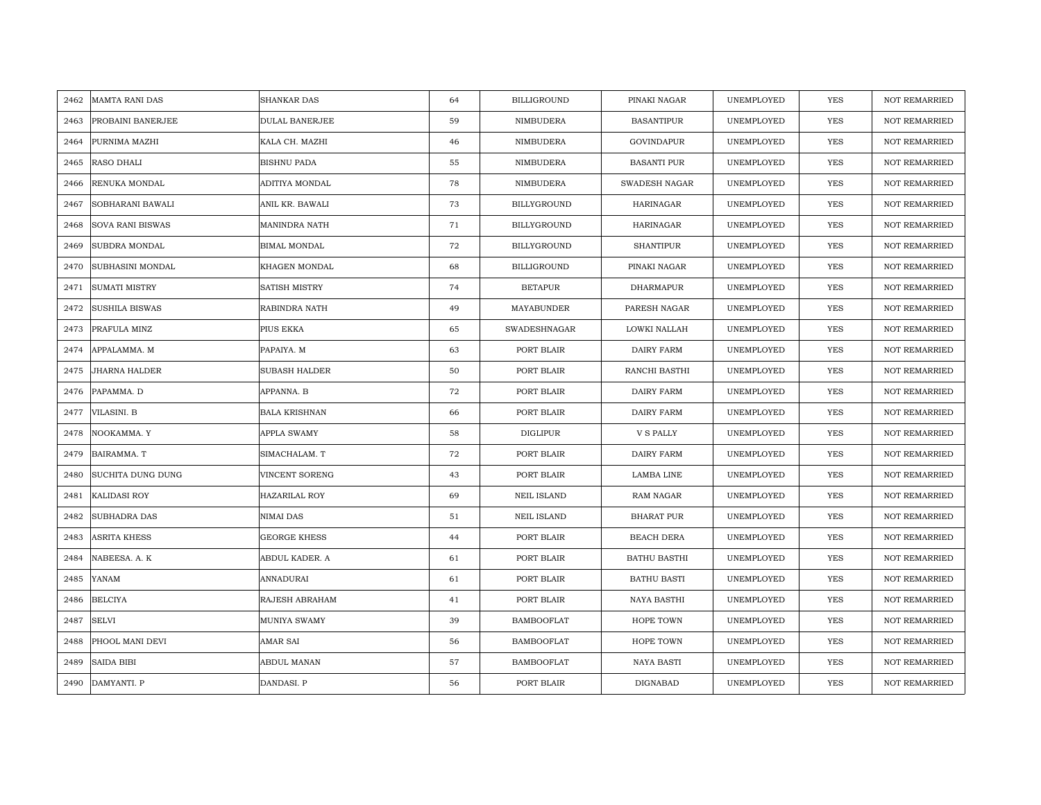| 2462 | MAMTA RANI DAS | SHANKAR DAS | 64 | BILLIGROUND | PINAKI NAGAR | UNEMPLOYED | YES | NOT REMARRIED |
|---|---|---|---|---|---|---|---|---|
| 2463 | PROBAINI BANERJEE | DULAL BANERJEE | 59 | NIMBUDERA | BASANTIPUR | UNEMPLOYED | YES | NOT REMARRIED |
| 2464 | PURNIMA MAZHI | KALA CH. MAZHI | 46 | NIMBUDERA | GOVINDAPUR | UNEMPLOYED | YES | NOT REMARRIED |
| 2465 | RASO DHALI | BISHNU PADA | 55 | NIMBUDERA | BASANTI PUR | UNEMPLOYED | YES | NOT REMARRIED |
| 2466 | RENUKA MONDAL | ADITIYA MONDAL | 78 | NIMBUDERA | SWADESH NAGAR | UNEMPLOYED | YES | NOT REMARRIED |
| 2467 | SOBHARANI BAWALI | ANIL KR. BAWALI | 73 | BILLYGROUND | HARINAGAR | UNEMPLOYED | YES | NOT REMARRIED |
| 2468 | SOVA RANI BISWAS | MANINDRA NATH | 71 | BILLYGROUND | HARINAGAR | UNEMPLOYED | YES | NOT REMARRIED |
| 2469 | SUBDRA MONDAL | BIMAL MONDAL | 72 | BILLYGROUND | SHANTIPUR | UNEMPLOYED | YES | NOT REMARRIED |
| 2470 | SUBHASINI MONDAL | KHAGEN MONDAL | 68 | BILLIGROUND | PINAKI NAGAR | UNEMPLOYED | YES | NOT REMARRIED |
| 2471 | SUMATI MISTRY | SATISH MISTRY | 74 | BETAPUR | DHARMAPUR | UNEMPLOYED | YES | NOT REMARRIED |
| 2472 | SUSHILA BISWAS | RABINDRA NATH | 49 | MAYABUNDER | PARESH NAGAR | UNEMPLOYED | YES | NOT REMARRIED |
| 2473 | PRAFULA MINZ | PIUS EKKA | 65 | SWADESHNAGAR | LOWKI NALLAH | UNEMPLOYED | YES | NOT REMARRIED |
| 2474 | APPALAMMA. M | PAPAIYA. M | 63 | PORT BLAIR | DAIRY FARM | UNEMPLOYED | YES | NOT REMARRIED |
| 2475 | JHARNA HALDER | SUBASH HALDER | 50 | PORT BLAIR | RANCHI BASTHI | UNEMPLOYED | YES | NOT REMARRIED |
| 2476 | PAPAMMA. D | APPANNA. B | 72 | PORT BLAIR | DAIRY FARM | UNEMPLOYED | YES | NOT REMARRIED |
| 2477 | VILASINI. B | BALA KRISHNAN | 66 | PORT BLAIR | DAIRY FARM | UNEMPLOYED | YES | NOT REMARRIED |
| 2478 | NOOKAMMA. Y | APPLA SWAMY | 58 | DIGLIPUR | V S PALLY | UNEMPLOYED | YES | NOT REMARRIED |
| 2479 | BAIRAMMA. T | SIMACHALAM. T | 72 | PORT BLAIR | DAIRY FARM | UNEMPLOYED | YES | NOT REMARRIED |
| 2480 | SUCHITA DUNG DUNG | VINCENT SORENG | 43 | PORT BLAIR | LAMBA LINE | UNEMPLOYED | YES | NOT REMARRIED |
| 2481 | KALIDASI ROY | HAZARILAL ROY | 69 | NEIL ISLAND | RAM NAGAR | UNEMPLOYED | YES | NOT REMARRIED |
| 2482 | SUBHADRA DAS | NIMAI DAS | 51 | NEIL ISLAND | BHARAT PUR | UNEMPLOYED | YES | NOT REMARRIED |
| 2483 | ASRITA KHESS | GEORGE KHESS | 44 | PORT BLAIR | BEACH DERA | UNEMPLOYED | YES | NOT REMARRIED |
| 2484 | NABEESA. A. K | ABDUL KADER. A | 61 | PORT BLAIR | BATHU BASTHI | UNEMPLOYED | YES | NOT REMARRIED |
| 2485 | YANAM | ANNADURAI | 61 | PORT BLAIR | BATHU BASTI | UNEMPLOYED | YES | NOT REMARRIED |
| 2486 | BELCIYA | RAJESH ABRAHAM | 41 | PORT BLAIR | NAYA BASTHI | UNEMPLOYED | YES | NOT REMARRIED |
| 2487 | SELVI | MUNIYA SWAMY | 39 | BAMBOOFLAT | HOPE TOWN | UNEMPLOYED | YES | NOT REMARRIED |
| 2488 | PHOOL MANI DEVI | AMAR SAI | 56 | BAMBOOFLAT | HOPE TOWN | UNEMPLOYED | YES | NOT REMARRIED |
| 2489 | SAIDA BIBI | ABDUL MANAN | 57 | BAMBOOFLAT | NAYA BASTI | UNEMPLOYED | YES | NOT REMARRIED |
| 2490 | DAMYANTI. P | DANDASI. P | 56 | PORT BLAIR | DIGNABAD | UNEMPLOYED | YES | NOT REMARRIED |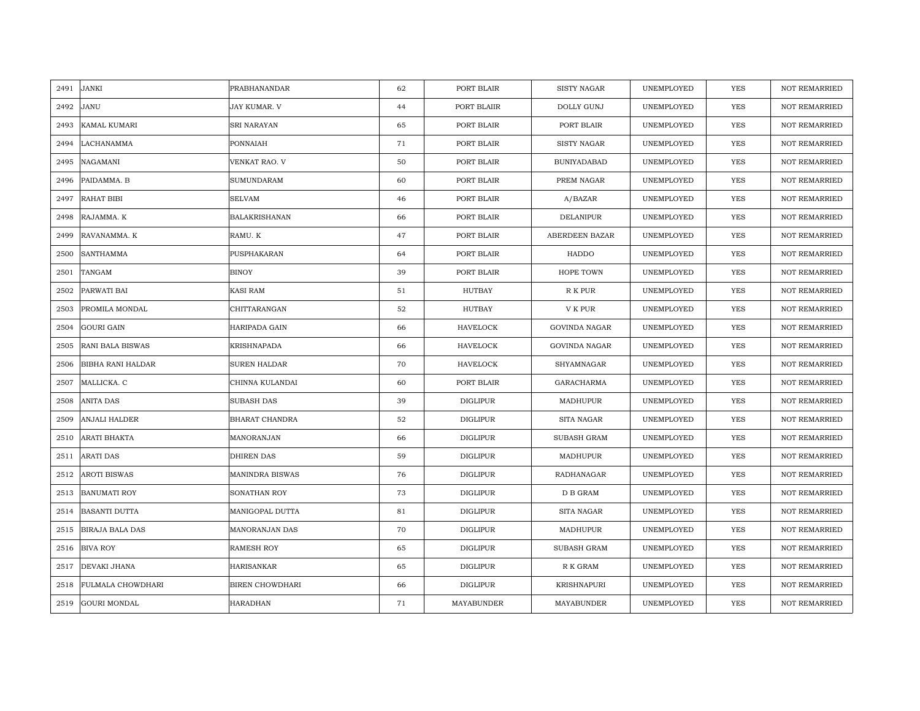| 2491 | JANKI | PRABHANANDAR | 62 | PORT BLAIR | SISTY NAGAR | UNEMPLOYED | YES | NOT REMARRIED |
|---|---|---|---|---|---|---|---|---|
| 2492 | JANU | JAY KUMAR. V | 44 | PORT BLAIIR | DOLLY GUNJ | UNEMPLOYED | YES | NOT REMARRIED |
| 2493 | KAMAL KUMARI | SRI NARAYAN | 65 | PORT BLAIR | PORT BLAIR | UNEMPLOYED | YES | NOT REMARRIED |
| 2494 | LACHANAMMA | PONNAIAH | 71 | PORT BLAIR | SISTY NAGAR | UNEMPLOYED | YES | NOT REMARRIED |
| 2495 | NAGAMANI | VENKAT RAO. V | 50 | PORT BLAIR | BUNIYADABAD | UNEMPLOYED | YES | NOT REMARRIED |
| 2496 | PAIDAMMA. B | SUMUNDARAM | 60 | PORT BLAIR | PREM NAGAR | UNEMPLOYED | YES | NOT REMARRIED |
| 2497 | RAHAT BIBI | SELVAM | 46 | PORT BLAIR | A/BAZAR | UNEMPLOYED | YES | NOT REMARRIED |
| 2498 | RAJAMMA. K | BALAKRISHANAN | 66 | PORT BLAIR | DELANIPUR | UNEMPLOYED | YES | NOT REMARRIED |
| 2499 | RAVANAMMA. K | RAMU. K | 47 | PORT BLAIR | ABERDEEN BAZAR | UNEMPLOYED | YES | NOT REMARRIED |
| 2500 | SANTHAMMA | PUSPHAKARAN | 64 | PORT BLAIR | HADDO | UNEMPLOYED | YES | NOT REMARRIED |
| 2501 | TANGAM | BINOY | 39 | PORT BLAIR | HOPE TOWN | UNEMPLOYED | YES | NOT REMARRIED |
| 2502 | PARWATI BAI | KASI RAM | 51 | HUTBAY | R K PUR | UNEMPLOYED | YES | NOT REMARRIED |
| 2503 | PROMILA MONDAL | CHITTARANGAN | 52 | HUTBAY | V K PUR | UNEMPLOYED | YES | NOT REMARRIED |
| 2504 | GOURI GAIN | HARIPADA GAIN | 66 | HAVELOCK | GOVINDA NAGAR | UNEMPLOYED | YES | NOT REMARRIED |
| 2505 | RANI BALA BISWAS | KRISHNAPADA | 66 | HAVELOCK | GOVINDA NAGAR | UNEMPLOYED | YES | NOT REMARRIED |
| 2506 | BIBHA RANI HALDAR | SUREN HALDAR | 70 | HAVELOCK | SHYAMNAGAR | UNEMPLOYED | YES | NOT REMARRIED |
| 2507 | MALLICKA. C | CHINNA KULANDAI | 60 | PORT BLAIR | GARACHARMA | UNEMPLOYED | YES | NOT REMARRIED |
| 2508 | ANITA DAS | SUBASH DAS | 39 | DIGLIPUR | MADHUPUR | UNEMPLOYED | YES | NOT REMARRIED |
| 2509 | ANJALI HALDER | BHARAT CHANDRA | 52 | DIGLIPUR | SITA NAGAR | UNEMPLOYED | YES | NOT REMARRIED |
| 2510 | ARATI BHAKTA | MANORANJAN | 66 | DIGLIPUR | SUBASH GRAM | UNEMPLOYED | YES | NOT REMARRIED |
| 2511 | ARATI DAS | DHIREN DAS | 59 | DIGLIPUR | MADHUPUR | UNEMPLOYED | YES | NOT REMARRIED |
| 2512 | AROTI BISWAS | MANINDRA BISWAS | 76 | DIGLIPUR | RADHANAGAR | UNEMPLOYED | YES | NOT REMARRIED |
| 2513 | BANUMATI ROY | SONATHAN ROY | 73 | DIGLIPUR | D B GRAM | UNEMPLOYED | YES | NOT REMARRIED |
| 2514 | BASANTI DUTTA | MANIGOPAL DUTTA | 81 | DIGLIPUR | SITA NAGAR | UNEMPLOYED | YES | NOT REMARRIED |
| 2515 | BIRAJA BALA DAS | MANORANJAN DAS | 70 | DIGLIPUR | MADHUPUR | UNEMPLOYED | YES | NOT REMARRIED |
| 2516 | BIVA ROY | RAMESH ROY | 65 | DIGLIPUR | SUBASH GRAM | UNEMPLOYED | YES | NOT REMARRIED |
| 2517 | DEVAKI JHANA | HARISANKAR | 65 | DIGLIPUR | R K GRAM | UNEMPLOYED | YES | NOT REMARRIED |
| 2518 | FULMALA CHOWDHARI | BIREN CHOWDHARI | 66 | DIGLIPUR | KRISHNAPURI | UNEMPLOYED | YES | NOT REMARRIED |
| 2519 | GOURI MONDAL | HARADHAN | 71 | MAYABUNDER | MAYABUNDER | UNEMPLOYED | YES | NOT REMARRIED |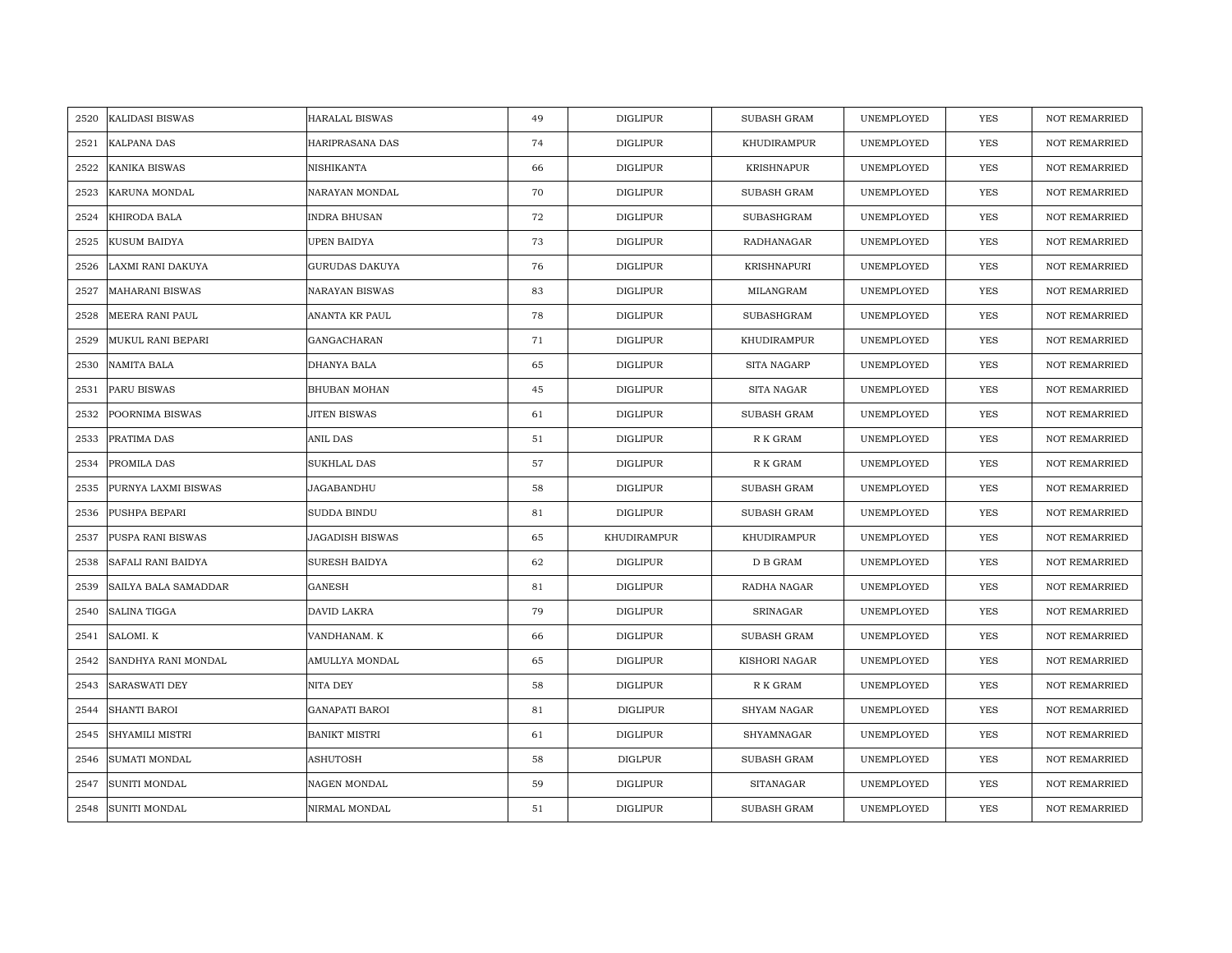| 2520 | KALIDASI BISWAS | HARALAL BISWAS | 49 | DIGLIPUR | SUBASH GRAM | UNEMPLOYED | YES | NOT REMARRIED |
|---|---|---|---|---|---|---|---|---|
| 2521 | KALPANA DAS | HARIPRASANA DAS | 74 | DIGLIPUR | KHUDIRAMPUR | UNEMPLOYED | YES | NOT REMARRIED |
| 2522 | KANIKA BISWAS | NISHIKANTA | 66 | DIGLIPUR | KRISHNAPUR | UNEMPLOYED | YES | NOT REMARRIED |
| 2523 | KARUNA MONDAL | NARAYAN MONDAL | 70 | DIGLIPUR | SUBASH GRAM | UNEMPLOYED | YES | NOT REMARRIED |
| 2524 | KHIRODA BALA | INDRA BHUSAN | 72 | DIGLIPUR | SUBASHGRAM | UNEMPLOYED | YES | NOT REMARRIED |
| 2525 | KUSUM BAIDYA | UPEN BAIDYA | 73 | DIGLIPUR | RADHANAGAR | UNEMPLOYED | YES | NOT REMARRIED |
| 2526 | LAXMI RANI DAKUYA | GURUDAS DAKUYA | 76 | DIGLIPUR | KRISHNAPURI | UNEMPLOYED | YES | NOT REMARRIED |
| 2527 | MAHARANI BISWAS | NARAYAN BISWAS | 83 | DIGLIPUR | MILANGRAM | UNEMPLOYED | YES | NOT REMARRIED |
| 2528 | MEERA RANI PAUL | ANANTA KR PAUL | 78 | DIGLIPUR | SUBASHGRAM | UNEMPLOYED | YES | NOT REMARRIED |
| 2529 | MUKUL RANI BEPARI | GANGACHARAN | 71 | DIGLIPUR | KHUDIRAMPUR | UNEMPLOYED | YES | NOT REMARRIED |
| 2530 | NAMITA BALA | DHANYA BALA | 65 | DIGLIPUR | SITA NAGARP | UNEMPLOYED | YES | NOT REMARRIED |
| 2531 | PARU BISWAS | BHUBAN MOHAN | 45 | DIGLIPUR | SITA NAGAR | UNEMPLOYED | YES | NOT REMARRIED |
| 2532 | POORNIMA BISWAS | JITEN BISWAS | 61 | DIGLIPUR | SUBASH GRAM | UNEMPLOYED | YES | NOT REMARRIED |
| 2533 | PRATIMA DAS | ANIL DAS | 51 | DIGLIPUR | R K GRAM | UNEMPLOYED | YES | NOT REMARRIED |
| 2534 | PROMILA DAS | SUKHLAL DAS | 57 | DIGLIPUR | R K GRAM | UNEMPLOYED | YES | NOT REMARRIED |
| 2535 | PURNYA LAXMI BISWAS | JAGABANDHU | 58 | DIGLIPUR | SUBASH GRAM | UNEMPLOYED | YES | NOT REMARRIED |
| 2536 | PUSHPA BEPARI | SUDDA BINDU | 81 | DIGLIPUR | SUBASH GRAM | UNEMPLOYED | YES | NOT REMARRIED |
| 2537 | PUSPA RANI BISWAS | JAGADISH BISWAS | 65 | KHUDIRAMPUR | KHUDIRAMPUR | UNEMPLOYED | YES | NOT REMARRIED |
| 2538 | SAFALI RANI BAIDYA | SURESH BAIDYA | 62 | DIGLIPUR | D B GRAM | UNEMPLOYED | YES | NOT REMARRIED |
| 2539 | SAILYA BALA SAMADDAR | GANESH | 81 | DIGLIPUR | RADHA NAGAR | UNEMPLOYED | YES | NOT REMARRIED |
| 2540 | SALINA TIGGA | DAVID LAKRA | 79 | DIGLIPUR | SRINAGAR | UNEMPLOYED | YES | NOT REMARRIED |
| 2541 | SALOMI. K | VANDHANAM. K | 66 | DIGLIPUR | SUBASH GRAM | UNEMPLOYED | YES | NOT REMARRIED |
| 2542 | SANDHYA RANI MONDAL | AMULLYA MONDAL | 65 | DIGLIPUR | KISHORI NAGAR | UNEMPLOYED | YES | NOT REMARRIED |
| 2543 | SARASWATI DEY | NITA DEY | 58 | DIGLIPUR | R K GRAM | UNEMPLOYED | YES | NOT REMARRIED |
| 2544 | SHANTI BAROI | GANAPATI BAROI | 81 | DIGLIPUR | SHYAM NAGAR | UNEMPLOYED | YES | NOT REMARRIED |
| 2545 | SHYAMILI MISTRI | BANIKT MISTRI | 61 | DIGLIPUR | SHYAMNAGAR | UNEMPLOYED | YES | NOT REMARRIED |
| 2546 | SUMATI MONDAL | ASHUTOSH | 58 | DIGLPUR | SUBASH GRAM | UNEMPLOYED | YES | NOT REMARRIED |
| 2547 | SUNITI MONDAL | NAGEN MONDAL | 59 | DIGLIPUR | SITANAGAR | UNEMPLOYED | YES | NOT REMARRIED |
| 2548 | SUNITI MONDAL | NIRMAL MONDAL | 51 | DIGLIPUR | SUBASH GRAM | UNEMPLOYED | YES | NOT REMARRIED |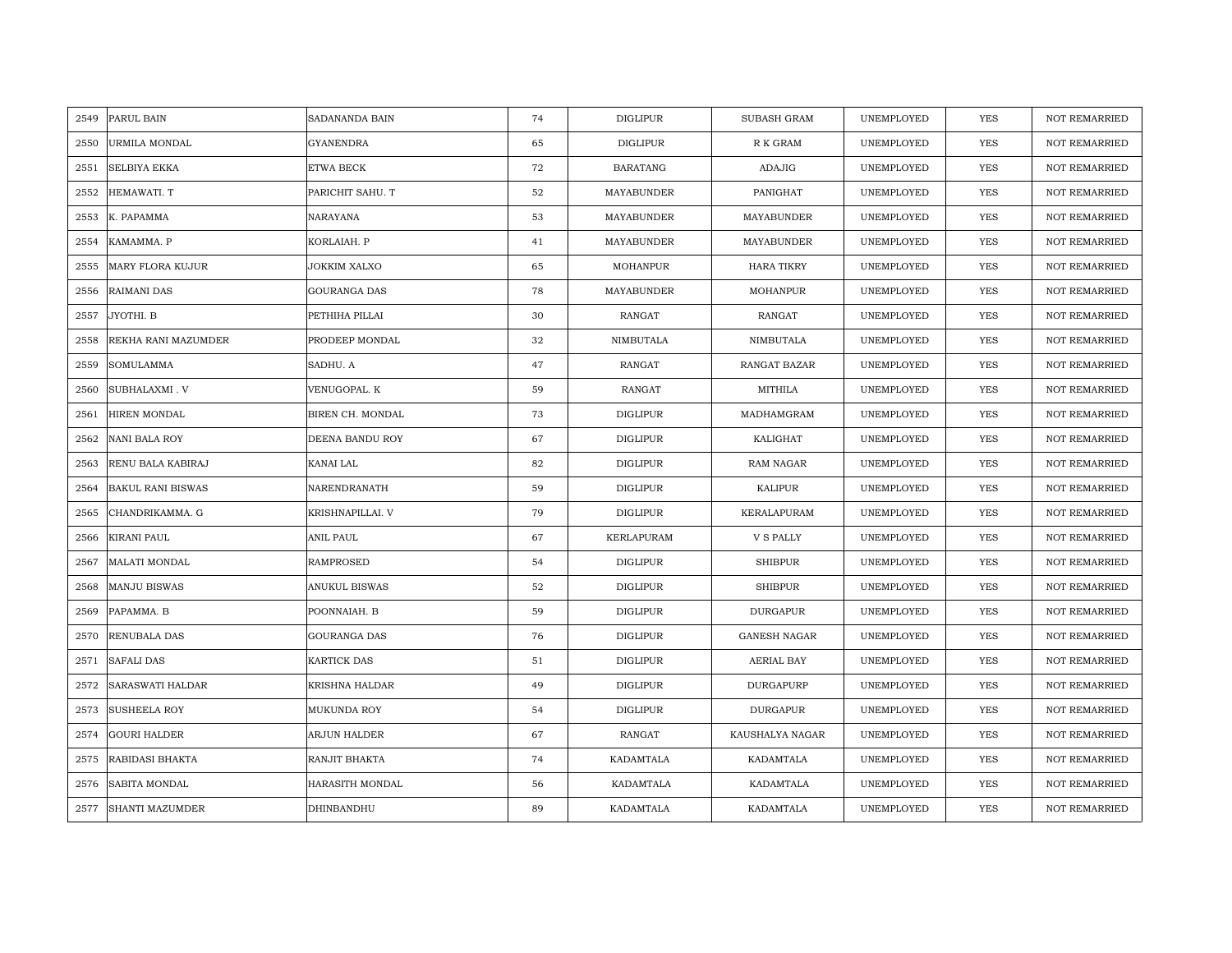| 2549 | PARUL BAIN | SADANANDA BAIN | 74 | DIGLIPUR | SUBASH GRAM | UNEMPLOYED | YES | NOT REMARRIED |
|---|---|---|---|---|---|---|---|---|
| 2550 | URMILA MONDAL | GYANENDRA | 65 | DIGLIPUR | R K GRAM | UNEMPLOYED | YES | NOT REMARRIED |
| 2551 | SELBIYA EKKA | ETWA BECK | 72 | BARATANG | ADAJIG | UNEMPLOYED | YES | NOT REMARRIED |
| 2552 | HEMAWATI. T | PARICHIT SAHU. T | 52 | MAYABUNDER | PANIGHAT | UNEMPLOYED | YES | NOT REMARRIED |
| 2553 | K. PAPAMMA | NARAYANA | 53 | MAYABUNDER | MAYABUNDER | UNEMPLOYED | YES | NOT REMARRIED |
| 2554 | KAMAMMA. P | KORLAIAH. P | 41 | MAYABUNDER | MAYABUNDER | UNEMPLOYED | YES | NOT REMARRIED |
| 2555 | MARY FLORA KUJUR | JOKKIM XALXO | 65 | MOHANPUR | HARA TIKRY | UNEMPLOYED | YES | NOT REMARRIED |
| 2556 | RAIMANI DAS | GOURANGA DAS | 78 | MAYABUNDER | MOHANPUR | UNEMPLOYED | YES | NOT REMARRIED |
| 2557 | JYOTHI. B | PETHIHA PILLAI | 30 | RANGAT | RANGAT | UNEMPLOYED | YES | NOT REMARRIED |
| 2558 | REKHA RANI MAZUMDER | PRODEEP MONDAL | 32 | NIMBUTALA | NIMBUTALA | UNEMPLOYED | YES | NOT REMARRIED |
| 2559 | SOMULAMMA | SADHU. A | 47 | RANGAT | RANGAT BAZAR | UNEMPLOYED | YES | NOT REMARRIED |
| 2560 | SUBHALAXMI . V | VENUGOPAL. K | 59 | RANGAT | MITHILA | UNEMPLOYED | YES | NOT REMARRIED |
| 2561 | HIREN MONDAL | BIREN CH. MONDAL | 73 | DIGLIPUR | MADHAMGRAM | UNEMPLOYED | YES | NOT REMARRIED |
| 2562 | NANI BALA ROY | DEENA BANDU ROY | 67 | DIGLIPUR | KALIGHAT | UNEMPLOYED | YES | NOT REMARRIED |
| 2563 | RENU BALA KABIRAJ | KANAI LAL | 82 | DIGLIPUR | RAM NAGAR | UNEMPLOYED | YES | NOT REMARRIED |
| 2564 | BAKUL RANI BISWAS | NARENDRANATH | 59 | DIGLIPUR | KALIPUR | UNEMPLOYED | YES | NOT REMARRIED |
| 2565 | CHANDRIKAMMA. G | KRISHNAPILLAI. V | 79 | DIGLIPUR | KERALAPURAM | UNEMPLOYED | YES | NOT REMARRIED |
| 2566 | KIRANI PAUL | ANIL PAUL | 67 | KERLAPURAM | V S PALLY | UNEMPLOYED | YES | NOT REMARRIED |
| 2567 | MALATI MONDAL | RAMPROSED | 54 | DIGLIPUR | SHIBPUR | UNEMPLOYED | YES | NOT REMARRIED |
| 2568 | MANJU BISWAS | ANUKUL BISWAS | 52 | DIGLIPUR | SHIBPUR | UNEMPLOYED | YES | NOT REMARRIED |
| 2569 | PAPAMMA. B | POONNAIAH. B | 59 | DIGLIPUR | DURGAPUR | UNEMPLOYED | YES | NOT REMARRIED |
| 2570 | RENUBALA DAS | GOURANGA DAS | 76 | DIGLIPUR | GANESH NAGAR | UNEMPLOYED | YES | NOT REMARRIED |
| 2571 | SAFALI DAS | KARTICK DAS | 51 | DIGLIPUR | AERIAL BAY | UNEMPLOYED | YES | NOT REMARRIED |
| 2572 | SARASWATI HALDAR | KRISHNA HALDAR | 49 | DIGLIPUR | DURGAPURP | UNEMPLOYED | YES | NOT REMARRIED |
| 2573 | SUSHEELA ROY | MUKUNDA ROY | 54 | DIGLIPUR | DURGAPUR | UNEMPLOYED | YES | NOT REMARRIED |
| 2574 | GOURI HALDER | ARJUN HALDER | 67 | RANGAT | KAUSHALYA NAGAR | UNEMPLOYED | YES | NOT REMARRIED |
| 2575 | RABIDASI BHAKTA | RANJIT BHAKTA | 74 | KADAMTALA | KADAMTALA | UNEMPLOYED | YES | NOT REMARRIED |
| 2576 | SABITA MONDAL | HARASITH MONDAL | 56 | KADAMTALA | KADAMTALA | UNEMPLOYED | YES | NOT REMARRIED |
| 2577 | SHANTI MAZUMDER | DHINBANDHU | 89 | KADAMTALA | KADAMTALA | UNEMPLOYED | YES | NOT REMARRIED |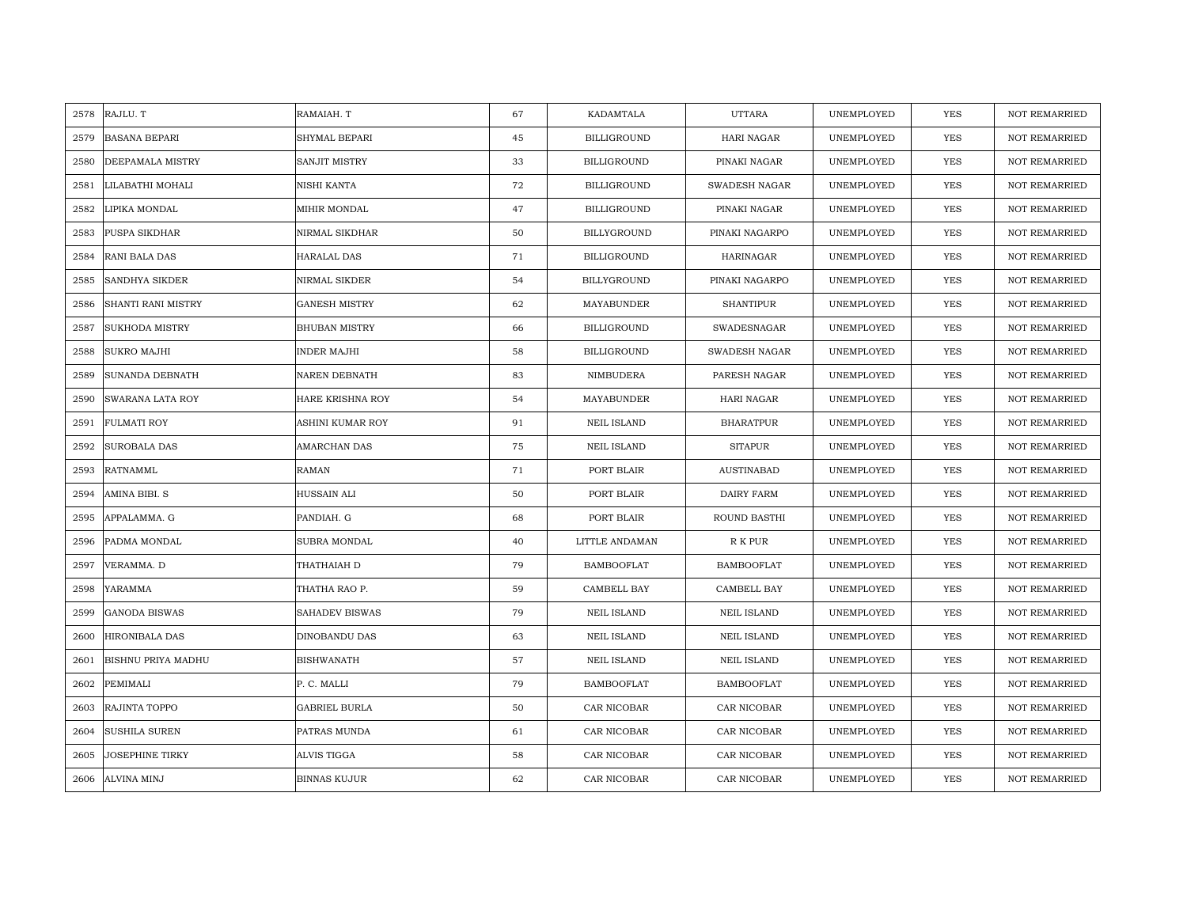| 2578 | RAJLU. T | RAMAIAH. T | 67 | KADAMTALA | UTTARA | UNEMPLOYED | YES | NOT REMARRIED |
|---|---|---|---|---|---|---|---|---|
| 2579 | BASANA BEPARI | SHYMAL BEPARI | 45 | BILLIGROUND | HARI NAGAR | UNEMPLOYED | YES | NOT REMARRIED |
| 2580 | DEEPAMALA MISTRY | SANJIT MISTRY | 33 | BILLIGROUND | PINAKI NAGAR | UNEMPLOYED | YES | NOT REMARRIED |
| 2581 | LILABATHI MOHALI | NISHI KANTA | 72 | BILLIGROUND | SWADESH NAGAR | UNEMPLOYED | YES | NOT REMARRIED |
| 2582 | LIPIKA MONDAL | MIHIR MONDAL | 47 | BILLIGROUND | PINAKI NAGAR | UNEMPLOYED | YES | NOT REMARRIED |
| 2583 | PUSPA SIKDHAR | NIRMAL SIKDHAR | 50 | BILLYGROUND | PINAKI NAGARPO | UNEMPLOYED | YES | NOT REMARRIED |
| 2584 | RANI BALA DAS | HARALAL DAS | 71 | BILLIGROUND | HARINAGAR | UNEMPLOYED | YES | NOT REMARRIED |
| 2585 | SANDHYA SIKDER | NIRMAL SIKDER | 54 | BILLYGROUND | PINAKI NAGARPO | UNEMPLOYED | YES | NOT REMARRIED |
| 2586 | SHANTI RANI MISTRY | GANESH MISTRY | 62 | MAYABUNDER | SHANTIPUR | UNEMPLOYED | YES | NOT REMARRIED |
| 2587 | SUKHODA MISTRY | BHUBAN MISTRY | 66 | BILLIGROUND | SWADESNAGAR | UNEMPLOYED | YES | NOT REMARRIED |
| 2588 | SUKRO MAJHI | INDER MAJHI | 58 | BILLIGROUND | SWADESH NAGAR | UNEMPLOYED | YES | NOT REMARRIED |
| 2589 | SUNANDA DEBNATH | NAREN DEBNATH | 83 | NIMBUDERA | PARESH NAGAR | UNEMPLOYED | YES | NOT REMARRIED |
| 2590 | SWARANA LATA ROY | HARE KRISHNA ROY | 54 | MAYABUNDER | HARI NAGAR | UNEMPLOYED | YES | NOT REMARRIED |
| 2591 | FULMATI ROY | ASHINI KUMAR ROY | 91 | NEIL ISLAND | BHARATPUR | UNEMPLOYED | YES | NOT REMARRIED |
| 2592 | SUROBALA DAS | AMARCHAN DAS | 75 | NEIL ISLAND | SITAPUR | UNEMPLOYED | YES | NOT REMARRIED |
| 2593 | RATNAMML | RAMAN | 71 | PORT BLAIR | AUSTINABAD | UNEMPLOYED | YES | NOT REMARRIED |
| 2594 | AMINA BIBI. S | HUSSAIN ALI | 50 | PORT BLAIR | DAIRY FARM | UNEMPLOYED | YES | NOT REMARRIED |
| 2595 | APPALAMMA. G | PANDIAH. G | 68 | PORT BLAIR | ROUND BASTHI | UNEMPLOYED | YES | NOT REMARRIED |
| 2596 | PADMA MONDAL | SUBRA MONDAL | 40 | LITTLE ANDAMAN | R K PUR | UNEMPLOYED | YES | NOT REMARRIED |
| 2597 | VERAMMA. D | THATHAIAH D | 79 | BAMBOOFLAT | BAMBOOFLAT | UNEMPLOYED | YES | NOT REMARRIED |
| 2598 | YARAMMA | THATHA RAO P. | 59 | CAMBELL BAY | CAMBELL BAY | UNEMPLOYED | YES | NOT REMARRIED |
| 2599 | GANODA BISWAS | SAHADEV BISWAS | 79 | NEIL ISLAND | NEIL ISLAND | UNEMPLOYED | YES | NOT REMARRIED |
| 2600 | HIRONIBALA DAS | DINOBANDU DAS | 63 | NEIL ISLAND | NEIL ISLAND | UNEMPLOYED | YES | NOT REMARRIED |
| 2601 | BISHNU PRIYA MADHU | BISHWANATH | 57 | NEIL ISLAND | NEIL ISLAND | UNEMPLOYED | YES | NOT REMARRIED |
| 2602 | PEMIMALI | P. C. MALLI | 79 | BAMBOOFLAT | BAMBOOFLAT | UNEMPLOYED | YES | NOT REMARRIED |
| 2603 | RAJINTA TOPPO | GABRIEL BURLA | 50 | CAR NICOBAR | CAR NICOBAR | UNEMPLOYED | YES | NOT REMARRIED |
| 2604 | SUSHILA SUREN | PATRAS MUNDA | 61 | CAR NICOBAR | CAR NICOBAR | UNEMPLOYED | YES | NOT REMARRIED |
| 2605 | JOSEPHINE TIRKY | ALVIS TIGGA | 58 | CAR NICOBAR | CAR NICOBAR | UNEMPLOYED | YES | NOT REMARRIED |
| 2606 | ALVINA MINJ | BINNAS KUJUR | 62 | CAR NICOBAR | CAR NICOBAR | UNEMPLOYED | YES | NOT REMARRIED |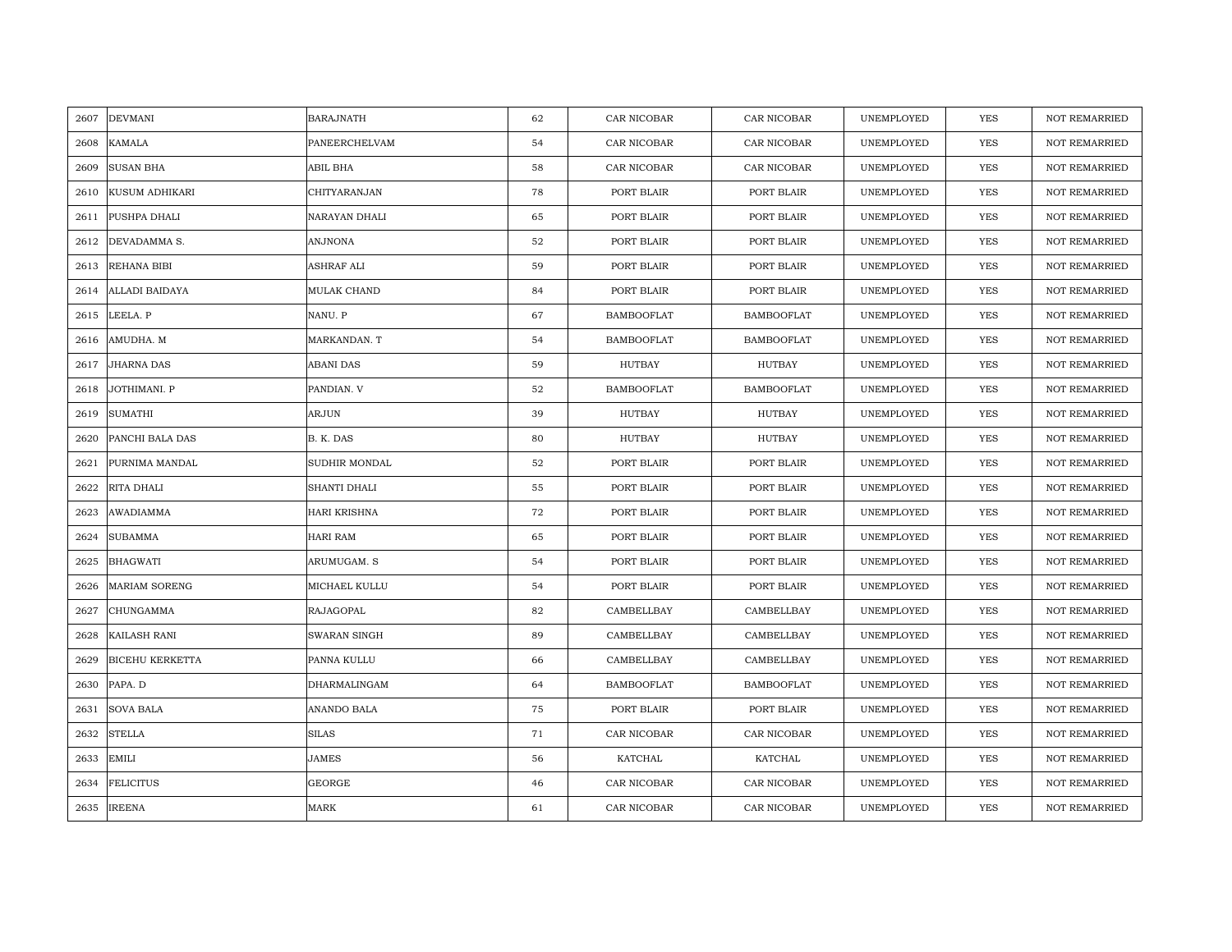| | | | | | | | | |
|---|---|---|---|---|---|---|---|---|
| 2607 | DEVMANI | BARAJNATH | 62 | CAR NICOBAR | CAR NICOBAR | UNEMPLOYED | YES | NOT REMARRIED |
| 2608 | KAMALA | PANEERCHELVAM | 54 | CAR NICOBAR | CAR NICOBAR | UNEMPLOYED | YES | NOT REMARRIED |
| 2609 | SUSAN BHA | ABIL BHA | 58 | CAR NICOBAR | CAR NICOBAR | UNEMPLOYED | YES | NOT REMARRIED |
| 2610 | KUSUM ADHIKARI | CHITYARANJAN | 78 | PORT BLAIR | PORT BLAIR | UNEMPLOYED | YES | NOT REMARRIED |
| 2611 | PUSHPA DHALI | NARAYAN DHALI | 65 | PORT BLAIR | PORT BLAIR | UNEMPLOYED | YES | NOT REMARRIED |
| 2612 | DEVADAMMA S. | ANJNONA | 52 | PORT BLAIR | PORT BLAIR | UNEMPLOYED | YES | NOT REMARRIED |
| 2613 | REHANA BIBI | ASHRAF ALI | 59 | PORT BLAIR | PORT BLAIR | UNEMPLOYED | YES | NOT REMARRIED |
| 2614 | ALLADI BAIDAYA | MULAK CHAND | 84 | PORT BLAIR | PORT BLAIR | UNEMPLOYED | YES | NOT REMARRIED |
| 2615 | LEELA. P | NANU. P | 67 | BAMBOOFLAT | BAMBOOFLAT | UNEMPLOYED | YES | NOT REMARRIED |
| 2616 | AMUDHA. M | MARKANDAN. T | 54 | BAMBOOFLAT | BAMBOOFLAT | UNEMPLOYED | YES | NOT REMARRIED |
| 2617 | JHARNA DAS | ABANI DAS | 59 | HUTBAY | HUTBAY | UNEMPLOYED | YES | NOT REMARRIED |
| 2618 | JOTHIMANI. P | PANDIAN. V | 52 | BAMBOOFLAT | BAMBOOFLAT | UNEMPLOYED | YES | NOT REMARRIED |
| 2619 | SUMATHI | ARJUN | 39 | HUTBAY | HUTBAY | UNEMPLOYED | YES | NOT REMARRIED |
| 2620 | PANCHI BALA DAS | B. K. DAS | 80 | HUTBAY | HUTBAY | UNEMPLOYED | YES | NOT REMARRIED |
| 2621 | PURNIMA MANDAL | SUDHIR MONDAL | 52 | PORT BLAIR | PORT BLAIR | UNEMPLOYED | YES | NOT REMARRIED |
| 2622 | RITA DHALI | SHANTI DHALI | 55 | PORT BLAIR | PORT BLAIR | UNEMPLOYED | YES | NOT REMARRIED |
| 2623 | AWADIAMMA | HARI KRISHNA | 72 | PORT BLAIR | PORT BLAIR | UNEMPLOYED | YES | NOT REMARRIED |
| 2624 | SUBAMMA | HARI RAM | 65 | PORT BLAIR | PORT BLAIR | UNEMPLOYED | YES | NOT REMARRIED |
| 2625 | BHAGWATI | ARUMUGAM. S | 54 | PORT BLAIR | PORT BLAIR | UNEMPLOYED | YES | NOT REMARRIED |
| 2626 | MARIAM SORENG | MICHAEL KULLU | 54 | PORT BLAIR | PORT BLAIR | UNEMPLOYED | YES | NOT REMARRIED |
| 2627 | CHUNGAMMA | RAJAGOPAL | 82 | CAMBELLBAY | CAMBELLBAY | UNEMPLOYED | YES | NOT REMARRIED |
| 2628 | KAILASH RANI | SWARAN SINGH | 89 | CAMBELLBAY | CAMBELLBAY | UNEMPLOYED | YES | NOT REMARRIED |
| 2629 | BICEHU KERKETTA | PANNA KULLU | 66 | CAMBELLBAY | CAMBELLBAY | UNEMPLOYED | YES | NOT REMARRIED |
| 2630 | PAPA. D | DHARMALINGAM | 64 | BAMBOOFLAT | BAMBOOFLAT | UNEMPLOYED | YES | NOT REMARRIED |
| 2631 | SOVA BALA | ANANDO BALA | 75 | PORT BLAIR | PORT BLAIR | UNEMPLOYED | YES | NOT REMARRIED |
| 2632 | STELLA | SILAS | 71 | CAR NICOBAR | CAR NICOBAR | UNEMPLOYED | YES | NOT REMARRIED |
| 2633 | EMILI | JAMES | 56 | KATCHAL | KATCHAL | UNEMPLOYED | YES | NOT REMARRIED |
| 2634 | FELICITUS | GEORGE | 46 | CAR NICOBAR | CAR NICOBAR | UNEMPLOYED | YES | NOT REMARRIED |
| 2635 | IREENA | MARK | 61 | CAR NICOBAR | CAR NICOBAR | UNEMPLOYED | YES | NOT REMARRIED |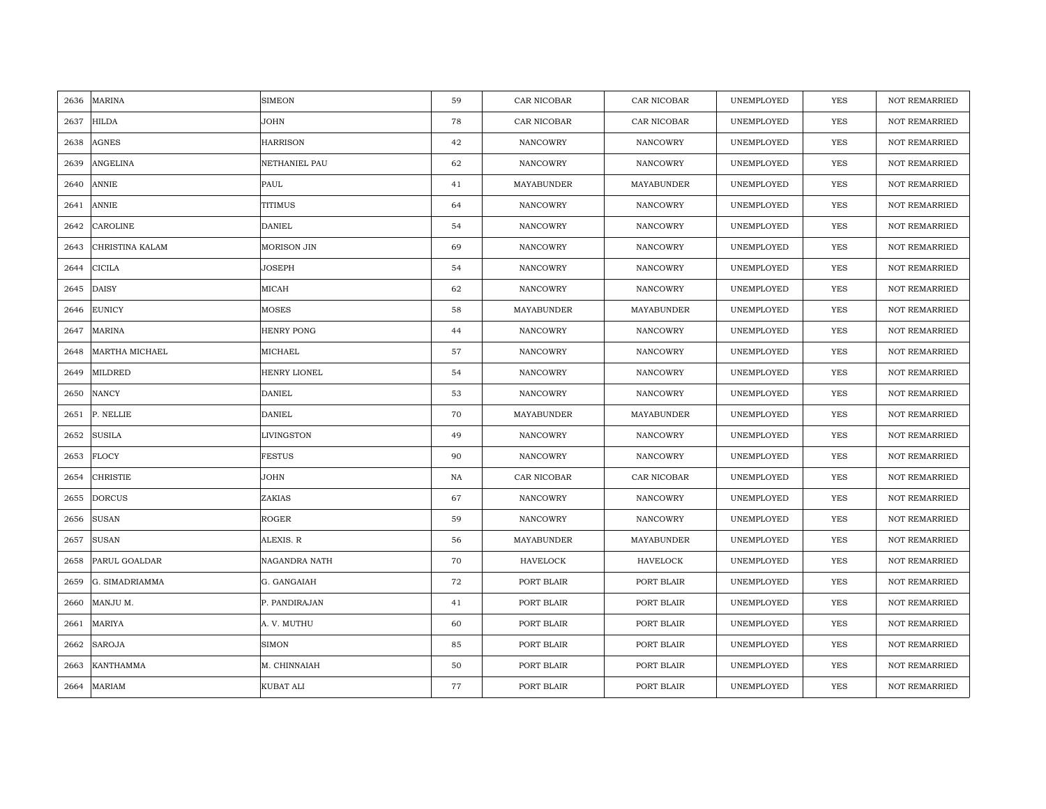| 2636 | MARINA | SIMEON | 59 | CAR NICOBAR | CAR NICOBAR | UNEMPLOYED | YES | NOT REMARRIED |
|---|---|---|---|---|---|---|---|---|
| 2637 | HILDA | JOHN | 78 | CAR NICOBAR | CAR NICOBAR | UNEMPLOYED | YES | NOT REMARRIED |
| 2638 | AGNES | HARRISON | 42 | NANCOWRY | NANCOWRY | UNEMPLOYED | YES | NOT REMARRIED |
| 2639 | ANGELINA | NETHANIEL PAU | 62 | NANCOWRY | NANCOWRY | UNEMPLOYED | YES | NOT REMARRIED |
| 2640 | ANNIE | PAUL | 41 | MAYABUNDER | MAYABUNDER | UNEMPLOYED | YES | NOT REMARRIED |
| 2641 | ANNIE | TITIMUS | 64 | NANCOWRY | NANCOWRY | UNEMPLOYED | YES | NOT REMARRIED |
| 2642 | CAROLINE | DANIEL | 54 | NANCOWRY | NANCOWRY | UNEMPLOYED | YES | NOT REMARRIED |
| 2643 | CHRISTINA KALAM | MORISON JIN | 69 | NANCOWRY | NANCOWRY | UNEMPLOYED | YES | NOT REMARRIED |
| 2644 | CICILA | JOSEPH | 54 | NANCOWRY | NANCOWRY | UNEMPLOYED | YES | NOT REMARRIED |
| 2645 | DAISY | MICAH | 62 | NANCOWRY | NANCOWRY | UNEMPLOYED | YES | NOT REMARRIED |
| 2646 | EUNICY | MOSES | 58 | MAYABUNDER | MAYABUNDER | UNEMPLOYED | YES | NOT REMARRIED |
| 2647 | MARINA | HENRY PONG | 44 | NANCOWRY | NANCOWRY | UNEMPLOYED | YES | NOT REMARRIED |
| 2648 | MARTHA MICHAEL | MICHAEL | 57 | NANCOWRY | NANCOWRY | UNEMPLOYED | YES | NOT REMARRIED |
| 2649 | MILDRED | HENRY LIONEL | 54 | NANCOWRY | NANCOWRY | UNEMPLOYED | YES | NOT REMARRIED |
| 2650 | NANCY | DANIEL | 53 | NANCOWRY | NANCOWRY | UNEMPLOYED | YES | NOT REMARRIED |
| 2651 | P. NELLIE | DANIEL | 70 | MAYABUNDER | MAYABUNDER | UNEMPLOYED | YES | NOT REMARRIED |
| 2652 | SUSILA | LIVINGSTON | 49 | NANCOWRY | NANCOWRY | UNEMPLOYED | YES | NOT REMARRIED |
| 2653 | FLOCY | FESTUS | 90 | NANCOWRY | NANCOWRY | UNEMPLOYED | YES | NOT REMARRIED |
| 2654 | CHRISTIE | JOHN | NA | CAR NICOBAR | CAR NICOBAR | UNEMPLOYED | YES | NOT REMARRIED |
| 2655 | DORCUS | ZAKIAS | 67 | NANCOWRY | NANCOWRY | UNEMPLOYED | YES | NOT REMARRIED |
| 2656 | SUSAN | ROGER | 59 | NANCOWRY | NANCOWRY | UNEMPLOYED | YES | NOT REMARRIED |
| 2657 | SUSAN | ALEXIS. R | 56 | MAYABUNDER | MAYABUNDER | UNEMPLOYED | YES | NOT REMARRIED |
| 2658 | PARUL GOALDAR | NAGANDRA NATH | 70 | HAVELOCK | HAVELOCK | UNEMPLOYED | YES | NOT REMARRIED |
| 2659 | G. SIMADRIAMMA | G. GANGAIAH | 72 | PORT BLAIR | PORT BLAIR | UNEMPLOYED | YES | NOT REMARRIED |
| 2660 | MANJU M. | P. PANDIRAJAN | 41 | PORT BLAIR | PORT BLAIR | UNEMPLOYED | YES | NOT REMARRIED |
| 2661 | MARIYA | A. V. MUTHU | 60 | PORT BLAIR | PORT BLAIR | UNEMPLOYED | YES | NOT REMARRIED |
| 2662 | SAROJA | SIMON | 85 | PORT BLAIR | PORT BLAIR | UNEMPLOYED | YES | NOT REMARRIED |
| 2663 | KANTHAMMA | M. CHINNAIAH | 50 | PORT BLAIR | PORT BLAIR | UNEMPLOYED | YES | NOT REMARRIED |
| 2664 | MARIAM | KUBAT ALI | 77 | PORT BLAIR | PORT BLAIR | UNEMPLOYED | YES | NOT REMARRIED |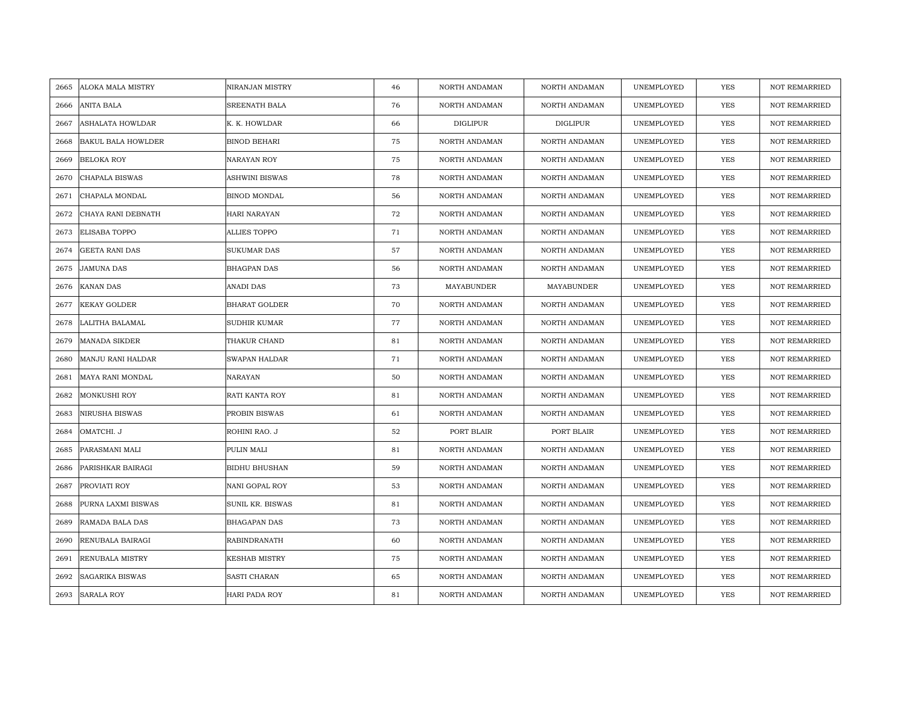| | | | | | | | | |
|---|---|---|---|---|---|---|---|---|
| 2665 | ALOKA MALA MISTRY | NIRANJAN MISTRY | 46 | NORTH ANDAMAN | NORTH ANDAMAN | UNEMPLOYED | YES | NOT REMARRIED |
| 2666 | ANITA BALA | SREENATH BALA | 76 | NORTH ANDAMAN | NORTH ANDAMAN | UNEMPLOYED | YES | NOT REMARRIED |
| 2667 | ASHALATA HOWLDAR | K. K. HOWLDAR | 66 | DIGLIPUR | DIGLIPUR | UNEMPLOYED | YES | NOT REMARRIED |
| 2668 | BAKUL BALA HOWLDER | BINOD BEHARI | 75 | NORTH ANDAMAN | NORTH ANDAMAN | UNEMPLOYED | YES | NOT REMARRIED |
| 2669 | BELOKA ROY | NARAYAN ROY | 75 | NORTH ANDAMAN | NORTH ANDAMAN | UNEMPLOYED | YES | NOT REMARRIED |
| 2670 | CHAPALA BISWAS | ASHWINI BISWAS | 78 | NORTH ANDAMAN | NORTH ANDAMAN | UNEMPLOYED | YES | NOT REMARRIED |
| 2671 | CHAPALA MONDAL | BINOD MONDAL | 56 | NORTH ANDAMAN | NORTH ANDAMAN | UNEMPLOYED | YES | NOT REMARRIED |
| 2672 | CHAYA RANI DEBNATH | HARI NARAYAN | 72 | NORTH ANDAMAN | NORTH ANDAMAN | UNEMPLOYED | YES | NOT REMARRIED |
| 2673 | ELISABA TOPPO | ALLIES TOPPO | 71 | NORTH ANDAMAN | NORTH ANDAMAN | UNEMPLOYED | YES | NOT REMARRIED |
| 2674 | GEETA RANI DAS | SUKUMAR DAS | 57 | NORTH ANDAMAN | NORTH ANDAMAN | UNEMPLOYED | YES | NOT REMARRIED |
| 2675 | JAMUNA DAS | BHAGPAN DAS | 56 | NORTH ANDAMAN | NORTH ANDAMAN | UNEMPLOYED | YES | NOT REMARRIED |
| 2676 | KANAN DAS | ANADI DAS | 73 | MAYABUNDER | MAYABUNDER | UNEMPLOYED | YES | NOT REMARRIED |
| 2677 | KEKAY GOLDER | BHARAT GOLDER | 70 | NORTH ANDAMAN | NORTH ANDAMAN | UNEMPLOYED | YES | NOT REMARRIED |
| 2678 | LALITHA BALAMAL | SUDHIR KUMAR | 77 | NORTH ANDAMAN | NORTH ANDAMAN | UNEMPLOYED | YES | NOT REMARRIED |
| 2679 | MANADA SIKDER | THAKUR CHAND | 81 | NORTH ANDAMAN | NORTH ANDAMAN | UNEMPLOYED | YES | NOT REMARRIED |
| 2680 | MANJU RANI HALDAR | SWAPAN HALDAR | 71 | NORTH ANDAMAN | NORTH ANDAMAN | UNEMPLOYED | YES | NOT REMARRIED |
| 2681 | MAYA RANI MONDAL | NARAYAN | 50 | NORTH ANDAMAN | NORTH ANDAMAN | UNEMPLOYED | YES | NOT REMARRIED |
| 2682 | MONKUSHI ROY | RATI KANTA ROY | 81 | NORTH ANDAMAN | NORTH ANDAMAN | UNEMPLOYED | YES | NOT REMARRIED |
| 2683 | NIRUSHA BISWAS | PROBIN BISWAS | 61 | NORTH ANDAMAN | NORTH ANDAMAN | UNEMPLOYED | YES | NOT REMARRIED |
| 2684 | OMATCHI. J | ROHINI RAO. J | 52 | PORT BLAIR | PORT BLAIR | UNEMPLOYED | YES | NOT REMARRIED |
| 2685 | PARASMANI MALI | PULIN MALI | 81 | NORTH ANDAMAN | NORTH ANDAMAN | UNEMPLOYED | YES | NOT REMARRIED |
| 2686 | PARISHKAR BAIRAGI | BIDHU BHUSHAN | 59 | NORTH ANDAMAN | NORTH ANDAMAN | UNEMPLOYED | YES | NOT REMARRIED |
| 2687 | PROVIATI ROY | NANI GOPAL ROY | 53 | NORTH ANDAMAN | NORTH ANDAMAN | UNEMPLOYED | YES | NOT REMARRIED |
| 2688 | PURNA LAXMI BISWAS | SUNIL KR. BISWAS | 81 | NORTH ANDAMAN | NORTH ANDAMAN | UNEMPLOYED | YES | NOT REMARRIED |
| 2689 | RAMADA BALA DAS | BHAGAPAN DAS | 73 | NORTH ANDAMAN | NORTH ANDAMAN | UNEMPLOYED | YES | NOT REMARRIED |
| 2690 | RENUBALA BAIRAGI | RABINDRANATH | 60 | NORTH ANDAMAN | NORTH ANDAMAN | UNEMPLOYED | YES | NOT REMARRIED |
| 2691 | RENUBALA MISTRY | KESHAB MISTRY | 75 | NORTH ANDAMAN | NORTH ANDAMAN | UNEMPLOYED | YES | NOT REMARRIED |
| 2692 | SAGARIKA BISWAS | SASTI CHARAN | 65 | NORTH ANDAMAN | NORTH ANDAMAN | UNEMPLOYED | YES | NOT REMARRIED |
| 2693 | SARALA ROY | HARI PADA ROY | 81 | NORTH ANDAMAN | NORTH ANDAMAN | UNEMPLOYED | YES | NOT REMARRIED |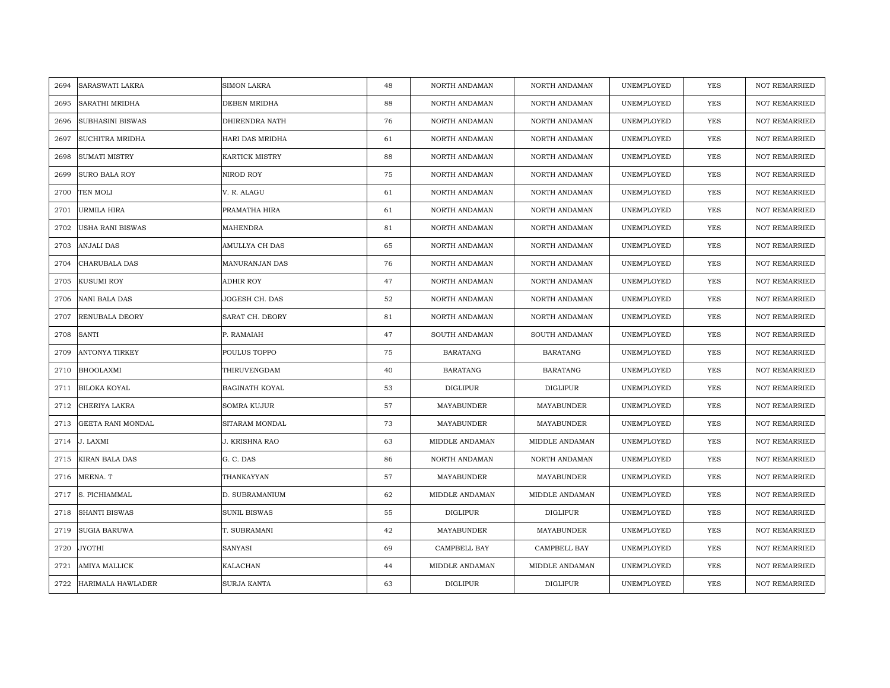| | | | | | | | | |
|---|---|---|---|---|---|---|---|---|
| 2694 | SARASWATI LAKRA | SIMON LAKRA | 48 | NORTH ANDAMAN | NORTH ANDAMAN | UNEMPLOYED | YES | NOT REMARRIED |
| 2695 | SARATHI MRIDHA | DEBEN MRIDHA | 88 | NORTH ANDAMAN | NORTH ANDAMAN | UNEMPLOYED | YES | NOT REMARRIED |
| 2696 | SUBHASINI BISWAS | DHIRENDRA NATH | 76 | NORTH ANDAMAN | NORTH ANDAMAN | UNEMPLOYED | YES | NOT REMARRIED |
| 2697 | SUCHITRA MRIDHA | HARI DAS MRIDHA | 61 | NORTH ANDAMAN | NORTH ANDAMAN | UNEMPLOYED | YES | NOT REMARRIED |
| 2698 | SUMATI MISTRY | KARTICK MISTRY | 88 | NORTH ANDAMAN | NORTH ANDAMAN | UNEMPLOYED | YES | NOT REMARRIED |
| 2699 | SURO BALA ROY | NIROD ROY | 75 | NORTH ANDAMAN | NORTH ANDAMAN | UNEMPLOYED | YES | NOT REMARRIED |
| 2700 | TEN MOLI | V. R. ALAGU | 61 | NORTH ANDAMAN | NORTH ANDAMAN | UNEMPLOYED | YES | NOT REMARRIED |
| 2701 | URMILA HIRA | PRAMATHA HIRA | 61 | NORTH ANDAMAN | NORTH ANDAMAN | UNEMPLOYED | YES | NOT REMARRIED |
| 2702 | USHA RANI BISWAS | MAHENDRA | 81 | NORTH ANDAMAN | NORTH ANDAMAN | UNEMPLOYED | YES | NOT REMARRIED |
| 2703 | ANJALI DAS | AMULLYA CH DAS | 65 | NORTH ANDAMAN | NORTH ANDAMAN | UNEMPLOYED | YES | NOT REMARRIED |
| 2704 | CHARUBALA DAS | MANURANJAN DAS | 76 | NORTH ANDAMAN | NORTH ANDAMAN | UNEMPLOYED | YES | NOT REMARRIED |
| 2705 | KUSUMI ROY | ADHIR ROY | 47 | NORTH ANDAMAN | NORTH ANDAMAN | UNEMPLOYED | YES | NOT REMARRIED |
| 2706 | NANI BALA DAS | JOGESH CH. DAS | 52 | NORTH ANDAMAN | NORTH ANDAMAN | UNEMPLOYED | YES | NOT REMARRIED |
| 2707 | RENUBALA DEORY | SARAT CH. DEORY | 81 | NORTH ANDAMAN | NORTH ANDAMAN | UNEMPLOYED | YES | NOT REMARRIED |
| 2708 | SANTI | P. RAMAIAH | 47 | SOUTH ANDAMAN | SOUTH ANDAMAN | UNEMPLOYED | YES | NOT REMARRIED |
| 2709 | ANTONYA TIRKEY | POULUS TOPPO | 75 | BARATANG | BARATANG | UNEMPLOYED | YES | NOT REMARRIED |
| 2710 | BHOOLAXMI | THIRUVENGDAM | 40 | BARATANG | BARATANG | UNEMPLOYED | YES | NOT REMARRIED |
| 2711 | BILOKA KOYAL | BAGINATH KOYAL | 53 | DIGLIPUR | DIGLIPUR | UNEMPLOYED | YES | NOT REMARRIED |
| 2712 | CHERIYA LAKRA | SOMRA KUJUR | 57 | MAYABUNDER | MAYABUNDER | UNEMPLOYED | YES | NOT REMARRIED |
| 2713 | GEETA RANI MONDAL | SITARAM MONDAL | 73 | MAYABUNDER | MAYABUNDER | UNEMPLOYED | YES | NOT REMARRIED |
| 2714 | J. LAXMI | J. KRISHNA RAO | 63 | MIDDLE ANDAMAN | MIDDLE ANDAMAN | UNEMPLOYED | YES | NOT REMARRIED |
| 2715 | KIRAN BALA DAS | G. C. DAS | 86 | NORTH ANDAMAN | NORTH ANDAMAN | UNEMPLOYED | YES | NOT REMARRIED |
| 2716 | MEENA. T | THANKAYYAN | 57 | MAYABUNDER | MAYABUNDER | UNEMPLOYED | YES | NOT REMARRIED |
| 2717 | S. PICHIAMMAL | D. SUBRAMANIUM | 62 | MIDDLE ANDAMAN | MIDDLE ANDAMAN | UNEMPLOYED | YES | NOT REMARRIED |
| 2718 | SHANTI BISWAS | SUNIL BISWAS | 55 | DIGLIPUR | DIGLIPUR | UNEMPLOYED | YES | NOT REMARRIED |
| 2719 | SUGIA BARUWA | T. SUBRAMANI | 42 | MAYABUNDER | MAYABUNDER | UNEMPLOYED | YES | NOT REMARRIED |
| 2720 | JYOTHI | SANYASI | 69 | CAMPBELL BAY | CAMPBELL BAY | UNEMPLOYED | YES | NOT REMARRIED |
| 2721 | AMIYA MALLICK | KALACHAN | 44 | MIDDLE ANDAMAN | MIDDLE ANDAMAN | UNEMPLOYED | YES | NOT REMARRIED |
| 2722 | HARIMALA HAWLADER | SURJA KANTA | 63 | DIGLIPUR | DIGLIPUR | UNEMPLOYED | YES | NOT REMARRIED |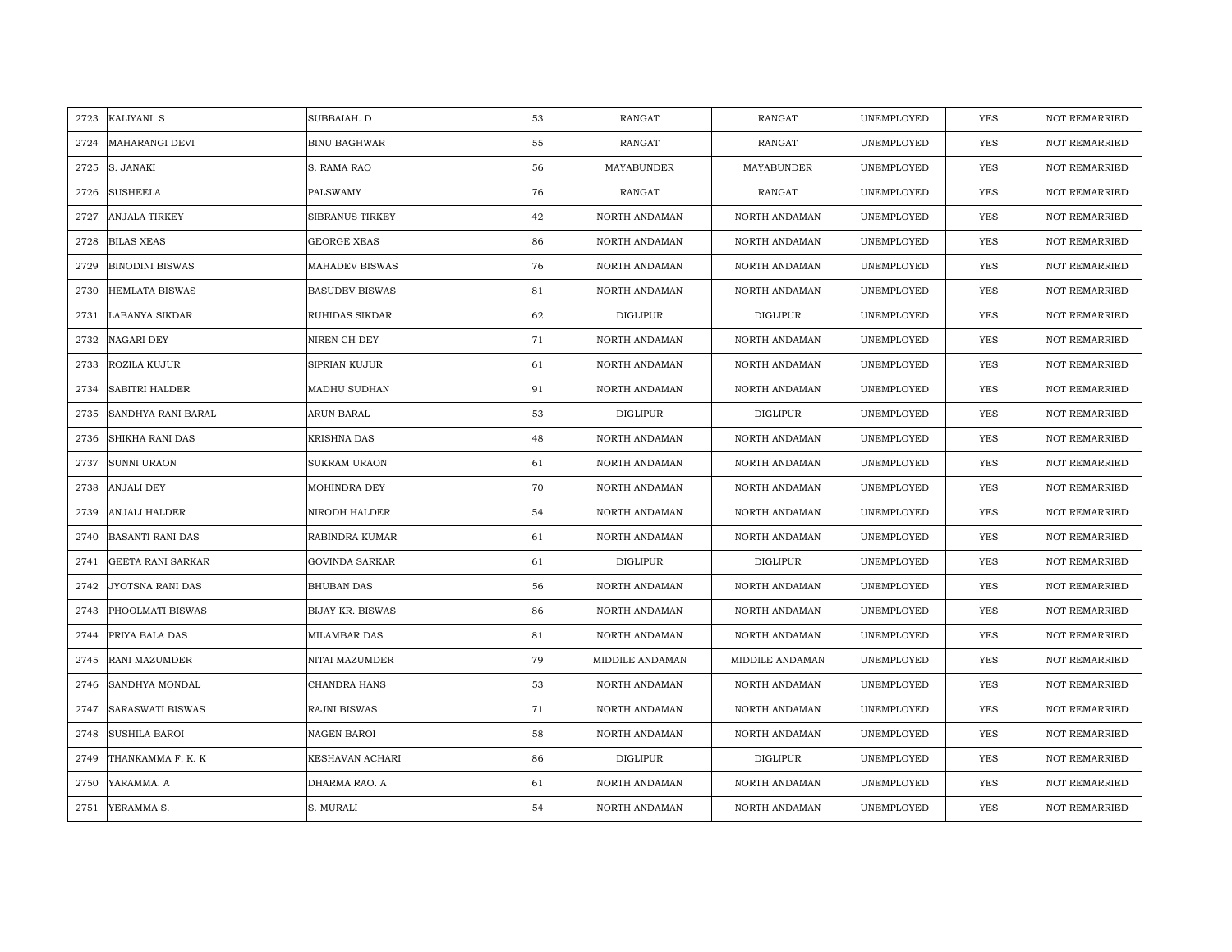| 2723 | KALIYANI. S | SUBBAIAH. D | 53 | RANGAT | RANGAT | UNEMPLOYED | YES | NOT REMARRIED |
|---|---|---|---|---|---|---|---|---|
| 2724 | MAHARANGI DEVI | BINU BAGHWAR | 55 | RANGAT | RANGAT | UNEMPLOYED | YES | NOT REMARRIED |
| 2725 | S. JANAKI | S. RAMA RAO | 56 | MAYABUNDER | MAYABUNDER | UNEMPLOYED | YES | NOT REMARRIED |
| 2726 | SUSHEELA | PALSWAMY | 76 | RANGAT | RANGAT | UNEMPLOYED | YES | NOT REMARRIED |
| 2727 | ANJALA TIRKEY | SIBRANUS TIRKEY | 42 | NORTH ANDAMAN | NORTH ANDAMAN | UNEMPLOYED | YES | NOT REMARRIED |
| 2728 | BILAS XEAS | GEORGE XEAS | 86 | NORTH ANDAMAN | NORTH ANDAMAN | UNEMPLOYED | YES | NOT REMARRIED |
| 2729 | BINODINI BISWAS | MAHADEV BISWAS | 76 | NORTH ANDAMAN | NORTH ANDAMAN | UNEMPLOYED | YES | NOT REMARRIED |
| 2730 | HEMLATA BISWAS | BASUDEV BISWAS | 81 | NORTH ANDAMAN | NORTH ANDAMAN | UNEMPLOYED | YES | NOT REMARRIED |
| 2731 | LABANYA SIKDAR | RUHIDAS SIKDAR | 62 | DIGLIPUR | DIGLIPUR | UNEMPLOYED | YES | NOT REMARRIED |
| 2732 | NAGARI DEY | NIREN CH DEY | 71 | NORTH ANDAMAN | NORTH ANDAMAN | UNEMPLOYED | YES | NOT REMARRIED |
| 2733 | ROZILA KUJUR | SIPRIAN KUJUR | 61 | NORTH ANDAMAN | NORTH ANDAMAN | UNEMPLOYED | YES | NOT REMARRIED |
| 2734 | SABITRI HALDER | MADHU SUDHAN | 91 | NORTH ANDAMAN | NORTH ANDAMAN | UNEMPLOYED | YES | NOT REMARRIED |
| 2735 | SANDHYA RANI BARAL | ARUN BARAL | 53 | DIGLIPUR | DIGLIPUR | UNEMPLOYED | YES | NOT REMARRIED |
| 2736 | SHIKHA RANI DAS | KRISHNA DAS | 48 | NORTH ANDAMAN | NORTH ANDAMAN | UNEMPLOYED | YES | NOT REMARRIED |
| 2737 | SUNNI URAON | SUKRAM URAON | 61 | NORTH ANDAMAN | NORTH ANDAMAN | UNEMPLOYED | YES | NOT REMARRIED |
| 2738 | ANJALI DEY | MOHINDRA DEY | 70 | NORTH ANDAMAN | NORTH ANDAMAN | UNEMPLOYED | YES | NOT REMARRIED |
| 2739 | ANJALI HALDER | NIRODH HALDER | 54 | NORTH ANDAMAN | NORTH ANDAMAN | UNEMPLOYED | YES | NOT REMARRIED |
| 2740 | BASANTI RANI DAS | RABINDRA KUMAR | 61 | NORTH ANDAMAN | NORTH ANDAMAN | UNEMPLOYED | YES | NOT REMARRIED |
| 2741 | GEETA RANI SARKAR | GOVINDA SARKAR | 61 | DIGLIPUR | DIGLIPUR | UNEMPLOYED | YES | NOT REMARRIED |
| 2742 | JYOTSNA RANI DAS | BHUBAN DAS | 56 | NORTH ANDAMAN | NORTH ANDAMAN | UNEMPLOYED | YES | NOT REMARRIED |
| 2743 | PHOOLMATI BISWAS | BIJAY KR. BISWAS | 86 | NORTH ANDAMAN | NORTH ANDAMAN | UNEMPLOYED | YES | NOT REMARRIED |
| 2744 | PRIYA BALA DAS | MILAMBAR DAS | 81 | NORTH ANDAMAN | NORTH ANDAMAN | UNEMPLOYED | YES | NOT REMARRIED |
| 2745 | RANI MAZUMDER | NITAI MAZUMDER | 79 | MIDDILE ANDAMAN | MIDDILE ANDAMAN | UNEMPLOYED | YES | NOT REMARRIED |
| 2746 | SANDHYA MONDAL | CHANDRA HANS | 53 | NORTH ANDAMAN | NORTH ANDAMAN | UNEMPLOYED | YES | NOT REMARRIED |
| 2747 | SARASWATI BISWAS | RAJNI BISWAS | 71 | NORTH ANDAMAN | NORTH ANDAMAN | UNEMPLOYED | YES | NOT REMARRIED |
| 2748 | SUSHILA BAROI | NAGEN BAROI | 58 | NORTH ANDAMAN | NORTH ANDAMAN | UNEMPLOYED | YES | NOT REMARRIED |
| 2749 | THANKAMMA F. K. K | KESHAVAN ACHARI | 86 | DIGLIPUR | DIGLIPUR | UNEMPLOYED | YES | NOT REMARRIED |
| 2750 | YARAMMA. A | DHARMA RAO. A | 61 | NORTH ANDAMAN | NORTH ANDAMAN | UNEMPLOYED | YES | NOT REMARRIED |
| 2751 | YERAMMA S. | S. MURALI | 54 | NORTH ANDAMAN | NORTH ANDAMAN | UNEMPLOYED | YES | NOT REMARRIED |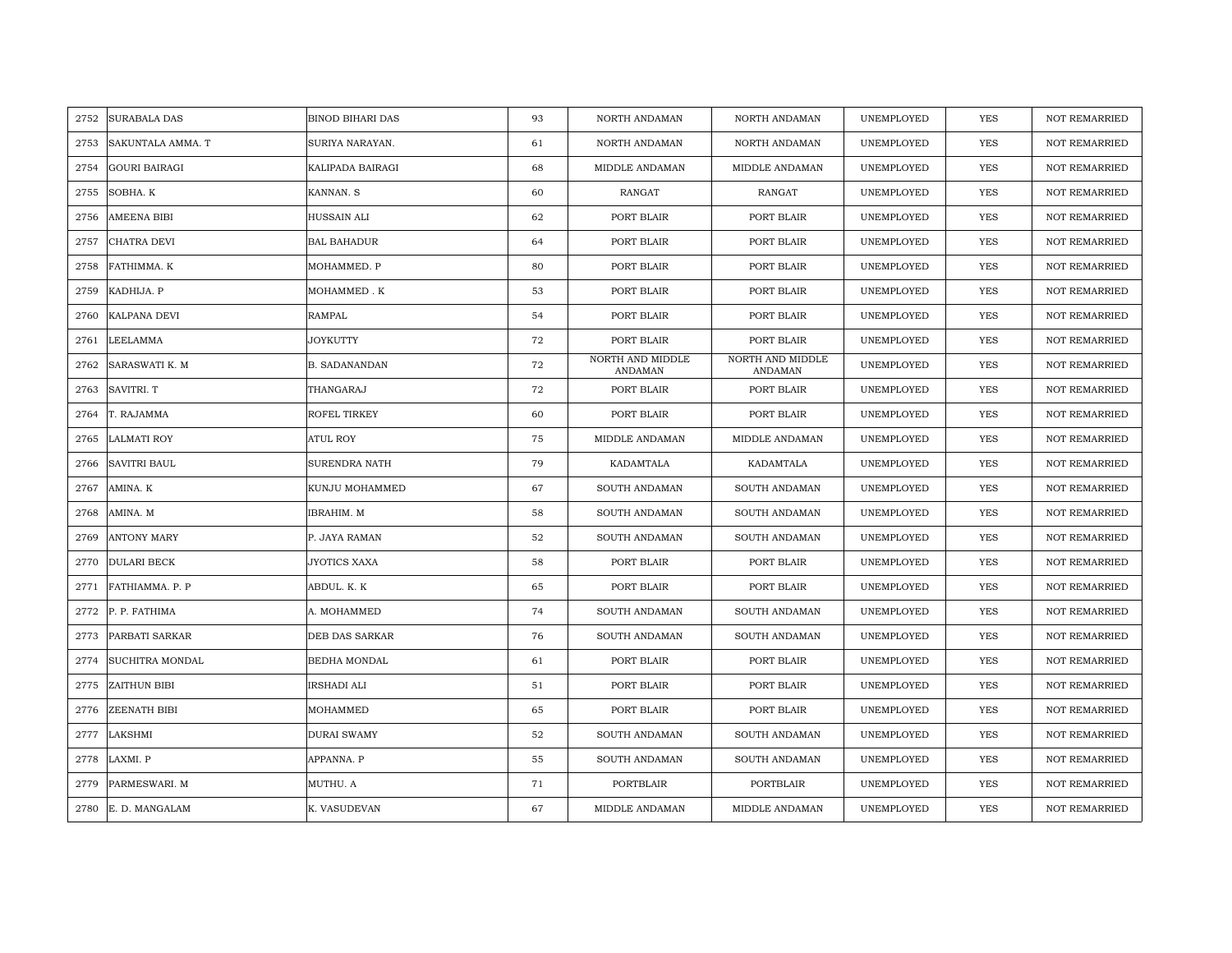| 2752 | SURABALA DAS | BINOD BIHARI DAS | 93 | NORTH ANDAMAN | NORTH ANDAMAN | UNEMPLOYED | YES | NOT REMARRIED |
|---|---|---|---|---|---|---|---|---|
| 2753 | SAKUNTALA AMMA. T | SURIYA NARAYAN. | 61 | NORTH ANDAMAN | NORTH ANDAMAN | UNEMPLOYED | YES | NOT REMARRIED |
| 2754 | GOURI BAIRAGI | KALIPADA BAIRAGI | 68 | MIDDLE ANDAMAN | MIDDLE ANDAMAN | UNEMPLOYED | YES | NOT REMARRIED |
| 2755 | SOBHA. K | KANNAN. S | 60 | RANGAT | RANGAT | UNEMPLOYED | YES | NOT REMARRIED |
| 2756 | AMEENA BIBI | HUSSAIN ALI | 62 | PORT BLAIR | PORT BLAIR | UNEMPLOYED | YES | NOT REMARRIED |
| 2757 | CHATRA DEVI | BAL BAHADUR | 64 | PORT BLAIR | PORT BLAIR | UNEMPLOYED | YES | NOT REMARRIED |
| 2758 | FATHIMMA. K | MOHAMMED. P | 80 | PORT BLAIR | PORT BLAIR | UNEMPLOYED | YES | NOT REMARRIED |
| 2759 | KADHIJA. P | MOHAMMED . K | 53 | PORT BLAIR | PORT BLAIR | UNEMPLOYED | YES | NOT REMARRIED |
| 2760 | KALPANA DEVI | RAMPAL | 54 | PORT BLAIR | PORT BLAIR | UNEMPLOYED | YES | NOT REMARRIED |
| 2761 | LEELAMMA | JOYKUTTY | 72 | PORT BLAIR | PORT BLAIR | UNEMPLOYED | YES | NOT REMARRIED |
| 2762 | SARASWATI K. M | B. SADANANDAN | 72 | NORTH AND MIDDLE ANDAMAN | NORTH AND MIDDLE ANDAMAN | UNEMPLOYED | YES | NOT REMARRIED |
| 2763 | SAVITRI. T | THANGARAJ | 72 | PORT BLAIR | PORT BLAIR | UNEMPLOYED | YES | NOT REMARRIED |
| 2764 | T. RAJAMMA | ROFEL TIRKEY | 60 | PORT BLAIR | PORT BLAIR | UNEMPLOYED | YES | NOT REMARRIED |
| 2765 | LALMATI ROY | ATUL ROY | 75 | MIDDLE ANDAMAN | MIDDLE ANDAMAN | UNEMPLOYED | YES | NOT REMARRIED |
| 2766 | SAVITRI BAUL | SURENDRA NATH | 79 | KADAMTALA | KADAMTALA | UNEMPLOYED | YES | NOT REMARRIED |
| 2767 | AMINA. K | KUNJU MOHAMMED | 67 | SOUTH ANDAMAN | SOUTH ANDAMAN | UNEMPLOYED | YES | NOT REMARRIED |
| 2768 | AMINA. M | IBRAHIM. M | 58 | SOUTH ANDAMAN | SOUTH ANDAMAN | UNEMPLOYED | YES | NOT REMARRIED |
| 2769 | ANTONY MARY | P. JAYA RAMAN | 52 | SOUTH ANDAMAN | SOUTH ANDAMAN | UNEMPLOYED | YES | NOT REMARRIED |
| 2770 | DULARI BECK | JYOTICS XAXA | 58 | PORT BLAIR | PORT BLAIR | UNEMPLOYED | YES | NOT REMARRIED |
| 2771 | FATHIAMMA. P. P | ABDUL. K. K | 65 | PORT BLAIR | PORT BLAIR | UNEMPLOYED | YES | NOT REMARRIED |
| 2772 | P. P. FATHIMA | A. MOHAMMED | 74 | SOUTH ANDAMAN | SOUTH ANDAMAN | UNEMPLOYED | YES | NOT REMARRIED |
| 2773 | PARBATI SARKAR | DEB DAS SARKAR | 76 | SOUTH ANDAMAN | SOUTH ANDAMAN | UNEMPLOYED | YES | NOT REMARRIED |
| 2774 | SUCHITRA MONDAL | BEDHA MONDAL | 61 | PORT BLAIR | PORT BLAIR | UNEMPLOYED | YES | NOT REMARRIED |
| 2775 | ZAITHUN BIBI | IRSHADI ALI | 51 | PORT BLAIR | PORT BLAIR | UNEMPLOYED | YES | NOT REMARRIED |
| 2776 | ZEENATH BIBI | MOHAMMED | 65 | PORT BLAIR | PORT BLAIR | UNEMPLOYED | YES | NOT REMARRIED |
| 2777 | LAKSHMI | DURAI SWAMY | 52 | SOUTH ANDAMAN | SOUTH ANDAMAN | UNEMPLOYED | YES | NOT REMARRIED |
| 2778 | LAXMI. P | APPANNA. P | 55 | SOUTH ANDAMAN | SOUTH ANDAMAN | UNEMPLOYED | YES | NOT REMARRIED |
| 2779 | PARMESWARI. M | MUTHU. A | 71 | PORTBLAIR | PORTBLAIR | UNEMPLOYED | YES | NOT REMARRIED |
| 2780 | E. D. MANGALAM | K. VASUDEVAN | 67 | MIDDLE ANDAMAN | MIDDLE ANDAMAN | UNEMPLOYED | YES | NOT REMARRIED |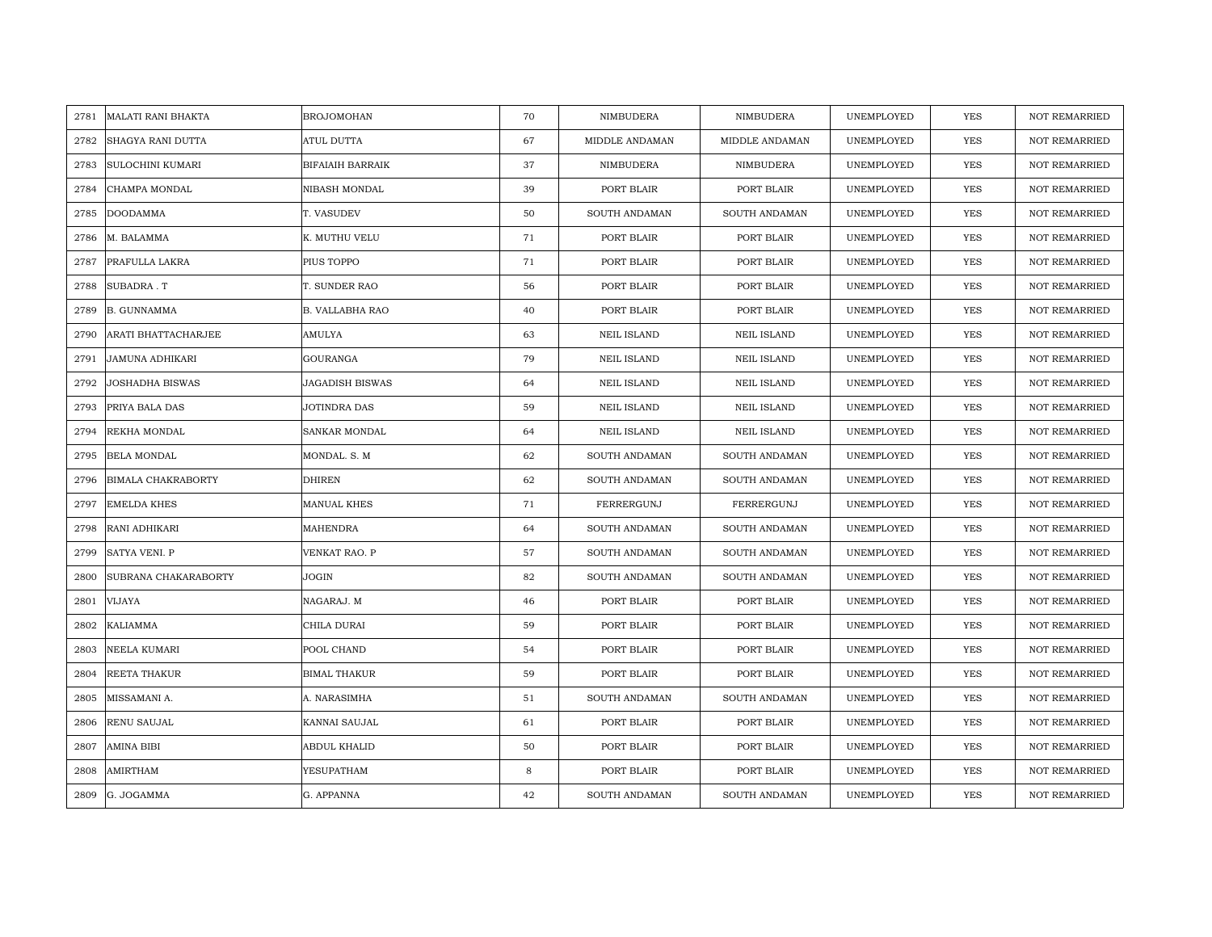| 2781 | MALATI RANI BHAKTA | BROJOMOHAN | 70 | NIMBUDERA | NIMBUDERA | UNEMPLOYED | YES | NOT REMARRIED |
|---|---|---|---|---|---|---|---|---|
| 2782 | SHAGYA RANI DUTTA | ATUL DUTTA | 67 | MIDDLE ANDAMAN | MIDDLE ANDAMAN | UNEMPLOYED | YES | NOT REMARRIED |
| 2783 | SULOCHINI KUMARI | BIFAIAIH BARRAIK | 37 | NIMBUDERA | NIMBUDERA | UNEMPLOYED | YES | NOT REMARRIED |
| 2784 | CHAMPA MONDAL | NIBASH MONDAL | 39 | PORT BLAIR | PORT BLAIR | UNEMPLOYED | YES | NOT REMARRIED |
| 2785 | DOODAMMA | T. VASUDEV | 50 | SOUTH ANDAMAN | SOUTH ANDAMAN | UNEMPLOYED | YES | NOT REMARRIED |
| 2786 | M. BALAMMA | K. MUTHU VELU | 71 | PORT BLAIR | PORT BLAIR | UNEMPLOYED | YES | NOT REMARRIED |
| 2787 | PRAFULLA LAKRA | PIUS TOPPO | 71 | PORT BLAIR | PORT BLAIR | UNEMPLOYED | YES | NOT REMARRIED |
| 2788 | SUBADRA . T | T. SUNDER RAO | 56 | PORT BLAIR | PORT BLAIR | UNEMPLOYED | YES | NOT REMARRIED |
| 2789 | B. GUNNAMMA | B. VALLABHA RAO | 40 | PORT BLAIR | PORT BLAIR | UNEMPLOYED | YES | NOT REMARRIED |
| 2790 | ARATI BHATTACHARJEE | AMULYA | 63 | NEIL ISLAND | NEIL ISLAND | UNEMPLOYED | YES | NOT REMARRIED |
| 2791 | JAMUNA ADHIKARI | GOURANGA | 79 | NEIL ISLAND | NEIL ISLAND | UNEMPLOYED | YES | NOT REMARRIED |
| 2792 | JOSHADHA BISWAS | JAGADISH BISWAS | 64 | NEIL ISLAND | NEIL ISLAND | UNEMPLOYED | YES | NOT REMARRIED |
| 2793 | PRIYA BALA DAS | JOTINDRA DAS | 59 | NEIL ISLAND | NEIL ISLAND | UNEMPLOYED | YES | NOT REMARRIED |
| 2794 | REKHA MONDAL | SANKAR MONDAL | 64 | NEIL ISLAND | NEIL ISLAND | UNEMPLOYED | YES | NOT REMARRIED |
| 2795 | BELA MONDAL | MONDAL. S. M | 62 | SOUTH ANDAMAN | SOUTH ANDAMAN | UNEMPLOYED | YES | NOT REMARRIED |
| 2796 | BIMALA CHAKRABORTY | DHIREN | 62 | SOUTH ANDAMAN | SOUTH ANDAMAN | UNEMPLOYED | YES | NOT REMARRIED |
| 2797 | EMELDA KHES | MANUAL KHES | 71 | FERRERGUNJ | FERRERGUNJ | UNEMPLOYED | YES | NOT REMARRIED |
| 2798 | RANI ADHIKARI | MAHENDRA | 64 | SOUTH ANDAMAN | SOUTH ANDAMAN | UNEMPLOYED | YES | NOT REMARRIED |
| 2799 | SATYA VENI. P | VENKAT RAO. P | 57 | SOUTH ANDAMAN | SOUTH ANDAMAN | UNEMPLOYED | YES | NOT REMARRIED |
| 2800 | SUBRANA CHAKARABORTY | JOGIN | 82 | SOUTH ANDAMAN | SOUTH ANDAMAN | UNEMPLOYED | YES | NOT REMARRIED |
| 2801 | VIJAYA | NAGARAJ. M | 46 | PORT BLAIR | PORT BLAIR | UNEMPLOYED | YES | NOT REMARRIED |
| 2802 | KALIAMMA | CHILA DURAI | 59 | PORT BLAIR | PORT BLAIR | UNEMPLOYED | YES | NOT REMARRIED |
| 2803 | NEELA KUMARI | POOL CHAND | 54 | PORT BLAIR | PORT BLAIR | UNEMPLOYED | YES | NOT REMARRIED |
| 2804 | REETA THAKUR | BIMAL THAKUR | 59 | PORT BLAIR | PORT BLAIR | UNEMPLOYED | YES | NOT REMARRIED |
| 2805 | MISSAMANI A. | A. NARASIMHA | 51 | SOUTH ANDAMAN | SOUTH ANDAMAN | UNEMPLOYED | YES | NOT REMARRIED |
| 2806 | RENU SAUJAL | KANNAI SAUJAL | 61 | PORT BLAIR | PORT BLAIR | UNEMPLOYED | YES | NOT REMARRIED |
| 2807 | AMINA BIBI | ABDUL KHALID | 50 | PORT BLAIR | PORT BLAIR | UNEMPLOYED | YES | NOT REMARRIED |
| 2808 | AMIRTHAM | YESUPATHAM | 8 | PORT BLAIR | PORT BLAIR | UNEMPLOYED | YES | NOT REMARRIED |
| 2809 | G. JOGAMMA | G. APPANNA | 42 | SOUTH ANDAMAN | SOUTH ANDAMAN | UNEMPLOYED | YES | NOT REMARRIED |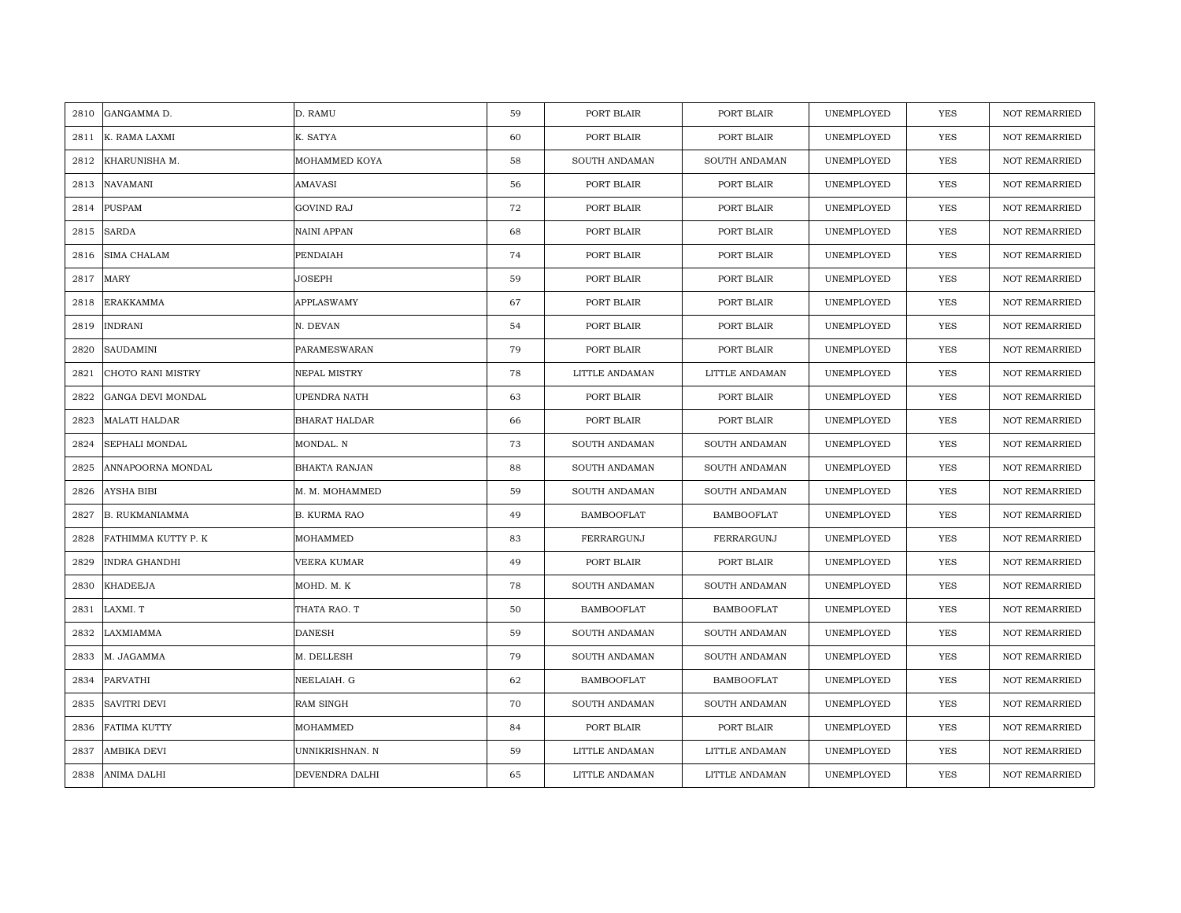| 2810 | GANGAMMA D. | D. RAMU | 59 | PORT BLAIR | PORT BLAIR | UNEMPLOYED | YES | NOT REMARRIED |
|---|---|---|---|---|---|---|---|---|
| 2811 | K. RAMA LAXMI | K. SATYA | 60 | PORT BLAIR | PORT BLAIR | UNEMPLOYED | YES | NOT REMARRIED |
| 2812 | KHARUNISHA M. | MOHAMMED KOYA | 58 | SOUTH ANDAMAN | SOUTH ANDAMAN | UNEMPLOYED | YES | NOT REMARRIED |
| 2813 | NAVAMANI | AMAVASI | 56 | PORT BLAIR | PORT BLAIR | UNEMPLOYED | YES | NOT REMARRIED |
| 2814 | PUSPAM | GOVIND RAJ | 72 | PORT BLAIR | PORT BLAIR | UNEMPLOYED | YES | NOT REMARRIED |
| 2815 | SARDA | NAINI APPAN | 68 | PORT BLAIR | PORT BLAIR | UNEMPLOYED | YES | NOT REMARRIED |
| 2816 | SIMA CHALAM | PENDAIAH | 74 | PORT BLAIR | PORT BLAIR | UNEMPLOYED | YES | NOT REMARRIED |
| 2817 | MARY | JOSEPH | 59 | PORT BLAIR | PORT BLAIR | UNEMPLOYED | YES | NOT REMARRIED |
| 2818 | ERAKKAMMA | APPLASWAMY | 67 | PORT BLAIR | PORT BLAIR | UNEMPLOYED | YES | NOT REMARRIED |
| 2819 | INDRANI | N. DEVAN | 54 | PORT BLAIR | PORT BLAIR | UNEMPLOYED | YES | NOT REMARRIED |
| 2820 | SAUDAMINI | PARAMESWARAN | 79 | PORT BLAIR | PORT BLAIR | UNEMPLOYED | YES | NOT REMARRIED |
| 2821 | CHOTO RANI MISTRY | NEPAL MISTRY | 78 | LITTLE ANDAMAN | LITTLE ANDAMAN | UNEMPLOYED | YES | NOT REMARRIED |
| 2822 | GANGA DEVI MONDAL | UPENDRA NATH | 63 | PORT BLAIR | PORT BLAIR | UNEMPLOYED | YES | NOT REMARRIED |
| 2823 | MALATI HALDAR | BHARAT HALDAR | 66 | PORT BLAIR | PORT BLAIR | UNEMPLOYED | YES | NOT REMARRIED |
| 2824 | SEPHALI MONDAL | MONDAL. N | 73 | SOUTH ANDAMAN | SOUTH ANDAMAN | UNEMPLOYED | YES | NOT REMARRIED |
| 2825 | ANNAPOORNA MONDAL | BHAKTA RANJAN | 88 | SOUTH ANDAMAN | SOUTH ANDAMAN | UNEMPLOYED | YES | NOT REMARRIED |
| 2826 | AYSHA BIBI | M. M. MOHAMMED | 59 | SOUTH ANDAMAN | SOUTH ANDAMAN | UNEMPLOYED | YES | NOT REMARRIED |
| 2827 | B. RUKMANIAMMA | B. KURMA RAO | 49 | BAMBOOFLAT | BAMBOOFLAT | UNEMPLOYED | YES | NOT REMARRIED |
| 2828 | FATHIMMA KUTTY P. K | MOHAMMED | 83 | FERRARGUNJ | FERRARGUNJ | UNEMPLOYED | YES | NOT REMARRIED |
| 2829 | INDRA GHANDHI | VEERA KUMAR | 49 | PORT BLAIR | PORT BLAIR | UNEMPLOYED | YES | NOT REMARRIED |
| 2830 | KHADEEJA | MOHD. M. K | 78 | SOUTH ANDAMAN | SOUTH ANDAMAN | UNEMPLOYED | YES | NOT REMARRIED |
| 2831 | LAXMI. T | THATA RAO. T | 50 | BAMBOOFLAT | BAMBOOFLAT | UNEMPLOYED | YES | NOT REMARRIED |
| 2832 | LAXMIAMMA | DANESH | 59 | SOUTH ANDAMAN | SOUTH ANDAMAN | UNEMPLOYED | YES | NOT REMARRIED |
| 2833 | M. JAGAMMA | M. DELLESH | 79 | SOUTH ANDAMAN | SOUTH ANDAMAN | UNEMPLOYED | YES | NOT REMARRIED |
| 2834 | PARVATHI | NEELAIAH. G | 62 | BAMBOOFLAT | BAMBOOFLAT | UNEMPLOYED | YES | NOT REMARRIED |
| 2835 | SAVITRI DEVI | RAM SINGH | 70 | SOUTH ANDAMAN | SOUTH ANDAMAN | UNEMPLOYED | YES | NOT REMARRIED |
| 2836 | FATIMA KUTTY | MOHAMMED | 84 | PORT BLAIR | PORT BLAIR | UNEMPLOYED | YES | NOT REMARRIED |
| 2837 | AMBIKA DEVI | UNNIKRISHNAN. N | 59 | LITTLE ANDAMAN | LITTLE ANDAMAN | UNEMPLOYED | YES | NOT REMARRIED |
| 2838 | ANIMA DALHI | DEVENDRA DALHI | 65 | LITTLE ANDAMAN | LITTLE ANDAMAN | UNEMPLOYED | YES | NOT REMARRIED |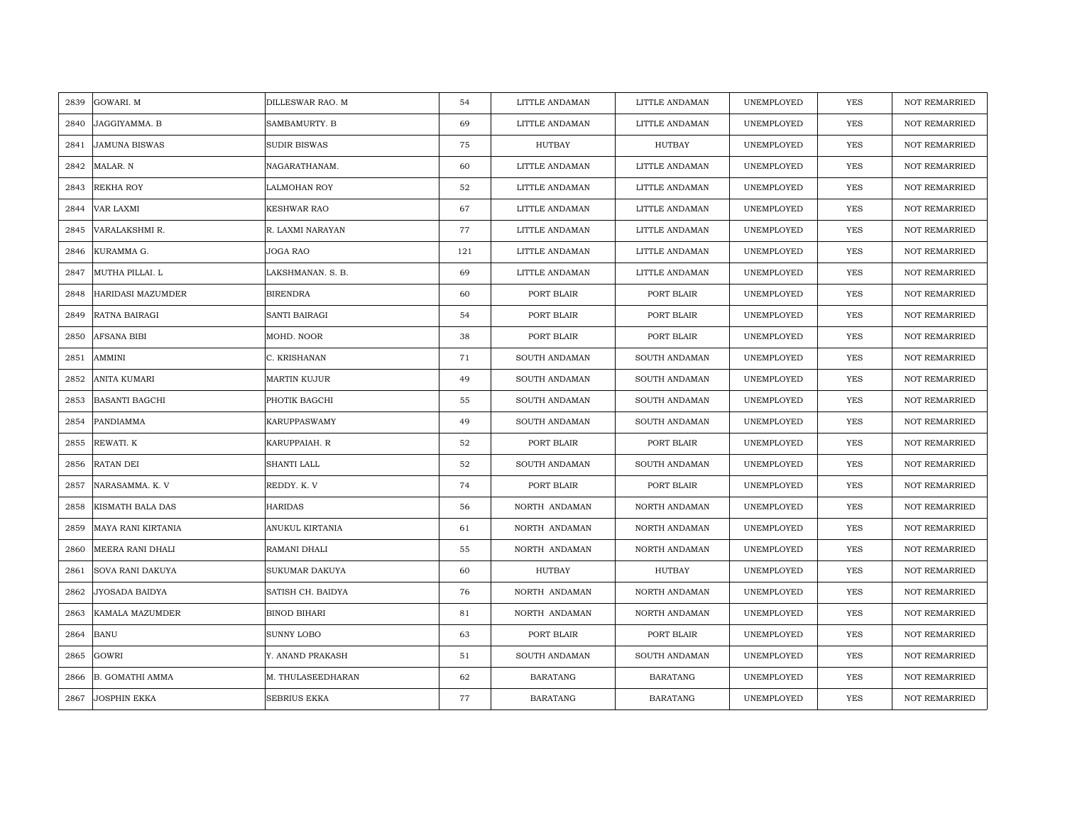| 2839 | GOWARI. M | DILLESWAR RAO. M | 54 | LITTLE ANDAMAN | LITTLE ANDAMAN | UNEMPLOYED | YES | NOT REMARRIED |
|---|---|---|---|---|---|---|---|---|
| 2840 | JAGGIYAMMA. B | SAMBAMURTY. B | 69 | LITTLE ANDAMAN | LITTLE ANDAMAN | UNEMPLOYED | YES | NOT REMARRIED |
| 2841 | JAMUNA BISWAS | SUDIR BISWAS | 75 | HUTBAY | HUTBAY | UNEMPLOYED | YES | NOT REMARRIED |
| 2842 | MALAR. N | NAGARATHANAM. | 60 | LITTLE ANDAMAN | LITTLE ANDAMAN | UNEMPLOYED | YES | NOT REMARRIED |
| 2843 | REKHA ROY | LALMOHAN ROY | 52 | LITTLE ANDAMAN | LITTLE ANDAMAN | UNEMPLOYED | YES | NOT REMARRIED |
| 2844 | VAR LAXMI | KESHWAR RAO | 67 | LITTLE ANDAMAN | LITTLE ANDAMAN | UNEMPLOYED | YES | NOT REMARRIED |
| 2845 | VARALAKSHMI R. | R. LAXMI NARAYAN | 77 | LITTLE ANDAMAN | LITTLE ANDAMAN | UNEMPLOYED | YES | NOT REMARRIED |
| 2846 | KURAMMA G. | JOGA RAO | 121 | LITTLE ANDAMAN | LITTLE ANDAMAN | UNEMPLOYED | YES | NOT REMARRIED |
| 2847 | MUTHA PILLAI. L | LAKSHMANAN. S. B. | 69 | LITTLE ANDAMAN | LITTLE ANDAMAN | UNEMPLOYED | YES | NOT REMARRIED |
| 2848 | HARIDASI MAZUMDER | BIRENDRA | 60 | PORT BLAIR | PORT BLAIR | UNEMPLOYED | YES | NOT REMARRIED |
| 2849 | RATNA BAIRAGI | SANTI BAIRAGI | 54 | PORT BLAIR | PORT BLAIR | UNEMPLOYED | YES | NOT REMARRIED |
| 2850 | AFSANA BIBI | MOHD. NOOR | 38 | PORT BLAIR | PORT BLAIR | UNEMPLOYED | YES | NOT REMARRIED |
| 2851 | AMMINI | C. KRISHANAN | 71 | SOUTH ANDAMAN | SOUTH ANDAMAN | UNEMPLOYED | YES | NOT REMARRIED |
| 2852 | ANITA KUMARI | MARTIN KUJUR | 49 | SOUTH ANDAMAN | SOUTH ANDAMAN | UNEMPLOYED | YES | NOT REMARRIED |
| 2853 | BASANTI BAGCHI | PHOTIK BAGCHI | 55 | SOUTH ANDAMAN | SOUTH ANDAMAN | UNEMPLOYED | YES | NOT REMARRIED |
| 2854 | PANDIAMMA | KARUPPASWAMY | 49 | SOUTH ANDAMAN | SOUTH ANDAMAN | UNEMPLOYED | YES | NOT REMARRIED |
| 2855 | REWATI. K | KARUPPAIAH. R | 52 | PORT BLAIR | PORT BLAIR | UNEMPLOYED | YES | NOT REMARRIED |
| 2856 | RATAN DEI | SHANTI LALL | 52 | SOUTH ANDAMAN | SOUTH ANDAMAN | UNEMPLOYED | YES | NOT REMARRIED |
| 2857 | NARASAMMA. K. V | REDDY. K. V | 74 | PORT BLAIR | PORT BLAIR | UNEMPLOYED | YES | NOT REMARRIED |
| 2858 | KISMATH BALA DAS | HARIDAS | 56 | NORTH ANDAMAN | NORTH ANDAMAN | UNEMPLOYED | YES | NOT REMARRIED |
| 2859 | MAYA RANI KIRTANIA | ANUKUL KIRTANIA | 61 | NORTH ANDAMAN | NORTH ANDAMAN | UNEMPLOYED | YES | NOT REMARRIED |
| 2860 | MEERA RANI DHALI | RAMANI DHALI | 55 | NORTH ANDAMAN | NORTH ANDAMAN | UNEMPLOYED | YES | NOT REMARRIED |
| 2861 | SOVA RANI DAKUYA | SUKUMAR DAKUYA | 60 | HUTBAY | HUTBAY | UNEMPLOYED | YES | NOT REMARRIED |
| 2862 | JYOSADA BAIDYA | SATISH CH. BAIDYA | 76 | NORTH ANDAMAN | NORTH ANDAMAN | UNEMPLOYED | YES | NOT REMARRIED |
| 2863 | KAMALA MAZUMDER | BINOD BIHARI | 81 | NORTH ANDAMAN | NORTH ANDAMAN | UNEMPLOYED | YES | NOT REMARRIED |
| 2864 | BANU | SUNNY LOBO | 63 | PORT BLAIR | PORT BLAIR | UNEMPLOYED | YES | NOT REMARRIED |
| 2865 | GOWRI | Y. ANAND PRAKASH | 51 | SOUTH ANDAMAN | SOUTH ANDAMAN | UNEMPLOYED | YES | NOT REMARRIED |
| 2866 | B. GOMATHI AMMA | M. THULASEEDHARAN | 62 | BARATANG | BARATANG | UNEMPLOYED | YES | NOT REMARRIED |
| 2867 | JOSPHIN EKKA | SEBRIUS EKKA | 77 | BARATANG | BARATANG | UNEMPLOYED | YES | NOT REMARRIED |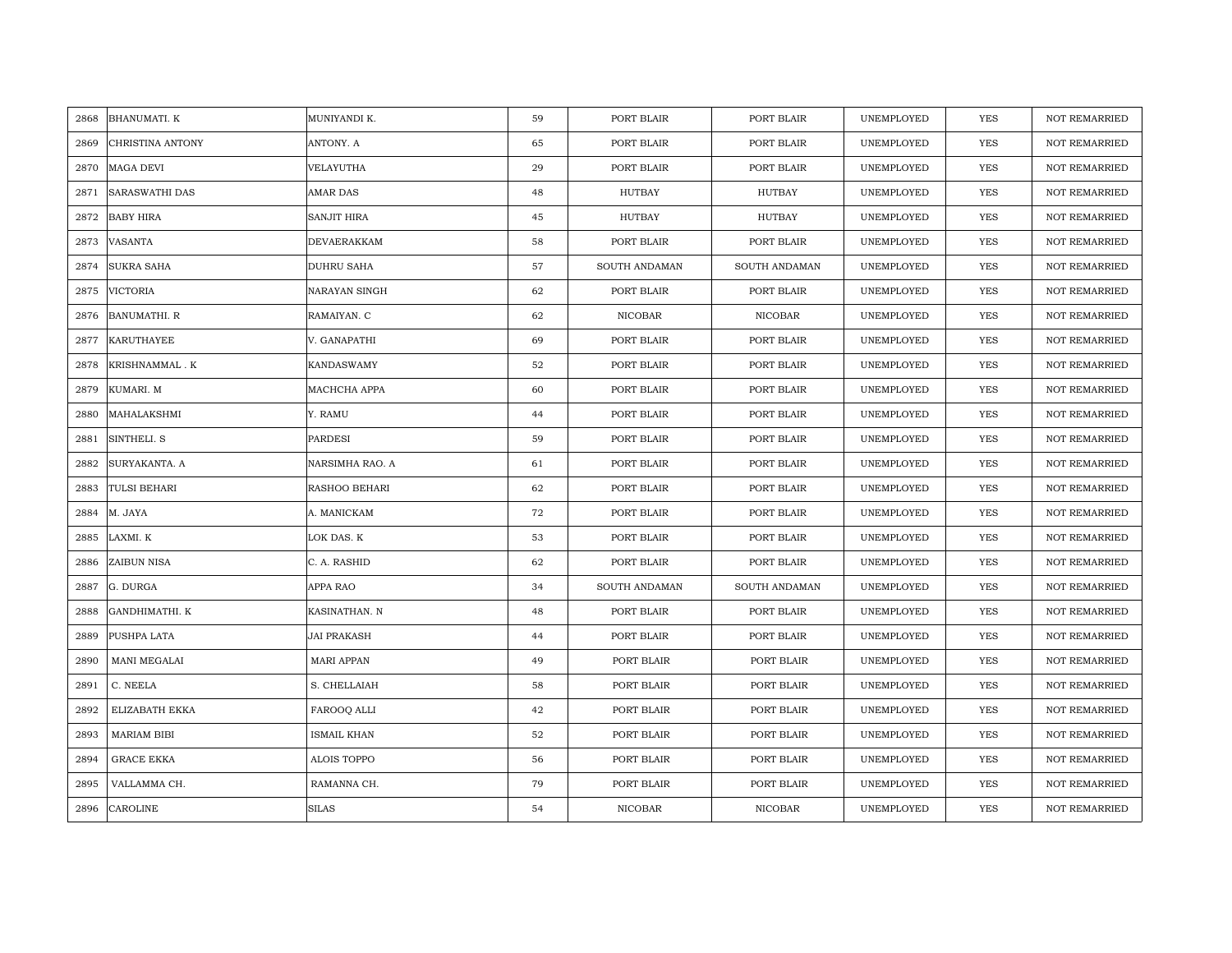| 2868 | BHANUMATI. K | MUNIYANDI K. | 59 | PORT BLAIR | PORT BLAIR | UNEMPLOYED | YES | NOT REMARRIED |
|---|---|---|---|---|---|---|---|---|
| 2869 | CHRISTINA ANTONY | ANTONY. A | 65 | PORT BLAIR | PORT BLAIR | UNEMPLOYED | YES | NOT REMARRIED |
| 2870 | MAGA DEVI | VELAYUTHA | 29 | PORT BLAIR | PORT BLAIR | UNEMPLOYED | YES | NOT REMARRIED |
| 2871 | SARASWATHI DAS | AMAR DAS | 48 | HUTBAY | HUTBAY | UNEMPLOYED | YES | NOT REMARRIED |
| 2872 | BABY HIRA | SANJIT HIRA | 45 | HUTBAY | HUTBAY | UNEMPLOYED | YES | NOT REMARRIED |
| 2873 | VASANTA | DEVAERAKKAM | 58 | PORT BLAIR | PORT BLAIR | UNEMPLOYED | YES | NOT REMARRIED |
| 2874 | SUKRA SAHA | DUHRU SAHA | 57 | SOUTH ANDAMAN | SOUTH ANDAMAN | UNEMPLOYED | YES | NOT REMARRIED |
| 2875 | VICTORIA | NARAYAN SINGH | 62 | PORT BLAIR | PORT BLAIR | UNEMPLOYED | YES | NOT REMARRIED |
| 2876 | BANUMATHI. R | RAMAIYAN. C | 62 | NICOBAR | NICOBAR | UNEMPLOYED | YES | NOT REMARRIED |
| 2877 | KARUTHAYEE | V. GANAPATHI | 69 | PORT BLAIR | PORT BLAIR | UNEMPLOYED | YES | NOT REMARRIED |
| 2878 | KRISHNAMMAL . K | KANDASWAMY | 52 | PORT BLAIR | PORT BLAIR | UNEMPLOYED | YES | NOT REMARRIED |
| 2879 | KUMARI. M | MACHCHA APPA | 60 | PORT BLAIR | PORT BLAIR | UNEMPLOYED | YES | NOT REMARRIED |
| 2880 | MAHALAKSHMI | Y. RAMU | 44 | PORT BLAIR | PORT BLAIR | UNEMPLOYED | YES | NOT REMARRIED |
| 2881 | SINTHELI. S | PARDESI | 59 | PORT BLAIR | PORT BLAIR | UNEMPLOYED | YES | NOT REMARRIED |
| 2882 | SURYAKANTA. A | NARSIMHA RAO. A | 61 | PORT BLAIR | PORT BLAIR | UNEMPLOYED | YES | NOT REMARRIED |
| 2883 | TULSI BEHARI | RASHOO BEHARI | 62 | PORT BLAIR | PORT BLAIR | UNEMPLOYED | YES | NOT REMARRIED |
| 2884 | M. JAYA | A. MANICKAM | 72 | PORT BLAIR | PORT BLAIR | UNEMPLOYED | YES | NOT REMARRIED |
| 2885 | LAXMI. K | LOK DAS. K | 53 | PORT BLAIR | PORT BLAIR | UNEMPLOYED | YES | NOT REMARRIED |
| 2886 | ZAIBUN NISA | C. A. RASHID | 62 | PORT BLAIR | PORT BLAIR | UNEMPLOYED | YES | NOT REMARRIED |
| 2887 | G. DURGA | APPA RAO | 34 | SOUTH ANDAMAN | SOUTH ANDAMAN | UNEMPLOYED | YES | NOT REMARRIED |
| 2888 | GANDHIMATHI. K | KASINATHAN. N | 48 | PORT BLAIR | PORT BLAIR | UNEMPLOYED | YES | NOT REMARRIED |
| 2889 | PUSHPA LATA | JAI PRAKASH | 44 | PORT BLAIR | PORT BLAIR | UNEMPLOYED | YES | NOT REMARRIED |
| 2890 | MANI MEGALAI | MARI APPAN | 49 | PORT BLAIR | PORT BLAIR | UNEMPLOYED | YES | NOT REMARRIED |
| 2891 | C. NEELA | S. CHELLAIAH | 58 | PORT BLAIR | PORT BLAIR | UNEMPLOYED | YES | NOT REMARRIED |
| 2892 | ELIZABATH EKKA | FAROOQ ALLI | 42 | PORT BLAIR | PORT BLAIR | UNEMPLOYED | YES | NOT REMARRIED |
| 2893 | MARIAM BIBI | ISMAIL KHAN | 52 | PORT BLAIR | PORT BLAIR | UNEMPLOYED | YES | NOT REMARRIED |
| 2894 | GRACE EKKA | ALOIS TOPPO | 56 | PORT BLAIR | PORT BLAIR | UNEMPLOYED | YES | NOT REMARRIED |
| 2895 | VALLAMMA CH. | RAMANNA CH. | 79 | PORT BLAIR | PORT BLAIR | UNEMPLOYED | YES | NOT REMARRIED |
| 2896 | CAROLINE | SILAS | 54 | NICOBAR | NICOBAR | UNEMPLOYED | YES | NOT REMARRIED |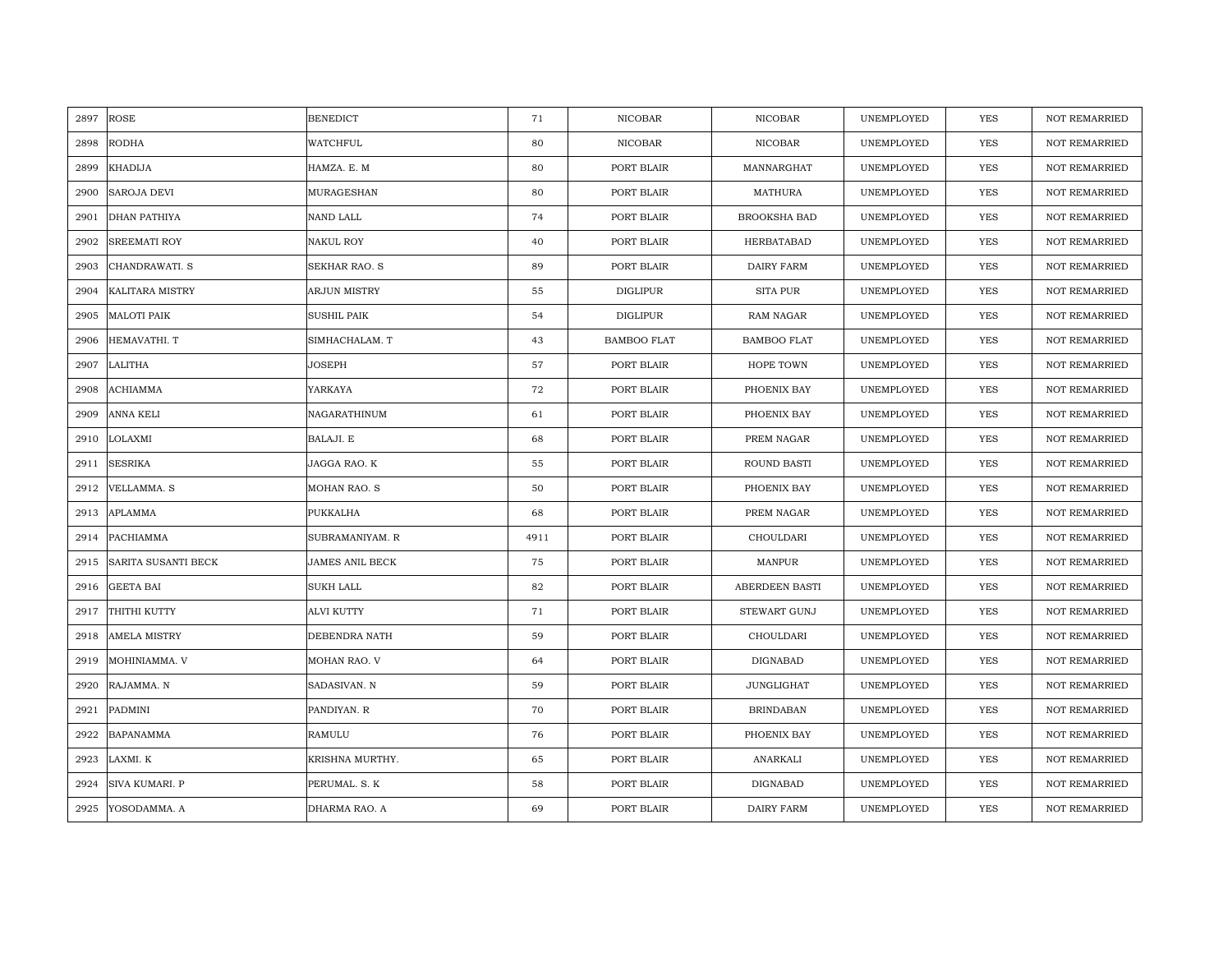| | | | | | | | | |
|---|---|---|---|---|---|---|---|---|
| 2897 | ROSE | BENEDICT | 71 | NICOBAR | NICOBAR | UNEMPLOYED | YES | NOT REMARRIED |
| 2898 | RODHA | WATCHFUL | 80 | NICOBAR | NICOBAR | UNEMPLOYED | YES | NOT REMARRIED |
| 2899 | KHADIJA | HAMZA. E. M | 80 | PORT BLAIR | MANNARGHAT | UNEMPLOYED | YES | NOT REMARRIED |
| 2900 | SAROJA DEVI | MURAGESHAN | 80 | PORT BLAIR | MATHURA | UNEMPLOYED | YES | NOT REMARRIED |
| 2901 | DHAN PATHIYA | NAND LALL | 74 | PORT BLAIR | BROOKSHA BAD | UNEMPLOYED | YES | NOT REMARRIED |
| 2902 | SREEMATI ROY | NAKUL ROY | 40 | PORT BLAIR | HERBATABAD | UNEMPLOYED | YES | NOT REMARRIED |
| 2903 | CHANDRAWATI. S | SEKHAR RAO. S | 89 | PORT BLAIR | DAIRY FARM | UNEMPLOYED | YES | NOT REMARRIED |
| 2904 | KALITARA MISTRY | ARJUN MISTRY | 55 | DIGLIPUR | SITA PUR | UNEMPLOYED | YES | NOT REMARRIED |
| 2905 | MALOTI PAIK | SUSHIL PAIK | 54 | DIGLIPUR | RAM NAGAR | UNEMPLOYED | YES | NOT REMARRIED |
| 2906 | HEMAVATHI. T | SIMHACHALAM. T | 43 | BAMBOO FLAT | BAMBOO FLAT | UNEMPLOYED | YES | NOT REMARRIED |
| 2907 | LALITHA | JOSEPH | 57 | PORT BLAIR | HOPE TOWN | UNEMPLOYED | YES | NOT REMARRIED |
| 2908 | ACHIAMMA | YARKAYA | 72 | PORT BLAIR | PHOENIX BAY | UNEMPLOYED | YES | NOT REMARRIED |
| 2909 | ANNA KELI | NAGARATHINUM | 61 | PORT BLAIR | PHOENIX BAY | UNEMPLOYED | YES | NOT REMARRIED |
| 2910 | LOLAXMI | BALAJI. E | 68 | PORT BLAIR | PREM NAGAR | UNEMPLOYED | YES | NOT REMARRIED |
| 2911 | SESRIKA | JAGGA RAO. K | 55 | PORT BLAIR | ROUND BASTI | UNEMPLOYED | YES | NOT REMARRIED |
| 2912 | VELLAMMA. S | MOHAN RAO. S | 50 | PORT BLAIR | PHOENIX BAY | UNEMPLOYED | YES | NOT REMARRIED |
| 2913 | APLAMMA | PUKKALHA | 68 | PORT BLAIR | PREM NAGAR | UNEMPLOYED | YES | NOT REMARRIED |
| 2914 | PACHIAMMA | SUBRAMANIYAM. R | 4911 | PORT BLAIR | CHOULDARI | UNEMPLOYED | YES | NOT REMARRIED |
| 2915 | SARITA SUSANTI BECK | JAMES ANIL BECK | 75 | PORT BLAIR | MANPUR | UNEMPLOYED | YES | NOT REMARRIED |
| 2916 | GEETA BAI | SUKH LALL | 82 | PORT BLAIR | ABERDEEN BASTI | UNEMPLOYED | YES | NOT REMARRIED |
| 2917 | THITHI KUTTY | ALVI KUTTY | 71 | PORT BLAIR | STEWART GUNJ | UNEMPLOYED | YES | NOT REMARRIED |
| 2918 | AMELA MISTRY | DEBENDRA NATH | 59 | PORT BLAIR | CHOULDARI | UNEMPLOYED | YES | NOT REMARRIED |
| 2919 | MOHINIAMMA. V | MOHAN RAO. V | 64 | PORT BLAIR | DIGNABAD | UNEMPLOYED | YES | NOT REMARRIED |
| 2920 | RAJAMMA. N | SADASIVAN. N | 59 | PORT BLAIR | JUNGLIGHAT | UNEMPLOYED | YES | NOT REMARRIED |
| 2921 | PADMINI | PANDIYAN. R | 70 | PORT BLAIR | BRINDABAN | UNEMPLOYED | YES | NOT REMARRIED |
| 2922 | BAPANAMMA | RAMULU | 76 | PORT BLAIR | PHOENIX BAY | UNEMPLOYED | YES | NOT REMARRIED |
| 2923 | LAXMI. K | KRISHNA MURTHY. | 65 | PORT BLAIR | ANARKALI | UNEMPLOYED | YES | NOT REMARRIED |
| 2924 | SIVA KUMARI. P | PERUMAL. S. K | 58 | PORT BLAIR | DIGNABAD | UNEMPLOYED | YES | NOT REMARRIED |
| 2925 | YOSODAMMA. A | DHARMA RAO. A | 69 | PORT BLAIR | DAIRY FARM | UNEMPLOYED | YES | NOT REMARRIED |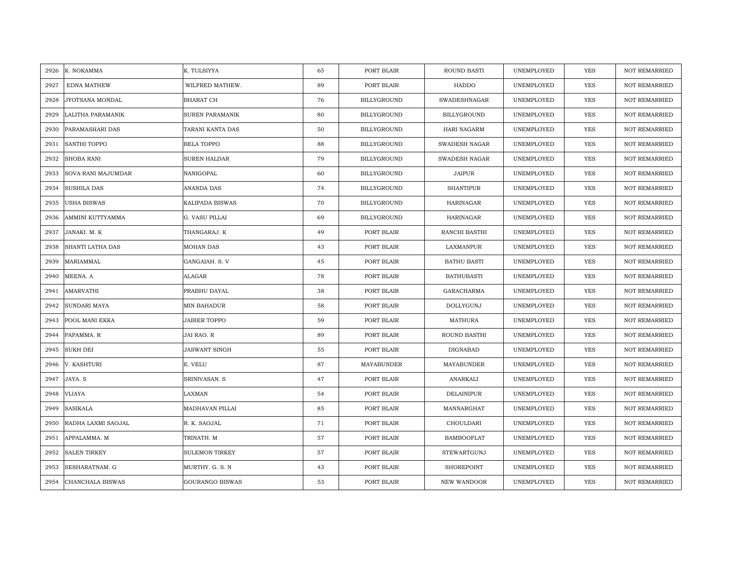| 2926 | K. NOKAMMA | K. TULSIYYA | 65 | PORT BLAIR | ROUND BASTI | UNEMPLOYED | YES | NOT REMARRIED |
|---|---|---|---|---|---|---|---|---|
| 2927 | EDNA MATHEW | WILFRED MATHEW. | 89 | PORT BLAIR | HADDO | UNEMPLOYED | YES | NOT REMARRIED |
| 2928 | JYOTSANA MONDAL | BHARAT CH | 76 | BILLYGROUND | SWADESHNAGAR | UNEMPLOYED | YES | NOT REMARRIED |
| 2929 | LALITHA PARAMANIK | SUREN PARAMANIK | 80 | BILLYGROUND | BILLYGROUND | UNEMPLOYED | YES | NOT REMARRIED |
| 2930 | PARAMASHARI DAS | TARANI KANTA DAS | 50 | BILLYGROUND | HARI NAGARM | UNEMPLOYED | YES | NOT REMARRIED |
| 2931 | SANTHI TOPPO | BELA TOPPO | 88 | BILLYGROUND | SWADESH NAGAR | UNEMPLOYED | YES | NOT REMARRIED |
| 2932 | SHOBA RANI | SUREN HALDAR | 79 | BILLYGROUND | SWADESH NAGAR | UNEMPLOYED | YES | NOT REMARRIED |
| 2933 | SOVA RANI MAJUMDAR | NANIGOPAL | 60 | BILLYGROUND | JAIPUR | UNEMPLOYED | YES | NOT REMARRIED |
| 2934 | SUSHILA DAS | ANANDA DAS | 74 | BILLYGROUND | SHANTIPUR | UNEMPLOYED | YES | NOT REMARRIED |
| 2935 | USHA BISWAS | KALIPADA BISWAS | 70 | BILLYGROUND | HARINAGAR | UNEMPLOYED | YES | NOT REMARRIED |
| 2936 | AMMINI KUTTYAMMA | G. VASU PILLAI | 69 | BILLYGROUND | HARINAGAR | UNEMPLOYED | YES | NOT REMARRIED |
| 2937 | JANAKI. M. K | THANGARAJ. K | 49 | PORT BLAIR | RANCHI BASTHI | UNEMPLOYED | YES | NOT REMARRIED |
| 2938 | SHANTI LATHA DAS | MOHAN DAS | 43 | PORT BLAIR | LAXMANPUR | UNEMPLOYED | YES | NOT REMARRIED |
| 2939 | MARIAMMAL | GANGAIAH. S. V | 45 | PORT BLAIR | BATHU BASTI | UNEMPLOYED | YES | NOT REMARRIED |
| 2940 | MEENA. A | ALAGAR | 78 | PORT BLAIR | BATHUBASTI | UNEMPLOYED | YES | NOT REMARRIED |
| 2941 | AMARVATHI | PRABHU DAYAL | 38 | PORT BLAIR | GARACHARMA | UNEMPLOYED | YES | NOT REMARRIED |
| 2942 | SUNDARI MAYA | MIN BAHADUR | 58 | PORT BLAIR | DOLLYGUNJ | UNEMPLOYED | YES | NOT REMARRIED |
| 2943 | POOL MANI EKKA | JABIER TOPPO | 59 | PORT BLAIR | MATHURA | UNEMPLOYED | YES | NOT REMARRIED |
| 2944 | PAPAMMA. R | JAI RAO. R | 89 | PORT BLAIR | ROUND BASTHI | UNEMPLOYED | YES | NOT REMARRIED |
| 2945 | SUKH DEI | JASWANT SINGH | 55 | PORT BLAIR | DIGNABAD | UNEMPLOYED | YES | NOT REMARRIED |
| 2946 | V. KASHTURI | E. VELU | 87 | MAYABUNDER | MAYABUNDER | UNEMPLOYED | YES | NOT REMARRIED |
| 2947 | JAYA. S | SRINIVASAN. S | 47 | PORT BLAIR | ANARKALI | UNEMPLOYED | YES | NOT REMARRIED |
| 2948 | VIJAYA | LAXMAN | 54 | PORT BLAIR | DELAINIPUR | UNEMPLOYED | YES | NOT REMARRIED |
| 2949 | SASIKALA | MADHAVAN PILLAI | 85 | PORT BLAIR | MANNARGHAT | UNEMPLOYED | YES | NOT REMARRIED |
| 2950 | RADHA LAXMI SAOJAL | R. K. SAOJAL | 71 | PORT BLAIR | CHOULDARI | UNEMPLOYED | YES | NOT REMARRIED |
| 2951 | APPALAMMA. M | TRINATH. M | 57 | PORT BLAIR | BAMBOOFLAT | UNEMPLOYED | YES | NOT REMARRIED |
| 2952 | SALEN TIRKEY | SULEMON TIRKEY | 57 | PORT BLAIR | STEWARTGUNJ | UNEMPLOYED | YES | NOT REMARRIED |
| 2953 | SESHARATNAM. G | MURTHY. G. S. N | 43 | PORT BLAIR | SHOREPOINT | UNEMPLOYED | YES | NOT REMARRIED |
| 2954 | CHANCHALA BISWAS | GOURANGO BISWAS | 53 | PORT BLAIR | NEW WANDOOR | UNEMPLOYED | YES | NOT REMARRIED |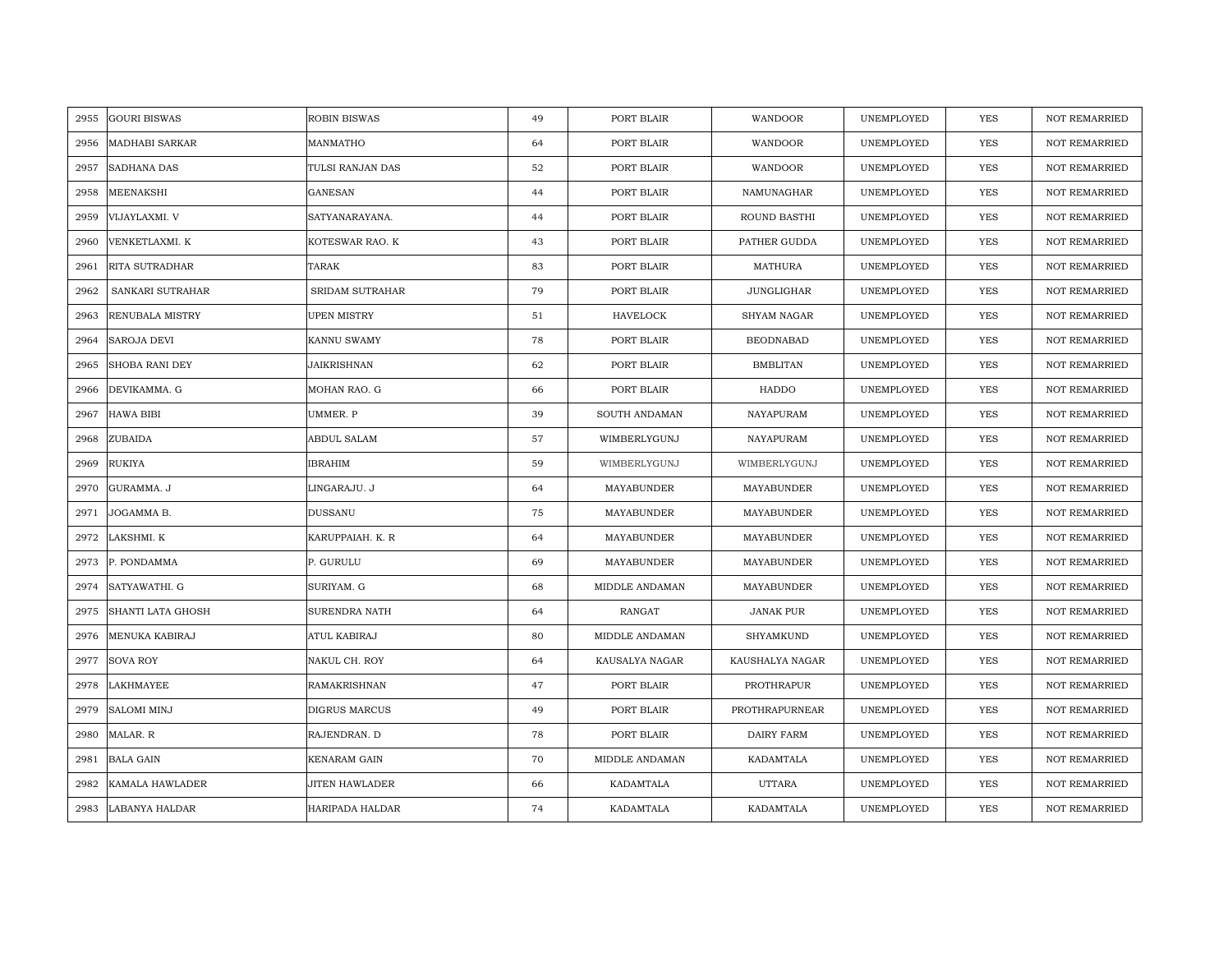| 2955 | GOURI BISWAS | ROBIN BISWAS | 49 | PORT BLAIR | WANDOOR | UNEMPLOYED | YES | NOT REMARRIED |
|---|---|---|---|---|---|---|---|---|
| 2956 | MADHABI SARKAR | MANMATHO | 64 | PORT BLAIR | WANDOOR | UNEMPLOYED | YES | NOT REMARRIED |
| 2957 | SADHANA DAS | TULSI RANJAN DAS | 52 | PORT BLAIR | WANDOOR | UNEMPLOYED | YES | NOT REMARRIED |
| 2958 | MEENAKSHI | GANESAN | 44 | PORT BLAIR | NAMUNAGHAR | UNEMPLOYED | YES | NOT REMARRIED |
| 2959 | VIJAYLAXMI. V | SATYANARAYANA. | 44 | PORT BLAIR | ROUND BASTHI | UNEMPLOYED | YES | NOT REMARRIED |
| 2960 | VENKETLAXMI. K | KOTESWAR RAO. K | 43 | PORT BLAIR | PATHER GUDDA | UNEMPLOYED | YES | NOT REMARRIED |
| 2961 | RITA SUTRADHAR | TARAK | 83 | PORT BLAIR | MATHURA | UNEMPLOYED | YES | NOT REMARRIED |
| 2962 | SANKARI SUTRAHAR | SRIDAM SUTRAHAR | 79 | PORT BLAIR | JUNGLIGHAR | UNEMPLOYED | YES | NOT REMARRIED |
| 2963 | RENUBALA MISTRY | UPEN MISTRY | 51 | HAVELOCK | SHYAM NAGAR | UNEMPLOYED | YES | NOT REMARRIED |
| 2964 | SAROJA DEVI | KANNU SWAMY | 78 | PORT BLAIR | BEODNABAD | UNEMPLOYED | YES | NOT REMARRIED |
| 2965 | SHOBA RANI DEY | JAIKRISHNAN | 62 | PORT BLAIR | BMBLITAN | UNEMPLOYED | YES | NOT REMARRIED |
| 2966 | DEVIKAMMA. G | MOHAN RAO. G | 66 | PORT BLAIR | HADDO | UNEMPLOYED | YES | NOT REMARRIED |
| 2967 | HAWA BIBI | UMMER. P | 39 | SOUTH ANDAMAN | NAYAPURAM | UNEMPLOYED | YES | NOT REMARRIED |
| 2968 | ZUBAIDA | ABDUL SALAM | 57 | WIMBERLYGUNJ | NAYAPURAM | UNEMPLOYED | YES | NOT REMARRIED |
| 2969 | RUKIYA | IBRAHIM | 59 | WIMBERLYGUNJ | WIMBERLYGUNJ | UNEMPLOYED | YES | NOT REMARRIED |
| 2970 | GURAMMA. J | LINGARAJU. J | 64 | MAYABUNDER | MAYABUNDER | UNEMPLOYED | YES | NOT REMARRIED |
| 2971 | JOGAMMA B. | DUSSANU | 75 | MAYABUNDER | MAYABUNDER | UNEMPLOYED | YES | NOT REMARRIED |
| 2972 | LAKSHMI. K | KARUPPAIAH. K. R | 64 | MAYABUNDER | MAYABUNDER | UNEMPLOYED | YES | NOT REMARRIED |
| 2973 | P. PONDAMMA | P. GURULU | 69 | MAYABUNDER | MAYABUNDER | UNEMPLOYED | YES | NOT REMARRIED |
| 2974 | SATYAWATHI. G | SURIYAM. G | 68 | MIDDLE ANDAMAN | MAYABUNDER | UNEMPLOYED | YES | NOT REMARRIED |
| 2975 | SHANTI LATA GHOSH | SURENDRA NATH | 64 | RANGAT | JANAK PUR | UNEMPLOYED | YES | NOT REMARRIED |
| 2976 | MENUKA KABIRAJ | ATUL KABIRAJ | 80 | MIDDLE ANDAMAN | SHYAMKUND | UNEMPLOYED | YES | NOT REMARRIED |
| 2977 | SOVA ROY | NAKUL CH. ROY | 64 | KAUSALYA NAGAR | KAUSHALYA NAGAR | UNEMPLOYED | YES | NOT REMARRIED |
| 2978 | LAKHMAYEE | RAMAKRISHNAN | 47 | PORT BLAIR | PROTHRAPUR | UNEMPLOYED | YES | NOT REMARRIED |
| 2979 | SALOMI MINJ | DIGRUS MARCUS | 49 | PORT BLAIR | PROTHRAPURNEAR | UNEMPLOYED | YES | NOT REMARRIED |
| 2980 | MALAR. R | RAJENDRAN. D | 78 | PORT BLAIR | DAIRY FARM | UNEMPLOYED | YES | NOT REMARRIED |
| 2981 | BALA GAIN | KENARAM GAIN | 70 | MIDDLE ANDAMAN | KADAMTALA | UNEMPLOYED | YES | NOT REMARRIED |
| 2982 | KAMALA HAWLADER | JITEN HAWLADER | 66 | KADAMTALA | UTTARA | UNEMPLOYED | YES | NOT REMARRIED |
| 2983 | LABANYA HALDAR | HARIPADA HALDAR | 74 | KADAMTALA | KADAMTALA | UNEMPLOYED | YES | NOT REMARRIED |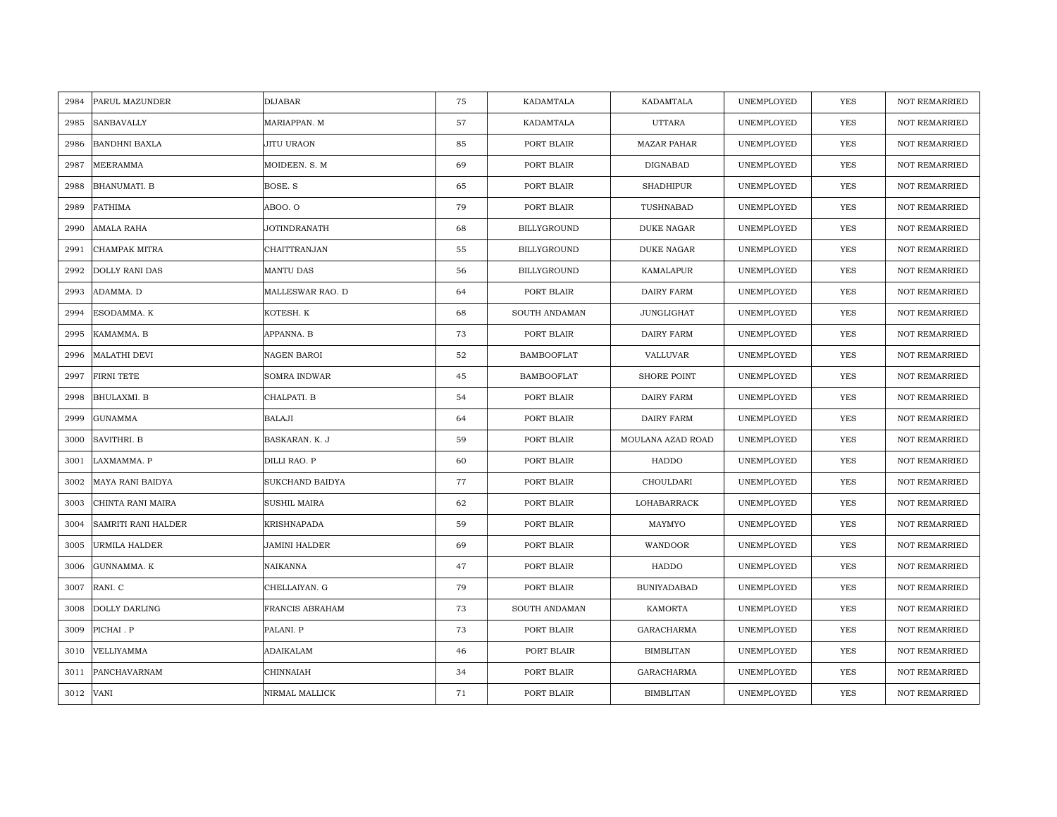| | | | | | | | | |
|---|---|---|---|---|---|---|---|---|
| 2984 | PARUL MAZUNDER | DIJABAR | 75 | KADAMTALA | KADAMTALA | UNEMPLOYED | YES | NOT REMARRIED |
| 2985 | SANBAVALLY | MARIAPPAN. M | 57 | KADAMTALA | UTTARA | UNEMPLOYED | YES | NOT REMARRIED |
| 2986 | BANDHNI BAXLA | JITU URAON | 85 | PORT BLAIR | MAZAR PAHAR | UNEMPLOYED | YES | NOT REMARRIED |
| 2987 | MEERAMMA | MOIDEEN. S. M | 69 | PORT BLAIR | DIGNABAD | UNEMPLOYED | YES | NOT REMARRIED |
| 2988 | BHANUMATI. B | BOSE. S | 65 | PORT BLAIR | SHADHIPUR | UNEMPLOYED | YES | NOT REMARRIED |
| 2989 | FATHIMA | ABOO. O | 79 | PORT BLAIR | TUSHNABAD | UNEMPLOYED | YES | NOT REMARRIED |
| 2990 | AMALA RAHA | JOTINDRANATH | 68 | BILLYGROUND | DUKE NAGAR | UNEMPLOYED | YES | NOT REMARRIED |
| 2991 | CHAMPAK MITRA | CHAITTRANJAN | 55 | BILLYGROUND | DUKE NAGAR | UNEMPLOYED | YES | NOT REMARRIED |
| 2992 | DOLLY RANI DAS | MANTU DAS | 56 | BILLYGROUND | KAMALAPUR | UNEMPLOYED | YES | NOT REMARRIED |
| 2993 | ADAMMA. D | MALLESWAR RAO. D | 64 | PORT BLAIR | DAIRY FARM | UNEMPLOYED | YES | NOT REMARRIED |
| 2994 | ESODAMMA. K | KOTESH. K | 68 | SOUTH ANDAMAN | JUNGLIGHAT | UNEMPLOYED | YES | NOT REMARRIED |
| 2995 | KAMAMMA. B | APPANNA. B | 73 | PORT BLAIR | DAIRY FARM | UNEMPLOYED | YES | NOT REMARRIED |
| 2996 | MALATHI DEVI | NAGEN BAROI | 52 | BAMBOOFLAT | VALLUVAR | UNEMPLOYED | YES | NOT REMARRIED |
| 2997 | FIRNI TETE | SOMRA INDWAR | 45 | BAMBOOFLAT | SHORE POINT | UNEMPLOYED | YES | NOT REMARRIED |
| 2998 | BHULAXMI. B | CHALPATI. B | 54 | PORT BLAIR | DAIRY FARM | UNEMPLOYED | YES | NOT REMARRIED |
| 2999 | GUNAMMA | BALAJI | 64 | PORT BLAIR | DAIRY FARM | UNEMPLOYED | YES | NOT REMARRIED |
| 3000 | SAVITHRI. B | BASKARAN. K. J | 59 | PORT BLAIR | MOULANA AZAD ROAD | UNEMPLOYED | YES | NOT REMARRIED |
| 3001 | LAXMAMMA. P | DILLI RAO. P | 60 | PORT BLAIR | HADDO | UNEMPLOYED | YES | NOT REMARRIED |
| 3002 | MAYA RANI BAIDYA | SUKCHAND BAIDYA | 77 | PORT BLAIR | CHOULDARI | UNEMPLOYED | YES | NOT REMARRIED |
| 3003 | CHINTA RANI MAIRA | SUSHIL MAIRA | 62 | PORT BLAIR | LOHABARRACK | UNEMPLOYED | YES | NOT REMARRIED |
| 3004 | SAMRITI RANI HALDER | KRISHNAPADA | 59 | PORT BLAIR | MAYMYO | UNEMPLOYED | YES | NOT REMARRIED |
| 3005 | URMILA HALDER | JAMINI HALDER | 69 | PORT BLAIR | WANDOOR | UNEMPLOYED | YES | NOT REMARRIED |
| 3006 | GUNNAMMA. K | NAIKANNA | 47 | PORT BLAIR | HADDO | UNEMPLOYED | YES | NOT REMARRIED |
| 3007 | RANI. C | CHELLAIYAN. G | 79 | PORT BLAIR | BUNIYADABAD | UNEMPLOYED | YES | NOT REMARRIED |
| 3008 | DOLLY DARLING | FRANCIS ABRAHAM | 73 | SOUTH ANDAMAN | KAMORTA | UNEMPLOYED | YES | NOT REMARRIED |
| 3009 | PICHAI . P | PALANI. P | 73 | PORT BLAIR | GARACHARMA | UNEMPLOYED | YES | NOT REMARRIED |
| 3010 | VELLIYAMMA | ADAIKALAM | 46 | PORT BLAIR | BIMBLITAN | UNEMPLOYED | YES | NOT REMARRIED |
| 3011 | PANCHAVARNAM | CHINNAIAH | 34 | PORT BLAIR | GARACHARMA | UNEMPLOYED | YES | NOT REMARRIED |
| 3012 | VANI | NIRMAL MALLICK | 71 | PORT BLAIR | BIMBLITAN | UNEMPLOYED | YES | NOT REMARRIED |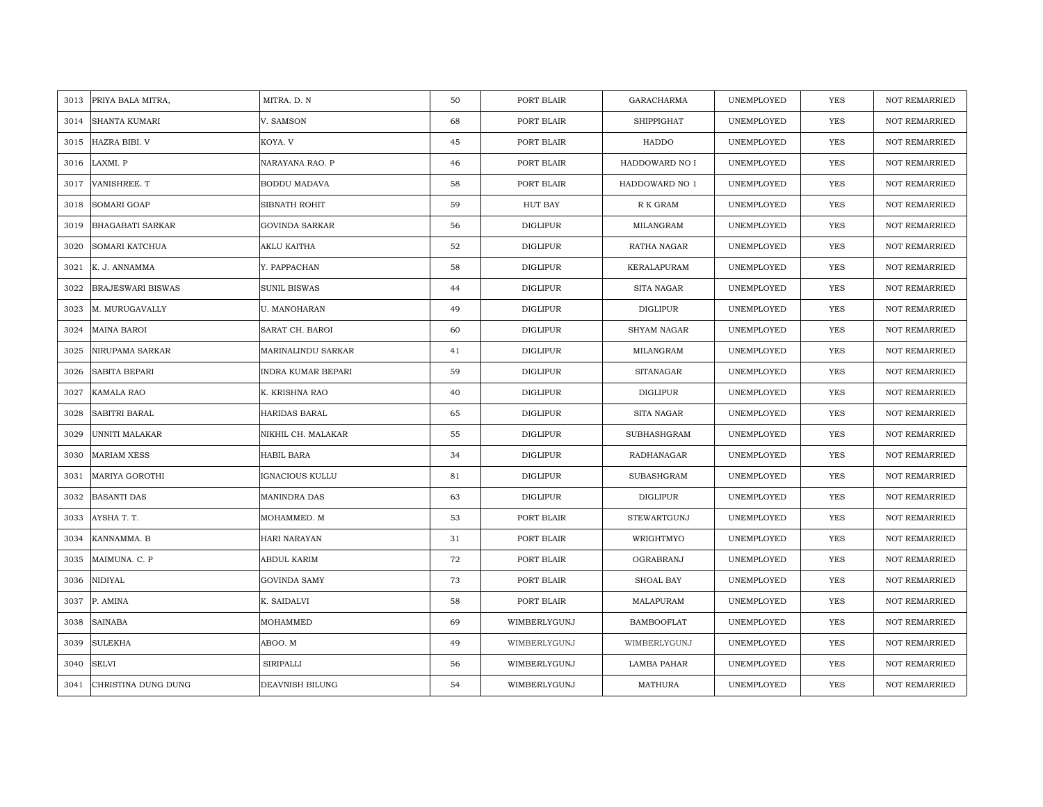| 3013 | PRIYA BALA MITRA, | MITRA. D. N | 50 | PORT BLAIR | GARACHARMA | UNEMPLOYED | YES | NOT REMARRIED |
|---|---|---|---|---|---|---|---|---|
| 3014 | SHANTA KUMARI | V. SAMSON | 68 | PORT BLAIR | SHIPPIGHAT | UNEMPLOYED | YES | NOT REMARRIED |
| 3015 | HAZRA BIBI. V | KOYA. V | 45 | PORT BLAIR | HADDO | UNEMPLOYED | YES | NOT REMARRIED |
| 3016 | LAXMI. P | NARAYANA RAO. P | 46 | PORT BLAIR | HADDOWARD NO I | UNEMPLOYED | YES | NOT REMARRIED |
| 3017 | VANISHREE. T | BODDU MADAVA | 58 | PORT BLAIR | HADDOWARD NO 1 | UNEMPLOYED | YES | NOT REMARRIED |
| 3018 | SOMARI GOAP | SIBNATH ROHIT | 59 | HUT BAY | R K GRAM | UNEMPLOYED | YES | NOT REMARRIED |
| 3019 | BHAGABATI SARKAR | GOVINDA SARKAR | 56 | DIGLIPUR | MILANGRAM | UNEMPLOYED | YES | NOT REMARRIED |
| 3020 | SOMARI KATCHUA | AKLU KAITHA | 52 | DIGLIPUR | RATHA NAGAR | UNEMPLOYED | YES | NOT REMARRIED |
| 3021 | K. J. ANNAMMA | Y. PAPPACHAN | 58 | DIGLIPUR | KERALAPURAM | UNEMPLOYED | YES | NOT REMARRIED |
| 3022 | BRAJESWARI BISWAS | SUNIL BISWAS | 44 | DIGLIPUR | SITA NAGAR | UNEMPLOYED | YES | NOT REMARRIED |
| 3023 | M. MURUGAVALLY | U. MANOHARAN | 49 | DIGLIPUR | DIGLIPUR | UNEMPLOYED | YES | NOT REMARRIED |
| 3024 | MAINA BAROI | SARAT CH. BAROI | 60 | DIGLIPUR | SHYAM NAGAR | UNEMPLOYED | YES | NOT REMARRIED |
| 3025 | NIRUPAMA SARKAR | MARINALINDU SARKAR | 41 | DIGLIPUR | MILANGRAM | UNEMPLOYED | YES | NOT REMARRIED |
| 3026 | SABITA BEPARI | INDRA KUMAR BEPARI | 59 | DIGLIPUR | SITANAGAR | UNEMPLOYED | YES | NOT REMARRIED |
| 3027 | KAMALA RAO | K. KRISHNA RAO | 40 | DIGLIPUR | DIGLIPUR | UNEMPLOYED | YES | NOT REMARRIED |
| 3028 | SABITRI BARAL | HARIDAS BARAL | 65 | DIGLIPUR | SITA NAGAR | UNEMPLOYED | YES | NOT REMARRIED |
| 3029 | UNNITI MALAKAR | NIKHIL CH. MALAKAR | 55 | DIGLIPUR | SUBHASHGRAM | UNEMPLOYED | YES | NOT REMARRIED |
| 3030 | MARIAM XESS | HABIL BARA | 34 | DIGLIPUR | RADHANAGAR | UNEMPLOYED | YES | NOT REMARRIED |
| 3031 | MARIYA GOROTHI | IGNACIOUS KULLU | 81 | DIGLIPUR | SUBASHGRAM | UNEMPLOYED | YES | NOT REMARRIED |
| 3032 | BASANTI DAS | MANINDRA DAS | 63 | DIGLIPUR | DIGLIPUR | UNEMPLOYED | YES | NOT REMARRIED |
| 3033 | AYSHA T. T. | MOHAMMED. M | 53 | PORT BLAIR | STEWARTGUNJ | UNEMPLOYED | YES | NOT REMARRIED |
| 3034 | KANNAMMA. B | HARI NARAYAN | 31 | PORT BLAIR | WRIGHTMYO | UNEMPLOYED | YES | NOT REMARRIED |
| 3035 | MAIMUNA. C. P | ABDUL KARIM | 72 | PORT BLAIR | OGRABRANJ | UNEMPLOYED | YES | NOT REMARRIED |
| 3036 | NIDIYAL | GOVINDA SAMY | 73 | PORT BLAIR | SHOAL BAY | UNEMPLOYED | YES | NOT REMARRIED |
| 3037 | P. AMINA | K. SAIDALVI | 58 | PORT BLAIR | MALAPURAM | UNEMPLOYED | YES | NOT REMARRIED |
| 3038 | SAINABA | MOHAMMED | 69 | WIMBERLYGUNJ | BAMBOOFLAT | UNEMPLOYED | YES | NOT REMARRIED |
| 3039 | SULEKHA | ABOO. M | 49 | WIMBERLYGUNJ | WIMBERLYGUNJ | UNEMPLOYED | YES | NOT REMARRIED |
| 3040 | SELVI | SIRIPALLI | 56 | WIMBERLYGUNJ | LAMBA PAHAR | UNEMPLOYED | YES | NOT REMARRIED |
| 3041 | CHRISTINA DUNG DUNG | DEAVNISH BILUNG | 54 | WIMBERLYGUNJ | MATHURA | UNEMPLOYED | YES | NOT REMARRIED |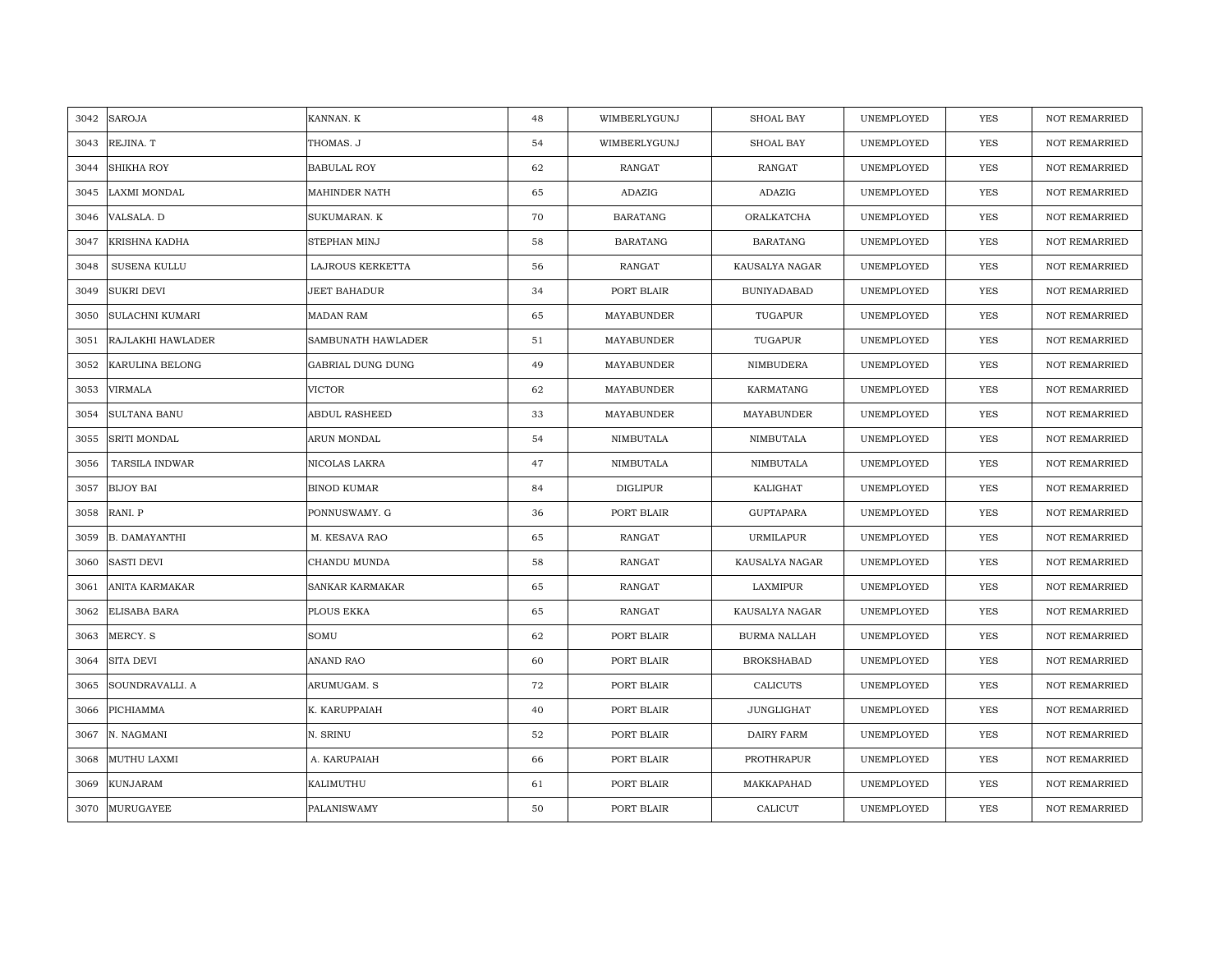| 3042 | SAROJA | KANNAN. K | 48 | WIMBERLYGUNJ | SHOAL BAY | UNEMPLOYED | YES | NOT REMARRIED |
|---|---|---|---|---|---|---|---|---|
| 3043 | REJINA. T | THOMAS. J | 54 | WIMBERLYGUNJ | SHOAL BAY | UNEMPLOYED | YES | NOT REMARRIED |
| 3044 | SHIKHA ROY | BABULAL ROY | 62 | RANGAT | RANGAT | UNEMPLOYED | YES | NOT REMARRIED |
| 3045 | LAXMI MONDAL | MAHINDER NATH | 65 | ADAZIG | ADAZIG | UNEMPLOYED | YES | NOT REMARRIED |
| 3046 | VALSALA. D | SUKUMARAN. K | 70 | BARATANG | ORALKATCHA | UNEMPLOYED | YES | NOT REMARRIED |
| 3047 | KRISHNA KADHA | STEPHAN MINJ | 58 | BARATANG | BARATANG | UNEMPLOYED | YES | NOT REMARRIED |
| 3048 | SUSENA KULLU | LAJROUS KERKETTA | 56 | RANGAT | KAUSALYA NAGAR | UNEMPLOYED | YES | NOT REMARRIED |
| 3049 | SUKRI DEVI | JEET BAHADUR | 34 | PORT BLAIR | BUNIYADABAD | UNEMPLOYED | YES | NOT REMARRIED |
| 3050 | SULACHNI KUMARI | MADAN RAM | 65 | MAYABUNDER | TUGAPUR | UNEMPLOYED | YES | NOT REMARRIED |
| 3051 | RAJLAKHI HAWLADER | SAMBUNATH HAWLADER | 51 | MAYABUNDER | TUGAPUR | UNEMPLOYED | YES | NOT REMARRIED |
| 3052 | KARULINA BELONG | GABRIAL DUNG DUNG | 49 | MAYABUNDER | NIMBUDERA | UNEMPLOYED | YES | NOT REMARRIED |
| 3053 | VIRMALA | VICTOR | 62 | MAYABUNDER | KARMATANG | UNEMPLOYED | YES | NOT REMARRIED |
| 3054 | SULTANA BANU | ABDUL RASHEED | 33 | MAYABUNDER | MAYABUNDER | UNEMPLOYED | YES | NOT REMARRIED |
| 3055 | SRITI MONDAL | ARUN MONDAL | 54 | NIMBUTALA | NIMBUTALA | UNEMPLOYED | YES | NOT REMARRIED |
| 3056 | TARSILA INDWAR | NICOLAS LAKRA | 47 | NIMBUTALA | NIMBUTALA | UNEMPLOYED | YES | NOT REMARRIED |
| 3057 | BIJOY BAI | BINOD KUMAR | 84 | DIGLIPUR | KALIGHAT | UNEMPLOYED | YES | NOT REMARRIED |
| 3058 | RANI. P | PONNUSWAMY. G | 36 | PORT BLAIR | GUPTAPARA | UNEMPLOYED | YES | NOT REMARRIED |
| 3059 | B. DAMAYANTHI | M. KESAVA RAO | 65 | RANGAT | URMILAPUR | UNEMPLOYED | YES | NOT REMARRIED |
| 3060 | SASTI DEVI | CHANDU MUNDA | 58 | RANGAT | KAUSALYA NAGAR | UNEMPLOYED | YES | NOT REMARRIED |
| 3061 | ANITA KARMAKAR | SANKAR KARMAKAR | 65 | RANGAT | LAXMIPUR | UNEMPLOYED | YES | NOT REMARRIED |
| 3062 | ELISABA BARA | PLOUS EKKA | 65 | RANGAT | KAUSALYA NAGAR | UNEMPLOYED | YES | NOT REMARRIED |
| 3063 | MERCY. S | SOMU | 62 | PORT BLAIR | BURMA NALLAH | UNEMPLOYED | YES | NOT REMARRIED |
| 3064 | SITA DEVI | ANAND RAO | 60 | PORT BLAIR | BROKSHABAD | UNEMPLOYED | YES | NOT REMARRIED |
| 3065 | SOUNDRAVALLI. A | ARUMUGAM. S | 72 | PORT BLAIR | CALICUTS | UNEMPLOYED | YES | NOT REMARRIED |
| 3066 | PICHIAMMA | K. KARUPPAIAH | 40 | PORT BLAIR | JUNGLIGHAT | UNEMPLOYED | YES | NOT REMARRIED |
| 3067 | N. NAGMANI | N. SRINU | 52 | PORT BLAIR | DAIRY FARM | UNEMPLOYED | YES | NOT REMARRIED |
| 3068 | MUTHU LAXMI | A. KARUPAIAH | 66 | PORT BLAIR | PROTHRAPUR | UNEMPLOYED | YES | NOT REMARRIED |
| 3069 | KUNJARAM | KALIMUTHU | 61 | PORT BLAIR | MAKKAPAHAD | UNEMPLOYED | YES | NOT REMARRIED |
| 3070 | MURUGAYEE | PALANISWAMY | 50 | PORT BLAIR | CALICUT | UNEMPLOYED | YES | NOT REMARRIED |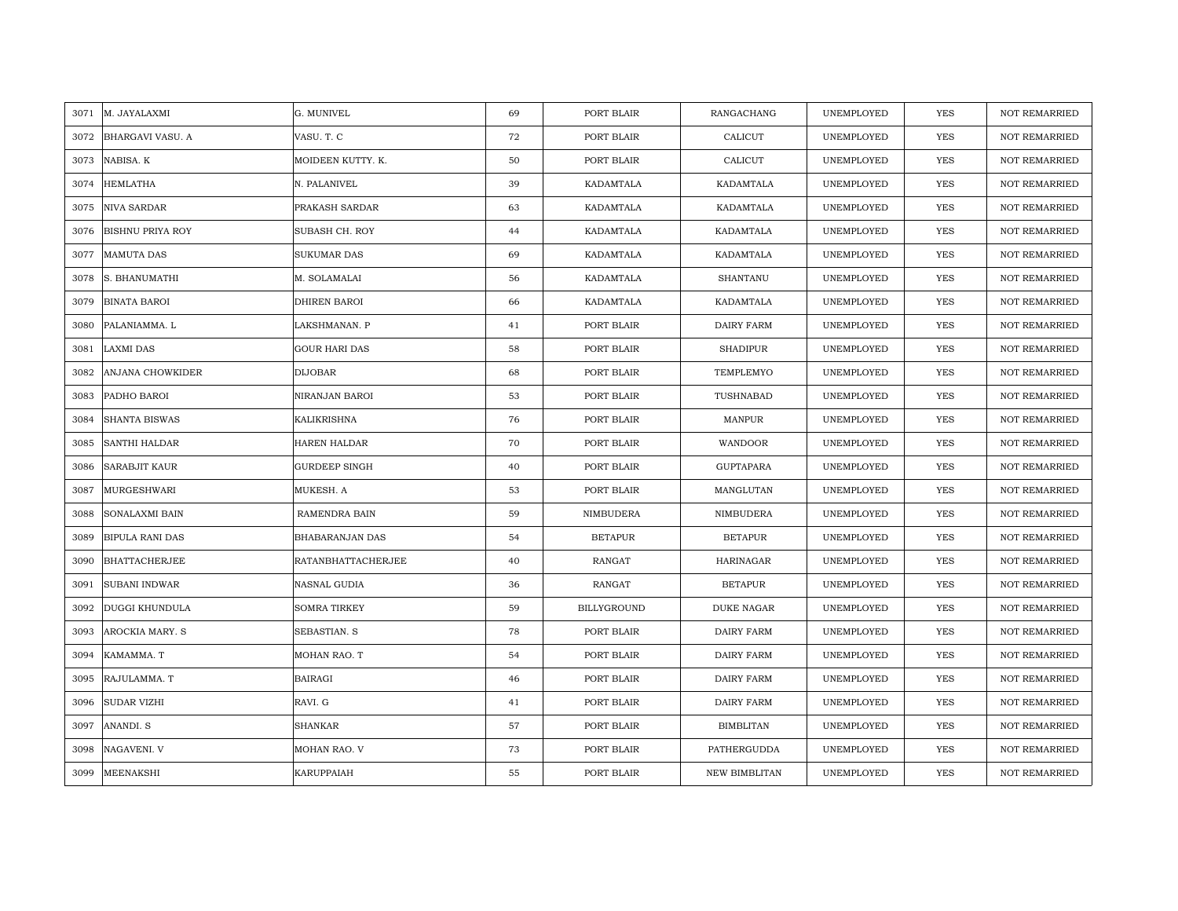| 3071 | M. JAYALAXMI | G. MUNIVEL | 69 | PORT BLAIR | RANGACHANG | UNEMPLOYED | YES | NOT REMARRIED |
|---|---|---|---|---|---|---|---|---|
| 3072 | BHARGAVI VASU. A | VASU. T. C | 72 | PORT BLAIR | CALICUT | UNEMPLOYED | YES | NOT REMARRIED |
| 3073 | NABISA. K | MOIDEEN KUTTY. K. | 50 | PORT BLAIR | CALICUT | UNEMPLOYED | YES | NOT REMARRIED |
| 3074 | HEMLATHA | N. PALANIVEL | 39 | KADAMTALA | KADAMTALA | UNEMPLOYED | YES | NOT REMARRIED |
| 3075 | NIVA SARDAR | PRAKASH SARDAR | 63 | KADAMTALA | KADAMTALA | UNEMPLOYED | YES | NOT REMARRIED |
| 3076 | BISHNU PRIYA ROY | SUBASH CH. ROY | 44 | KADAMTALA | KADAMTALA | UNEMPLOYED | YES | NOT REMARRIED |
| 3077 | MAMUTA DAS | SUKUMAR DAS | 69 | KADAMTALA | KADAMTALA | UNEMPLOYED | YES | NOT REMARRIED |
| 3078 | S. BHANUMATHI | M. SOLAMALAI | 56 | KADAMTALA | SHANTANU | UNEMPLOYED | YES | NOT REMARRIED |
| 3079 | BINATA BAROI | DHIREN BAROI | 66 | KADAMTALA | KADAMTALA | UNEMPLOYED | YES | NOT REMARRIED |
| 3080 | PALANIAMMA. L | LAKSHMANAN. P | 41 | PORT BLAIR | DAIRY FARM | UNEMPLOYED | YES | NOT REMARRIED |
| 3081 | LAXMI DAS | GOUR HARI DAS | 58 | PORT BLAIR | SHADIPUR | UNEMPLOYED | YES | NOT REMARRIED |
| 3082 | ANJANA CHOWKIDER | DIJOBAR | 68 | PORT BLAIR | TEMPLEMYO | UNEMPLOYED | YES | NOT REMARRIED |
| 3083 | PADHO BAROI | NIRANJAN BAROI | 53 | PORT BLAIR | TUSHNABAD | UNEMPLOYED | YES | NOT REMARRIED |
| 3084 | SHANTA BISWAS | KALIKRISHNA | 76 | PORT BLAIR | MANPUR | UNEMPLOYED | YES | NOT REMARRIED |
| 3085 | SANTHI HALDAR | HAREN HALDAR | 70 | PORT BLAIR | WANDOOR | UNEMPLOYED | YES | NOT REMARRIED |
| 3086 | SARABJIT KAUR | GURDEEP SINGH | 40 | PORT BLAIR | GUPTAPARA | UNEMPLOYED | YES | NOT REMARRIED |
| 3087 | MURGESHWARI | MUKESH. A | 53 | PORT BLAIR | MANGLUTAN | UNEMPLOYED | YES | NOT REMARRIED |
| 3088 | SONALAXMI BAIN | RAMENDRA BAIN | 59 | NIMBUDERA | NIMBUDERA | UNEMPLOYED | YES | NOT REMARRIED |
| 3089 | BIPULA RANI DAS | BHABARANJAN DAS | 54 | BETAPUR | BETAPUR | UNEMPLOYED | YES | NOT REMARRIED |
| 3090 | BHATTACHERJEE | RATANBHATTACHERJEE | 40 | RANGAT | HARINAGAR | UNEMPLOYED | YES | NOT REMARRIED |
| 3091 | SUBANI INDWAR | NASNAL GUDIA | 36 | RANGAT | BETAPUR | UNEMPLOYED | YES | NOT REMARRIED |
| 3092 | DUGGI KHUNDULA | SOMRA TIRKEY | 59 | BILLYGROUND | DUKE NAGAR | UNEMPLOYED | YES | NOT REMARRIED |
| 3093 | AROCKIA MARY. S | SEBASTIAN. S | 78 | PORT BLAIR | DAIRY FARM | UNEMPLOYED | YES | NOT REMARRIED |
| 3094 | KAMAMMA. T | MOHAN RAO. T | 54 | PORT BLAIR | DAIRY FARM | UNEMPLOYED | YES | NOT REMARRIED |
| 3095 | RAJULAMMA. T | BAIRAGI | 46 | PORT BLAIR | DAIRY FARM | UNEMPLOYED | YES | NOT REMARRIED |
| 3096 | SUDAR VIZHI | RAVI. G | 41 | PORT BLAIR | DAIRY FARM | UNEMPLOYED | YES | NOT REMARRIED |
| 3097 | ANANDI. S | SHANKAR | 57 | PORT BLAIR | BIMBLITAN | UNEMPLOYED | YES | NOT REMARRIED |
| 3098 | NAGAVENI. V | MOHAN RAO. V | 73 | PORT BLAIR | PATHERGUDDA | UNEMPLOYED | YES | NOT REMARRIED |
| 3099 | MEENAKSHI | KARUPPAIAH | 55 | PORT BLAIR | NEW BIMBLITAN | UNEMPLOYED | YES | NOT REMARRIED |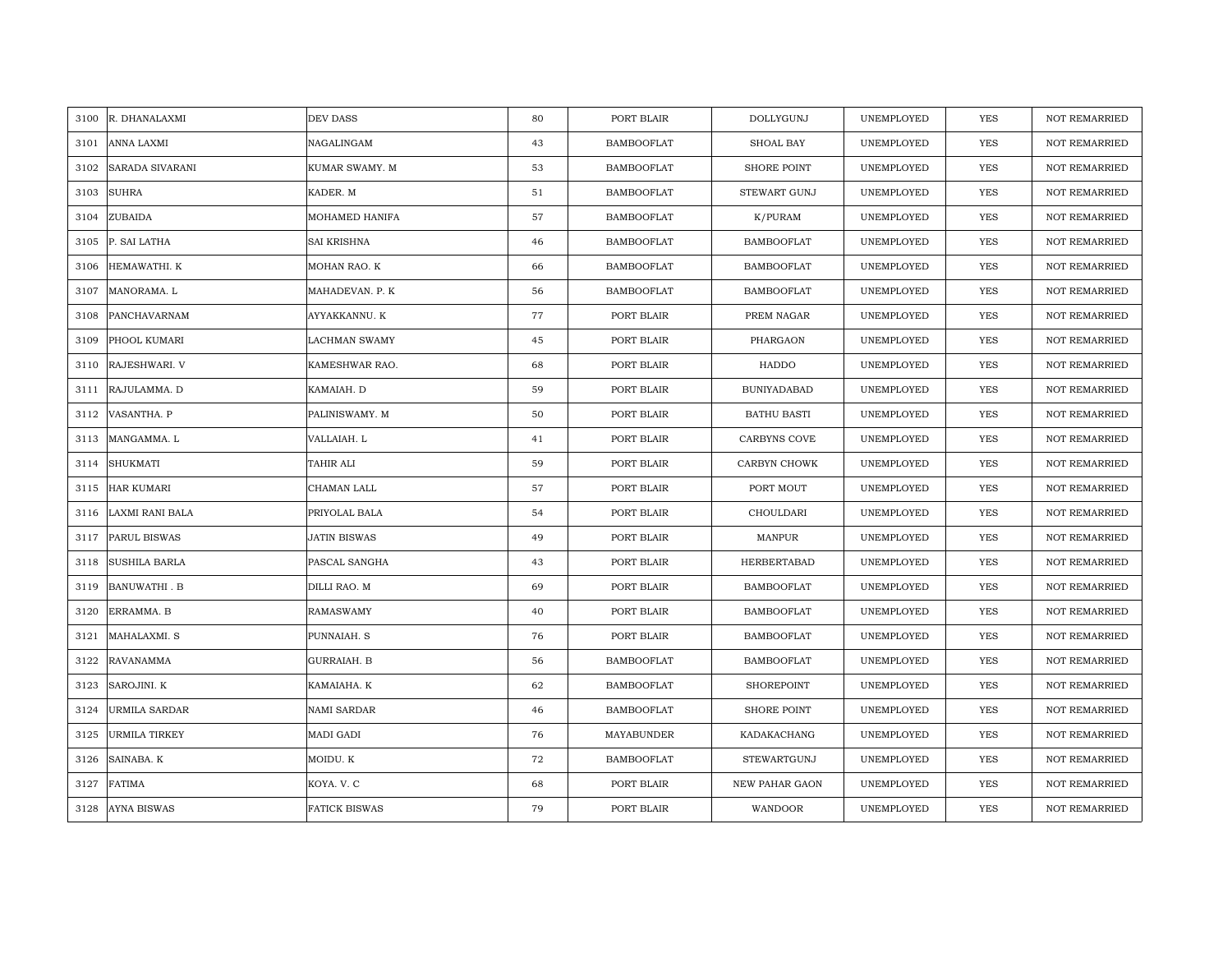| 3100 | R. DHANALAXMI | DEV DASS | 80 | PORT BLAIR | DOLLYGUNJ | UNEMPLOYED | YES | NOT REMARRIED |
|---|---|---|---|---|---|---|---|---|
| 3101 | ANNA LAXMI | NAGALINGAM | 43 | BAMBOOFLAT | SHOAL BAY | UNEMPLOYED | YES | NOT REMARRIED |
| 3102 | SARADA SIVARANI | KUMAR SWAMY. M | 53 | BAMBOOFLAT | SHORE POINT | UNEMPLOYED | YES | NOT REMARRIED |
| 3103 | SUHRA | KADER. M | 51 | BAMBOOFLAT | STEWART GUNJ | UNEMPLOYED | YES | NOT REMARRIED |
| 3104 | ZUBAIDA | MOHAMED HANIFA | 57 | BAMBOOFLAT | K/PURAM | UNEMPLOYED | YES | NOT REMARRIED |
| 3105 | P. SAI LATHA | SAI KRISHNA | 46 | BAMBOOFLAT | BAMBOOFLAT | UNEMPLOYED | YES | NOT REMARRIED |
| 3106 | HEMAWATHI. K | MOHAN RAO. K | 66 | BAMBOOFLAT | BAMBOOFLAT | UNEMPLOYED | YES | NOT REMARRIED |
| 3107 | MANORAMA. L | MAHADEVAN. P. K | 56 | BAMBOOFLAT | BAMBOOFLAT | UNEMPLOYED | YES | NOT REMARRIED |
| 3108 | PANCHAVARNAM | AYYAKKANNU. K | 77 | PORT BLAIR | PREM NAGAR | UNEMPLOYED | YES | NOT REMARRIED |
| 3109 | PHOOL KUMARI | LACHMAN SWAMY | 45 | PORT BLAIR | PHARGAON | UNEMPLOYED | YES | NOT REMARRIED |
| 3110 | RAJESHWARI. V | KAMESHWAR RAO. | 68 | PORT BLAIR | HADDO | UNEMPLOYED | YES | NOT REMARRIED |
| 3111 | RAJULAMMA. D | KAMAIAH. D | 59 | PORT BLAIR | BUNIYADABAD | UNEMPLOYED | YES | NOT REMARRIED |
| 3112 | VASANTHA. P | PALINISWAMY. M | 50 | PORT BLAIR | BATHU BASTI | UNEMPLOYED | YES | NOT REMARRIED |
| 3113 | MANGAMMA. L | VALLAIAH. L | 41 | PORT BLAIR | CARBYNS COVE | UNEMPLOYED | YES | NOT REMARRIED |
| 3114 | SHUKMATI | TAHIR ALI | 59 | PORT BLAIR | CARBYN CHOWK | UNEMPLOYED | YES | NOT REMARRIED |
| 3115 | HAR KUMARI | CHAMAN LALL | 57 | PORT BLAIR | PORT MOUT | UNEMPLOYED | YES | NOT REMARRIED |
| 3116 | LAXMI RANI BALA | PRIYOLAL BALA | 54 | PORT BLAIR | CHOULDARI | UNEMPLOYED | YES | NOT REMARRIED |
| 3117 | PARUL BISWAS | JATIN BISWAS | 49 | PORT BLAIR | MANPUR | UNEMPLOYED | YES | NOT REMARRIED |
| 3118 | SUSHILA BARLA | PASCAL SANGHA | 43 | PORT BLAIR | HERBERTABAD | UNEMPLOYED | YES | NOT REMARRIED |
| 3119 | BANUWATHI . B | DILLI RAO. M | 69 | PORT BLAIR | BAMBOOFLAT | UNEMPLOYED | YES | NOT REMARRIED |
| 3120 | ERRAMMA. B | RAMASWAMY | 40 | PORT BLAIR | BAMBOOFLAT | UNEMPLOYED | YES | NOT REMARRIED |
| 3121 | MAHALAXMI. S | PUNNAIAH. S | 76 | PORT BLAIR | BAMBOOFLAT | UNEMPLOYED | YES | NOT REMARRIED |
| 3122 | RAVANAMMA | GURRAIAH. B | 56 | BAMBOOFLAT | BAMBOOFLAT | UNEMPLOYED | YES | NOT REMARRIED |
| 3123 | SAROJINI. K | KAMAIAHA. K | 62 | BAMBOOFLAT | SHOREPOINT | UNEMPLOYED | YES | NOT REMARRIED |
| 3124 | URMILA SARDAR | NAMI SARDAR | 46 | BAMBOOFLAT | SHORE POINT | UNEMPLOYED | YES | NOT REMARRIED |
| 3125 | URMILA TIRKEY | MADI GADI | 76 | MAYABUNDER | KADAKACHANG | UNEMPLOYED | YES | NOT REMARRIED |
| 3126 | SAINABA. K | MOIDU. K | 72 | BAMBOOFLAT | STEWARTGUNJ | UNEMPLOYED | YES | NOT REMARRIED |
| 3127 | FATIMA | KOYA. V. C | 68 | PORT BLAIR | NEW PAHAR GAON | UNEMPLOYED | YES | NOT REMARRIED |
| 3128 | AYNA BISWAS | FATICK BISWAS | 79 | PORT BLAIR | WANDOOR | UNEMPLOYED | YES | NOT REMARRIED |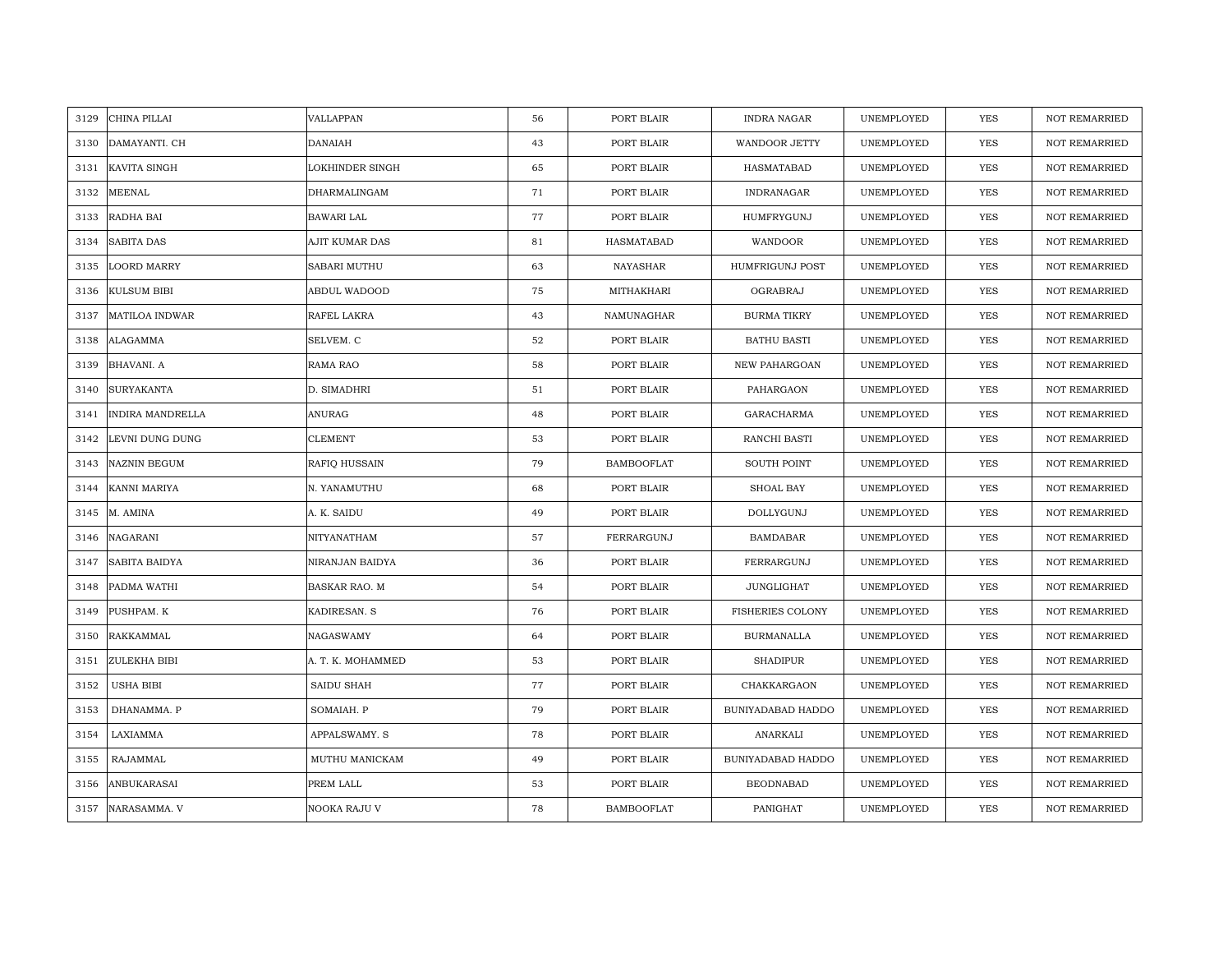| | | | | | | | | |
|---|---|---|---|---|---|---|---|---|
| 3129 | CHINA PILLAI | VALLAPPAN | 56 | PORT BLAIR | INDRA NAGAR | UNEMPLOYED | YES | NOT REMARRIED |
| 3130 | DAMAYANTI. CH | DANAIAH | 43 | PORT BLAIR | WANDOOR JETTY | UNEMPLOYED | YES | NOT REMARRIED |
| 3131 | KAVITA SINGH | LOKHINDER SINGH | 65 | PORT BLAIR | HASMATABAD | UNEMPLOYED | YES | NOT REMARRIED |
| 3132 | MEENAL | DHARMALINGAM | 71 | PORT BLAIR | INDRANAGAR | UNEMPLOYED | YES | NOT REMARRIED |
| 3133 | RADHA BAI | BAWARI LAL | 77 | PORT BLAIR | HUMFRYGUNJ | UNEMPLOYED | YES | NOT REMARRIED |
| 3134 | SABITA DAS | AJIT KUMAR DAS | 81 | HASMATABAD | WANDOOR | UNEMPLOYED | YES | NOT REMARRIED |
| 3135 | LOORD MARRY | SABARI MUTHU | 63 | NAYASHAR | HUMFRIGUNJ POST | UNEMPLOYED | YES | NOT REMARRIED |
| 3136 | KULSUM BIBI | ABDUL WADOOD | 75 | MITHAKHARI | OGRABRAJ | UNEMPLOYED | YES | NOT REMARRIED |
| 3137 | MATILOA INDWAR | RAFEL LAKRA | 43 | NAMUNAGHAR | BURMA TIKRY | UNEMPLOYED | YES | NOT REMARRIED |
| 3138 | ALAGAMMA | SELVEM. C | 52 | PORT BLAIR | BATHU BASTI | UNEMPLOYED | YES | NOT REMARRIED |
| 3139 | BHAVANI. A | RAMA RAO | 58 | PORT BLAIR | NEW PAHARGOAN | UNEMPLOYED | YES | NOT REMARRIED |
| 3140 | SURYAKANTA | D. SIMADHRI | 51 | PORT BLAIR | PAHARGAON | UNEMPLOYED | YES | NOT REMARRIED |
| 3141 | INDIRA MANDRELLA | ANURAG | 48 | PORT BLAIR | GARACHARMA | UNEMPLOYED | YES | NOT REMARRIED |
| 3142 | LEVNI DUNG DUNG | CLEMENT | 53 | PORT BLAIR | RANCHI BASTI | UNEMPLOYED | YES | NOT REMARRIED |
| 3143 | NAZNIN BEGUM | RAFIQ HUSSAIN | 79 | BAMBOOFLAT | SOUTH POINT | UNEMPLOYED | YES | NOT REMARRIED |
| 3144 | KANNI MARIYA | N. YANAMUTHU | 68 | PORT BLAIR | SHOAL BAY | UNEMPLOYED | YES | NOT REMARRIED |
| 3145 | M. AMINA | A. K. SAIDU | 49 | PORT BLAIR | DOLLYGUNJ | UNEMPLOYED | YES | NOT REMARRIED |
| 3146 | NAGARANI | NITYANATHAM | 57 | FERRARGUNJ | BAMDABAR | UNEMPLOYED | YES | NOT REMARRIED |
| 3147 | SABITA BAIDYA | NIRANJAN BAIDYA | 36 | PORT BLAIR | FERRARGUNJ | UNEMPLOYED | YES | NOT REMARRIED |
| 3148 | PADMA WATHI | BASKAR RAO. M | 54 | PORT BLAIR | JUNGLIGHAT | UNEMPLOYED | YES | NOT REMARRIED |
| 3149 | PUSHPAM. K | KADIRESAN. S | 76 | PORT BLAIR | FISHERIES COLONY | UNEMPLOYED | YES | NOT REMARRIED |
| 3150 | RAKKAMMAL | NAGASWAMY | 64 | PORT BLAIR | BURMANALLA | UNEMPLOYED | YES | NOT REMARRIED |
| 3151 | ZULEKHA BIBI | A. T. K. MOHAMMED | 53 | PORT BLAIR | SHADIPUR | UNEMPLOYED | YES | NOT REMARRIED |
| 3152 | USHA BIBI | SAIDU SHAH | 77 | PORT BLAIR | CHAKKARGAON | UNEMPLOYED | YES | NOT REMARRIED |
| 3153 | DHANAMMA. P | SOMAIAH. P | 79 | PORT BLAIR | BUNIYADABAD HADDO | UNEMPLOYED | YES | NOT REMARRIED |
| 3154 | LAXIAMMA | APPALSWAMY. S | 78 | PORT BLAIR | ANARKALI | UNEMPLOYED | YES | NOT REMARRIED |
| 3155 | RAJAMMAL | MUTHU MANICKAM | 49 | PORT BLAIR | BUNIYADABAD HADDO | UNEMPLOYED | YES | NOT REMARRIED |
| 3156 | ANBUKARASAI | PREM LALL | 53 | PORT BLAIR | BEODNABAD | UNEMPLOYED | YES | NOT REMARRIED |
| 3157 | NARASAMMA. V | NOOKA RAJU V | 78 | BAMBOOFLAT | PANIGHAT | UNEMPLOYED | YES | NOT REMARRIED |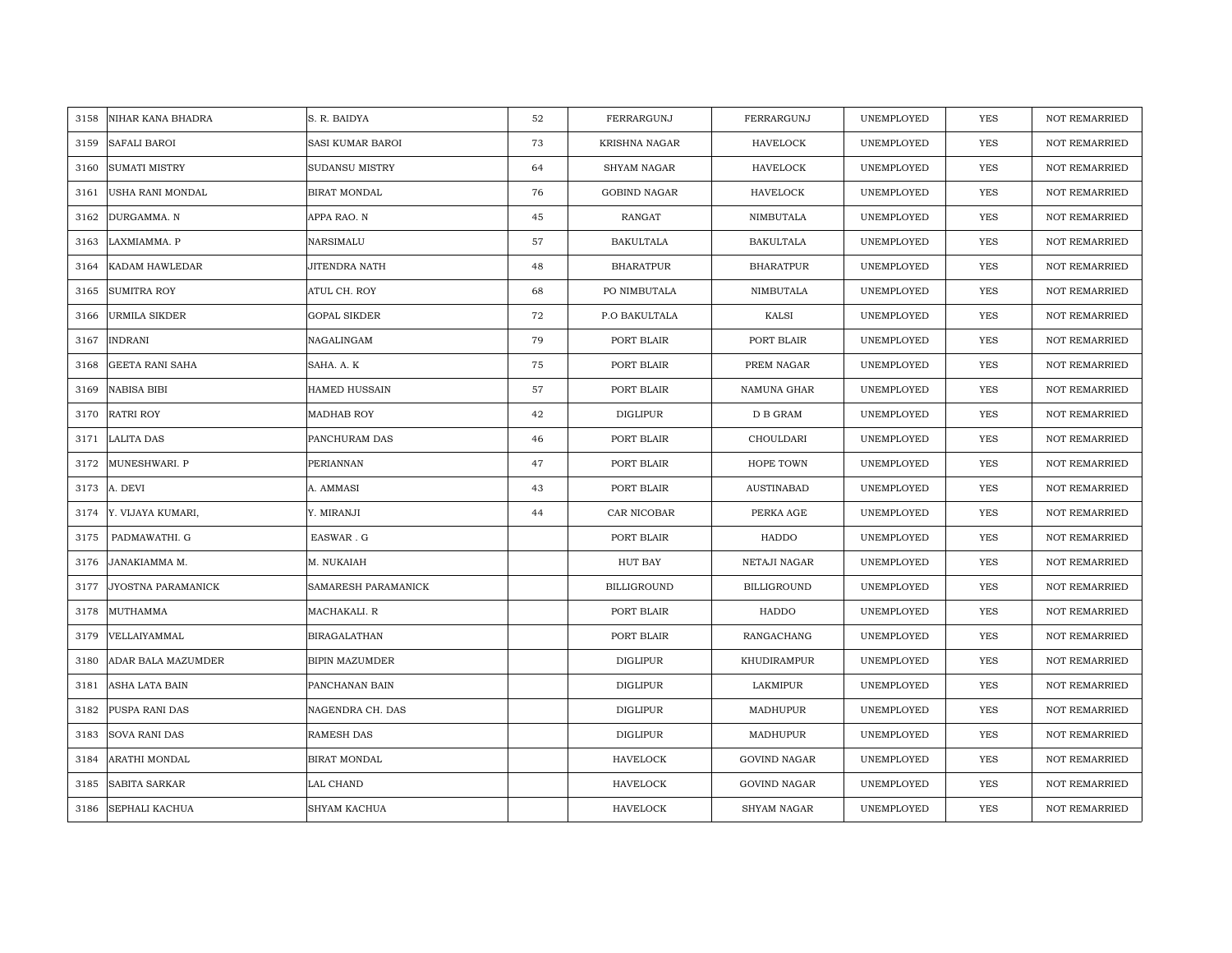| 3158 | NIHAR KANA BHADRA | S. R. BAIDYA | 52 | FERRARGUNJ | FERRARGUNJ | UNEMPLOYED | YES | NOT REMARRIED |
|---|---|---|---|---|---|---|---|---|
| 3159 | SAFALI BAROI | SASI KUMAR BAROI | 73 | KRISHNA NAGAR | HAVELOCK | UNEMPLOYED | YES | NOT REMARRIED |
| 3160 | SUMATI MISTRY | SUDANSU MISTRY | 64 | SHYAM NAGAR | HAVELOCK | UNEMPLOYED | YES | NOT REMARRIED |
| 3161 | USHA RANI MONDAL | BIRAT MONDAL | 76 | GOBIND NAGAR | HAVELOCK | UNEMPLOYED | YES | NOT REMARRIED |
| 3162 | DURGAMMA. N | APPA RAO. N | 45 | RANGAT | NIMBUTALA | UNEMPLOYED | YES | NOT REMARRIED |
| 3163 | LAXMIAMMA. P | NARSIMALU | 57 | BAKULTALA | BAKULTALA | UNEMPLOYED | YES | NOT REMARRIED |
| 3164 | KADAM HAWLEDAR | JITENDRA NATH | 48 | BHARATPUR | BHARATPUR | UNEMPLOYED | YES | NOT REMARRIED |
| 3165 | SUMITRA ROY | ATUL CH. ROY | 68 | PO NIMBUTALA | NIMBUTALA | UNEMPLOYED | YES | NOT REMARRIED |
| 3166 | URMILA SIKDER | GOPAL SIKDER | 72 | P.O BAKULTALA | KALSI | UNEMPLOYED | YES | NOT REMARRIED |
| 3167 | INDRANI | NAGALINGAM | 79 | PORT BLAIR | PORT BLAIR | UNEMPLOYED | YES | NOT REMARRIED |
| 3168 | GEETA RANI SAHA | SAHA. A. K | 75 | PORT BLAIR | PREM NAGAR | UNEMPLOYED | YES | NOT REMARRIED |
| 3169 | NABISA BIBI | HAMED HUSSAIN | 57 | PORT BLAIR | NAMUNA GHAR | UNEMPLOYED | YES | NOT REMARRIED |
| 3170 | RATRI ROY | MADHAB ROY | 42 | DIGLIPUR | D B GRAM | UNEMPLOYED | YES | NOT REMARRIED |
| 3171 | LALITA DAS | PANCHURAM DAS | 46 | PORT BLAIR | CHOULDARI | UNEMPLOYED | YES | NOT REMARRIED |
| 3172 | MUNESHWARI. P | PERIANNAN | 47 | PORT BLAIR | HOPE TOWN | UNEMPLOYED | YES | NOT REMARRIED |
| 3173 | A. DEVI | A. AMMASI | 43 | PORT BLAIR | AUSTINABAD | UNEMPLOYED | YES | NOT REMARRIED |
| 3174 | Y. VIJAYA KUMARI, | Y. MIRANJI | 44 | CAR NICOBAR | PERKA AGE | UNEMPLOYED | YES | NOT REMARRIED |
| 3175 | PADMAWATHI. G | EASWAR . G | | PORT BLAIR | HADDO | UNEMPLOYED | YES | NOT REMARRIED |
| 3176 | JANAKIAMMA M. | M. NUKAIAH | | HUT BAY | NETAJI NAGAR | UNEMPLOYED | YES | NOT REMARRIED |
| 3177 | JYOSTNA PARAMANICK | SAMARESH PARAMANICK | | BILLIGROUND | BILLIGROUND | UNEMPLOYED | YES | NOT REMARRIED |
| 3178 | MUTHAMMA | MACHAKALI. R | | PORT BLAIR | HADDO | UNEMPLOYED | YES | NOT REMARRIED |
| 3179 | VELLAIYAMMAL | BIRAGALATHAN | | PORT BLAIR | RANGACHANG | UNEMPLOYED | YES | NOT REMARRIED |
| 3180 | ADAR BALA MAZUMDER | BIPIN MAZUMDER | | DIGLIPUR | KHUDIRAMPUR | UNEMPLOYED | YES | NOT REMARRIED |
| 3181 | ASHA LATA BAIN | PANCHANAN BAIN | | DIGLIPUR | LAKMIPUR | UNEMPLOYED | YES | NOT REMARRIED |
| 3182 | PUSPA RANI DAS | NAGENDRA CH. DAS | | DIGLIPUR | MADHUPUR | UNEMPLOYED | YES | NOT REMARRIED |
| 3183 | SOVA RANI DAS | RAMESH DAS | | DIGLIPUR | MADHUPUR | UNEMPLOYED | YES | NOT REMARRIED |
| 3184 | ARATHI MONDAL | BIRAT MONDAL | | HAVELOCK | GOVIND NAGAR | UNEMPLOYED | YES | NOT REMARRIED |
| 3185 | SABITA SARKAR | LAL CHAND | | HAVELOCK | GOVIND NAGAR | UNEMPLOYED | YES | NOT REMARRIED |
| 3186 | SEPHALI KACHUA | SHYAM KACHUA | | HAVELOCK | SHYAM NAGAR | UNEMPLOYED | YES | NOT REMARRIED |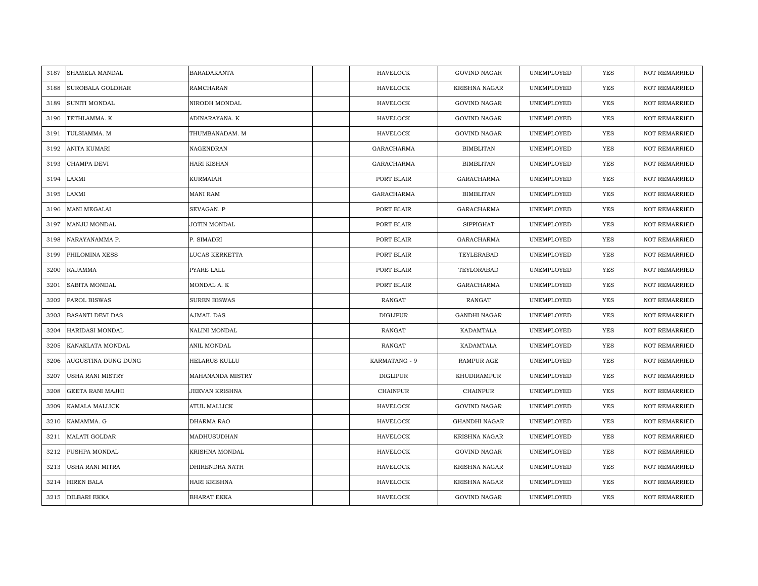| | | | | | | | | |
|---|---|---|---|---|---|---|---|---|
| 3187 | SHAMELA MANDAL | BARADAKANTA | | HAVELOCK | GOVIND NAGAR | UNEMPLOYED | YES | NOT REMARRIED |
| 3188 | SUROBALA GOLDHAR | RAMCHARAN | | HAVELOCK | KRISHNA NAGAR | UNEMPLOYED | YES | NOT REMARRIED |
| 3189 | SUNITI MONDAL | NIRODH MONDAL | | HAVELOCK | GOVIND NAGAR | UNEMPLOYED | YES | NOT REMARRIED |
| 3190 | TETHLAMMA. K | ADINARAYANA. K | | HAVELOCK | GOVIND NAGAR | UNEMPLOYED | YES | NOT REMARRIED |
| 3191 | TULSIAMMA. M | THUMBANADAM. M | | HAVELOCK | GOVIND NAGAR | UNEMPLOYED | YES | NOT REMARRIED |
| 3192 | ANITA KUMARI | NAGENDRAN | | GARACHARMA | BIMBLITAN | UNEMPLOYED | YES | NOT REMARRIED |
| 3193 | CHAMPA DEVI | HARI KISHAN | | GARACHARMA | BIMBLITAN | UNEMPLOYED | YES | NOT REMARRIED |
| 3194 | LAXMI | KURMAIAH | | PORT BLAIR | GARACHARMA | UNEMPLOYED | YES | NOT REMARRIED |
| 3195 | LAXMI | MANI RAM | | GARACHARMA | BIMBLITAN | UNEMPLOYED | YES | NOT REMARRIED |
| 3196 | MANI MEGALAI | SEVAGAN. P | | PORT BLAIR | GARACHARMA | UNEMPLOYED | YES | NOT REMARRIED |
| 3197 | MANJU MONDAL | JOTIN MONDAL | | PORT BLAIR | SIPPIGHAT | UNEMPLOYED | YES | NOT REMARRIED |
| 3198 | NARAYANAMMA P. | P. SIMADRI | | PORT BLAIR | GARACHARMA | UNEMPLOYED | YES | NOT REMARRIED |
| 3199 | PHILOMINA XESS | LUCAS KERKETTA | | PORT BLAIR | TEYLERABAD | UNEMPLOYED | YES | NOT REMARRIED |
| 3200 | RAJAMMA | PYARE LALL | | PORT BLAIR | TEYLORABAD | UNEMPLOYED | YES | NOT REMARRIED |
| 3201 | SABITA MONDAL | MONDAL A. K | | PORT BLAIR | GARACHARMA | UNEMPLOYED | YES | NOT REMARRIED |
| 3202 | PAROL BISWAS | SUREN BISWAS | | RANGAT | RANGAT | UNEMPLOYED | YES | NOT REMARRIED |
| 3203 | BASANTI DEVI DAS | AJMAIL DAS | | DIGLIPUR | GANDHI NAGAR | UNEMPLOYED | YES | NOT REMARRIED |
| 3204 | HARIDASI MONDAL | NALINI MONDAL | | RANGAT | KADAMTALA | UNEMPLOYED | YES | NOT REMARRIED |
| 3205 | KANAKLATA MONDAL | ANIL MONDAL | | RANGAT | KADAMTALA | UNEMPLOYED | YES | NOT REMARRIED |
| 3206 | AUGUSTINA DUNG DUNG | HELARUS KULLU | | KARMATANG - 9 | RAMPUR AGE | UNEMPLOYED | YES | NOT REMARRIED |
| 3207 | USHA RANI MISTRY | MAHANANDA MISTRY | | DIGLIPUR | KHUDIRAMPUR | UNEMPLOYED | YES | NOT REMARRIED |
| 3208 | GEETA RANI MAJHI | JEEVAN KRISHNA | | CHAINPUR | CHAINPUR | UNEMPLOYED | YES | NOT REMARRIED |
| 3209 | KAMALA MALLICK | ATUL MALLICK | | HAVELOCK | GOVIND NAGAR | UNEMPLOYED | YES | NOT REMARRIED |
| 3210 | KAMAMMA. G | DHARMA RAO | | HAVELOCK | GHANDHI NAGAR | UNEMPLOYED | YES | NOT REMARRIED |
| 3211 | MALATI GOLDAR | MADHUSUDHAN | | HAVELOCK | KRISHNA NAGAR | UNEMPLOYED | YES | NOT REMARRIED |
| 3212 | PUSHPA MONDAL | KRISHNA MONDAL | | HAVELOCK | GOVIND NAGAR | UNEMPLOYED | YES | NOT REMARRIED |
| 3213 | USHA RANI MITRA | DHIRENDRA NATH | | HAVELOCK | KRISHNA NAGAR | UNEMPLOYED | YES | NOT REMARRIED |
| 3214 | HIREN BALA | HARI KRISHNA | | HAVELOCK | KRISHNA NAGAR | UNEMPLOYED | YES | NOT REMARRIED |
| 3215 | DILBARI EKKA | BHARAT EKKA | | HAVELOCK | GOVIND NAGAR | UNEMPLOYED | YES | NOT REMARRIED |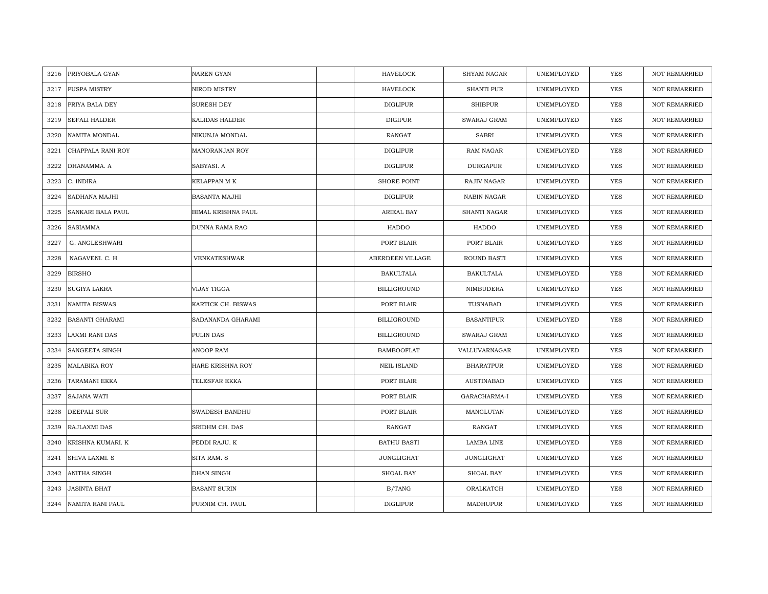| | | | | | | | | |
|---|---|---|---|---|---|---|---|---|
| 3216 | PRIYOBALA GYAN | NAREN GYAN | | HAVELOCK | SHYAM NAGAR | UNEMPLOYED | YES | NOT REMARRIED |
| 3217 | PUSPA MISTRY | NIROD MISTRY | | HAVELOCK | SHANTI PUR | UNEMPLOYED | YES | NOT REMARRIED |
| 3218 | PRIYA BALA DEY | SURESH DEY | | DIGLIPUR | SHIBPUR | UNEMPLOYED | YES | NOT REMARRIED |
| 3219 | SEFALI HALDER | KALIDAS HALDER | | DIGIPUR | SWARAJ GRAM | UNEMPLOYED | YES | NOT REMARRIED |
| 3220 | NAMITA MONDAL | NIKUNJA MONDAL | | RANGAT | SABRI | UNEMPLOYED | YES | NOT REMARRIED |
| 3221 | CHAPPALA RANI ROY | MANORANJAN ROY | | DIGLIPUR | RAM NAGAR | UNEMPLOYED | YES | NOT REMARRIED |
| 3222 | DHANAMMA. A | SABYASI. A | | DIGLIPUR | DURGAPUR | UNEMPLOYED | YES | NOT REMARRIED |
| 3223 | C. INDIRA | KELAPPAN M K | | SHORE POINT | RAJIV NAGAR | UNEMPLOYED | YES | NOT REMARRIED |
| 3224 | SADHANA MAJHI | BASANTA MAJHI | | DIGLIPUR | NABIN NAGAR | UNEMPLOYED | YES | NOT REMARRIED |
| 3225 | SANKARI BALA PAUL | BIMAL KRISHNA PAUL | | ARIEAL BAY | SHANTI NAGAR | UNEMPLOYED | YES | NOT REMARRIED |
| 3226 | SASIAMMA | DUNNA RAMA RAO | | HADDO | HADDO | UNEMPLOYED | YES | NOT REMARRIED |
| 3227 | G. ANGLESHWARI | | | PORT BLAIR | PORT BLAIR | UNEMPLOYED | YES | NOT REMARRIED |
| 3228 | NAGAVENI. C. H | VENKATESHWAR | | ABERDEEN VILLAGE | ROUND BASTI | UNEMPLOYED | YES | NOT REMARRIED |
| 3229 | BIRSHO | | | BAKULTALA | BAKULTALA | UNEMPLOYED | YES | NOT REMARRIED |
| 3230 | SUGIYA LAKRA | VIJAY TIGGA | | BILLIGROUND | NIMBUDERA | UNEMPLOYED | YES | NOT REMARRIED |
| 3231 | NAMITA BISWAS | KARTICK CH. BISWAS | | PORT BLAIR | TUSNABAD | UNEMPLOYED | YES | NOT REMARRIED |
| 3232 | BASANTI GHARAMI | SADANANDA GHARAMI | | BILLIGROUND | BASANTIPUR | UNEMPLOYED | YES | NOT REMARRIED |
| 3233 | LAXMI RANI DAS | PULIN DAS | | BILLIGROUND | SWARAJ GRAM | UNEMPLOYED | YES | NOT REMARRIED |
| 3234 | SANGEETA SINGH | ANOOP RAM | | BAMBOOFLAT | VALLUVARNAGAR | UNEMPLOYED | YES | NOT REMARRIED |
| 3235 | MALABIKA ROY | HARE KRISHNA ROY | | NEIL ISLAND | BHARATPUR | UNEMPLOYED | YES | NOT REMARRIED |
| 3236 | TARAMANI EKKA | TELESFAR EKKA | | PORT BLAIR | AUSTINABAD | UNEMPLOYED | YES | NOT REMARRIED |
| 3237 | SAJANA WATI | | | PORT BLAIR | GARACHARMA-I | UNEMPLOYED | YES | NOT REMARRIED |
| 3238 | DEEPALI SUR | SWADESH BANDHU | | PORT BLAIR | MANGLUTAN | UNEMPLOYED | YES | NOT REMARRIED |
| 3239 | RAJLAXMI DAS | SRIDHM CH. DAS | | RANGAT | RANGAT | UNEMPLOYED | YES | NOT REMARRIED |
| 3240 | KRISHNA KUMARI. K | PEDDI RAJU. K | | BATHU BASTI | LAMBA LINE | UNEMPLOYED | YES | NOT REMARRIED |
| 3241 | SHIVA LAXMI. S | SITA RAM. S | | JUNGLIGHAT | JUNGLIGHAT | UNEMPLOYED | YES | NOT REMARRIED |
| 3242 | ANITHA SINGH | DHAN SINGH | | SHOAL BAY | SHOAL BAY | UNEMPLOYED | YES | NOT REMARRIED |
| 3243 | JASINTA BHAT | BASANT SURIN | | B/TANG | ORALKATCH | UNEMPLOYED | YES | NOT REMARRIED |
| 3244 | NAMITA RANI PAUL | PURNIM CH. PAUL | | DIGLIPUR | MADHUPUR | UNEMPLOYED | YES | NOT REMARRIED |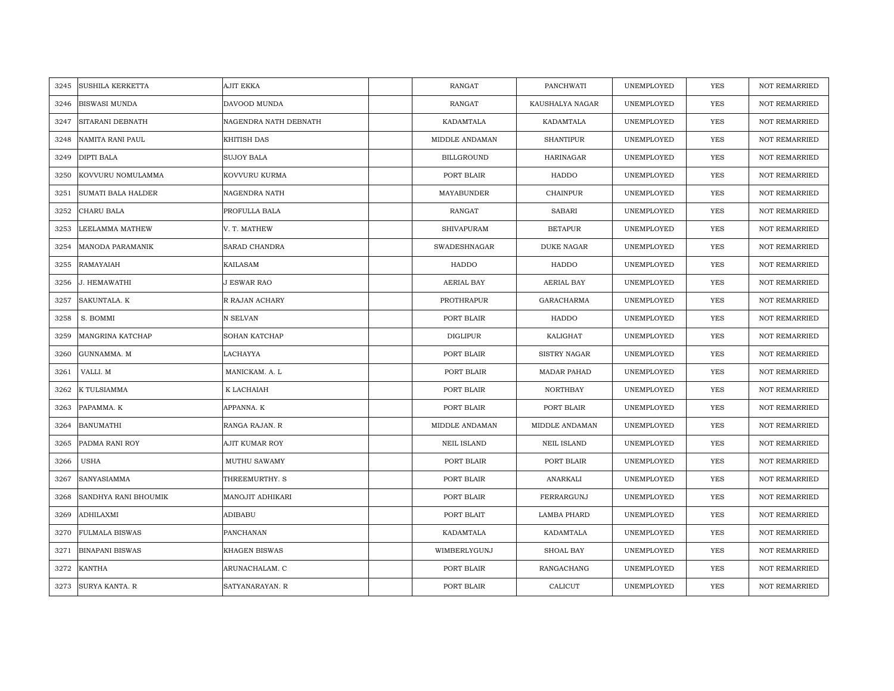| | | | | | | | | |
|---|---|---|---|---|---|---|---|---|
| 3245 | SUSHILA KERKETTA | AJIT EKKA | | RANGAT | PANCHWATI | UNEMPLOYED | YES | NOT REMARRIED |
| 3246 | BISWASI MUNDA | DAVOOD MUNDA | | RANGAT | KAUSHALYA NAGAR | UNEMPLOYED | YES | NOT REMARRIED |
| 3247 | SITARANI DEBNATH | NAGENDRA NATH DEBNATH | | KADAMTALA | KADAMTALA | UNEMPLOYED | YES | NOT REMARRIED |
| 3248 | NAMITA RANI PAUL | KHITISH DAS | | MIDDLE ANDAMAN | SHANTIPUR | UNEMPLOYED | YES | NOT REMARRIED |
| 3249 | DIPTI BALA | SUJOY BALA | | BILLGROUND | HARINAGAR | UNEMPLOYED | YES | NOT REMARRIED |
| 3250 | KOVVURU NOMULAMMA | KOVVURU KURMA | | PORT BLAIR | HADDO | UNEMPLOYED | YES | NOT REMARRIED |
| 3251 | SUMATI BALA HALDER | NAGENDRA NATH | | MAYABUNDER | CHAINPUR | UNEMPLOYED | YES | NOT REMARRIED |
| 3252 | CHARU BALA | PROFULLA BALA | | RANGAT | SABARI | UNEMPLOYED | YES | NOT REMARRIED |
| 3253 | LEELAMMA MATHEW | V. T. MATHEW | | SHIVAPURAM | BETAPUR | UNEMPLOYED | YES | NOT REMARRIED |
| 3254 | MANODA PARAMANIK | SARAD CHANDRA | | SWADESHNAGAR | DUKE NAGAR | UNEMPLOYED | YES | NOT REMARRIED |
| 3255 | RAMAYAIAH | KAILASAM | | HADDO | HADDO | UNEMPLOYED | YES | NOT REMARRIED |
| 3256 | J. HEMAWATHI | J ESWAR RAO | | AERIAL BAY | AERIAL BAY | UNEMPLOYED | YES | NOT REMARRIED |
| 3257 | SAKUNTALA. K | R RAJAN ACHARY | | PROTHRAPUR | GARACHARMA | UNEMPLOYED | YES | NOT REMARRIED |
| 3258 | S. BOMMI | N SELVAN | | PORT BLAIR | HADDO | UNEMPLOYED | YES | NOT REMARRIED |
| 3259 | MANGRINA KATCHAP | SOHAN KATCHAP | | DIGLIPUR | KALIGHAT | UNEMPLOYED | YES | NOT REMARRIED |
| 3260 | GUNNAMMA. M | LACHAYYA | | PORT BLAIR | SISTRY NAGAR | UNEMPLOYED | YES | NOT REMARRIED |
| 3261 | VALLI. M | MANICKAM. A. L | | PORT BLAIR | MADAR PAHAD | UNEMPLOYED | YES | NOT REMARRIED |
| 3262 | K TULSIAMMA | K LACHAIAH | | PORT BLAIR | NORTHBAY | UNEMPLOYED | YES | NOT REMARRIED |
| 3263 | PAPAMMA. K | APPANNA. K | | PORT BLAIR | PORT BLAIR | UNEMPLOYED | YES | NOT REMARRIED |
| 3264 | BANUMATHI | RANGA RAJAN. R | | MIDDLE ANDAMAN | MIDDLE ANDAMAN | UNEMPLOYED | YES | NOT REMARRIED |
| 3265 | PADMA RANI ROY | AJIT KUMAR ROY | | NEIL ISLAND | NEIL ISLAND | UNEMPLOYED | YES | NOT REMARRIED |
| 3266 | USHA | MUTHU SAWAMY | | PORT BLAIR | PORT BLAIR | UNEMPLOYED | YES | NOT REMARRIED |
| 3267 | SANYASIAMMA | THREEMURTHY. S | | PORT BLAIR | ANARKALI | UNEMPLOYED | YES | NOT REMARRIED |
| 3268 | SANDHYA RANI BHOUMIK | MANOJIT ADHIKARI | | PORT BLAIR | FERRARGUNJ | UNEMPLOYED | YES | NOT REMARRIED |
| 3269 | ADHILAXMI | ADIBABU | | PORT BLAIT | LAMBA PHARD | UNEMPLOYED | YES | NOT REMARRIED |
| 3270 | FULMALA BISWAS | PANCHANAN | | KADAMTALA | KADAMTALA | UNEMPLOYED | YES | NOT REMARRIED |
| 3271 | BINAPANI BISWAS | KHAGEN BISWAS | | WIMBERLYGUNJ | SHOAL BAY | UNEMPLOYED | YES | NOT REMARRIED |
| 3272 | KANTHA | ARUNACHALAM. C | | PORT BLAIR | RANGACHANG | UNEMPLOYED | YES | NOT REMARRIED |
| 3273 | SURYA KANTA. R | SATYANARAYAN. R | | PORT BLAIR | CALICUT | UNEMPLOYED | YES | NOT REMARRIED |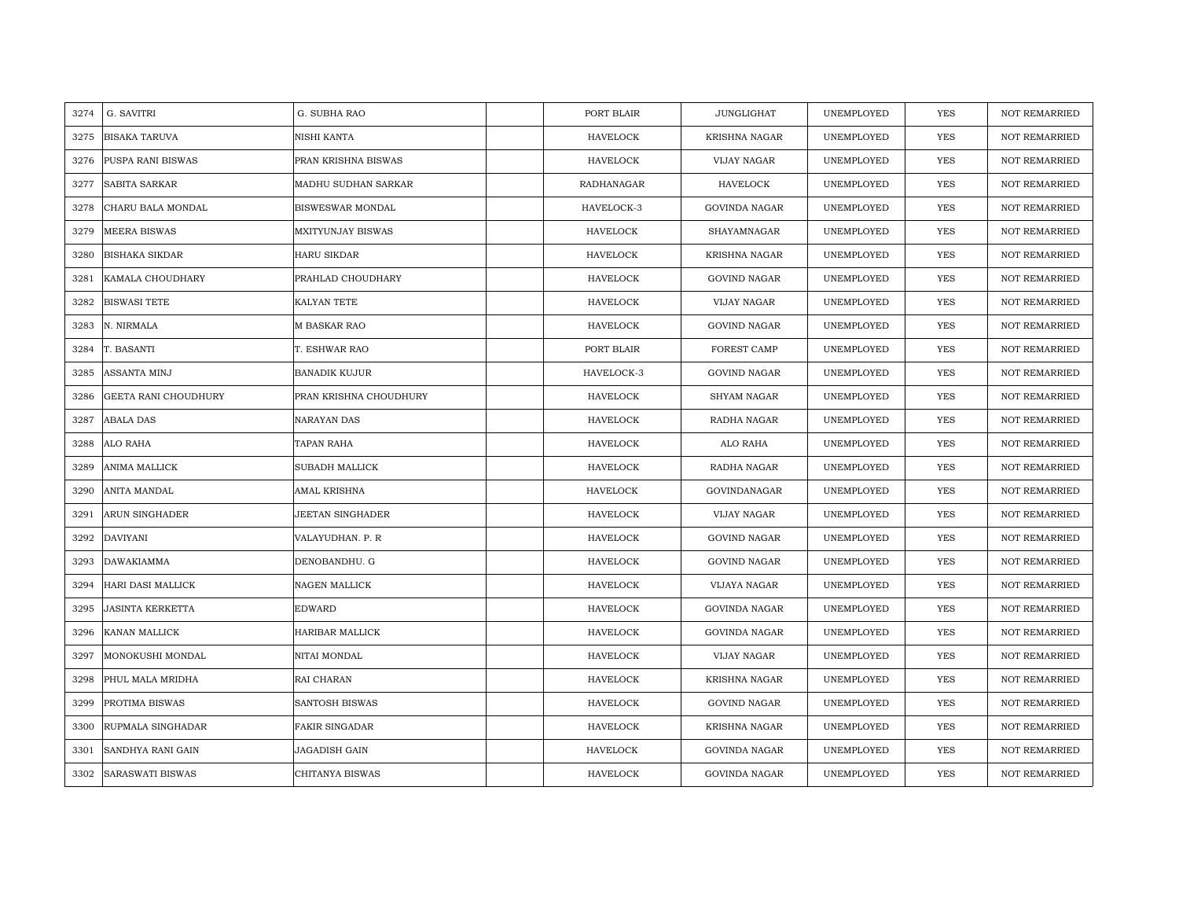| | | | | | | | | |
|---|---|---|---|---|---|---|---|---|
| 3274 | G. SAVITRI | G. SUBHA RAO | | PORT BLAIR | JUNGLIGHAT | UNEMPLOYED | YES | NOT REMARRIED |
| 3275 | BISAKA TARUVA | NISHI KANTA | | HAVELOCK | KRISHNA NAGAR | UNEMPLOYED | YES | NOT REMARRIED |
| 3276 | PUSPA RANI BISWAS | PRAN KRISHNA BISWAS | | HAVELOCK | VIJAY NAGAR | UNEMPLOYED | YES | NOT REMARRIED |
| 3277 | SABITA SARKAR | MADHU SUDHAN SARKAR | | RADHANAGAR | HAVELOCK | UNEMPLOYED | YES | NOT REMARRIED |
| 3278 | CHARU BALA MONDAL | BISWESWAR MONDAL | | HAVELOCK-3 | GOVINDA NAGAR | UNEMPLOYED | YES | NOT REMARRIED |
| 3279 | MEERA BISWAS | MXITYUNJAY BISWAS | | HAVELOCK | SHAYAMNAGAR | UNEMPLOYED | YES | NOT REMARRIED |
| 3280 | BISHAKA SIKDAR | HARU SIKDAR | | HAVELOCK | KRISHNA NAGAR | UNEMPLOYED | YES | NOT REMARRIED |
| 3281 | KAMALA CHOUDHARY | PRAHLAD CHOUDHARY | | HAVELOCK | GOVIND NAGAR | UNEMPLOYED | YES | NOT REMARRIED |
| 3282 | BISWASI TETE | KALYAN TETE | | HAVELOCK | VIJAY NAGAR | UNEMPLOYED | YES | NOT REMARRIED |
| 3283 | N. NIRMALA | M BASKAR RAO | | HAVELOCK | GOVIND NAGAR | UNEMPLOYED | YES | NOT REMARRIED |
| 3284 | T. BASANTI | T. ESHWAR RAO | | PORT BLAIR | FOREST CAMP | UNEMPLOYED | YES | NOT REMARRIED |
| 3285 | ASSANTA MINJ | BANADIK KUJUR | | HAVELOCK-3 | GOVIND NAGAR | UNEMPLOYED | YES | NOT REMARRIED |
| 3286 | GEETA RANI CHOUDHURY | PRAN KRISHNA CHOUDHURY | | HAVELOCK | SHYAM NAGAR | UNEMPLOYED | YES | NOT REMARRIED |
| 3287 | ABALA DAS | NARAYAN DAS | | HAVELOCK | RADHA NAGAR | UNEMPLOYED | YES | NOT REMARRIED |
| 3288 | ALO RAHA | TAPAN RAHA | | HAVELOCK | ALO RAHA | UNEMPLOYED | YES | NOT REMARRIED |
| 3289 | ANIMA MALLICK | SUBADH MALLICK | | HAVELOCK | RADHA NAGAR | UNEMPLOYED | YES | NOT REMARRIED |
| 3290 | ANITA MANDAL | AMAL KRISHNA | | HAVELOCK | GOVINDANAGAR | UNEMPLOYED | YES | NOT REMARRIED |
| 3291 | ARUN SINGHADER | JEETAN SINGHADER | | HAVELOCK | VIJAY NAGAR | UNEMPLOYED | YES | NOT REMARRIED |
| 3292 | DAVIYANI | VALAYUDHAN. P. R | | HAVELOCK | GOVIND NAGAR | UNEMPLOYED | YES | NOT REMARRIED |
| 3293 | DAWAKIAMMA | DENOBANDHU. G | | HAVELOCK | GOVIND NAGAR | UNEMPLOYED | YES | NOT REMARRIED |
| 3294 | HARI DASI MALLICK | NAGEN MALLICK | | HAVELOCK | VIJAYA NAGAR | UNEMPLOYED | YES | NOT REMARRIED |
| 3295 | JASINTA KERKETTA | EDWARD | | HAVELOCK | GOVINDA NAGAR | UNEMPLOYED | YES | NOT REMARRIED |
| 3296 | KANAN MALLICK | HARIBAR MALLICK | | HAVELOCK | GOVINDA NAGAR | UNEMPLOYED | YES | NOT REMARRIED |
| 3297 | MONOKUSHI MONDAL | NITAI MONDAL | | HAVELOCK | VIJAY NAGAR | UNEMPLOYED | YES | NOT REMARRIED |
| 3298 | PHUL MALA MRIDHA | RAI CHARAN | | HAVELOCK | KRISHNA NAGAR | UNEMPLOYED | YES | NOT REMARRIED |
| 3299 | PROTIMA BISWAS | SANTOSH BISWAS | | HAVELOCK | GOVIND NAGAR | UNEMPLOYED | YES | NOT REMARRIED |
| 3300 | RUPMALA SINGHADAR | FAKIR SINGADAR | | HAVELOCK | KRISHNA NAGAR | UNEMPLOYED | YES | NOT REMARRIED |
| 3301 | SANDHYA RANI GAIN | JAGADISH GAIN | | HAVELOCK | GOVINDA NAGAR | UNEMPLOYED | YES | NOT REMARRIED |
| 3302 | SARASWATI BISWAS | CHITANYA BISWAS | | HAVELOCK | GOVINDA NAGAR | UNEMPLOYED | YES | NOT REMARRIED |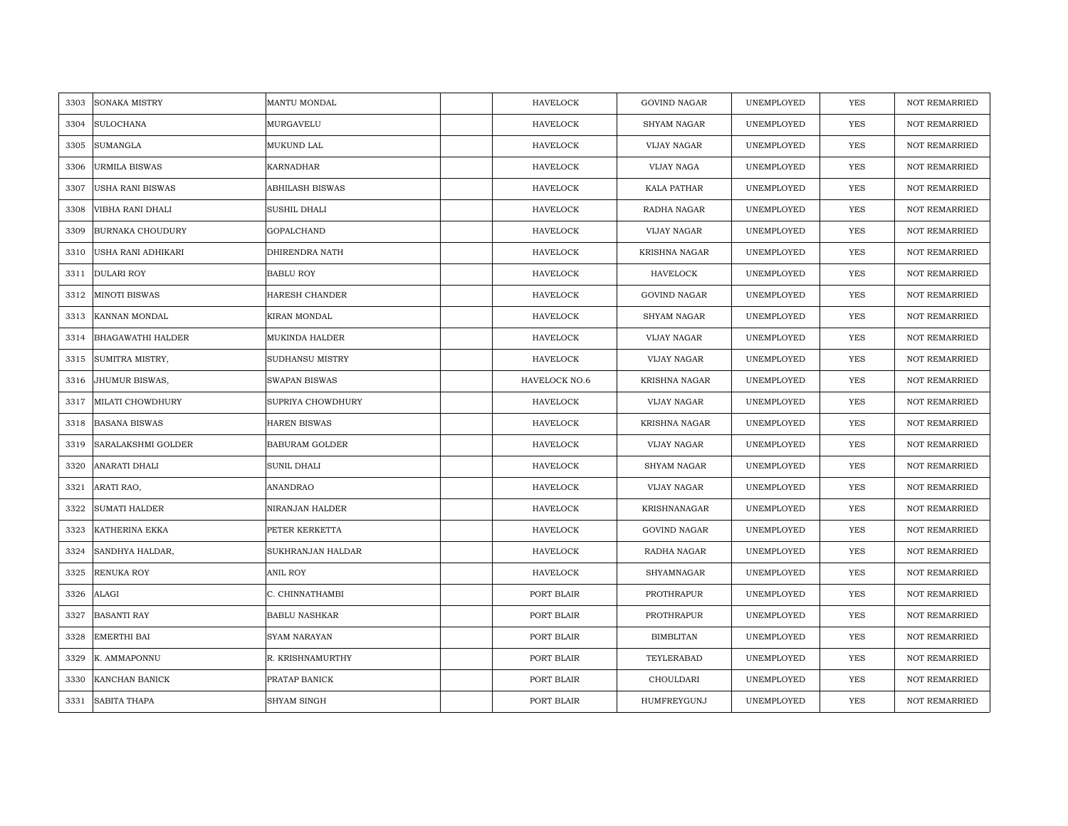| 3303 | SONAKA MISTRY | MANTU MONDAL | | HAVELOCK | GOVIND NAGAR | UNEMPLOYED | YES | NOT REMARRIED |
|---|---|---|---|---|---|---|---|---|
| 3304 | SULOCHANA | MURGAVELU | | HAVELOCK | SHYAM NAGAR | UNEMPLOYED | YES | NOT REMARRIED |
| 3305 | SUMANGLA | MUKUND LAL | | HAVELOCK | VIJAY NAGAR | UNEMPLOYED | YES | NOT REMARRIED |
| 3306 | URMILA BISWAS | KARNADHAR | | HAVELOCK | VIJAY NAGA | UNEMPLOYED | YES | NOT REMARRIED |
| 3307 | USHA RANI BISWAS | ABHILASH BISWAS | | HAVELOCK | KALA PATHAR | UNEMPLOYED | YES | NOT REMARRIED |
| 3308 | VIBHA RANI DHALI | SUSHIL DHALI | | HAVELOCK | RADHA NAGAR | UNEMPLOYED | YES | NOT REMARRIED |
| 3309 | BURNAKA CHOUDURY | GOPALCHAND | | HAVELOCK | VIJAY NAGAR | UNEMPLOYED | YES | NOT REMARRIED |
| 3310 | USHA RANI ADHIKARI | DHIRENDRA NATH | | HAVELOCK | KRISHNA NAGAR | UNEMPLOYED | YES | NOT REMARRIED |
| 3311 | DULARI ROY | BABLU ROY | | HAVELOCK | HAVELOCK | UNEMPLOYED | YES | NOT REMARRIED |
| 3312 | MINOTI BISWAS | HARESH CHANDER | | HAVELOCK | GOVIND NAGAR | UNEMPLOYED | YES | NOT REMARRIED |
| 3313 | KANNAN MONDAL | KIRAN MONDAL | | HAVELOCK | SHYAM NAGAR | UNEMPLOYED | YES | NOT REMARRIED |
| 3314 | BHAGAWATHI HALDER | MUKINDA HALDER | | HAVELOCK | VIJAY NAGAR | UNEMPLOYED | YES | NOT REMARRIED |
| 3315 | SUMITRA MISTRY, | SUDHANSU MISTRY | | HAVELOCK | VIJAY NAGAR | UNEMPLOYED | YES | NOT REMARRIED |
| 3316 | JHUMUR BISWAS, | SWAPAN BISWAS | | HAVELOCK NO.6 | KRISHNA NAGAR | UNEMPLOYED | YES | NOT REMARRIED |
| 3317 | MILATI CHOWDHURY | SUPRIYA CHOWDHURY | | HAVELOCK | VIJAY NAGAR | UNEMPLOYED | YES | NOT REMARRIED |
| 3318 | BASANA BISWAS | HAREN BISWAS | | HAVELOCK | KRISHNA NAGAR | UNEMPLOYED | YES | NOT REMARRIED |
| 3319 | SARALAKSHMI GOLDER | BABURAM GOLDER | | HAVELOCK | VIJAY NAGAR | UNEMPLOYED | YES | NOT REMARRIED |
| 3320 | ANARATI DHALI | SUNIL DHALI | | HAVELOCK | SHYAM NAGAR | UNEMPLOYED | YES | NOT REMARRIED |
| 3321 | ARATI RAO, | ANANDRAO | | HAVELOCK | VIJAY NAGAR | UNEMPLOYED | YES | NOT REMARRIED |
| 3322 | SUMATI HALDER | NIRANJAN HALDER | | HAVELOCK | KRISHNANAGAR | UNEMPLOYED | YES | NOT REMARRIED |
| 3323 | KATHERINA EKKA | PETER KERKETTA | | HAVELOCK | GOVIND NAGAR | UNEMPLOYED | YES | NOT REMARRIED |
| 3324 | SANDHYA HALDAR, | SUKHRANJAN HALDAR | | HAVELOCK | RADHA NAGAR | UNEMPLOYED | YES | NOT REMARRIED |
| 3325 | RENUKA ROY | ANIL ROY | | HAVELOCK | SHYAMNAGAR | UNEMPLOYED | YES | NOT REMARRIED |
| 3326 | ALAGI | C. CHINNATHAMBI | | PORT BLAIR | PROTHRAPUR | UNEMPLOYED | YES | NOT REMARRIED |
| 3327 | BASANTI RAY | BABLU NASHKAR | | PORT BLAIR | PROTHRAPUR | UNEMPLOYED | YES | NOT REMARRIED |
| 3328 | EMERTHI BAI | SYAM NARAYAN | | PORT BLAIR | BIMBLITAN | UNEMPLOYED | YES | NOT REMARRIED |
| 3329 | K. AMMAPONNU | R. KRISHNAMURTHY | | PORT BLAIR | TEYLERABAD | UNEMPLOYED | YES | NOT REMARRIED |
| 3330 | KANCHAN BANICK | PRATAP BANICK | | PORT BLAIR | CHOULDARI | UNEMPLOYED | YES | NOT REMARRIED |
| 3331 | SABITA THAPA | SHYAM SINGH | | PORT BLAIR | HUMFREYGUNJ | UNEMPLOYED | YES | NOT REMARRIED |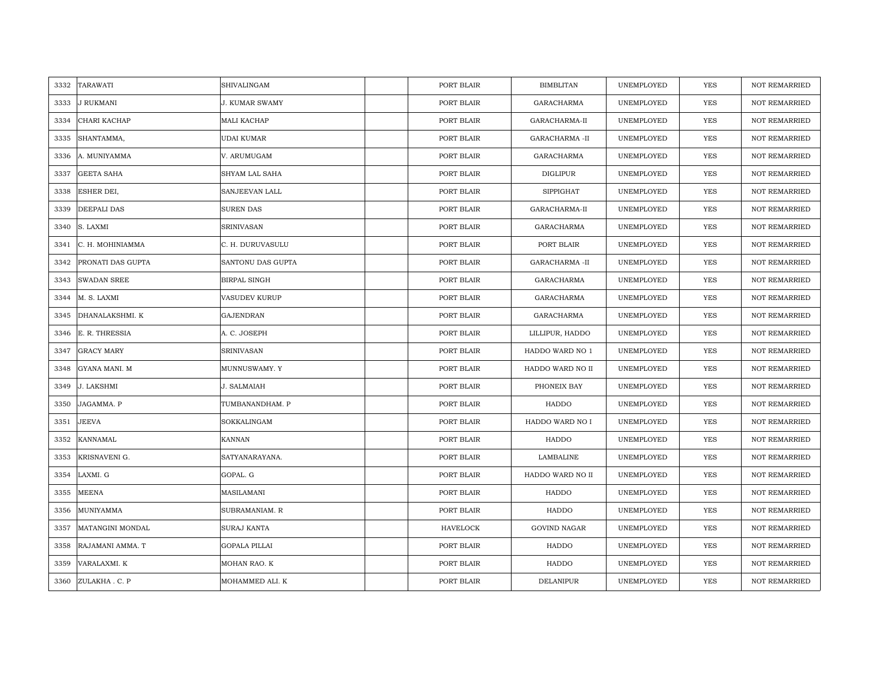| 3332 | TARAWATI | SHIVALINGAM | | PORT BLAIR | BIMBLITAN | UNEMPLOYED | YES | NOT REMARRIED |
|---|---|---|---|---|---|---|---|---|
| 3333 | J RUKMANI | J. KUMAR SWAMY | | PORT BLAIR | GARACHARMA | UNEMPLOYED | YES | NOT REMARRIED |
| 3334 | CHARI KACHAP | MALI KACHAP | | PORT BLAIR | GARACHARMA-II | UNEMPLOYED | YES | NOT REMARRIED |
| 3335 | SHANTAMMA, | UDAI KUMAR | | PORT BLAIR | GARACHARMA -II | UNEMPLOYED | YES | NOT REMARRIED |
| 3336 | A. MUNIYAMMA | V. ARUMUGAM | | PORT BLAIR | GARACHARMA | UNEMPLOYED | YES | NOT REMARRIED |
| 3337 | GEETA SAHA | SHYAM LAL SAHA | | PORT BLAIR | DIGLIPUR | UNEMPLOYED | YES | NOT REMARRIED |
| 3338 | ESHER DEI, | SANJEEVAN LALL | | PORT BLAIR | SIPPIGHAT | UNEMPLOYED | YES | NOT REMARRIED |
| 3339 | DEEPALI DAS | SUREN DAS | | PORT BLAIR | GARACHARMA-II | UNEMPLOYED | YES | NOT REMARRIED |
| 3340 | S. LAXMI | SRINIVASAN | | PORT BLAIR | GARACHARMA | UNEMPLOYED | YES | NOT REMARRIED |
| 3341 | C. H. MOHINIAMMA | C. H. DURUVASULU | | PORT BLAIR | PORT BLAIR | UNEMPLOYED | YES | NOT REMARRIED |
| 3342 | PRONATI DAS GUPTA | SANTONU DAS GUPTA | | PORT BLAIR | GARACHARMA -II | UNEMPLOYED | YES | NOT REMARRIED |
| 3343 | SWADAN SREE | BIRPAL SINGH | | PORT BLAIR | GARACHARMA | UNEMPLOYED | YES | NOT REMARRIED |
| 3344 | M. S. LAXMI | VASUDEV KURUP | | PORT BLAIR | GARACHARMA | UNEMPLOYED | YES | NOT REMARRIED |
| 3345 | DHANALAKSHMI. K | GAJENDRAN | | PORT BLAIR | GARACHARMA | UNEMPLOYED | YES | NOT REMARRIED |
| 3346 | E. R. THRESSIA | A. C. JOSEPH | | PORT BLAIR | LILLIPUR, HADDO | UNEMPLOYED | YES | NOT REMARRIED |
| 3347 | GRACY MARY | SRINIVASAN | | PORT BLAIR | HADDO WARD NO 1 | UNEMPLOYED | YES | NOT REMARRIED |
| 3348 | GYANA MANI. M | MUNNUSWAMY. Y | | PORT BLAIR | HADDO WARD NO II | UNEMPLOYED | YES | NOT REMARRIED |
| 3349 | J. LAKSHMI | J. SALMAIAH | | PORT BLAIR | PHONEIX BAY | UNEMPLOYED | YES | NOT REMARRIED |
| 3350 | JAGAMMA. P | TUMBANANDHAM. P | | PORT BLAIR | HADDO | UNEMPLOYED | YES | NOT REMARRIED |
| 3351 | JEEVA | SOKKALINGAM | | PORT BLAIR | HADDO WARD NO I | UNEMPLOYED | YES | NOT REMARRIED |
| 3352 | KANNAMAL | KANNAN | | PORT BLAIR | HADDO | UNEMPLOYED | YES | NOT REMARRIED |
| 3353 | KRISNAVENI G. | SATYANARAYANA. | | PORT BLAIR | LAMBALINE | UNEMPLOYED | YES | NOT REMARRIED |
| 3354 | LAXMI. G | GOPAL. G | | PORT BLAIR | HADDO WARD NO II | UNEMPLOYED | YES | NOT REMARRIED |
| 3355 | MEENA | MASILAMANI | | PORT BLAIR | HADDO | UNEMPLOYED | YES | NOT REMARRIED |
| 3356 | MUNIYAMMA | SUBRAMANIAM. R | | PORT BLAIR | HADDO | UNEMPLOYED | YES | NOT REMARRIED |
| 3357 | MATANGINI MONDAL | SURAJ KANTA | | HAVELOCK | GOVIND NAGAR | UNEMPLOYED | YES | NOT REMARRIED |
| 3358 | RAJAMANI AMMA. T | GOPALA PILLAI | | PORT BLAIR | HADDO | UNEMPLOYED | YES | NOT REMARRIED |
| 3359 | VARALAXMI. K | MOHAN RAO. K | | PORT BLAIR | HADDO | UNEMPLOYED | YES | NOT REMARRIED |
| 3360 | ZULAKHA . C. P | MOHAMMED ALI. K | | PORT BLAIR | DELANIPUR | UNEMPLOYED | YES | NOT REMARRIED |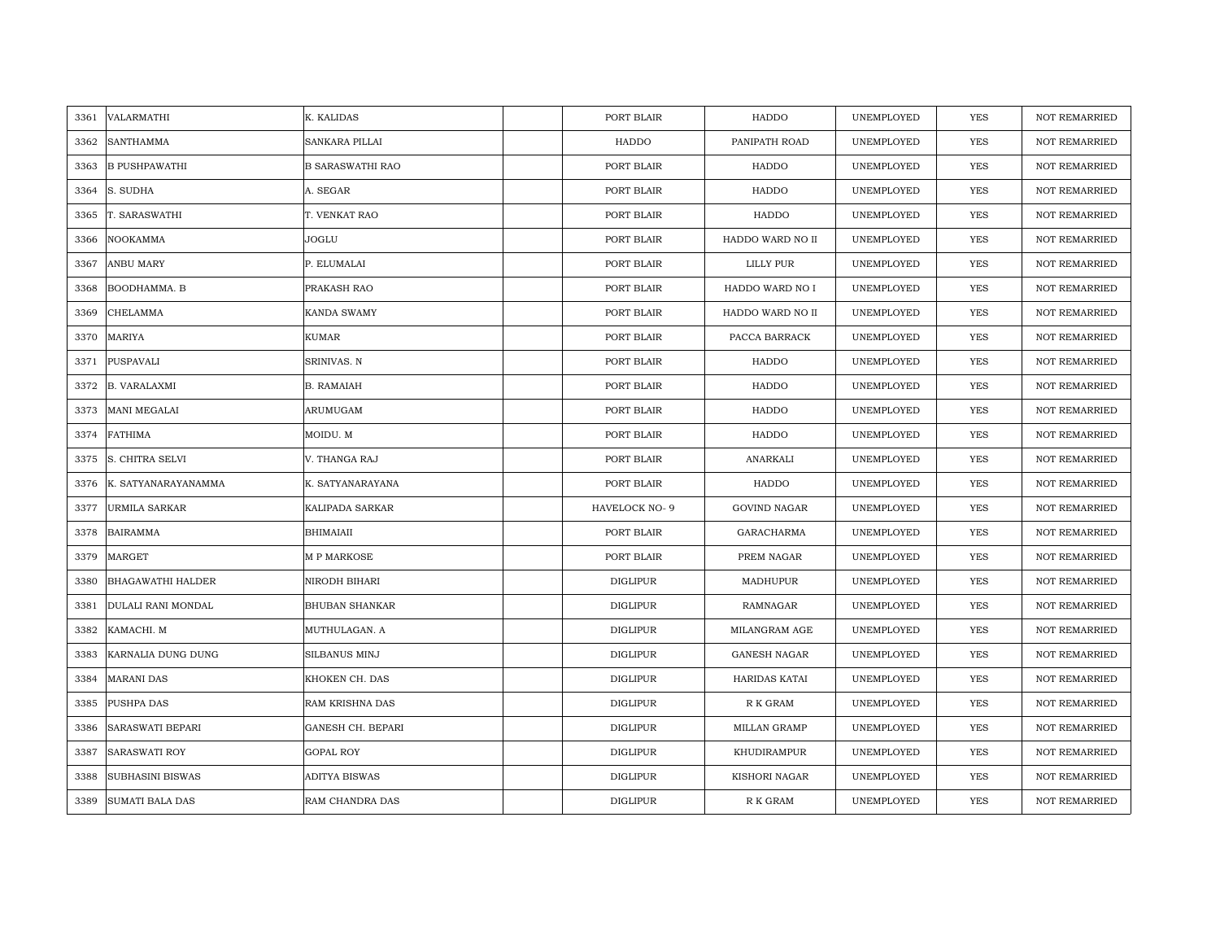| | | | | | | | | |
|---|---|---|---|---|---|---|---|---|
| 3361 | VALARMATHI | K. KALIDAS | | PORT BLAIR | HADDO | UNEMPLOYED | YES | NOT REMARRIED |
| 3362 | SANTHAMMA | SANKARA PILLAI | | HADDO | PANIPATH ROAD | UNEMPLOYED | YES | NOT REMARRIED |
| 3363 | B PUSHPAWATHI | B SARASWATHI RAO | | PORT BLAIR | HADDO | UNEMPLOYED | YES | NOT REMARRIED |
| 3364 | S. SUDHA | A. SEGAR | | PORT BLAIR | HADDO | UNEMPLOYED | YES | NOT REMARRIED |
| 3365 | T. SARASWATHI | T. VENKAT RAO | | PORT BLAIR | HADDO | UNEMPLOYED | YES | NOT REMARRIED |
| 3366 | NOOKAMMA | JOGLU | | PORT BLAIR | HADDO WARD NO II | UNEMPLOYED | YES | NOT REMARRIED |
| 3367 | ANBU MARY | P. ELUMALAI | | PORT BLAIR | LILLY PUR | UNEMPLOYED | YES | NOT REMARRIED |
| 3368 | BOODHAMMA. B | PRAKASH RAO | | PORT BLAIR | HADDO WARD NO I | UNEMPLOYED | YES | NOT REMARRIED |
| 3369 | CHELAMMA | KANDA SWAMY | | PORT BLAIR | HADDO WARD NO II | UNEMPLOYED | YES | NOT REMARRIED |
| 3370 | MARIYA | KUMAR | | PORT BLAIR | PACCA BARRACK | UNEMPLOYED | YES | NOT REMARRIED |
| 3371 | PUSPAVALI | SRINIVAS. N | | PORT BLAIR | HADDO | UNEMPLOYED | YES | NOT REMARRIED |
| 3372 | B. VARALAXMI | B. RAMAIAH | | PORT BLAIR | HADDO | UNEMPLOYED | YES | NOT REMARRIED |
| 3373 | MANI MEGALAI | ARUMUGAM | | PORT BLAIR | HADDO | UNEMPLOYED | YES | NOT REMARRIED |
| 3374 | FATHIMA | MOIDU. M | | PORT BLAIR | HADDO | UNEMPLOYED | YES | NOT REMARRIED |
| 3375 | S. CHITRA SELVI | V. THANGA RAJ | | PORT BLAIR | ANARKALI | UNEMPLOYED | YES | NOT REMARRIED |
| 3376 | K. SATYANARAYANAMMA | K. SATYANARAYANA | | PORT BLAIR | HADDO | UNEMPLOYED | YES | NOT REMARRIED |
| 3377 | URMILA SARKAR | KALIPADA SARKAR | | HAVELOCK NO- 9 | GOVIND NAGAR | UNEMPLOYED | YES | NOT REMARRIED |
| 3378 | BAIRAMMA | BHIMAIAII | | PORT BLAIR | GARACHARMA | UNEMPLOYED | YES | NOT REMARRIED |
| 3379 | MARGET | M P MARKOSE | | PORT BLAIR | PREM NAGAR | UNEMPLOYED | YES | NOT REMARRIED |
| 3380 | BHAGAWATHI HALDER | NIRODH BIHARI | | DIGLIPUR | MADHUPUR | UNEMPLOYED | YES | NOT REMARRIED |
| 3381 | DULALI RANI MONDAL | BHUBAN SHANKAR | | DIGLIPUR | RAMNAGAR | UNEMPLOYED | YES | NOT REMARRIED |
| 3382 | KAMACHI. M | MUTHULAGAN. A | | DIGLIPUR | MILANGRAM AGE | UNEMPLOYED | YES | NOT REMARRIED |
| 3383 | KARNALIA DUNG DUNG | SILBANUS MINJ | | DIGLIPUR | GANESH NAGAR | UNEMPLOYED | YES | NOT REMARRIED |
| 3384 | MARANI DAS | KHOKEN CH. DAS | | DIGLIPUR | HARIDAS KATAI | UNEMPLOYED | YES | NOT REMARRIED |
| 3385 | PUSHPA DAS | RAM KRISHNA DAS | | DIGLIPUR | R K GRAM | UNEMPLOYED | YES | NOT REMARRIED |
| 3386 | SARASWATI BEPARI | GANESH CH. BEPARI | | DIGLIPUR | MILLAN GRAMP | UNEMPLOYED | YES | NOT REMARRIED |
| 3387 | SARASWATI ROY | GOPAL ROY | | DIGLIPUR | KHUDIRAMPUR | UNEMPLOYED | YES | NOT REMARRIED |
| 3388 | SUBHASINI BISWAS | ADITYA BISWAS | | DIGLIPUR | KISHORI NAGAR | UNEMPLOYED | YES | NOT REMARRIED |
| 3389 | SUMATI BALA DAS | RAM CHANDRA DAS | | DIGLIPUR | R K GRAM | UNEMPLOYED | YES | NOT REMARRIED |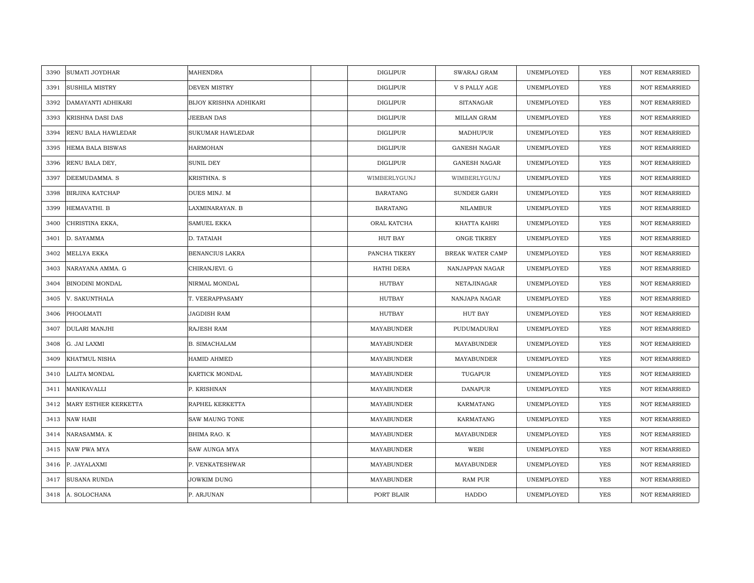| 3390 | SUMATI JOYDHAR | MAHENDRA | | DIGLIPUR | SWARAJ GRAM | UNEMPLOYED | YES | NOT REMARRIED |
|---|---|---|---|---|---|---|---|---|
| 3391 | SUSHILA MISTRY | DEVEN MISTRY | | DIGLIPUR | V S PALLY AGE | UNEMPLOYED | YES | NOT REMARRIED |
| 3392 | DAMAYANTI ADHIKARI | BIJOY KRISHNA ADHIKARI | | DIGLIPUR | SITANAGAR | UNEMPLOYED | YES | NOT REMARRIED |
| 3393 | KRISHNA DASI DAS | JEEBAN DAS | | DIGLIPUR | MILLAN GRAM | UNEMPLOYED | YES | NOT REMARRIED |
| 3394 | RENU BALA HAWLEDAR | SUKUMAR HAWLEDAR | | DIGLIPUR | MADHUPUR | UNEMPLOYED | YES | NOT REMARRIED |
| 3395 | HEMA BALA BISWAS | HARMOHAN | | DIGLIPUR | GANESH NAGAR | UNEMPLOYED | YES | NOT REMARRIED |
| 3396 | RENU BALA DEY, | SUNIL DEY | | DIGLIPUR | GANESH NAGAR | UNEMPLOYED | YES | NOT REMARRIED |
| 3397 | DEEMUDAMMA. S | KRISTHNA. S | | WIMBERLYGUNJ | WIMBERLYGUNJ | UNEMPLOYED | YES | NOT REMARRIED |
| 3398 | BIRJINA KATCHAP | DUES MINJ. M | | BARATANG | SUNDER GARH | UNEMPLOYED | YES | NOT REMARRIED |
| 3399 | HEMAVATHI. B | LAXMINARAYAN. B | | BARATANG | NILAMBUR | UNEMPLOYED | YES | NOT REMARRIED |
| 3400 | CHRISTINA EKKA, | SAMUEL EKKA | | ORAL KATCHA | KHATTA KAHRI | UNEMPLOYED | YES | NOT REMARRIED |
| 3401 | D. SAYAMMA | D. TATAIAH | | HUT BAY | ONGE TIKREY | UNEMPLOYED | YES | NOT REMARRIED |
| 3402 | MELLYA EKKA | BENANCIUS LAKRA | | PANCHA TIKERY | BREAK WATER CAMP | UNEMPLOYED | YES | NOT REMARRIED |
| 3403 | NARAYANA AMMA. G | CHIRANJEVI. G | | HATHI DERA | NANJAPPAN NAGAR | UNEMPLOYED | YES | NOT REMARRIED |
| 3404 | BINODINI MONDAL | NIRMAL MONDAL | | HUTBAY | NETAJINAGAR | UNEMPLOYED | YES | NOT REMARRIED |
| 3405 | V. SAKUNTHALA | T. VEERAPPASAMY | | HUTBAY | NANJAPA NAGAR | UNEMPLOYED | YES | NOT REMARRIED |
| 3406 | PHOOLMATI | JAGDISH RAM | | HUTBAY | HUT BAY | UNEMPLOYED | YES | NOT REMARRIED |
| 3407 | DULARI MANJHI | RAJESH RAM | | MAYABUNDER | PUDUMADURAI | UNEMPLOYED | YES | NOT REMARRIED |
| 3408 | G. JAI LAXMI | B. SIMACHALAM | | MAYABUNDER | MAYABUNDER | UNEMPLOYED | YES | NOT REMARRIED |
| 3409 | KHATMUL NISHA | HAMID AHMED | | MAYABUNDER | MAYABUNDER | UNEMPLOYED | YES | NOT REMARRIED |
| 3410 | LALITA MONDAL | KARTICK MONDAL | | MAYABUNDER | TUGAPUR | UNEMPLOYED | YES | NOT REMARRIED |
| 3411 | MANIKAVALLI | P. KRISHNAN | | MAYABUNDER | DANAPUR | UNEMPLOYED | YES | NOT REMARRIED |
| 3412 | MARY ESTHER KERKETTA | RAPHEL KERKETTA | | MAYABUNDER | KARMATANG | UNEMPLOYED | YES | NOT REMARRIED |
| 3413 | NAW HABI | SAW MAUNG TONE | | MAYABUNDER | KARMATANG | UNEMPLOYED | YES | NOT REMARRIED |
| 3414 | NARASAMMA. K | BHIMA RAO. K | | MAYABUNDER | MAYABUNDER | UNEMPLOYED | YES | NOT REMARRIED |
| 3415 | NAW PWA MYA | SAW AUNGA MYA | | MAYABUNDER | WEBI | UNEMPLOYED | YES | NOT REMARRIED |
| 3416 | P. JAYALAXMI | P. VENKATESHWAR | | MAYABUNDER | MAYABUNDER | UNEMPLOYED | YES | NOT REMARRIED |
| 3417 | SUSANA RUNDA | JOWKIM DUNG | | MAYABUNDER | RAM PUR | UNEMPLOYED | YES | NOT REMARRIED |
| 3418 | A. SOLOCHANA | P. ARJUNAN | | PORT BLAIR | HADDO | UNEMPLOYED | YES | NOT REMARRIED |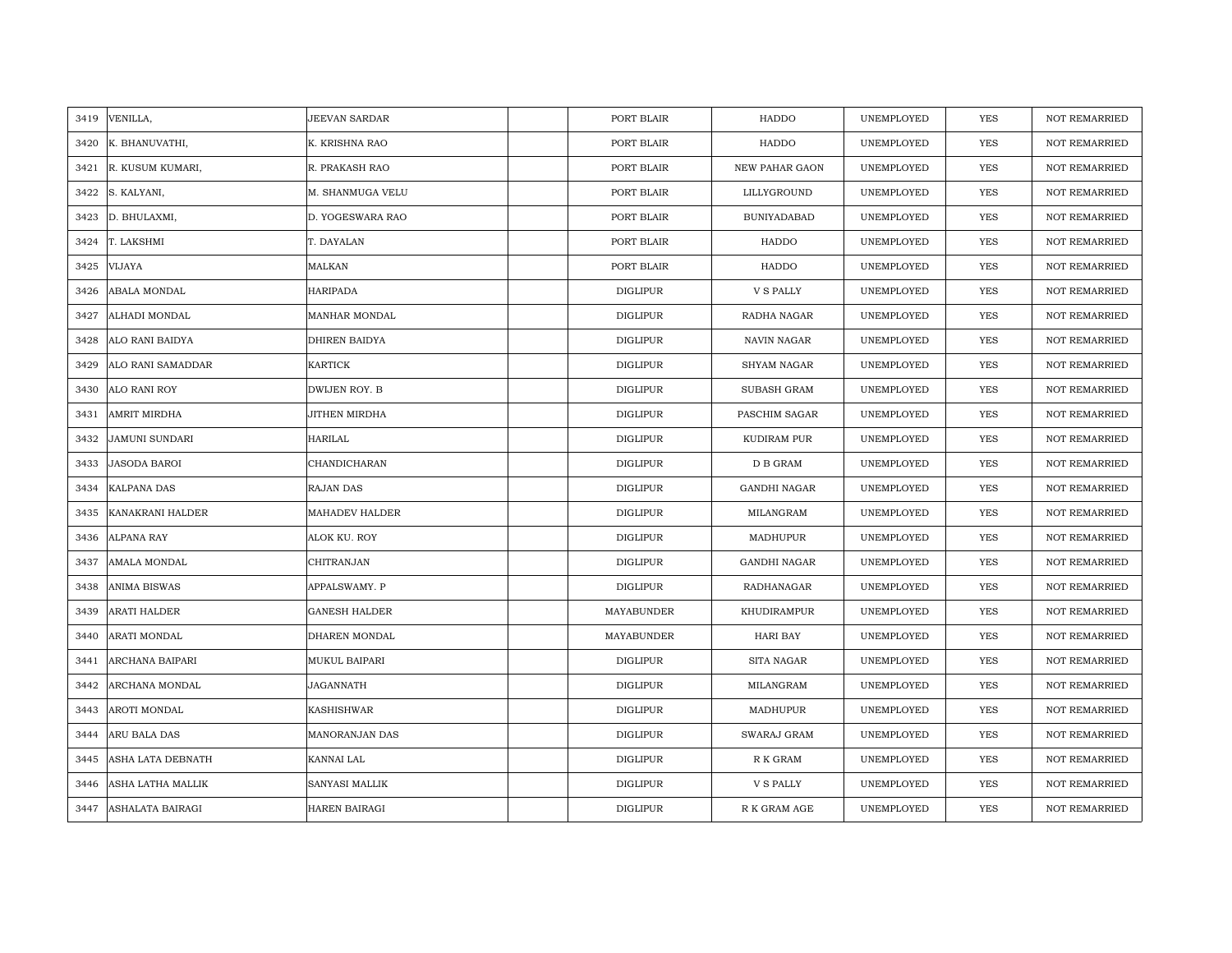| | | | | | | | | |
|---|---|---|---|---|---|---|---|---|
| 3419 | VENILLA, | JEEVAN SARDAR | | PORT BLAIR | HADDO | UNEMPLOYED | YES | NOT REMARRIED |
| 3420 | K. BHANUVATHI, | K. KRISHNA RAO | | PORT BLAIR | HADDO | UNEMPLOYED | YES | NOT REMARRIED |
| 3421 | R. KUSUM KUMARI, | R. PRAKASH RAO | | PORT BLAIR | NEW PAHAR GAON | UNEMPLOYED | YES | NOT REMARRIED |
| 3422 | S. KALYANI, | M. SHANMUGA VELU | | PORT BLAIR | LILLYGROUND | UNEMPLOYED | YES | NOT REMARRIED |
| 3423 | D. BHULAXMI, | D. YOGESWARA RAO | | PORT BLAIR | BUNIYADABAD | UNEMPLOYED | YES | NOT REMARRIED |
| 3424 | T. LAKSHMI | T. DAYALAN | | PORT BLAIR | HADDO | UNEMPLOYED | YES | NOT REMARRIED |
| 3425 | VIJAYA | MALKAN | | PORT BLAIR | HADDO | UNEMPLOYED | YES | NOT REMARRIED |
| 3426 | ABALA MONDAL | HARIPADA | | DIGLIPUR | V S PALLY | UNEMPLOYED | YES | NOT REMARRIED |
| 3427 | ALHADI MONDAL | MANHAR MONDAL | | DIGLIPUR | RADHA NAGAR | UNEMPLOYED | YES | NOT REMARRIED |
| 3428 | ALO RANI BAIDYA | DHIREN BAIDYA | | DIGLIPUR | NAVIN NAGAR | UNEMPLOYED | YES | NOT REMARRIED |
| 3429 | ALO RANI SAMADDAR | KARTICK | | DIGLIPUR | SHYAM NAGAR | UNEMPLOYED | YES | NOT REMARRIED |
| 3430 | ALO RANI ROY | DWIJEN ROY. B | | DIGLIPUR | SUBASH GRAM | UNEMPLOYED | YES | NOT REMARRIED |
| 3431 | AMRIT MIRDHA | JITHEN MIRDHA | | DIGLIPUR | PASCHIM SAGAR | UNEMPLOYED | YES | NOT REMARRIED |
| 3432 | JAMUNI SUNDARI | HARILAL | | DIGLIPUR | KUDIRAM PUR | UNEMPLOYED | YES | NOT REMARRIED |
| 3433 | JASODA BAROI | CHANDICHARAN | | DIGLIPUR | D B GRAM | UNEMPLOYED | YES | NOT REMARRIED |
| 3434 | KALPANA DAS | RAJAN DAS | | DIGLIPUR | GANDHI NAGAR | UNEMPLOYED | YES | NOT REMARRIED |
| 3435 | KANAKRANI HALDER | MAHADEV HALDER | | DIGLIPUR | MILANGRAM | UNEMPLOYED | YES | NOT REMARRIED |
| 3436 | ALPANA RAY | ALOK KU. ROY | | DIGLIPUR | MADHUPUR | UNEMPLOYED | YES | NOT REMARRIED |
| 3437 | AMALA MONDAL | CHITRANJAN | | DIGLIPUR | GANDHI NAGAR | UNEMPLOYED | YES | NOT REMARRIED |
| 3438 | ANIMA BISWAS | APPALSWAMY. P | | DIGLIPUR | RADHANAGAR | UNEMPLOYED | YES | NOT REMARRIED |
| 3439 | ARATI HALDER | GANESH HALDER | | MAYABUNDER | KHUDIRAMPUR | UNEMPLOYED | YES | NOT REMARRIED |
| 3440 | ARATI MONDAL | DHAREN MONDAL | | MAYABUNDER | HARI BAY | UNEMPLOYED | YES | NOT REMARRIED |
| 3441 | ARCHANA BAIPARI | MUKUL BAIPARI | | DIGLIPUR | SITA NAGAR | UNEMPLOYED | YES | NOT REMARRIED |
| 3442 | ARCHANA MONDAL | JAGANNATH | | DIGLIPUR | MILANGRAM | UNEMPLOYED | YES | NOT REMARRIED |
| 3443 | AROTI MONDAL | KASHISHWAR | | DIGLIPUR | MADHUPUR | UNEMPLOYED | YES | NOT REMARRIED |
| 3444 | ARU BALA DAS | MANORANJAN DAS | | DIGLIPUR | SWARAJ GRAM | UNEMPLOYED | YES | NOT REMARRIED |
| 3445 | ASHA LATA DEBNATH | KANNAI LAL | | DIGLIPUR | R K GRAM | UNEMPLOYED | YES | NOT REMARRIED |
| 3446 | ASHA LATHA MALLIK | SANYASI MALLIK | | DIGLIPUR | V S PALLY | UNEMPLOYED | YES | NOT REMARRIED |
| 3447 | ASHALATA BAIRAGI | HAREN BAIRAGI | | DIGLIPUR | R K GRAM AGE | UNEMPLOYED | YES | NOT REMARRIED |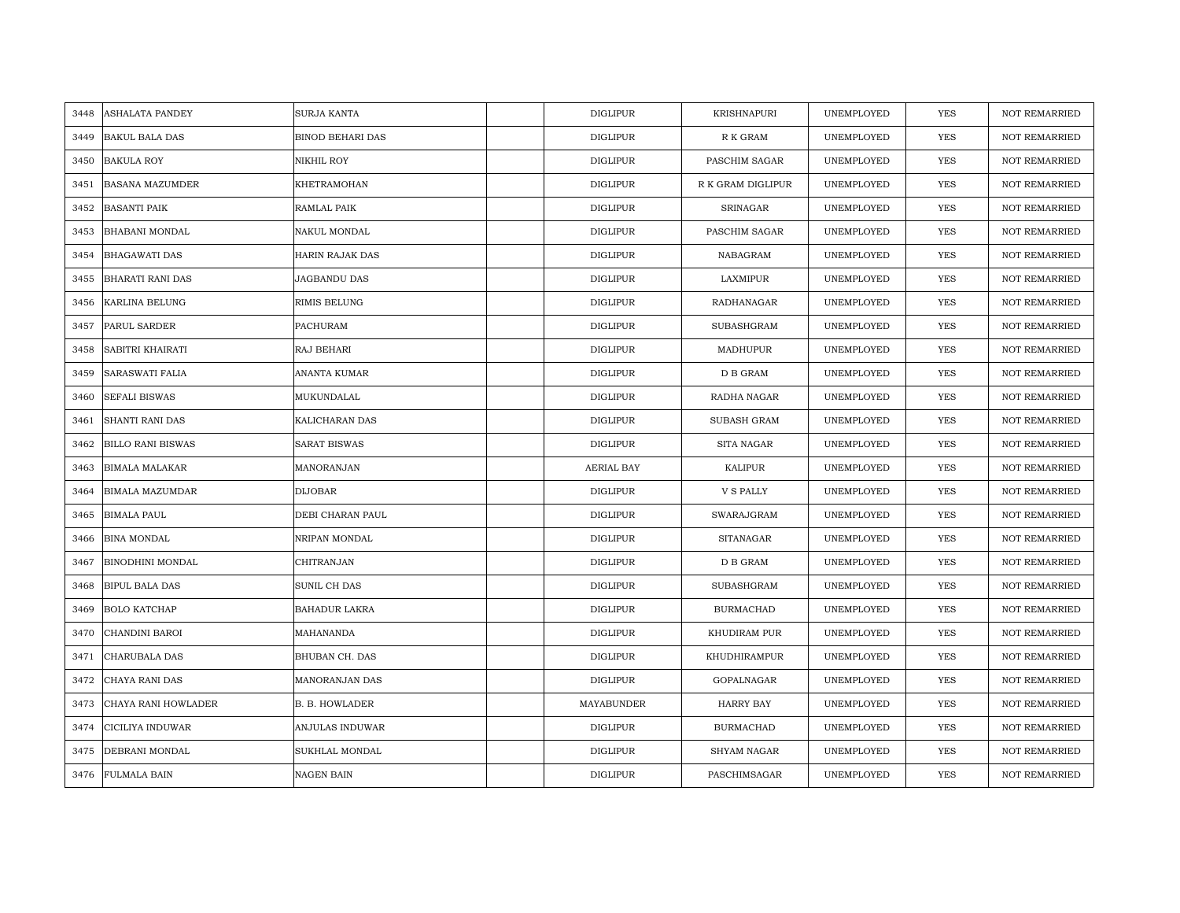| | | | | | | | | |
|---|---|---|---|---|---|---|---|---|
| 3448 | ASHALATA PANDEY | SURJA KANTA | | DIGLIPUR | KRISHNAPURI | UNEMPLOYED | YES | NOT REMARRIED |
| 3449 | BAKUL BALA DAS | BINOD BEHARI DAS | | DIGLIPUR | R K GRAM | UNEMPLOYED | YES | NOT REMARRIED |
| 3450 | BAKULA ROY | NIKHIL ROY | | DIGLIPUR | PASCHIM SAGAR | UNEMPLOYED | YES | NOT REMARRIED |
| 3451 | BASANA MAZUMDER | KHETRAMOHAN | | DIGLIPUR | R K GRAM DIGLIPUR | UNEMPLOYED | YES | NOT REMARRIED |
| 3452 | BASANTI PAIK | RAMLAL PAIK | | DIGLIPUR | SRINAGAR | UNEMPLOYED | YES | NOT REMARRIED |
| 3453 | BHABANI MONDAL | NAKUL MONDAL | | DIGLIPUR | PASCHIM SAGAR | UNEMPLOYED | YES | NOT REMARRIED |
| 3454 | BHAGAWATI DAS | HARIN RAJAK DAS | | DIGLIPUR | NABAGRAM | UNEMPLOYED | YES | NOT REMARRIED |
| 3455 | BHARATI RANI DAS | JAGBANDU DAS | | DIGLIPUR | LAXMIPUR | UNEMPLOYED | YES | NOT REMARRIED |
| 3456 | KARLINA BELUNG | RIMIS BELUNG | | DIGLIPUR | RADHANAGAR | UNEMPLOYED | YES | NOT REMARRIED |
| 3457 | PARUL SARDER | PACHURAM | | DIGLIPUR | SUBASHGRAM | UNEMPLOYED | YES | NOT REMARRIED |
| 3458 | SABITRI KHAIRATI | RAJ BEHARI | | DIGLIPUR | MADHUPUR | UNEMPLOYED | YES | NOT REMARRIED |
| 3459 | SARASWATI FALIA | ANANTA KUMAR | | DIGLIPUR | D B GRAM | UNEMPLOYED | YES | NOT REMARRIED |
| 3460 | SEFALI BISWAS | MUKUNDALAL | | DIGLIPUR | RADHA NAGAR | UNEMPLOYED | YES | NOT REMARRIED |
| 3461 | SHANTI RANI DAS | KALICHARAN DAS | | DIGLIPUR | SUBASH GRAM | UNEMPLOYED | YES | NOT REMARRIED |
| 3462 | BILLO RANI BISWAS | SARAT BISWAS | | DIGLIPUR | SITA NAGAR | UNEMPLOYED | YES | NOT REMARRIED |
| 3463 | BIMALA MALAKAR | MANORANJAN | | AERIAL BAY | KALIPUR | UNEMPLOYED | YES | NOT REMARRIED |
| 3464 | BIMALA MAZUMDAR | DIJOBAR | | DIGLIPUR | V S PALLY | UNEMPLOYED | YES | NOT REMARRIED |
| 3465 | BIMALA PAUL | DEBI CHARAN PAUL | | DIGLIPUR | SWARAJGRAM | UNEMPLOYED | YES | NOT REMARRIED |
| 3466 | BINA MONDAL | NRIPAN MONDAL | | DIGLIPUR | SITANAGAR | UNEMPLOYED | YES | NOT REMARRIED |
| 3467 | BINODHINI MONDAL | CHITRANJAN | | DIGLIPUR | D B GRAM | UNEMPLOYED | YES | NOT REMARRIED |
| 3468 | BIPUL BALA DAS | SUNIL CH DAS | | DIGLIPUR | SUBASHGRAM | UNEMPLOYED | YES | NOT REMARRIED |
| 3469 | BOLO KATCHAP | BAHADUR LAKRA | | DIGLIPUR | BURMACHAD | UNEMPLOYED | YES | NOT REMARRIED |
| 3470 | CHANDINI BAROI | MAHANANDA | | DIGLIPUR | KHUDIRAM PUR | UNEMPLOYED | YES | NOT REMARRIED |
| 3471 | CHARUBALA DAS | BHUBAN CH. DAS | | DIGLIPUR | KHUDHIRAMPUR | UNEMPLOYED | YES | NOT REMARRIED |
| 3472 | CHAYA RANI DAS | MANORANJAN DAS | | DIGLIPUR | GOPALNAGAR | UNEMPLOYED | YES | NOT REMARRIED |
| 3473 | CHAYA RANI HOWLADER | B. B. HOWLADER | | MAYABUNDER | HARRY BAY | UNEMPLOYED | YES | NOT REMARRIED |
| 3474 | CICILIYA INDUWAR | ANJULAS INDUWAR | | DIGLIPUR | BURMACHAD | UNEMPLOYED | YES | NOT REMARRIED |
| 3475 | DEBRANI MONDAL | SUKHLAL MONDAL | | DIGLIPUR | SHYAM NAGAR | UNEMPLOYED | YES | NOT REMARRIED |
| 3476 | FULMALA BAIN | NAGEN BAIN | | DIGLIPUR | PASCHIMSAGAR | UNEMPLOYED | YES | NOT REMARRIED |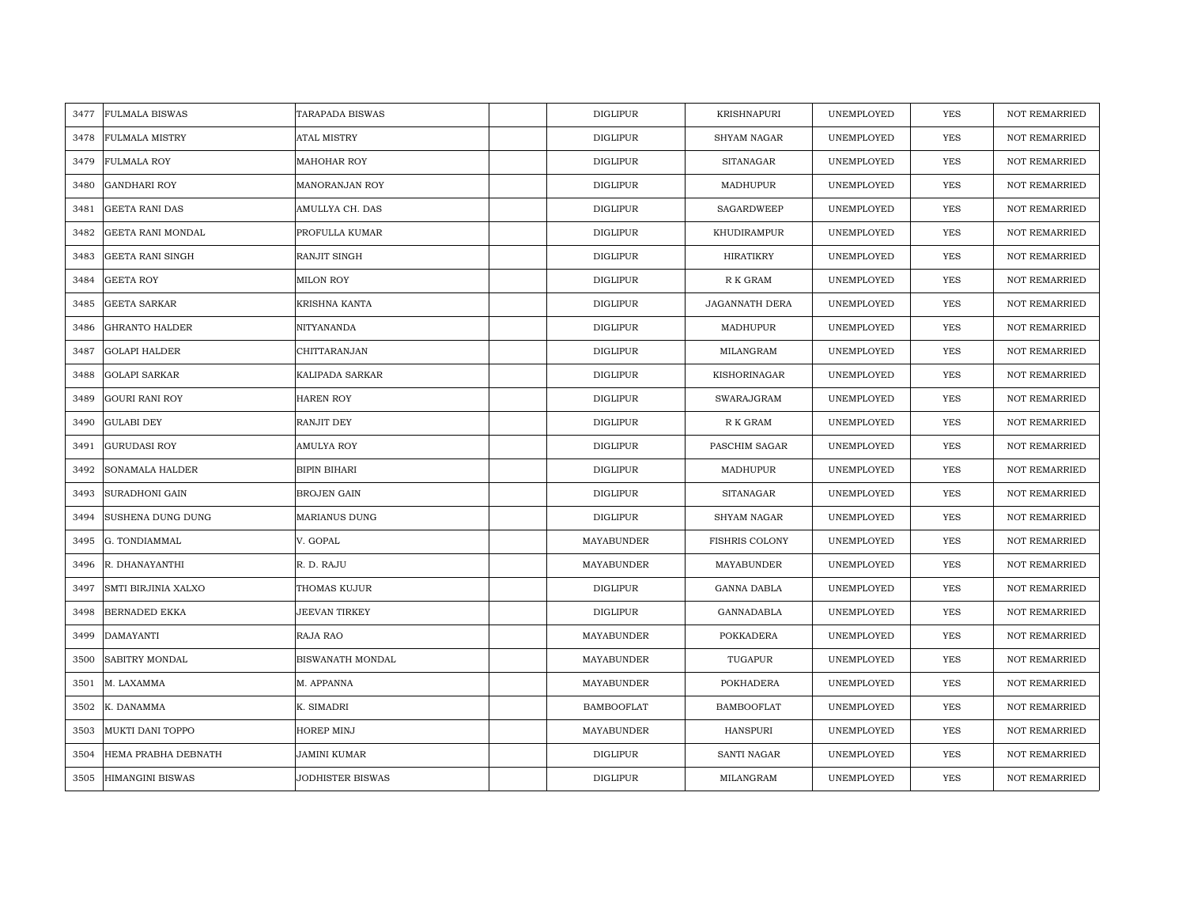| 3477 | FULMALA BISWAS | TARAPADA BISWAS | | DIGLIPUR | KRISHNAPURI | UNEMPLOYED | YES | NOT REMARRIED |
|---|---|---|---|---|---|---|---|---|
| 3478 | FULMALA MISTRY | ATAL MISTRY | | DIGLIPUR | SHYAM NAGAR | UNEMPLOYED | YES | NOT REMARRIED |
| 3479 | FULMALA ROY | MAHOHAR ROY | | DIGLIPUR | SITANAGAR | UNEMPLOYED | YES | NOT REMARRIED |
| 3480 | GANDHARI ROY | MANORANJAN ROY | | DIGLIPUR | MADHUPUR | UNEMPLOYED | YES | NOT REMARRIED |
| 3481 | GEETA RANI DAS | AMULLYA CH. DAS | | DIGLIPUR | SAGARDWEEP | UNEMPLOYED | YES | NOT REMARRIED |
| 3482 | GEETA RANI MONDAL | PROFULLA KUMAR | | DIGLIPUR | KHUDIRAMPUR | UNEMPLOYED | YES | NOT REMARRIED |
| 3483 | GEETA RANI SINGH | RANJIT SINGH | | DIGLIPUR | HIRATIKRY | UNEMPLOYED | YES | NOT REMARRIED |
| 3484 | GEETA ROY | MILON ROY | | DIGLIPUR | R K GRAM | UNEMPLOYED | YES | NOT REMARRIED |
| 3485 | GEETA SARKAR | KRISHNA KANTA | | DIGLIPUR | JAGANNATH DERA | UNEMPLOYED | YES | NOT REMARRIED |
| 3486 | GHRANTO HALDER | NITYANANDA | | DIGLIPUR | MADHUPUR | UNEMPLOYED | YES | NOT REMARRIED |
| 3487 | GOLAPI HALDER | CHITTARANJAN | | DIGLIPUR | MILANGRAM | UNEMPLOYED | YES | NOT REMARRIED |
| 3488 | GOLAPI SARKAR | KALIPADA SARKAR | | DIGLIPUR | KISHORINAGAR | UNEMPLOYED | YES | NOT REMARRIED |
| 3489 | GOURI RANI ROY | HAREN ROY | | DIGLIPUR | SWARAJGRAM | UNEMPLOYED | YES | NOT REMARRIED |
| 3490 | GULABI DEY | RANJIT DEY | | DIGLIPUR | R K GRAM | UNEMPLOYED | YES | NOT REMARRIED |
| 3491 | GURUDASI ROY | AMULYA ROY | | DIGLIPUR | PASCHIM SAGAR | UNEMPLOYED | YES | NOT REMARRIED |
| 3492 | SONAMALA HALDER | BIPIN BIHARI | | DIGLIPUR | MADHUPUR | UNEMPLOYED | YES | NOT REMARRIED |
| 3493 | SURADHONI GAIN | BROJEN GAIN | | DIGLIPUR | SITANAGAR | UNEMPLOYED | YES | NOT REMARRIED |
| 3494 | SUSHENA DUNG DUNG | MARIANUS DUNG | | DIGLIPUR | SHYAM NAGAR | UNEMPLOYED | YES | NOT REMARRIED |
| 3495 | G. TONDIAMMAL | V. GOPAL | | MAYABUNDER | FISHRIS COLONY | UNEMPLOYED | YES | NOT REMARRIED |
| 3496 | R. DHANAYANTHI | R. D. RAJU | | MAYABUNDER | MAYABUNDER | UNEMPLOYED | YES | NOT REMARRIED |
| 3497 | SMTI BIRJINIA XALXO | THOMAS KUJUR | | DIGLIPUR | GANNA DABLA | UNEMPLOYED | YES | NOT REMARRIED |
| 3498 | BERNADED EKKA | JEEVAN TIRKEY | | DIGLIPUR | GANNADABLA | UNEMPLOYED | YES | NOT REMARRIED |
| 3499 | DAMAYANTI | RAJA RAO | | MAYABUNDER | POKKADERA | UNEMPLOYED | YES | NOT REMARRIED |
| 3500 | SABITRY MONDAL | BISWANATH MONDAL | | MAYABUNDER | TUGAPUR | UNEMPLOYED | YES | NOT REMARRIED |
| 3501 | M. LAXAMMA | M. APPANNA | | MAYABUNDER | POKHADERA | UNEMPLOYED | YES | NOT REMARRIED |
| 3502 | K. DANAMMA | K. SIMADRI | | BAMBOOFLAT | BAMBOOFLAT | UNEMPLOYED | YES | NOT REMARRIED |
| 3503 | MUKTI DANI TOPPO | HOREP MINJ | | MAYABUNDER | HANSPURI | UNEMPLOYED | YES | NOT REMARRIED |
| 3504 | HEMA PRABHA DEBNATH | JAMINI KUMAR | | DIGLIPUR | SANTI NAGAR | UNEMPLOYED | YES | NOT REMARRIED |
| 3505 | HIMANGINI BISWAS | JODHISTER BISWAS | | DIGLIPUR | MILANGRAM | UNEMPLOYED | YES | NOT REMARRIED |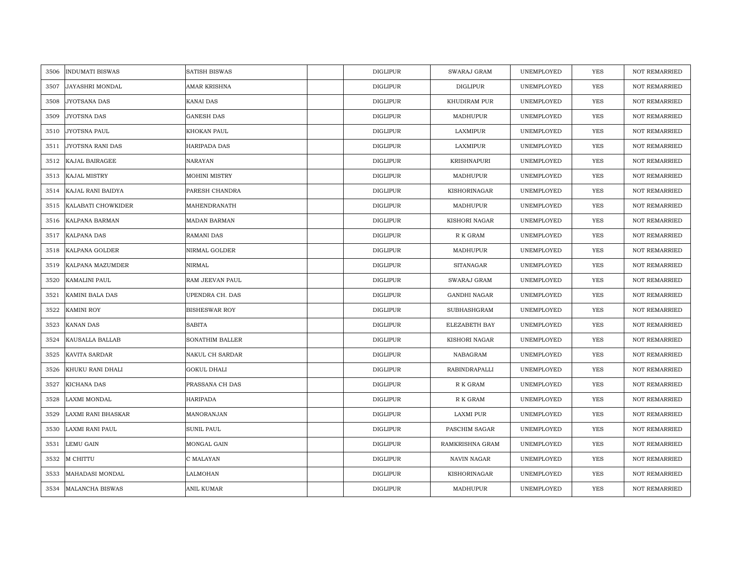| 3506 | INDUMATI BISWAS | SATISH BISWAS | | DIGLIPUR | SWARAJ GRAM | UNEMPLOYED | YES | NOT REMARRIED |
|---|---|---|---|---|---|---|---|---|
| 3507 | JAYASHRI MONDAL | AMAR KRISHNA | | DIGLIPUR | DIGLIPUR | UNEMPLOYED | YES | NOT REMARRIED |
| 3508 | JYOTSANA DAS | KANAI DAS | | DIGLIPUR | KHUDIRAM PUR | UNEMPLOYED | YES | NOT REMARRIED |
| 3509 | JYOTSNA DAS | GANESH DAS | | DIGLIPUR | MADHUPUR | UNEMPLOYED | YES | NOT REMARRIED |
| 3510 | JYOTSNA PAUL | KHOKAN PAUL | | DIGLIPUR | LAXMIPUR | UNEMPLOYED | YES | NOT REMARRIED |
| 3511 | JYOTSNA RANI DAS | HARIPADA DAS | | DIGLIPUR | LAXMIPUR | UNEMPLOYED | YES | NOT REMARRIED |
| 3512 | KAJAL BAIRAGEE | NARAYAN | | DIGLIPUR | KRISHNAPURI | UNEMPLOYED | YES | NOT REMARRIED |
| 3513 | KAJAL MISTRY | MOHINI MISTRY | | DIGLIPUR | MADHUPUR | UNEMPLOYED | YES | NOT REMARRIED |
| 3514 | KAJAL RANI BAIDYA | PARESH CHANDRA | | DIGLIPUR | KISHORINAGAR | UNEMPLOYED | YES | NOT REMARRIED |
| 3515 | KALABATI CHOWKIDER | MAHENDRANATH | | DIGLIPUR | MADHUPUR | UNEMPLOYED | YES | NOT REMARRIED |
| 3516 | KALPANA BARMAN | MADAN BARMAN | | DIGLIPUR | KISHORI NAGAR | UNEMPLOYED | YES | NOT REMARRIED |
| 3517 | KALPANA DAS | RAMANI DAS | | DIGLIPUR | R K GRAM | UNEMPLOYED | YES | NOT REMARRIED |
| 3518 | KALPANA GOLDER | NIRMAL GOLDER | | DIGLIPUR | MADHUPUR | UNEMPLOYED | YES | NOT REMARRIED |
| 3519 | KALPANA MAZUMDER | NIRMAL | | DIGLIPUR | SITANAGAR | UNEMPLOYED | YES | NOT REMARRIED |
| 3520 | KAMALINI PAUL | RAM JEEVAN PAUL | | DIGLIPUR | SWARAJ GRAM | UNEMPLOYED | YES | NOT REMARRIED |
| 3521 | KAMINI BALA DAS | UPENDRA CH. DAS | | DIGLIPUR | GANDHI NAGAR | UNEMPLOYED | YES | NOT REMARRIED |
| 3522 | KAMINI ROY | BISHESWAR ROY | | DIGLIPUR | SUBHASHGRAM | UNEMPLOYED | YES | NOT REMARRIED |
| 3523 | KANAN DAS | SABITA | | DIGLIPUR | ELEZABETH BAY | UNEMPLOYED | YES | NOT REMARRIED |
| 3524 | KAUSALLA BALLAB | SONATHIM BALLER | | DIGLIPUR | KISHORI NAGAR | UNEMPLOYED | YES | NOT REMARRIED |
| 3525 | KAVITA SARDAR | NAKUL CH SARDAR | | DIGLIPUR | NABAGRAM | UNEMPLOYED | YES | NOT REMARRIED |
| 3526 | KHUKU RANI DHALI | GOKUL DHALI | | DIGLIPUR | RABINDRAPALLI | UNEMPLOYED | YES | NOT REMARRIED |
| 3527 | KICHANA DAS | PRASSANA CH DAS | | DIGLIPUR | R K GRAM | UNEMPLOYED | YES | NOT REMARRIED |
| 3528 | LAXMI MONDAL | HARIPADA | | DIGLIPUR | R K GRAM | UNEMPLOYED | YES | NOT REMARRIED |
| 3529 | LAXMI RANI BHASKAR | MANORANJAN | | DIGLIPUR | LAXMI PUR | UNEMPLOYED | YES | NOT REMARRIED |
| 3530 | LAXMI RANI PAUL | SUNIL PAUL | | DIGLIPUR | PASCHIM SAGAR | UNEMPLOYED | YES | NOT REMARRIED |
| 3531 | LEMU GAIN | MONGAL GAIN | | DIGLIPUR | RAMKRISHNA GRAM | UNEMPLOYED | YES | NOT REMARRIED |
| 3532 | M CHITTU | C MALAYAN | | DIGLIPUR | NAVIN NAGAR | UNEMPLOYED | YES | NOT REMARRIED |
| 3533 | MAHADASI MONDAL | LALMOHAN | | DIGLIPUR | KISHORINAGAR | UNEMPLOYED | YES | NOT REMARRIED |
| 3534 | MALANCHA BISWAS | ANIL KUMAR | | DIGLIPUR | MADHUPUR | UNEMPLOYED | YES | NOT REMARRIED |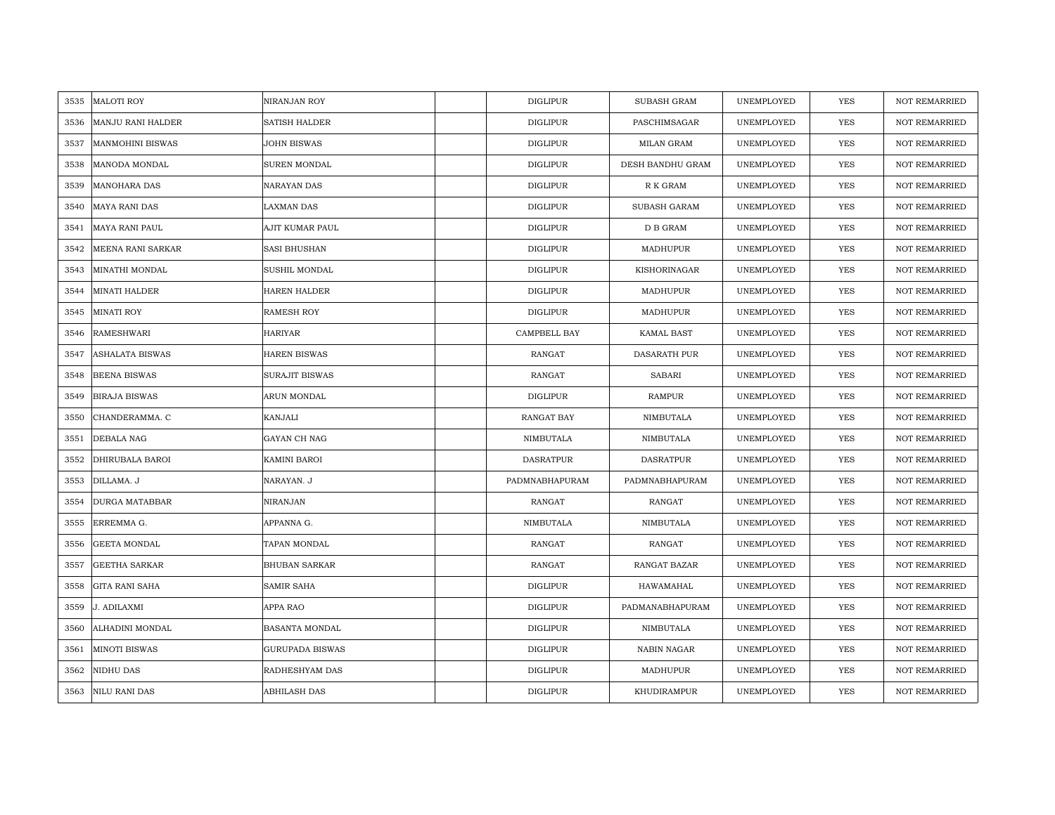| | | | | | | | | |
|---|---|---|---|---|---|---|---|---|
| 3535 | MALOTI ROY | NIRANJAN ROY | | DIGLIPUR | SUBASH GRAM | UNEMPLOYED | YES | NOT REMARRIED |
| 3536 | MANJU RANI HALDER | SATISH HALDER | | DIGLIPUR | PASCHIMSAGAR | UNEMPLOYED | YES | NOT REMARRIED |
| 3537 | MANMOHINI BISWAS | JOHN BISWAS | | DIGLIPUR | MILAN GRAM | UNEMPLOYED | YES | NOT REMARRIED |
| 3538 | MANODA MONDAL | SUREN MONDAL | | DIGLIPUR | DESH BANDHU GRAM | UNEMPLOYED | YES | NOT REMARRIED |
| 3539 | MANOHARA DAS | NARAYAN DAS | | DIGLIPUR | R K GRAM | UNEMPLOYED | YES | NOT REMARRIED |
| 3540 | MAYA RANI DAS | LAXMAN DAS | | DIGLIPUR | SUBASH GARAM | UNEMPLOYED | YES | NOT REMARRIED |
| 3541 | MAYA RANI PAUL | AJIT KUMAR PAUL | | DIGLIPUR | D B GRAM | UNEMPLOYED | YES | NOT REMARRIED |
| 3542 | MEENA RANI SARKAR | SASI BHUSHAN | | DIGLIPUR | MADHUPUR | UNEMPLOYED | YES | NOT REMARRIED |
| 3543 | MINATHI MONDAL | SUSHIL MONDAL | | DIGLIPUR | KISHORINAGAR | UNEMPLOYED | YES | NOT REMARRIED |
| 3544 | MINATI HALDER | HAREN HALDER | | DIGLIPUR | MADHUPUR | UNEMPLOYED | YES | NOT REMARRIED |
| 3545 | MINATI ROY | RAMESH ROY | | DIGLIPUR | MADHUPUR | UNEMPLOYED | YES | NOT REMARRIED |
| 3546 | RAMESHWARI | HARIYAR | | CAMPBELL BAY | KAMAL BAST | UNEMPLOYED | YES | NOT REMARRIED |
| 3547 | ASHALATA BISWAS | HAREN BISWAS | | RANGAT | DASARATH PUR | UNEMPLOYED | YES | NOT REMARRIED |
| 3548 | BEENA BISWAS | SURAJIT BISWAS | | RANGAT | SABARI | UNEMPLOYED | YES | NOT REMARRIED |
| 3549 | BIRAJA BISWAS | ARUN MONDAL | | DIGLIPUR | RAMPUR | UNEMPLOYED | YES | NOT REMARRIED |
| 3550 | CHANDERAMMA. C | KANJALI | | RANGAT BAY | NIMBUTALA | UNEMPLOYED | YES | NOT REMARRIED |
| 3551 | DEBALA NAG | GAYAN CH NAG | | NIMBUTALA | NIMBUTALA | UNEMPLOYED | YES | NOT REMARRIED |
| 3552 | DHIRUBALA BAROI | KAMINI BAROI | | DASRATPUR | DASRATPUR | UNEMPLOYED | YES | NOT REMARRIED |
| 3553 | DILLAMA. J | NARAYAN. J | | PADMNABHAPURAM | PADMNABHAPURAM | UNEMPLOYED | YES | NOT REMARRIED |
| 3554 | DURGA MATABBAR | NIRANJAN | | RANGAT | RANGAT | UNEMPLOYED | YES | NOT REMARRIED |
| 3555 | ERREMMA G. | APPANNA G. | | NIMBUTALA | NIMBUTALA | UNEMPLOYED | YES | NOT REMARRIED |
| 3556 | GEETA MONDAL | TAPAN MONDAL | | RANGAT | RANGAT | UNEMPLOYED | YES | NOT REMARRIED |
| 3557 | GEETHA SARKAR | BHUBAN SARKAR | | RANGAT | RANGAT BAZAR | UNEMPLOYED | YES | NOT REMARRIED |
| 3558 | GITA RANI SAHA | SAMIR SAHA | | DIGLIPUR | HAWAMAHAL | UNEMPLOYED | YES | NOT REMARRIED |
| 3559 | J. ADILAXMI | APPA RAO | | DIGLIPUR | PADMANABHAPURAM | UNEMPLOYED | YES | NOT REMARRIED |
| 3560 | ALHADINI MONDAL | BASANTA MONDAL | | DIGLIPUR | NIMBUTALA | UNEMPLOYED | YES | NOT REMARRIED |
| 3561 | MINOTI BISWAS | GURUPADA BISWAS | | DIGLIPUR | NABIN NAGAR | UNEMPLOYED | YES | NOT REMARRIED |
| 3562 | NIDHU DAS | RADHESHYAM DAS | | DIGLIPUR | MADHUPUR | UNEMPLOYED | YES | NOT REMARRIED |
| 3563 | NILU RANI DAS | ABHILASH DAS | | DIGLIPUR | KHUDIRAMPUR | UNEMPLOYED | YES | NOT REMARRIED |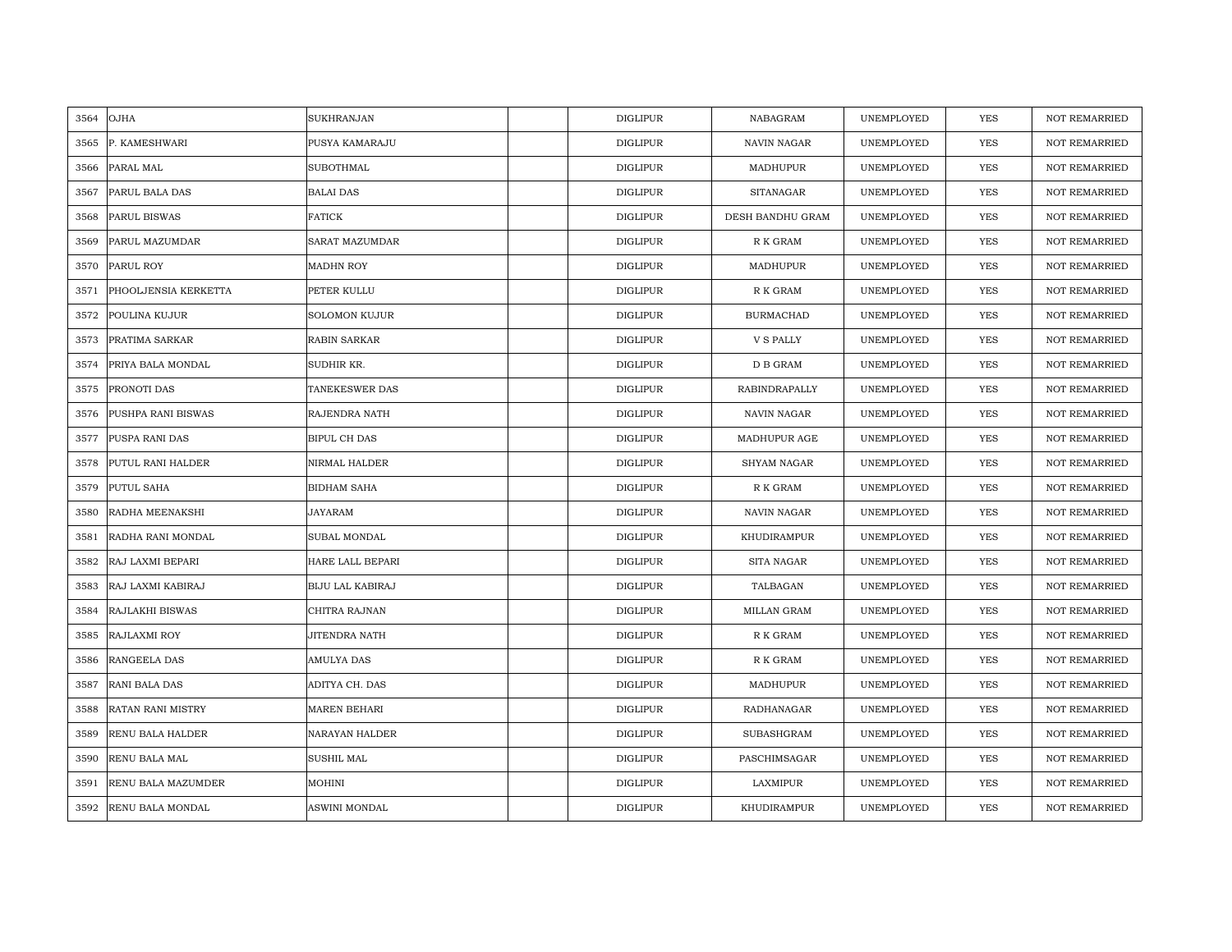| | | | | | | | | |
|---|---|---|---|---|---|---|---|---|
| 3564 | OJHA | SUKHRANJAN | | DIGLIPUR | NABAGRAM | UNEMPLOYED | YES | NOT REMARRIED |
| 3565 | P. KAMESHWARI | PUSYA KAMARAJU | | DIGLIPUR | NAVIN NAGAR | UNEMPLOYED | YES | NOT REMARRIED |
| 3566 | PARAL MAL | SUBOTHMAL | | DIGLIPUR | MADHUPUR | UNEMPLOYED | YES | NOT REMARRIED |
| 3567 | PARUL BALA DAS | BALAI DAS | | DIGLIPUR | SITANAGAR | UNEMPLOYED | YES | NOT REMARRIED |
| 3568 | PARUL BISWAS | FATICK | | DIGLIPUR | DESH BANDHU GRAM | UNEMPLOYED | YES | NOT REMARRIED |
| 3569 | PARUL MAZUMDAR | SARAT MAZUMDAR | | DIGLIPUR | R K GRAM | UNEMPLOYED | YES | NOT REMARRIED |
| 3570 | PARUL ROY | MADHN ROY | | DIGLIPUR | MADHUPUR | UNEMPLOYED | YES | NOT REMARRIED |
| 3571 | PHOOLJENSIA KERKETTA | PETER KULLU | | DIGLIPUR | R K GRAM | UNEMPLOYED | YES | NOT REMARRIED |
| 3572 | POULINA KUJUR | SOLOMON KUJUR | | DIGLIPUR | BURMACHAD | UNEMPLOYED | YES | NOT REMARRIED |
| 3573 | PRATIMA SARKAR | RABIN SARKAR | | DIGLIPUR | V S PALLY | UNEMPLOYED | YES | NOT REMARRIED |
| 3574 | PRIYA BALA MONDAL | SUDHIR KR. | | DIGLIPUR | D B GRAM | UNEMPLOYED | YES | NOT REMARRIED |
| 3575 | PRONOTI DAS | TANEKESWER DAS | | DIGLIPUR | RABINDRAPALLY | UNEMPLOYED | YES | NOT REMARRIED |
| 3576 | PUSHPA RANI BISWAS | RAJENDRA NATH | | DIGLIPUR | NAVIN NAGAR | UNEMPLOYED | YES | NOT REMARRIED |
| 3577 | PUSPA RANI DAS | BIPUL CH DAS | | DIGLIPUR | MADHUPUR AGE | UNEMPLOYED | YES | NOT REMARRIED |
| 3578 | PUTUL RANI HALDER | NIRMAL HALDER | | DIGLIPUR | SHYAM NAGAR | UNEMPLOYED | YES | NOT REMARRIED |
| 3579 | PUTUL SAHA | BIDHAM SAHA | | DIGLIPUR | R K GRAM | UNEMPLOYED | YES | NOT REMARRIED |
| 3580 | RADHA MEENAKSHI | JAYARAM | | DIGLIPUR | NAVIN NAGAR | UNEMPLOYED | YES | NOT REMARRIED |
| 3581 | RADHA RANI MONDAL | SUBAL MONDAL | | DIGLIPUR | KHUDIRAMPUR | UNEMPLOYED | YES | NOT REMARRIED |
| 3582 | RAJ LAXMI BEPARI | HARE LALL BEPARI | | DIGLIPUR | SITA NAGAR | UNEMPLOYED | YES | NOT REMARRIED |
| 3583 | RAJ LAXMI KABIRAJ | BIJU LAL KABIRAJ | | DIGLIPUR | TALBAGAN | UNEMPLOYED | YES | NOT REMARRIED |
| 3584 | RAJLAKHI BISWAS | CHITRA RAJNAN | | DIGLIPUR | MILLAN GRAM | UNEMPLOYED | YES | NOT REMARRIED |
| 3585 | RAJLAXMI ROY | JITENDRA NATH | | DIGLIPUR | R K GRAM | UNEMPLOYED | YES | NOT REMARRIED |
| 3586 | RANGEELA DAS | AMULYA DAS | | DIGLIPUR | R K GRAM | UNEMPLOYED | YES | NOT REMARRIED |
| 3587 | RANI BALA DAS | ADITYA CH. DAS | | DIGLIPUR | MADHUPUR | UNEMPLOYED | YES | NOT REMARRIED |
| 3588 | RATAN RANI MISTRY | MAREN BEHARI | | DIGLIPUR | RADHANAGAR | UNEMPLOYED | YES | NOT REMARRIED |
| 3589 | RENU BALA HALDER | NARAYAN HALDER | | DIGLIPUR | SUBASHGRAM | UNEMPLOYED | YES | NOT REMARRIED |
| 3590 | RENU BALA MAL | SUSHIL MAL | | DIGLIPUR | PASCHIMSAGAR | UNEMPLOYED | YES | NOT REMARRIED |
| 3591 | RENU BALA MAZUMDER | MOHINI | | DIGLIPUR | LAXMIPUR | UNEMPLOYED | YES | NOT REMARRIED |
| 3592 | RENU BALA MONDAL | ASWINI MONDAL | | DIGLIPUR | KHUDIRAMPUR | UNEMPLOYED | YES | NOT REMARRIED |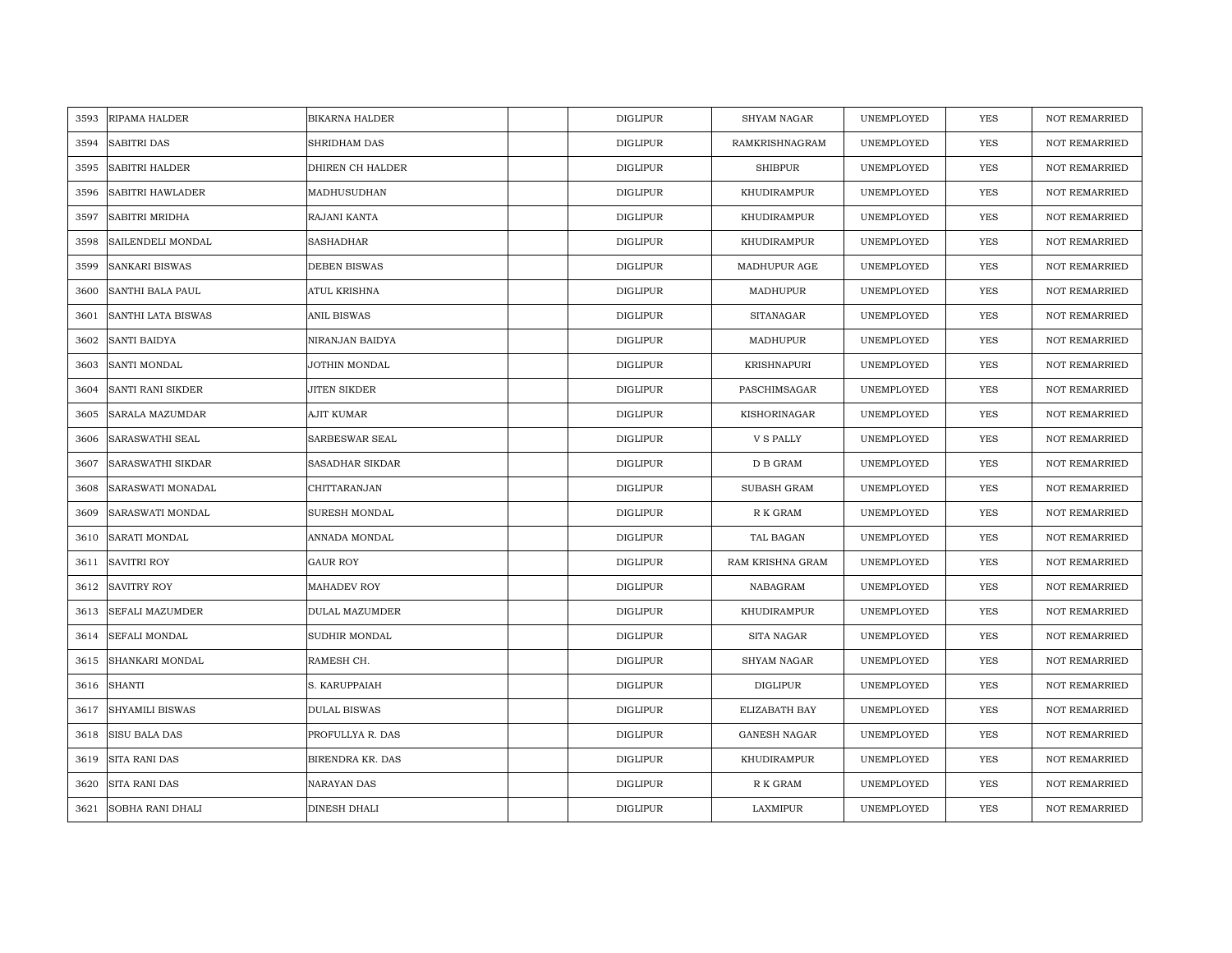| | | | | | | | | |
|---|---|---|---|---|---|---|---|---|
| 3593 | RIPAMA HALDER | BIKARNA HALDER | | DIGLIPUR | SHYAM NAGAR | UNEMPLOYED | YES | NOT REMARRIED |
| 3594 | SABITRI DAS | SHRIDHAM DAS | | DIGLIPUR | RAMKRISHNAGRAM | UNEMPLOYED | YES | NOT REMARRIED |
| 3595 | SABITRI HALDER | DHIREN CH HALDER | | DIGLIPUR | SHIBPUR | UNEMPLOYED | YES | NOT REMARRIED |
| 3596 | SABITRI HAWLADER | MADHUSUDHAN | | DIGLIPUR | KHUDIRAMPUR | UNEMPLOYED | YES | NOT REMARRIED |
| 3597 | SABITRI MRIDHA | RAJANI KANTA | | DIGLIPUR | KHUDIRAMPUR | UNEMPLOYED | YES | NOT REMARRIED |
| 3598 | SAILENDELI MONDAL | SASHADHAR | | DIGLIPUR | KHUDIRAMPUR | UNEMPLOYED | YES | NOT REMARRIED |
| 3599 | SANKARI BISWAS | DEBEN BISWAS | | DIGLIPUR | MADHUPUR AGE | UNEMPLOYED | YES | NOT REMARRIED |
| 3600 | SANTHI BALA PAUL | ATUL KRISHNA | | DIGLIPUR | MADHUPUR | UNEMPLOYED | YES | NOT REMARRIED |
| 3601 | SANTHI LATA BISWAS | ANIL BISWAS | | DIGLIPUR | SITANAGAR | UNEMPLOYED | YES | NOT REMARRIED |
| 3602 | SANTI BAIDYA | NIRANJAN BAIDYA | | DIGLIPUR | MADHUPUR | UNEMPLOYED | YES | NOT REMARRIED |
| 3603 | SANTI MONDAL | JOTHIN MONDAL | | DIGLIPUR | KRISHNAPURI | UNEMPLOYED | YES | NOT REMARRIED |
| 3604 | SANTI RANI SIKDER | JITEN SIKDER | | DIGLIPUR | PASCHIMSAGAR | UNEMPLOYED | YES | NOT REMARRIED |
| 3605 | SARALA MAZUMDAR | AJIT KUMAR | | DIGLIPUR | KISHORINAGAR | UNEMPLOYED | YES | NOT REMARRIED |
| 3606 | SARASWATHI SEAL | SARBESWAR SEAL | | DIGLIPUR | V S PALLY | UNEMPLOYED | YES | NOT REMARRIED |
| 3607 | SARASWATHI SIKDAR | SASADHAR SIKDAR | | DIGLIPUR | D B GRAM | UNEMPLOYED | YES | NOT REMARRIED |
| 3608 | SARASWATI MONADAL | CHITTARANJAN | | DIGLIPUR | SUBASH GRAM | UNEMPLOYED | YES | NOT REMARRIED |
| 3609 | SARASWATI MONDAL | SURESH MONDAL | | DIGLIPUR | R K GRAM | UNEMPLOYED | YES | NOT REMARRIED |
| 3610 | SARATI MONDAL | ANNADA MONDAL | | DIGLIPUR | TAL BAGAN | UNEMPLOYED | YES | NOT REMARRIED |
| 3611 | SAVITRI ROY | GAUR ROY | | DIGLIPUR | RAM KRISHNA GRAM | UNEMPLOYED | YES | NOT REMARRIED |
| 3612 | SAVITRY ROY | MAHADEV ROY | | DIGLIPUR | NABAGRAM | UNEMPLOYED | YES | NOT REMARRIED |
| 3613 | SEFALI MAZUMDER | DULAL MAZUMDER | | DIGLIPUR | KHUDIRAMPUR | UNEMPLOYED | YES | NOT REMARRIED |
| 3614 | SEFALI MONDAL | SUDHIR MONDAL | | DIGLIPUR | SITA NAGAR | UNEMPLOYED | YES | NOT REMARRIED |
| 3615 | SHANKARI MONDAL | RAMESH CH. | | DIGLIPUR | SHYAM NAGAR | UNEMPLOYED | YES | NOT REMARRIED |
| 3616 | SHANTI | S. KARUPPAIAH | | DIGLIPUR | DIGLIPUR | UNEMPLOYED | YES | NOT REMARRIED |
| 3617 | SHYAMILI BISWAS | DULAL BISWAS | | DIGLIPUR | ELIZABATH BAY | UNEMPLOYED | YES | NOT REMARRIED |
| 3618 | SISU BALA DAS | PROFULLYA R. DAS | | DIGLIPUR | GANESH NAGAR | UNEMPLOYED | YES | NOT REMARRIED |
| 3619 | SITA RANI DAS | BIRENDRA KR. DAS | | DIGLIPUR | KHUDIRAMPUR | UNEMPLOYED | YES | NOT REMARRIED |
| 3620 | SITA RANI DAS | NARAYAN DAS | | DIGLIPUR | R K GRAM | UNEMPLOYED | YES | NOT REMARRIED |
| 3621 | SOBHA RANI DHALI | DINESH DHALI | | DIGLIPUR | LAXMIPUR | UNEMPLOYED | YES | NOT REMARRIED |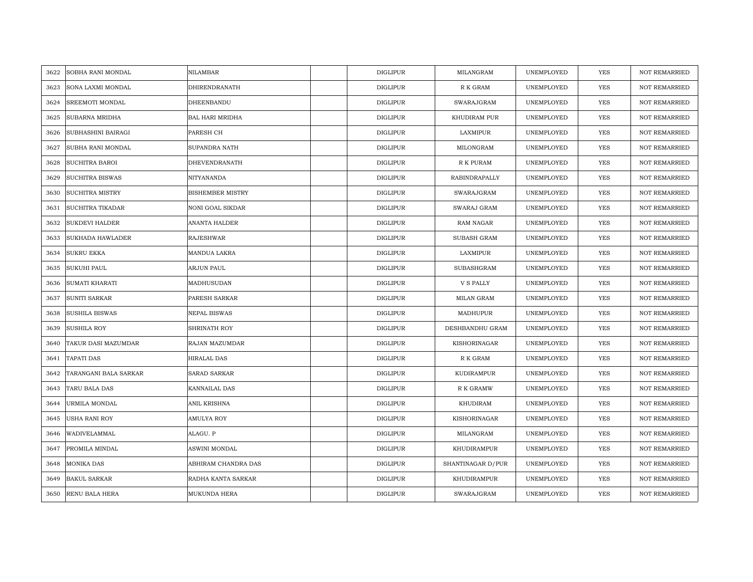| 3622 | SOBHA RANI MONDAL | NILAMBAR | | DIGLIPUR | MILANGRAM | UNEMPLOYED | YES | NOT REMARRIED |
|---|---|---|---|---|---|---|---|---|
| 3623 | SONA LAXMI MONDAL | DHIRENDRANATH | | DIGLIPUR | R K GRAM | UNEMPLOYED | YES | NOT REMARRIED |
| 3624 | SREEMOTI MONDAL | DHEENBANDU | | DIGLIPUR | SWARAJGRAM | UNEMPLOYED | YES | NOT REMARRIED |
| 3625 | SUBARNA MRIDHA | BAL HARI MRIDHA | | DIGLIPUR | KHUDIRAM PUR | UNEMPLOYED | YES | NOT REMARRIED |
| 3626 | SUBHASHINI BAIRAGI | PARESH CH | | DIGLIPUR | LAXMIPUR | UNEMPLOYED | YES | NOT REMARRIED |
| 3627 | SUBHA RANI MONDAL | SUPANDRA NATH | | DIGLIPUR | MILONGRAM | UNEMPLOYED | YES | NOT REMARRIED |
| 3628 | SUCHITRA BAROI | DHEVENDRANATH | | DIGLIPUR | R K PURAM | UNEMPLOYED | YES | NOT REMARRIED |
| 3629 | SUCHITRA BISWAS | NITYANANDA | | DIGLIPUR | RABINDRAPALLY | UNEMPLOYED | YES | NOT REMARRIED |
| 3630 | SUCHITRA MISTRY | BISHEMBER MISTRY | | DIGLIPUR | SWARAJGRAM | UNEMPLOYED | YES | NOT REMARRIED |
| 3631 | SUCHITRA TIKADAR | NONI GOAL SIKDAR | | DIGLIPUR | SWARAJ GRAM | UNEMPLOYED | YES | NOT REMARRIED |
| 3632 | SUKDEVI HALDER | ANANTA HALDER | | DIGLIPUR | RAM NAGAR | UNEMPLOYED | YES | NOT REMARRIED |
| 3633 | SUKHADA HAWLADER | RAJESHWAR | | DIGLIPUR | SUBASH GRAM | UNEMPLOYED | YES | NOT REMARRIED |
| 3634 | SUKRU EKKA | MANDUA LAKRA | | DIGLIPUR | LAXMIPUR | UNEMPLOYED | YES | NOT REMARRIED |
| 3635 | SUKUHI PAUL | ARJUN PAUL | | DIGLIPUR | SUBASHGRAM | UNEMPLOYED | YES | NOT REMARRIED |
| 3636 | SUMATI KHARATI | MADHUSUDAN | | DIGLIPUR | V S PALLY | UNEMPLOYED | YES | NOT REMARRIED |
| 3637 | SUNITI SARKAR | PARESH SARKAR | | DIGLIPUR | MILAN GRAM | UNEMPLOYED | YES | NOT REMARRIED |
| 3638 | SUSHILA BISWAS | NEPAL BISWAS | | DIGLIPUR | MADHUPUR | UNEMPLOYED | YES | NOT REMARRIED |
| 3639 | SUSHILA ROY | SHRINATH ROY | | DIGLIPUR | DESHBANDHU GRAM | UNEMPLOYED | YES | NOT REMARRIED |
| 3640 | TAKUR DASI MAZUMDAR | RAJAN MAZUMDAR | | DIGLIPUR | KISHORINAGAR | UNEMPLOYED | YES | NOT REMARRIED |
| 3641 | TAPATI DAS | HIRALAL DAS | | DIGLIPUR | R K GRAM | UNEMPLOYED | YES | NOT REMARRIED |
| 3642 | TARANGANI BALA SARKAR | SARAD SARKAR | | DIGLIPUR | KUDIRAMPUR | UNEMPLOYED | YES | NOT REMARRIED |
| 3643 | TARU BALA DAS | KANNAILAL DAS | | DIGLIPUR | R K GRAMW | UNEMPLOYED | YES | NOT REMARRIED |
| 3644 | URMILA MONDAL | ANIL KRISHNA | | DIGLIPUR | KHUDIRAM | UNEMPLOYED | YES | NOT REMARRIED |
| 3645 | USHA RANI ROY | AMULYA ROY | | DIGLIPUR | KISHORINAGAR | UNEMPLOYED | YES | NOT REMARRIED |
| 3646 | WADIVELAMMAL | ALAGU. P | | DIGLIPUR | MILANGRAM | UNEMPLOYED | YES | NOT REMARRIED |
| 3647 | PROMILA MINDAL | ASWINI MONDAL | | DIGLIPUR | KHUDIRAMPUR | UNEMPLOYED | YES | NOT REMARRIED |
| 3648 | MONIKA DAS | ABHIRAM CHANDRA DAS | | DIGLIPUR | SHANTINAGAR D/PUR | UNEMPLOYED | YES | NOT REMARRIED |
| 3649 | BAKUL SARKAR | RADHA KANTA SARKAR | | DIGLIPUR | KHUDIRAMPUR | UNEMPLOYED | YES | NOT REMARRIED |
| 3650 | RENU BALA HERA | MUKUNDA HERA | | DIGLIPUR | SWARAJGRAM | UNEMPLOYED | YES | NOT REMARRIED |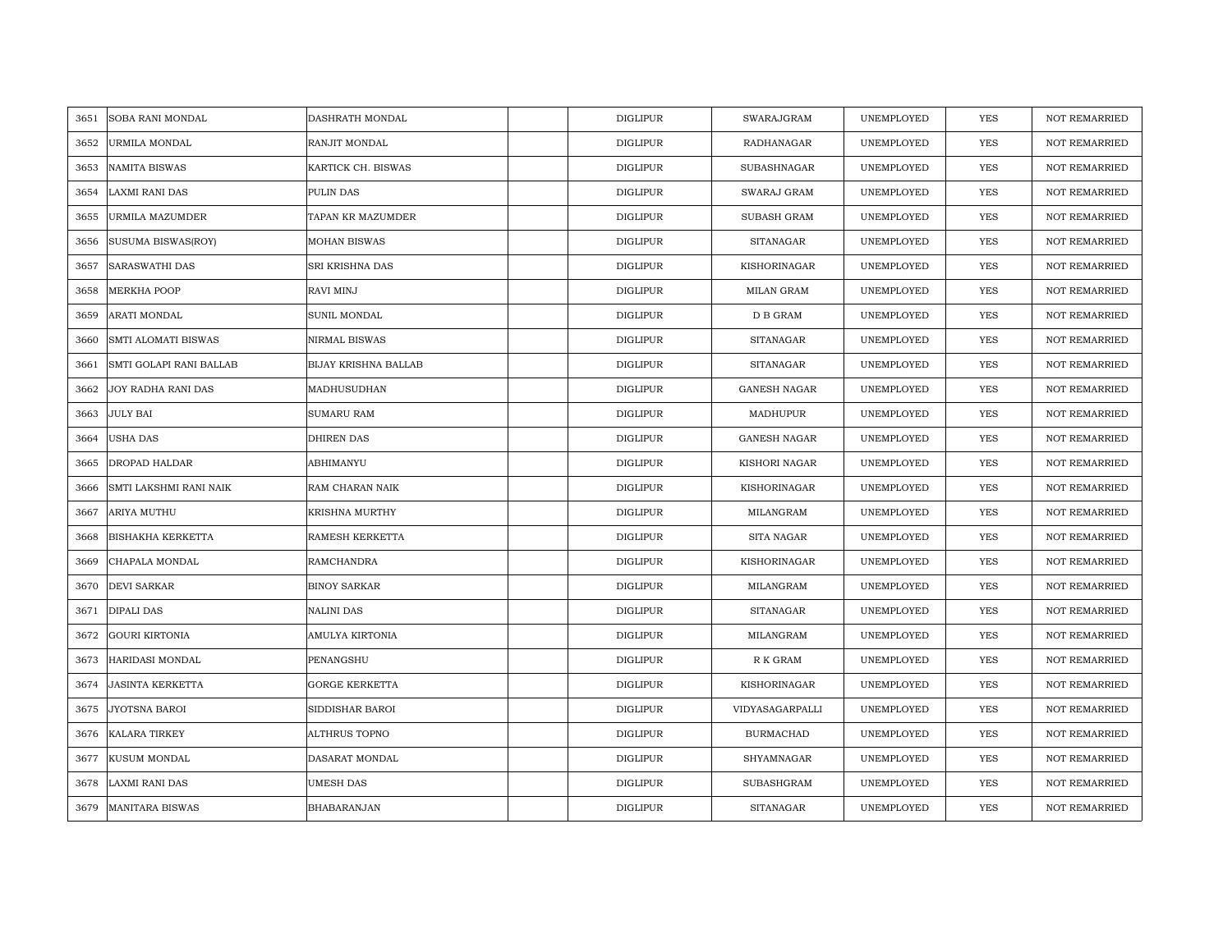| 3651 | SOBA RANI MONDAL | DASHRATH MONDAL | | DIGLIPUR | SWARAJGRAM | UNEMPLOYED | YES | NOT REMARRIED |
|---|---|---|---|---|---|---|---|---|
| 3652 | URMILA MONDAL | RANJIT MONDAL | | DIGLIPUR | RADHANAGAR | UNEMPLOYED | YES | NOT REMARRIED |
| 3653 | NAMITA BISWAS | KARTICK CH. BISWAS | | DIGLIPUR | SUBASHNAGAR | UNEMPLOYED | YES | NOT REMARRIED |
| 3654 | LAXMI RANI DAS | PULIN DAS | | DIGLIPUR | SWARAJ GRAM | UNEMPLOYED | YES | NOT REMARRIED |
| 3655 | URMILA MAZUMDER | TAPAN KR MAZUMDER | | DIGLIPUR | SUBASH GRAM | UNEMPLOYED | YES | NOT REMARRIED |
| 3656 | SUSUMA BISWAS(ROY) | MOHAN BISWAS | | DIGLIPUR | SITANAGAR | UNEMPLOYED | YES | NOT REMARRIED |
| 3657 | SARASWATHI DAS | SRI KRISHNA DAS | | DIGLIPUR | KISHORINAGAR | UNEMPLOYED | YES | NOT REMARRIED |
| 3658 | MERKHA POOP | RAVI MINJ | | DIGLIPUR | MILAN GRAM | UNEMPLOYED | YES | NOT REMARRIED |
| 3659 | ARATI MONDAL | SUNIL MONDAL | | DIGLIPUR | D B GRAM | UNEMPLOYED | YES | NOT REMARRIED |
| 3660 | SMTI ALOMATI BISWAS | NIRMAL BISWAS | | DIGLIPUR | SITANAGAR | UNEMPLOYED | YES | NOT REMARRIED |
| 3661 | SMTI GOLAPI RANI BALLAB | BIJAY KRISHNA BALLAB | | DIGLIPUR | SITANAGAR | UNEMPLOYED | YES | NOT REMARRIED |
| 3662 | JOY RADHA RANI DAS | MADHUSUDHAN | | DIGLIPUR | GANESH NAGAR | UNEMPLOYED | YES | NOT REMARRIED |
| 3663 | JULY BAI | SUMARU RAM | | DIGLIPUR | MADHUPUR | UNEMPLOYED | YES | NOT REMARRIED |
| 3664 | USHA DAS | DHIREN DAS | | DIGLIPUR | GANESH NAGAR | UNEMPLOYED | YES | NOT REMARRIED |
| 3665 | DROPAD HALDAR | ABHIMANYU | | DIGLIPUR | KISHORI NAGAR | UNEMPLOYED | YES | NOT REMARRIED |
| 3666 | SMTI LAKSHMI RANI NAIK | RAM CHARAN NAIK | | DIGLIPUR | KISHORINAGAR | UNEMPLOYED | YES | NOT REMARRIED |
| 3667 | ARIYA MUTHU | KRISHNA MURTHY | | DIGLIPUR | MILANGRAM | UNEMPLOYED | YES | NOT REMARRIED |
| 3668 | BISHAKHA KERKETTA | RAMESH KERKETTA | | DIGLIPUR | SITA NAGAR | UNEMPLOYED | YES | NOT REMARRIED |
| 3669 | CHAPALA MONDAL | RAMCHANDRA | | DIGLIPUR | KISHORINAGAR | UNEMPLOYED | YES | NOT REMARRIED |
| 3670 | DEVI SARKAR | BINOY SARKAR | | DIGLIPUR | MILANGRAM | UNEMPLOYED | YES | NOT REMARRIED |
| 3671 | DIPALI DAS | NALINI DAS | | DIGLIPUR | SITANAGAR | UNEMPLOYED | YES | NOT REMARRIED |
| 3672 | GOURI KIRTONIA | AMULYA KIRTONIA | | DIGLIPUR | MILANGRAM | UNEMPLOYED | YES | NOT REMARRIED |
| 3673 | HARIDASI MONDAL | PENANGSHU | | DIGLIPUR | R K GRAM | UNEMPLOYED | YES | NOT REMARRIED |
| 3674 | JASINTA KERKETTA | GORGE KERKETTA | | DIGLIPUR | KISHORINAGAR | UNEMPLOYED | YES | NOT REMARRIED |
| 3675 | JYOTSNA BAROI | SIDDISHAR BAROI | | DIGLIPUR | VIDYASAGARPALLI | UNEMPLOYED | YES | NOT REMARRIED |
| 3676 | KALARA TIRKEY | ALTHRUS TOPNO | | DIGLIPUR | BURMACHAD | UNEMPLOYED | YES | NOT REMARRIED |
| 3677 | KUSUM MONDAL | DASARAT MONDAL | | DIGLIPUR | SHYAMNAGAR | UNEMPLOYED | YES | NOT REMARRIED |
| 3678 | LAXMI RANI DAS | UMESH DAS | | DIGLIPUR | SUBASHGRAM | UNEMPLOYED | YES | NOT REMARRIED |
| 3679 | MANITARA BISWAS | BHABARANJAN | | DIGLIPUR | SITANAGAR | UNEMPLOYED | YES | NOT REMARRIED |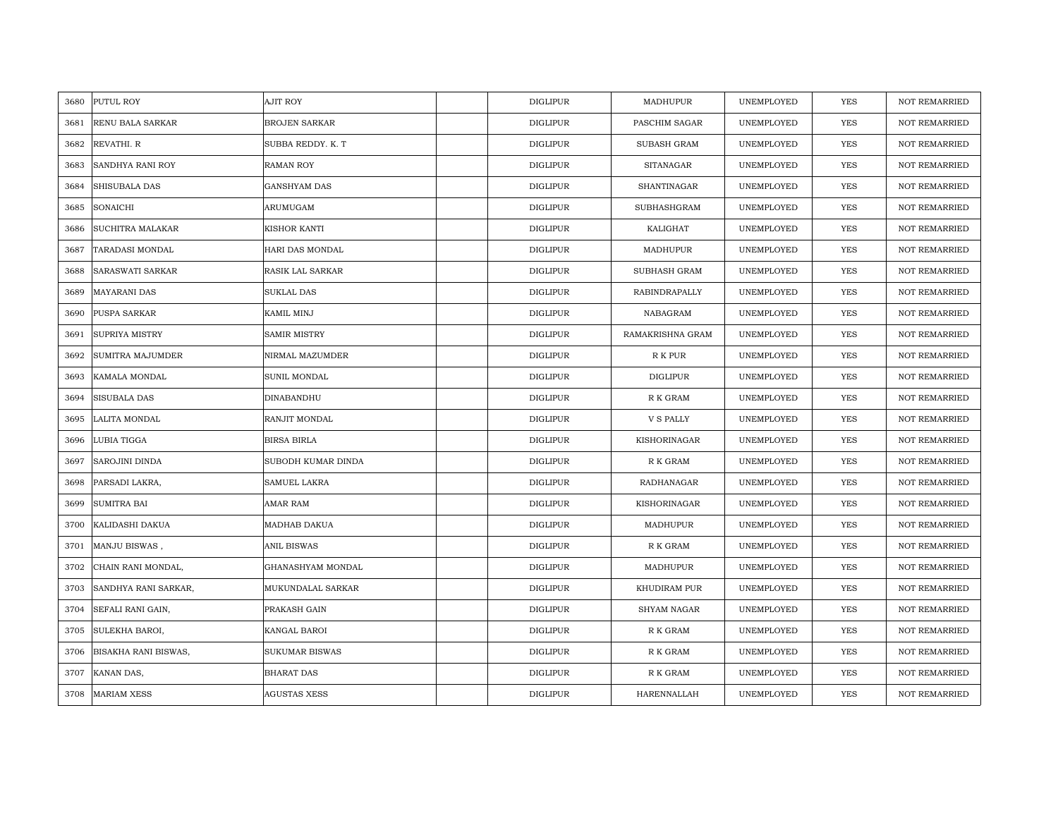| 3680 | PUTUL ROY | AJIT ROY | | DIGLIPUR | MADHUPUR | UNEMPLOYED | YES | NOT REMARRIED |
|---|---|---|---|---|---|---|---|---|
| 3681 | RENU BALA SARKAR | BROJEN SARKAR | | DIGLIPUR | PASCHIM SAGAR | UNEMPLOYED | YES | NOT REMARRIED |
| 3682 | REVATHI. R | SUBBA REDDY. K. T | | DIGLIPUR | SUBASH GRAM | UNEMPLOYED | YES | NOT REMARRIED |
| 3683 | SANDHYA RANI ROY | RAMAN ROY | | DIGLIPUR | SITANAGAR | UNEMPLOYED | YES | NOT REMARRIED |
| 3684 | SHISUBALA DAS | GANSHYAM DAS | | DIGLIPUR | SHANTINAGAR | UNEMPLOYED | YES | NOT REMARRIED |
| 3685 | SONAICHI | ARUMUGAM | | DIGLIPUR | SUBHASHGRAM | UNEMPLOYED | YES | NOT REMARRIED |
| 3686 | SUCHITRA MALAKAR | KISHOR KANTI | | DIGLIPUR | KALIGHAT | UNEMPLOYED | YES | NOT REMARRIED |
| 3687 | TARADASI MONDAL | HARI DAS MONDAL | | DIGLIPUR | MADHUPUR | UNEMPLOYED | YES | NOT REMARRIED |
| 3688 | SARASWATI SARKAR | RASIK LAL SARKAR | | DIGLIPUR | SUBHASH GRAM | UNEMPLOYED | YES | NOT REMARRIED |
| 3689 | MAYARANI DAS | SUKLAL DAS | | DIGLIPUR | RABINDRAPALLY | UNEMPLOYED | YES | NOT REMARRIED |
| 3690 | PUSPA SARKAR | KAMIL MINJ | | DIGLIPUR | NABAGRAM | UNEMPLOYED | YES | NOT REMARRIED |
| 3691 | SUPRIYA MISTRY | SAMIR MISTRY | | DIGLIPUR | RAMAKRISHNA GRAM | UNEMPLOYED | YES | NOT REMARRIED |
| 3692 | SUMITRA MAJUMDER | NIRMAL MAZUMDER | | DIGLIPUR | R K PUR | UNEMPLOYED | YES | NOT REMARRIED |
| 3693 | KAMALA MONDAL | SUNIL MONDAL | | DIGLIPUR | DIGLIPUR | UNEMPLOYED | YES | NOT REMARRIED |
| 3694 | SISUBALA DAS | DINABANDHU | | DIGLIPUR | R K GRAM | UNEMPLOYED | YES | NOT REMARRIED |
| 3695 | LALITA MONDAL | RANJIT MONDAL | | DIGLIPUR | V S PALLY | UNEMPLOYED | YES | NOT REMARRIED |
| 3696 | LUBIA TIGGA | BIRSA BIRLA | | DIGLIPUR | KISHORINAGAR | UNEMPLOYED | YES | NOT REMARRIED |
| 3697 | SAROJINI DINDA | SUBODH KUMAR DINDA | | DIGLIPUR | R K GRAM | UNEMPLOYED | YES | NOT REMARRIED |
| 3698 | PARSADI LAKRA, | SAMUEL LAKRA | | DIGLIPUR | RADHANAGAR | UNEMPLOYED | YES | NOT REMARRIED |
| 3699 | SUMITRA BAI | AMAR RAM | | DIGLIPUR | KISHORINAGAR | UNEMPLOYED | YES | NOT REMARRIED |
| 3700 | KALIDASHI DAKUA | MADHAB DAKUA | | DIGLIPUR | MADHUPUR | UNEMPLOYED | YES | NOT REMARRIED |
| 3701 | MANJU BISWAS , | ANIL BISWAS | | DIGLIPUR | R K GRAM | UNEMPLOYED | YES | NOT REMARRIED |
| 3702 | CHAIN RANI MONDAL, | GHANASHYAM MONDAL | | DIGLIPUR | MADHUPUR | UNEMPLOYED | YES | NOT REMARRIED |
| 3703 | SANDHYA RANI SARKAR, | MUKUNDALAL SARKAR | | DIGLIPUR | KHUDIRAM PUR | UNEMPLOYED | YES | NOT REMARRIED |
| 3704 | SEFALI RANI GAIN, | PRAKASH GAIN | | DIGLIPUR | SHYAM NAGAR | UNEMPLOYED | YES | NOT REMARRIED |
| 3705 | SULEKHA BAROI, | KANGAL BAROI | | DIGLIPUR | R K GRAM | UNEMPLOYED | YES | NOT REMARRIED |
| 3706 | BISAKHA RANI BISWAS, | SUKUMAR BISWAS | | DIGLIPUR | R K GRAM | UNEMPLOYED | YES | NOT REMARRIED |
| 3707 | KANAN DAS, | BHARAT DAS | | DIGLIPUR | R K GRAM | UNEMPLOYED | YES | NOT REMARRIED |
| 3708 | MARIAM XESS | AGUSTAS XESS | | DIGLIPUR | HARENNALLAH | UNEMPLOYED | YES | NOT REMARRIED |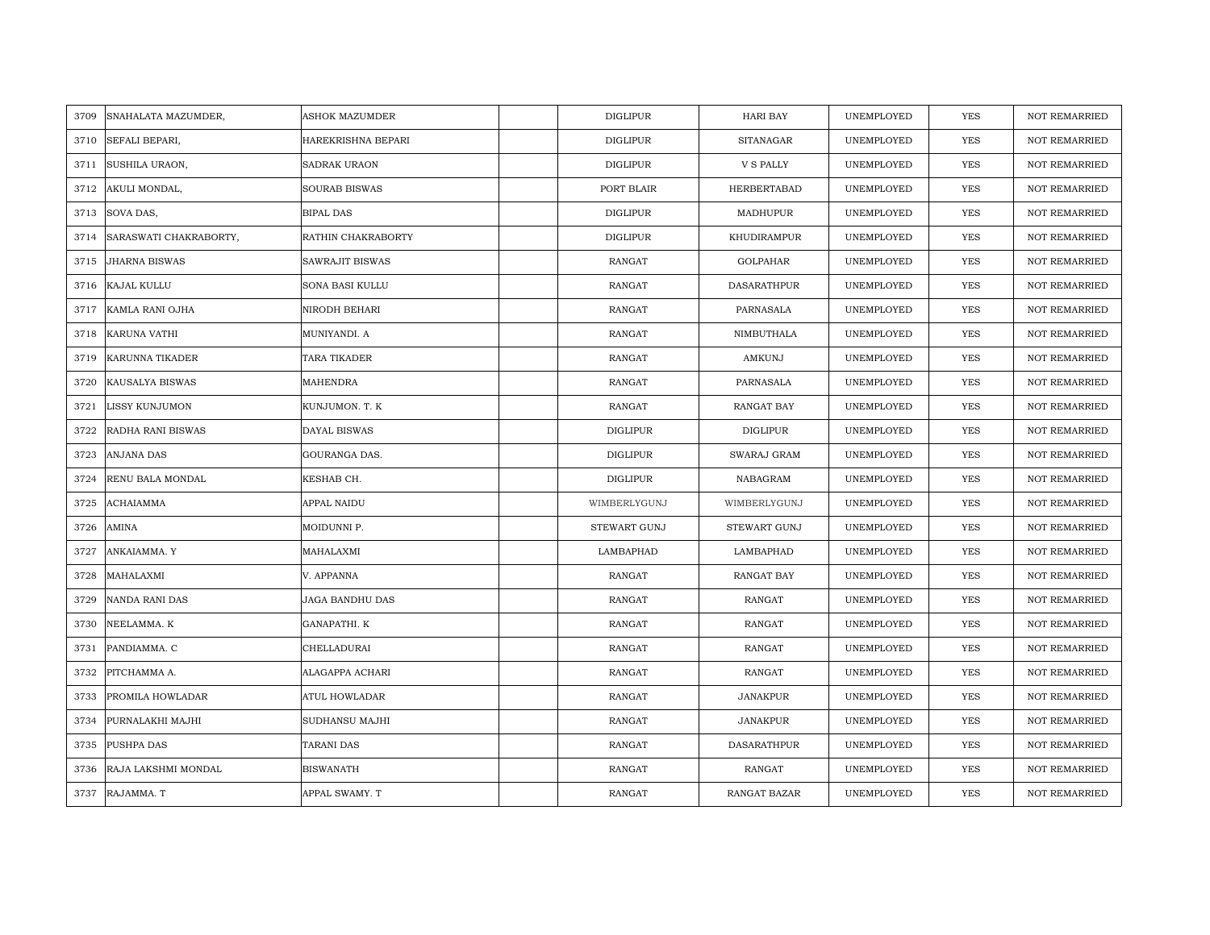| 3709 | SNAHALATA MAZUMDER, | ASHOK MAZUMDER | | DIGLIPUR | HARI BAY | UNEMPLOYED | YES | NOT REMARRIED |
|---|---|---|---|---|---|---|---|---|
| 3710 | SEFALI BEPARI, | HAREKRISHNA BEPARI | | DIGLIPUR | SITANAGAR | UNEMPLOYED | YES | NOT REMARRIED |
| 3711 | SUSHILA URAON, | SADRAK URAON | | DIGLIPUR | V S PALLY | UNEMPLOYED | YES | NOT REMARRIED |
| 3712 | AKULI MONDAL, | SOURAB BISWAS | | PORT BLAIR | HERBERTABAD | UNEMPLOYED | YES | NOT REMARRIED |
| 3713 | SOVA DAS, | BIPAL DAS | | DIGLIPUR | MADHUPUR | UNEMPLOYED | YES | NOT REMARRIED |
| 3714 | SARASWATI CHAKRABORTY, | RATHIN CHAKRABORTY | | DIGLIPUR | KHUDIRAMPUR | UNEMPLOYED | YES | NOT REMARRIED |
| 3715 | JHARNA BISWAS | SAWRAJIT BISWAS | | RANGAT | GOLPAHAR | UNEMPLOYED | YES | NOT REMARRIED |
| 3716 | KAJAL KULLU | SONA BASI KULLU | | RANGAT | DASARATHPUR | UNEMPLOYED | YES | NOT REMARRIED |
| 3717 | KAMLA RANI OJHA | NIRODH BEHARI | | RANGAT | PARNASALA | UNEMPLOYED | YES | NOT REMARRIED |
| 3718 | KARUNA VATHI | MUNIYANDI. A | | RANGAT | NIMBUTHALA | UNEMPLOYED | YES | NOT REMARRIED |
| 3719 | KARUNNA TIKADER | TARA TIKADER | | RANGAT | AMKUNJ | UNEMPLOYED | YES | NOT REMARRIED |
| 3720 | KAUSALYA BISWAS | MAHENDRA | | RANGAT | PARNASALA | UNEMPLOYED | YES | NOT REMARRIED |
| 3721 | LISSY KUNJUMON | KUNJUMON. T. K | | RANGAT | RANGAT BAY | UNEMPLOYED | YES | NOT REMARRIED |
| 3722 | RADHA RANI BISWAS | DAYAL BISWAS | | DIGLIPUR | DIGLIPUR | UNEMPLOYED | YES | NOT REMARRIED |
| 3723 | ANJANA DAS | GOURANGA DAS. | | DIGLIPUR | SWARAJ GRAM | UNEMPLOYED | YES | NOT REMARRIED |
| 3724 | RENU BALA MONDAL | KESHAB CH. | | DIGLIPUR | NABAGRAM | UNEMPLOYED | YES | NOT REMARRIED |
| 3725 | ACHAIAMMA | APPAL NAIDU | | WIMBERLYGUNJ | WIMBERLYGUNJ | UNEMPLOYED | YES | NOT REMARRIED |
| 3726 | AMINA | MOIDUNNI P. | | STEWART GUNJ | STEWART GUNJ | UNEMPLOYED | YES | NOT REMARRIED |
| 3727 | ANKAIAMMA. Y | MAHALAXMI | | LAMBAPHAD | LAMBAPHAD | UNEMPLOYED | YES | NOT REMARRIED |
| 3728 | MAHALAXMI | V. APPANNA | | RANGAT | RANGAT BAY | UNEMPLOYED | YES | NOT REMARRIED |
| 3729 | NANDA RANI DAS | JAGA BANDHU DAS | | RANGAT | RANGAT | UNEMPLOYED | YES | NOT REMARRIED |
| 3730 | NEELAMMA. K | GANAPATHI. K | | RANGAT | RANGAT | UNEMPLOYED | YES | NOT REMARRIED |
| 3731 | PANDIAMMA. C | CHELLADURAI | | RANGAT | RANGAT | UNEMPLOYED | YES | NOT REMARRIED |
| 3732 | PITCHAMMA A. | ALAGAPPA ACHARI | | RANGAT | RANGAT | UNEMPLOYED | YES | NOT REMARRIED |
| 3733 | PROMILA HOWLADAR | ATUL HOWLADAR | | RANGAT | JANAKPUR | UNEMPLOYED | YES | NOT REMARRIED |
| 3734 | PURNALAKHI MAJHI | SUDHANSU MAJHI | | RANGAT | JANAKPUR | UNEMPLOYED | YES | NOT REMARRIED |
| 3735 | PUSHPA DAS | TARANI DAS | | RANGAT | DASARATHPUR | UNEMPLOYED | YES | NOT REMARRIED |
| 3736 | RAJA LAKSHMI MONDAL | BISWANATH | | RANGAT | RANGAT | UNEMPLOYED | YES | NOT REMARRIED |
| 3737 | RAJAMMA. T | APPAL SWAMY. T | | RANGAT | RANGAT BAZAR | UNEMPLOYED | YES | NOT REMARRIED |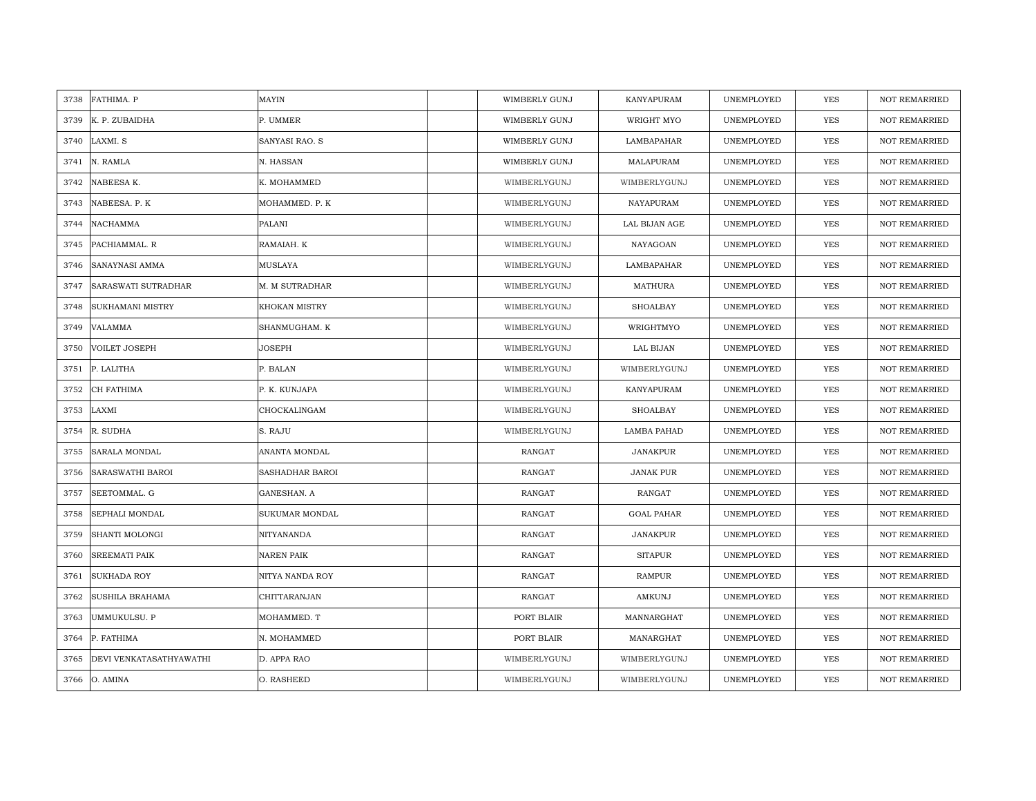| | | | | | | | | |
|---|---|---|---|---|---|---|---|---|
| 3738 | FATHIMA. P | MAYIN | | WIMBERLY GUNJ | KANYAPURAM | UNEMPLOYED | YES | NOT REMARRIED |
| 3739 | K. P. ZUBAIDHA | P. UMMER | | WIMBERLY GUNJ | WRIGHT MYO | UNEMPLOYED | YES | NOT REMARRIED |
| 3740 | LAXMI. S | SANYASI RAO. S | | WIMBERLY GUNJ | LAMBAPAHAR | UNEMPLOYED | YES | NOT REMARRIED |
| 3741 | N. RAMLA | N. HASSAN | | WIMBERLY GUNJ | MALAPURAM | UNEMPLOYED | YES | NOT REMARRIED |
| 3742 | NABEESA K. | K. MOHAMMED | | WIMBERLYGUNJ | WIMBERLYGUNJ | UNEMPLOYED | YES | NOT REMARRIED |
| 3743 | NABEESA. P. K | MOHAMMED. P. K | | WIMBERLYGUNJ | NAYAPURAM | UNEMPLOYED | YES | NOT REMARRIED |
| 3744 | NACHAMMA | PALANI | | WIMBERLYGUNJ | LAL BIJAN AGE | UNEMPLOYED | YES | NOT REMARRIED |
| 3745 | PACHIAMMAL. R | RAMAIAH. K | | WIMBERLYGUNJ | NAYAGOAN | UNEMPLOYED | YES | NOT REMARRIED |
| 3746 | SANAYNASI AMMA | MUSLAYA | | WIMBERLYGUNJ | LAMBAPAHAR | UNEMPLOYED | YES | NOT REMARRIED |
| 3747 | SARASWATI SUTRADHAR | M. M SUTRADHAR | | WIMBERLYGUNJ | MATHURA | UNEMPLOYED | YES | NOT REMARRIED |
| 3748 | SUKHAMANI MISTRY | KHOKAN MISTRY | | WIMBERLYGUNJ | SHOALBAY | UNEMPLOYED | YES | NOT REMARRIED |
| 3749 | VALAMMA | SHANMUGHAM. K | | WIMBERLYGUNJ | WRIGHTMYO | UNEMPLOYED | YES | NOT REMARRIED |
| 3750 | VOILET JOSEPH | JOSEPH | | WIMBERLYGUNJ | LAL BIJAN | UNEMPLOYED | YES | NOT REMARRIED |
| 3751 | P. LALITHA | P. BALAN | | WIMBERLYGUNJ | WIMBERLYGUNJ | UNEMPLOYED | YES | NOT REMARRIED |
| 3752 | CH FATHIMA | P. K. KUNJAPA | | WIMBERLYGUNJ | KANYAPURAM | UNEMPLOYED | YES | NOT REMARRIED |
| 3753 | LAXMI | CHOCKALINGAM | | WIMBERLYGUNJ | SHOALBAY | UNEMPLOYED | YES | NOT REMARRIED |
| 3754 | R. SUDHA | S. RAJU | | WIMBERLYGUNJ | LAMBA PAHAD | UNEMPLOYED | YES | NOT REMARRIED |
| 3755 | SARALA MONDAL | ANANTA MONDAL | | RANGAT | JANAKPUR | UNEMPLOYED | YES | NOT REMARRIED |
| 3756 | SARASWATHI BAROI | SASHADHAR BAROI | | RANGAT | JANAK PUR | UNEMPLOYED | YES | NOT REMARRIED |
| 3757 | SEETOMMAL. G | GANESHAN. A | | RANGAT | RANGAT | UNEMPLOYED | YES | NOT REMARRIED |
| 3758 | SEPHALI MONDAL | SUKUMAR MONDAL | | RANGAT | GOAL PAHAR | UNEMPLOYED | YES | NOT REMARRIED |
| 3759 | SHANTI MOLONGI | NITYANANDA | | RANGAT | JANAKPUR | UNEMPLOYED | YES | NOT REMARRIED |
| 3760 | SREEMATI PAIK | NAREN PAIK | | RANGAT | SITAPUR | UNEMPLOYED | YES | NOT REMARRIED |
| 3761 | SUKHADA ROY | NITYA NANDA ROY | | RANGAT | RAMPUR | UNEMPLOYED | YES | NOT REMARRIED |
| 3762 | SUSHILA BRAHAMA | CHITTARANJAN | | RANGAT | AMKUNJ | UNEMPLOYED | YES | NOT REMARRIED |
| 3763 | UMMUKULSU. P | MOHAMMED. T | | PORT BLAIR | MANNARGHAT | UNEMPLOYED | YES | NOT REMARRIED |
| 3764 | P. FATHIMA | N. MOHAMMED | | PORT BLAIR | MANARGHAT | UNEMPLOYED | YES | NOT REMARRIED |
| 3765 | DEVI VENKATASATHYAWATHI | D. APPA RAO | | WIMBERLYGUNJ | WIMBERLYGUNJ | UNEMPLOYED | YES | NOT REMARRIED |
| 3766 | O. AMINA | O. RASHEED | | WIMBERLYGUNJ | WIMBERLYGUNJ | UNEMPLOYED | YES | NOT REMARRIED |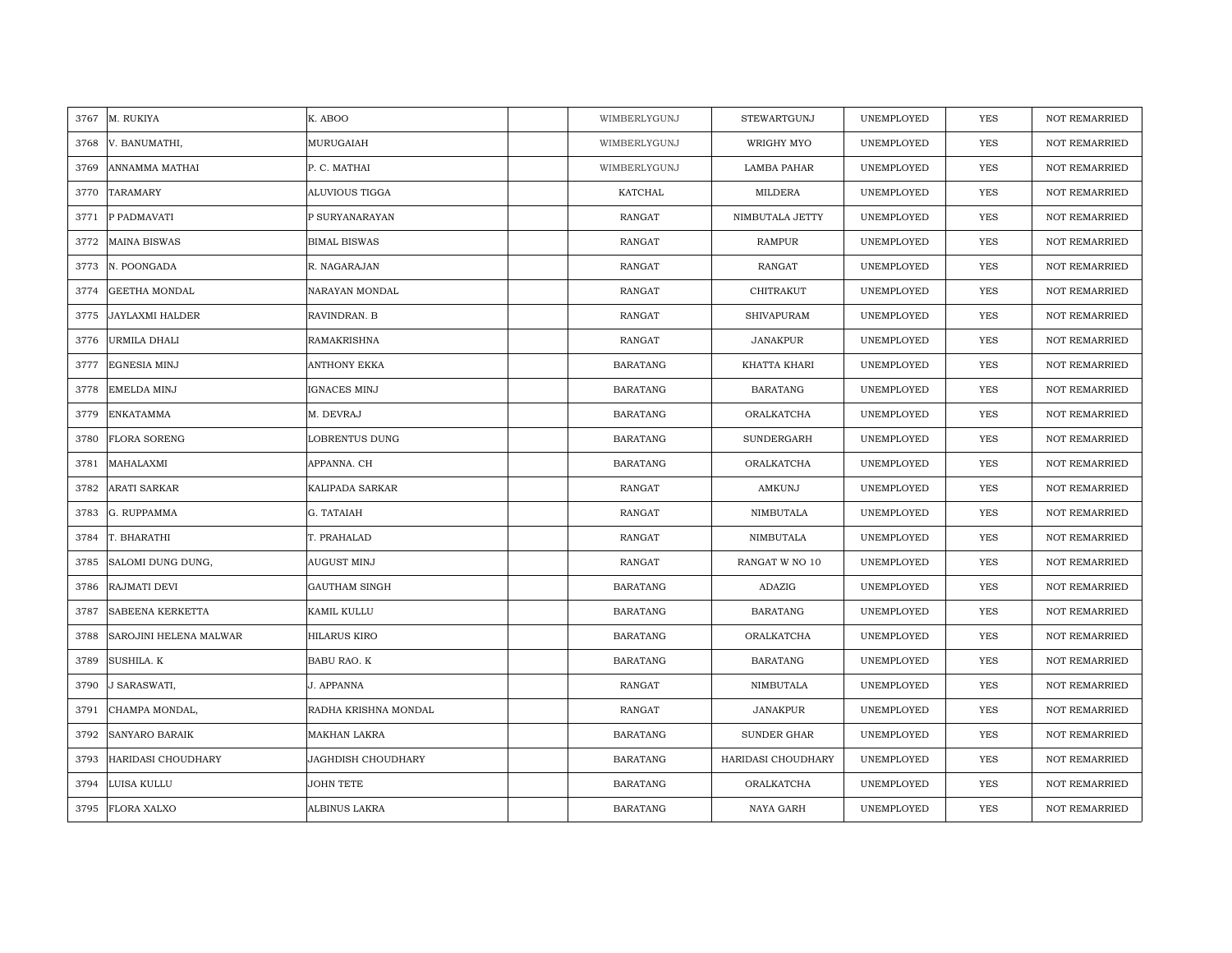| | | | | | | | | |
|---|---|---|---|---|---|---|---|---|
| 3767 | M. RUKIYA | K. ABOO | | WIMBERLYGUNJ | STEWARTGUNJ | UNEMPLOYED | YES | NOT REMARRIED |
| 3768 | V. BANUMATHI, | MURUGAIAH | | WIMBERLYGUNJ | WRIGHY MYO | UNEMPLOYED | YES | NOT REMARRIED |
| 3769 | ANNAMMA MATHAI | P. C. MATHAI | | WIMBERLYGUNJ | LAMBA PAHAR | UNEMPLOYED | YES | NOT REMARRIED |
| 3770 | TARAMARY | ALUVIOUS TIGGA | | KATCHAL | MILDERA | UNEMPLOYED | YES | NOT REMARRIED |
| 3771 | P PADMAVATI | P SURYANARAYAN | | RANGAT | NIMBUTALA JETTY | UNEMPLOYED | YES | NOT REMARRIED |
| 3772 | MAINA BISWAS | BIMAL BISWAS | | RANGAT | RAMPUR | UNEMPLOYED | YES | NOT REMARRIED |
| 3773 | N. POONGADA | R. NAGARAJAN | | RANGAT | RANGAT | UNEMPLOYED | YES | NOT REMARRIED |
| 3774 | GEETHA MONDAL | NARAYAN MONDAL | | RANGAT | CHITRAKUT | UNEMPLOYED | YES | NOT REMARRIED |
| 3775 | JAYLAXMI HALDER | RAVINDRAN. B | | RANGAT | SHIVAPURAM | UNEMPLOYED | YES | NOT REMARRIED |
| 3776 | URMILA DHALI | RAMAKRISHNA | | RANGAT | JANAKPUR | UNEMPLOYED | YES | NOT REMARRIED |
| 3777 | EGNESIA MINJ | ANTHONY EKKA | | BARATANG | KHATTA KHARI | UNEMPLOYED | YES | NOT REMARRIED |
| 3778 | EMELDA MINJ | IGNACES MINJ | | BARATANG | BARATANG | UNEMPLOYED | YES | NOT REMARRIED |
| 3779 | ENKATAMMA | M. DEVRAJ | | BARATANG | ORALKATCHA | UNEMPLOYED | YES | NOT REMARRIED |
| 3780 | FLORA SORENG | LOBRENTUS DUNG | | BARATANG | SUNDERGARH | UNEMPLOYED | YES | NOT REMARRIED |
| 3781 | MAHALAXMI | APPANNA. CH | | BARATANG | ORALKATCHA | UNEMPLOYED | YES | NOT REMARRIED |
| 3782 | ARATI SARKAR | KALIPADA SARKAR | | RANGAT | AMKUNJ | UNEMPLOYED | YES | NOT REMARRIED |
| 3783 | G. RUPPAMMA | G. TATAIAH | | RANGAT | NIMBUTALA | UNEMPLOYED | YES | NOT REMARRIED |
| 3784 | T. BHARATHI | T. PRAHALAD | | RANGAT | NIMBUTALA | UNEMPLOYED | YES | NOT REMARRIED |
| 3785 | SALOMI DUNG DUNG, | AUGUST MINJ | | RANGAT | RANGAT W NO 10 | UNEMPLOYED | YES | NOT REMARRIED |
| 3786 | RAJMATI DEVI | GAUTHAM SINGH | | BARATANG | ADAZIG | UNEMPLOYED | YES | NOT REMARRIED |
| 3787 | SABEENA KERKETTA | KAMIL KULLU | | BARATANG | BARATANG | UNEMPLOYED | YES | NOT REMARRIED |
| 3788 | SAROJINI HELENA MALWAR | HILARUS KIRO | | BARATANG | ORALKATCHA | UNEMPLOYED | YES | NOT REMARRIED |
| 3789 | SUSHILA. K | BABU RAO. K | | BARATANG | BARATANG | UNEMPLOYED | YES | NOT REMARRIED |
| 3790 | J SARASWATI, | J. APPANNA | | RANGAT | NIMBUTALA | UNEMPLOYED | YES | NOT REMARRIED |
| 3791 | CHAMPA MONDAL, | RADHA KRISHNA MONDAL | | RANGAT | JANAKPUR | UNEMPLOYED | YES | NOT REMARRIED |
| 3792 | SANYARO BARAIK | MAKHAN LAKRA | | BARATANG | SUNDER GHAR | UNEMPLOYED | YES | NOT REMARRIED |
| 3793 | HARIDASI CHOUDHARY | JAGHDISH CHOUDHARY | | BARATANG | HARIDASI CHOUDHARY | UNEMPLOYED | YES | NOT REMARRIED |
| 3794 | LUISA KULLU | JOHN TETE | | BARATANG | ORALKATCHA | UNEMPLOYED | YES | NOT REMARRIED |
| 3795 | FLORA XALXO | ALBINUS LAKRA | | BARATANG | NAYA GARH | UNEMPLOYED | YES | NOT REMARRIED |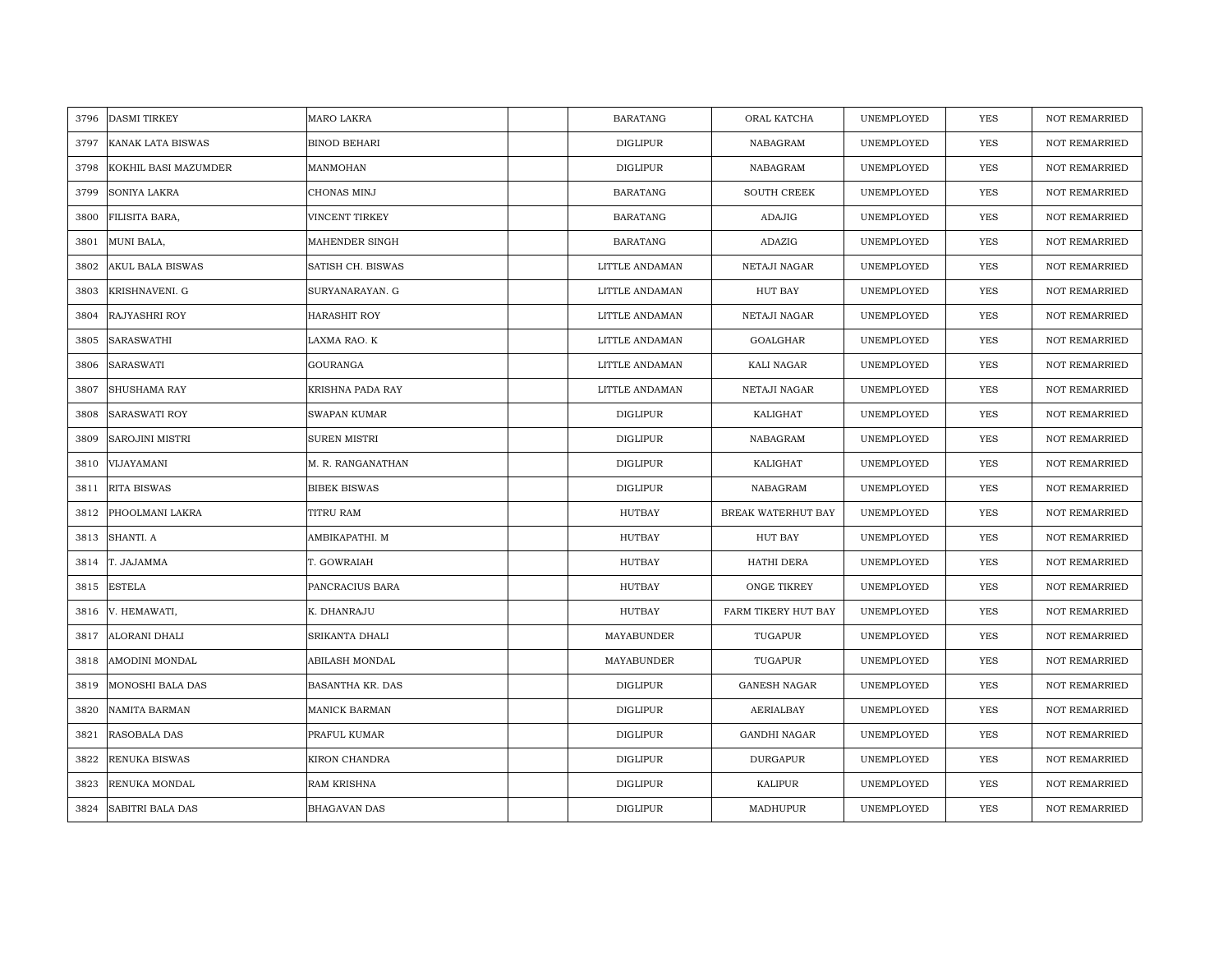| 3796 | DASMI TIRKEY | MARO LAKRA | | BARATANG | ORAL KATCHA | UNEMPLOYED | YES | NOT REMARRIED |
|---|---|---|---|---|---|---|---|---|
| 3797 | KANAK LATA BISWAS | BINOD BEHARI | | DIGLIPUR | NABAGRAM | UNEMPLOYED | YES | NOT REMARRIED |
| 3798 | KOKHIL BASI MAZUMDER | MANMOHAN | | DIGLIPUR | NABAGRAM | UNEMPLOYED | YES | NOT REMARRIED |
| 3799 | SONIYA LAKRA | CHONAS MINJ | | BARATANG | SOUTH CREEK | UNEMPLOYED | YES | NOT REMARRIED |
| 3800 | FILISITA BARA, | VINCENT TIRKEY | | BARATANG | ADAJIG | UNEMPLOYED | YES | NOT REMARRIED |
| 3801 | MUNI BALA, | MAHENDER SINGH | | BARATANG | ADAZIG | UNEMPLOYED | YES | NOT REMARRIED |
| 3802 | AKUL BALA BISWAS | SATISH CH. BISWAS | | LITTLE ANDAMAN | NETAJI NAGAR | UNEMPLOYED | YES | NOT REMARRIED |
| 3803 | KRISHNAVENI. G | SURYANARAYAN. G | | LITTLE ANDAMAN | HUT BAY | UNEMPLOYED | YES | NOT REMARRIED |
| 3804 | RAJYASHRI ROY | HARASHIT ROY | | LITTLE ANDAMAN | NETAJI NAGAR | UNEMPLOYED | YES | NOT REMARRIED |
| 3805 | SARASWATHI | LAXMA RAO. K | | LITTLE ANDAMAN | GOALGHAR | UNEMPLOYED | YES | NOT REMARRIED |
| 3806 | SARASWATI | GOURANGA | | LITTLE ANDAMAN | KALI NAGAR | UNEMPLOYED | YES | NOT REMARRIED |
| 3807 | SHUSHAMA RAY | KRISHNA PADA RAY | | LITTLE ANDAMAN | NETAJI NAGAR | UNEMPLOYED | YES | NOT REMARRIED |
| 3808 | SARASWATI ROY | SWAPAN KUMAR | | DIGLIPUR | KALIGHAT | UNEMPLOYED | YES | NOT REMARRIED |
| 3809 | SAROJINI MISTRI | SUREN MISTRI | | DIGLIPUR | NABAGRAM | UNEMPLOYED | YES | NOT REMARRIED |
| 3810 | VIJAYAMANI | M. R. RANGANATHAN | | DIGLIPUR | KALIGHAT | UNEMPLOYED | YES | NOT REMARRIED |
| 3811 | RITA BISWAS | BIBEK BISWAS | | DIGLIPUR | NABAGRAM | UNEMPLOYED | YES | NOT REMARRIED |
| 3812 | PHOOLMANI LAKRA | TITRU RAM | | HUTBAY | BREAK WATERHUT BAY | UNEMPLOYED | YES | NOT REMARRIED |
| 3813 | SHANTI. A | AMBIKAPATHI. M | | HUTBAY | HUT BAY | UNEMPLOYED | YES | NOT REMARRIED |
| 3814 | T. JAJAMMA | T. GOWRAIAH | | HUTBAY | HATHI DERA | UNEMPLOYED | YES | NOT REMARRIED |
| 3815 | ESTELA | PANCRACIUS BARA | | HUTBAY | ONGE TIKREY | UNEMPLOYED | YES | NOT REMARRIED |
| 3816 | V. HEMAWATI, | K. DHANRAJU | | HUTBAY | FARM TIKERY HUT BAY | UNEMPLOYED | YES | NOT REMARRIED |
| 3817 | ALORANI DHALI | SRIKANTA DHALI | | MAYABUNDER | TUGAPUR | UNEMPLOYED | YES | NOT REMARRIED |
| 3818 | AMODINI MONDAL | ABILASH MONDAL | | MAYABUNDER | TUGAPUR | UNEMPLOYED | YES | NOT REMARRIED |
| 3819 | MONOSHI BALA DAS | BASANTHA KR. DAS | | DIGLIPUR | GANESH NAGAR | UNEMPLOYED | YES | NOT REMARRIED |
| 3820 | NAMITA BARMAN | MANICK BARMAN | | DIGLIPUR | AERIALBAY | UNEMPLOYED | YES | NOT REMARRIED |
| 3821 | RASOBALA DAS | PRAFUL KUMAR | | DIGLIPUR | GANDHI NAGAR | UNEMPLOYED | YES | NOT REMARRIED |
| 3822 | RENUKA BISWAS | KIRON CHANDRA | | DIGLIPUR | DURGAPUR | UNEMPLOYED | YES | NOT REMARRIED |
| 3823 | RENUKA MONDAL | RAM KRISHNA | | DIGLIPUR | KALIPUR | UNEMPLOYED | YES | NOT REMARRIED |
| 3824 | SABITRI BALA DAS | BHAGAVAN DAS | | DIGLIPUR | MADHUPUR | UNEMPLOYED | YES | NOT REMARRIED |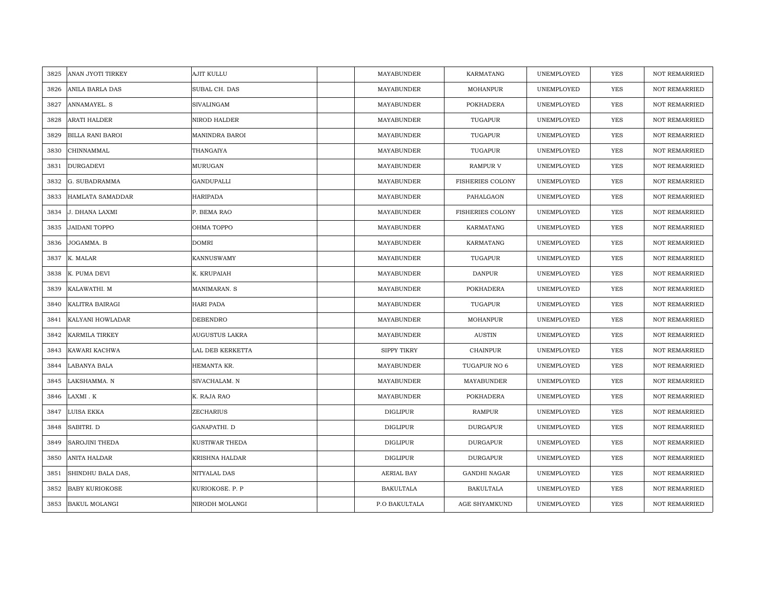| | | | | | | | | |
|---|---|---|---|---|---|---|---|---|
| 3825 | ANAN JYOTI TIRKEY | AJIT KULLU | | MAYABUNDER | KARMATANG | UNEMPLOYED | YES | NOT REMARRIED |
| 3826 | ANILA BARLA DAS | SUBAL CH. DAS | | MAYABUNDER | MOHANPUR | UNEMPLOYED | YES | NOT REMARRIED |
| 3827 | ANNAMAYEL. S | SIVALINGAM | | MAYABUNDER | POKHADERA | UNEMPLOYED | YES | NOT REMARRIED |
| 3828 | ARATI HALDER | NIROD HALDER | | MAYABUNDER | TUGAPUR | UNEMPLOYED | YES | NOT REMARRIED |
| 3829 | BILLA RANI BAROI | MANINDRA BAROI | | MAYABUNDER | TUGAPUR | UNEMPLOYED | YES | NOT REMARRIED |
| 3830 | CHINNAMMAL | THANGAIYA | | MAYABUNDER | TUGAPUR | UNEMPLOYED | YES | NOT REMARRIED |
| 3831 | DURGADEVI | MURUGAN | | MAYABUNDER | RAMPUR V | UNEMPLOYED | YES | NOT REMARRIED |
| 3832 | G. SUBADRAMMA | GANDUPALLI | | MAYABUNDER | FISHERIES COLONY | UNEMPLOYED | YES | NOT REMARRIED |
| 3833 | HAMLATA SAMADDAR | HARIPADA | | MAYABUNDER | PAHALGAON | UNEMPLOYED | YES | NOT REMARRIED |
| 3834 | J. DHANA LAXMI | P. BEMA RAO | | MAYABUNDER | FISHERIES COLONY | UNEMPLOYED | YES | NOT REMARRIED |
| 3835 | JAIDANI TOPPO | OHMA TOPPO | | MAYABUNDER | KARMATANG | UNEMPLOYED | YES | NOT REMARRIED |
| 3836 | JOGAMMA. B | DOMRI | | MAYABUNDER | KARMATANG | UNEMPLOYED | YES | NOT REMARRIED |
| 3837 | K. MALAR | KANNUSWAMY | | MAYABUNDER | TUGAPUR | UNEMPLOYED | YES | NOT REMARRIED |
| 3838 | K. PUMA DEVI | K. KRUPAIAH | | MAYABUNDER | DANPUR | UNEMPLOYED | YES | NOT REMARRIED |
| 3839 | KALAWATHI. M | MANIMARAN. S | | MAYABUNDER | POKHADERA | UNEMPLOYED | YES | NOT REMARRIED |
| 3840 | KALITRA BAIRAGI | HARI PADA | | MAYABUNDER | TUGAPUR | UNEMPLOYED | YES | NOT REMARRIED |
| 3841 | KALYANI HOWLADAR | DEBENDRO | | MAYABUNDER | MOHANPUR | UNEMPLOYED | YES | NOT REMARRIED |
| 3842 | KARMILA TIRKEY | AUGUSTUS LAKRA | | MAYABUNDER | AUSTIN | UNEMPLOYED | YES | NOT REMARRIED |
| 3843 | KAWARI KACHWA | LAL DEB KERKETTA | | SIPPY TIKRY | CHAINPUR | UNEMPLOYED | YES | NOT REMARRIED |
| 3844 | LABANYA BALA | HEMANTA KR. | | MAYABUNDER | TUGAPUR NO 6 | UNEMPLOYED | YES | NOT REMARRIED |
| 3845 | LAKSHAMMA. N | SIVACHALAM. N | | MAYABUNDER | MAYABUNDER | UNEMPLOYED | YES | NOT REMARRIED |
| 3846 | LAXMI . K | K. RAJA RAO | | MAYABUNDER | POKHADERA | UNEMPLOYED | YES | NOT REMARRIED |
| 3847 | LUISA EKKA | ZECHARIUS | | DIGLIPUR | RAMPUR | UNEMPLOYED | YES | NOT REMARRIED |
| 3848 | SABITRI. D | GANAPATHI. D | | DIGLIPUR | DURGAPUR | UNEMPLOYED | YES | NOT REMARRIED |
| 3849 | SAROJINI THEDA | KUSTIWAR THEDA | | DIGLIPUR | DURGAPUR | UNEMPLOYED | YES | NOT REMARRIED |
| 3850 | ANITA HALDAR | KRISHNA HALDAR | | DIGLIPUR | DURGAPUR | UNEMPLOYED | YES | NOT REMARRIED |
| 3851 | SHINDHU BALA DAS, | NITYALAL DAS | | AERIAL BAY | GANDHI NAGAR | UNEMPLOYED | YES | NOT REMARRIED |
| 3852 | BABY KURIOKOSE | KURIOKOSE. P. P | | BAKULTALA | BAKULTALA | UNEMPLOYED | YES | NOT REMARRIED |
| 3853 | BAKUL MOLANGI | NIRODH MOLANGI | | P.O BAKULTALA | AGE SHYAMKUND | UNEMPLOYED | YES | NOT REMARRIED |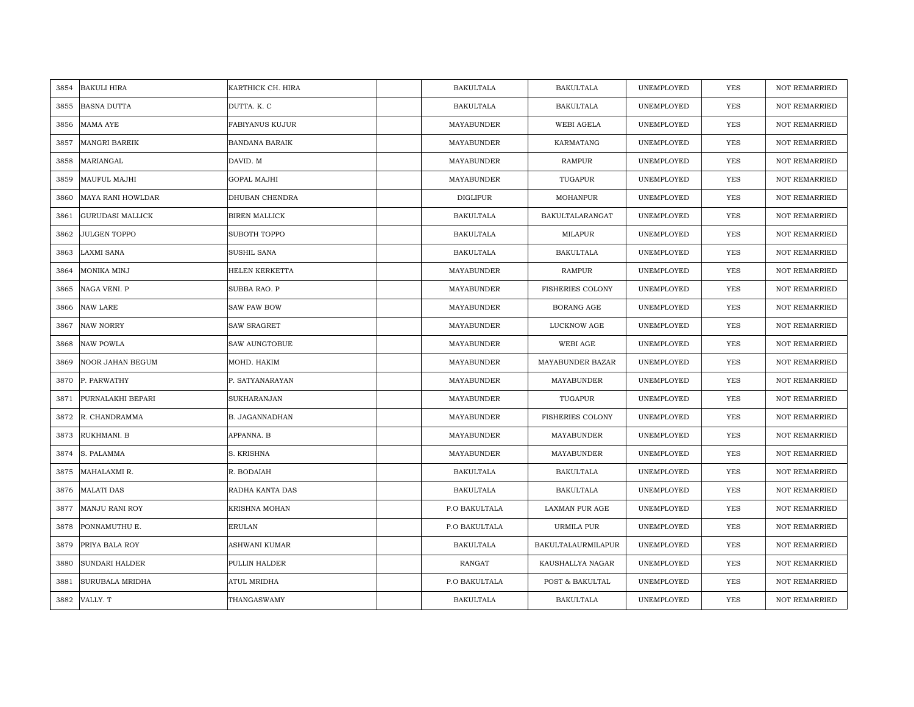| | | | | | | | | |
|---|---|---|---|---|---|---|---|---|
| 3854 | BAKULI HIRA | KARTHICK CH. HIRA | | BAKULTALA | BAKULTALA | UNEMPLOYED | YES | NOT REMARRIED |
| 3855 | BASNA DUTTA | DUTTA. K. C | | BAKULTALA | BAKULTALA | UNEMPLOYED | YES | NOT REMARRIED |
| 3856 | MAMA AYE | FABIYANUS KUJUR | | MAYABUNDER | WEBI AGELA | UNEMPLOYED | YES | NOT REMARRIED |
| 3857 | MANGRI BAREIK | BANDANA BARAIK | | MAYABUNDER | KARMATANG | UNEMPLOYED | YES | NOT REMARRIED |
| 3858 | MARIANGAL | DAVID. M | | MAYABUNDER | RAMPUR | UNEMPLOYED | YES | NOT REMARRIED |
| 3859 | MAUFUL MAJHI | GOPAL MAJHI | | MAYABUNDER | TUGAPUR | UNEMPLOYED | YES | NOT REMARRIED |
| 3860 | MAYA RANI HOWLDAR | DHUBAN CHENDRA | | DIGLIPUR | MOHANPUR | UNEMPLOYED | YES | NOT REMARRIED |
| 3861 | GURUDASI MALLICK | BIREN MALLICK | | BAKULTALA | BAKULTALARANGAT | UNEMPLOYED | YES | NOT REMARRIED |
| 3862 | JULGEN TOPPO | SUBOTH TOPPO | | BAKULTALA | MILAPUR | UNEMPLOYED | YES | NOT REMARRIED |
| 3863 | LAXMI SANA | SUSHIL SANA | | BAKULTALA | BAKULTALA | UNEMPLOYED | YES | NOT REMARRIED |
| 3864 | MONIKA MINJ | HELEN KERKETTA | | MAYABUNDER | RAMPUR | UNEMPLOYED | YES | NOT REMARRIED |
| 3865 | NAGA VENI. P | SUBBA RAO. P | | MAYABUNDER | FISHERIES COLONY | UNEMPLOYED | YES | NOT REMARRIED |
| 3866 | NAW LARE | SAW PAW BOW | | MAYABUNDER | BORANG AGE | UNEMPLOYED | YES | NOT REMARRIED |
| 3867 | NAW NORRY | SAW SRAGRET | | MAYABUNDER | LUCKNOW AGE | UNEMPLOYED | YES | NOT REMARRIED |
| 3868 | NAW POWLA | SAW AUNGTOBUE | | MAYABUNDER | WEBI AGE | UNEMPLOYED | YES | NOT REMARRIED |
| 3869 | NOOR JAHAN BEGUM | MOHD. HAKIM | | MAYABUNDER | MAYABUNDER BAZAR | UNEMPLOYED | YES | NOT REMARRIED |
| 3870 | P. PARWATHY | P. SATYANARAYAN | | MAYABUNDER | MAYABUNDER | UNEMPLOYED | YES | NOT REMARRIED |
| 3871 | PURNALAKHI BEPARI | SUKHARANJAN | | MAYABUNDER | TUGAPUR | UNEMPLOYED | YES | NOT REMARRIED |
| 3872 | R. CHANDRAMMA | B. JAGANNADHAN | | MAYABUNDER | FISHERIES COLONY | UNEMPLOYED | YES | NOT REMARRIED |
| 3873 | RUKHMANI. B | APPANNA. B | | MAYABUNDER | MAYABUNDER | UNEMPLOYED | YES | NOT REMARRIED |
| 3874 | S. PALAMMA | S. KRISHNA | | MAYABUNDER | MAYABUNDER | UNEMPLOYED | YES | NOT REMARRIED |
| 3875 | MAHALAXMI R. | R. BODAIAH | | BAKULTALA | BAKULTALA | UNEMPLOYED | YES | NOT REMARRIED |
| 3876 | MALATI DAS | RADHA KANTA DAS | | BAKULTALA | BAKULTALA | UNEMPLOYED | YES | NOT REMARRIED |
| 3877 | MANJU RANI ROY | KRISHNA MOHAN | | P.O BAKULTALA | LAXMAN PUR AGE | UNEMPLOYED | YES | NOT REMARRIED |
| 3878 | PONNAMUTHU E. | ERULAN | | P.O BAKULTALA | URMILA PUR | UNEMPLOYED | YES | NOT REMARRIED |
| 3879 | PRIYA BALA ROY | ASHWANI KUMAR | | BAKULTALA | BAKULTALAURMILAPUR | UNEMPLOYED | YES | NOT REMARRIED |
| 3880 | SUNDARI HALDER | PULLIN HALDER | | RANGAT | KAUSHALLYA NAGAR | UNEMPLOYED | YES | NOT REMARRIED |
| 3881 | SURUBALA MRIDHA | ATUL MRIDHA | | P.O BAKULTALA | POST & BAKULTAL | UNEMPLOYED | YES | NOT REMARRIED |
| 3882 | VALLY. T | THANGASWAMY | | BAKULTALA | BAKULTALA | UNEMPLOYED | YES | NOT REMARRIED |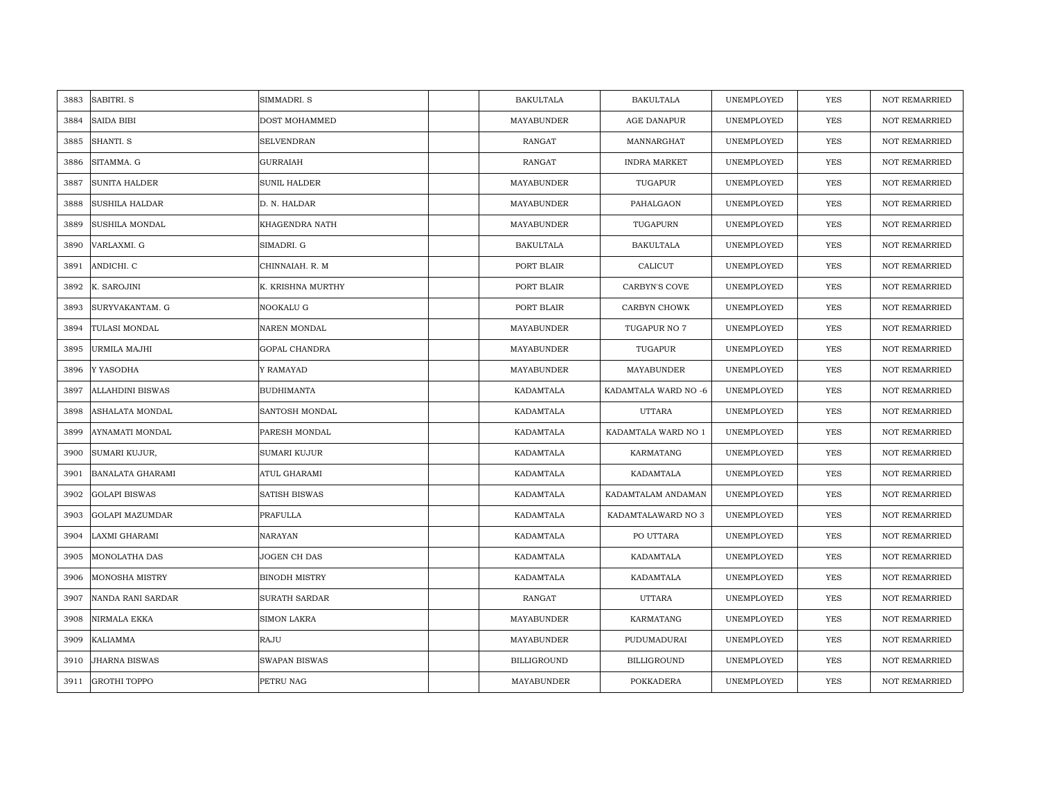| | | | | | | | | |
|---|---|---|---|---|---|---|---|---|
| 3883 | SABITRI. S | SIMMADRI. S | | BAKULTALA | BAKULTALA | UNEMPLOYED | YES | NOT REMARRIED |
| 3884 | SAIDA BIBI | DOST MOHAMMED | | MAYABUNDER | AGE DANAPUR | UNEMPLOYED | YES | NOT REMARRIED |
| 3885 | SHANTI. S | SELVENDRAN | | RANGAT | MANNARGHAT | UNEMPLOYED | YES | NOT REMARRIED |
| 3886 | SITAMMA. G | GURRAIAH | | RANGAT | INDRA MARKET | UNEMPLOYED | YES | NOT REMARRIED |
| 3887 | SUNITA HALDER | SUNIL HALDER | | MAYABUNDER | TUGAPUR | UNEMPLOYED | YES | NOT REMARRIED |
| 3888 | SUSHILA HALDAR | D. N. HALDAR | | MAYABUNDER | PAHALGAON | UNEMPLOYED | YES | NOT REMARRIED |
| 3889 | SUSHILA MONDAL | KHAGENDRA NATH | | MAYABUNDER | TUGAPURN | UNEMPLOYED | YES | NOT REMARRIED |
| 3890 | VARLAXMI. G | SIMADRI. G | | BAKULTALA | BAKULTALA | UNEMPLOYED | YES | NOT REMARRIED |
| 3891 | ANDICHI. C | CHINNAIAH. R. M | | PORT BLAIR | CALICUT | UNEMPLOYED | YES | NOT REMARRIED |
| 3892 | K. SAROJINI | K. KRISHNA MURTHY | | PORT BLAIR | CARBYN'S COVE | UNEMPLOYED | YES | NOT REMARRIED |
| 3893 | SURYVAKANTAM. G | NOOKALU G | | PORT BLAIR | CARBYN CHOWK | UNEMPLOYED | YES | NOT REMARRIED |
| 3894 | TULASI MONDAL | NAREN MONDAL | | MAYABUNDER | TUGAPUR NO 7 | UNEMPLOYED | YES | NOT REMARRIED |
| 3895 | URMILA MAJHI | GOPAL CHANDRA | | MAYABUNDER | TUGAPUR | UNEMPLOYED | YES | NOT REMARRIED |
| 3896 | Y YASODHA | Y RAMAYAD | | MAYABUNDER | MAYABUNDER | UNEMPLOYED | YES | NOT REMARRIED |
| 3897 | ALLAHDINI BISWAS | BUDHIMANTA | | KADAMTALA | KADAMTALA WARD NO -6 | UNEMPLOYED | YES | NOT REMARRIED |
| 3898 | ASHALATA MONDAL | SANTOSH MONDAL | | KADAMTALA | UTTARA | UNEMPLOYED | YES | NOT REMARRIED |
| 3899 | AYNAMATI MONDAL | PARESH MONDAL | | KADAMTALA | KADAMTALA WARD NO 1 | UNEMPLOYED | YES | NOT REMARRIED |
| 3900 | SUMARI KUJUR, | SUMARI KUJUR | | KADAMTALA | KARMATANG | UNEMPLOYED | YES | NOT REMARRIED |
| 3901 | BANALATA GHARAMI | ATUL GHARAMI | | KADAMTALA | KADAMTALA | UNEMPLOYED | YES | NOT REMARRIED |
| 3902 | GOLAPI BISWAS | SATISH BISWAS | | KADAMTALA | KADAMTALAM ANDAMAN | UNEMPLOYED | YES | NOT REMARRIED |
| 3903 | GOLAPI MAZUMDAR | PRAFULLA | | KADAMTALA | KADAMTALAWARD NO 3 | UNEMPLOYED | YES | NOT REMARRIED |
| 3904 | LAXMI GHARAMI | NARAYAN | | KADAMTALA | PO UTTARA | UNEMPLOYED | YES | NOT REMARRIED |
| 3905 | MONOLATHA DAS | JOGEN CH DAS | | KADAMTALA | KADAMTALA | UNEMPLOYED | YES | NOT REMARRIED |
| 3906 | MONOSHA MISTRY | BINODH MISTRY | | KADAMTALA | KADAMTALA | UNEMPLOYED | YES | NOT REMARRIED |
| 3907 | NANDA RANI SARDAR | SURATH SARDAR | | RANGAT | UTTARA | UNEMPLOYED | YES | NOT REMARRIED |
| 3908 | NIRMALA EKKA | SIMON LAKRA | | MAYABUNDER | KARMATANG | UNEMPLOYED | YES | NOT REMARRIED |
| 3909 | KALIAMMA | RAJU | | MAYABUNDER | PUDUMADURAI | UNEMPLOYED | YES | NOT REMARRIED |
| 3910 | JHARNA BISWAS | SWAPAN BISWAS | | BILLIGROUND | BILLIGROUND | UNEMPLOYED | YES | NOT REMARRIED |
| 3911 | GROTHI TOPPO | PETRU NAG | | MAYABUNDER | POKKADERA | UNEMPLOYED | YES | NOT REMARRIED |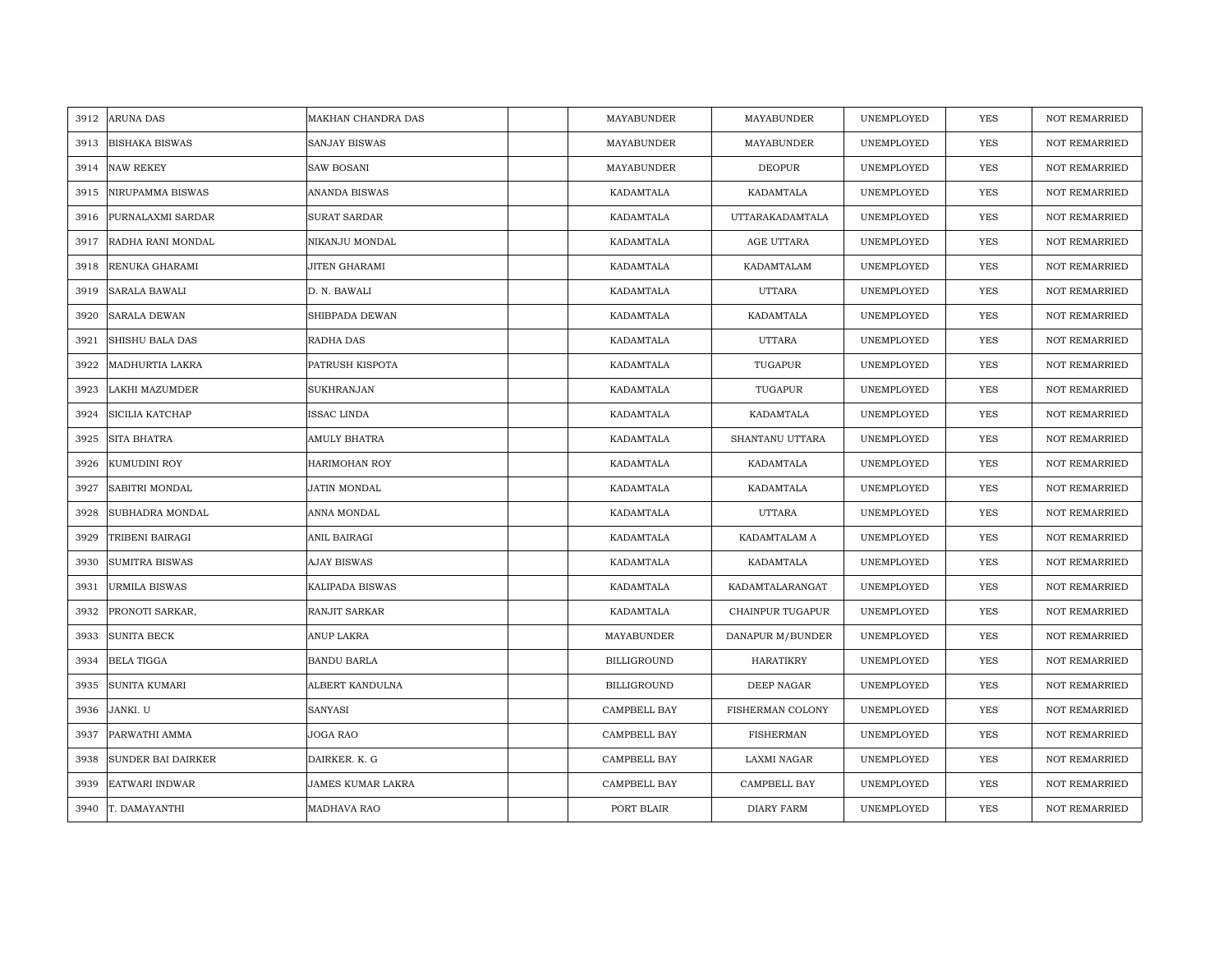| 3912 | ARUNA DAS | MAKHAN CHANDRA DAS | | MAYABUNDER | MAYABUNDER | UNEMPLOYED | YES | NOT REMARRIED |
|---|---|---|---|---|---|---|---|---|
| 3913 | BISHAKA BISWAS | SANJAY BISWAS | | MAYABUNDER | MAYABUNDER | UNEMPLOYED | YES | NOT REMARRIED |
| 3914 | NAW REKEY | SAW BOSANI | | MAYABUNDER | DEOPUR | UNEMPLOYED | YES | NOT REMARRIED |
| 3915 | NIRUPAMMA BISWAS | ANANDA BISWAS | | KADAMTALA | KADAMTALA | UNEMPLOYED | YES | NOT REMARRIED |
| 3916 | PURNALAXMI SARDAR | SURAT SARDAR | | KADAMTALA | UTTARAKADAMTALA | UNEMPLOYED | YES | NOT REMARRIED |
| 3917 | RADHA RANI MONDAL | NIKANJU MONDAL | | KADAMTALA | AGE UTTARA | UNEMPLOYED | YES | NOT REMARRIED |
| 3918 | RENUKA GHARAMI | JITEN GHARAMI | | KADAMTALA | KADAMTALAM | UNEMPLOYED | YES | NOT REMARRIED |
| 3919 | SARALA BAWALI | D. N. BAWALI | | KADAMTALA | UTTARA | UNEMPLOYED | YES | NOT REMARRIED |
| 3920 | SARALA DEWAN | SHIBPADA DEWAN | | KADAMTALA | KADAMTALA | UNEMPLOYED | YES | NOT REMARRIED |
| 3921 | SHISHU BALA DAS | RADHA DAS | | KADAMTALA | UTTARA | UNEMPLOYED | YES | NOT REMARRIED |
| 3922 | MADHURTIA LAKRA | PATRUSH KISPOTA | | KADAMTALA | TUGAPUR | UNEMPLOYED | YES | NOT REMARRIED |
| 3923 | LAKHI MAZUMDER | SUKHRANJAN | | KADAMTALA | TUGAPUR | UNEMPLOYED | YES | NOT REMARRIED |
| 3924 | SICILIA KATCHAP | ISSAC LINDA | | KADAMTALA | KADAMTALA | UNEMPLOYED | YES | NOT REMARRIED |
| 3925 | SITA BHATRA | AMULY BHATRA | | KADAMTALA | SHANTANU UTTARA | UNEMPLOYED | YES | NOT REMARRIED |
| 3926 | KUMUDINI ROY | HARIMOHAN ROY | | KADAMTALA | KADAMTALA | UNEMPLOYED | YES | NOT REMARRIED |
| 3927 | SABITRI MONDAL | JATIN MONDAL | | KADAMTALA | KADAMTALA | UNEMPLOYED | YES | NOT REMARRIED |
| 3928 | SUBHADRA MONDAL | ANNA MONDAL | | KADAMTALA | UTTARA | UNEMPLOYED | YES | NOT REMARRIED |
| 3929 | TRIBENI BAIRAGI | ANIL BAIRAGI | | KADAMTALA | KADAMTALAM A | UNEMPLOYED | YES | NOT REMARRIED |
| 3930 | SUMITRA BISWAS | AJAY BISWAS | | KADAMTALA | KADAMTALA | UNEMPLOYED | YES | NOT REMARRIED |
| 3931 | URMILA BISWAS | KALIPADA BISWAS | | KADAMTALA | KADAMTALARANGAT | UNEMPLOYED | YES | NOT REMARRIED |
| 3932 | PRONOTI SARKAR, | RANJIT SARKAR | | KADAMTALA | CHAINPUR TUGAPUR | UNEMPLOYED | YES | NOT REMARRIED |
| 3933 | SUNITA BECK | ANUP LAKRA | | MAYABUNDER | DANAPUR M/BUNDER | UNEMPLOYED | YES | NOT REMARRIED |
| 3934 | BELA TIGGA | BANDU BARLA | | BILLIGROUND | HARATIKRY | UNEMPLOYED | YES | NOT REMARRIED |
| 3935 | SUNITA KUMARI | ALBERT KANDULNA | | BILLIGROUND | DEEP NAGAR | UNEMPLOYED | YES | NOT REMARRIED |
| 3936 | JANKI. U | SANYASI | | CAMPBELL BAY | FISHERMAN COLONY | UNEMPLOYED | YES | NOT REMARRIED |
| 3937 | PARWATHI AMMA | JOGA RAO | | CAMPBELL BAY | FISHERMAN | UNEMPLOYED | YES | NOT REMARRIED |
| 3938 | SUNDER BAI DAIRKER | DAIRKER. K. G | | CAMPBELL BAY | LAXMI NAGAR | UNEMPLOYED | YES | NOT REMARRIED |
| 3939 | EATWARI INDWAR | JAMES KUMAR LAKRA | | CAMPBELL BAY | CAMPBELL BAY | UNEMPLOYED | YES | NOT REMARRIED |
| 3940 | T. DAMAYANTHI | MADHAVA RAO | | PORT BLAIR | DIARY FARM | UNEMPLOYED | YES | NOT REMARRIED |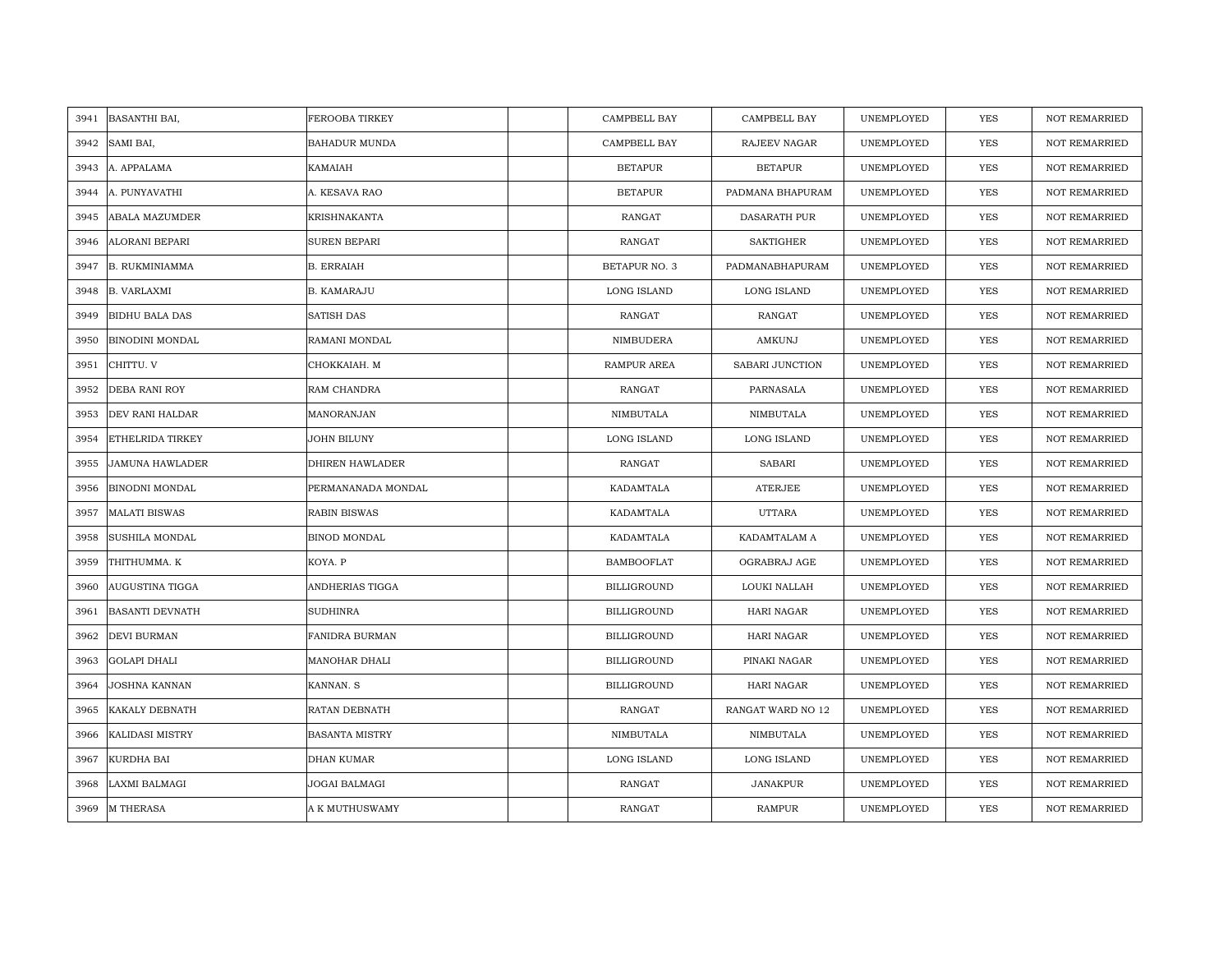| 3941 | BASANTHI BAI, | FEROOBA TIRKEY | | CAMPBELL BAY | CAMPBELL BAY | UNEMPLOYED | YES | NOT REMARRIED |
|---|---|---|---|---|---|---|---|---|
| 3942 | SAMI BAI, | BAHADUR MUNDA | | CAMPBELL BAY | RAJEEV NAGAR | UNEMPLOYED | YES | NOT REMARRIED |
| 3943 | A. APPALAMA | KAMAIAH | | BETAPUR | BETAPUR | UNEMPLOYED | YES | NOT REMARRIED |
| 3944 | A. PUNYAVATHI | A. KESAVA RAO | | BETAPUR | PADMANA BHAPURAM | UNEMPLOYED | YES | NOT REMARRIED |
| 3945 | ABALA MAZUMDER | KRISHNAKANTA | | RANGAT | DASARATH PUR | UNEMPLOYED | YES | NOT REMARRIED |
| 3946 | ALORANI BEPARI | SUREN BEPARI | | RANGAT | SAKTIGHER | UNEMPLOYED | YES | NOT REMARRIED |
| 3947 | B. RUKMINIAMMA | B. ERRAIAH | | BETAPUR NO. 3 | PADMANABHAPURAM | UNEMPLOYED | YES | NOT REMARRIED |
| 3948 | B. VARLAXMI | B. KAMARAJU | | LONG ISLAND | LONG ISLAND | UNEMPLOYED | YES | NOT REMARRIED |
| 3949 | BIDHU BALA DAS | SATISH DAS | | RANGAT | RANGAT | UNEMPLOYED | YES | NOT REMARRIED |
| 3950 | BINODINI MONDAL | RAMANI MONDAL | | NIMBUDERA | AMKUNJ | UNEMPLOYED | YES | NOT REMARRIED |
| 3951 | CHITTU. V | CHOKKAIAH. M | | RAMPUR AREA | SABARI JUNCTION | UNEMPLOYED | YES | NOT REMARRIED |
| 3952 | DEBA RANI ROY | RAM CHANDRA | | RANGAT | PARNASALA | UNEMPLOYED | YES | NOT REMARRIED |
| 3953 | DEV RANI HALDAR | MANORANJAN | | NIMBUTALA | NIMBUTALA | UNEMPLOYED | YES | NOT REMARRIED |
| 3954 | ETHELRIDA TIRKEY | JOHN BILUNY | | LONG ISLAND | LONG ISLAND | UNEMPLOYED | YES | NOT REMARRIED |
| 3955 | JAMUNA HAWLADER | DHIREN HAWLADER | | RANGAT | SABARI | UNEMPLOYED | YES | NOT REMARRIED |
| 3956 | BINODNI MONDAL | PERMANANADA MONDAL | | KADAMTALA | ATERJEE | UNEMPLOYED | YES | NOT REMARRIED |
| 3957 | MALATI BISWAS | RABIN BISWAS | | KADAMTALA | UTTARA | UNEMPLOYED | YES | NOT REMARRIED |
| 3958 | SUSHILA MONDAL | BINOD MONDAL | | KADAMTALA | KADAMTALAM A | UNEMPLOYED | YES | NOT REMARRIED |
| 3959 | THITHUMMA. K | KOYA. P | | BAMBOOFLAT | OGRABRAJ AGE | UNEMPLOYED | YES | NOT REMARRIED |
| 3960 | AUGUSTINA TIGGA | ANDHERIAS TIGGA | | BILLIGROUND | LOUKI NALLAH | UNEMPLOYED | YES | NOT REMARRIED |
| 3961 | BASANTI DEVNATH | SUDHINRA | | BILLIGROUND | HARI NAGAR | UNEMPLOYED | YES | NOT REMARRIED |
| 3962 | DEVI BURMAN | FANIDRA BURMAN | | BILLIGROUND | HARI NAGAR | UNEMPLOYED | YES | NOT REMARRIED |
| 3963 | GOLAPI DHALI | MANOHAR DHALI | | BILLIGROUND | PINAKI NAGAR | UNEMPLOYED | YES | NOT REMARRIED |
| 3964 | JOSHNA KANNAN | KANNAN. S | | BILLIGROUND | HARI NAGAR | UNEMPLOYED | YES | NOT REMARRIED |
| 3965 | KAKALY DEBNATH | RATAN DEBNATH | | RANGAT | RANGAT WARD NO 12 | UNEMPLOYED | YES | NOT REMARRIED |
| 3966 | KALIDASI MISTRY | BASANTA MISTRY | | NIMBUTALA | NIMBUTALA | UNEMPLOYED | YES | NOT REMARRIED |
| 3967 | KURDHA BAI | DHAN KUMAR | | LONG ISLAND | LONG ISLAND | UNEMPLOYED | YES | NOT REMARRIED |
| 3968 | LAXMI BALMAGI | JOGAI BALMAGI | | RANGAT | JANAKPUR | UNEMPLOYED | YES | NOT REMARRIED |
| 3969 | M THERASA | A K MUTHUSWAMY | | RANGAT | RAMPUR | UNEMPLOYED | YES | NOT REMARRIED |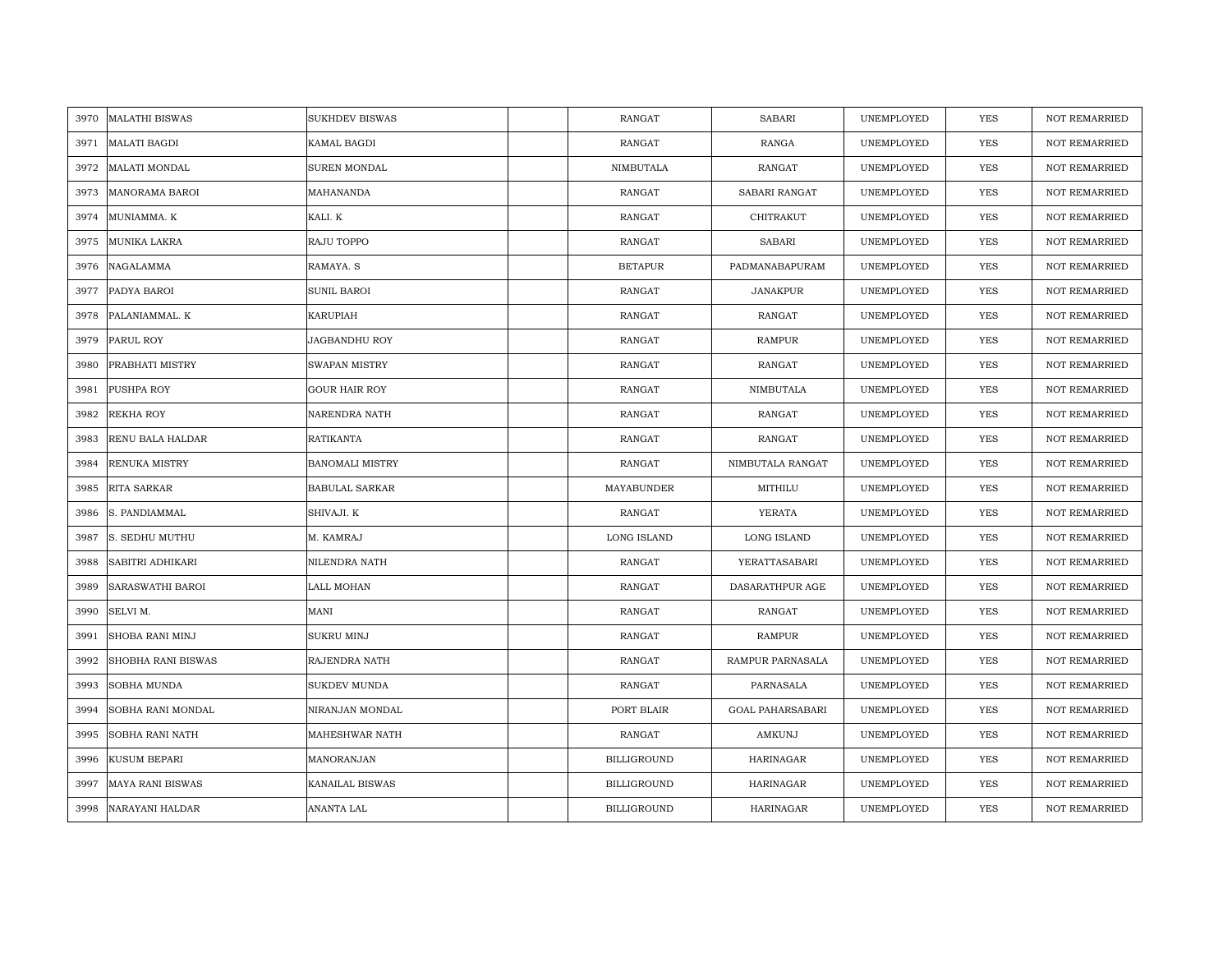| 3970 | MALATHI BISWAS | SUKHDEV BISWAS | | RANGAT | SABARI | UNEMPLOYED | YES | NOT REMARRIED |
|---|---|---|---|---|---|---|---|---|
| 3971 | MALATI BAGDI | KAMAL BAGDI | | RANGAT | RANGA | UNEMPLOYED | YES | NOT REMARRIED |
| 3972 | MALATI MONDAL | SUREN MONDAL | | NIMBUTALA | RANGAT | UNEMPLOYED | YES | NOT REMARRIED |
| 3973 | MANORAMA BAROI | MAHANANDA | | RANGAT | SABARI RANGAT | UNEMPLOYED | YES | NOT REMARRIED |
| 3974 | MUNIAMMA. K | KALI. K | | RANGAT | CHITRAKUT | UNEMPLOYED | YES | NOT REMARRIED |
| 3975 | MUNIKA LAKRA | RAJU TOPPO | | RANGAT | SABARI | UNEMPLOYED | YES | NOT REMARRIED |
| 3976 | NAGALAMMA | RAMAYA. S | | BETAPUR | PADMANABAPURAM | UNEMPLOYED | YES | NOT REMARRIED |
| 3977 | PADYA BAROI | SUNIL BAROI | | RANGAT | JANAKPUR | UNEMPLOYED | YES | NOT REMARRIED |
| 3978 | PALANIAMMAL. K | KARUPIAH | | RANGAT | RANGAT | UNEMPLOYED | YES | NOT REMARRIED |
| 3979 | PARUL ROY | JAGBANDHU ROY | | RANGAT | RAMPUR | UNEMPLOYED | YES | NOT REMARRIED |
| 3980 | PRABHATI MISTRY | SWAPAN MISTRY | | RANGAT | RANGAT | UNEMPLOYED | YES | NOT REMARRIED |
| 3981 | PUSHPA ROY | GOUR HAIR ROY | | RANGAT | NIMBUTALA | UNEMPLOYED | YES | NOT REMARRIED |
| 3982 | REKHA ROY | NARENDRA NATH | | RANGAT | RANGAT | UNEMPLOYED | YES | NOT REMARRIED |
| 3983 | RENU BALA HALDAR | RATIKANTA | | RANGAT | RANGAT | UNEMPLOYED | YES | NOT REMARRIED |
| 3984 | RENUKA MISTRY | BANOMALI MISTRY | | RANGAT | NIMBUTALA RANGAT | UNEMPLOYED | YES | NOT REMARRIED |
| 3985 | RITA SARKAR | BABULAL SARKAR | | MAYABUNDER | MITHILU | UNEMPLOYED | YES | NOT REMARRIED |
| 3986 | S. PANDIAMMAL | SHIVAJI. K | | RANGAT | YERATA | UNEMPLOYED | YES | NOT REMARRIED |
| 3987 | S. SEDHU MUTHU | M. KAMRAJ | | LONG ISLAND | LONG ISLAND | UNEMPLOYED | YES | NOT REMARRIED |
| 3988 | SABITRI ADHIKARI | NILENDRA NATH | | RANGAT | YERATTASABARI | UNEMPLOYED | YES | NOT REMARRIED |
| 3989 | SARASWATHI BAROI | LALL MOHAN | | RANGAT | DASARATHPUR AGE | UNEMPLOYED | YES | NOT REMARRIED |
| 3990 | SELVI M. | MANI | | RANGAT | RANGAT | UNEMPLOYED | YES | NOT REMARRIED |
| 3991 | SHOBA RANI MINJ | SUKRU MINJ | | RANGAT | RAMPUR | UNEMPLOYED | YES | NOT REMARRIED |
| 3992 | SHOBHA RANI BISWAS | RAJENDRA NATH | | RANGAT | RAMPUR PARNASALA | UNEMPLOYED | YES | NOT REMARRIED |
| 3993 | SOBHA MUNDA | SUKDEV MUNDA | | RANGAT | PARNASALA | UNEMPLOYED | YES | NOT REMARRIED |
| 3994 | SOBHA RANI MONDAL | NIRANJAN MONDAL | | PORT BLAIR | GOAL PAHARSABARI | UNEMPLOYED | YES | NOT REMARRIED |
| 3995 | SOBHA RANI NATH | MAHESHWAR NATH | | RANGAT | AMKUNJ | UNEMPLOYED | YES | NOT REMARRIED |
| 3996 | KUSUM BEPARI | MANORANJAN | | BILLIGROUND | HARINAGAR | UNEMPLOYED | YES | NOT REMARRIED |
| 3997 | MAYA RANI BISWAS | KANAILAL BISWAS | | BILLIGROUND | HARINAGAR | UNEMPLOYED | YES | NOT REMARRIED |
| 3998 | NARAYANI HALDAR | ANANTA LAL | | BILLIGROUND | HARINAGAR | UNEMPLOYED | YES | NOT REMARRIED |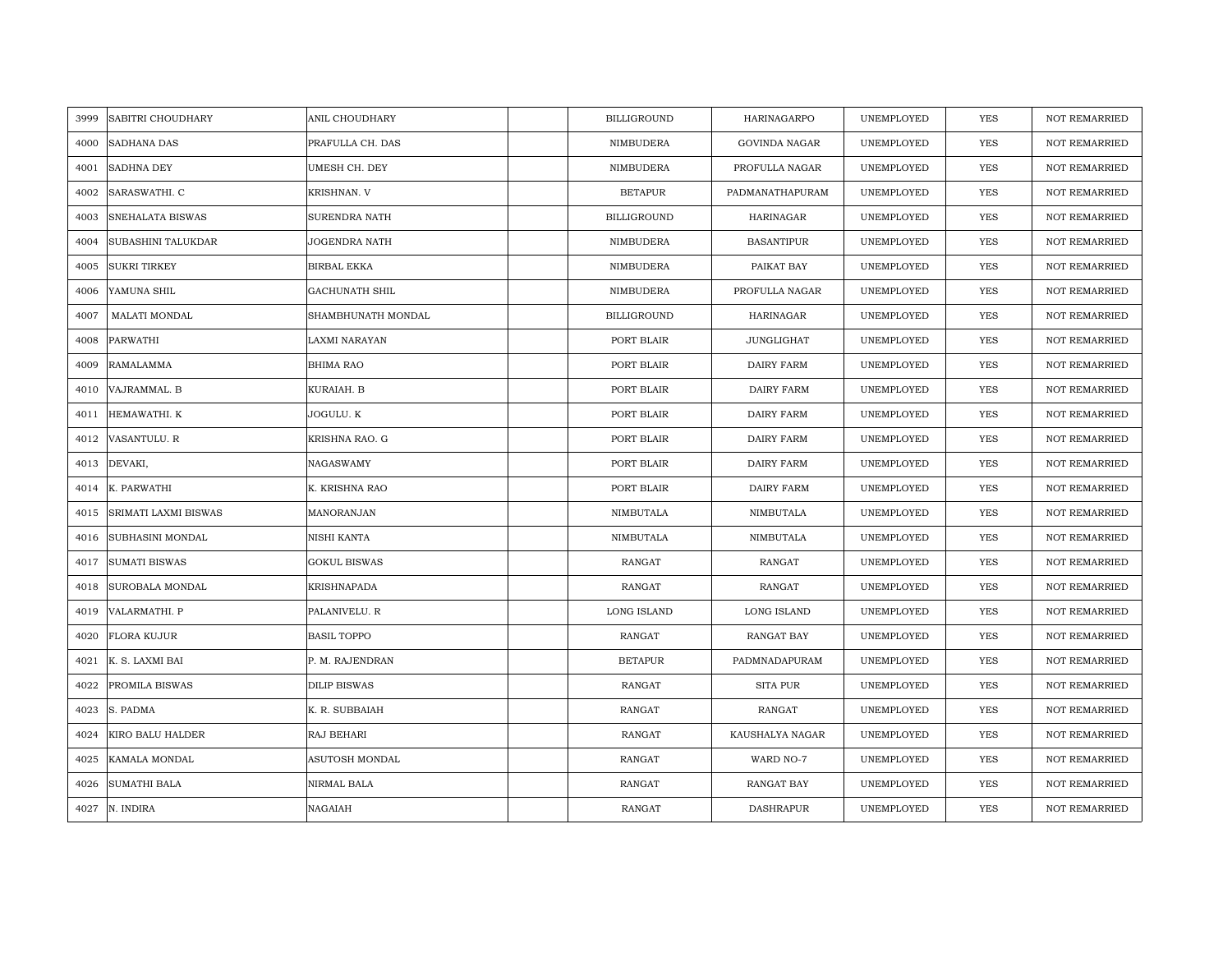| 3999 | SABITRI CHOUDHARY | ANIL CHOUDHARY | | BILLIGROUND | HARINAGARPO | UNEMPLOYED | YES | NOT REMARRIED |
|---|---|---|---|---|---|---|---|---|
| 4000 | SADHANA DAS | PRAFULLA CH. DAS | | NIMBUDERA | GOVINDA NAGAR | UNEMPLOYED | YES | NOT REMARRIED |
| 4001 | SADHNA DEY | UMESH CH. DEY | | NIMBUDERA | PROFULLA NAGAR | UNEMPLOYED | YES | NOT REMARRIED |
| 4002 | SARASWATHI. C | KRISHNAN. V | | BETAPUR | PADMANATHAPURAM | UNEMPLOYED | YES | NOT REMARRIED |
| 4003 | SNEHALATA BISWAS | SURENDRA NATH | | BILLIGROUND | HARINAGAR | UNEMPLOYED | YES | NOT REMARRIED |
| 4004 | SUBASHINI TALUKDAR | JOGENDRA NATH | | NIMBUDERA | BASANTIPUR | UNEMPLOYED | YES | NOT REMARRIED |
| 4005 | SUKRI TIRKEY | BIRBAL EKKA | | NIMBUDERA | PAIKAT BAY | UNEMPLOYED | YES | NOT REMARRIED |
| 4006 | YAMUNA SHIL | GACHUNATH SHIL | | NIMBUDERA | PROFULLA NAGAR | UNEMPLOYED | YES | NOT REMARRIED |
| 4007 | MALATI MONDAL | SHAMBHUNATH MONDAL | | BILLIGROUND | HARINAGAR | UNEMPLOYED | YES | NOT REMARRIED |
| 4008 | PARWATHI | LAXMI NARAYAN | | PORT BLAIR | JUNGLIGHAT | UNEMPLOYED | YES | NOT REMARRIED |
| 4009 | RAMALAMMA | BHIMA RAO | | PORT BLAIR | DAIRY FARM | UNEMPLOYED | YES | NOT REMARRIED |
| 4010 | VAJRAMMAL. B | KURAIAH. B | | PORT BLAIR | DAIRY FARM | UNEMPLOYED | YES | NOT REMARRIED |
| 4011 | HEMAWATHI. K | JOGULU. K | | PORT BLAIR | DAIRY FARM | UNEMPLOYED | YES | NOT REMARRIED |
| 4012 | VASANTULU. R | KRISHNA RAO. G | | PORT BLAIR | DAIRY FARM | UNEMPLOYED | YES | NOT REMARRIED |
| 4013 | DEVAKI, | NAGASWAMY | | PORT BLAIR | DAIRY FARM | UNEMPLOYED | YES | NOT REMARRIED |
| 4014 | K. PARWATHI | K. KRISHNA RAO | | PORT BLAIR | DAIRY FARM | UNEMPLOYED | YES | NOT REMARRIED |
| 4015 | SRIMATI LAXMI BISWAS | MANORANJAN | | NIMBUTALA | NIMBUTALA | UNEMPLOYED | YES | NOT REMARRIED |
| 4016 | SUBHASINI MONDAL | NISHI KANTA | | NIMBUTALA | NIMBUTALA | UNEMPLOYED | YES | NOT REMARRIED |
| 4017 | SUMATI BISWAS | GOKUL BISWAS | | RANGAT | RANGAT | UNEMPLOYED | YES | NOT REMARRIED |
| 4018 | SUROBALA MONDAL | KRISHNAPADA | | RANGAT | RANGAT | UNEMPLOYED | YES | NOT REMARRIED |
| 4019 | VALARMATHI. P | PALANIVELU. R | | LONG ISLAND | LONG ISLAND | UNEMPLOYED | YES | NOT REMARRIED |
| 4020 | FLORA KUJUR | BASIL TOPPO | | RANGAT | RANGAT BAY | UNEMPLOYED | YES | NOT REMARRIED |
| 4021 | K. S. LAXMI BAI | P. M. RAJENDRAN | | BETAPUR | PADMNADAPURAM | UNEMPLOYED | YES | NOT REMARRIED |
| 4022 | PROMILA BISWAS | DILIP BISWAS | | RANGAT | SITA PUR | UNEMPLOYED | YES | NOT REMARRIED |
| 4023 | S. PADMA | K. R. SUBBAIAH | | RANGAT | RANGAT | UNEMPLOYED | YES | NOT REMARRIED |
| 4024 | KIRO BALU HALDER | RAJ BEHARI | | RANGAT | KAUSHALYA NAGAR | UNEMPLOYED | YES | NOT REMARRIED |
| 4025 | KAMALA MONDAL | ASUTOSH MONDAL | | RANGAT | WARD NO-7 | UNEMPLOYED | YES | NOT REMARRIED |
| 4026 | SUMATHI BALA | NIRMAL BALA | | RANGAT | RANGAT BAY | UNEMPLOYED | YES | NOT REMARRIED |
| 4027 | N. INDIRA | NAGAIAH | | RANGAT | DASHRAPUR | UNEMPLOYED | YES | NOT REMARRIED |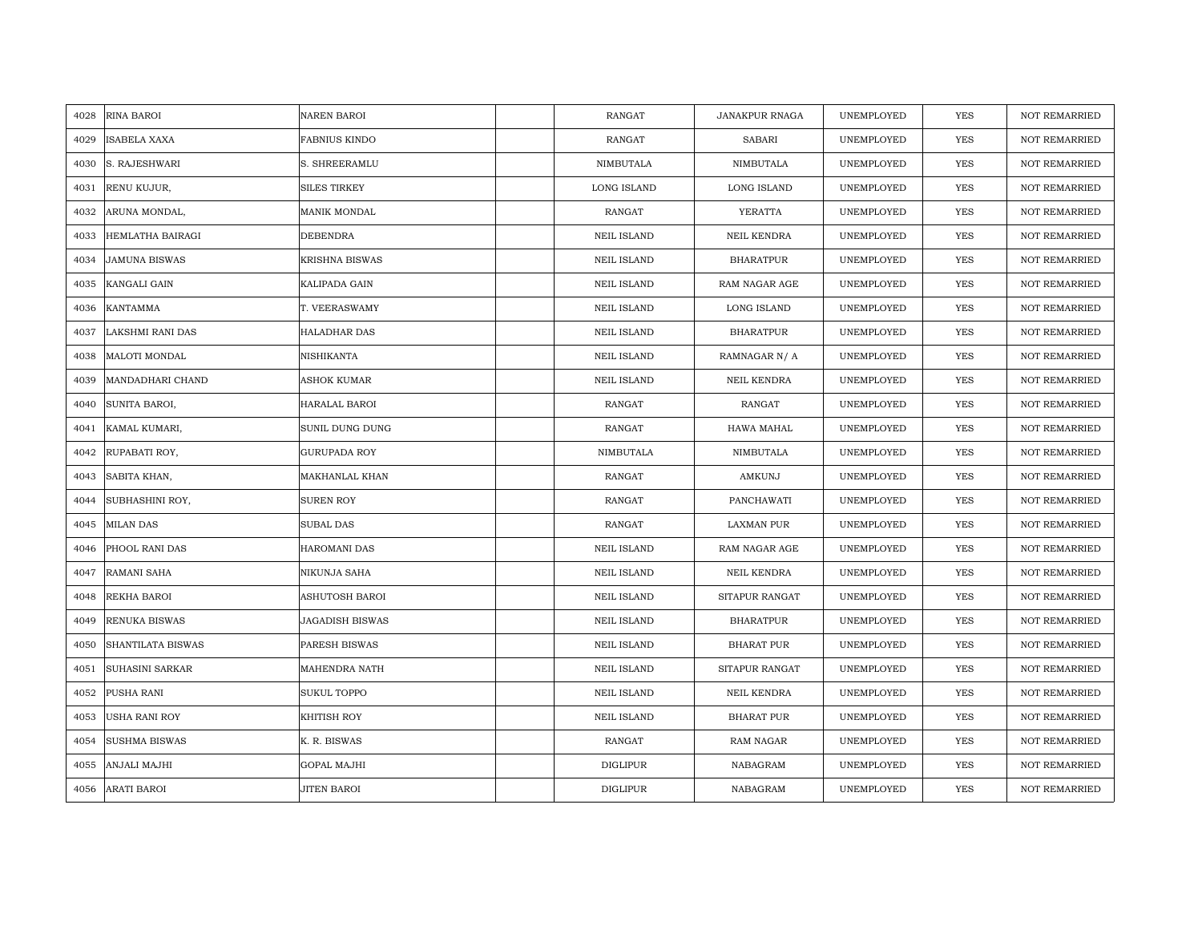| | | | | | | | | |
|---|---|---|---|---|---|---|---|---|
| 4028 | RINA BAROI | NAREN BAROI | | RANGAT | JANAKPUR RNAGA | UNEMPLOYED | YES | NOT REMARRIED |
| 4029 | ISABELA XAXA | FABNIUS KINDO | | RANGAT | SABARI | UNEMPLOYED | YES | NOT REMARRIED |
| 4030 | S. RAJESHWARI | S. SHREERAMLU | | NIMBUTALA | NIMBUTALA | UNEMPLOYED | YES | NOT REMARRIED |
| 4031 | RENU KUJUR, | SILES TIRKEY | | LONG ISLAND | LONG ISLAND | UNEMPLOYED | YES | NOT REMARRIED |
| 4032 | ARUNA MONDAL, | MANIK MONDAL | | RANGAT | YERATTA | UNEMPLOYED | YES | NOT REMARRIED |
| 4033 | HEMLATHA BAIRAGI | DEBENDRA | | NEIL ISLAND | NEIL KENDRA | UNEMPLOYED | YES | NOT REMARRIED |
| 4034 | JAMUNA BISWAS | KRISHNA BISWAS | | NEIL ISLAND | BHARATPUR | UNEMPLOYED | YES | NOT REMARRIED |
| 4035 | KANGALI GAIN | KALIPADA GAIN | | NEIL ISLAND | RAM NAGAR AGE | UNEMPLOYED | YES | NOT REMARRIED |
| 4036 | KANTAMMA | T. VEERASWAMY | | NEIL ISLAND | LONG ISLAND | UNEMPLOYED | YES | NOT REMARRIED |
| 4037 | LAKSHMI RANI DAS | HALADHAR DAS | | NEIL ISLAND | BHARATPUR | UNEMPLOYED | YES | NOT REMARRIED |
| 4038 | MALOTI MONDAL | NISHIKANTA | | NEIL ISLAND | RAMNAGAR N/ A | UNEMPLOYED | YES | NOT REMARRIED |
| 4039 | MANDADHARI CHAND | ASHOK KUMAR | | NEIL ISLAND | NEIL KENDRA | UNEMPLOYED | YES | NOT REMARRIED |
| 4040 | SUNITA BAROI, | HARALAL BAROI | | RANGAT | RANGAT | UNEMPLOYED | YES | NOT REMARRIED |
| 4041 | KAMAL KUMARI, | SUNIL DUNG DUNG | | RANGAT | HAWA MAHAL | UNEMPLOYED | YES | NOT REMARRIED |
| 4042 | RUPABATI ROY, | GURUPADA ROY | | NIMBUTALA | NIMBUTALA | UNEMPLOYED | YES | NOT REMARRIED |
| 4043 | SABITA KHAN, | MAKHANLAL KHAN | | RANGAT | AMKUNJ | UNEMPLOYED | YES | NOT REMARRIED |
| 4044 | SUBHASHINI ROY, | SUREN ROY | | RANGAT | PANCHAWATI | UNEMPLOYED | YES | NOT REMARRIED |
| 4045 | MILAN DAS | SUBAL DAS | | RANGAT | LAXMAN PUR | UNEMPLOYED | YES | NOT REMARRIED |
| 4046 | PHOOL RANI DAS | HAROMANI DAS | | NEIL ISLAND | RAM NAGAR AGE | UNEMPLOYED | YES | NOT REMARRIED |
| 4047 | RAMANI SAHA | NIKUNJA SAHA | | NEIL ISLAND | NEIL KENDRA | UNEMPLOYED | YES | NOT REMARRIED |
| 4048 | REKHA BAROI | ASHUTOSH BAROI | | NEIL ISLAND | SITAPUR RANGAT | UNEMPLOYED | YES | NOT REMARRIED |
| 4049 | RENUKA BISWAS | JAGADISH BISWAS | | NEIL ISLAND | BHARATPUR | UNEMPLOYED | YES | NOT REMARRIED |
| 4050 | SHANTILATA BISWAS | PARESH BISWAS | | NEIL ISLAND | BHARAT PUR | UNEMPLOYED | YES | NOT REMARRIED |
| 4051 | SUHASINI SARKAR | MAHENDRA NATH | | NEIL ISLAND | SITAPUR RANGAT | UNEMPLOYED | YES | NOT REMARRIED |
| 4052 | PUSHA RANI | SUKUL TOPPO | | NEIL ISLAND | NEIL KENDRA | UNEMPLOYED | YES | NOT REMARRIED |
| 4053 | USHA RANI ROY | KHITISH ROY | | NEIL ISLAND | BHARAT PUR | UNEMPLOYED | YES | NOT REMARRIED |
| 4054 | SUSHMA BISWAS | K. R. BISWAS | | RANGAT | RAM NAGAR | UNEMPLOYED | YES | NOT REMARRIED |
| 4055 | ANJALI MAJHI | GOPAL MAJHI | | DIGLIPUR | NABAGRAM | UNEMPLOYED | YES | NOT REMARRIED |
| 4056 | ARATI BAROI | JITEN BAROI | | DIGLIPUR | NABAGRAM | UNEMPLOYED | YES | NOT REMARRIED |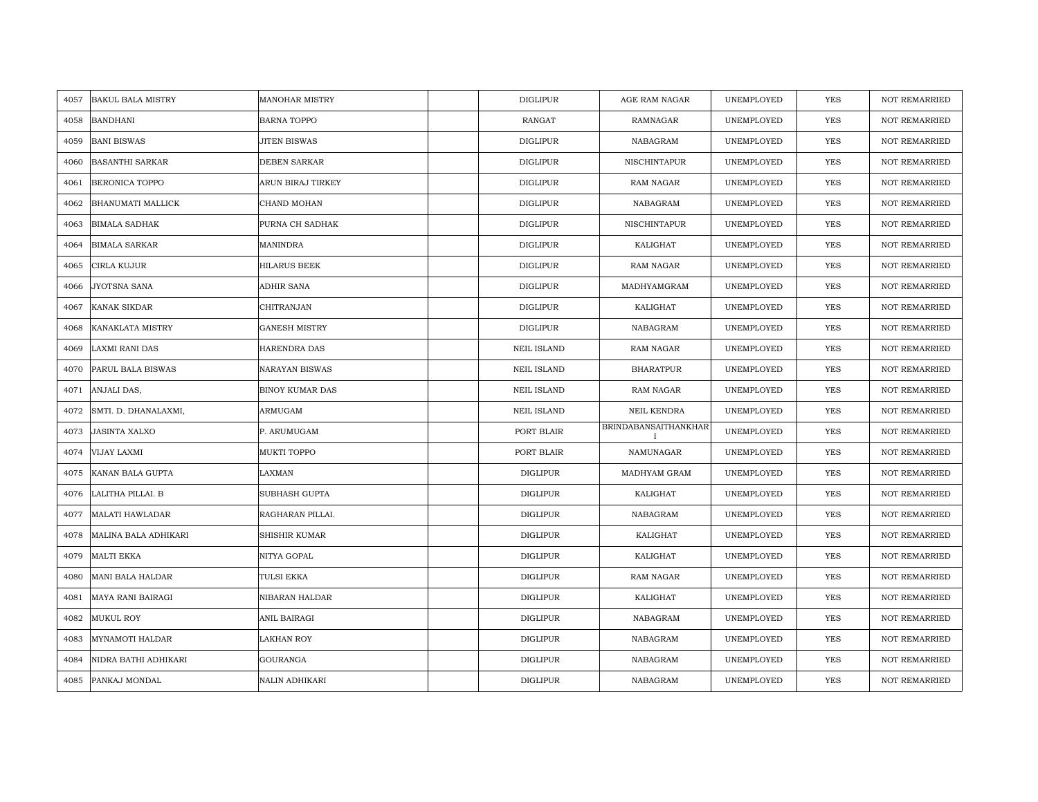| 4057 | BAKUL BALA MISTRY | MANOHAR MISTRY | | DIGLIPUR | AGE RAM NAGAR | UNEMPLOYED | YES | NOT REMARRIED |
|---|---|---|---|---|---|---|---|---|
| 4058 | BANDHANI | BARNA TOPPO | | RANGAT | RAMNAGAR | UNEMPLOYED | YES | NOT REMARRIED |
| 4059 | BANI BISWAS | JITEN BISWAS | | DIGLIPUR | NABAGRAM | UNEMPLOYED | YES | NOT REMARRIED |
| 4060 | BASANTHI SARKAR | DEBEN SARKAR | | DIGLIPUR | NISCHINTAPUR | UNEMPLOYED | YES | NOT REMARRIED |
| 4061 | BERONICA TOPPO | ARUN BIRAJ TIRKEY | | DIGLIPUR | RAM NAGAR | UNEMPLOYED | YES | NOT REMARRIED |
| 4062 | BHANUMATI MALLICK | CHAND MOHAN | | DIGLIPUR | NABAGRAM | UNEMPLOYED | YES | NOT REMARRIED |
| 4063 | BIMALA SADHAK | PURNA CH SADHAK | | DIGLIPUR | NISCHINTAPUR | UNEMPLOYED | YES | NOT REMARRIED |
| 4064 | BIMALA SARKAR | MANINDRA | | DIGLIPUR | KALIGHAT | UNEMPLOYED | YES | NOT REMARRIED |
| 4065 | CIRLA KUJUR | HILARUS BEEK | | DIGLIPUR | RAM NAGAR | UNEMPLOYED | YES | NOT REMARRIED |
| 4066 | JYOTSNA SANA | ADHIR SANA | | DIGLIPUR | MADHYAMGRAM | UNEMPLOYED | YES | NOT REMARRIED |
| 4067 | KANAK SIKDAR | CHITRANJAN | | DIGLIPUR | KALIGHAT | UNEMPLOYED | YES | NOT REMARRIED |
| 4068 | KANAKLATA MISTRY | GANESH MISTRY | | DIGLIPUR | NABAGRAM | UNEMPLOYED | YES | NOT REMARRIED |
| 4069 | LAXMI RANI DAS | HARENDRA DAS | | NEIL ISLAND | RAM NAGAR | UNEMPLOYED | YES | NOT REMARRIED |
| 4070 | PARUL BALA BISWAS | NARAYAN BISWAS | | NEIL ISLAND | BHARATPUR | UNEMPLOYED | YES | NOT REMARRIED |
| 4071 | ANJALI DAS, | BINOY KUMAR DAS | | NEIL ISLAND | RAM NAGAR | UNEMPLOYED | YES | NOT REMARRIED |
| 4072 | SMTI. D. DHANALAXMI, | ARMUGAM | | NEIL ISLAND | NEIL KENDRA | UNEMPLOYED | YES | NOT REMARRIED |
| 4073 | JASINTA XALXO | P. ARUMUGAM | | PORT BLAIR | BRINDABANSAITHANKHARI | UNEMPLOYED | YES | NOT REMARRIED |
| 4074 | VIJAY LAXMI | MUKTI TOPPO | | PORT BLAIR | NAMUNAGAR | UNEMPLOYED | YES | NOT REMARRIED |
| 4075 | KANAN BALA GUPTA | LAXMAN | | DIGLIPUR | MADHYAM GRAM | UNEMPLOYED | YES | NOT REMARRIED |
| 4076 | LALITHA PILLAI. B | SUBHASH GUPTA | | DIGLIPUR | KALIGHAT | UNEMPLOYED | YES | NOT REMARRIED |
| 4077 | MALATI HAWLADAR | RAGHARAN PILLAI. | | DIGLIPUR | NABAGRAM | UNEMPLOYED | YES | NOT REMARRIED |
| 4078 | MALINA BALA ADHIKARI | SHISHIR KUMAR | | DIGLIPUR | KALIGHAT | UNEMPLOYED | YES | NOT REMARRIED |
| 4079 | MALTI EKKA | NITYA GOPAL | | DIGLIPUR | KALIGHAT | UNEMPLOYED | YES | NOT REMARRIED |
| 4080 | MANI BALA HALDAR | TULSI EKKA | | DIGLIPUR | RAM NAGAR | UNEMPLOYED | YES | NOT REMARRIED |
| 4081 | MAYA RANI BAIRAGI | NIBARAN HALDAR | | DIGLIPUR | KALIGHAT | UNEMPLOYED | YES | NOT REMARRIED |
| 4082 | MUKUL ROY | ANIL BAIRAGI | | DIGLIPUR | NABAGRAM | UNEMPLOYED | YES | NOT REMARRIED |
| 4083 | MYNAMOTI HALDAR | LAKHAN ROY | | DIGLIPUR | NABAGRAM | UNEMPLOYED | YES | NOT REMARRIED |
| 4084 | NIDRA BATHI ADHIKARI | GOURANGA | | DIGLIPUR | NABAGRAM | UNEMPLOYED | YES | NOT REMARRIED |
| 4085 | PANKAJ MONDAL | NALIN ADHIKARI | | DIGLIPUR | NABAGRAM | UNEMPLOYED | YES | NOT REMARRIED |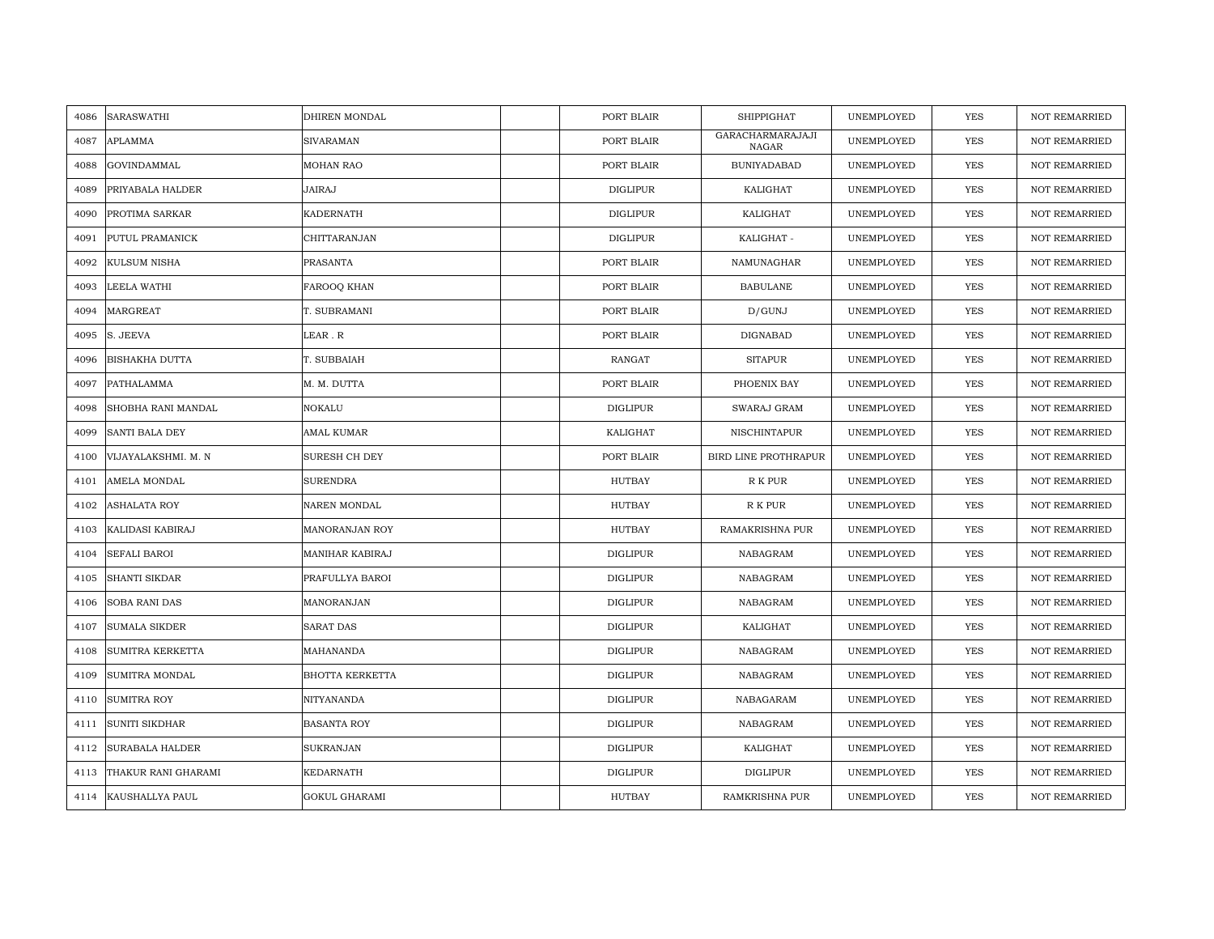| | | | | | | | | |
|---|---|---|---|---|---|---|---|---|
| 4086 | SARASWATHI | DHIREN MONDAL | | PORT BLAIR | SHIPPIGHAT | UNEMPLOYED | YES | NOT REMARRIED |
| 4087 | APLAMMA | SIVARAMAN | | PORT BLAIR | GARACHARMARAJAJI NAGAR | UNEMPLOYED | YES | NOT REMARRIED |
| 4088 | GOVINDAMMAL | MOHAN RAO | | PORT BLAIR | BUNIYADABAD | UNEMPLOYED | YES | NOT REMARRIED |
| 4089 | PRIYABALA HALDER | JAIRAJ | | DIGLIPUR | KALIGHAT | UNEMPLOYED | YES | NOT REMARRIED |
| 4090 | PROTIMA SARKAR | KADERNATH | | DIGLIPUR | KALIGHAT | UNEMPLOYED | YES | NOT REMARRIED |
| 4091 | PUTUL PRAMANICK | CHITTARANJAN | | DIGLIPUR | KALIGHAT - | UNEMPLOYED | YES | NOT REMARRIED |
| 4092 | KULSUM NISHA | PRASANTA | | PORT BLAIR | NAMUNAGHAR | UNEMPLOYED | YES | NOT REMARRIED |
| 4093 | LEELA WATHI | FAROOQ KHAN | | PORT BLAIR | BABULANE | UNEMPLOYED | YES | NOT REMARRIED |
| 4094 | MARGREAT | T. SUBRAMANI | | PORT BLAIR | D/GUNJ | UNEMPLOYED | YES | NOT REMARRIED |
| 4095 | S. JEEVA | LEAR . R | | PORT BLAIR | DIGNABAD | UNEMPLOYED | YES | NOT REMARRIED |
| 4096 | BISHAKHA DUTTA | T. SUBBAIAH | | RANGAT | SITAPUR | UNEMPLOYED | YES | NOT REMARRIED |
| 4097 | PATHALAMMA | M. M. DUTTA | | PORT BLAIR | PHOENIX BAY | UNEMPLOYED | YES | NOT REMARRIED |
| 4098 | SHOBHA RANI MANDAL | NOKALU | | DIGLIPUR | SWARAJ GRAM | UNEMPLOYED | YES | NOT REMARRIED |
| 4099 | SANTI BALA DEY | AMAL KUMAR | | KALIGHAT | NISCHINTAPUR | UNEMPLOYED | YES | NOT REMARRIED |
| 4100 | VIJAYALAKSHMI. M. N | SURESH CH DEY | | PORT BLAIR | BIRD LINE PROTHRAPUR | UNEMPLOYED | YES | NOT REMARRIED |
| 4101 | AMELA MONDAL | SURENDRA | | HUTBAY | R K PUR | UNEMPLOYED | YES | NOT REMARRIED |
| 4102 | ASHALATA ROY | NAREN MONDAL | | HUTBAY | R K PUR | UNEMPLOYED | YES | NOT REMARRIED |
| 4103 | KALIDASI KABIRAJ | MANORANJAN ROY | | HUTBAY | RAMAKRISHNA PUR | UNEMPLOYED | YES | NOT REMARRIED |
| 4104 | SEFALI BAROI | MANIHAR KABIRAJ | | DIGLIPUR | NABAGRAM | UNEMPLOYED | YES | NOT REMARRIED |
| 4105 | SHANTI SIKDAR | PRAFULLYA BAROI | | DIGLIPUR | NABAGRAM | UNEMPLOYED | YES | NOT REMARRIED |
| 4106 | SOBA RANI DAS | MANORANJAN | | DIGLIPUR | NABAGRAM | UNEMPLOYED | YES | NOT REMARRIED |
| 4107 | SUMALA SIKDER | SARAT DAS | | DIGLIPUR | KALIGHAT | UNEMPLOYED | YES | NOT REMARRIED |
| 4108 | SUMITRA KERKETTA | MAHANANDA | | DIGLIPUR | NABAGRAM | UNEMPLOYED | YES | NOT REMARRIED |
| 4109 | SUMITRA MONDAL | BHOTTA KERKETTA | | DIGLIPUR | NABAGRAM | UNEMPLOYED | YES | NOT REMARRIED |
| 4110 | SUMITRA ROY | NITYANANDA | | DIGLIPUR | NABAGARAM | UNEMPLOYED | YES | NOT REMARRIED |
| 4111 | SUNITI SIKDHAR | BASANTA ROY | | DIGLIPUR | NABAGRAM | UNEMPLOYED | YES | NOT REMARRIED |
| 4112 | SURABALA HALDER | SUKRANJAN | | DIGLIPUR | KALIGHAT | UNEMPLOYED | YES | NOT REMARRIED |
| 4113 | THAKUR RANI GHARAMI | KEDARNATH | | DIGLIPUR | DIGLIPUR | UNEMPLOYED | YES | NOT REMARRIED |
| 4114 | KAUSHALLYA PAUL | GOKUL GHARAMI | | HUTBAY | RAMKRISHNA PUR | UNEMPLOYED | YES | NOT REMARRIED |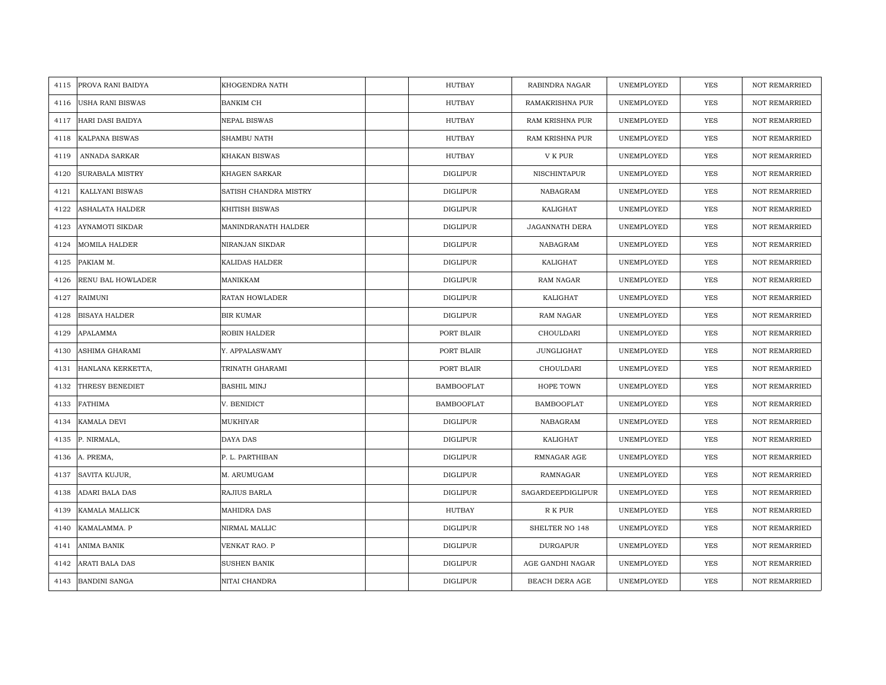| | | | | | | | | |
|---|---|---|---|---|---|---|---|---|
| 4115 | PROVA RANI BAIDYA | KHOGENDRA NATH | | HUTBAY | RABINDRA NAGAR | UNEMPLOYED | YES | NOT REMARRIED |
| 4116 | USHA RANI BISWAS | BANKIM CH | | HUTBAY | RAMAKRISHNA PUR | UNEMPLOYED | YES | NOT REMARRIED |
| 4117 | HARI DASI BAIDYA | NEPAL BISWAS | | HUTBAY | RAM KRISHNA PUR | UNEMPLOYED | YES | NOT REMARRIED |
| 4118 | KALPANA BISWAS | SHAMBU NATH | | HUTBAY | RAM KRISHNA PUR | UNEMPLOYED | YES | NOT REMARRIED |
| 4119 | ANNADA SARKAR | KHAKAN BISWAS | | HUTBAY | V K PUR | UNEMPLOYED | YES | NOT REMARRIED |
| 4120 | SURABALA MISTRY | KHAGEN SARKAR | | DIGLIPUR | NISCHINTAPUR | UNEMPLOYED | YES | NOT REMARRIED |
| 4121 | KALLYANI BISWAS | SATISH CHANDRA MISTRY | | DIGLIPUR | NABAGRAM | UNEMPLOYED | YES | NOT REMARRIED |
| 4122 | ASHALATA HALDER | KHITISH BISWAS | | DIGLIPUR | KALIGHAT | UNEMPLOYED | YES | NOT REMARRIED |
| 4123 | AYNAMOTI SIKDAR | MANINDRANATH HALDER | | DIGLIPUR | JAGANNATH DERA | UNEMPLOYED | YES | NOT REMARRIED |
| 4124 | MOMILA HALDER | NIRANJAN SIKDAR | | DIGLIPUR | NABAGRAM | UNEMPLOYED | YES | NOT REMARRIED |
| 4125 | PAKIAM M. | KALIDAS HALDER | | DIGLIPUR | KALIGHAT | UNEMPLOYED | YES | NOT REMARRIED |
| 4126 | RENU BAL HOWLADER | MANIKKAM | | DIGLIPUR | RAM NAGAR | UNEMPLOYED | YES | NOT REMARRIED |
| 4127 | RAIMUNI | RATAN HOWLADER | | DIGLIPUR | KALIGHAT | UNEMPLOYED | YES | NOT REMARRIED |
| 4128 | BISAYA HALDER | BIR KUMAR | | DIGLIPUR | RAM NAGAR | UNEMPLOYED | YES | NOT REMARRIED |
| 4129 | APALAMMA | ROBIN HALDER | | PORT BLAIR | CHOULDARI | UNEMPLOYED | YES | NOT REMARRIED |
| 4130 | ASHIMA GHARAMI | Y. APPALASWAMY | | PORT BLAIR | JUNGLIGHAT | UNEMPLOYED | YES | NOT REMARRIED |
| 4131 | HANLANA KERKETTA, | TRINATH GHARAMI | | PORT BLAIR | CHOULDARI | UNEMPLOYED | YES | NOT REMARRIED |
| 4132 | THRESY BENEDIET | BASHIL MINJ | | BAMBOOFLAT | HOPE TOWN | UNEMPLOYED | YES | NOT REMARRIED |
| 4133 | FATHIMA | V. BENIDICT | | BAMBOOFLAT | BAMBOOFLAT | UNEMPLOYED | YES | NOT REMARRIED |
| 4134 | KAMALA DEVI | MUKHIYAR | | DIGLIPUR | NABAGRAM | UNEMPLOYED | YES | NOT REMARRIED |
| 4135 | P. NIRMALA, | DAYA DAS | | DIGLIPUR | KALIGHAT | UNEMPLOYED | YES | NOT REMARRIED |
| 4136 | A. PREMA, | P. L. PARTHIBAN | | DIGLIPUR | RMNAGAR AGE | UNEMPLOYED | YES | NOT REMARRIED |
| 4137 | SAVITA KUJUR, | M. ARUMUGAM | | DIGLIPUR | RAMNAGAR | UNEMPLOYED | YES | NOT REMARRIED |
| 4138 | ADARI BALA DAS | RAJIUS BARLA | | DIGLIPUR | SAGARDEEPDIGLIPUR | UNEMPLOYED | YES | NOT REMARRIED |
| 4139 | KAMALA MALLICK | MAHIDRA DAS | | HUTBAY | R K PUR | UNEMPLOYED | YES | NOT REMARRIED |
| 4140 | KAMALAMMA. P | NIRMAL MALLIC | | DIGLIPUR | SHELTER NO 148 | UNEMPLOYED | YES | NOT REMARRIED |
| 4141 | ANIMA BANIK | VENKAT RAO. P | | DIGLIPUR | DURGAPUR | UNEMPLOYED | YES | NOT REMARRIED |
| 4142 | ARATI BALA DAS | SUSHEN BANIK | | DIGLIPUR | AGE GANDHI NAGAR | UNEMPLOYED | YES | NOT REMARRIED |
| 4143 | BANDINI SANGA | NITAI CHANDRA | | DIGLIPUR | BEACH DERA AGE | UNEMPLOYED | YES | NOT REMARRIED |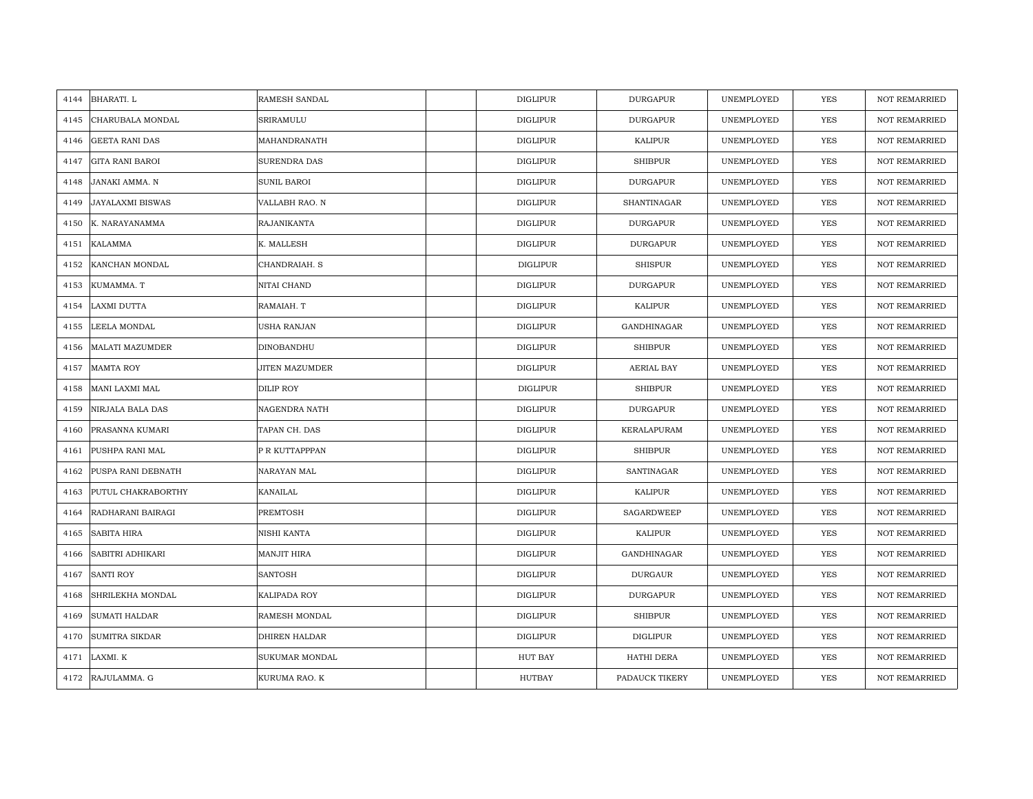| 4144 | BHARATI. L | RAMESH SANDAL | | DIGLIPUR | DURGAPUR | UNEMPLOYED | YES | NOT REMARRIED |
|---|---|---|---|---|---|---|---|---|
| 4145 | CHARUBALA MONDAL | SRIRAMULU | | DIGLIPUR | DURGAPUR | UNEMPLOYED | YES | NOT REMARRIED |
| 4146 | GEETA RANI DAS | MAHANDRANATH | | DIGLIPUR | KALIPUR | UNEMPLOYED | YES | NOT REMARRIED |
| 4147 | GITA RANI BAROI | SURENDRA DAS | | DIGLIPUR | SHIBPUR | UNEMPLOYED | YES | NOT REMARRIED |
| 4148 | JANAKI AMMA. N | SUNIL BAROI | | DIGLIPUR | DURGAPUR | UNEMPLOYED | YES | NOT REMARRIED |
| 4149 | JAYALAXMI BISWAS | VALLABH RAO. N | | DIGLIPUR | SHANTINAGAR | UNEMPLOYED | YES | NOT REMARRIED |
| 4150 | K. NARAYANAMMA | RAJANIKANTA | | DIGLIPUR | DURGAPUR | UNEMPLOYED | YES | NOT REMARRIED |
| 4151 | KALAMMA | K. MALLESH | | DIGLIPUR | DURGAPUR | UNEMPLOYED | YES | NOT REMARRIED |
| 4152 | KANCHAN MONDAL | CHANDRAIAH. S | | DIGLIPUR | SHISPUR | UNEMPLOYED | YES | NOT REMARRIED |
| 4153 | KUMAMMA. T | NITAI CHAND | | DIGLIPUR | DURGAPUR | UNEMPLOYED | YES | NOT REMARRIED |
| 4154 | LAXMI DUTTA | RAMAIAH. T | | DIGLIPUR | KALIPUR | UNEMPLOYED | YES | NOT REMARRIED |
| 4155 | LEELA MONDAL | USHA RANJAN | | DIGLIPUR | GANDHINAGAR | UNEMPLOYED | YES | NOT REMARRIED |
| 4156 | MALATI MAZUMDER | DINOBANDHU | | DIGLIPUR | SHIBPUR | UNEMPLOYED | YES | NOT REMARRIED |
| 4157 | MAMTA ROY | JITEN MAZUMDER | | DIGLIPUR | AERIAL BAY | UNEMPLOYED | YES | NOT REMARRIED |
| 4158 | MANI LAXMI MAL | DILIP ROY | | DIGLIPUR | SHIBPUR | UNEMPLOYED | YES | NOT REMARRIED |
| 4159 | NIRJALA BALA DAS | NAGENDRA NATH | | DIGLIPUR | DURGAPUR | UNEMPLOYED | YES | NOT REMARRIED |
| 4160 | PRASANNA KUMARI | TAPAN CH. DAS | | DIGLIPUR | KERALAPURAM | UNEMPLOYED | YES | NOT REMARRIED |
| 4161 | PUSHPA RANI MAL | P R KUTTAPPPAN | | DIGLIPUR | SHIBPUR | UNEMPLOYED | YES | NOT REMARRIED |
| 4162 | PUSPA RANI DEBNATH | NARAYAN MAL | | DIGLIPUR | SANTINAGAR | UNEMPLOYED | YES | NOT REMARRIED |
| 4163 | PUTUL CHAKRABORTHY | KANAILAL | | DIGLIPUR | KALIPUR | UNEMPLOYED | YES | NOT REMARRIED |
| 4164 | RADHARANI BAIRAGI | PREMTOSH | | DIGLIPUR | SAGARDWEEP | UNEMPLOYED | YES | NOT REMARRIED |
| 4165 | SABITA HIRA | NISHI KANTA | | DIGLIPUR | KALIPUR | UNEMPLOYED | YES | NOT REMARRIED |
| 4166 | SABITRI ADHIKARI | MANJIT HIRA | | DIGLIPUR | GANDHINAGAR | UNEMPLOYED | YES | NOT REMARRIED |
| 4167 | SANTI ROY | SANTOSH | | DIGLIPUR | DURGAUR | UNEMPLOYED | YES | NOT REMARRIED |
| 4168 | SHRILEKHA MONDAL | KALIPADA ROY | | DIGLIPUR | DURGAPUR | UNEMPLOYED | YES | NOT REMARRIED |
| 4169 | SUMATI HALDAR | RAMESH MONDAL | | DIGLIPUR | SHIBPUR | UNEMPLOYED | YES | NOT REMARRIED |
| 4170 | SUMITRA SIKDAR | DHIREN HALDAR | | DIGLIPUR | DIGLIPUR | UNEMPLOYED | YES | NOT REMARRIED |
| 4171 | LAXMI. K | SUKUMAR MONDAL | | HUT BAY | HATHI DERA | UNEMPLOYED | YES | NOT REMARRIED |
| 4172 | RAJULAMMA. G | KURUMA RAO. K | | HUTBAY | PADAUCK TIKERY | UNEMPLOYED | YES | NOT REMARRIED |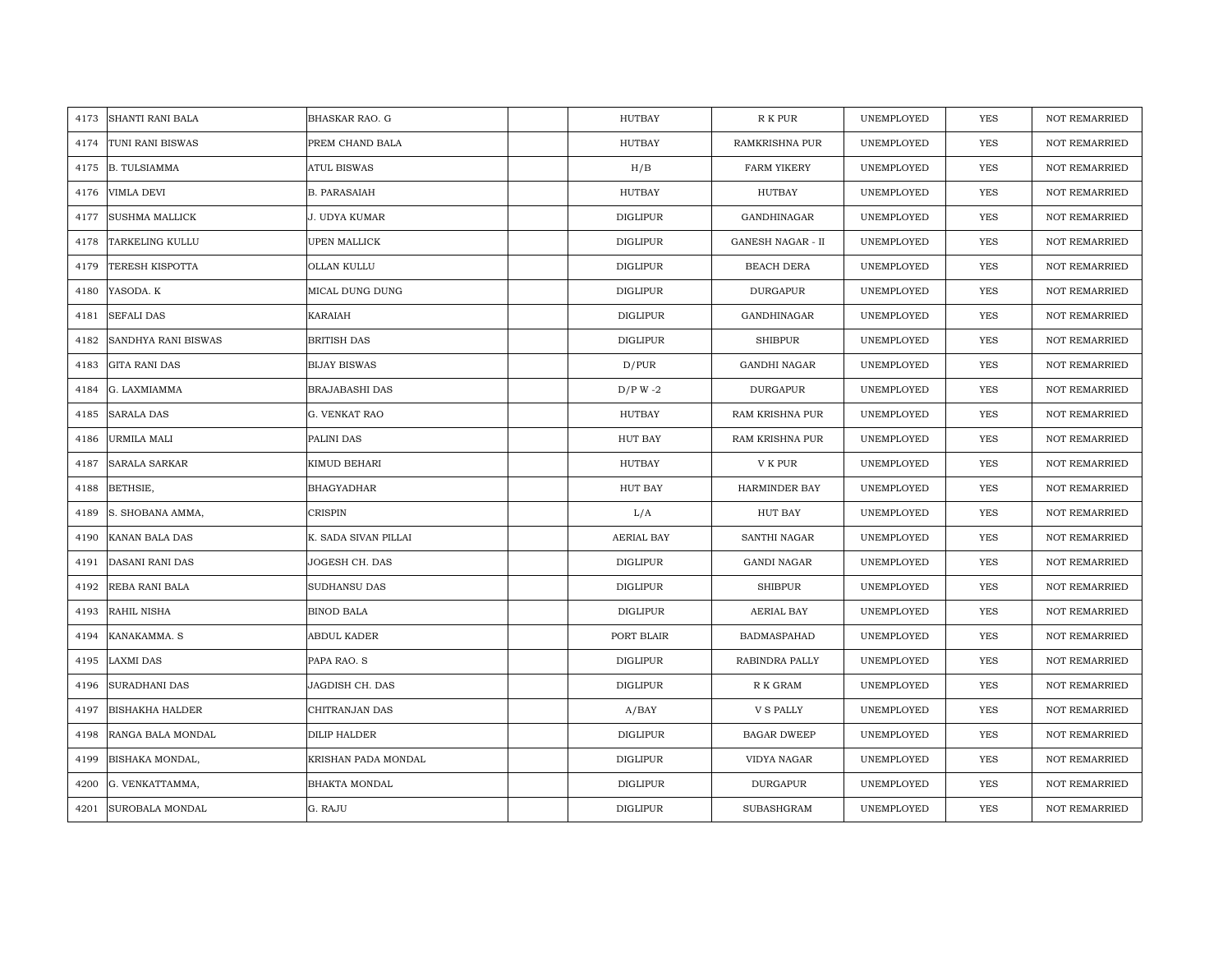| 4173 | SHANTI RANI BALA | BHASKAR RAO. G | | HUTBAY | R K PUR | UNEMPLOYED | YES | NOT REMARRIED |
|---|---|---|---|---|---|---|---|---|
| 4174 | TUNI RANI BISWAS | PREM CHAND BALA | | HUTBAY | RAMKRISHNA PUR | UNEMPLOYED | YES | NOT REMARRIED |
| 4175 | B. TULSIAMMA | ATUL BISWAS | | H/B | FARM YIKERY | UNEMPLOYED | YES | NOT REMARRIED |
| 4176 | VIMLA DEVI | B. PARASAIAH | | HUTBAY | HUTBAY | UNEMPLOYED | YES | NOT REMARRIED |
| 4177 | SUSHMA MALLICK | J. UDYA KUMAR | | DIGLIPUR | GANDHINAGAR | UNEMPLOYED | YES | NOT REMARRIED |
| 4178 | TARKELING KULLU | UPEN MALLICK | | DIGLIPUR | GANESH NAGAR - II | UNEMPLOYED | YES | NOT REMARRIED |
| 4179 | TERESH KISPOTTA | OLLAN KULLU | | DIGLIPUR | BEACH DERA | UNEMPLOYED | YES | NOT REMARRIED |
| 4180 | YASODA. K | MICAL DUNG DUNG | | DIGLIPUR | DURGAPUR | UNEMPLOYED | YES | NOT REMARRIED |
| 4181 | SEFALI DAS | KARAIAH | | DIGLIPUR | GANDHINAGAR | UNEMPLOYED | YES | NOT REMARRIED |
| 4182 | SANDHYA RANI BISWAS | BRITISH DAS | | DIGLIPUR | SHIBPUR | UNEMPLOYED | YES | NOT REMARRIED |
| 4183 | GITA RANI DAS | BIJAY BISWAS | | D/PUR | GANDHI NAGAR | UNEMPLOYED | YES | NOT REMARRIED |
| 4184 | G. LAXMIAMMA | BRAJABASHI DAS | | D/P W -2 | DURGAPUR | UNEMPLOYED | YES | NOT REMARRIED |
| 4185 | SARALA DAS | G. VENKAT RAO | | HUTBAY | RAM KRISHNA PUR | UNEMPLOYED | YES | NOT REMARRIED |
| 4186 | URMILA MALI | PALINI DAS | | HUT BAY | RAM KRISHNA PUR | UNEMPLOYED | YES | NOT REMARRIED |
| 4187 | SARALA SARKAR | KIMUD BEHARI | | HUTBAY | V K PUR | UNEMPLOYED | YES | NOT REMARRIED |
| 4188 | BETHSIE, | BHAGYADHAR | | HUT BAY | HARMINDER BAY | UNEMPLOYED | YES | NOT REMARRIED |
| 4189 | S. SHOBANA AMMA, | CRISPIN | | L/A | HUT BAY | UNEMPLOYED | YES | NOT REMARRIED |
| 4190 | KANAN BALA DAS | K. SADA SIVAN PILLAI | | AERIAL BAY | SANTHI NAGAR | UNEMPLOYED | YES | NOT REMARRIED |
| 4191 | DASANI RANI DAS | JOGESH CH. DAS | | DIGLIPUR | GANDI NAGAR | UNEMPLOYED | YES | NOT REMARRIED |
| 4192 | REBA RANI BALA | SUDHANSU DAS | | DIGLIPUR | SHIBPUR | UNEMPLOYED | YES | NOT REMARRIED |
| 4193 | RAHIL NISHA | BINOD BALA | | DIGLIPUR | AERIAL BAY | UNEMPLOYED | YES | NOT REMARRIED |
| 4194 | KANAKAMMA. S | ABDUL KADER | | PORT BLAIR | BADMASPAHAD | UNEMPLOYED | YES | NOT REMARRIED |
| 4195 | LAXMI DAS | PAPA RAO. S | | DIGLIPUR | RABINDRA PALLY | UNEMPLOYED | YES | NOT REMARRIED |
| 4196 | SURADHANI DAS | JAGDISH CH. DAS | | DIGLIPUR | R K GRAM | UNEMPLOYED | YES | NOT REMARRIED |
| 4197 | BISHAKHA HALDER | CHITRANJAN DAS | | A/BAY | V S PALLY | UNEMPLOYED | YES | NOT REMARRIED |
| 4198 | RANGA BALA MONDAL | DILIP HALDER | | DIGLIPUR | BAGAR DWEEP | UNEMPLOYED | YES | NOT REMARRIED |
| 4199 | BISHAKA MONDAL, | KRISHAN PADA MONDAL | | DIGLIPUR | VIDYA NAGAR | UNEMPLOYED | YES | NOT REMARRIED |
| 4200 | G. VENKATTAMMA, | BHAKTA MONDAL | | DIGLIPUR | DURGAPUR | UNEMPLOYED | YES | NOT REMARRIED |
| 4201 | SUROBALA MONDAL | G. RAJU | | DIGLIPUR | SUBASHGRAM | UNEMPLOYED | YES | NOT REMARRIED |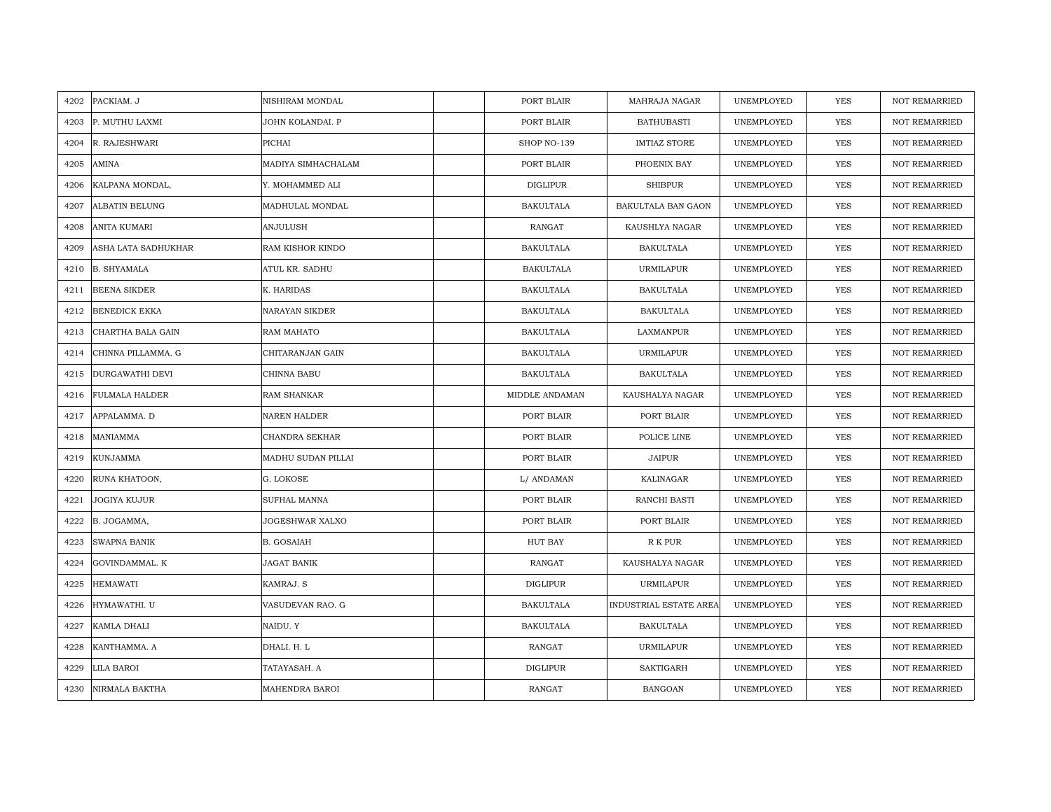| 4202 | PACKIAM. J | NISHIRAM MONDAL | | PORT BLAIR | MAHRAJA NAGAR | UNEMPLOYED | YES | NOT REMARRIED |
|---|---|---|---|---|---|---|---|---|
| 4203 | P. MUTHU LAXMI | JOHN KOLANDAI. P | | PORT BLAIR | BATHUBASTI | UNEMPLOYED | YES | NOT REMARRIED |
| 4204 | R. RAJESHWARI | PICHAI | | SHOP NO-139 | IMTIAZ STORE | UNEMPLOYED | YES | NOT REMARRIED |
| 4205 | AMINA | MADIYA SIMHACHALAM | | PORT BLAIR | PHOENIX BAY | UNEMPLOYED | YES | NOT REMARRIED |
| 4206 | KALPANA MONDAL, | Y. MOHAMMED ALI | | DIGLIPUR | SHIBPUR | UNEMPLOYED | YES | NOT REMARRIED |
| 4207 | ALBATIN BELUNG | MADHULAL MONDAL | | BAKULTALA | BAKULTALA BAN GAON | UNEMPLOYED | YES | NOT REMARRIED |
| 4208 | ANITA KUMARI | ANJULUSH | | RANGAT | KAUSHLYA NAGAR | UNEMPLOYED | YES | NOT REMARRIED |
| 4209 | ASHA LATA SADHUKHAR | RAM KISHOR KINDO | | BAKULTALA | BAKULTALA | UNEMPLOYED | YES | NOT REMARRIED |
| 4210 | B. SHYAMALA | ATUL KR. SADHU | | BAKULTALA | URMILAPUR | UNEMPLOYED | YES | NOT REMARRIED |
| 4211 | BEENA SIKDER | K. HARIDAS | | BAKULTALA | BAKULTALA | UNEMPLOYED | YES | NOT REMARRIED |
| 4212 | BENEDICK EKKA | NARAYAN SIKDER | | BAKULTALA | BAKULTALA | UNEMPLOYED | YES | NOT REMARRIED |
| 4213 | CHARTHA BALA GAIN | RAM MAHATO | | BAKULTALA | LAXMANPUR | UNEMPLOYED | YES | NOT REMARRIED |
| 4214 | CHINNA PILLAMMA. G | CHITARANJAN GAIN | | BAKULTALA | URMILAPUR | UNEMPLOYED | YES | NOT REMARRIED |
| 4215 | DURGAWATHI DEVI | CHINNA BABU | | BAKULTALA | BAKULTALA | UNEMPLOYED | YES | NOT REMARRIED |
| 4216 | FULMALA HALDER | RAM SHANKAR | | MIDDLE ANDAMAN | KAUSHALYA NAGAR | UNEMPLOYED | YES | NOT REMARRIED |
| 4217 | APPALAMMA. D | NAREN HALDER | | PORT BLAIR | PORT BLAIR | UNEMPLOYED | YES | NOT REMARRIED |
| 4218 | MANIAMMA | CHANDRA SEKHAR | | PORT BLAIR | POLICE LINE | UNEMPLOYED | YES | NOT REMARRIED |
| 4219 | KUNJAMMA | MADHU SUDAN PILLAI | | PORT BLAIR | JAIPUR | UNEMPLOYED | YES | NOT REMARRIED |
| 4220 | RUNA KHATOON, | G. LOKOSE | | L/ ANDAMAN | KALINAGAR | UNEMPLOYED | YES | NOT REMARRIED |
| 4221 | JOGIYA KUJUR | SUFHAL MANNA | | PORT BLAIR | RANCHI BASTI | UNEMPLOYED | YES | NOT REMARRIED |
| 4222 | B. JOGAMMA, | JOGESHWAR XALXO | | PORT BLAIR | PORT BLAIR | UNEMPLOYED | YES | NOT REMARRIED |
| 4223 | SWAPNA BANIK | B. GOSAIAH | | HUT BAY | R K PUR | UNEMPLOYED | YES | NOT REMARRIED |
| 4224 | GOVINDAMMAL. K | JAGAT BANIK | | RANGAT | KAUSHALYA NAGAR | UNEMPLOYED | YES | NOT REMARRIED |
| 4225 | HEMAWATI | KAMRAJ. S | | DIGLIPUR | URMILAPUR | UNEMPLOYED | YES | NOT REMARRIED |
| 4226 | HYMAWATHI. U | VASUDEVAN RAO. G | | BAKULTALA | INDUSTRIAL ESTATE AREA | UNEMPLOYED | YES | NOT REMARRIED |
| 4227 | KAMLA DHALI | NAIDU. Y | | BAKULTALA | BAKULTALA | UNEMPLOYED | YES | NOT REMARRIED |
| 4228 | KANTHAMMA. A | DHALI. H. L | | RANGAT | URMILAPUR | UNEMPLOYED | YES | NOT REMARRIED |
| 4229 | LILA BAROI | TATAYASAH. A | | DIGLIPUR | SAKTIGARH | UNEMPLOYED | YES | NOT REMARRIED |
| 4230 | NIRMALA BAKTHA | MAHENDRA BAROI | | RANGAT | BANGOAN | UNEMPLOYED | YES | NOT REMARRIED |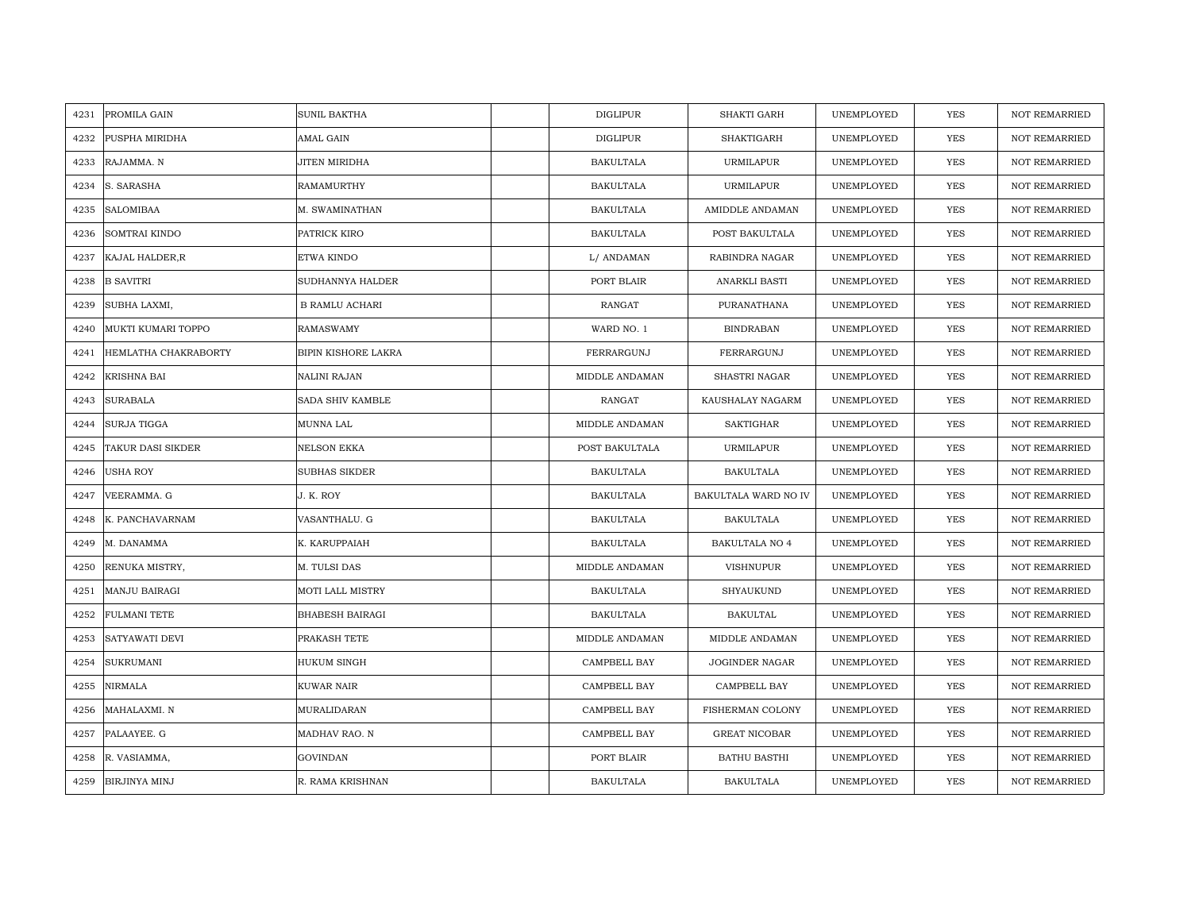| | | | | | | | | |
|---|---|---|---|---|---|---|---|---|
| 4231 | PROMILA GAIN | SUNIL BAKTHA | | DIGLIPUR | SHAKTI GARH | UNEMPLOYED | YES | NOT REMARRIED |
| 4232 | PUSPHA MIRIDHA | AMAL GAIN | | DIGLIPUR | SHAKTIGARH | UNEMPLOYED | YES | NOT REMARRIED |
| 4233 | RAJAMMA. N | JITEN MIRIDHA | | BAKULTALA | URMILAPUR | UNEMPLOYED | YES | NOT REMARRIED |
| 4234 | S. SARASHA | RAMAMURTHY | | BAKULTALA | URMILAPUR | UNEMPLOYED | YES | NOT REMARRIED |
| 4235 | SALOMIBAA | M. SWAMINATHAN | | BAKULTALA | AMIDDLE ANDAMAN | UNEMPLOYED | YES | NOT REMARRIED |
| 4236 | SOMTRAI KINDO | PATRICK KIRO | | BAKULTALA | POST BAKULTALA | UNEMPLOYED | YES | NOT REMARRIED |
| 4237 | KAJAL HALDER,R | ETWA KINDO | | L/ ANDAMAN | RABINDRA NAGAR | UNEMPLOYED | YES | NOT REMARRIED |
| 4238 | B SAVITRI | SUDHANNYA HALDER | | PORT BLAIR | ANARKLI BASTI | UNEMPLOYED | YES | NOT REMARRIED |
| 4239 | SUBHA LAXMI, | B RAMLU ACHARI | | RANGAT | PURANATHANA | UNEMPLOYED | YES | NOT REMARRIED |
| 4240 | MUKTI KUMARI TOPPO | RAMASWAMY | | WARD NO. 1 | BINDRABAN | UNEMPLOYED | YES | NOT REMARRIED |
| 4241 | HEMLATHA CHAKRABORTY | BIPIN KISHORE LAKRA | | FERRARGUNJ | FERRARGUNJ | UNEMPLOYED | YES | NOT REMARRIED |
| 4242 | KRISHNA BAI | NALINI RAJAN | | MIDDLE ANDAMAN | SHASTRI NAGAR | UNEMPLOYED | YES | NOT REMARRIED |
| 4243 | SURABALA | SADA SHIV KAMBLE | | RANGAT | KAUSHALAY NAGARM | UNEMPLOYED | YES | NOT REMARRIED |
| 4244 | SURJA TIGGA | MUNNA LAL | | MIDDLE ANDAMAN | SAKTIGHAR | UNEMPLOYED | YES | NOT REMARRIED |
| 4245 | TAKUR DASI SIKDER | NELSON EKKA | | POST BAKULTALA | URMILAPUR | UNEMPLOYED | YES | NOT REMARRIED |
| 4246 | USHA ROY | SUBHAS SIKDER | | BAKULTALA | BAKULTALA | UNEMPLOYED | YES | NOT REMARRIED |
| 4247 | VEERAMMA. G | J. K. ROY | | BAKULTALA | BAKULTALA WARD NO IV | UNEMPLOYED | YES | NOT REMARRIED |
| 4248 | K. PANCHAVARNAM | VASANTHALU. G | | BAKULTALA | BAKULTALA | UNEMPLOYED | YES | NOT REMARRIED |
| 4249 | M. DANAMMA | K. KARUPPAIAH | | BAKULTALA | BAKULTALA NO 4 | UNEMPLOYED | YES | NOT REMARRIED |
| 4250 | RENUKA MISTRY, | M. TULSI DAS | | MIDDLE ANDAMAN | VISHNUPUR | UNEMPLOYED | YES | NOT REMARRIED |
| 4251 | MANJU BAIRAGI | MOTI LALL MISTRY | | BAKULTALA | SHYAUKUND | UNEMPLOYED | YES | NOT REMARRIED |
| 4252 | FULMANI TETE | BHABESH BAIRAGI | | BAKULTALA | BAKULTAL | UNEMPLOYED | YES | NOT REMARRIED |
| 4253 | SATYAWATI DEVI | PRAKASH TETE | | MIDDLE ANDAMAN | MIDDLE ANDAMAN | UNEMPLOYED | YES | NOT REMARRIED |
| 4254 | SUKRUMANI | HUKUM SINGH | | CAMPBELL BAY | JOGINDER NAGAR | UNEMPLOYED | YES | NOT REMARRIED |
| 4255 | NIRMALA | KUWAR NAIR | | CAMPBELL BAY | CAMPBELL BAY | UNEMPLOYED | YES | NOT REMARRIED |
| 4256 | MAHALAXMI. N | MURALIDARAN | | CAMPBELL BAY | FISHERMAN COLONY | UNEMPLOYED | YES | NOT REMARRIED |
| 4257 | PALAAYEE. G | MADHAV RAO. N | | CAMPBELL BAY | GREAT NICOBAR | UNEMPLOYED | YES | NOT REMARRIED |
| 4258 | R. VASIAMMA, | GOVINDAN | | PORT BLAIR | BATHU BASTHI | UNEMPLOYED | YES | NOT REMARRIED |
| 4259 | BIRJINYA MINJ | R. RAMA KRISHNAN | | BAKULTALA | BAKULTALA | UNEMPLOYED | YES | NOT REMARRIED |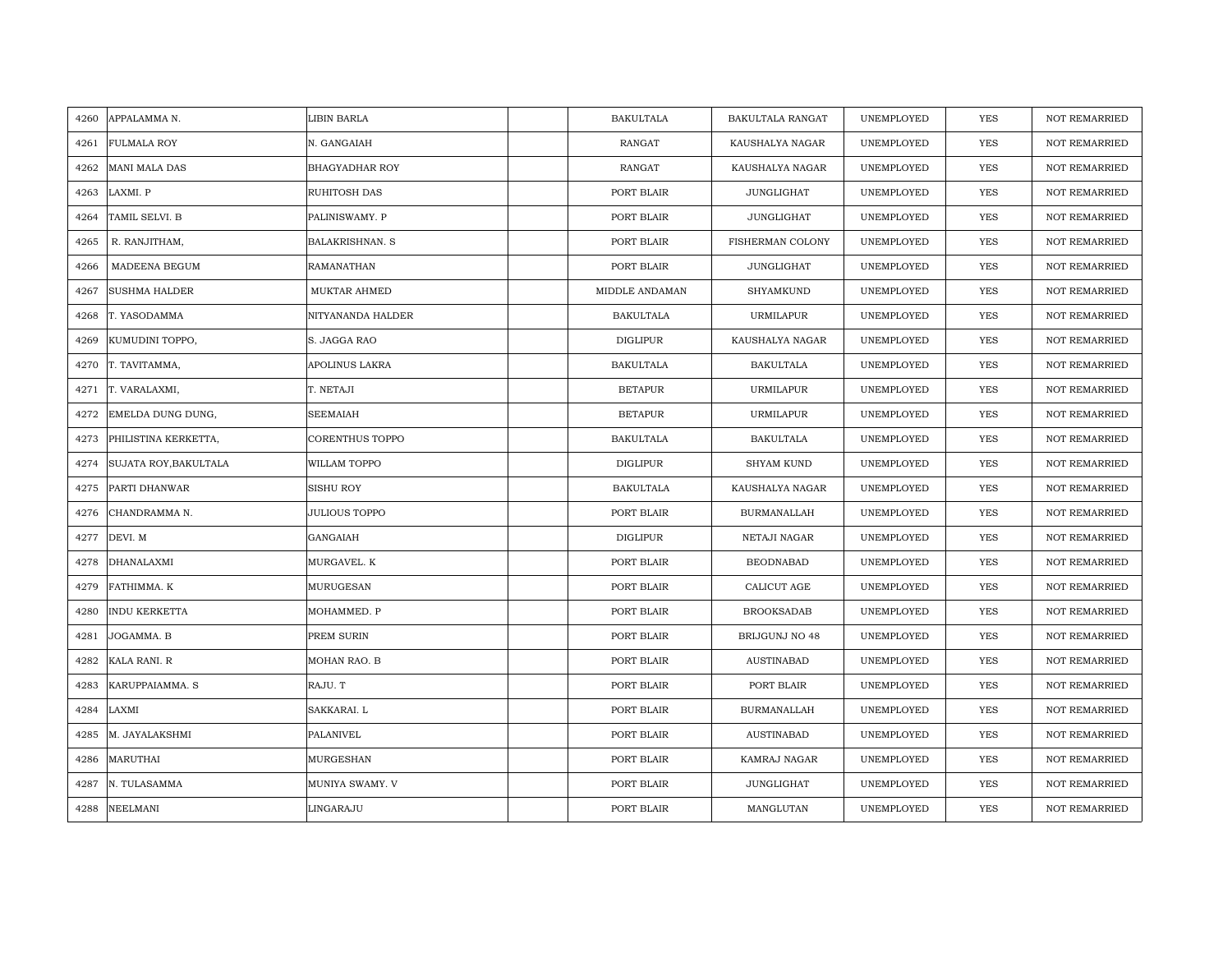| 4260 | APPALAMMA N. | LIBIN BARLA | | BAKULTALA | BAKULTALA RANGAT | UNEMPLOYED | YES | NOT REMARRIED |
|---|---|---|---|---|---|---|---|---|
| 4261 | FULMALA ROY | N. GANGAIAH | | RANGAT | KAUSHALYA NAGAR | UNEMPLOYED | YES | NOT REMARRIED |
| 4262 | MANI MALA DAS | BHAGYADHAR ROY | | RANGAT | KAUSHALYA NAGAR | UNEMPLOYED | YES | NOT REMARRIED |
| 4263 | LAXMI. P | RUHITOSH DAS | | PORT BLAIR | JUNGLIGHAT | UNEMPLOYED | YES | NOT REMARRIED |
| 4264 | TAMIL SELVI. B | PALINISWAMY. P | | PORT BLAIR | JUNGLIGHAT | UNEMPLOYED | YES | NOT REMARRIED |
| 4265 | R. RANJITHAM, | BALAKRISHNAN. S | | PORT BLAIR | FISHERMAN COLONY | UNEMPLOYED | YES | NOT REMARRIED |
| 4266 | MADEENA BEGUM | RAMANATHAN | | PORT BLAIR | JUNGLIGHAT | UNEMPLOYED | YES | NOT REMARRIED |
| 4267 | SUSHMA HALDER | MUKTAR AHMED | | MIDDLE ANDAMAN | SHYAMKUND | UNEMPLOYED | YES | NOT REMARRIED |
| 4268 | T. YASODAMMA | NITYANANDA HALDER | | BAKULTALA | URMILAPUR | UNEMPLOYED | YES | NOT REMARRIED |
| 4269 | KUMUDINI TOPPO, | S. JAGGA RAO | | DIGLIPUR | KAUSHALYA NAGAR | UNEMPLOYED | YES | NOT REMARRIED |
| 4270 | T. TAVITAMMA, | APOLINUS LAKRA | | BAKULTALA | BAKULTALA | UNEMPLOYED | YES | NOT REMARRIED |
| 4271 | T. VARALAXMI, | T. NETAJI | | BETAPUR | URMILAPUR | UNEMPLOYED | YES | NOT REMARRIED |
| 4272 | EMELDA DUNG DUNG, | SEEMAIAH | | BETAPUR | URMILAPUR | UNEMPLOYED | YES | NOT REMARRIED |
| 4273 | PHILISTINA KERKETTA, | CORENTHUS TOPPO | | BAKULTALA | BAKULTALA | UNEMPLOYED | YES | NOT REMARRIED |
| 4274 | SUJATA ROY,BAKULTALA | WILLAM TOPPO | | DIGLIPUR | SHYAM KUND | UNEMPLOYED | YES | NOT REMARRIED |
| 4275 | PARTI DHANWAR | SISHU ROY | | BAKULTALA | KAUSHALYA NAGAR | UNEMPLOYED | YES | NOT REMARRIED |
| 4276 | CHANDRAMMA N. | JULIOUS TOPPO | | PORT BLAIR | BURMANALLAH | UNEMPLOYED | YES | NOT REMARRIED |
| 4277 | DEVI. M | GANGAIAH | | DIGLIPUR | NETAJI NAGAR | UNEMPLOYED | YES | NOT REMARRIED |
| 4278 | DHANALAXMI | MURGAVEL. K | | PORT BLAIR | BEODNABAD | UNEMPLOYED | YES | NOT REMARRIED |
| 4279 | FATHIMMA. K | MURUGESAN | | PORT BLAIR | CALICUT AGE | UNEMPLOYED | YES | NOT REMARRIED |
| 4280 | INDU KERKETTA | MOHAMMED. P | | PORT BLAIR | BROOKSADAB | UNEMPLOYED | YES | NOT REMARRIED |
| 4281 | JOGAMMA. B | PREM SURIN | | PORT BLAIR | BRIJGUNJ NO 48 | UNEMPLOYED | YES | NOT REMARRIED |
| 4282 | KALA RANI. R | MOHAN RAO. B | | PORT BLAIR | AUSTINABAD | UNEMPLOYED | YES | NOT REMARRIED |
| 4283 | KARUPPAIAMMA. S | RAJU. T | | PORT BLAIR | PORT BLAIR | UNEMPLOYED | YES | NOT REMARRIED |
| 4284 | LAXMI | SAKKARAI. L | | PORT BLAIR | BURMANALLAH | UNEMPLOYED | YES | NOT REMARRIED |
| 4285 | M. JAYALAKSHMI | PALANIVEL | | PORT BLAIR | AUSTINABAD | UNEMPLOYED | YES | NOT REMARRIED |
| 4286 | MARUTHAI | MURGESHAN | | PORT BLAIR | KAMRAJ NAGAR | UNEMPLOYED | YES | NOT REMARRIED |
| 4287 | N. TULASAMMA | MUNIYA SWAMY. V | | PORT BLAIR | JUNGLIGHAT | UNEMPLOYED | YES | NOT REMARRIED |
| 4288 | NEELMANI | LINGARAJU | | PORT BLAIR | MANGLUTAN | UNEMPLOYED | YES | NOT REMARRIED |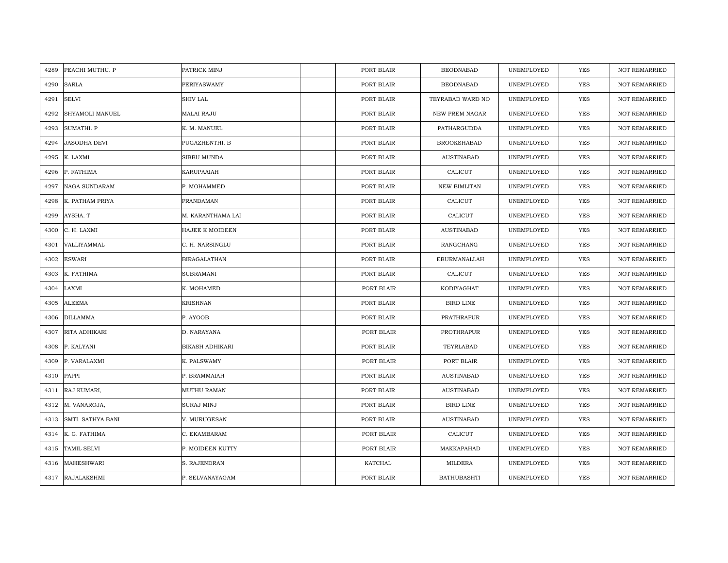| 4289 | PEACHI MUTHU. P | PATRICK MINJ | | PORT BLAIR | BEODNABAD | UNEMPLOYED | YES | NOT REMARRIED |
|---|---|---|---|---|---|---|---|---|
| 4290 | SARLA | PERIYASWAMY | | PORT BLAIR | BEODNABAD | UNEMPLOYED | YES | NOT REMARRIED |
| 4291 | SELVI | SHIV LAL | | PORT BLAIR | TEYRABAD WARD NO | UNEMPLOYED | YES | NOT REMARRIED |
| 4292 | SHYAMOLI MANUEL | MALAI RAJU | | PORT BLAIR | NEW PREM NAGAR | UNEMPLOYED | YES | NOT REMARRIED |
| 4293 | SUMATHI. P | K. M. MANUEL | | PORT BLAIR | PATHARGUDDA | UNEMPLOYED | YES | NOT REMARRIED |
| 4294 | JASODHA DEVI | PUGAZHENTHI. B | | PORT BLAIR | BROOKSHABAD | UNEMPLOYED | YES | NOT REMARRIED |
| 4295 | K. LAXMI | SIBBU MUNDA | | PORT BLAIR | AUSTINABAD | UNEMPLOYED | YES | NOT REMARRIED |
| 4296 | P. FATHIMA | KARUPAAIAH | | PORT BLAIR | CALICUT | UNEMPLOYED | YES | NOT REMARRIED |
| 4297 | NAGA SUNDARAM | P. MOHAMMED | | PORT BLAIR | NEW BIMLITAN | UNEMPLOYED | YES | NOT REMARRIED |
| 4298 | K. PATHAM PRIYA | PRANDAMAN | | PORT BLAIR | CALICUT | UNEMPLOYED | YES | NOT REMARRIED |
| 4299 | AYSHA. T | M. KARANTHAMA LAI | | PORT BLAIR | CALICUT | UNEMPLOYED | YES | NOT REMARRIED |
| 4300 | C. H. LAXMI | HAJEE K MOIDEEN | | PORT BLAIR | AUSTINABAD | UNEMPLOYED | YES | NOT REMARRIED |
| 4301 | VALLIYAMMAL | C. H. NARSINGLU | | PORT BLAIR | RANGCHANG | UNEMPLOYED | YES | NOT REMARRIED |
| 4302 | ESWARI | BIRAGALATHAN | | PORT BLAIR | EBURMANALLAH | UNEMPLOYED | YES | NOT REMARRIED |
| 4303 | K. FATHIMA | SUBRAMANI | | PORT BLAIR | CALICUT | UNEMPLOYED | YES | NOT REMARRIED |
| 4304 | LAXMI | K. MOHAMED | | PORT BLAIR | KODIYAGHAT | UNEMPLOYED | YES | NOT REMARRIED |
| 4305 | ALEEMA | KRISHNAN | | PORT BLAIR | BIRD LINE | UNEMPLOYED | YES | NOT REMARRIED |
| 4306 | DILLAMMA | P. AYOOB | | PORT BLAIR | PRATHRAPUR | UNEMPLOYED | YES | NOT REMARRIED |
| 4307 | RITA ADHIKARI | D. NARAYANA | | PORT BLAIR | PROTHRAPUR | UNEMPLOYED | YES | NOT REMARRIED |
| 4308 | P. KALYANI | BIKASH ADHIKARI | | PORT BLAIR | TEYRLABAD | UNEMPLOYED | YES | NOT REMARRIED |
| 4309 | P. VARALAXMI | K. PALSWAMY | | PORT BLAIR | PORT BLAIR | UNEMPLOYED | YES | NOT REMARRIED |
| 4310 | PAPPI | P. BRAMMAIAH | | PORT BLAIR | AUSTINABAD | UNEMPLOYED | YES | NOT REMARRIED |
| 4311 | RAJ KUMARI, | MUTHU RAMAN | | PORT BLAIR | AUSTINABAD | UNEMPLOYED | YES | NOT REMARRIED |
| 4312 | M. VANAROJA, | SURAJ MINJ | | PORT BLAIR | BIRD LINE | UNEMPLOYED | YES | NOT REMARRIED |
| 4313 | SMTI. SATHYA BANI | V. MURUGESAN | | PORT BLAIR | AUSTINABAD | UNEMPLOYED | YES | NOT REMARRIED |
| 4314 | K. G. FATHIMA | C. EKAMBARAM | | PORT BLAIR | CALICUT | UNEMPLOYED | YES | NOT REMARRIED |
| 4315 | TAMIL SELVI | P. MOIDEEN KUTTY | | PORT BLAIR | MAKKAPAHAD | UNEMPLOYED | YES | NOT REMARRIED |
| 4316 | MAHESHWARI | S. RAJENDRAN | | KATCHAL | MILDERA | UNEMPLOYED | YES | NOT REMARRIED |
| 4317 | RAJALAKSHMI | P. SELVANAYAGAM | | PORT BLAIR | BATHUBASHTI | UNEMPLOYED | YES | NOT REMARRIED |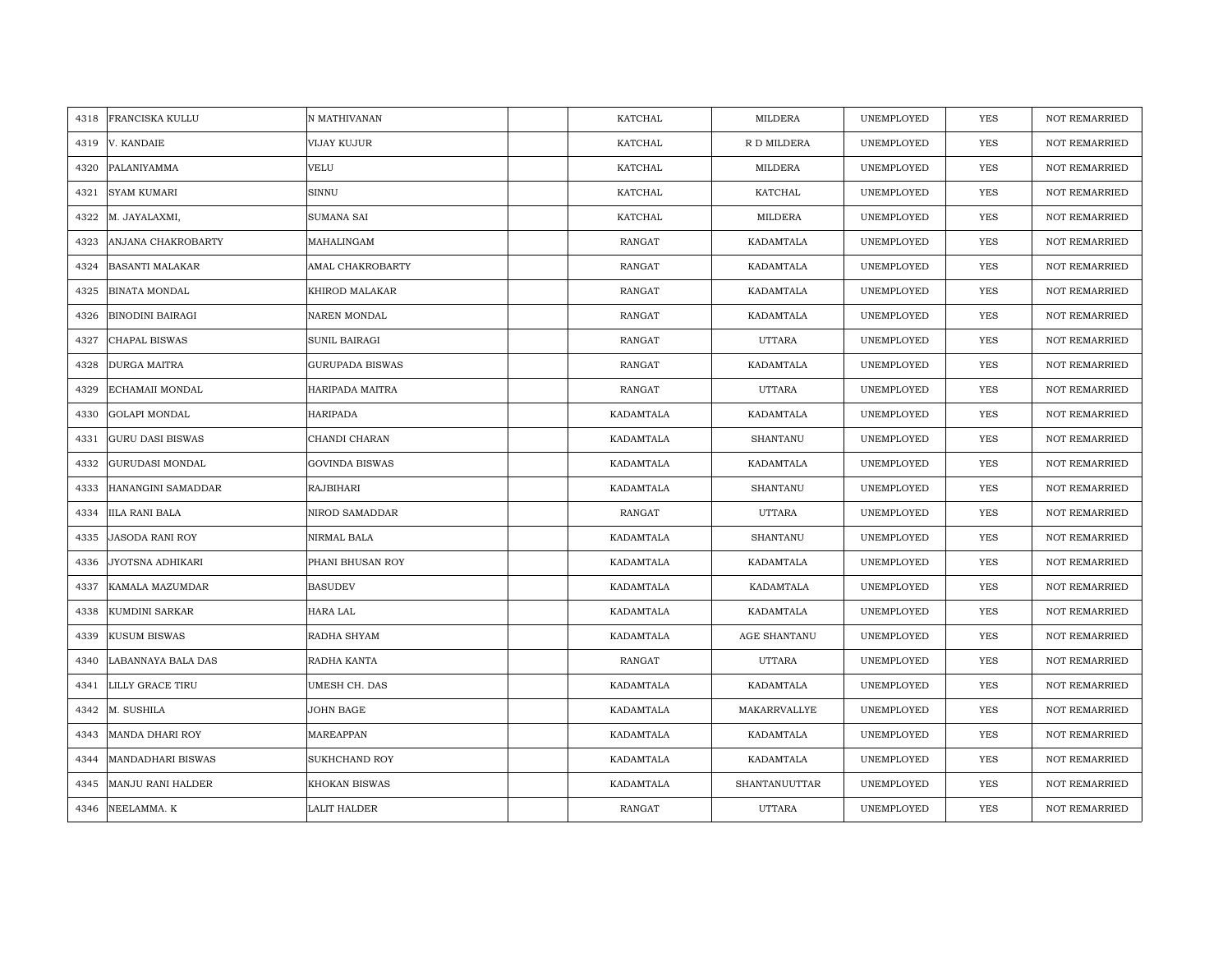| | | | | | | | | |
|---|---|---|---|---|---|---|---|---|
| 4318 | FRANCISKA KULLU | N MATHIVANAN | | KATCHAL | MILDERA | UNEMPLOYED | YES | NOT REMARRIED |
| 4319 | V. KANDAIE | VIJAY KUJUR | | KATCHAL | R D MILDERA | UNEMPLOYED | YES | NOT REMARRIED |
| 4320 | PALANIYAMMA | VELU | | KATCHAL | MILDERA | UNEMPLOYED | YES | NOT REMARRIED |
| 4321 | SYAM KUMARI | SINNU | | KATCHAL | KATCHAL | UNEMPLOYED | YES | NOT REMARRIED |
| 4322 | M. JAYALAXMI, | SUMANA SAI | | KATCHAL | MILDERA | UNEMPLOYED | YES | NOT REMARRIED |
| 4323 | ANJANA CHAKROBARTY | MAHALINGAM | | RANGAT | KADAMTALA | UNEMPLOYED | YES | NOT REMARRIED |
| 4324 | BASANTI MALAKAR | AMAL CHAKROBARTY | | RANGAT | KADAMTALA | UNEMPLOYED | YES | NOT REMARRIED |
| 4325 | BINATA MONDAL | KHIROD MALAKAR | | RANGAT | KADAMTALA | UNEMPLOYED | YES | NOT REMARRIED |
| 4326 | BINODINI BAIRAGI | NAREN MONDAL | | RANGAT | KADAMTALA | UNEMPLOYED | YES | NOT REMARRIED |
| 4327 | CHAPAL BISWAS | SUNIL BAIRAGI | | RANGAT | UTTARA | UNEMPLOYED | YES | NOT REMARRIED |
| 4328 | DURGA MAITRA | GURUPADA BISWAS | | RANGAT | KADAMTALA | UNEMPLOYED | YES | NOT REMARRIED |
| 4329 | ECHAMAII MONDAL | HARIPADA MAITRA | | RANGAT | UTTARA | UNEMPLOYED | YES | NOT REMARRIED |
| 4330 | GOLAPI MONDAL | HARIPADA | | KADAMTALA | KADAMTALA | UNEMPLOYED | YES | NOT REMARRIED |
| 4331 | GURU DASI BISWAS | CHANDI CHARAN | | KADAMTALA | SHANTANU | UNEMPLOYED | YES | NOT REMARRIED |
| 4332 | GURUDASI MONDAL | GOVINDA BISWAS | | KADAMTALA | KADAMTALA | UNEMPLOYED | YES | NOT REMARRIED |
| 4333 | HANANGINI SAMADDAR | RAJBIHARI | | KADAMTALA | SHANTANU | UNEMPLOYED | YES | NOT REMARRIED |
| 4334 | IILA RANI BALA | NIROD SAMADDAR | | RANGAT | UTTARA | UNEMPLOYED | YES | NOT REMARRIED |
| 4335 | JASODA RANI ROY | NIRMAL BALA | | KADAMTALA | SHANTANU | UNEMPLOYED | YES | NOT REMARRIED |
| 4336 | JYOTSNA ADHIKARI | PHANI BHUSAN ROY | | KADAMTALA | KADAMTALA | UNEMPLOYED | YES | NOT REMARRIED |
| 4337 | KAMALA MAZUMDAR | BASUDEV | | KADAMTALA | KADAMTALA | UNEMPLOYED | YES | NOT REMARRIED |
| 4338 | KUMDINI SARKAR | HARA LAL | | KADAMTALA | KADAMTALA | UNEMPLOYED | YES | NOT REMARRIED |
| 4339 | KUSUM BISWAS | RADHA SHYAM | | KADAMTALA | AGE SHANTANU | UNEMPLOYED | YES | NOT REMARRIED |
| 4340 | LABANNAYA BALA DAS | RADHA KANTA | | RANGAT | UTTARA | UNEMPLOYED | YES | NOT REMARRIED |
| 4341 | LILLY GRACE TIRU | UMESH CH. DAS | | KADAMTALA | KADAMTALA | UNEMPLOYED | YES | NOT REMARRIED |
| 4342 | M. SUSHILA | JOHN BAGE | | KADAMTALA | MAKARRVALLYE | UNEMPLOYED | YES | NOT REMARRIED |
| 4343 | MANDA DHARI ROY | MAREAPPAN | | KADAMTALA | KADAMTALA | UNEMPLOYED | YES | NOT REMARRIED |
| 4344 | MANDADHARI BISWAS | SUKHCHAND ROY | | KADAMTALA | KADAMTALA | UNEMPLOYED | YES | NOT REMARRIED |
| 4345 | MANJU RANI HALDER | KHOKAN BISWAS | | KADAMTALA | SHANTANUUTTAR | UNEMPLOYED | YES | NOT REMARRIED |
| 4346 | NEELAMMA. K | LALIT HALDER | | RANGAT | UTTARA | UNEMPLOYED | YES | NOT REMARRIED |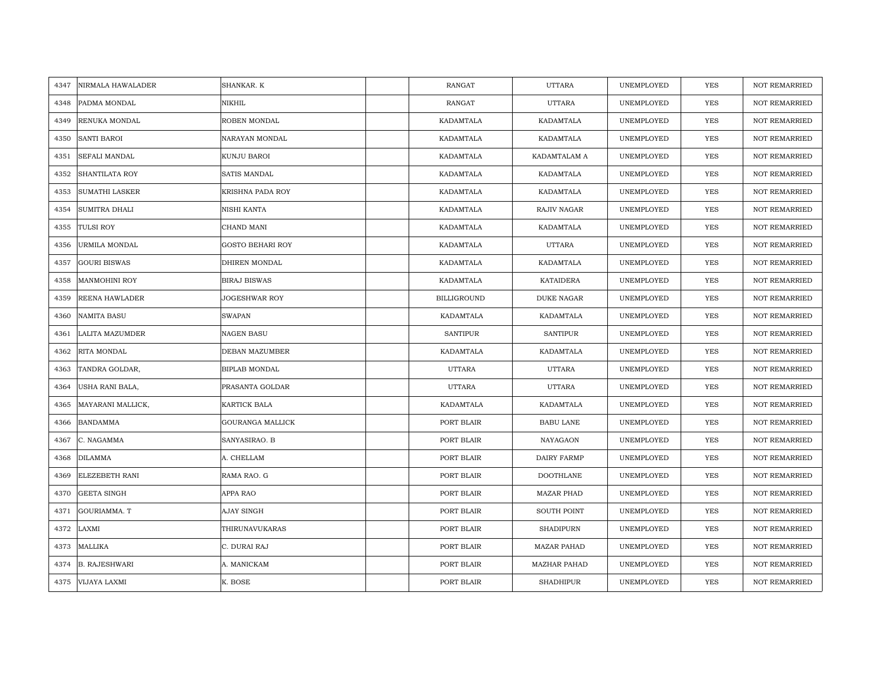| 4347 | NIRMALA HAWALADER | SHANKAR. K | | RANGAT | UTTARA | UNEMPLOYED | YES | NOT REMARRIED |
|---|---|---|---|---|---|---|---|---|
| 4348 | PADMA MONDAL | NIKHIL | | RANGAT | UTTARA | UNEMPLOYED | YES | NOT REMARRIED |
| 4349 | RENUKA MONDAL | ROBEN MONDAL | | KADAMTALA | KADAMTALA | UNEMPLOYED | YES | NOT REMARRIED |
| 4350 | SANTI BAROI | NARAYAN MONDAL | | KADAMTALA | KADAMTALA | UNEMPLOYED | YES | NOT REMARRIED |
| 4351 | SEFALI MANDAL | KUNJU BAROI | | KADAMTALA | KADAMTALAM A | UNEMPLOYED | YES | NOT REMARRIED |
| 4352 | SHANTILATA ROY | SATIS MANDAL | | KADAMTALA | KADAMTALA | UNEMPLOYED | YES | NOT REMARRIED |
| 4353 | SUMATHI LASKER | KRISHNA PADA ROY | | KADAMTALA | KADAMTALA | UNEMPLOYED | YES | NOT REMARRIED |
| 4354 | SUMITRA DHALI | NISHI KANTA | | KADAMTALA | RAJIV NAGAR | UNEMPLOYED | YES | NOT REMARRIED |
| 4355 | TULSI ROY | CHAND MANI | | KADAMTALA | KADAMTALA | UNEMPLOYED | YES | NOT REMARRIED |
| 4356 | URMILA MONDAL | GOSTO BEHARI ROY | | KADAMTALA | UTTARA | UNEMPLOYED | YES | NOT REMARRIED |
| 4357 | GOURI BISWAS | DHIREN MONDAL | | KADAMTALA | KADAMTALA | UNEMPLOYED | YES | NOT REMARRIED |
| 4358 | MANMOHINI ROY | BIRAJ BISWAS | | KADAMTALA | KATAIDERA | UNEMPLOYED | YES | NOT REMARRIED |
| 4359 | REENA HAWLADER | JOGESHWAR ROY | | BILLIGROUND | DUKE NAGAR | UNEMPLOYED | YES | NOT REMARRIED |
| 4360 | NAMITA BASU | SWAPAN | | KADAMTALA | KADAMTALA | UNEMPLOYED | YES | NOT REMARRIED |
| 4361 | LALITA MAZUMDER | NAGEN BASU | | SANTIPUR | SANTIPUR | UNEMPLOYED | YES | NOT REMARRIED |
| 4362 | RITA MONDAL | DEBAN MAZUMBER | | KADAMTALA | KADAMTALA | UNEMPLOYED | YES | NOT REMARRIED |
| 4363 | TANDRA GOLDAR, | BIPLAB MONDAL | | UTTARA | UTTARA | UNEMPLOYED | YES | NOT REMARRIED |
| 4364 | USHA RANI BALA, | PRASANTA GOLDAR | | UTTARA | UTTARA | UNEMPLOYED | YES | NOT REMARRIED |
| 4365 | MAYARANI MALLICK, | KARTICK BALA | | KADAMTALA | KADAMTALA | UNEMPLOYED | YES | NOT REMARRIED |
| 4366 | BANDAMMA | GOURANGA MALLICK | | PORT BLAIR | BABU LANE | UNEMPLOYED | YES | NOT REMARRIED |
| 4367 | C. NAGAMMA | SANYASIRAO. B | | PORT BLAIR | NAYAGAON | UNEMPLOYED | YES | NOT REMARRIED |
| 4368 | DILAMMA | A. CHELLAM | | PORT BLAIR | DAIRY FARMP | UNEMPLOYED | YES | NOT REMARRIED |
| 4369 | ELEZEBETH RANI | RAMA RAO. G | | PORT BLAIR | DOOTHLANE | UNEMPLOYED | YES | NOT REMARRIED |
| 4370 | GEETA SINGH | APPA RAO | | PORT BLAIR | MAZAR PHAD | UNEMPLOYED | YES | NOT REMARRIED |
| 4371 | GOURIAMMA. T | AJAY SINGH | | PORT BLAIR | SOUTH POINT | UNEMPLOYED | YES | NOT REMARRIED |
| 4372 | LAXMI | THIRUNAVUKARAS | | PORT BLAIR | SHADIPURN | UNEMPLOYED | YES | NOT REMARRIED |
| 4373 | MALLIKA | C. DURAI RAJ | | PORT BLAIR | MAZAR PAHAD | UNEMPLOYED | YES | NOT REMARRIED |
| 4374 | B. RAJESHWARI | A. MANICKAM | | PORT BLAIR | MAZHAR PAHAD | UNEMPLOYED | YES | NOT REMARRIED |
| 4375 | VIJAYA LAXMI | K. BOSE | | PORT BLAIR | SHADHIPUR | UNEMPLOYED | YES | NOT REMARRIED |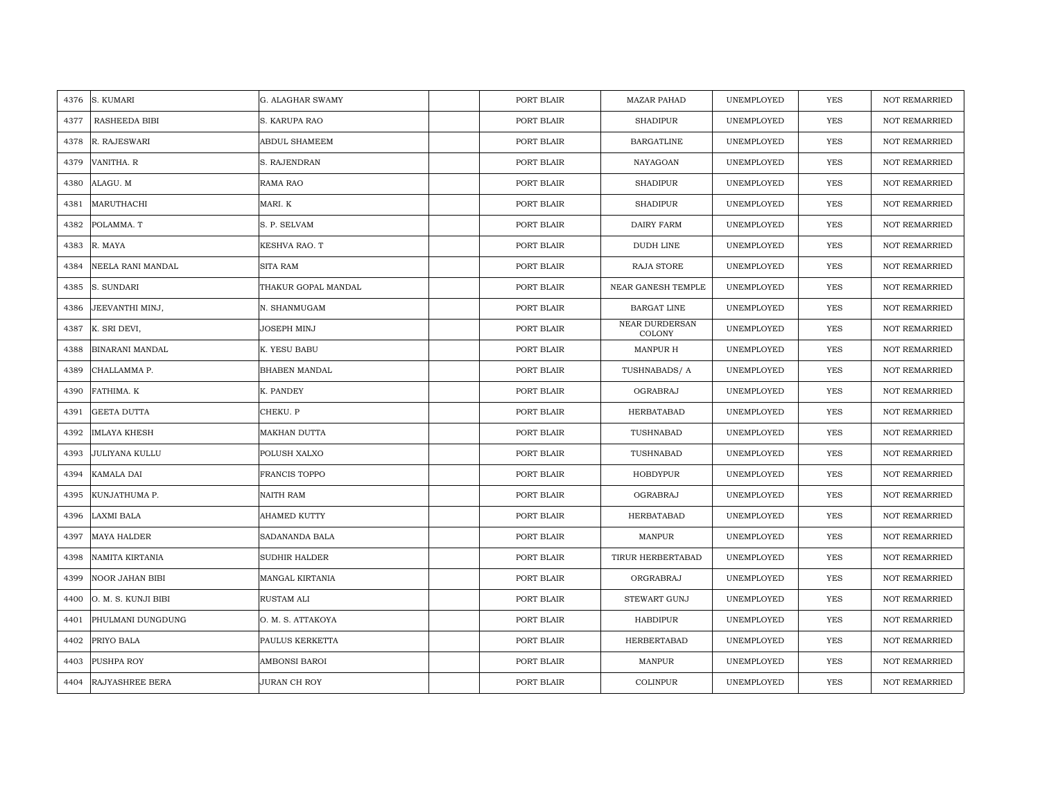| 4376 | S. KUMARI | G. ALAGHAR SWAMY | | PORT BLAIR | MAZAR PAHAD | UNEMPLOYED | YES | NOT REMARRIED |
|---|---|---|---|---|---|---|---|---|
| 4377 | RASHEEDA BIBI | S. KARUPA RAO | | PORT BLAIR | SHADIPUR | UNEMPLOYED | YES | NOT REMARRIED |
| 4378 | R. RAJESWARI | ABDUL SHAMEEM | | PORT BLAIR | BARGATLINE | UNEMPLOYED | YES | NOT REMARRIED |
| 4379 | VANITHA. R | S. RAJENDRAN | | PORT BLAIR | NAYAGOAN | UNEMPLOYED | YES | NOT REMARRIED |
| 4380 | ALAGU. M | RAMA RAO | | PORT BLAIR | SHADIPUR | UNEMPLOYED | YES | NOT REMARRIED |
| 4381 | MARUTHACHI | MARI. K | | PORT BLAIR | SHADIPUR | UNEMPLOYED | YES | NOT REMARRIED |
| 4382 | POLAMMA. T | S. P. SELVAM | | PORT BLAIR | DAIRY FARM | UNEMPLOYED | YES | NOT REMARRIED |
| 4383 | R. MAYA | KESHVA RAO. T | | PORT BLAIR | DUDH LINE | UNEMPLOYED | YES | NOT REMARRIED |
| 4384 | NEELA RANI MANDAL | SITA RAM | | PORT BLAIR | RAJA STORE | UNEMPLOYED | YES | NOT REMARRIED |
| 4385 | S. SUNDARI | THAKUR GOPAL MANDAL | | PORT BLAIR | NEAR GANESH TEMPLE | UNEMPLOYED | YES | NOT REMARRIED |
| 4386 | JEEVANTHI MINJ, | N. SHANMUGAM | | PORT BLAIR | BARGAT LINE | UNEMPLOYED | YES | NOT REMARRIED |
| 4387 | K. SRI DEVI, | JOSEPH MINJ | | PORT BLAIR | NEAR DURDERSAN COLONY | UNEMPLOYED | YES | NOT REMARRIED |
| 4388 | BINARANI MANDAL | K. YESU BABU | | PORT BLAIR | MANPUR H | UNEMPLOYED | YES | NOT REMARRIED |
| 4389 | CHALLAMMA P. | BHABEN MANDAL | | PORT BLAIR | TUSHNABADS/ A | UNEMPLOYED | YES | NOT REMARRIED |
| 4390 | FATHIMA. K | K. PANDEY | | PORT BLAIR | OGRABRAJ | UNEMPLOYED | YES | NOT REMARRIED |
| 4391 | GEETA DUTTA | CHEKU. P | | PORT BLAIR | HERBATABAD | UNEMPLOYED | YES | NOT REMARRIED |
| 4392 | IMLAYA KHESH | MAKHAN DUTTA | | PORT BLAIR | TUSHNABAD | UNEMPLOYED | YES | NOT REMARRIED |
| 4393 | JULIYANA KULLU | POLUSH XALXO | | PORT BLAIR | TUSHNABAD | UNEMPLOYED | YES | NOT REMARRIED |
| 4394 | KAMALA DAI | FRANCIS TOPPO | | PORT BLAIR | HOBDYPUR | UNEMPLOYED | YES | NOT REMARRIED |
| 4395 | KUNJATHUMA P. | NAITH RAM | | PORT BLAIR | OGRABRAJ | UNEMPLOYED | YES | NOT REMARRIED |
| 4396 | LAXMI BALA | AHAMED KUTTY | | PORT BLAIR | HERBATABAD | UNEMPLOYED | YES | NOT REMARRIED |
| 4397 | MAYA HALDER | SADANANDA BALA | | PORT BLAIR | MANPUR | UNEMPLOYED | YES | NOT REMARRIED |
| 4398 | NAMITA KIRTANIA | SUDHIR HALDER | | PORT BLAIR | TIRUR HERBERTABAD | UNEMPLOYED | YES | NOT REMARRIED |
| 4399 | NOOR JAHAN BIBI | MANGAL KIRTANIA | | PORT BLAIR | ORGRABRAJ | UNEMPLOYED | YES | NOT REMARRIED |
| 4400 | O. M. S. KUNJI BIBI | RUSTAM ALI | | PORT BLAIR | STEWART GUNJ | UNEMPLOYED | YES | NOT REMARRIED |
| 4401 | PHULMANI DUNGDUNG | O. M. S. ATTAKOYA | | PORT BLAIR | HABDIPUR | UNEMPLOYED | YES | NOT REMARRIED |
| 4402 | PRIYO BALA | PAULUS KERKETTA | | PORT BLAIR | HERBERTABAD | UNEMPLOYED | YES | NOT REMARRIED |
| 4403 | PUSHPA ROY | AMBONSI BAROI | | PORT BLAIR | MANPUR | UNEMPLOYED | YES | NOT REMARRIED |
| 4404 | RAJYASHREE BERA | JURAN CH ROY | | PORT BLAIR | COLINPUR | UNEMPLOYED | YES | NOT REMARRIED |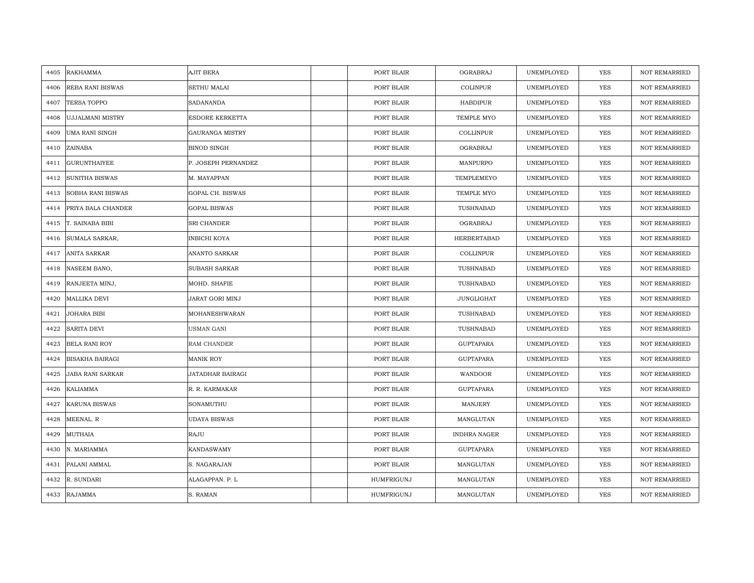| | | | | | | | | |
|---|---|---|---|---|---|---|---|---|
| 4405 | RAKHAMMA | AJIT BERA | | PORT BLAIR | OGRABRAJ | UNEMPLOYED | YES | NOT REMARRIED |
| 4406 | REBA RANI BISWAS | SETHU MALAI | | PORT BLAIR | COLINPUR | UNEMPLOYED | YES | NOT REMARRIED |
| 4407 | TERSA TOPPO | SADANANDA | | PORT BLAIR | HABDIPUR | UNEMPLOYED | YES | NOT REMARRIED |
| 4408 | UJJALMANI MISTRY | ESDORE KERKETTA | | PORT BLAIR | TEMPLE MYO | UNEMPLOYED | YES | NOT REMARRIED |
| 4409 | UMA RANI SINGH | GAURANGA MISTRY | | PORT BLAIR | COLLINPUR | UNEMPLOYED | YES | NOT REMARRIED |
| 4410 | ZAINABA | BINOD SINGH | | PORT BLAIR | OGRABRAJ | UNEMPLOYED | YES | NOT REMARRIED |
| 4411 | GURUNTHAIYEE | P. JOSEPH PERNANDEZ | | PORT BLAIR | MANPURPO | UNEMPLOYED | YES | NOT REMARRIED |
| 4412 | SUNITHA BISWAS | M. MAYAPPAN | | PORT BLAIR | TEMPLEMEYO | UNEMPLOYED | YES | NOT REMARRIED |
| 4413 | SOBHA RANI BISWAS | GOPAL CH. BISWAS | | PORT BLAIR | TEMPLE MYO | UNEMPLOYED | YES | NOT REMARRIED |
| 4414 | PRIYA BALA CHANDER | GOPAL BISWAS | | PORT BLAIR | TUSHNABAD | UNEMPLOYED | YES | NOT REMARRIED |
| 4415 | T. SAINABA BIBI | SRI CHANDER | | PORT BLAIR | OGRABRAJ | UNEMPLOYED | YES | NOT REMARRIED |
| 4416 | SUMALA SARKAR, | INBICHI KOYA | | PORT BLAIR | HERBERTABAD | UNEMPLOYED | YES | NOT REMARRIED |
| 4417 | ANITA SARKAR | ANANTO SARKAR | | PORT BLAIR | COLLINPUR | UNEMPLOYED | YES | NOT REMARRIED |
| 4418 | NASEEM BANO, | SUBASH SARKAR | | PORT BLAIR | TUSHNABAD | UNEMPLOYED | YES | NOT REMARRIED |
| 4419 | RANJEETA MINJ, | MOHD. SHAFIE | | PORT BLAIR | TUSHNABAD | UNEMPLOYED | YES | NOT REMARRIED |
| 4420 | MALLIKA DEVI | JARAT GORI MINJ | | PORT BLAIR | JUNGLIGHAT | UNEMPLOYED | YES | NOT REMARRIED |
| 4421 | JOHARA BIBI | MOHANESHWARAN | | PORT BLAIR | TUSHNABAD | UNEMPLOYED | YES | NOT REMARRIED |
| 4422 | SARITA DEVI | USMAN GANI | | PORT BLAIR | TUSHNABAD | UNEMPLOYED | YES | NOT REMARRIED |
| 4423 | BELA RANI ROY | RAM CHANDER | | PORT BLAIR | GUPTAPARA | UNEMPLOYED | YES | NOT REMARRIED |
| 4424 | BISAKHA BAIRAGI | MANIK ROY | | PORT BLAIR | GUPTAPARA | UNEMPLOYED | YES | NOT REMARRIED |
| 4425 | JABA RANI SARKAR | JATADHAR BAIRAGI | | PORT BLAIR | WANDOOR | UNEMPLOYED | YES | NOT REMARRIED |
| 4426 | KALIAMMA | R. R. KARMAKAR | | PORT BLAIR | GUPTAPARA | UNEMPLOYED | YES | NOT REMARRIED |
| 4427 | KARUNA BISWAS | SONAMUTHU | | PORT BLAIR | MANJERY | UNEMPLOYED | YES | NOT REMARRIED |
| 4428 | MEENAL. R | UDAYA BISWAS | | PORT BLAIR | MANGLUTAN | UNEMPLOYED | YES | NOT REMARRIED |
| 4429 | MUTHAIA | RAJU | | PORT BLAIR | INDHRA NAGER | UNEMPLOYED | YES | NOT REMARRIED |
| 4430 | N. MARIAMMA | KANDASWAMY | | PORT BLAIR | GUPTAPARA | UNEMPLOYED | YES | NOT REMARRIED |
| 4431 | PALANI AMMAL | S. NAGARAJAN | | PORT BLAIR | MANGLUTAN | UNEMPLOYED | YES | NOT REMARRIED |
| 4432 | R. SUNDARI | ALAGAPPAN. P. L | | HUMFRIGUNJ | MANGLUTAN | UNEMPLOYED | YES | NOT REMARRIED |
| 4433 | RAJAMMA | S. RAMAN | | HUMFRIGUNJ | MANGLUTAN | UNEMPLOYED | YES | NOT REMARRIED |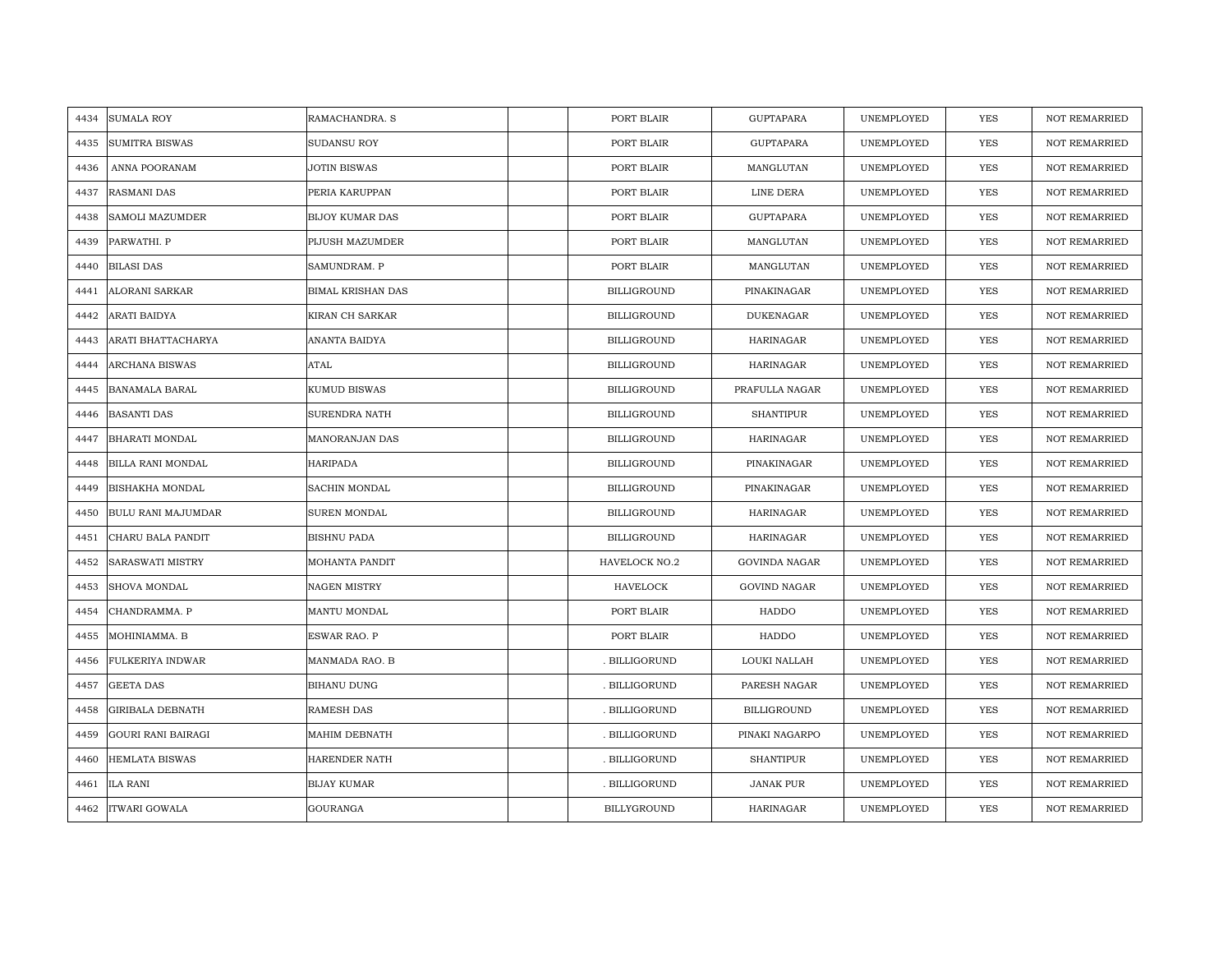| 4434 | SUMALA ROY | RAMACHANDRA. S | | PORT BLAIR | GUPTAPARA | UNEMPLOYED | YES | NOT REMARRIED |
|---|---|---|---|---|---|---|---|---|
| 4435 | SUMITRA BISWAS | SUDANSU ROY | | PORT BLAIR | GUPTAPARA | UNEMPLOYED | YES | NOT REMARRIED |
| 4436 | ANNA POORANAM | JOTIN BISWAS | | PORT BLAIR | MANGLUTAN | UNEMPLOYED | YES | NOT REMARRIED |
| 4437 | RASMANI DAS | PERIA KARUPPAN | | PORT BLAIR | LINE DERA | UNEMPLOYED | YES | NOT REMARRIED |
| 4438 | SAMOLI MAZUMDER | BIJOY KUMAR DAS | | PORT BLAIR | GUPTAPARA | UNEMPLOYED | YES | NOT REMARRIED |
| 4439 | PARWATHI. P | PIJUSH MAZUMDER | | PORT BLAIR | MANGLUTAN | UNEMPLOYED | YES | NOT REMARRIED |
| 4440 | BILASI DAS | SAMUNDRAM. P | | PORT BLAIR | MANGLUTAN | UNEMPLOYED | YES | NOT REMARRIED |
| 4441 | ALORANI SARKAR | BIMAL KRISHAN DAS | | BILLIGROUND | PINAKINAGAR | UNEMPLOYED | YES | NOT REMARRIED |
| 4442 | ARATI BAIDYA | KIRAN CH SARKAR | | BILLIGROUND | DUKENAGAR | UNEMPLOYED | YES | NOT REMARRIED |
| 4443 | ARATI BHATTACHARYA | ANANTA BAIDYA | | BILLIGROUND | HARINAGAR | UNEMPLOYED | YES | NOT REMARRIED |
| 4444 | ARCHANA BISWAS | ATAL | | BILLIGROUND | HARINAGAR | UNEMPLOYED | YES | NOT REMARRIED |
| 4445 | BANAMALA BARAL | KUMUD BISWAS | | BILLIGROUND | PRAFULLA NAGAR | UNEMPLOYED | YES | NOT REMARRIED |
| 4446 | BASANTI DAS | SURENDRA NATH | | BILLIGROUND | SHANTIPUR | UNEMPLOYED | YES | NOT REMARRIED |
| 4447 | BHARATI MONDAL | MANORANJAN DAS | | BILLIGROUND | HARINAGAR | UNEMPLOYED | YES | NOT REMARRIED |
| 4448 | BILLA RANI MONDAL | HARIPADA | | BILLIGROUND | PINAKINAGAR | UNEMPLOYED | YES | NOT REMARRIED |
| 4449 | BISHAKHA MONDAL | SACHIN MONDAL | | BILLIGROUND | PINAKINAGAR | UNEMPLOYED | YES | NOT REMARRIED |
| 4450 | BULU RANI MAJUMDAR | SUREN MONDAL | | BILLIGROUND | HARINAGAR | UNEMPLOYED | YES | NOT REMARRIED |
| 4451 | CHARU BALA PANDIT | BISHNU PADA | | BILLIGROUND | HARINAGAR | UNEMPLOYED | YES | NOT REMARRIED |
| 4452 | SARASWATI MISTRY | MOHANTA PANDIT | | HAVELOCK NO.2 | GOVINDA NAGAR | UNEMPLOYED | YES | NOT REMARRIED |
| 4453 | SHOVA MONDAL | NAGEN MISTRY | | HAVELOCK | GOVIND NAGAR | UNEMPLOYED | YES | NOT REMARRIED |
| 4454 | CHANDRAMMA. P | MANTU MONDAL | | PORT BLAIR | HADDO | UNEMPLOYED | YES | NOT REMARRIED |
| 4455 | MOHINIAMMA. B | ESWAR RAO. P | | PORT BLAIR | HADDO | UNEMPLOYED | YES | NOT REMARRIED |
| 4456 | FULKERIYA INDWAR | MANMADA RAO. B | | . BILLIGORUND | LOUKI NALLAH | UNEMPLOYED | YES | NOT REMARRIED |
| 4457 | GEETA DAS | BIHANU DUNG | | . BILLIGORUND | PARESH NAGAR | UNEMPLOYED | YES | NOT REMARRIED |
| 4458 | GIRIBALA DEBNATH | RAMESH DAS | | . BILLIGORUND | BILLIGROUND | UNEMPLOYED | YES | NOT REMARRIED |
| 4459 | GOURI RANI BAIRAGI | MAHIM DEBNATH | | . BILLIGORUND | PINAKI NAGARPO | UNEMPLOYED | YES | NOT REMARRIED |
| 4460 | HEMLATA BISWAS | HARENDER NATH | | . BILLIGORUND | SHANTIPUR | UNEMPLOYED | YES | NOT REMARRIED |
| 4461 | ILA RANI | BIJAY KUMAR | | . BILLIGORUND | JANAK PUR | UNEMPLOYED | YES | NOT REMARRIED |
| 4462 | ITWARI GOWALA | GOURANGA | | BILLYGROUND | HARINAGAR | UNEMPLOYED | YES | NOT REMARRIED |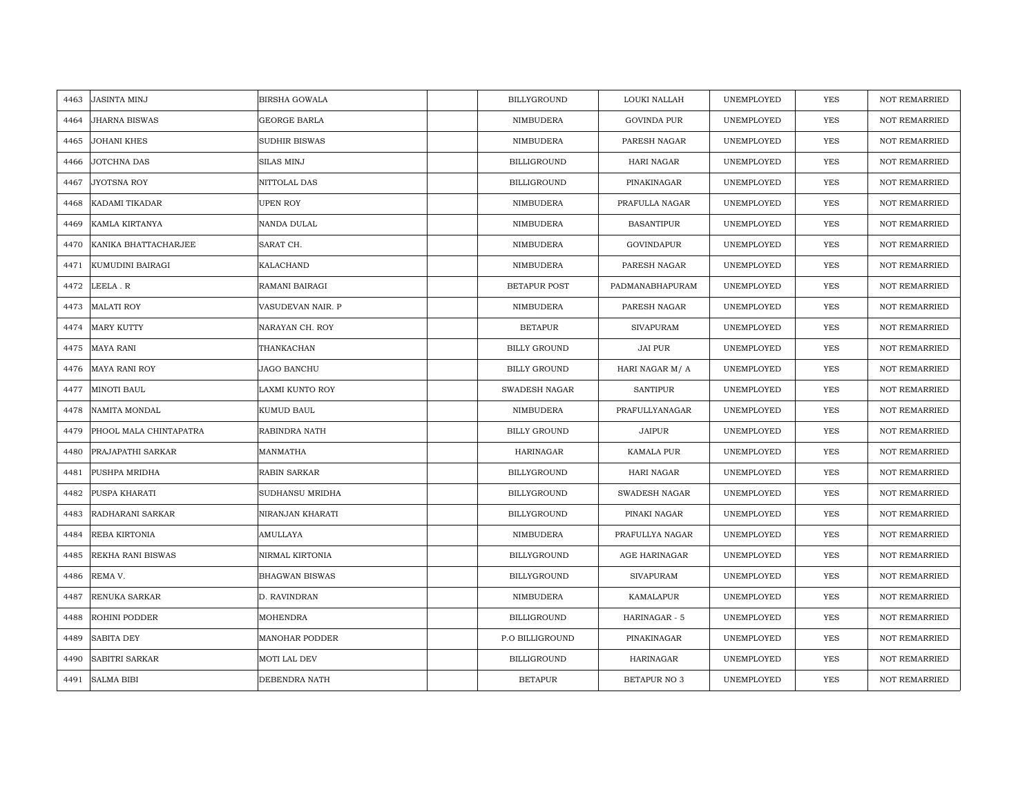| | | | | | | | | |
|---|---|---|---|---|---|---|---|---|
| 4463 | JASINTA MINJ | BIRSHA GOWALA | | BILLYGROUND | LOUKI NALLAH | UNEMPLOYED | YES | NOT REMARRIED |
| 4464 | JHARNA BISWAS | GEORGE BARLA | | NIMBUDERA | GOVINDA PUR | UNEMPLOYED | YES | NOT REMARRIED |
| 4465 | JOHANI KHES | SUDHIR BISWAS | | NIMBUDERA | PARESH NAGAR | UNEMPLOYED | YES | NOT REMARRIED |
| 4466 | JOTCHNA DAS | SILAS MINJ | | BILLIGROUND | HARI NAGAR | UNEMPLOYED | YES | NOT REMARRIED |
| 4467 | JYOTSNA ROY | NITTOLAL DAS | | BILLIGROUND | PINAKINAGAR | UNEMPLOYED | YES | NOT REMARRIED |
| 4468 | KADAMI TIKADAR | UPEN ROY | | NIMBUDERA | PRAFULLA NAGAR | UNEMPLOYED | YES | NOT REMARRIED |
| 4469 | KAMLA KIRTANYA | NANDA DULAL | | NIMBUDERA | BASANTIPUR | UNEMPLOYED | YES | NOT REMARRIED |
| 4470 | KANIKA BHATTACHARJEE | SARAT CH. | | NIMBUDERA | GOVINDAPUR | UNEMPLOYED | YES | NOT REMARRIED |
| 4471 | KUMUDINI BAIRAGI | KALACHAND | | NIMBUDERA | PARESH NAGAR | UNEMPLOYED | YES | NOT REMARRIED |
| 4472 | LEELA . R | RAMANI BAIRAGI | | BETAPUR POST | PADMANABHAPURAM | UNEMPLOYED | YES | NOT REMARRIED |
| 4473 | MALATI ROY | VASUDEVAN NAIR. P | | NIMBUDERA | PARESH NAGAR | UNEMPLOYED | YES | NOT REMARRIED |
| 4474 | MARY KUTTY | NARAYAN CH. ROY | | BETAPUR | SIVAPURAM | UNEMPLOYED | YES | NOT REMARRIED |
| 4475 | MAYA RANI | THANKACHAN | | BILLY GROUND | JAI PUR | UNEMPLOYED | YES | NOT REMARRIED |
| 4476 | MAYA RANI ROY | JAGO BANCHU | | BILLY GROUND | HARI NAGAR M/ A | UNEMPLOYED | YES | NOT REMARRIED |
| 4477 | MINOTI BAUL | LAXMI KUNTO ROY | | SWADESH NAGAR | SANTIPUR | UNEMPLOYED | YES | NOT REMARRIED |
| 4478 | NAMITA MONDAL | KUMUD BAUL | | NIMBUDERA | PRAFULLYANAGAR | UNEMPLOYED | YES | NOT REMARRIED |
| 4479 | PHOOL MALA CHINTAPATRA | RABINDRA NATH | | BILLY GROUND | JAIPUR | UNEMPLOYED | YES | NOT REMARRIED |
| 4480 | PRAJAPATHI SARKAR | MANMATHA | | HARINAGAR | KAMALA PUR | UNEMPLOYED | YES | NOT REMARRIED |
| 4481 | PUSHPA MRIDHA | RABIN SARKAR | | BILLYGROUND | HARI NAGAR | UNEMPLOYED | YES | NOT REMARRIED |
| 4482 | PUSPA KHARATI | SUDHANSU MRIDHA | | BILLYGROUND | SWADESH NAGAR | UNEMPLOYED | YES | NOT REMARRIED |
| 4483 | RADHARANI SARKAR | NIRANJAN KHARATI | | BILLYGROUND | PINAKI NAGAR | UNEMPLOYED | YES | NOT REMARRIED |
| 4484 | REBA KIRTONIA | AMULLAYA | | NIMBUDERA | PRAFULLYA NAGAR | UNEMPLOYED | YES | NOT REMARRIED |
| 4485 | REKHA RANI BISWAS | NIRMAL KIRTONIA | | BILLYGROUND | AGE HARINAGAR | UNEMPLOYED | YES | NOT REMARRIED |
| 4486 | REMA V. | BHAGWAN BISWAS | | BILLYGROUND | SIVAPURAM | UNEMPLOYED | YES | NOT REMARRIED |
| 4487 | RENUKA SARKAR | D. RAVINDRAN | | NIMBUDERA | KAMALAPUR | UNEMPLOYED | YES | NOT REMARRIED |
| 4488 | ROHINI PODDER | MOHENDRA | | BILLIGROUND | HARINAGAR - 5 | UNEMPLOYED | YES | NOT REMARRIED |
| 4489 | SABITA DEY | MANOHAR PODDER | | P.O BILLIGROUND | PINAKINAGAR | UNEMPLOYED | YES | NOT REMARRIED |
| 4490 | SABITRI SARKAR | MOTI LAL DEV | | BILLIGROUND | HARINAGAR | UNEMPLOYED | YES | NOT REMARRIED |
| 4491 | SALMA BIBI | DEBENDRA NATH | | BETAPUR | BETAPUR NO 3 | UNEMPLOYED | YES | NOT REMARRIED |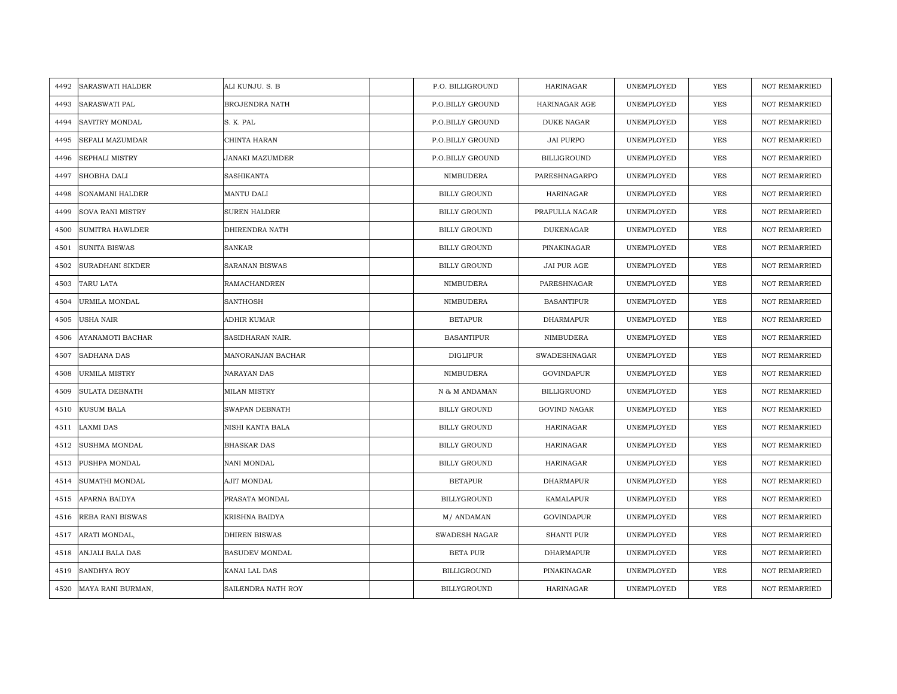| 4492 | SARASWATI HALDER | ALI KUNJU. S. B | | P.O. BILLIGROUND | HARINAGAR | UNEMPLOYED | YES | NOT REMARRIED |
|---|---|---|---|---|---|---|---|---|
| 4493 | SARASWATI PAL | BROJENDRA NATH | | P.O.BILLY GROUND | HARINAGAR AGE | UNEMPLOYED | YES | NOT REMARRIED |
| 4494 | SAVITRY MONDAL | S. K. PAL | | P.O.BILLY GROUND | DUKE NAGAR | UNEMPLOYED | YES | NOT REMARRIED |
| 4495 | SEFALI MAZUMDAR | CHINTA HARAN | | P.O.BILLY GROUND | JAI PURPO | UNEMPLOYED | YES | NOT REMARRIED |
| 4496 | SEPHALI MISTRY | JANAKI MAZUMDER | | P.O.BILLY GROUND | BILLIGROUND | UNEMPLOYED | YES | NOT REMARRIED |
| 4497 | SHOBHA DALI | SASHIKANTA | | NIMBUDERA | PARESHNAGARPO | UNEMPLOYED | YES | NOT REMARRIED |
| 4498 | SONAMANI HALDER | MANTU DALI | | BILLY GROUND | HARINAGAR | UNEMPLOYED | YES | NOT REMARRIED |
| 4499 | SOVA RANI MISTRY | SUREN HALDER | | BILLY GROUND | PRAFULLA NAGAR | UNEMPLOYED | YES | NOT REMARRIED |
| 4500 | SUMITRA HAWLDER | DHIRENDRA NATH | | BILLY GROUND | DUKENAGAR | UNEMPLOYED | YES | NOT REMARRIED |
| 4501 | SUNITA BISWAS | SANKAR | | BILLY GROUND | PINAKINAGAR | UNEMPLOYED | YES | NOT REMARRIED |
| 4502 | SURADHANI SIKDER | SARANAN BISWAS | | BILLY GROUND | JAI PUR AGE | UNEMPLOYED | YES | NOT REMARRIED |
| 4503 | TARU LATA | RAMACHANDREN | | NIMBUDERA | PARESHNAGAR | UNEMPLOYED | YES | NOT REMARRIED |
| 4504 | URMILA MONDAL | SANTHOSH | | NIMBUDERA | BASANTIPUR | UNEMPLOYED | YES | NOT REMARRIED |
| 4505 | USHA NAIR | ADHIR KUMAR | | BETAPUR | DHARMAPUR | UNEMPLOYED | YES | NOT REMARRIED |
| 4506 | AYANAMOTI BACHAR | SASIDHARAN NAIR. | | BASANTIPUR | NIMBUDERA | UNEMPLOYED | YES | NOT REMARRIED |
| 4507 | SADHANA DAS | MANORANJAN BACHAR | | DIGLIPUR | SWADESHNAGAR | UNEMPLOYED | YES | NOT REMARRIED |
| 4508 | URMILA MISTRY | NARAYAN DAS | | NIMBUDERA | GOVINDAPUR | UNEMPLOYED | YES | NOT REMARRIED |
| 4509 | SULATA DEBNATH | MILAN MISTRY | | N & M ANDAMAN | BILLIGRUOND | UNEMPLOYED | YES | NOT REMARRIED |
| 4510 | KUSUM BALA | SWAPAN DEBNATH | | BILLY GROUND | GOVIND NAGAR | UNEMPLOYED | YES | NOT REMARRIED |
| 4511 | LAXMI DAS | NISHI KANTA BALA | | BILLY GROUND | HARINAGAR | UNEMPLOYED | YES | NOT REMARRIED |
| 4512 | SUSHMA MONDAL | BHASKAR DAS | | BILLY GROUND | HARINAGAR | UNEMPLOYED | YES | NOT REMARRIED |
| 4513 | PUSHPA MONDAL | NANI MONDAL | | BILLY GROUND | HARINAGAR | UNEMPLOYED | YES | NOT REMARRIED |
| 4514 | SUMATHI MONDAL | AJIT MONDAL | | BETAPUR | DHARMAPUR | UNEMPLOYED | YES | NOT REMARRIED |
| 4515 | APARNA BAIDYA | PRASATA MONDAL | | BILLYGROUND | KAMALAPUR | UNEMPLOYED | YES | NOT REMARRIED |
| 4516 | REBA RANI BISWAS | KRISHNA BAIDYA | | M/ ANDAMAN | GOVINDAPUR | UNEMPLOYED | YES | NOT REMARRIED |
| 4517 | ARATI MONDAL, | DHIREN BISWAS | | SWADESH NAGAR | SHANTI PUR | UNEMPLOYED | YES | NOT REMARRIED |
| 4518 | ANJALI BALA DAS | BASUDEV MONDAL | | BETA PUR | DHARMAPUR | UNEMPLOYED | YES | NOT REMARRIED |
| 4519 | SANDHYA ROY | KANAI LAL DAS | | BILLIGROUND | PINAKINAGAR | UNEMPLOYED | YES | NOT REMARRIED |
| 4520 | MAYA RANI BURMAN, | SAILENDRA NATH ROY | | BILLYGROUND | HARINAGAR | UNEMPLOYED | YES | NOT REMARRIED |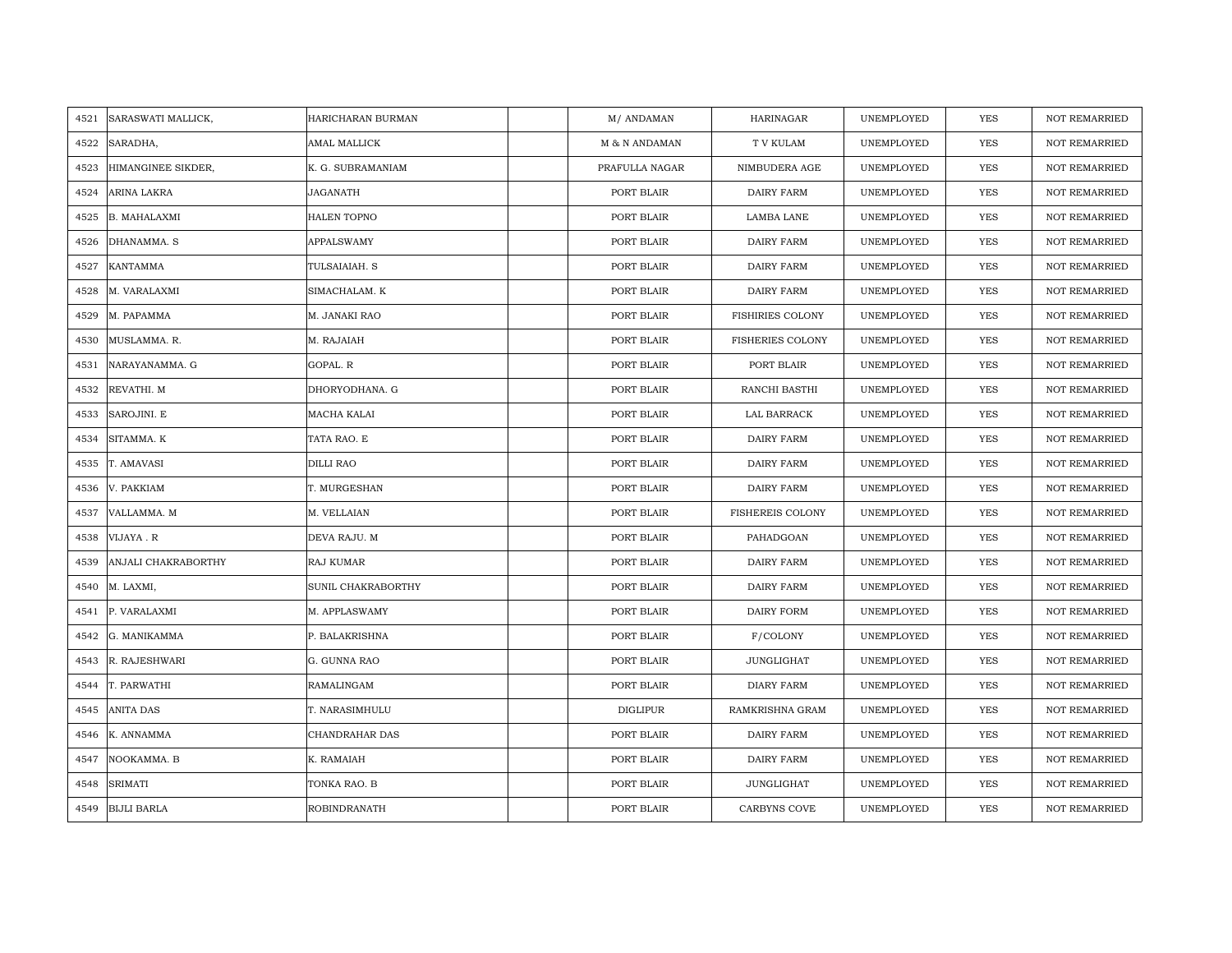| 4521 | SARASWATI MALLICK, | HARICHARAN BURMAN | | M/ ANDAMAN | HARINAGAR | UNEMPLOYED | YES | NOT REMARRIED |
|---|---|---|---|---|---|---|---|---|
| 4522 | SARADHA, | AMAL MALLICK | | M & N ANDAMAN | T V KULAM | UNEMPLOYED | YES | NOT REMARRIED |
| 4523 | HIMANGINEE SIKDER, | K. G. SUBRAMANIAM | | PRAFULLA NAGAR | NIMBUDERA AGE | UNEMPLOYED | YES | NOT REMARRIED |
| 4524 | ARINA LAKRA | JAGANATH | | PORT BLAIR | DAIRY FARM | UNEMPLOYED | YES | NOT REMARRIED |
| 4525 | B. MAHALAXMI | HALEN TOPNO | | PORT BLAIR | LAMBA LANE | UNEMPLOYED | YES | NOT REMARRIED |
| 4526 | DHANAMMA. S | APPALSWAMY | | PORT BLAIR | DAIRY FARM | UNEMPLOYED | YES | NOT REMARRIED |
| 4527 | KANTAMMA | TULSAIAIAH. S | | PORT BLAIR | DAIRY FARM | UNEMPLOYED | YES | NOT REMARRIED |
| 4528 | M. VARALAXMI | SIMACHALAM. K | | PORT BLAIR | DAIRY FARM | UNEMPLOYED | YES | NOT REMARRIED |
| 4529 | M. PAPAMMA | M. JANAKI RAO | | PORT BLAIR | FISHIRIES COLONY | UNEMPLOYED | YES | NOT REMARRIED |
| 4530 | MUSLAMMA. R. | M. RAJAIAH | | PORT BLAIR | FISHERIES COLONY | UNEMPLOYED | YES | NOT REMARRIED |
| 4531 | NARAYANAMMA. G | GOPAL. R | | PORT BLAIR | PORT BLAIR | UNEMPLOYED | YES | NOT REMARRIED |
| 4532 | REVATHI. M | DHORYODHANA. G | | PORT BLAIR | RANCHI BASTHI | UNEMPLOYED | YES | NOT REMARRIED |
| 4533 | SAROJINI. E | MACHA KALAI | | PORT BLAIR | LAL BARRACK | UNEMPLOYED | YES | NOT REMARRIED |
| 4534 | SITAMMA. K | TATA RAO. E | | PORT BLAIR | DAIRY FARM | UNEMPLOYED | YES | NOT REMARRIED |
| 4535 | T. AMAVASI | DILLI RAO | | PORT BLAIR | DAIRY FARM | UNEMPLOYED | YES | NOT REMARRIED |
| 4536 | V. PAKKIAM | T. MURGESHAN | | PORT BLAIR | DAIRY FARM | UNEMPLOYED | YES | NOT REMARRIED |
| 4537 | VALLAMMA. M | M. VELLAIAN | | PORT BLAIR | FISHEREIS COLONY | UNEMPLOYED | YES | NOT REMARRIED |
| 4538 | VIJAYA . R | DEVA RAJU. M | | PORT BLAIR | PAHADGOAN | UNEMPLOYED | YES | NOT REMARRIED |
| 4539 | ANJALI CHAKRABORTHY | RAJ KUMAR | | PORT BLAIR | DAIRY FARM | UNEMPLOYED | YES | NOT REMARRIED |
| 4540 | M. LAXMI, | SUNIL CHAKRABORTHY | | PORT BLAIR | DAIRY FARM | UNEMPLOYED | YES | NOT REMARRIED |
| 4541 | P. VARALAXMI | M. APPLASWAMY | | PORT BLAIR | DAIRY FORM | UNEMPLOYED | YES | NOT REMARRIED |
| 4542 | G. MANIKAMMA | P. BALAKRISHNA | | PORT BLAIR | F/COLONY | UNEMPLOYED | YES | NOT REMARRIED |
| 4543 | R. RAJESHWARI | G. GUNNA RAO | | PORT BLAIR | JUNGLIGHAT | UNEMPLOYED | YES | NOT REMARRIED |
| 4544 | T. PARWATHI | RAMALINGAM | | PORT BLAIR | DIARY FARM | UNEMPLOYED | YES | NOT REMARRIED |
| 4545 | ANITA DAS | T. NARASIMHULU | | DIGLIPUR | RAMKRISHNA GRAM | UNEMPLOYED | YES | NOT REMARRIED |
| 4546 | K. ANNAMMA | CHANDRAHAR DAS | | PORT BLAIR | DAIRY FARM | UNEMPLOYED | YES | NOT REMARRIED |
| 4547 | NOOKAMMA. B | K. RAMAIAH | | PORT BLAIR | DAIRY FARM | UNEMPLOYED | YES | NOT REMARRIED |
| 4548 | SRIMATI | TONKA RAO. B | | PORT BLAIR | JUNGLIGHAT | UNEMPLOYED | YES | NOT REMARRIED |
| 4549 | BIJLI BARLA | ROBINDRANATH | | PORT BLAIR | CARBYNS COVE | UNEMPLOYED | YES | NOT REMARRIED |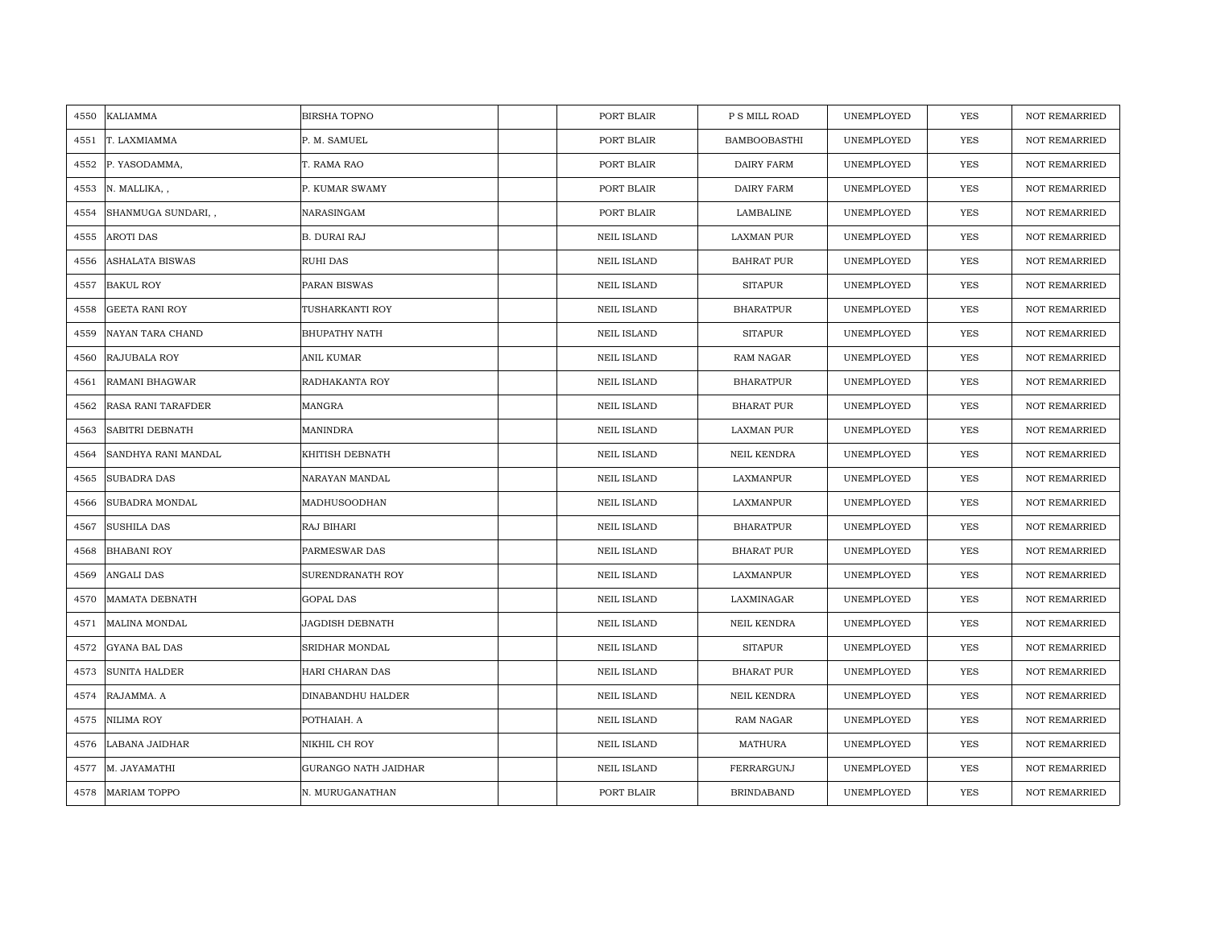| 4550 | KALIAMMA | BIRSHA TOPNO | | PORT BLAIR | P S MILL ROAD | UNEMPLOYED | YES | NOT REMARRIED |
|---|---|---|---|---|---|---|---|---|
| 4551 | T. LAXMIAMMA | P. M. SAMUEL | | PORT BLAIR | BAMBOOBASTHI | UNEMPLOYED | YES | NOT REMARRIED |
| 4552 | P. YASODAMMA, | T. RAMA RAO | | PORT BLAIR | DAIRY FARM | UNEMPLOYED | YES | NOT REMARRIED |
| 4553 | N. MALLIKA, , | P. KUMAR SWAMY | | PORT BLAIR | DAIRY FARM | UNEMPLOYED | YES | NOT REMARRIED |
| 4554 | SHANMUGA SUNDARI, , | NARASINGAM | | PORT BLAIR | LAMBALINE | UNEMPLOYED | YES | NOT REMARRIED |
| 4555 | AROTI DAS | B. DURAI RAJ | | NEIL ISLAND | LAXMAN PUR | UNEMPLOYED | YES | NOT REMARRIED |
| 4556 | ASHALATA BISWAS | RUHI DAS | | NEIL ISLAND | BAHRAT PUR | UNEMPLOYED | YES | NOT REMARRIED |
| 4557 | BAKUL ROY | PARAN BISWAS | | NEIL ISLAND | SITAPUR | UNEMPLOYED | YES | NOT REMARRIED |
| 4558 | GEETA RANI ROY | TUSHARKANTI ROY | | NEIL ISLAND | BHARATPUR | UNEMPLOYED | YES | NOT REMARRIED |
| 4559 | NAYAN TARA CHAND | BHUPATHY NATH | | NEIL ISLAND | SITAPUR | UNEMPLOYED | YES | NOT REMARRIED |
| 4560 | RAJUBALA ROY | ANIL KUMAR | | NEIL ISLAND | RAM NAGAR | UNEMPLOYED | YES | NOT REMARRIED |
| 4561 | RAMANI BHAGWAR | RADHAKANTA ROY | | NEIL ISLAND | BHARATPUR | UNEMPLOYED | YES | NOT REMARRIED |
| 4562 | RASA RANI TARAFDER | MANGRA | | NEIL ISLAND | BHARAT PUR | UNEMPLOYED | YES | NOT REMARRIED |
| 4563 | SABITRI DEBNATH | MANINDRA | | NEIL ISLAND | LAXMAN PUR | UNEMPLOYED | YES | NOT REMARRIED |
| 4564 | SANDHYA RANI MANDAL | KHITISH DEBNATH | | NEIL ISLAND | NEIL KENDRA | UNEMPLOYED | YES | NOT REMARRIED |
| 4565 | SUBADRA DAS | NARAYAN MANDAL | | NEIL ISLAND | LAXMANPUR | UNEMPLOYED | YES | NOT REMARRIED |
| 4566 | SUBADRA MONDAL | MADHUSOODHAN | | NEIL ISLAND | LAXMANPUR | UNEMPLOYED | YES | NOT REMARRIED |
| 4567 | SUSHILA DAS | RAJ BIHARI | | NEIL ISLAND | BHARATPUR | UNEMPLOYED | YES | NOT REMARRIED |
| 4568 | BHABANI ROY | PARMESWAR DAS | | NEIL ISLAND | BHARAT PUR | UNEMPLOYED | YES | NOT REMARRIED |
| 4569 | ANGALI DAS | SURENDRANATH ROY | | NEIL ISLAND | LAXMANPUR | UNEMPLOYED | YES | NOT REMARRIED |
| 4570 | MAMATA DEBNATH | GOPAL DAS | | NEIL ISLAND | LAXMINAGAR | UNEMPLOYED | YES | NOT REMARRIED |
| 4571 | MALINA MONDAL | JAGDISH DEBNATH | | NEIL ISLAND | NEIL KENDRA | UNEMPLOYED | YES | NOT REMARRIED |
| 4572 | GYANA BAL DAS | SRIDHAR MONDAL | | NEIL ISLAND | SITAPUR | UNEMPLOYED | YES | NOT REMARRIED |
| 4573 | SUNITA HALDER | HARI CHARAN DAS | | NEIL ISLAND | BHARAT PUR | UNEMPLOYED | YES | NOT REMARRIED |
| 4574 | RAJAMMA. A | DINABANDHU HALDER | | NEIL ISLAND | NEIL KENDRA | UNEMPLOYED | YES | NOT REMARRIED |
| 4575 | NILIMA ROY | POTHAIAH. A | | NEIL ISLAND | RAM NAGAR | UNEMPLOYED | YES | NOT REMARRIED |
| 4576 | LABANA JAIDHAR | NIKHIL CH ROY | | NEIL ISLAND | MATHURA | UNEMPLOYED | YES | NOT REMARRIED |
| 4577 | M. JAYAMATHI | GURANGO NATH JAIDHAR | | NEIL ISLAND | FERRARGUNJ | UNEMPLOYED | YES | NOT REMARRIED |
| 4578 | MARIAM TOPPO | N. MURUGANATHAN | | PORT BLAIR | BRINDABAND | UNEMPLOYED | YES | NOT REMARRIED |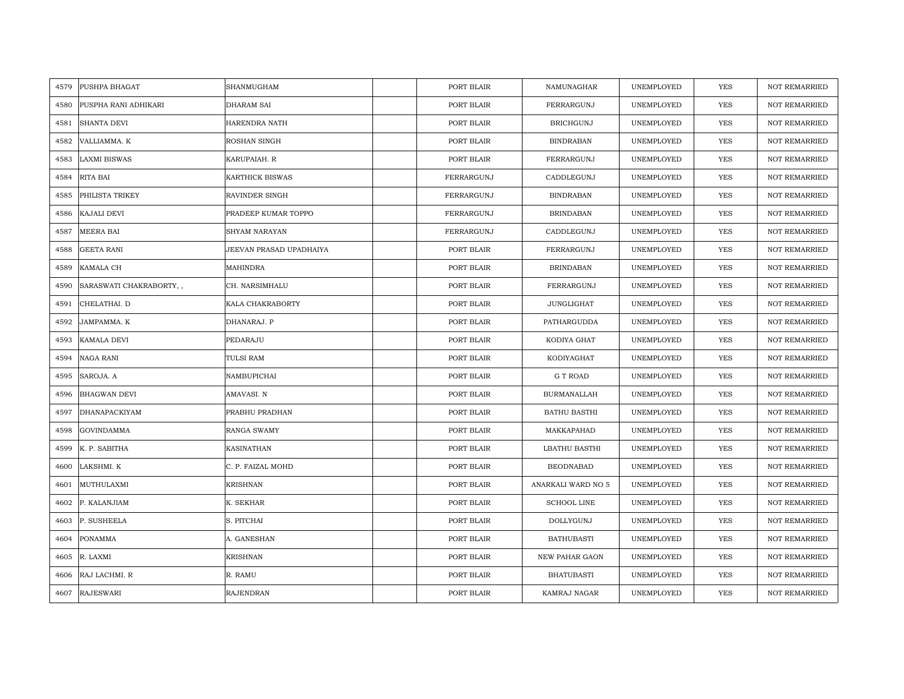| 4579 | PUSHPA BHAGAT | SHANMUGHAM | | PORT BLAIR | NAMUNAGHAR | UNEMPLOYED | YES | NOT REMARRIED |
|---|---|---|---|---|---|---|---|---|
| 4580 | PUSPHA RANI ADHIKARI | DHARAM SAI | | PORT BLAIR | FERRARGUNJ | UNEMPLOYED | YES | NOT REMARRIED |
| 4581 | SHANTA DEVI | HARENDRA NATH | | PORT BLAIR | BRICHGUNJ | UNEMPLOYED | YES | NOT REMARRIED |
| 4582 | VALLIAMMA. K | ROSHAN SINGH | | PORT BLAIR | BINDRABAN | UNEMPLOYED | YES | NOT REMARRIED |
| 4583 | LAXMI BISWAS | KARUPAIAH. R | | PORT BLAIR | FERRARGUNJ | UNEMPLOYED | YES | NOT REMARRIED |
| 4584 | RITA BAI | KARTHICK BISWAS | | FERRARGUNJ | CADDLEGUNJ | UNEMPLOYED | YES | NOT REMARRIED |
| 4585 | PHILISTA TRIKEY | RAVINDER SINGH | | FERRARGUNJ | BINDRABAN | UNEMPLOYED | YES | NOT REMARRIED |
| 4586 | KAJALI DEVI | PRADEEP KUMAR TOPPO | | FERRARGUNJ | BRINDABAN | UNEMPLOYED | YES | NOT REMARRIED |
| 4587 | MEERA BAI | SHYAM NARAYAN | | FERRARGUNJ | CADDLEGUNJ | UNEMPLOYED | YES | NOT REMARRIED |
| 4588 | GEETA RANI | JEEVAN PRASAD UPADHAIYA | | PORT BLAIR | FERRARGUNJ | UNEMPLOYED | YES | NOT REMARRIED |
| 4589 | KAMALA CH | MAHINDRA | | PORT BLAIR | BRINDABAN | UNEMPLOYED | YES | NOT REMARRIED |
| 4590 | SARASWATI CHAKRABORTY, , | CH. NARSIMHALU | | PORT BLAIR | FERRARGUNJ | UNEMPLOYED | YES | NOT REMARRIED |
| 4591 | CHELATHAI. D | KALA CHAKRABORTY | | PORT BLAIR | JUNGLIGHAT | UNEMPLOYED | YES | NOT REMARRIED |
| 4592 | JAMPAMMA. K | DHANARAJ. P | | PORT BLAIR | PATHARGUDDA | UNEMPLOYED | YES | NOT REMARRIED |
| 4593 | KAMALA DEVI | PEDARAJU | | PORT BLAIR | KODIYA GHAT | UNEMPLOYED | YES | NOT REMARRIED |
| 4594 | NAGA RANI | TULSI RAM | | PORT BLAIR | KODIYAGHAT | UNEMPLOYED | YES | NOT REMARRIED |
| 4595 | SAROJA. A | NAMBUPICHAI | | PORT BLAIR | G T ROAD | UNEMPLOYED | YES | NOT REMARRIED |
| 4596 | BHAGWAN DEVI | AMAVASI. N | | PORT BLAIR | BURMANALLAH | UNEMPLOYED | YES | NOT REMARRIED |
| 4597 | DHANAPACKIYAM | PRABHU PRADHAN | | PORT BLAIR | BATHU BASTHI | UNEMPLOYED | YES | NOT REMARRIED |
| 4598 | GOVINDAMMA | RANGA SWAMY | | PORT BLAIR | MAKKAPAHAD | UNEMPLOYED | YES | NOT REMARRIED |
| 4599 | K. P. SABITHA | KASINATHAN | | PORT BLAIR | LBATHU BASTHI | UNEMPLOYED | YES | NOT REMARRIED |
| 4600 | LAKSHMI. K | C. P. FAIZAL MOHD | | PORT BLAIR | BEODNABAD | UNEMPLOYED | YES | NOT REMARRIED |
| 4601 | MUTHULAXMI | KRISHNAN | | PORT BLAIR | ANARKALI WARD NO 5 | UNEMPLOYED | YES | NOT REMARRIED |
| 4602 | P. KALANJIAM | K. SEKHAR | | PORT BLAIR | SCHOOL LINE | UNEMPLOYED | YES | NOT REMARRIED |
| 4603 | P. SUSHEELA | S. PITCHAI | | PORT BLAIR | DOLLYGUNJ | UNEMPLOYED | YES | NOT REMARRIED |
| 4604 | PONAMMA | A. GANESHAN | | PORT BLAIR | BATHUBASTI | UNEMPLOYED | YES | NOT REMARRIED |
| 4605 | R. LAXMI | KRISHNAN | | PORT BLAIR | NEW PAHAR GAON | UNEMPLOYED | YES | NOT REMARRIED |
| 4606 | RAJ LACHMI. R | R. RAMU | | PORT BLAIR | BHATUBASTI | UNEMPLOYED | YES | NOT REMARRIED |
| 4607 | RAJESWARI | RAJENDRAN | | PORT BLAIR | KAMRAJ NAGAR | UNEMPLOYED | YES | NOT REMARRIED |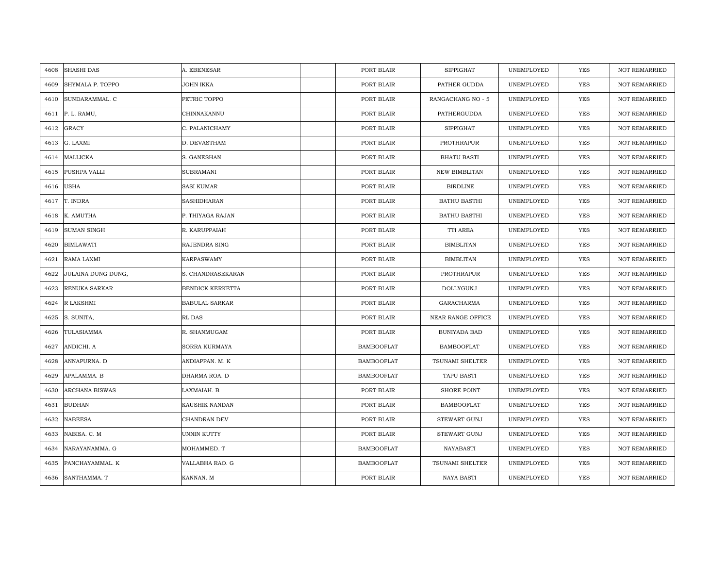| 4608 | SHASHI DAS | A. EBENESAR | | PORT BLAIR | SIPPIGHAT | UNEMPLOYED | YES | NOT REMARRIED |
|---|---|---|---|---|---|---|---|---|
| 4609 | SHYMALA P. TOPPO | JOHN IKKA | | PORT BLAIR | PATHER GUDDA | UNEMPLOYED | YES | NOT REMARRIED |
| 4610 | SUNDARAMMAL. C | PETRIC TOPPO | | PORT BLAIR | RANGACHANG NO - 5 | UNEMPLOYED | YES | NOT REMARRIED |
| 4611 | P. L. RAMU, | CHINNAKANNU | | PORT BLAIR | PATHERGUDDA | UNEMPLOYED | YES | NOT REMARRIED |
| 4612 | GRACY | C. PALANICHAMY | | PORT BLAIR | SIPPIGHAT | UNEMPLOYED | YES | NOT REMARRIED |
| 4613 | G. LAXMI | D. DEVASTHAM | | PORT BLAIR | PROTHRAPUR | UNEMPLOYED | YES | NOT REMARRIED |
| 4614 | MALLICKA | S. GANESHAN | | PORT BLAIR | BHATU BASTI | UNEMPLOYED | YES | NOT REMARRIED |
| 4615 | PUSHPA VALLI | SUBRAMANI | | PORT BLAIR | NEW BIMBLITAN | UNEMPLOYED | YES | NOT REMARRIED |
| 4616 | USHA | SASI KUMAR | | PORT BLAIR | BIRDLINE | UNEMPLOYED | YES | NOT REMARRIED |
| 4617 | T. INDRA | SASHIDHARAN | | PORT BLAIR | BATHU BASTHI | UNEMPLOYED | YES | NOT REMARRIED |
| 4618 | K. AMUTHA | P. THIYAGA RAJAN | | PORT BLAIR | BATHU BASTHI | UNEMPLOYED | YES | NOT REMARRIED |
| 4619 | SUMAN SINGH | R. KARUPPAIAH | | PORT BLAIR | TTI AREA | UNEMPLOYED | YES | NOT REMARRIED |
| 4620 | BIMLAWATI | RAJENDRA SING | | PORT BLAIR | BIMBLITAN | UNEMPLOYED | YES | NOT REMARRIED |
| 4621 | RAMA LAXMI | KARPASWAMY | | PORT BLAIR | BIMBLITAN | UNEMPLOYED | YES | NOT REMARRIED |
| 4622 | JULAINA DUNG DUNG, | S. CHANDRASEKARAN | | PORT BLAIR | PROTHRAPUR | UNEMPLOYED | YES | NOT REMARRIED |
| 4623 | RENUKA SARKAR | BENDICK KERKETTA | | PORT BLAIR | DOLLYGUNJ | UNEMPLOYED | YES | NOT REMARRIED |
| 4624 | R LAKSHMI | BABULAL SARKAR | | PORT BLAIR | GARACHARMA | UNEMPLOYED | YES | NOT REMARRIED |
| 4625 | S. SUNITA, | RL DAS | | PORT BLAIR | NEAR RANGE OFFICE | UNEMPLOYED | YES | NOT REMARRIED |
| 4626 | TULASIAMMA | R. SHANMUGAM | | PORT BLAIR | BUNIYADA BAD | UNEMPLOYED | YES | NOT REMARRIED |
| 4627 | ANDICHI. A | SORRA KURMAYA | | BAMBOOFLAT | BAMBOOFLAT | UNEMPLOYED | YES | NOT REMARRIED |
| 4628 | ANNAPURNA. D | ANDIAPPAN. M. K | | BAMBOOFLAT | TSUNAMI SHELTER | UNEMPLOYED | YES | NOT REMARRIED |
| 4629 | APALAMMA. B | DHARMA ROA. D | | BAMBOOFLAT | TAPU BASTI | UNEMPLOYED | YES | NOT REMARRIED |
| 4630 | ARCHANA BISWAS | LAXMAIAH. B | | PORT BLAIR | SHORE POINT | UNEMPLOYED | YES | NOT REMARRIED |
| 4631 | BUDHAN | KAUSHIK NANDAN | | PORT BLAIR | BAMBOOFLAT | UNEMPLOYED | YES | NOT REMARRIED |
| 4632 | NABEESA | CHANDRAN DEV | | PORT BLAIR | STEWART GUNJ | UNEMPLOYED | YES | NOT REMARRIED |
| 4633 | NABISA. C. M | UNNIN KUTTY | | PORT BLAIR | STEWART GUNJ | UNEMPLOYED | YES | NOT REMARRIED |
| 4634 | NARAYANAMMA. G | MOHAMMED. T | | BAMBOOFLAT | NAYABASTI | UNEMPLOYED | YES | NOT REMARRIED |
| 4635 | PANCHAYAMMAL. K | VALLABHA RAO. G | | BAMBOOFLAT | TSUNAMI SHELTER | UNEMPLOYED | YES | NOT REMARRIED |
| 4636 | SANTHAMMA. T | KANNAN. M | | PORT BLAIR | NAYA BASTI | UNEMPLOYED | YES | NOT REMARRIED |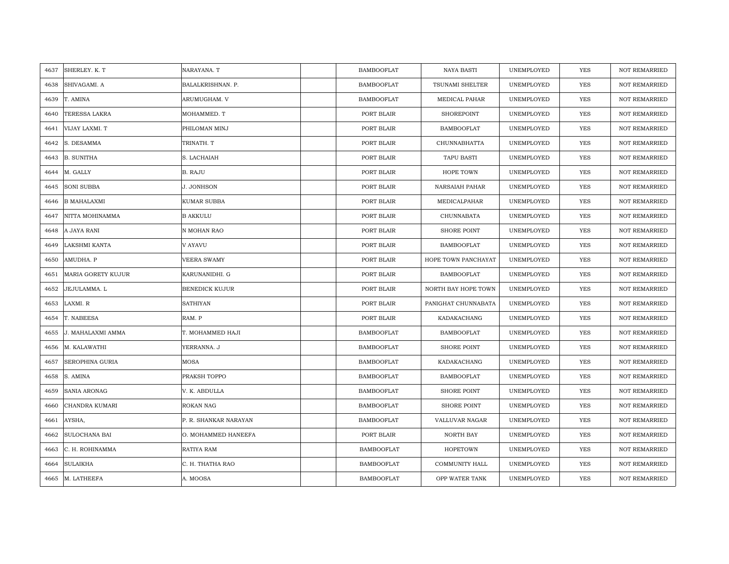| | | | | | | | | |
|---|---|---|---|---|---|---|---|---|
| 4637 | SHERLEY. K. T | NARAYANA. T | | BAMBOOFLAT | NAYA BASTI | UNEMPLOYED | YES | NOT REMARRIED |
| 4638 | SHIVAGAMI. A | BALALKRISHNAN. P. | | BAMBOOFLAT | TSUNAMI SHELTER | UNEMPLOYED | YES | NOT REMARRIED |
| 4639 | T. AMINA | ARUMUGHAM. V | | BAMBOOFLAT | MEDICAL PAHAR | UNEMPLOYED | YES | NOT REMARRIED |
| 4640 | TERESSA LAKRA | MOHAMMED. T | | PORT BLAIR | SHOREPOINT | UNEMPLOYED | YES | NOT REMARRIED |
| 4641 | VIJAY LAXMI. T | PHILOMAN MINJ | | PORT BLAIR | BAMBOOFLAT | UNEMPLOYED | YES | NOT REMARRIED |
| 4642 | S. DESAMMA | TRINATH. T | | PORT BLAIR | CHUNNABHATTA | UNEMPLOYED | YES | NOT REMARRIED |
| 4643 | B. SUNITHA | S. LACHAIAH | | PORT BLAIR | TAPU BASTI | UNEMPLOYED | YES | NOT REMARRIED |
| 4644 | M. GALLY | B. RAJU | | PORT BLAIR | HOPE TOWN | UNEMPLOYED | YES | NOT REMARRIED |
| 4645 | SONI SUBBA | J. JONHSON | | PORT BLAIR | NARSAIAH PAHAR | UNEMPLOYED | YES | NOT REMARRIED |
| 4646 | B MAHALAXMI | KUMAR SUBBA | | PORT BLAIR | MEDICALPAHAR | UNEMPLOYED | YES | NOT REMARRIED |
| 4647 | NITTA MOHINAMMA | B AKKULU | | PORT BLAIR | CHUNNABATA | UNEMPLOYED | YES | NOT REMARRIED |
| 4648 | A JAYA RANI | N MOHAN RAO | | PORT BLAIR | SHORE POINT | UNEMPLOYED | YES | NOT REMARRIED |
| 4649 | LAKSHMI KANTA | V AYAVU | | PORT BLAIR | BAMBOOFLAT | UNEMPLOYED | YES | NOT REMARRIED |
| 4650 | AMUDHA. P | VEERA SWAMY | | PORT BLAIR | HOPE TOWN PANCHAYAT | UNEMPLOYED | YES | NOT REMARRIED |
| 4651 | MARIA GORETY KUJUR | KARUNANIDHI. G | | PORT BLAIR | BAMBOOFLAT | UNEMPLOYED | YES | NOT REMARRIED |
| 4652 | JEJULAMMA. L | BENEDICK KUJUR | | PORT BLAIR | NORTH BAY HOPE TOWN | UNEMPLOYED | YES | NOT REMARRIED |
| 4653 | LAXMI. R | SATHIYAN | | PORT BLAIR | PANIGHAT CHUNNABATA | UNEMPLOYED | YES | NOT REMARRIED |
| 4654 | T. NABEESA | RAM. P | | PORT BLAIR | KADAKACHANG | UNEMPLOYED | YES | NOT REMARRIED |
| 4655 | J. MAHALAXMI AMMA | T. MOHAMMED HAJI | | BAMBOOFLAT | BAMBOOFLAT | UNEMPLOYED | YES | NOT REMARRIED |
| 4656 | M. KALAWATHI | YERRANNA. J | | BAMBOOFLAT | SHORE POINT | UNEMPLOYED | YES | NOT REMARRIED |
| 4657 | SEROPHINA GURIA | MOSA | | BAMBOOFLAT | KADAKACHANG | UNEMPLOYED | YES | NOT REMARRIED |
| 4658 | S. AMINA | PRAKSH TOPPO | | BAMBOOFLAT | BAMBOOFLAT | UNEMPLOYED | YES | NOT REMARRIED |
| 4659 | SANIA ARONAG | V. K. ABDULLA | | BAMBOOFLAT | SHORE POINT | UNEMPLOYED | YES | NOT REMARRIED |
| 4660 | CHANDRA KUMARI | ROKAN NAG | | BAMBOOFLAT | SHORE POINT | UNEMPLOYED | YES | NOT REMARRIED |
| 4661 | AYSHA, | P. R. SHANKAR NARAYAN | | BAMBOOFLAT | VALLUVAR NAGAR | UNEMPLOYED | YES | NOT REMARRIED |
| 4662 | SULOCHANA BAI | O. MOHAMMED HANEEFA | | PORT BLAIR | NORTH BAY | UNEMPLOYED | YES | NOT REMARRIED |
| 4663 | C. H. ROHINAMMA | RATIYA RAM | | BAMBOOFLAT | HOPETOWN | UNEMPLOYED | YES | NOT REMARRIED |
| 4664 | SULAIKHA | C. H. THATHA RAO | | BAMBOOFLAT | COMMUNITY HALL | UNEMPLOYED | YES | NOT REMARRIED |
| 4665 | M. LATHEEFA | A. MOOSA | | BAMBOOFLAT | OPP WATER TANK | UNEMPLOYED | YES | NOT REMARRIED |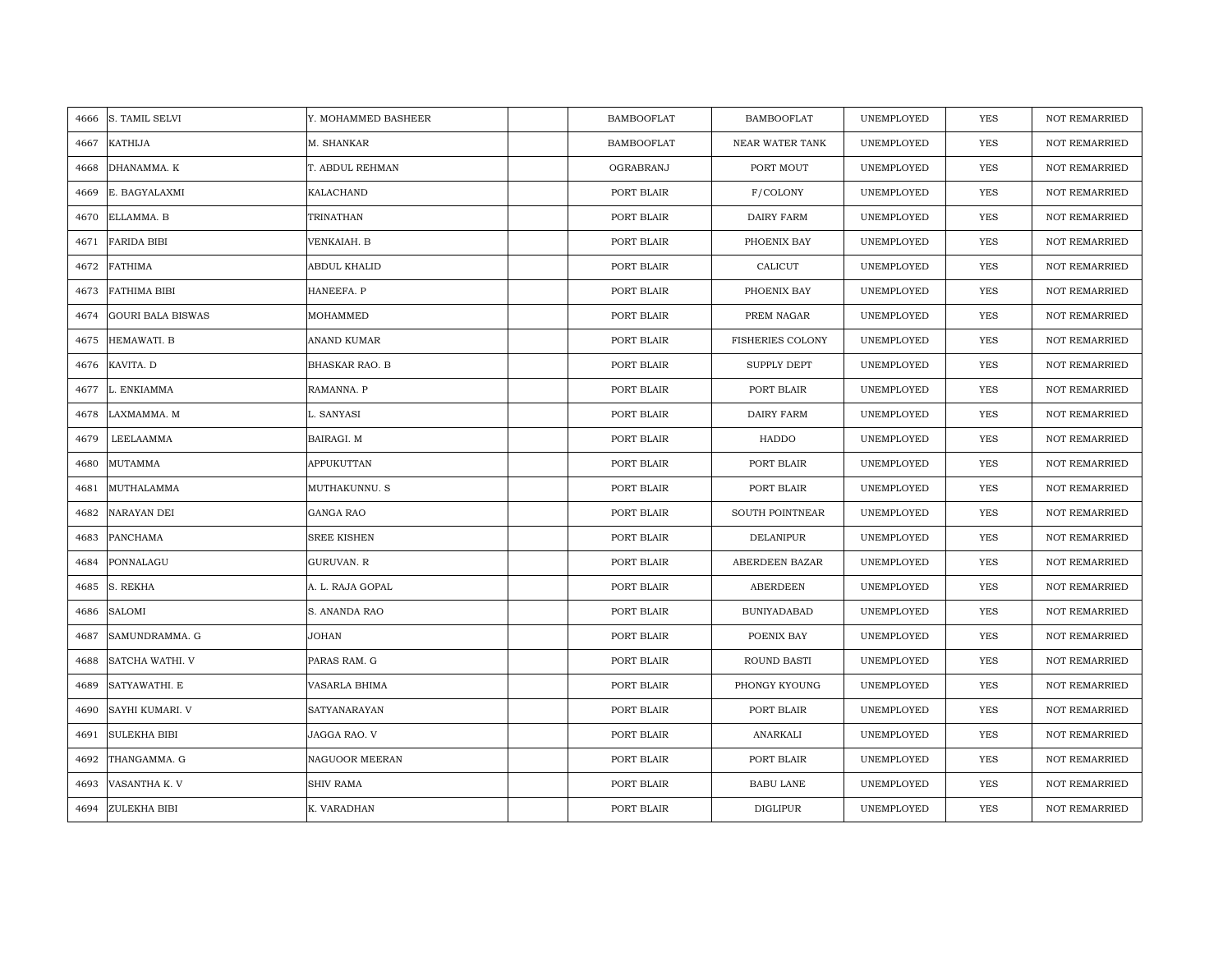| 4666 | S. TAMIL SELVI | Y. MOHAMMED BASHEER | | BAMBOOFLAT | BAMBOOFLAT | UNEMPLOYED | YES | NOT REMARRIED |
|---|---|---|---|---|---|---|---|---|
| 4667 | KATHIJA | M. SHANKAR | | BAMBOOFLAT | NEAR WATER TANK | UNEMPLOYED | YES | NOT REMARRIED |
| 4668 | DHANAMMA. K | T. ABDUL REHMAN | | OGRABRANJ | PORT MOUT | UNEMPLOYED | YES | NOT REMARRIED |
| 4669 | E. BAGYALAXMI | KALACHAND | | PORT BLAIR | F/COLONY | UNEMPLOYED | YES | NOT REMARRIED |
| 4670 | ELLAMMA. B | TRINATHAN | | PORT BLAIR | DAIRY FARM | UNEMPLOYED | YES | NOT REMARRIED |
| 4671 | FARIDA BIBI | VENKAIAH. B | | PORT BLAIR | PHOENIX BAY | UNEMPLOYED | YES | NOT REMARRIED |
| 4672 | FATHIMA | ABDUL KHALID | | PORT BLAIR | CALICUT | UNEMPLOYED | YES | NOT REMARRIED |
| 4673 | FATHIMA BIBI | HANEEFA. P | | PORT BLAIR | PHOENIX BAY | UNEMPLOYED | YES | NOT REMARRIED |
| 4674 | GOURI BALA BISWAS | MOHAMMED | | PORT BLAIR | PREM NAGAR | UNEMPLOYED | YES | NOT REMARRIED |
| 4675 | HEMAWATI. B | ANAND KUMAR | | PORT BLAIR | FISHERIES COLONY | UNEMPLOYED | YES | NOT REMARRIED |
| 4676 | KAVITA. D | BHASKAR RAO. B | | PORT BLAIR | SUPPLY DEPT | UNEMPLOYED | YES | NOT REMARRIED |
| 4677 | L. ENKIAMMA | RAMANNA. P | | PORT BLAIR | PORT BLAIR | UNEMPLOYED | YES | NOT REMARRIED |
| 4678 | LAXMAMMA. M | L. SANYASI | | PORT BLAIR | DAIRY FARM | UNEMPLOYED | YES | NOT REMARRIED |
| 4679 | LEELAAMMA | BAIRAGI. M | | PORT BLAIR | HADDO | UNEMPLOYED | YES | NOT REMARRIED |
| 4680 | MUTAMMA | APPUKUTTAN | | PORT BLAIR | PORT BLAIR | UNEMPLOYED | YES | NOT REMARRIED |
| 4681 | MUTHALAMMA | MUTHAKUNNU. S | | PORT BLAIR | PORT BLAIR | UNEMPLOYED | YES | NOT REMARRIED |
| 4682 | NARAYAN DEI | GANGA RAO | | PORT BLAIR | SOUTH POINTNEAR | UNEMPLOYED | YES | NOT REMARRIED |
| 4683 | PANCHAMA | SREE KISHEN | | PORT BLAIR | DELANIPUR | UNEMPLOYED | YES | NOT REMARRIED |
| 4684 | PONNALAGU | GURUVAN. R | | PORT BLAIR | ABERDEEN BAZAR | UNEMPLOYED | YES | NOT REMARRIED |
| 4685 | S. REKHA | A. L. RAJA GOPAL | | PORT BLAIR | ABERDEEN | UNEMPLOYED | YES | NOT REMARRIED |
| 4686 | SALOMI | S. ANANDA RAO | | PORT BLAIR | BUNIYADABAD | UNEMPLOYED | YES | NOT REMARRIED |
| 4687 | SAMUNDRAMMA. G | JOHAN | | PORT BLAIR | POENIX BAY | UNEMPLOYED | YES | NOT REMARRIED |
| 4688 | SATCHA WATHI. V | PARAS RAM. G | | PORT BLAIR | ROUND BASTI | UNEMPLOYED | YES | NOT REMARRIED |
| 4689 | SATYAWATHI. E | VASARLA BHIMA | | PORT BLAIR | PHONGY KYOUNG | UNEMPLOYED | YES | NOT REMARRIED |
| 4690 | SAYHI KUMARI. V | SATYANARAYAN | | PORT BLAIR | PORT BLAIR | UNEMPLOYED | YES | NOT REMARRIED |
| 4691 | SULEKHA BIBI | JAGGA RAO. V | | PORT BLAIR | ANARKALI | UNEMPLOYED | YES | NOT REMARRIED |
| 4692 | THANGAMMA. G | NAGUOOR MEERAN | | PORT BLAIR | PORT BLAIR | UNEMPLOYED | YES | NOT REMARRIED |
| 4693 | VASANTHA K. V | SHIV RAMA | | PORT BLAIR | BABU LANE | UNEMPLOYED | YES | NOT REMARRIED |
| 4694 | ZULEKHA BIBI | K. VARADHAN | | PORT BLAIR | DIGLIPUR | UNEMPLOYED | YES | NOT REMARRIED |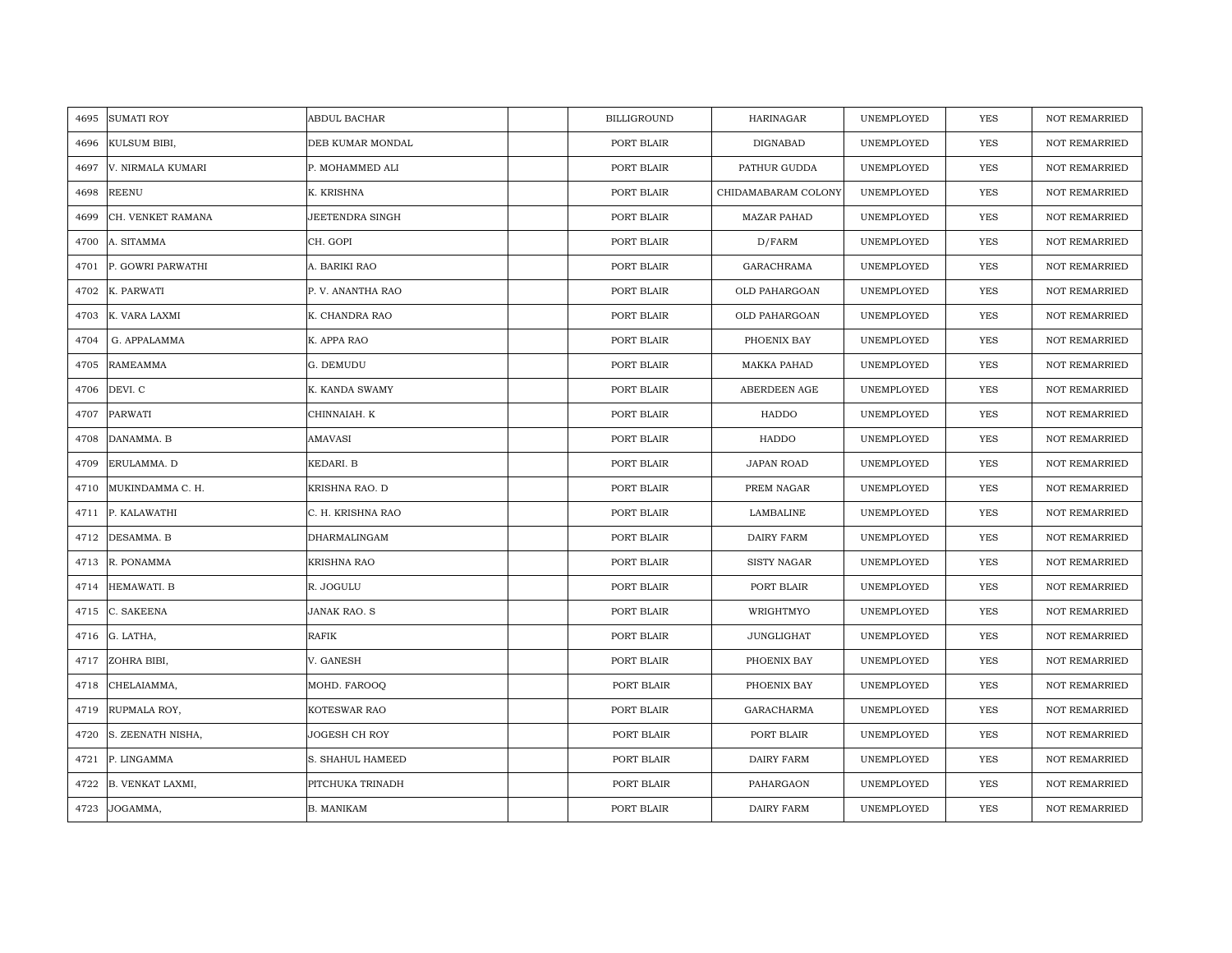| | | | | | | | | |
|---|---|---|---|---|---|---|---|---|
| 4695 | SUMATI ROY | ABDUL BACHAR | | BILLIGROUND | HARINAGAR | UNEMPLOYED | YES | NOT REMARRIED |
| 4696 | KULSUM BIBI, | DEB KUMAR MONDAL | | PORT BLAIR | DIGNABAD | UNEMPLOYED | YES | NOT REMARRIED |
| 4697 | V. NIRMALA KUMARI | P. MOHAMMED ALI | | PORT BLAIR | PATHUR GUDDA | UNEMPLOYED | YES | NOT REMARRIED |
| 4698 | REENU | K. KRISHNA | | PORT BLAIR | CHIDAMABARAM COLONY | UNEMPLOYED | YES | NOT REMARRIED |
| 4699 | CH. VENKET RAMANA | JEETENDRA SINGH | | PORT BLAIR | MAZAR PAHAD | UNEMPLOYED | YES | NOT REMARRIED |
| 4700 | A. SITAMMA | CH. GOPI | | PORT BLAIR | D/FARM | UNEMPLOYED | YES | NOT REMARRIED |
| 4701 | P. GOWRI PARWATHI | A. BARIKI RAO | | PORT BLAIR | GARACHRAMA | UNEMPLOYED | YES | NOT REMARRIED |
| 4702 | K. PARWATI | P. V. ANANTHA RAO | | PORT BLAIR | OLD PAHARGOAN | UNEMPLOYED | YES | NOT REMARRIED |
| 4703 | K. VARA LAXMI | K. CHANDRA RAO | | PORT BLAIR | OLD PAHARGOAN | UNEMPLOYED | YES | NOT REMARRIED |
| 4704 | G. APPALAMMA | K. APPA RAO | | PORT BLAIR | PHOENIX BAY | UNEMPLOYED | YES | NOT REMARRIED |
| 4705 | RAMEAMMA | G. DEMUDU | | PORT BLAIR | MAKKA PAHAD | UNEMPLOYED | YES | NOT REMARRIED |
| 4706 | DEVI. C | K. KANDA SWAMY | | PORT BLAIR | ABERDEEN AGE | UNEMPLOYED | YES | NOT REMARRIED |
| 4707 | PARWATI | CHINNAIAH. K | | PORT BLAIR | HADDO | UNEMPLOYED | YES | NOT REMARRIED |
| 4708 | DANAMMA. B | AMAVASI | | PORT BLAIR | HADDO | UNEMPLOYED | YES | NOT REMARRIED |
| 4709 | ERULAMMA. D | KEDARI. B | | PORT BLAIR | JAPAN ROAD | UNEMPLOYED | YES | NOT REMARRIED |
| 4710 | MUKINDAMMA C. H. | KRISHNA RAO. D | | PORT BLAIR | PREM NAGAR | UNEMPLOYED | YES | NOT REMARRIED |
| 4711 | P. KALAWATHI | C. H. KRISHNA RAO | | PORT BLAIR | LAMBALINE | UNEMPLOYED | YES | NOT REMARRIED |
| 4712 | DESAMMA. B | DHARMALINGAM | | PORT BLAIR | DAIRY FARM | UNEMPLOYED | YES | NOT REMARRIED |
| 4713 | R. PONAMMA | KRISHNA RAO | | PORT BLAIR | SISTY NAGAR | UNEMPLOYED | YES | NOT REMARRIED |
| 4714 | HEMAWATI. B | R. JOGULU | | PORT BLAIR | PORT BLAIR | UNEMPLOYED | YES | NOT REMARRIED |
| 4715 | C. SAKEENA | JANAK RAO. S | | PORT BLAIR | WRIGHTMYO | UNEMPLOYED | YES | NOT REMARRIED |
| 4716 | G. LATHA, | RAFIK | | PORT BLAIR | JUNGLIGHAT | UNEMPLOYED | YES | NOT REMARRIED |
| 4717 | ZOHRA BIBI, | V. GANESH | | PORT BLAIR | PHOENIX BAY | UNEMPLOYED | YES | NOT REMARRIED |
| 4718 | CHELAIAMMA, | MOHD. FAROOQ | | PORT BLAIR | PHOENIX BAY | UNEMPLOYED | YES | NOT REMARRIED |
| 4719 | RUPMALA ROY, | KOTESWAR RAO | | PORT BLAIR | GARACHARMA | UNEMPLOYED | YES | NOT REMARRIED |
| 4720 | S. ZEENATH NISHA, | JOGESH CH ROY | | PORT BLAIR | PORT BLAIR | UNEMPLOYED | YES | NOT REMARRIED |
| 4721 | P. LINGAMMA | S. SHAHUL HAMEED | | PORT BLAIR | DAIRY FARM | UNEMPLOYED | YES | NOT REMARRIED |
| 4722 | B. VENKAT LAXMI, | PITCHUKA TRINADH | | PORT BLAIR | PAHARGAON | UNEMPLOYED | YES | NOT REMARRIED |
| 4723 | JOGAMMA, | B. MANIKAM | | PORT BLAIR | DAIRY FARM | UNEMPLOYED | YES | NOT REMARRIED |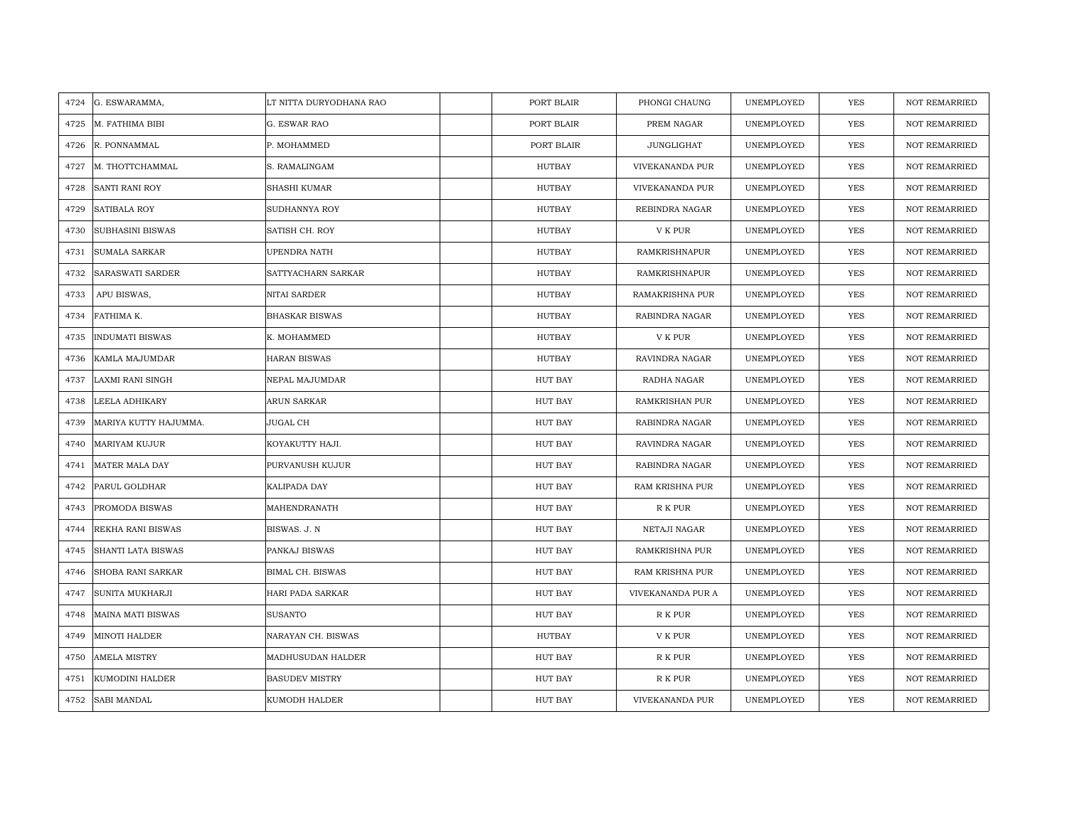| | | | | | | | | |
|---|---|---|---|---|---|---|---|---|
| 4724 | G. ESWARAMMA, | LT NITTA DURYODHANA RAO | | PORT BLAIR | PHONGI CHAUNG | UNEMPLOYED | YES | NOT REMARRIED |
| 4725 | M. FATHIMA BIBI | G. ESWAR RAO | | PORT BLAIR | PREM NAGAR | UNEMPLOYED | YES | NOT REMARRIED |
| 4726 | R. PONNAMMAL | P. MOHAMMED | | PORT BLAIR | JUNGLIGHAT | UNEMPLOYED | YES | NOT REMARRIED |
| 4727 | M. THOTTCHAMMAL | S. RAMALINGAM | | HUTBAY | VIVEKANANDA PUR | UNEMPLOYED | YES | NOT REMARRIED |
| 4728 | SANTI RANI ROY | SHASHI KUMAR | | HUTBAY | VIVEKANANDA PUR | UNEMPLOYED | YES | NOT REMARRIED |
| 4729 | SATIBALA ROY | SUDHANNYA ROY | | HUTBAY | REBINDRA NAGAR | UNEMPLOYED | YES | NOT REMARRIED |
| 4730 | SUBHASINI BISWAS | SATISH CH. ROY | | HUTBAY | V K PUR | UNEMPLOYED | YES | NOT REMARRIED |
| 4731 | SUMALA SARKAR | UPENDRA NATH | | HUTBAY | RAMKRISHNAPUR | UNEMPLOYED | YES | NOT REMARRIED |
| 4732 | SARASWATI SARDER | SATTYACHARN SARKAR | | HUTBAY | RAMKRISHNAPUR | UNEMPLOYED | YES | NOT REMARRIED |
| 4733 | APU BISWAS, | NITAI SARDER | | HUTBAY | RAMAKRISHNA PUR | UNEMPLOYED | YES | NOT REMARRIED |
| 4734 | FATHIMA K. | BHASKAR BISWAS | | HUTBAY | RABINDRA NAGAR | UNEMPLOYED | YES | NOT REMARRIED |
| 4735 | INDUMATI BISWAS | K. MOHAMMED | | HUTBAY | V K PUR | UNEMPLOYED | YES | NOT REMARRIED |
| 4736 | KAMLA MAJUMDAR | HARAN BISWAS | | HUTBAY | RAVINDRA NAGAR | UNEMPLOYED | YES | NOT REMARRIED |
| 4737 | LAXMI RANI SINGH | NEPAL MAJUMDAR | | HUT BAY | RADHA NAGAR | UNEMPLOYED | YES | NOT REMARRIED |
| 4738 | LEELA ADHIKARY | ARUN SARKAR | | HUT BAY | RAMKRISHAN PUR | UNEMPLOYED | YES | NOT REMARRIED |
| 4739 | MARIYA KUTTY HAJUMMA. | JUGAL CH | | HUT BAY | RABINDRA NAGAR | UNEMPLOYED | YES | NOT REMARRIED |
| 4740 | MARIYAM KUJUR | KOYAKUTTY HAJI. | | HUT BAY | RAVINDRA NAGAR | UNEMPLOYED | YES | NOT REMARRIED |
| 4741 | MATER MALA DAY | PURVANUSH KUJUR | | HUT BAY | RABINDRA NAGAR | UNEMPLOYED | YES | NOT REMARRIED |
| 4742 | PARUL GOLDHAR | KALIPADA DAY | | HUT BAY | RAM KRISHNA PUR | UNEMPLOYED | YES | NOT REMARRIED |
| 4743 | PROMODA BISWAS | MAHENDRANATH | | HUT BAY | R K PUR | UNEMPLOYED | YES | NOT REMARRIED |
| 4744 | REKHA RANI BISWAS | BISWAS. J. N | | HUT BAY | NETAJI NAGAR | UNEMPLOYED | YES | NOT REMARRIED |
| 4745 | SHANTI LATA BISWAS | PANKAJ BISWAS | | HUT BAY | RAMKRISHNA PUR | UNEMPLOYED | YES | NOT REMARRIED |
| 4746 | SHOBA RANI SARKAR | BIMAL CH. BISWAS | | HUT BAY | RAM KRISHNA PUR | UNEMPLOYED | YES | NOT REMARRIED |
| 4747 | SUNITA MUKHARJI | HARI PADA SARKAR | | HUT BAY | VIVEKANANDA PUR A | UNEMPLOYED | YES | NOT REMARRIED |
| 4748 | MAINA MATI BISWAS | SUSANTO | | HUT BAY | R K PUR | UNEMPLOYED | YES | NOT REMARRIED |
| 4749 | MINOTI HALDER | NARAYAN CH. BISWAS | | HUTBAY | V K PUR | UNEMPLOYED | YES | NOT REMARRIED |
| 4750 | AMELA MISTRY | MADHUSUDAN HALDER | | HUT BAY | R K PUR | UNEMPLOYED | YES | NOT REMARRIED |
| 4751 | KUMODINI HALDER | BASUDEV MISTRY | | HUT BAY | R K PUR | UNEMPLOYED | YES | NOT REMARRIED |
| 4752 | SABI MANDAL | KUMODH HALDER | | HUT BAY | VIVEKANANDA PUR | UNEMPLOYED | YES | NOT REMARRIED |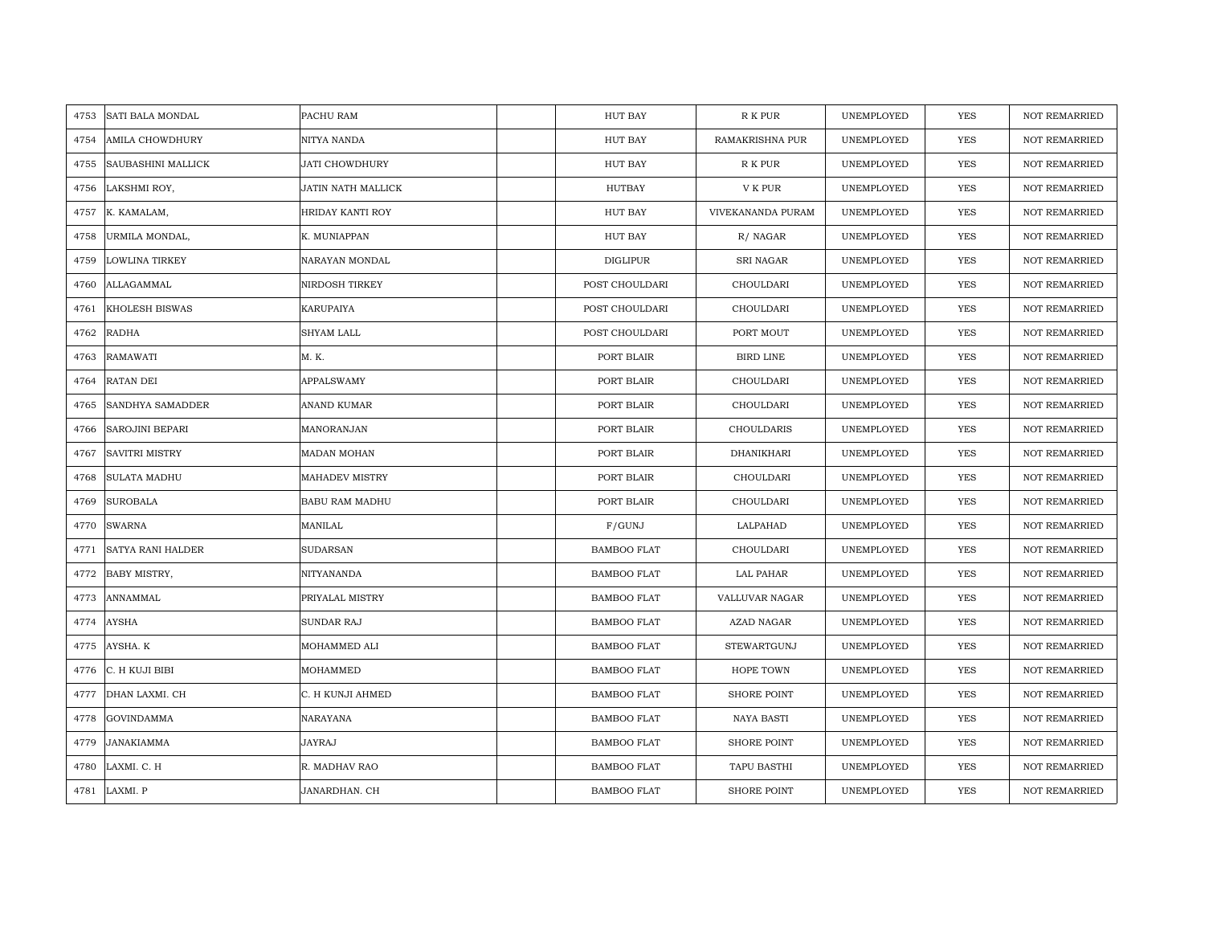| | | | | | | | | |
|---|---|---|---|---|---|---|---|---|
| 4753 | SATI BALA MONDAL | PACHU RAM | | HUT BAY | R K PUR | UNEMPLOYED | YES | NOT REMARRIED |
| 4754 | AMILA CHOWDHURY | NITYA NANDA | | HUT BAY | RAMAKRISHNA PUR | UNEMPLOYED | YES | NOT REMARRIED |
| 4755 | SAUBASHINI MALLICK | JATI CHOWDHURY | | HUT BAY | R K PUR | UNEMPLOYED | YES | NOT REMARRIED |
| 4756 | LAKSHMI ROY, | JATIN NATH MALLICK | | HUTBAY | V K PUR | UNEMPLOYED | YES | NOT REMARRIED |
| 4757 | K. KAMALAM, | HRIDAY KANTI ROY | | HUT BAY | VIVEKANANDA PURAM | UNEMPLOYED | YES | NOT REMARRIED |
| 4758 | URMILA MONDAL, | K. MUNIAPPAN | | HUT BAY | R/ NAGAR | UNEMPLOYED | YES | NOT REMARRIED |
| 4759 | LOWLINA TIRKEY | NARAYAN MONDAL | | DIGLIPUR | SRI NAGAR | UNEMPLOYED | YES | NOT REMARRIED |
| 4760 | ALLAGAMMAL | NIRDOSH TIRKEY | | POST CHOULDARI | CHOULDARI | UNEMPLOYED | YES | NOT REMARRIED |
| 4761 | KHOLESH BISWAS | KARUPAIYA | | POST CHOULDARI | CHOULDARI | UNEMPLOYED | YES | NOT REMARRIED |
| 4762 | RADHA | SHYAM LALL | | POST CHOULDARI | PORT MOUT | UNEMPLOYED | YES | NOT REMARRIED |
| 4763 | RAMAWATI | M. K. | | PORT BLAIR | BIRD LINE | UNEMPLOYED | YES | NOT REMARRIED |
| 4764 | RATAN DEI | APPALSWAMY | | PORT BLAIR | CHOULDARI | UNEMPLOYED | YES | NOT REMARRIED |
| 4765 | SANDHYA SAMADDER | ANAND KUMAR | | PORT BLAIR | CHOULDARI | UNEMPLOYED | YES | NOT REMARRIED |
| 4766 | SAROJINI BEPARI | MANORANJAN | | PORT BLAIR | CHOULDARIS | UNEMPLOYED | YES | NOT REMARRIED |
| 4767 | SAVITRI MISTRY | MADAN MOHAN | | PORT BLAIR | DHANIKHARI | UNEMPLOYED | YES | NOT REMARRIED |
| 4768 | SULATA MADHU | MAHADEV MISTRY | | PORT BLAIR | CHOULDARI | UNEMPLOYED | YES | NOT REMARRIED |
| 4769 | SUROBALA | BABU RAM MADHU | | PORT BLAIR | CHOULDARI | UNEMPLOYED | YES | NOT REMARRIED |
| 4770 | SWARNA | MANILAL | | F/GUNJ | LALPAHAD | UNEMPLOYED | YES | NOT REMARRIED |
| 4771 | SATYA RANI HALDER | SUDARSAN | | BAMBOO FLAT | CHOULDARI | UNEMPLOYED | YES | NOT REMARRIED |
| 4772 | BABY MISTRY, | NITYANANDA | | BAMBOO FLAT | LAL PAHAR | UNEMPLOYED | YES | NOT REMARRIED |
| 4773 | ANNAMMAL | PRIYALAL MISTRY | | BAMBOO FLAT | VALLUVAR NAGAR | UNEMPLOYED | YES | NOT REMARRIED |
| 4774 | AYSHA | SUNDAR RAJ | | BAMBOO FLAT | AZAD NAGAR | UNEMPLOYED | YES | NOT REMARRIED |
| 4775 | AYSHA. K | MOHAMMED ALI | | BAMBOO FLAT | STEWARTGUNJ | UNEMPLOYED | YES | NOT REMARRIED |
| 4776 | C. H KUJI BIBI | MOHAMMED | | BAMBOO FLAT | HOPE TOWN | UNEMPLOYED | YES | NOT REMARRIED |
| 4777 | DHAN LAXMI. CH | C. H KUNJI AHMED | | BAMBOO FLAT | SHORE POINT | UNEMPLOYED | YES | NOT REMARRIED |
| 4778 | GOVINDAMMA | NARAYANA | | BAMBOO FLAT | NAYA BASTI | UNEMPLOYED | YES | NOT REMARRIED |
| 4779 | JANAKIAMMA | JAYRAJ | | BAMBOO FLAT | SHORE POINT | UNEMPLOYED | YES | NOT REMARRIED |
| 4780 | LAXMI. C. H | R. MADHAV RAO | | BAMBOO FLAT | TAPU BASTHI | UNEMPLOYED | YES | NOT REMARRIED |
| 4781 | LAXMI. P | JANARDHAN. CH | | BAMBOO FLAT | SHORE POINT | UNEMPLOYED | YES | NOT REMARRIED |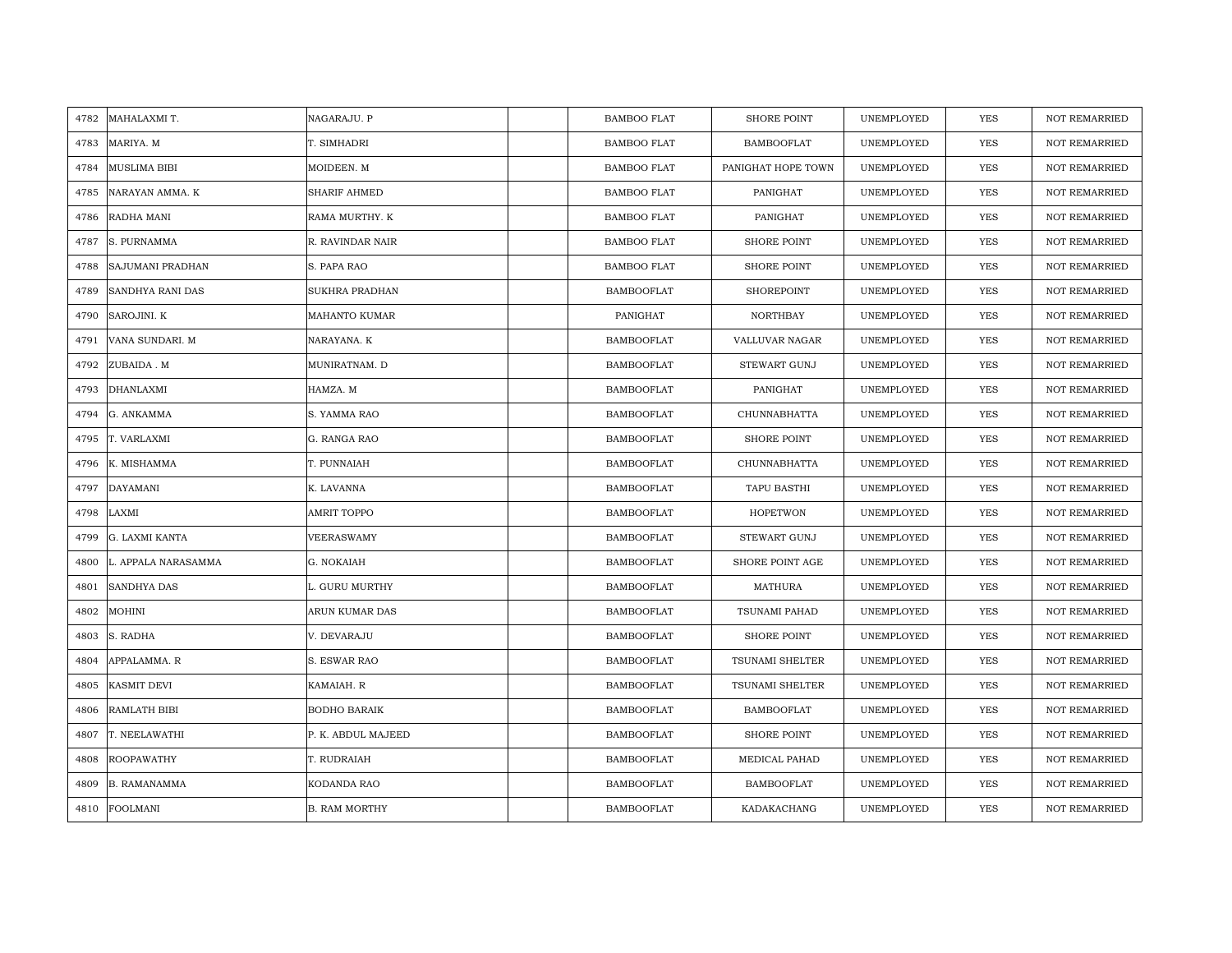| | | | | | | | | |
|---|---|---|---|---|---|---|---|---|
| 4782 | MAHALAXMI T. | NAGARAJU. P | | BAMBOO FLAT | SHORE POINT | UNEMPLOYED | YES | NOT REMARRIED |
| 4783 | MARIYA. M | T. SIMHADRI | | BAMBOO FLAT | BAMBOOFLAT | UNEMPLOYED | YES | NOT REMARRIED |
| 4784 | MUSLIMA BIBI | MOIDEEN. M | | BAMBOO FLAT | PANIGHAT HOPE TOWN | UNEMPLOYED | YES | NOT REMARRIED |
| 4785 | NARAYAN AMMA. K | SHARIF AHMED | | BAMBOO FLAT | PANIGHAT | UNEMPLOYED | YES | NOT REMARRIED |
| 4786 | RADHA MANI | RAMA MURTHY. K | | BAMBOO FLAT | PANIGHAT | UNEMPLOYED | YES | NOT REMARRIED |
| 4787 | S. PURNAMMA | R. RAVINDAR NAIR | | BAMBOO FLAT | SHORE POINT | UNEMPLOYED | YES | NOT REMARRIED |
| 4788 | SAJUMANI PRADHAN | S. PAPA RAO | | BAMBOO FLAT | SHORE POINT | UNEMPLOYED | YES | NOT REMARRIED |
| 4789 | SANDHYA RANI DAS | SUKHRA PRADHAN | | BAMBOOFLAT | SHOREPOINT | UNEMPLOYED | YES | NOT REMARRIED |
| 4790 | SAROJINI. K | MAHANTO KUMAR | | PANIGHAT | NORTHBAY | UNEMPLOYED | YES | NOT REMARRIED |
| 4791 | VANA SUNDARI. M | NARAYANA. K | | BAMBOOFLAT | VALLUVAR NAGAR | UNEMPLOYED | YES | NOT REMARRIED |
| 4792 | ZUBAIDA . M | MUNIRATNAM. D | | BAMBOOFLAT | STEWART GUNJ | UNEMPLOYED | YES | NOT REMARRIED |
| 4793 | DHANLAXMI | HAMZA. M | | BAMBOOFLAT | PANIGHAT | UNEMPLOYED | YES | NOT REMARRIED |
| 4794 | G. ANKAMMA | S. YAMMA RAO | | BAMBOOFLAT | CHUNNABHATTA | UNEMPLOYED | YES | NOT REMARRIED |
| 4795 | T. VARLAXMI | G. RANGA RAO | | BAMBOOFLAT | SHORE POINT | UNEMPLOYED | YES | NOT REMARRIED |
| 4796 | K. MISHAMMA | T. PUNNAIAH | | BAMBOOFLAT | CHUNNABHATTA | UNEMPLOYED | YES | NOT REMARRIED |
| 4797 | DAYAMANI | K. LAVANNA | | BAMBOOFLAT | TAPU BASTHI | UNEMPLOYED | YES | NOT REMARRIED |
| 4798 | LAXMI | AMRIT TOPPO | | BAMBOOFLAT | HOPETWON | UNEMPLOYED | YES | NOT REMARRIED |
| 4799 | G. LAXMI KANTA | VEERASWAMY | | BAMBOOFLAT | STEWART GUNJ | UNEMPLOYED | YES | NOT REMARRIED |
| 4800 | L. APPALA NARASAMMA | G. NOKAIAH | | BAMBOOFLAT | SHORE POINT AGE | UNEMPLOYED | YES | NOT REMARRIED |
| 4801 | SANDHYA DAS | L. GURU MURTHY | | BAMBOOFLAT | MATHURA | UNEMPLOYED | YES | NOT REMARRIED |
| 4802 | MOHINI | ARUN KUMAR DAS | | BAMBOOFLAT | TSUNAMI PAHAD | UNEMPLOYED | YES | NOT REMARRIED |
| 4803 | S. RADHA | V. DEVARAJU | | BAMBOOFLAT | SHORE POINT | UNEMPLOYED | YES | NOT REMARRIED |
| 4804 | APPALAMMA. R | S. ESWAR RAO | | BAMBOOFLAT | TSUNAMI SHELTER | UNEMPLOYED | YES | NOT REMARRIED |
| 4805 | KASMIT DEVI | KAMAIAH. R | | BAMBOOFLAT | TSUNAMI SHELTER | UNEMPLOYED | YES | NOT REMARRIED |
| 4806 | RAMLATH BIBI | BODHO BARAIK | | BAMBOOFLAT | BAMBOOFLAT | UNEMPLOYED | YES | NOT REMARRIED |
| 4807 | T. NEELAWATHI | P. K. ABDUL MAJEED | | BAMBOOFLAT | SHORE POINT | UNEMPLOYED | YES | NOT REMARRIED |
| 4808 | ROOPAWATHY | T. RUDRAIAH | | BAMBOOFLAT | MEDICAL PAHAD | UNEMPLOYED | YES | NOT REMARRIED |
| 4809 | B. RAMANAMMA | KODANDA RAO | | BAMBOOFLAT | BAMBOOFLAT | UNEMPLOYED | YES | NOT REMARRIED |
| 4810 | FOOLMANI | B. RAM MORTHY | | BAMBOOFLAT | KADAKACHANG | UNEMPLOYED | YES | NOT REMARRIED |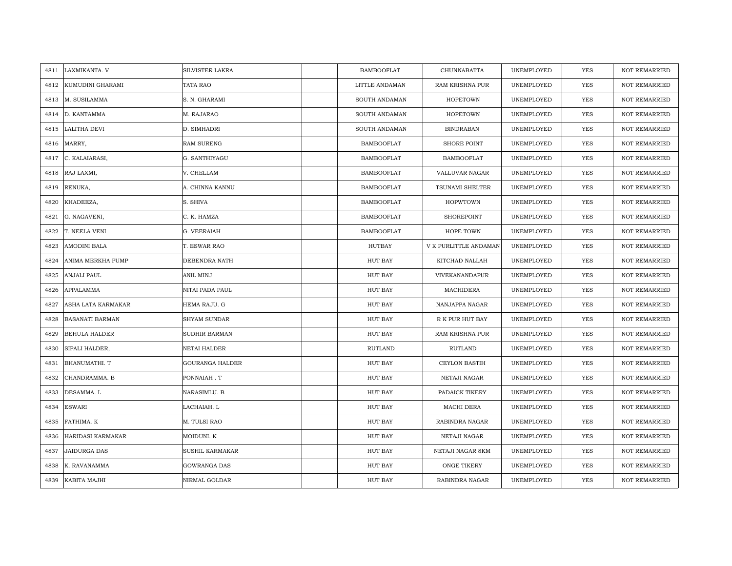| 4811 | LAXMIKANTA. V | SILVISTER LAKRA | | BAMBOOFLAT | CHUNNABATTA | UNEMPLOYED | YES | NOT REMARRIED |
|---|---|---|---|---|---|---|---|---|
| 4812 | KUMUDINI GHARAMI | TATA RAO | | LITTLE ANDAMAN | RAM KRISHNA PUR | UNEMPLOYED | YES | NOT REMARRIED |
| 4813 | M. SUSILAMMA | S. N. GHARAMI | | SOUTH ANDAMAN | HOPETOWN | UNEMPLOYED | YES | NOT REMARRIED |
| 4814 | D. KANTAMMA | M. RAJARAO | | SOUTH ANDAMAN | HOPETOWN | UNEMPLOYED | YES | NOT REMARRIED |
| 4815 | LALITHA DEVI | D. SIMHADRI | | SOUTH ANDAMAN | BINDRABAN | UNEMPLOYED | YES | NOT REMARRIED |
| 4816 | MARRY, | RAM SURENG | | BAMBOOFLAT | SHORE POINT | UNEMPLOYED | YES | NOT REMARRIED |
| 4817 | C. KALAIARASI, | G. SANTHIYAGU | | BAMBOOFLAT | BAMBOOFLAT | UNEMPLOYED | YES | NOT REMARRIED |
| 4818 | RAJ LAXMI, | V. CHELLAM | | BAMBOOFLAT | VALLUVAR NAGAR | UNEMPLOYED | YES | NOT REMARRIED |
| 4819 | RENUKA, | A. CHINNA KANNU | | BAMBOOFLAT | TSUNAMI SHELTER | UNEMPLOYED | YES | NOT REMARRIED |
| 4820 | KHADEEZA, | S. SHIVA | | BAMBOOFLAT | HOPWTOWN | UNEMPLOYED | YES | NOT REMARRIED |
| 4821 | G. NAGAVENI, | C. K. HAMZA | | BAMBOOFLAT | SHOREPOINT | UNEMPLOYED | YES | NOT REMARRIED |
| 4822 | T. NEELA VENI | G. VEERAIAH | | BAMBOOFLAT | HOPE TOWN | UNEMPLOYED | YES | NOT REMARRIED |
| 4823 | AMODINI BALA | T. ESWAR RAO | | HUTBAY | V K PURLITTLE ANDAMAN | UNEMPLOYED | YES | NOT REMARRIED |
| 4824 | ANIMA MERKHA PUMP | DEBENDRA NATH | | HUT BAY | KITCHAD NALLAH | UNEMPLOYED | YES | NOT REMARRIED |
| 4825 | ANJALI PAUL | ANIL MINJ | | HUT BAY | VIVEKANANDAPUR | UNEMPLOYED | YES | NOT REMARRIED |
| 4826 | APPALAMMA | NITAI PADA PAUL | | HUT BAY | MACHIDERA | UNEMPLOYED | YES | NOT REMARRIED |
| 4827 | ASHA LATA KARMAKAR | HEMA RAJU. G | | HUT BAY | NANJAPPA NAGAR | UNEMPLOYED | YES | NOT REMARRIED |
| 4828 | BASANATI BARMAN | SHYAM SUNDAR | | HUT BAY | R K PUR HUT BAY | UNEMPLOYED | YES | NOT REMARRIED |
| 4829 | BEHULA HALDER | SUDHIR BARMAN | | HUT BAY | RAM KRISHNA PUR | UNEMPLOYED | YES | NOT REMARRIED |
| 4830 | SIPALI HALDER, | NETAI HALDER | | RUTLAND | RUTLAND | UNEMPLOYED | YES | NOT REMARRIED |
| 4831 | BHANUMATHI. T | GOURANGA HALDER | | HUT BAY | CEYLON BASTIH | UNEMPLOYED | YES | NOT REMARRIED |
| 4832 | CHANDRAMMA. B | PONNAIAH . T | | HUT BAY | NETAJI NAGAR | UNEMPLOYED | YES | NOT REMARRIED |
| 4833 | DESAMMA. L | NARASIMLU. B | | HUT BAY | PADAICK TIKERY | UNEMPLOYED | YES | NOT REMARRIED |
| 4834 | ESWARI | LACHAIAH. L | | HUT BAY | MACHI DERA | UNEMPLOYED | YES | NOT REMARRIED |
| 4835 | FATHIMA. K | M. TULSI RAO | | HUT BAY | RABINDRA NAGAR | UNEMPLOYED | YES | NOT REMARRIED |
| 4836 | HARIDASI KARMAKAR | MOIDUNI. K | | HUT BAY | NETAJI NAGAR | UNEMPLOYED | YES | NOT REMARRIED |
| 4837 | JAIDURGA DAS | SUSHIL KARMAKAR | | HUT BAY | NETAJI NAGAR 8KM | UNEMPLOYED | YES | NOT REMARRIED |
| 4838 | K. RAVANAMMA | GOWRANGA DAS | | HUT BAY | ONGE TIKERY | UNEMPLOYED | YES | NOT REMARRIED |
| 4839 | KABITA MAJHI | NIRMAL GOLDAR | | HUT BAY | RABINDRA NAGAR | UNEMPLOYED | YES | NOT REMARRIED |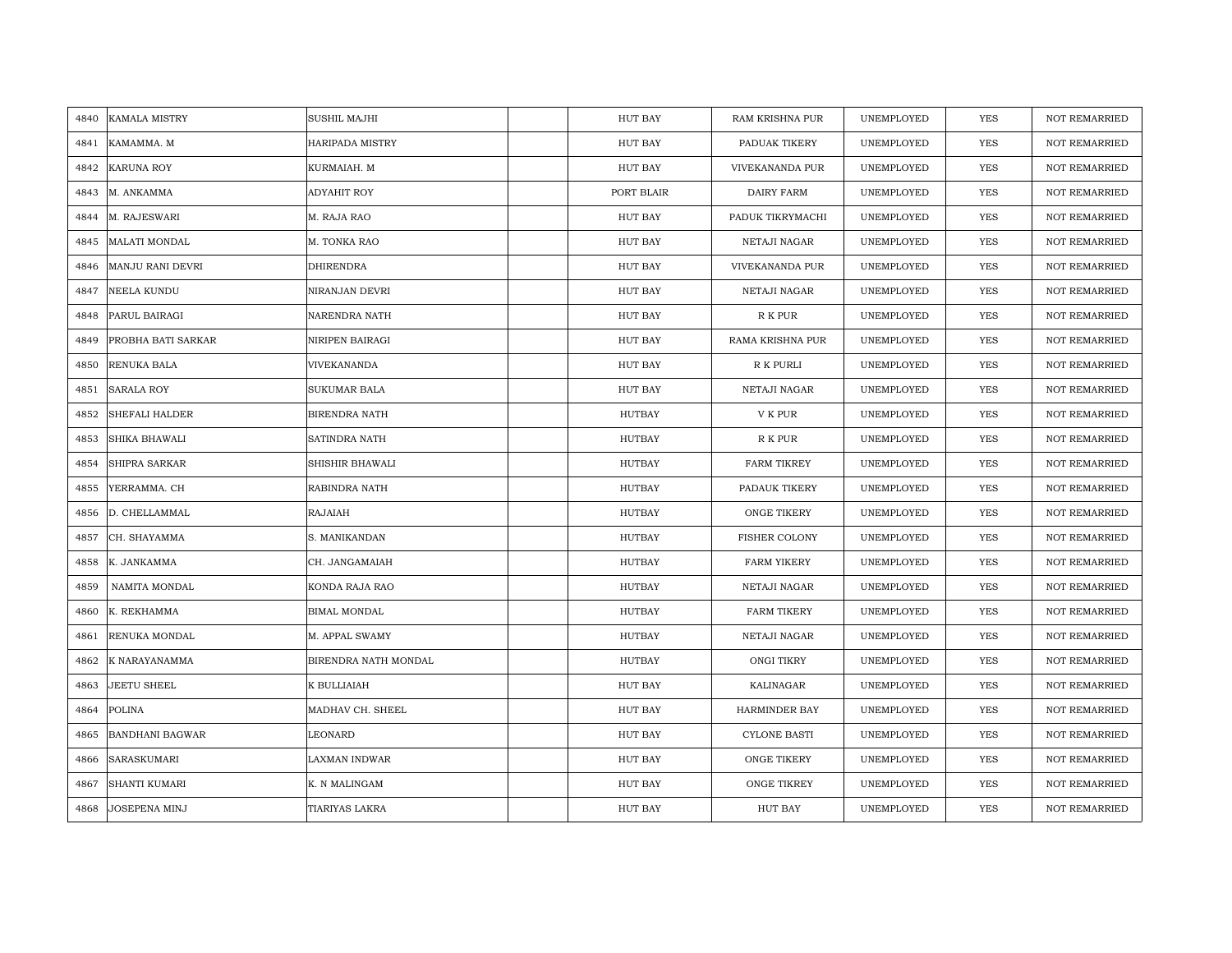| 4840 | KAMALA MISTRY | SUSHIL MAJHI | | HUT BAY | RAM KRISHNA PUR | UNEMPLOYED | YES | NOT REMARRIED |
|---|---|---|---|---|---|---|---|---|
| 4841 | KAMAMMA. M | HARIPADA MISTRY | | HUT BAY | PADUAK TIKERY | UNEMPLOYED | YES | NOT REMARRIED |
| 4842 | KARUNA ROY | KURMAIAH. M | | HUT BAY | VIVEKANANDA PUR | UNEMPLOYED | YES | NOT REMARRIED |
| 4843 | M. ANKAMMA | ADYAHIT ROY | | PORT BLAIR | DAIRY FARM | UNEMPLOYED | YES | NOT REMARRIED |
| 4844 | M. RAJESWARI | M. RAJA RAO | | HUT BAY | PADUK TIKRYMACHI | UNEMPLOYED | YES | NOT REMARRIED |
| 4845 | MALATI MONDAL | M. TONKA RAO | | HUT BAY | NETAJI NAGAR | UNEMPLOYED | YES | NOT REMARRIED |
| 4846 | MANJU RANI DEVRI | DHIRENDRA | | HUT BAY | VIVEKANANDA PUR | UNEMPLOYED | YES | NOT REMARRIED |
| 4847 | NEELA KUNDU | NIRANJAN DEVRI | | HUT BAY | NETAJI NAGAR | UNEMPLOYED | YES | NOT REMARRIED |
| 4848 | PARUL BAIRAGI | NARENDRA NATH | | HUT BAY | R K PUR | UNEMPLOYED | YES | NOT REMARRIED |
| 4849 | PROBHA BATI SARKAR | NIRIPEN BAIRAGI | | HUT BAY | RAMA KRISHNA PUR | UNEMPLOYED | YES | NOT REMARRIED |
| 4850 | RENUKA BALA | VIVEKANANDA | | HUT BAY | R K PURLI | UNEMPLOYED | YES | NOT REMARRIED |
| 4851 | SARALA ROY | SUKUMAR BALA | | HUT BAY | NETAJI NAGAR | UNEMPLOYED | YES | NOT REMARRIED |
| 4852 | SHEFALI HALDER | BIRENDRA NATH | | HUTBAY | V K PUR | UNEMPLOYED | YES | NOT REMARRIED |
| 4853 | SHIKA BHAWALI | SATINDRA NATH | | HUTBAY | R K PUR | UNEMPLOYED | YES | NOT REMARRIED |
| 4854 | SHIPRA SARKAR | SHISHIR BHAWALI | | HUTBAY | FARM TIKREY | UNEMPLOYED | YES | NOT REMARRIED |
| 4855 | YERRAMMA. CH | RABINDRA NATH | | HUTBAY | PADAUK TIKERY | UNEMPLOYED | YES | NOT REMARRIED |
| 4856 | D. CHELLAMMAL | RAJAIAH | | HUTBAY | ONGE TIKERY | UNEMPLOYED | YES | NOT REMARRIED |
| 4857 | CH. SHAYAMMA | S. MANIKANDAN | | HUTBAY | FISHER COLONY | UNEMPLOYED | YES | NOT REMARRIED |
| 4858 | K. JANKAMMA | CH. JANGAMAIAH | | HUTBAY | FARM YIKERY | UNEMPLOYED | YES | NOT REMARRIED |
| 4859 | NAMITA MONDAL | KONDA RAJA RAO | | HUTBAY | NETAJI NAGAR | UNEMPLOYED | YES | NOT REMARRIED |
| 4860 | K. REKHAMMA | BIMAL MONDAL | | HUTBAY | FARM TIKERY | UNEMPLOYED | YES | NOT REMARRIED |
| 4861 | RENUKA MONDAL | M. APPAL SWAMY | | HUTBAY | NETAJI NAGAR | UNEMPLOYED | YES | NOT REMARRIED |
| 4862 | K NARAYANAMMA | BIRENDRA NATH MONDAL | | HUTBAY | ONGI TIKRY | UNEMPLOYED | YES | NOT REMARRIED |
| 4863 | JEETU SHEEL | K BULLIAIAH | | HUT BAY | KALINAGAR | UNEMPLOYED | YES | NOT REMARRIED |
| 4864 | POLINA | MADHAV CH. SHEEL | | HUT BAY | HARMINDER BAY | UNEMPLOYED | YES | NOT REMARRIED |
| 4865 | BANDHANI BAGWAR | LEONARD | | HUT BAY | CYLONE BASTI | UNEMPLOYED | YES | NOT REMARRIED |
| 4866 | SARASKUMARI | LAXMAN INDWAR | | HUT BAY | ONGE TIKERY | UNEMPLOYED | YES | NOT REMARRIED |
| 4867 | SHANTI KUMARI | K. N MALINGAM | | HUT BAY | ONGE TIKREY | UNEMPLOYED | YES | NOT REMARRIED |
| 4868 | JOSEPENA MINJ | TIARIYAS LAKRA | | HUT BAY | HUT BAY | UNEMPLOYED | YES | NOT REMARRIED |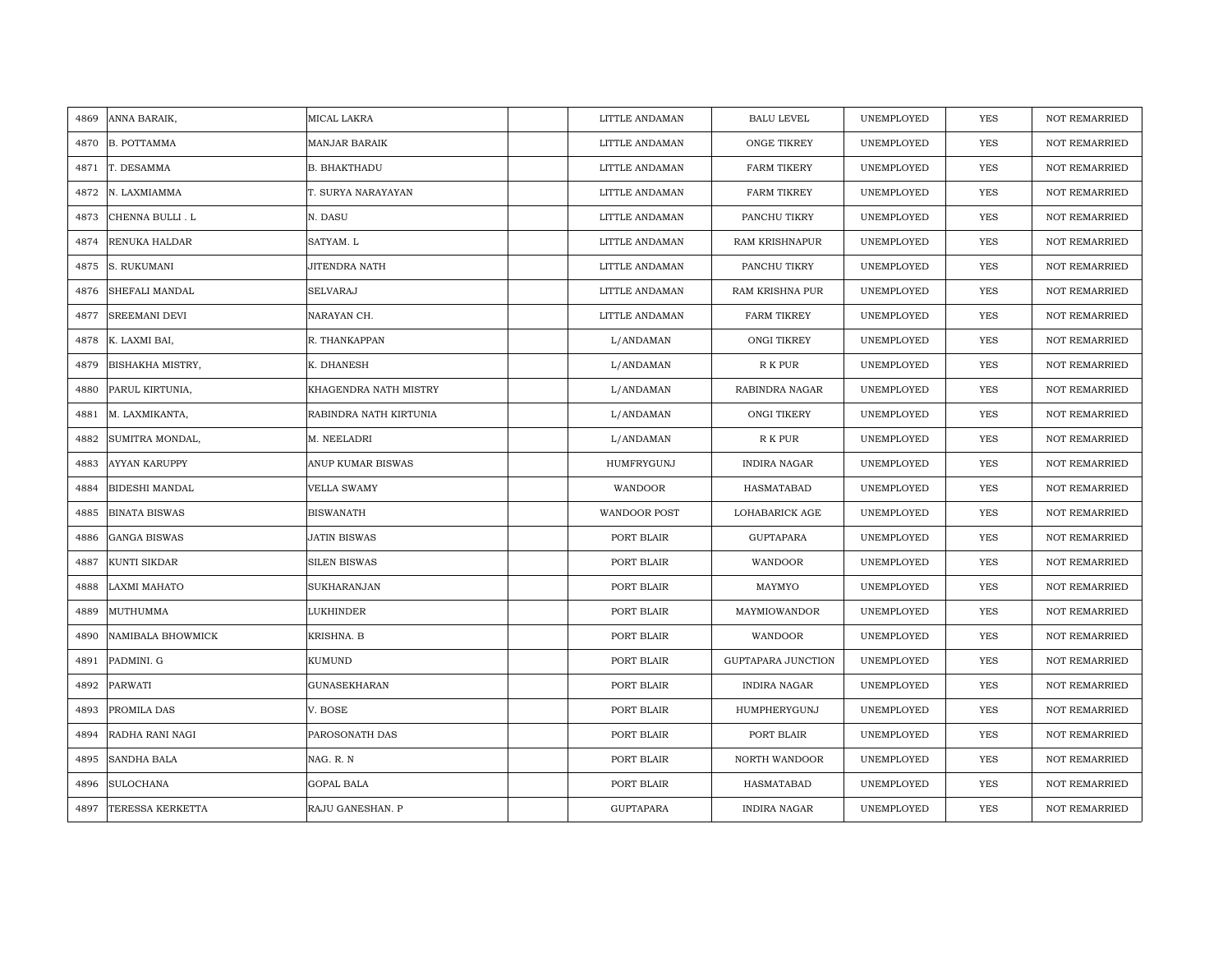| | | | | | | | | |
|---|---|---|---|---|---|---|---|---|
| 4869 | ANNA BARAIK, | MICAL LAKRA | | LITTLE ANDAMAN | BALU LEVEL | UNEMPLOYED | YES | NOT REMARRIED |
| 4870 | B. POTTAMMA | MANJAR BARAIK | | LITTLE ANDAMAN | ONGE TIKREY | UNEMPLOYED | YES | NOT REMARRIED |
| 4871 | T. DESAMMA | B. BHAKTHADU | | LITTLE ANDAMAN | FARM TIKERY | UNEMPLOYED | YES | NOT REMARRIED |
| 4872 | N. LAXMIAMMA | T. SURYA NARAYAYAN | | LITTLE ANDAMAN | FARM TIKREY | UNEMPLOYED | YES | NOT REMARRIED |
| 4873 | CHENNA BULLI . L | N. DASU | | LITTLE ANDAMAN | PANCHU TIKRY | UNEMPLOYED | YES | NOT REMARRIED |
| 4874 | RENUKA HALDAR | SATYAM. L | | LITTLE ANDAMAN | RAM KRISHNAPUR | UNEMPLOYED | YES | NOT REMARRIED |
| 4875 | S. RUKUMANI | JITENDRA NATH | | LITTLE ANDAMAN | PANCHU TIKRY | UNEMPLOYED | YES | NOT REMARRIED |
| 4876 | SHEFALI MANDAL | SELVARAJ | | LITTLE ANDAMAN | RAM KRISHNA PUR | UNEMPLOYED | YES | NOT REMARRIED |
| 4877 | SREEMANI DEVI | NARAYAN CH. | | LITTLE ANDAMAN | FARM TIKREY | UNEMPLOYED | YES | NOT REMARRIED |
| 4878 | K. LAXMI BAI, | R. THANKAPPAN | | L/ANDAMAN | ONGI TIKREY | UNEMPLOYED | YES | NOT REMARRIED |
| 4879 | BISHAKHA MISTRY, | K. DHANESH | | L/ANDAMAN | R K PUR | UNEMPLOYED | YES | NOT REMARRIED |
| 4880 | PARUL KIRTUNIA, | KHAGENDRA NATH MISTRY | | L/ANDAMAN | RABINDRA NAGAR | UNEMPLOYED | YES | NOT REMARRIED |
| 4881 | M. LAXMIKANTA, | RABINDRA NATH KIRTUNIA | | L/ANDAMAN | ONGI TIKERY | UNEMPLOYED | YES | NOT REMARRIED |
| 4882 | SUMITRA MONDAL, | M. NEELADRI | | L/ANDAMAN | R K PUR | UNEMPLOYED | YES | NOT REMARRIED |
| 4883 | AYYAN KARUPPY | ANUP KUMAR BISWAS | | HUMFRYGUNJ | INDIRA NAGAR | UNEMPLOYED | YES | NOT REMARRIED |
| 4884 | BIDESHI MANDAL | VELLA SWAMY | | WANDOOR | HASMATABAD | UNEMPLOYED | YES | NOT REMARRIED |
| 4885 | BINATA BISWAS | BISWANATH | | WANDOOR POST | LOHABARICK AGE | UNEMPLOYED | YES | NOT REMARRIED |
| 4886 | GANGA BISWAS | JATIN BISWAS | | PORT BLAIR | GUPTAPARA | UNEMPLOYED | YES | NOT REMARRIED |
| 4887 | KUNTI SIKDAR | SILEN BISWAS | | PORT BLAIR | WANDOOR | UNEMPLOYED | YES | NOT REMARRIED |
| 4888 | LAXMI MAHATO | SUKHARANJAN | | PORT BLAIR | MAYMYO | UNEMPLOYED | YES | NOT REMARRIED |
| 4889 | MUTHUMMA | LUKHINDER | | PORT BLAIR | MAYMIOWANDOR | UNEMPLOYED | YES | NOT REMARRIED |
| 4890 | NAMIBALA BHOWMICK | KRISHNA. B | | PORT BLAIR | WANDOOR | UNEMPLOYED | YES | NOT REMARRIED |
| 4891 | PADMINI. G | KUMUND | | PORT BLAIR | GUPTAPARA JUNCTION | UNEMPLOYED | YES | NOT REMARRIED |
| 4892 | PARWATI | GUNASEKHARAN | | PORT BLAIR | INDIRA NAGAR | UNEMPLOYED | YES | NOT REMARRIED |
| 4893 | PROMILA DAS | V. BOSE | | PORT BLAIR | HUMPHERYGUNJ | UNEMPLOYED | YES | NOT REMARRIED |
| 4894 | RADHA RANI NAGI | PAROSONATH DAS | | PORT BLAIR | PORT BLAIR | UNEMPLOYED | YES | NOT REMARRIED |
| 4895 | SANDHA BALA | NAG. R. N | | PORT BLAIR | NORTH WANDOOR | UNEMPLOYED | YES | NOT REMARRIED |
| 4896 | SULOCHANA | GOPAL BALA | | PORT BLAIR | HASMATABAD | UNEMPLOYED | YES | NOT REMARRIED |
| 4897 | TERESSA KERKETTA | RAJU GANESHAN. P | | GUPTAPARA | INDIRA NAGAR | UNEMPLOYED | YES | NOT REMARRIED |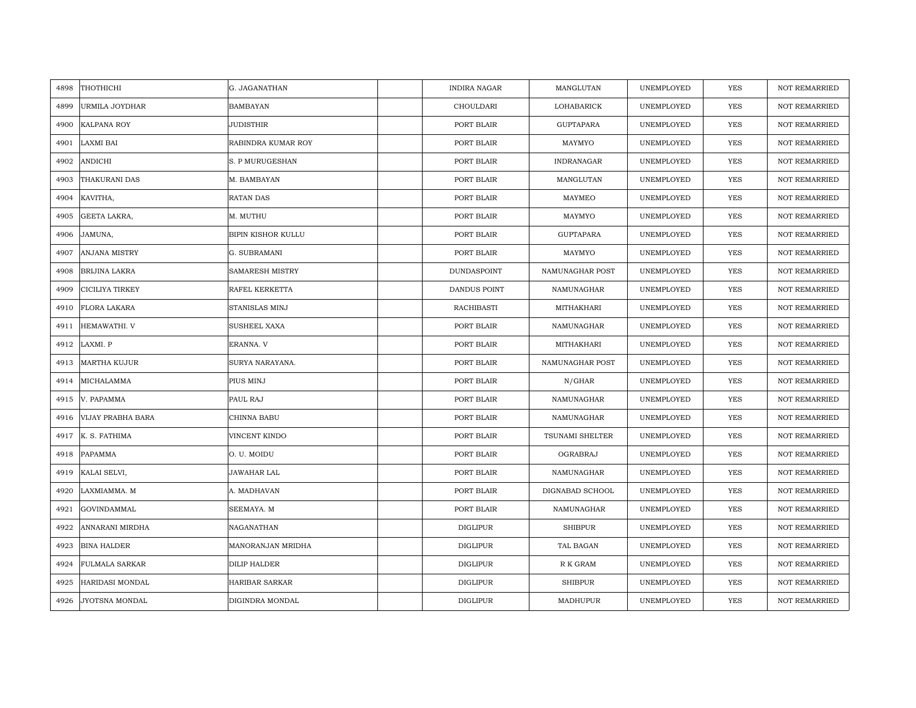| 4898 | THOTHICHI | G. JAGANATHAN | | INDIRA NAGAR | MANGLUTAN | UNEMPLOYED | YES | NOT REMARRIED |
|---|---|---|---|---|---|---|---|---|
| 4899 | URMILA JOYDHAR | BAMBAYAN | | CHOULDARI | LOHABARICK | UNEMPLOYED | YES | NOT REMARRIED |
| 4900 | KALPANA ROY | JUDISTHIR | | PORT BLAIR | GUPTAPARA | UNEMPLOYED | YES | NOT REMARRIED |
| 4901 | LAXMI BAI | RABINDRA KUMAR ROY | | PORT BLAIR | MAYMYO | UNEMPLOYED | YES | NOT REMARRIED |
| 4902 | ANDICHI | S. P MURUGESHAN | | PORT BLAIR | INDRANAGAR | UNEMPLOYED | YES | NOT REMARRIED |
| 4903 | THAKURANI DAS | M. BAMBAYAN | | PORT BLAIR | MANGLUTAN | UNEMPLOYED | YES | NOT REMARRIED |
| 4904 | KAVITHA, | RATAN DAS | | PORT BLAIR | MAYMEO | UNEMPLOYED | YES | NOT REMARRIED |
| 4905 | GEETA LAKRA, | M. MUTHU | | PORT BLAIR | MAYMYO | UNEMPLOYED | YES | NOT REMARRIED |
| 4906 | JAMUNA, | BIPIN KISHOR KULLU | | PORT BLAIR | GUPTAPARA | UNEMPLOYED | YES | NOT REMARRIED |
| 4907 | ANJANA MISTRY | G. SUBRAMANI | | PORT BLAIR | MAYMYO | UNEMPLOYED | YES | NOT REMARRIED |
| 4908 | BRIJINA LAKRA | SAMARESH MISTRY | | DUNDASPOINT | NAMUNAGHAR POST | UNEMPLOYED | YES | NOT REMARRIED |
| 4909 | CICILIYA TIRKEY | RAFEL KERKETTA | | DANDUS POINT | NAMUNAGHAR | UNEMPLOYED | YES | NOT REMARRIED |
| 4910 | FLORA LAKARA | STANISLAS MINJ | | RACHIBASTI | MITHAKHARI | UNEMPLOYED | YES | NOT REMARRIED |
| 4911 | HEMAWATHI. V | SUSHEEL XAXA | | PORT BLAIR | NAMUNAGHAR | UNEMPLOYED | YES | NOT REMARRIED |
| 4912 | LAXMI. P | ERANNA. V | | PORT BLAIR | MITHAKHARI | UNEMPLOYED | YES | NOT REMARRIED |
| 4913 | MARTHA KUJUR | SURYA NARAYANA. | | PORT BLAIR | NAMUNAGHAR POST | UNEMPLOYED | YES | NOT REMARRIED |
| 4914 | MICHALAMMA | PIUS MINJ | | PORT BLAIR | N/GHAR | UNEMPLOYED | YES | NOT REMARRIED |
| 4915 | V. PAPAMMA | PAUL RAJ | | PORT BLAIR | NAMUNAGHAR | UNEMPLOYED | YES | NOT REMARRIED |
| 4916 | VIJAY PRABHA BARA | CHINNA BABU | | PORT BLAIR | NAMUNAGHAR | UNEMPLOYED | YES | NOT REMARRIED |
| 4917 | K. S. FATHIMA | VINCENT KINDO | | PORT BLAIR | TSUNAMI SHELTER | UNEMPLOYED | YES | NOT REMARRIED |
| 4918 | PAPAMMA | O. U. MOIDU | | PORT BLAIR | OGRABRAJ | UNEMPLOYED | YES | NOT REMARRIED |
| 4919 | KALAI SELVI, | JAWAHAR LAL | | PORT BLAIR | NAMUNAGHAR | UNEMPLOYED | YES | NOT REMARRIED |
| 4920 | LAXMIAMMA. M | A. MADHAVAN | | PORT BLAIR | DIGNABAD SCHOOL | UNEMPLOYED | YES | NOT REMARRIED |
| 4921 | GOVINDAMMAL | SEEMAYA. M | | PORT BLAIR | NAMUNAGHAR | UNEMPLOYED | YES | NOT REMARRIED |
| 4922 | ANNARANI MIRDHA | NAGANATHAN | | DIGLIPUR | SHIBPUR | UNEMPLOYED | YES | NOT REMARRIED |
| 4923 | BINA HALDER | MANORANJAN MRIDHA | | DIGLIPUR | TAL BAGAN | UNEMPLOYED | YES | NOT REMARRIED |
| 4924 | FULMALA SARKAR | DILIP HALDER | | DIGLIPUR | R K GRAM | UNEMPLOYED | YES | NOT REMARRIED |
| 4925 | HARIDASI MONDAL | HARIBAR SARKAR | | DIGLIPUR | SHIBPUR | UNEMPLOYED | YES | NOT REMARRIED |
| 4926 | JYOTSNA MONDAL | DIGINDRA MONDAL | | DIGLIPUR | MADHUPUR | UNEMPLOYED | YES | NOT REMARRIED |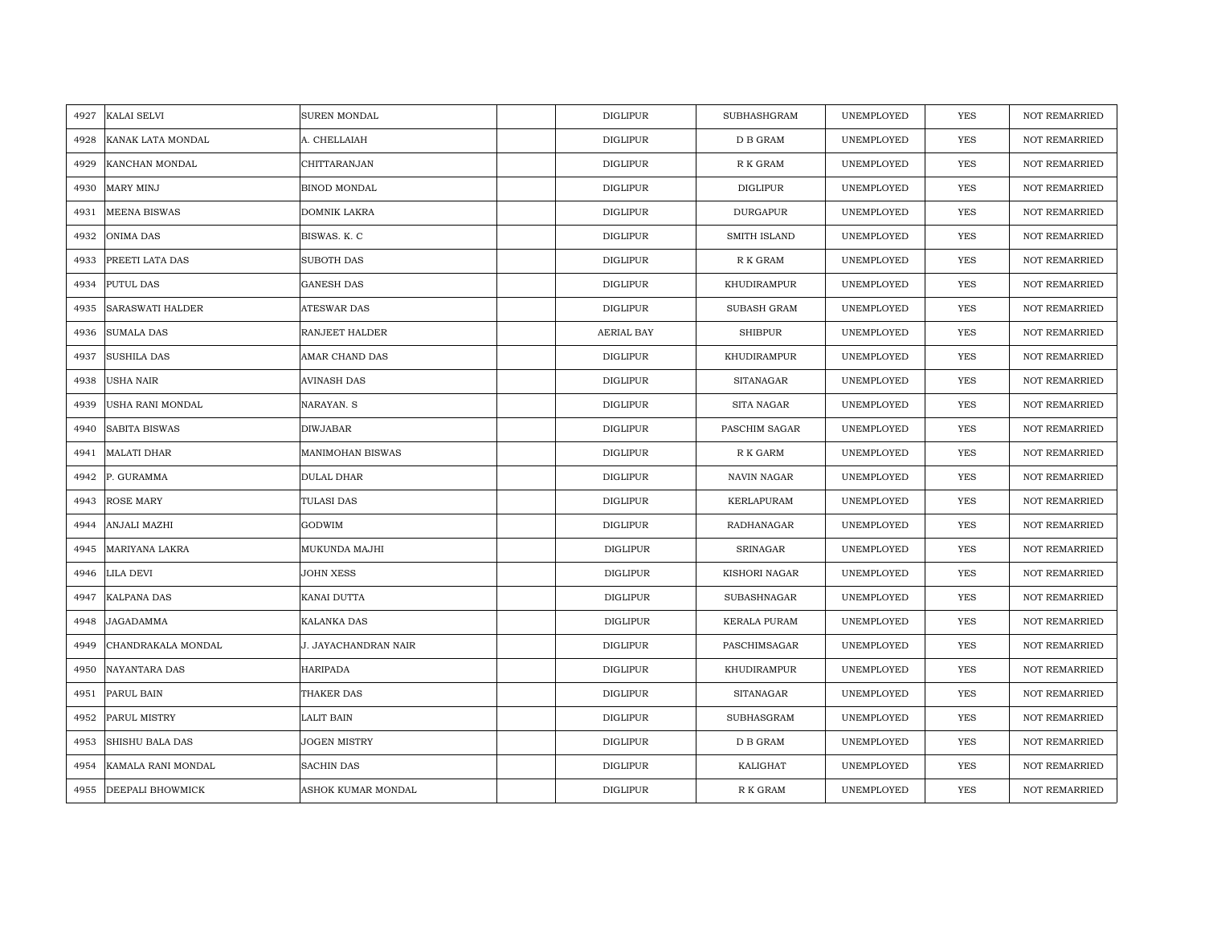| | | | | | | | | |
|---|---|---|---|---|---|---|---|---|
| 4927 | KALAI SELVI | SUREN MONDAL | | DIGLIPUR | SUBHASHGRAM | UNEMPLOYED | YES | NOT REMARRIED |
| 4928 | KANAK LATA MONDAL | A. CHELLAIAH | | DIGLIPUR | D B GRAM | UNEMPLOYED | YES | NOT REMARRIED |
| 4929 | KANCHAN MONDAL | CHITTARANJAN | | DIGLIPUR | R K GRAM | UNEMPLOYED | YES | NOT REMARRIED |
| 4930 | MARY MINJ | BINOD MONDAL | | DIGLIPUR | DIGLIPUR | UNEMPLOYED | YES | NOT REMARRIED |
| 4931 | MEENA BISWAS | DOMNIK LAKRA | | DIGLIPUR | DURGAPUR | UNEMPLOYED | YES | NOT REMARRIED |
| 4932 | ONIMA DAS | BISWAS. K. C | | DIGLIPUR | SMITH ISLAND | UNEMPLOYED | YES | NOT REMARRIED |
| 4933 | PREETI LATA DAS | SUBOTH DAS | | DIGLIPUR | R K GRAM | UNEMPLOYED | YES | NOT REMARRIED |
| 4934 | PUTUL DAS | GANESH DAS | | DIGLIPUR | KHUDIRAMPUR | UNEMPLOYED | YES | NOT REMARRIED |
| 4935 | SARASWATI HALDER | ATESWAR DAS | | DIGLIPUR | SUBASH GRAM | UNEMPLOYED | YES | NOT REMARRIED |
| 4936 | SUMALA DAS | RANJEET HALDER | | AERIAL BAY | SHIBPUR | UNEMPLOYED | YES | NOT REMARRIED |
| 4937 | SUSHILA DAS | AMAR CHAND DAS | | DIGLIPUR | KHUDIRAMPUR | UNEMPLOYED | YES | NOT REMARRIED |
| 4938 | USHA NAIR | AVINASH DAS | | DIGLIPUR | SITANAGAR | UNEMPLOYED | YES | NOT REMARRIED |
| 4939 | USHA RANI MONDAL | NARAYAN. S | | DIGLIPUR | SITA NAGAR | UNEMPLOYED | YES | NOT REMARRIED |
| 4940 | SABITA BISWAS | DIWJABAR | | DIGLIPUR | PASCHIM SAGAR | UNEMPLOYED | YES | NOT REMARRIED |
| 4941 | MALATI DHAR | MANIMOHAN BISWAS | | DIGLIPUR | R K GARM | UNEMPLOYED | YES | NOT REMARRIED |
| 4942 | P. GURAMMA | DULAL DHAR | | DIGLIPUR | NAVIN NAGAR | UNEMPLOYED | YES | NOT REMARRIED |
| 4943 | ROSE MARY | TULASI DAS | | DIGLIPUR | KERLAPURAM | UNEMPLOYED | YES | NOT REMARRIED |
| 4944 | ANJALI MAZHI | GODWIM | | DIGLIPUR | RADHANAGAR | UNEMPLOYED | YES | NOT REMARRIED |
| 4945 | MARIYANA LAKRA | MUKUNDA MAJHI | | DIGLIPUR | SRINAGAR | UNEMPLOYED | YES | NOT REMARRIED |
| 4946 | LILA DEVI | JOHN XESS | | DIGLIPUR | KISHORI NAGAR | UNEMPLOYED | YES | NOT REMARRIED |
| 4947 | KALPANA DAS | KANAI DUTTA | | DIGLIPUR | SUBASHNAGAR | UNEMPLOYED | YES | NOT REMARRIED |
| 4948 | JAGADAMMA | KALANKA DAS | | DIGLIPUR | KERALA PURAM | UNEMPLOYED | YES | NOT REMARRIED |
| 4949 | CHANDRAKALA MONDAL | J. JAYACHANDRAN NAIR | | DIGLIPUR | PASCHIMSAGAR | UNEMPLOYED | YES | NOT REMARRIED |
| 4950 | NAYANTARA DAS | HARIPADA | | DIGLIPUR | KHUDIRAMPUR | UNEMPLOYED | YES | NOT REMARRIED |
| 4951 | PARUL BAIN | THAKER DAS | | DIGLIPUR | SITANAGAR | UNEMPLOYED | YES | NOT REMARRIED |
| 4952 | PARUL MISTRY | LALIT BAIN | | DIGLIPUR | SUBHASGRAM | UNEMPLOYED | YES | NOT REMARRIED |
| 4953 | SHISHU BALA DAS | JOGEN MISTRY | | DIGLIPUR | D B GRAM | UNEMPLOYED | YES | NOT REMARRIED |
| 4954 | KAMALA RANI MONDAL | SACHIN DAS | | DIGLIPUR | KALIGHAT | UNEMPLOYED | YES | NOT REMARRIED |
| 4955 | DEEPALI BHOWMICK | ASHOK KUMAR MONDAL | | DIGLIPUR | R K GRAM | UNEMPLOYED | YES | NOT REMARRIED |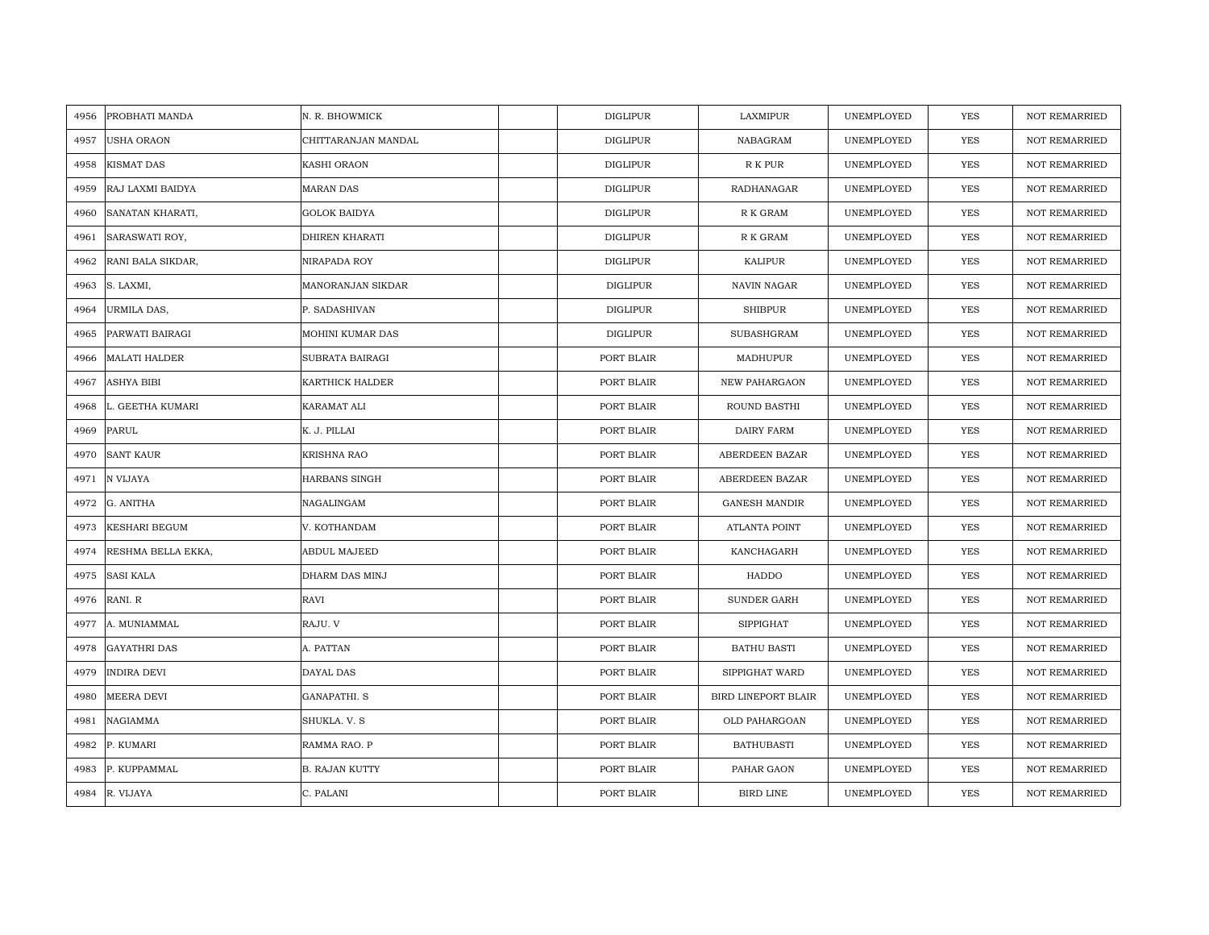| 4956 | PROBHATI MANDA | N. R. BHOWMICK | | DIGLIPUR | LAXMIPUR | UNEMPLOYED | YES | NOT REMARRIED |
|---|---|---|---|---|---|---|---|---|
| 4957 | USHA ORAON | CHITTARANJAN MANDAL | | DIGLIPUR | NABAGRAM | UNEMPLOYED | YES | NOT REMARRIED |
| 4958 | KISMAT DAS | KASHI ORAON | | DIGLIPUR | R K PUR | UNEMPLOYED | YES | NOT REMARRIED |
| 4959 | RAJ LAXMI BAIDYA | MARAN DAS | | DIGLIPUR | RADHANAGAR | UNEMPLOYED | YES | NOT REMARRIED |
| 4960 | SANATAN KHARATI, | GOLOK BAIDYA | | DIGLIPUR | R K GRAM | UNEMPLOYED | YES | NOT REMARRIED |
| 4961 | SARASWATI ROY, | DHIREN KHARATI | | DIGLIPUR | R K GRAM | UNEMPLOYED | YES | NOT REMARRIED |
| 4962 | RANI BALA SIKDAR, | NIRAPADA ROY | | DIGLIPUR | KALIPUR | UNEMPLOYED | YES | NOT REMARRIED |
| 4963 | S. LAXMI, | MANORANJAN SIKDAR | | DIGLIPUR | NAVIN NAGAR | UNEMPLOYED | YES | NOT REMARRIED |
| 4964 | URMILA DAS, | P. SADASHIVAN | | DIGLIPUR | SHIBPUR | UNEMPLOYED | YES | NOT REMARRIED |
| 4965 | PARWATI BAIRAGI | MOHINI KUMAR DAS | | DIGLIPUR | SUBASHGRAM | UNEMPLOYED | YES | NOT REMARRIED |
| 4966 | MALATI HALDER | SUBRATA BAIRAGI | | PORT BLAIR | MADHUPUR | UNEMPLOYED | YES | NOT REMARRIED |
| 4967 | ASHYA BIBI | KARTHICK HALDER | | PORT BLAIR | NEW PAHARGAON | UNEMPLOYED | YES | NOT REMARRIED |
| 4968 | L. GEETHA KUMARI | KARAMAT ALI | | PORT BLAIR | ROUND BASTHI | UNEMPLOYED | YES | NOT REMARRIED |
| 4969 | PARUL | K. J. PILLAI | | PORT BLAIR | DAIRY FARM | UNEMPLOYED | YES | NOT REMARRIED |
| 4970 | SANT KAUR | KRISHNA RAO | | PORT BLAIR | ABERDEEN BAZAR | UNEMPLOYED | YES | NOT REMARRIED |
| 4971 | N VIJAYA | HARBANS SINGH | | PORT BLAIR | ABERDEEN BAZAR | UNEMPLOYED | YES | NOT REMARRIED |
| 4972 | G. ANITHA | NAGALINGAM | | PORT BLAIR | GANESH MANDIR | UNEMPLOYED | YES | NOT REMARRIED |
| 4973 | KESHARI BEGUM | V. KOTHANDAM | | PORT BLAIR | ATLANTA POINT | UNEMPLOYED | YES | NOT REMARRIED |
| 4974 | RESHMA BELLA EKKA, | ABDUL MAJEED | | PORT BLAIR | KANCHAGARH | UNEMPLOYED | YES | NOT REMARRIED |
| 4975 | SASI KALA | DHARM DAS MINJ | | PORT BLAIR | HADDO | UNEMPLOYED | YES | NOT REMARRIED |
| 4976 | RANI. R | RAVI | | PORT BLAIR | SUNDER GARH | UNEMPLOYED | YES | NOT REMARRIED |
| 4977 | A. MUNIAMMAL | RAJU. V | | PORT BLAIR | SIPPIGHAT | UNEMPLOYED | YES | NOT REMARRIED |
| 4978 | GAYATHRI DAS | A. PATTAN | | PORT BLAIR | BATHU BASTI | UNEMPLOYED | YES | NOT REMARRIED |
| 4979 | INDIRA DEVI | DAYAL DAS | | PORT BLAIR | SIPPIGHAT WARD | UNEMPLOYED | YES | NOT REMARRIED |
| 4980 | MEERA DEVI | GANAPATHI. S | | PORT BLAIR | BIRD LINEPORT BLAIR | UNEMPLOYED | YES | NOT REMARRIED |
| 4981 | NAGIAMMA | SHUKLA. V. S | | PORT BLAIR | OLD PAHARGOAN | UNEMPLOYED | YES | NOT REMARRIED |
| 4982 | P. KUMARI | RAMMA RAO. P | | PORT BLAIR | BATHUBASTI | UNEMPLOYED | YES | NOT REMARRIED |
| 4983 | P. KUPPAMMAL | B. RAJAN KUTTY | | PORT BLAIR | PAHAR GAON | UNEMPLOYED | YES | NOT REMARRIED |
| 4984 | R. VIJAYA | C. PALANI | | PORT BLAIR | BIRD LINE | UNEMPLOYED | YES | NOT REMARRIED |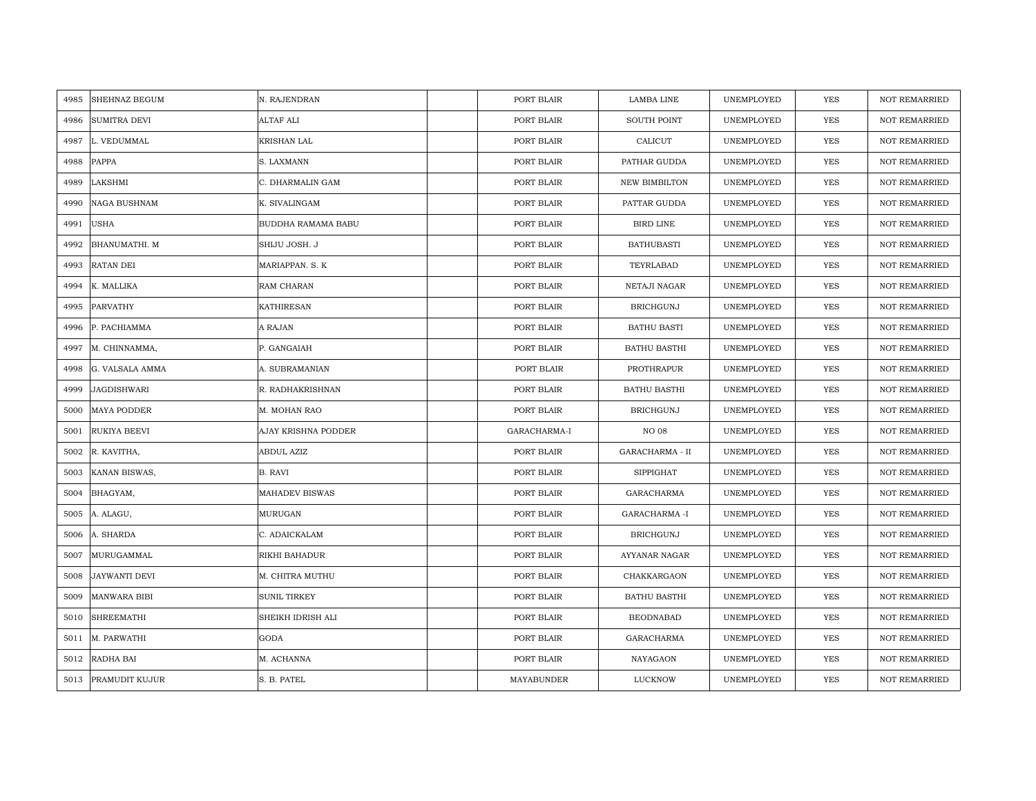| | | | | | | | | |
|---|---|---|---|---|---|---|---|---|
| 4985 | SHEHNAZ BEGUM | N. RAJENDRAN | | PORT BLAIR | LAMBA LINE | UNEMPLOYED | YES | NOT REMARRIED |
| 4986 | SUMITRA DEVI | ALTAF ALI | | PORT BLAIR | SOUTH POINT | UNEMPLOYED | YES | NOT REMARRIED |
| 4987 | L. VEDUMMAL | KRISHAN LAL | | PORT BLAIR | CALICUT | UNEMPLOYED | YES | NOT REMARRIED |
| 4988 | PAPPA | S. LAXMANN | | PORT BLAIR | PATHAR GUDDA | UNEMPLOYED | YES | NOT REMARRIED |
| 4989 | LAKSHMI | C. DHARMALIN GAM | | PORT BLAIR | NEW BIMBILTON | UNEMPLOYED | YES | NOT REMARRIED |
| 4990 | NAGA BUSHNAM | K. SIVALINGAM | | PORT BLAIR | PATTAR GUDDA | UNEMPLOYED | YES | NOT REMARRIED |
| 4991 | USHA | BUDDHA RAMAMA BABU | | PORT BLAIR | BIRD LINE | UNEMPLOYED | YES | NOT REMARRIED |
| 4992 | BHANUMATHI. M | SHIJU JOSH. J | | PORT BLAIR | BATHUBASTI | UNEMPLOYED | YES | NOT REMARRIED |
| 4993 | RATAN DEI | MARIAPPAN. S. K | | PORT BLAIR | TEYRLABAD | UNEMPLOYED | YES | NOT REMARRIED |
| 4994 | K. MALLIKA | RAM CHARAN | | PORT BLAIR | NETAJI NAGAR | UNEMPLOYED | YES | NOT REMARRIED |
| 4995 | PARVATHY | KATHIRESAN | | PORT BLAIR | BRICHGUNJ | UNEMPLOYED | YES | NOT REMARRIED |
| 4996 | P. PACHIAMMA | A RAJAN | | PORT BLAIR | BATHU BASTI | UNEMPLOYED | YES | NOT REMARRIED |
| 4997 | M. CHINNAMMA, | P. GANGAIAH | | PORT BLAIR | BATHU BASTHI | UNEMPLOYED | YES | NOT REMARRIED |
| 4998 | G. VALSALA AMMA | A. SUBRAMANIAN | | PORT BLAIR | PROTHRAPUR | UNEMPLOYED | YES | NOT REMARRIED |
| 4999 | JAGDISHWARI | R. RADHAKRISHNAN | | PORT BLAIR | BATHU BASTHI | UNEMPLOYED | YES | NOT REMARRIED |
| 5000 | MAYA PODDER | M. MOHAN RAO | | PORT BLAIR | BRICHGUNJ | UNEMPLOYED | YES | NOT REMARRIED |
| 5001 | RUKIYA BEEVI | AJAY KRISHNA PODDER | | GARACHARMA-I | NO 08 | UNEMPLOYED | YES | NOT REMARRIED |
| 5002 | R. KAVITHA, | ABDUL AZIZ | | PORT BLAIR | GARACHARMA - II | UNEMPLOYED | YES | NOT REMARRIED |
| 5003 | KANAN BISWAS, | B. RAVI | | PORT BLAIR | SIPPIGHAT | UNEMPLOYED | YES | NOT REMARRIED |
| 5004 | BHAGYAM, | MAHADEV BISWAS | | PORT BLAIR | GARACHARMA | UNEMPLOYED | YES | NOT REMARRIED |
| 5005 | A. ALAGU, | MURUGAN | | PORT BLAIR | GARACHARMA -I | UNEMPLOYED | YES | NOT REMARRIED |
| 5006 | A. SHARDA | C. ADAICKALAM | | PORT BLAIR | BRICHGUNJ | UNEMPLOYED | YES | NOT REMARRIED |
| 5007 | MURUGAMMAL | RIKHI BAHADUR | | PORT BLAIR | AYYANAR NAGAR | UNEMPLOYED | YES | NOT REMARRIED |
| 5008 | JAYWANTI DEVI | M. CHITRA MUTHU | | PORT BLAIR | CHAKKARGAON | UNEMPLOYED | YES | NOT REMARRIED |
| 5009 | MANWARA BIBI | SUNIL TIRKEY | | PORT BLAIR | BATHU BASTHI | UNEMPLOYED | YES | NOT REMARRIED |
| 5010 | SHREEMATHI | SHEIKH IDRISH ALI | | PORT BLAIR | BEODNABAD | UNEMPLOYED | YES | NOT REMARRIED |
| 5011 | M. PARWATHI | GODA | | PORT BLAIR | GARACHARMA | UNEMPLOYED | YES | NOT REMARRIED |
| 5012 | RADHA BAI | M. ACHANNA | | PORT BLAIR | NAYAGAON | UNEMPLOYED | YES | NOT REMARRIED |
| 5013 | PRAMUDIT KUJUR | S. B. PATEL | | MAYABUNDER | LUCKNOW | UNEMPLOYED | YES | NOT REMARRIED |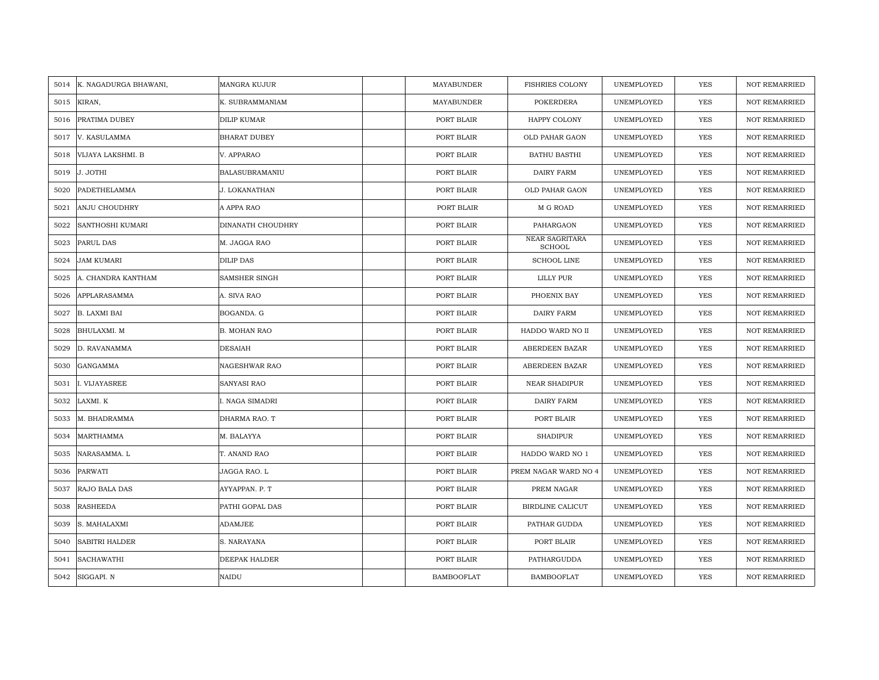| | | | | | | | | |
|---|---|---|---|---|---|---|---|---|
| 5014 | K. NAGADURGA BHAWANI, | MANGRA KUJUR | | MAYABUNDER | FISHRIES COLONY | UNEMPLOYED | YES | NOT REMARRIED |
| 5015 | KIRAN, | K. SUBRAMMANIAM | | MAYABUNDER | POKERDERA | UNEMPLOYED | YES | NOT REMARRIED |
| 5016 | PRATIMA DUBEY | DILIP KUMAR | | PORT BLAIR | HAPPY COLONY | UNEMPLOYED | YES | NOT REMARRIED |
| 5017 | V. KASULAMMA | BHARAT DUBEY | | PORT BLAIR | OLD PAHAR GAON | UNEMPLOYED | YES | NOT REMARRIED |
| 5018 | VIJAYA LAKSHMI. B | V. APPARAO | | PORT BLAIR | BATHU BASTHI | UNEMPLOYED | YES | NOT REMARRIED |
| 5019 | J. JOTHI | BALASUBRAMANIU | | PORT BLAIR | DAIRY FARM | UNEMPLOYED | YES | NOT REMARRIED |
| 5020 | PADETHELAMMA | J. LOKANATHAN | | PORT BLAIR | OLD PAHAR GAON | UNEMPLOYED | YES | NOT REMARRIED |
| 5021 | ANJU CHOUDHRY | A APPA RAO | | PORT BLAIR | M G ROAD | UNEMPLOYED | YES | NOT REMARRIED |
| 5022 | SANTHOSHI KUMARI | DINANATH CHOUDHRY | | PORT BLAIR | PAHARGAON | UNEMPLOYED | YES | NOT REMARRIED |
| 5023 | PARUL DAS | M. JAGGA RAO | | PORT BLAIR | NEAR SAGRITARA SCHOOL | UNEMPLOYED | YES | NOT REMARRIED |
| 5024 | JAM KUMARI | DILIP DAS | | PORT BLAIR | SCHOOL LINE | UNEMPLOYED | YES | NOT REMARRIED |
| 5025 | A. CHANDRA KANTHAM | SAMSHER SINGH | | PORT BLAIR | LILLY PUR | UNEMPLOYED | YES | NOT REMARRIED |
| 5026 | APPLARASAMMA | A. SIVA RAO | | PORT BLAIR | PHOENIX BAY | UNEMPLOYED | YES | NOT REMARRIED |
| 5027 | B. LAXMI BAI | BOGANDA. G | | PORT BLAIR | DAIRY FARM | UNEMPLOYED | YES | NOT REMARRIED |
| 5028 | BHULAXMI. M | B. MOHAN RAO | | PORT BLAIR | HADDO WARD NO II | UNEMPLOYED | YES | NOT REMARRIED |
| 5029 | D. RAVANAMMA | DESAIAH | | PORT BLAIR | ABERDEEN BAZAR | UNEMPLOYED | YES | NOT REMARRIED |
| 5030 | GANGAMMA | NAGESHWAR RAO | | PORT BLAIR | ABERDEEN BAZAR | UNEMPLOYED | YES | NOT REMARRIED |
| 5031 | I. VIJAYASREE | SANYASI RAO | | PORT BLAIR | NEAR SHADIPUR | UNEMPLOYED | YES | NOT REMARRIED |
| 5032 | LAXMI. K | I. NAGA SIMADRI | | PORT BLAIR | DAIRY FARM | UNEMPLOYED | YES | NOT REMARRIED |
| 5033 | M. BHADRAMMA | DHARMA RAO. T | | PORT BLAIR | PORT BLAIR | UNEMPLOYED | YES | NOT REMARRIED |
| 5034 | MARTHAMMA | M. BALAYYA | | PORT BLAIR | SHADIPUR | UNEMPLOYED | YES | NOT REMARRIED |
| 5035 | NARASAMMA. L | T. ANAND RAO | | PORT BLAIR | HADDO WARD NO 1 | UNEMPLOYED | YES | NOT REMARRIED |
| 5036 | PARWATI | JAGGA RAO. L | | PORT BLAIR | PREM NAGAR WARD NO 4 | UNEMPLOYED | YES | NOT REMARRIED |
| 5037 | RAJO BALA DAS | AYYAPPAN. P. T | | PORT BLAIR | PREM NAGAR | UNEMPLOYED | YES | NOT REMARRIED |
| 5038 | RASHEEDA | PATHI GOPAL DAS | | PORT BLAIR | BIRDLINE CALICUT | UNEMPLOYED | YES | NOT REMARRIED |
| 5039 | S. MAHALAXMI | ADAMJEE | | PORT BLAIR | PATHAR GUDDA | UNEMPLOYED | YES | NOT REMARRIED |
| 5040 | SABITRI HALDER | S. NARAYANA | | PORT BLAIR | PORT BLAIR | UNEMPLOYED | YES | NOT REMARRIED |
| 5041 | SACHAWATHI | DEEPAK HALDER | | PORT BLAIR | PATHARGUDDA | UNEMPLOYED | YES | NOT REMARRIED |
| 5042 | SIGGAPI. N | NAIDU | | BAMBOOFLAT | BAMBOOFLAT | UNEMPLOYED | YES | NOT REMARRIED |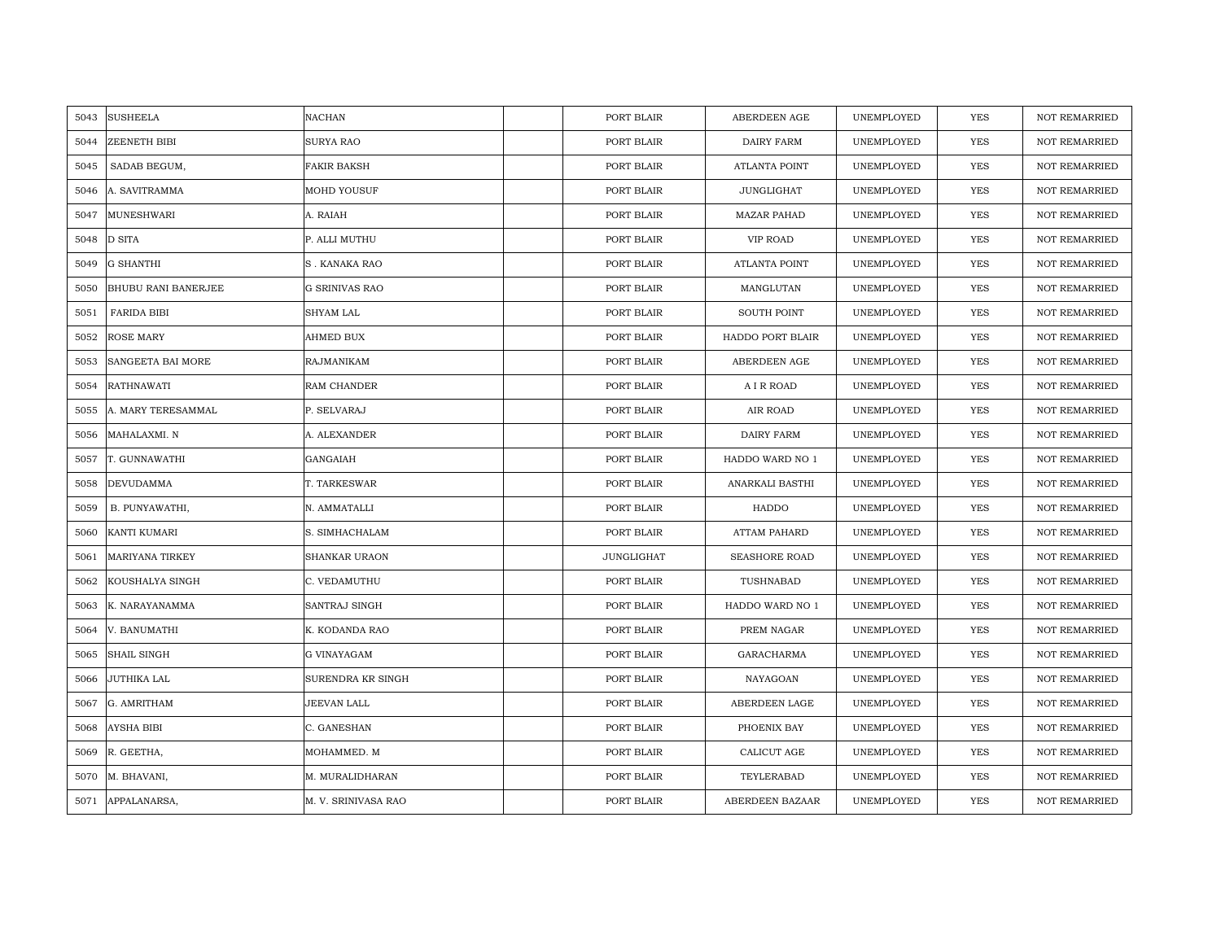| 5043 | SUSHEELA | NACHAN | | PORT BLAIR | ABERDEEN AGE | UNEMPLOYED | YES | NOT REMARRIED |
|---|---|---|---|---|---|---|---|---|
| 5044 | ZEENETH BIBI | SURYA RAO | | PORT BLAIR | DAIRY FARM | UNEMPLOYED | YES | NOT REMARRIED |
| 5045 | SADAB BEGUM, | FAKIR BAKSH | | PORT BLAIR | ATLANTA POINT | UNEMPLOYED | YES | NOT REMARRIED |
| 5046 | A. SAVITRAMMA | MOHD YOUSUF | | PORT BLAIR | JUNGLIGHAT | UNEMPLOYED | YES | NOT REMARRIED |
| 5047 | MUNESHWARI | A. RAIAH | | PORT BLAIR | MAZAR PAHAD | UNEMPLOYED | YES | NOT REMARRIED |
| 5048 | D SITA | P. ALLI MUTHU | | PORT BLAIR | VIP ROAD | UNEMPLOYED | YES | NOT REMARRIED |
| 5049 | G SHANTHI | S . KANAKA RAO | | PORT BLAIR | ATLANTA POINT | UNEMPLOYED | YES | NOT REMARRIED |
| 5050 | BHUBU RANI BANERJEE | G SRINIVAS RAO | | PORT BLAIR | MANGLUTAN | UNEMPLOYED | YES | NOT REMARRIED |
| 5051 | FARIDA BIBI | SHYAM LAL | | PORT BLAIR | SOUTH POINT | UNEMPLOYED | YES | NOT REMARRIED |
| 5052 | ROSE MARY | AHMED BUX | | PORT BLAIR | HADDO PORT BLAIR | UNEMPLOYED | YES | NOT REMARRIED |
| 5053 | SANGEETA BAI MORE | RAJMANIKAM | | PORT BLAIR | ABERDEEN AGE | UNEMPLOYED | YES | NOT REMARRIED |
| 5054 | RATHNAWATI | RAM CHANDER | | PORT BLAIR | A I R ROAD | UNEMPLOYED | YES | NOT REMARRIED |
| 5055 | A. MARY TERESAMMAL | P. SELVARAJ | | PORT BLAIR | AIR ROAD | UNEMPLOYED | YES | NOT REMARRIED |
| 5056 | MAHALAXMI. N | A. ALEXANDER | | PORT BLAIR | DAIRY FARM | UNEMPLOYED | YES | NOT REMARRIED |
| 5057 | T. GUNNAWATHI | GANGAIAH | | PORT BLAIR | HADDO WARD NO 1 | UNEMPLOYED | YES | NOT REMARRIED |
| 5058 | DEVUDAMMA | T. TARKESWAR | | PORT BLAIR | ANARKALI BASTHI | UNEMPLOYED | YES | NOT REMARRIED |
| 5059 | B. PUNYAWATHI, | N. AMMATALLI | | PORT BLAIR | HADDO | UNEMPLOYED | YES | NOT REMARRIED |
| 5060 | KANTI KUMARI | S. SIMHACHALAM | | PORT BLAIR | ATTAM PAHARD | UNEMPLOYED | YES | NOT REMARRIED |
| 5061 | MARIYANA TIRKEY | SHANKAR URAON | | JUNGLIGHAT | SEASHORE ROAD | UNEMPLOYED | YES | NOT REMARRIED |
| 5062 | KOUSHALYA SINGH | C. VEDAMUTHU | | PORT BLAIR | TUSHNABAD | UNEMPLOYED | YES | NOT REMARRIED |
| 5063 | K. NARAYANAMMA | SANTRAJ SINGH | | PORT BLAIR | HADDO WARD NO 1 | UNEMPLOYED | YES | NOT REMARRIED |
| 5064 | V. BANUMATHI | K. KODANDA RAO | | PORT BLAIR | PREM NAGAR | UNEMPLOYED | YES | NOT REMARRIED |
| 5065 | SHAIL SINGH | G VINAYAGAM | | PORT BLAIR | GARACHARMA | UNEMPLOYED | YES | NOT REMARRIED |
| 5066 | JUTHIKA LAL | SURENDRA KR SINGH | | PORT BLAIR | NAYAGOAN | UNEMPLOYED | YES | NOT REMARRIED |
| 5067 | G. AMRITHAM | JEEVAN LALL | | PORT BLAIR | ABERDEEN LAGE | UNEMPLOYED | YES | NOT REMARRIED |
| 5068 | AYSHA BIBI | C. GANESHAN | | PORT BLAIR | PHOENIX BAY | UNEMPLOYED | YES | NOT REMARRIED |
| 5069 | R. GEETHA, | MOHAMMED. M | | PORT BLAIR | CALICUT AGE | UNEMPLOYED | YES | NOT REMARRIED |
| 5070 | M. BHAVANI, | M. MURALIDHARAN | | PORT BLAIR | TEYLERABAD | UNEMPLOYED | YES | NOT REMARRIED |
| 5071 | APPALANARSA, | M. V. SRINIVASA RAO | | PORT BLAIR | ABERDEEN BAZAAR | UNEMPLOYED | YES | NOT REMARRIED |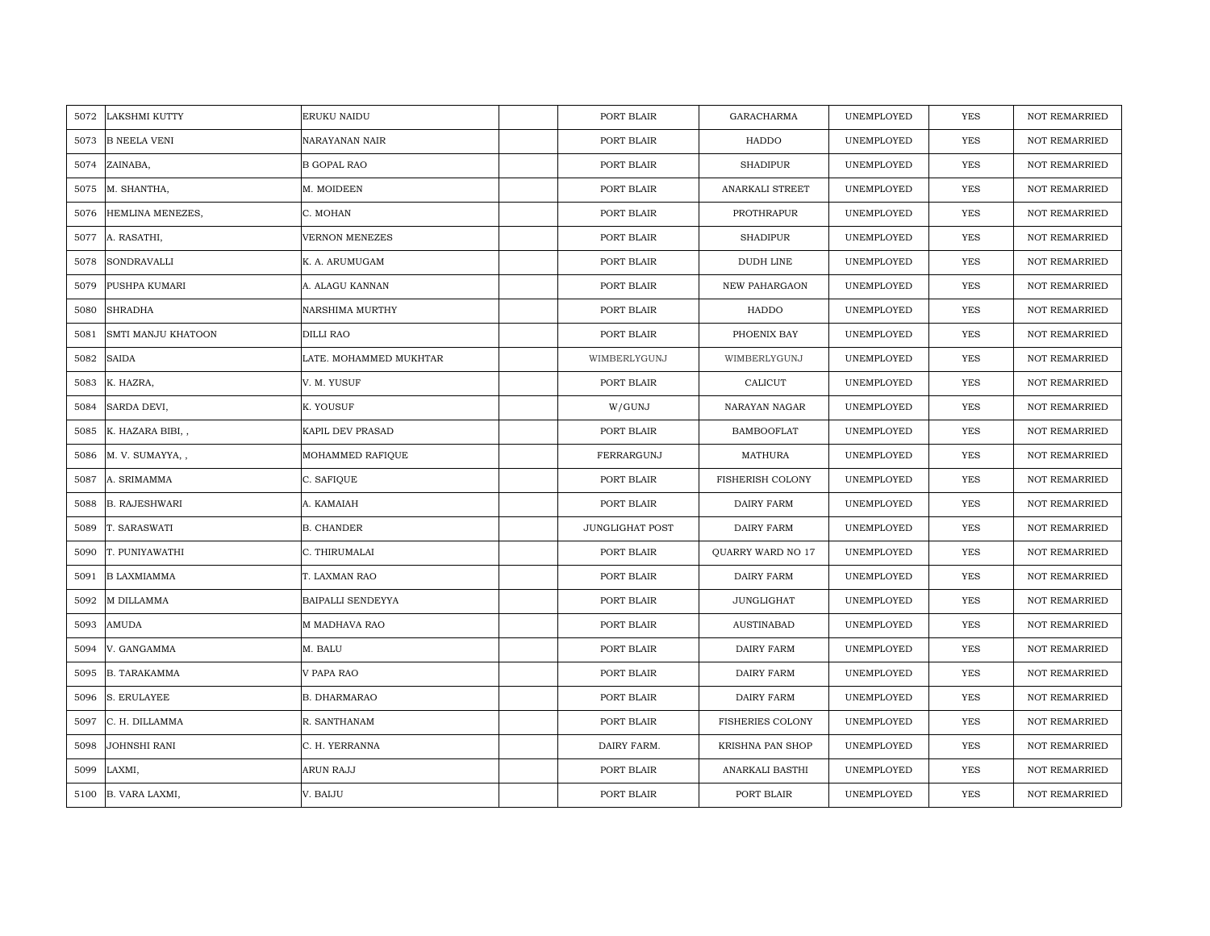| | | | | | | | | |
|---|---|---|---|---|---|---|---|---|
| 5072 | LAKSHMI KUTTY | ERUKU NAIDU | | PORT BLAIR | GARACHARMA | UNEMPLOYED | YES | NOT REMARRIED |
| 5073 | B NEELA VENI | NARAYANAN NAIR | | PORT BLAIR | HADDO | UNEMPLOYED | YES | NOT REMARRIED |
| 5074 | ZAINABA, | B GOPAL RAO | | PORT BLAIR | SHADIPUR | UNEMPLOYED | YES | NOT REMARRIED |
| 5075 | M. SHANTHA, | M. MOIDEEN | | PORT BLAIR | ANARKALI STREET | UNEMPLOYED | YES | NOT REMARRIED |
| 5076 | HEMLINA MENEZES, | C. MOHAN | | PORT BLAIR | PROTHRAPUR | UNEMPLOYED | YES | NOT REMARRIED |
| 5077 | A. RASATHI, | VERNON MENEZES | | PORT BLAIR | SHADIPUR | UNEMPLOYED | YES | NOT REMARRIED |
| 5078 | SONDRAVALLI | K. A. ARUMUGAM | | PORT BLAIR | DUDH LINE | UNEMPLOYED | YES | NOT REMARRIED |
| 5079 | PUSHPA KUMARI | A. ALAGU KANNAN | | PORT BLAIR | NEW PAHARGAON | UNEMPLOYED | YES | NOT REMARRIED |
| 5080 | SHRADHA | NARSHIMA MURTHY | | PORT BLAIR | HADDO | UNEMPLOYED | YES | NOT REMARRIED |
| 5081 | SMTI MANJU KHATOON | DILLI RAO | | PORT BLAIR | PHOENIX BAY | UNEMPLOYED | YES | NOT REMARRIED |
| 5082 | SAIDA | LATE. MOHAMMED MUKHTAR | | WIMBERLYGUNJ | WIMBERLYGUNJ | UNEMPLOYED | YES | NOT REMARRIED |
| 5083 | K. HAZRA, | V. M. YUSUF | | PORT BLAIR | CALICUT | UNEMPLOYED | YES | NOT REMARRIED |
| 5084 | SARDA DEVI, | K. YOUSUF | | W/GUNJ | NARAYAN NAGAR | UNEMPLOYED | YES | NOT REMARRIED |
| 5085 | K. HAZARA BIBI, , | KAPIL DEV PRASAD | | PORT BLAIR | BAMBOOFLAT | UNEMPLOYED | YES | NOT REMARRIED |
| 5086 | M. V. SUMAYYA, , | MOHAMMED RAFIQUE | | FERRARGUNJ | MATHURA | UNEMPLOYED | YES | NOT REMARRIED |
| 5087 | A. SRIMAMMA | C. SAFIQUE | | PORT BLAIR | FISHERISH COLONY | UNEMPLOYED | YES | NOT REMARRIED |
| 5088 | B. RAJESHWARI | A. KAMAIAH | | PORT BLAIR | DAIRY FARM | UNEMPLOYED | YES | NOT REMARRIED |
| 5089 | T. SARASWATI | B. CHANDER | | JUNGLIGHAT POST | DAIRY FARM | UNEMPLOYED | YES | NOT REMARRIED |
| 5090 | T. PUNIYAWATHI | C. THIRUMALAI | | PORT BLAIR | QUARRY WARD NO 17 | UNEMPLOYED | YES | NOT REMARRIED |
| 5091 | B LAXMIAMMA | T. LAXMAN RAO | | PORT BLAIR | DAIRY FARM | UNEMPLOYED | YES | NOT REMARRIED |
| 5092 | M DILLAMMA | BAIPALLI SENDEYYA | | PORT BLAIR | JUNGLIGHAT | UNEMPLOYED | YES | NOT REMARRIED |
| 5093 | AMUDA | M MADHAVA RAO | | PORT BLAIR | AUSTINABAD | UNEMPLOYED | YES | NOT REMARRIED |
| 5094 | V. GANGAMMA | M. BALU | | PORT BLAIR | DAIRY FARM | UNEMPLOYED | YES | NOT REMARRIED |
| 5095 | B. TARAKAMMA | V PAPA RAO | | PORT BLAIR | DAIRY FARM | UNEMPLOYED | YES | NOT REMARRIED |
| 5096 | S. ERULAYEE | B. DHARMARAO | | PORT BLAIR | DAIRY FARM | UNEMPLOYED | YES | NOT REMARRIED |
| 5097 | C. H. DILLAMMA | R. SANTHANAM | | PORT BLAIR | FISHERIES COLONY | UNEMPLOYED | YES | NOT REMARRIED |
| 5098 | JOHNSHI RANI | C. H. YERRANNA | | DAIRY FARM. | KRISHNA PAN SHOP | UNEMPLOYED | YES | NOT REMARRIED |
| 5099 | LAXMI, | ARUN RAJJ | | PORT BLAIR | ANARKALI BASTHI | UNEMPLOYED | YES | NOT REMARRIED |
| 5100 | B. VARA LAXMI, | V. BAIJU | | PORT BLAIR | PORT BLAIR | UNEMPLOYED | YES | NOT REMARRIED |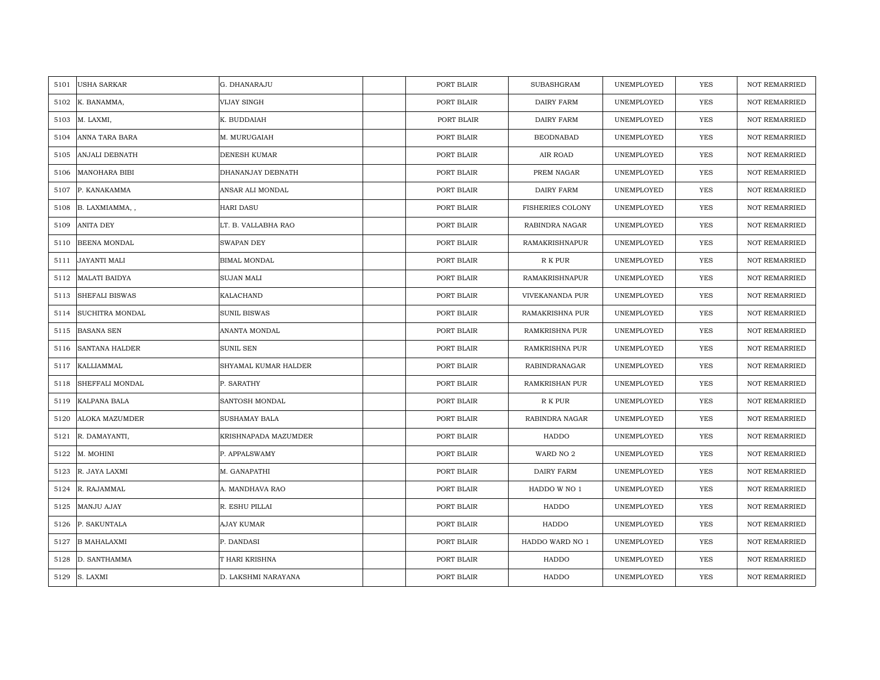| | | | | | | | | |
|---|---|---|---|---|---|---|---|---|
| 5101 | USHA SARKAR | G. DHANARAJU | | PORT BLAIR | SUBASHGRAM | UNEMPLOYED | YES | NOT REMARRIED |
| 5102 | K. BANAMMA, | VIJAY SINGH | | PORT BLAIR | DAIRY FARM | UNEMPLOYED | YES | NOT REMARRIED |
| 5103 | M. LAXMI, | K. BUDDAIAH | | PORT BLAIR | DAIRY FARM | UNEMPLOYED | YES | NOT REMARRIED |
| 5104 | ANNA TARA BARA | M. MURUGAIAH | | PORT BLAIR | BEODNABAD | UNEMPLOYED | YES | NOT REMARRIED |
| 5105 | ANJALI DEBNATH | DENESH KUMAR | | PORT BLAIR | AIR ROAD | UNEMPLOYED | YES | NOT REMARRIED |
| 5106 | MANOHARA BIBI | DHANANJAY DEBNATH | | PORT BLAIR | PREM NAGAR | UNEMPLOYED | YES | NOT REMARRIED |
| 5107 | P. KANAKAMMA | ANSAR ALI MONDAL | | PORT BLAIR | DAIRY FARM | UNEMPLOYED | YES | NOT REMARRIED |
| 5108 | B. LAXMIAMMA, , | HARI DASU | | PORT BLAIR | FISHERIES COLONY | UNEMPLOYED | YES | NOT REMARRIED |
| 5109 | ANITA DEY | LT. B. VALLABHA RAO | | PORT BLAIR | RABINDRA NAGAR | UNEMPLOYED | YES | NOT REMARRIED |
| 5110 | BEENA MONDAL | SWAPAN DEY | | PORT BLAIR | RAMAKRISHNAPUR | UNEMPLOYED | YES | NOT REMARRIED |
| 5111 | JAYANTI MALI | BIMAL MONDAL | | PORT BLAIR | R K PUR | UNEMPLOYED | YES | NOT REMARRIED |
| 5112 | MALATI BAIDYA | SUJAN MALI | | PORT BLAIR | RAMAKRISHNAPUR | UNEMPLOYED | YES | NOT REMARRIED |
| 5113 | SHEFALI BISWAS | KALACHAND | | PORT BLAIR | VIVEKANANDA PUR | UNEMPLOYED | YES | NOT REMARRIED |
| 5114 | SUCHITRA MONDAL | SUNIL BISWAS | | PORT BLAIR | RAMAKRISHNA PUR | UNEMPLOYED | YES | NOT REMARRIED |
| 5115 | BASANA SEN | ANANTA MONDAL | | PORT BLAIR | RAMKRISHNA PUR | UNEMPLOYED | YES | NOT REMARRIED |
| 5116 | SANTANA HALDER | SUNIL SEN | | PORT BLAIR | RAMKRISHNA PUR | UNEMPLOYED | YES | NOT REMARRIED |
| 5117 | KALLIAMMAL | SHYAMAL KUMAR HALDER | | PORT BLAIR | RABINDRANAGAR | UNEMPLOYED | YES | NOT REMARRIED |
| 5118 | SHEFFALI MONDAL | P. SARATHY | | PORT BLAIR | RAMKRISHAN PUR | UNEMPLOYED | YES | NOT REMARRIED |
| 5119 | KALPANA BALA | SANTOSH MONDAL | | PORT BLAIR | R K PUR | UNEMPLOYED | YES | NOT REMARRIED |
| 5120 | ALOKA MAZUMDER | SUSHAMAY BALA | | PORT BLAIR | RABINDRA NAGAR | UNEMPLOYED | YES | NOT REMARRIED |
| 5121 | R. DAMAYANTI, | KRISHNAPADA MAZUMDER | | PORT BLAIR | HADDO | UNEMPLOYED | YES | NOT REMARRIED |
| 5122 | M. MOHINI | P. APPALSWAMY | | PORT BLAIR | WARD NO 2 | UNEMPLOYED | YES | NOT REMARRIED |
| 5123 | R. JAYA LAXMI | M. GANAPATHI | | PORT BLAIR | DAIRY FARM | UNEMPLOYED | YES | NOT REMARRIED |
| 5124 | R. RAJAMMAL | A. MANDHAVA RAO | | PORT BLAIR | HADDO W NO 1 | UNEMPLOYED | YES | NOT REMARRIED |
| 5125 | MANJU AJAY | R. ESHU PILLAI | | PORT BLAIR | HADDO | UNEMPLOYED | YES | NOT REMARRIED |
| 5126 | P. SAKUNTALA | AJAY KUMAR | | PORT BLAIR | HADDO | UNEMPLOYED | YES | NOT REMARRIED |
| 5127 | B MAHALAXMI | P. DANDASI | | PORT BLAIR | HADDO WARD NO 1 | UNEMPLOYED | YES | NOT REMARRIED |
| 5128 | D. SANTHAMMA | T HARI KRISHNA | | PORT BLAIR | HADDO | UNEMPLOYED | YES | NOT REMARRIED |
| 5129 | S. LAXMI | D. LAKSHMI NARAYANA | | PORT BLAIR | HADDO | UNEMPLOYED | YES | NOT REMARRIED |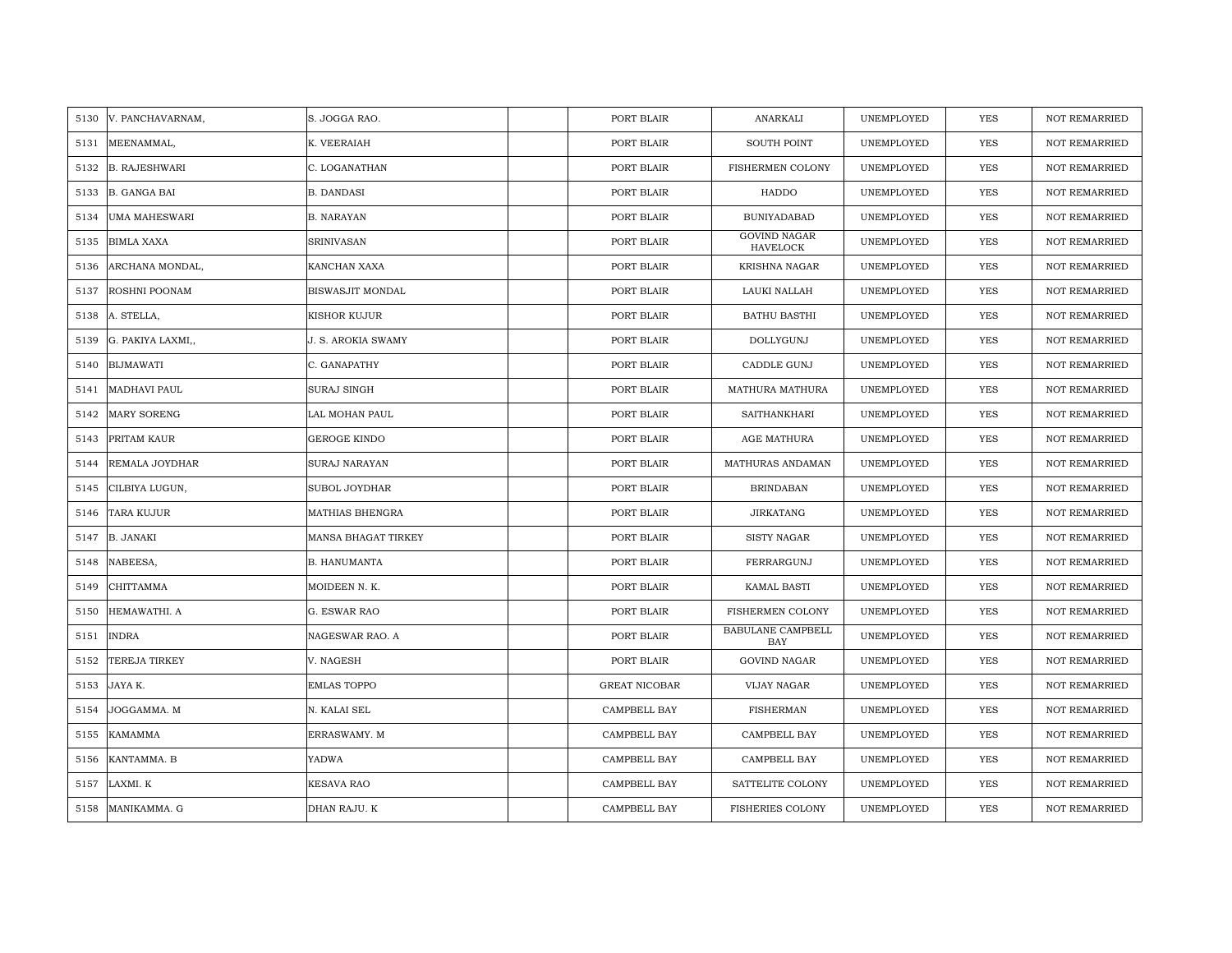| 5130 | V. PANCHAVARNAM, | S. JOGGA RAO. | | PORT BLAIR | ANARKALI | UNEMPLOYED | YES | NOT REMARRIED |
|---|---|---|---|---|---|---|---|---|
| 5131 | MEENAMMAL, | K. VEERAIAH | | PORT BLAIR | SOUTH POINT | UNEMPLOYED | YES | NOT REMARRIED |
| 5132 | B. RAJESHWARI | C. LOGANATHAN | | PORT BLAIR | FISHERMEN COLONY | UNEMPLOYED | YES | NOT REMARRIED |
| 5133 | B. GANGA BAI | B. DANDASI | | PORT BLAIR | HADDO | UNEMPLOYED | YES | NOT REMARRIED |
| 5134 | UMA MAHESWARI | B. NARAYAN | | PORT BLAIR | BUNIYADABAD | UNEMPLOYED | YES | NOT REMARRIED |
| 5135 | BIMLA XAXA | SRINIVASAN | | PORT BLAIR | GOVIND NAGAR HAVELOCK | UNEMPLOYED | YES | NOT REMARRIED |
| 5136 | ARCHANA MONDAL, | KANCHAN XAXA | | PORT BLAIR | KRISHNA NAGAR | UNEMPLOYED | YES | NOT REMARRIED |
| 5137 | ROSHNI POONAM | BISWASJIT MONDAL | | PORT BLAIR | LAUKI NALLAH | UNEMPLOYED | YES | NOT REMARRIED |
| 5138 | A. STELLA, | KISHOR KUJUR | | PORT BLAIR | BATHU BASTHI | UNEMPLOYED | YES | NOT REMARRIED |
| 5139 | G. PAKIYA LAXMI,, | J. S. AROKIA SWAMY | | PORT BLAIR | DOLLYGUNJ | UNEMPLOYED | YES | NOT REMARRIED |
| 5140 | BIJMAWATI | C. GANAPATHY | | PORT BLAIR | CADDLE GUNJ | UNEMPLOYED | YES | NOT REMARRIED |
| 5141 | MADHAVI PAUL | SURAJ SINGH | | PORT BLAIR | MATHURA MATHURA | UNEMPLOYED | YES | NOT REMARRIED |
| 5142 | MARY SORENG | LAL MOHAN PAUL | | PORT BLAIR | SAITHANKHARI | UNEMPLOYED | YES | NOT REMARRIED |
| 5143 | PRITAM KAUR | GEROGE KINDO | | PORT BLAIR | AGE MATHURA | UNEMPLOYED | YES | NOT REMARRIED |
| 5144 | REMALA JOYDHAR | SURAJ NARAYAN | | PORT BLAIR | MATHURAS ANDAMAN | UNEMPLOYED | YES | NOT REMARRIED |
| 5145 | CILBIYA LUGUN, | SUBOL JOYDHAR | | PORT BLAIR | BRINDABAN | UNEMPLOYED | YES | NOT REMARRIED |
| 5146 | TARA KUJUR | MATHIAS BHENGRA | | PORT BLAIR | JIRKATANG | UNEMPLOYED | YES | NOT REMARRIED |
| 5147 | B. JANAKI | MANSA BHAGAT TIRKEY | | PORT BLAIR | SISTY NAGAR | UNEMPLOYED | YES | NOT REMARRIED |
| 5148 | NABEESA, | B. HANUMANTA | | PORT BLAIR | FERRARGUNJ | UNEMPLOYED | YES | NOT REMARRIED |
| 5149 | CHITTAMMA | MOIDEEN N. K. | | PORT BLAIR | KAMAL BASTI | UNEMPLOYED | YES | NOT REMARRIED |
| 5150 | HEMAWATHI. A | G. ESWAR RAO | | PORT BLAIR | FISHERMEN COLONY | UNEMPLOYED | YES | NOT REMARRIED |
| 5151 | INDRA | NAGESWAR RAO. A | | PORT BLAIR | BABULANE CAMPBELL BAY | UNEMPLOYED | YES | NOT REMARRIED |
| 5152 | TEREJA TIRKEY | V. NAGESH | | PORT BLAIR | GOVIND NAGAR | UNEMPLOYED | YES | NOT REMARRIED |
| 5153 | JAYA K. | EMLAS TOPPO | | GREAT NICOBAR | VIJAY NAGAR | UNEMPLOYED | YES | NOT REMARRIED |
| 5154 | JOGGAMMA. M | N. KALAI SEL | | CAMPBELL BAY | FISHERMAN | UNEMPLOYED | YES | NOT REMARRIED |
| 5155 | KAMAMMA | ERRASWAMY. M | | CAMPBELL BAY | CAMPBELL BAY | UNEMPLOYED | YES | NOT REMARRIED |
| 5156 | KANTAMMA. B | YADWA | | CAMPBELL BAY | CAMPBELL BAY | UNEMPLOYED | YES | NOT REMARRIED |
| 5157 | LAXMI. K | KESAVA RAO | | CAMPBELL BAY | SATTELITE COLONY | UNEMPLOYED | YES | NOT REMARRIED |
| 5158 | MANIKAMMA. G | DHAN RAJU. K | | CAMPBELL BAY | FISHERIES COLONY | UNEMPLOYED | YES | NOT REMARRIED |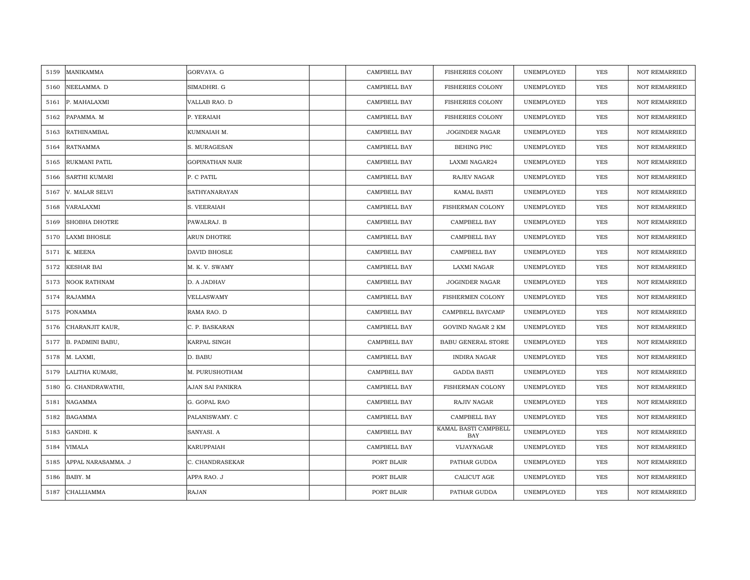| 5159 | MANIKAMMA | GORVAYA. G | | CAMPBELL BAY | FISHERIES COLONY | UNEMPLOYED | YES | NOT REMARRIED |
|---|---|---|---|---|---|---|---|---|
| 5160 | NEELAMMA. D | SIMADHRI. G | | CAMPBELL BAY | FISHERIES COLONY | UNEMPLOYED | YES | NOT REMARRIED |
| 5161 | P. MAHALAXMI | VALLAB RAO. D | | CAMPBELL BAY | FISHERIES COLONY | UNEMPLOYED | YES | NOT REMARRIED |
| 5162 | PAPAMMA. M | P. YERAIAH | | CAMPBELL BAY | FISHERIES COLONY | UNEMPLOYED | YES | NOT REMARRIED |
| 5163 | RATHINAMBAL | KUMNAIAH M. | | CAMPBELL BAY | JOGINDER NAGAR | UNEMPLOYED | YES | NOT REMARRIED |
| 5164 | RATNAMMA | S. MURAGESAN | | CAMPBELL BAY | BEHING PHC | UNEMPLOYED | YES | NOT REMARRIED |
| 5165 | RUKMANI PATIL | GOPINATHAN NAIR | | CAMPBELL BAY | LAXMI NAGAR24 | UNEMPLOYED | YES | NOT REMARRIED |
| 5166 | SARTHI KUMARI | P. C PATIL | | CAMPBELL BAY | RAJEV NAGAR | UNEMPLOYED | YES | NOT REMARRIED |
| 5167 | V. MALAR SELVI | SATHYANARAYAN | | CAMPBELL BAY | KAMAL BASTI | UNEMPLOYED | YES | NOT REMARRIED |
| 5168 | VARALAXMI | S. VEERAIAH | | CAMPBELL BAY | FISHERMAN COLONY | UNEMPLOYED | YES | NOT REMARRIED |
| 5169 | SHOBHA DHOTRE | PAWALRAJ. B | | CAMPBELL BAY | CAMPBELL BAY | UNEMPLOYED | YES | NOT REMARRIED |
| 5170 | LAXMI BHOSLE | ARUN DHOTRE | | CAMPBELL BAY | CAMPBELL BAY | UNEMPLOYED | YES | NOT REMARRIED |
| 5171 | K. MEENA | DAVID BHOSLE | | CAMPBELL BAY | CAMPBELL BAY | UNEMPLOYED | YES | NOT REMARRIED |
| 5172 | KESHAR BAI | M. K. V. SWAMY | | CAMPBELL BAY | LAXMI NAGAR | UNEMPLOYED | YES | NOT REMARRIED |
| 5173 | NOOK RATHNAM | D. A JADHAV | | CAMPBELL BAY | JOGINDER NAGAR | UNEMPLOYED | YES | NOT REMARRIED |
| 5174 | RAJAMMA | VELLASWAMY | | CAMPBELL BAY | FISHERMEN COLONY | UNEMPLOYED | YES | NOT REMARRIED |
| 5175 | PONAMMA | RAMA RAO. D | | CAMPBELL BAY | CAMPBELL BAYCAMP | UNEMPLOYED | YES | NOT REMARRIED |
| 5176 | CHARANJIT KAUR, | C. P. BASKARAN | | CAMPBELL BAY | GOVIND NAGAR 2 KM | UNEMPLOYED | YES | NOT REMARRIED |
| 5177 | B. PADMINI BABU, | KARPAL SINGH | | CAMPBELL BAY | BABU GENERAL STORE | UNEMPLOYED | YES | NOT REMARRIED |
| 5178 | M. LAXMI, | D. BABU | | CAMPBELL BAY | INDIRA NAGAR | UNEMPLOYED | YES | NOT REMARRIED |
| 5179 | LALITHA KUMARI, | M. PURUSHOTHAM | | CAMPBELL BAY | GADDA BASTI | UNEMPLOYED | YES | NOT REMARRIED |
| 5180 | G. CHANDRAWATHI, | AJAN SAI PANIKRA | | CAMPBELL BAY | FISHERMAN COLONY | UNEMPLOYED | YES | NOT REMARRIED |
| 5181 | NAGAMMA | G. GOPAL RAO | | CAMPBELL BAY | RAJIV NAGAR | UNEMPLOYED | YES | NOT REMARRIED |
| 5182 | BAGAMMA | PALANISWAMY. C | | CAMPBELL BAY | CAMPBELL BAY | UNEMPLOYED | YES | NOT REMARRIED |
| 5183 | GANDHI. K | SANYASI. A | | CAMPBELL BAY | KAMAL BASTI CAMPBELL BAY | UNEMPLOYED | YES | NOT REMARRIED |
| 5184 | VIMALA | KARUPPAIAH | | CAMPBELL BAY | VIJAYNAGAR | UNEMPLOYED | YES | NOT REMARRIED |
| 5185 | APPAL NARASAMMA. J | C. CHANDRASEKAR | | PORT BLAIR | PATHAR GUDDA | UNEMPLOYED | YES | NOT REMARRIED |
| 5186 | BABY. M | APPA RAO. J | | PORT BLAIR | CALICUT AGE | UNEMPLOYED | YES | NOT REMARRIED |
| 5187 | CHALLIAMMA | RAJAN | | PORT BLAIR | PATHAR GUDDA | UNEMPLOYED | YES | NOT REMARRIED |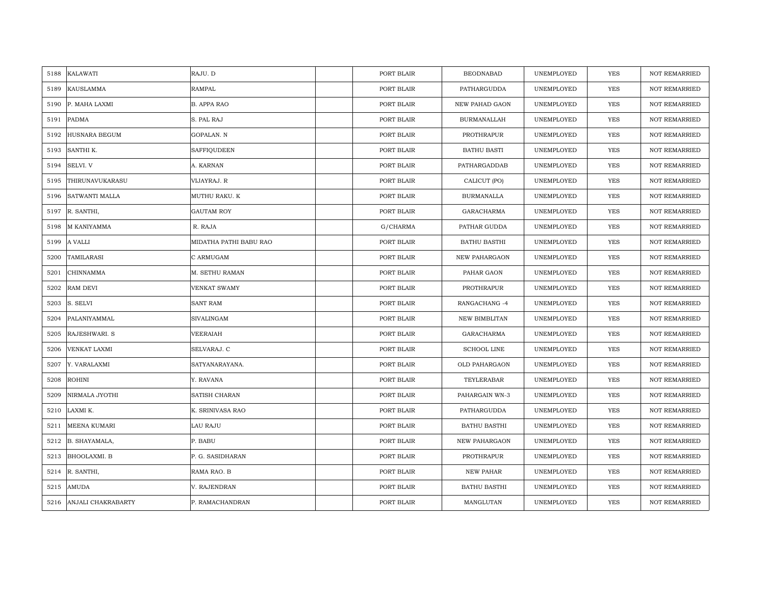| | | | | | | | | |
|---|---|---|---|---|---|---|---|---|
| 5188 | KALAWATI | RAJU. D | | PORT BLAIR | BEODNABAD | UNEMPLOYED | YES | NOT REMARRIED |
| 5189 | KAUSLAMMA | RAMPAL | | PORT BLAIR | PATHARGUDDA | UNEMPLOYED | YES | NOT REMARRIED |
| 5190 | P. MAHA LAXMI | B. APPA RAO | | PORT BLAIR | NEW PAHAD GAON | UNEMPLOYED | YES | NOT REMARRIED |
| 5191 | PADMA | S. PAL RAJ | | PORT BLAIR | BURMANALLAH | UNEMPLOYED | YES | NOT REMARRIED |
| 5192 | HUSNARA BEGUM | GOPALAN. N | | PORT BLAIR | PROTHRAPUR | UNEMPLOYED | YES | NOT REMARRIED |
| 5193 | SANTHI K. | SAFFIQUDEEN | | PORT BLAIR | BATHU BASTI | UNEMPLOYED | YES | NOT REMARRIED |
| 5194 | SELVI. V | A. KARNAN | | PORT BLAIR | PATHARGADDAB | UNEMPLOYED | YES | NOT REMARRIED |
| 5195 | THIRUNAVUKARASU | VIJAYRAJ. R | | PORT BLAIR | CALICUT (PO) | UNEMPLOYED | YES | NOT REMARRIED |
| 5196 | SATWANTI MALLA | MUTHU RAKU. K | | PORT BLAIR | BURMANALLA | UNEMPLOYED | YES | NOT REMARRIED |
| 5197 | R. SANTHI, | GAUTAM ROY | | PORT BLAIR | GARACHARMA | UNEMPLOYED | YES | NOT REMARRIED |
| 5198 | M KANIYAMMA | R. RAJA | | G/CHARMA | PATHAR GUDDA | UNEMPLOYED | YES | NOT REMARRIED |
| 5199 | A VALLI | MIDATHA PATHI BABU RAO | | PORT BLAIR | BATHU BASTHI | UNEMPLOYED | YES | NOT REMARRIED |
| 5200 | TAMILARASI | C ARMUGAM | | PORT BLAIR | NEW PAHARGAON | UNEMPLOYED | YES | NOT REMARRIED |
| 5201 | CHINNAMMA | M. SETHU RAMAN | | PORT BLAIR | PAHAR GAON | UNEMPLOYED | YES | NOT REMARRIED |
| 5202 | RAM DEVI | VENKAT SWAMY | | PORT BLAIR | PROTHRAPUR | UNEMPLOYED | YES | NOT REMARRIED |
| 5203 | S. SELVI | SANT RAM | | PORT BLAIR | RANGACHANG -4 | UNEMPLOYED | YES | NOT REMARRIED |
| 5204 | PALANIYAMMAL | SIVALINGAM | | PORT BLAIR | NEW BIMBLITAN | UNEMPLOYED | YES | NOT REMARRIED |
| 5205 | RAJESHWARI. S | VEERAIAH | | PORT BLAIR | GARACHARMA | UNEMPLOYED | YES | NOT REMARRIED |
| 5206 | VENKAT LAXMI | SELVARAJ. C | | PORT BLAIR | SCHOOL LINE | UNEMPLOYED | YES | NOT REMARRIED |
| 5207 | Y. VARALAXMI | SATYANARAYANA. | | PORT BLAIR | OLD PAHARGAON | UNEMPLOYED | YES | NOT REMARRIED |
| 5208 | ROHINI | Y. RAVANA | | PORT BLAIR | TEYLERABAR | UNEMPLOYED | YES | NOT REMARRIED |
| 5209 | NIRMALA JYOTHI | SATISH CHARAN | | PORT BLAIR | PAHARGAIN WN-3 | UNEMPLOYED | YES | NOT REMARRIED |
| 5210 | LAXMI K. | K. SRINIVASA RAO | | PORT BLAIR | PATHARGUDDA | UNEMPLOYED | YES | NOT REMARRIED |
| 5211 | MEENA KUMARI | LAU RAJU | | PORT BLAIR | BATHU BASTHI | UNEMPLOYED | YES | NOT REMARRIED |
| 5212 | B. SHAYAMALA, | P. BABU | | PORT BLAIR | NEW PAHARGAON | UNEMPLOYED | YES | NOT REMARRIED |
| 5213 | BHOOLAXMI. B | P. G. SASIDHARAN | | PORT BLAIR | PROTHRAPUR | UNEMPLOYED | YES | NOT REMARRIED |
| 5214 | R. SANTHI, | RAMA RAO. B | | PORT BLAIR | NEW PAHAR | UNEMPLOYED | YES | NOT REMARRIED |
| 5215 | AMUDA | V. RAJENDRAN | | PORT BLAIR | BATHU BASTHI | UNEMPLOYED | YES | NOT REMARRIED |
| 5216 | ANJALI CHAKRABARTY | P. RAMACHANDRAN | | PORT BLAIR | MANGLUTAN | UNEMPLOYED | YES | NOT REMARRIED |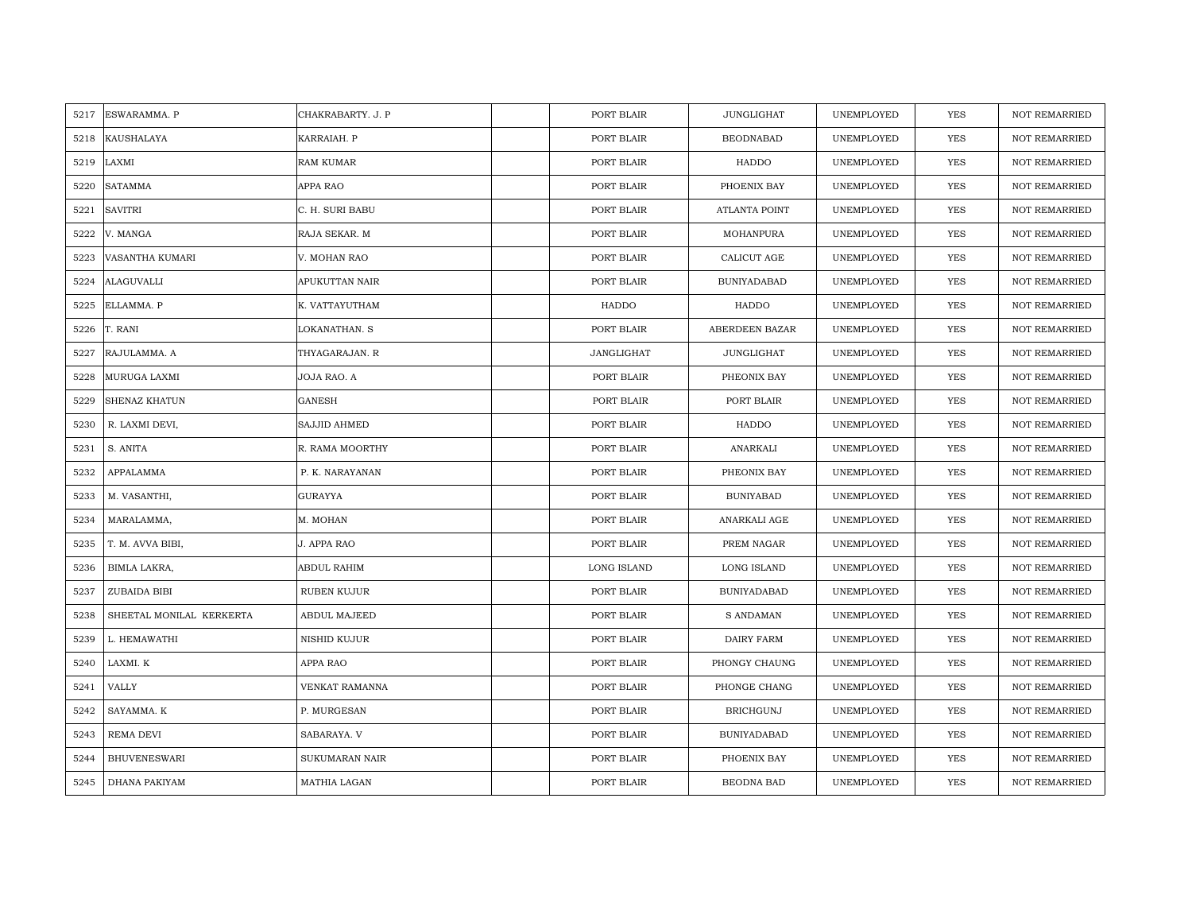| | | | | | | | | |
|---|---|---|---|---|---|---|---|---|
| 5217 | ESWARAMMA. P | CHAKRABARTY. J. P | | PORT BLAIR | JUNGLIGHAT | UNEMPLOYED | YES | NOT REMARRIED |
| 5218 | KAUSHALAYA | KARRAIAH. P | | PORT BLAIR | BEODNABAD | UNEMPLOYED | YES | NOT REMARRIED |
| 5219 | LAXMI | RAM KUMAR | | PORT BLAIR | HADDO | UNEMPLOYED | YES | NOT REMARRIED |
| 5220 | SATAMMA | APPA RAO | | PORT BLAIR | PHOENIX BAY | UNEMPLOYED | YES | NOT REMARRIED |
| 5221 | SAVITRI | C. H. SURI BABU | | PORT BLAIR | ATLANTA POINT | UNEMPLOYED | YES | NOT REMARRIED |
| 5222 | V. MANGA | RAJA SEKAR. M | | PORT BLAIR | MOHANPURA | UNEMPLOYED | YES | NOT REMARRIED |
| 5223 | VASANTHA KUMARI | V. MOHAN RAO | | PORT BLAIR | CALICUT AGE | UNEMPLOYED | YES | NOT REMARRIED |
| 5224 | ALAGUVALLI | APUKUTTAN NAIR | | PORT BLAIR | BUNIYADABAD | UNEMPLOYED | YES | NOT REMARRIED |
| 5225 | ELLAMMA. P | K. VATTAYUTHAM | | HADDO | HADDO | UNEMPLOYED | YES | NOT REMARRIED |
| 5226 | T. RANI | LOKANATHAN. S | | PORT BLAIR | ABERDEEN BAZAR | UNEMPLOYED | YES | NOT REMARRIED |
| 5227 | RAJULAMMA. A | THYAGARAJAN. R | | JANGLIGHAT | JUNGLIGHAT | UNEMPLOYED | YES | NOT REMARRIED |
| 5228 | MURUGA LAXMI | JOJA RAO. A | | PORT BLAIR | PHEONIX BAY | UNEMPLOYED | YES | NOT REMARRIED |
| 5229 | SHENAZ KHATUN | GANESH | | PORT BLAIR | PORT BLAIR | UNEMPLOYED | YES | NOT REMARRIED |
| 5230 | R. LAXMI DEVI, | SAJJID AHMED | | PORT BLAIR | HADDO | UNEMPLOYED | YES | NOT REMARRIED |
| 5231 | S. ANITA | R. RAMA MOORTHY | | PORT BLAIR | ANARKALI | UNEMPLOYED | YES | NOT REMARRIED |
| 5232 | APPALAMMA | P. K. NARAYANAN | | PORT BLAIR | PHEONIX BAY | UNEMPLOYED | YES | NOT REMARRIED |
| 5233 | M. VASANTHI, | GURAYYA | | PORT BLAIR | BUNIYABAD | UNEMPLOYED | YES | NOT REMARRIED |
| 5234 | MARALAMMA, | M. MOHAN | | PORT BLAIR | ANARKALI AGE | UNEMPLOYED | YES | NOT REMARRIED |
| 5235 | T. M. AVVA BIBI, | J. APPA RAO | | PORT BLAIR | PREM NAGAR | UNEMPLOYED | YES | NOT REMARRIED |
| 5236 | BIMLA LAKRA, | ABDUL RAHIM | | LONG ISLAND | LONG ISLAND | UNEMPLOYED | YES | NOT REMARRIED |
| 5237 | ZUBAIDA BIBI | RUBEN KUJUR | | PORT BLAIR | BUNIYADABAD | UNEMPLOYED | YES | NOT REMARRIED |
| 5238 | SHEETAL MONILAL KERKERTA | ABDUL MAJEED | | PORT BLAIR | S ANDAMAN | UNEMPLOYED | YES | NOT REMARRIED |
| 5239 | L. HEMAWATHI | NISHID KUJUR | | PORT BLAIR | DAIRY FARM | UNEMPLOYED | YES | NOT REMARRIED |
| 5240 | LAXMI. K | APPA RAO | | PORT BLAIR | PHONGY CHAUNG | UNEMPLOYED | YES | NOT REMARRIED |
| 5241 | VALLY | VENKAT RAMANNA | | PORT BLAIR | PHONGE CHANG | UNEMPLOYED | YES | NOT REMARRIED |
| 5242 | SAYAMMA. K | P. MURGESAN | | PORT BLAIR | BRICHGUNJ | UNEMPLOYED | YES | NOT REMARRIED |
| 5243 | REMA DEVI | SABARAYA. V | | PORT BLAIR | BUNIYADABAD | UNEMPLOYED | YES | NOT REMARRIED |
| 5244 | BHUVENESWARI | SUKUMARAN NAIR | | PORT BLAIR | PHOENIX BAY | UNEMPLOYED | YES | NOT REMARRIED |
| 5245 | DHANA PAKIYAM | MATHIA LAGAN | | PORT BLAIR | BEODNA BAD | UNEMPLOYED | YES | NOT REMARRIED |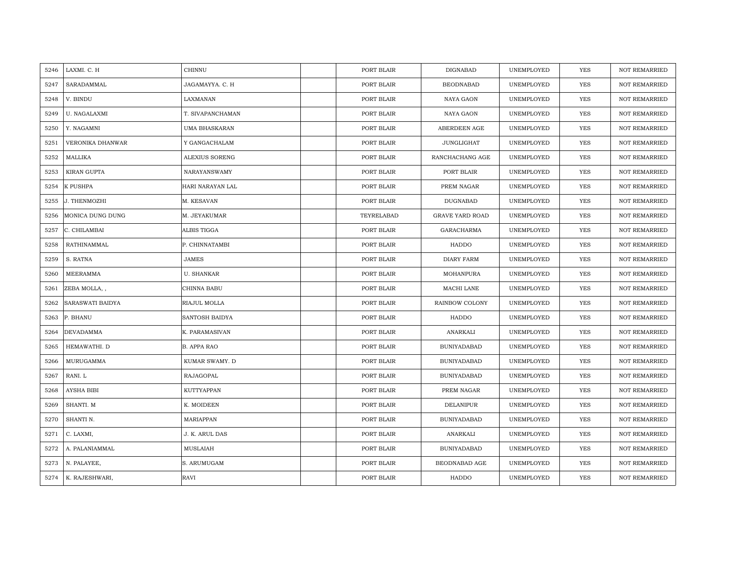| 5246 | LAXMI. C. H | CHINNU | | PORT BLAIR | DIGNABAD | UNEMPLOYED | YES | NOT REMARRIED |
|---|---|---|---|---|---|---|---|---|
| 5247 | SARADAMMAL | JAGAMAYYA. C. H | | PORT BLAIR | BEODNABAD | UNEMPLOYED | YES | NOT REMARRIED |
| 5248 | V. BINDU | LAXMANAN | | PORT BLAIR | NAYA GAON | UNEMPLOYED | YES | NOT REMARRIED |
| 5249 | U. NAGALAXMI | T. SIVAPANCHAMAN | | PORT BLAIR | NAYA GAON | UNEMPLOYED | YES | NOT REMARRIED |
| 5250 | Y. NAGAMNI | UMA BHASKARAN | | PORT BLAIR | ABERDEEN AGE | UNEMPLOYED | YES | NOT REMARRIED |
| 5251 | VERONIKA DHANWAR | Y GANGACHALAM | | PORT BLAIR | JUNGLIGHAT | UNEMPLOYED | YES | NOT REMARRIED |
| 5252 | MALLIKA | ALEXIUS SORENG | | PORT BLAIR | RANCHACHANG AGE | UNEMPLOYED | YES | NOT REMARRIED |
| 5253 | KIRAN GUPTA | NARAYANSWAMY | | PORT BLAIR | PORT BLAIR | UNEMPLOYED | YES | NOT REMARRIED |
| 5254 | K PUSHPA | HARI NARAYAN LAL | | PORT BLAIR | PREM NAGAR | UNEMPLOYED | YES | NOT REMARRIED |
| 5255 | J. THENMOZHI | M. KESAVAN | | PORT BLAIR | DUGNABAD | UNEMPLOYED | YES | NOT REMARRIED |
| 5256 | MONICA DUNG DUNG | M. JEYAKUMAR | | TEYRELABAD | GRAVE YARD ROAD | UNEMPLOYED | YES | NOT REMARRIED |
| 5257 | C. CHILAMBAI | ALBIS TIGGA | | PORT BLAIR | GARACHARMA | UNEMPLOYED | YES | NOT REMARRIED |
| 5258 | RATHINAMMAL | P. CHINNATAMBI | | PORT BLAIR | HADDO | UNEMPLOYED | YES | NOT REMARRIED |
| 5259 | S. RATNA | JAMES | | PORT BLAIR | DIARY FARM | UNEMPLOYED | YES | NOT REMARRIED |
| 5260 | MEERAMMA | U. SHANKAR | | PORT BLAIR | MOHANPURA | UNEMPLOYED | YES | NOT REMARRIED |
| 5261 | ZEBA MOLLA, , | CHINNA BABU | | PORT BLAIR | MACHI LANE | UNEMPLOYED | YES | NOT REMARRIED |
| 5262 | SARASWATI BAIDYA | RIAJUL MOLLA | | PORT BLAIR | RAINBOW COLONY | UNEMPLOYED | YES | NOT REMARRIED |
| 5263 | P. BHANU | SANTOSH BAIDYA | | PORT BLAIR | HADDO | UNEMPLOYED | YES | NOT REMARRIED |
| 5264 | DEVADAMMA | K. PARAMASIVAN | | PORT BLAIR | ANARKALI | UNEMPLOYED | YES | NOT REMARRIED |
| 5265 | HEMAWATHI. D | B. APPA RAO | | PORT BLAIR | BUNIYADABAD | UNEMPLOYED | YES | NOT REMARRIED |
| 5266 | MURUGAMMA | KUMAR SWAMY. D | | PORT BLAIR | BUNIYADABAD | UNEMPLOYED | YES | NOT REMARRIED |
| 5267 | RANI. L | RAJAGOPAL | | PORT BLAIR | BUNIYADABAD | UNEMPLOYED | YES | NOT REMARRIED |
| 5268 | AYSHA BIBI | KUTTYAPPAN | | PORT BLAIR | PREM NAGAR | UNEMPLOYED | YES | NOT REMARRIED |
| 5269 | SHANTI. M | K. MOIDEEN | | PORT BLAIR | DELANIPUR | UNEMPLOYED | YES | NOT REMARRIED |
| 5270 | SHANTI N. | MARIAPPAN | | PORT BLAIR | BUNIYADABAD | UNEMPLOYED | YES | NOT REMARRIED |
| 5271 | C. LAXMI, | J. K. ARUL DAS | | PORT BLAIR | ANARKALI | UNEMPLOYED | YES | NOT REMARRIED |
| 5272 | A. PALANIAMMAL | MUSLAIAH | | PORT BLAIR | BUNIYADABAD | UNEMPLOYED | YES | NOT REMARRIED |
| 5273 | N. PALAYEE, | S. ARUMUGAM | | PORT BLAIR | BEODNABAD AGE | UNEMPLOYED | YES | NOT REMARRIED |
| 5274 | K. RAJESHWARI, | RAVI | | PORT BLAIR | HADDO | UNEMPLOYED | YES | NOT REMARRIED |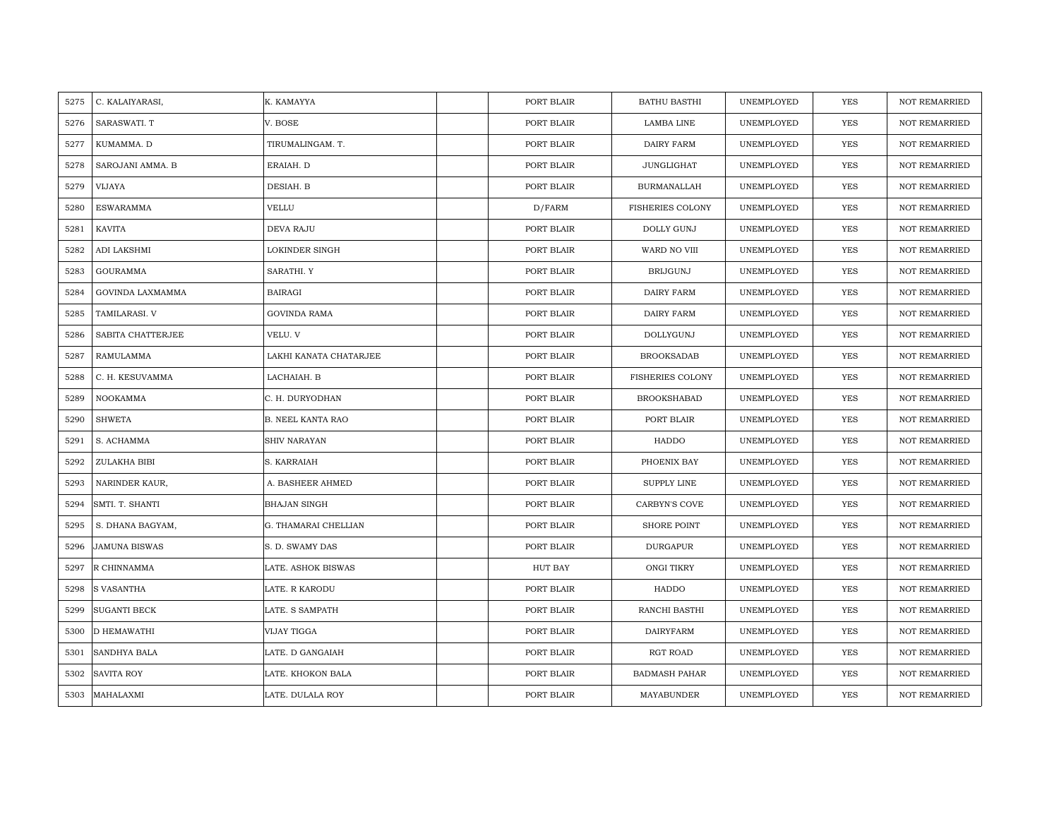| 5275 | C. KALAIYARASI, | K. KAMAYYA | | PORT BLAIR | BATHU BASTHI | UNEMPLOYED | YES | NOT REMARRIED |
|---|---|---|---|---|---|---|---|---|
| 5276 | SARASWATI. T | V. BOSE | | PORT BLAIR | LAMBA LINE | UNEMPLOYED | YES | NOT REMARRIED |
| 5277 | KUMAMMA. D | TIRUMALINGAM. T. | | PORT BLAIR | DAIRY FARM | UNEMPLOYED | YES | NOT REMARRIED |
| 5278 | SAROJANI AMMA. B | ERAIAH. D | | PORT BLAIR | JUNGLIGHAT | UNEMPLOYED | YES | NOT REMARRIED |
| 5279 | VIJAYA | DESIAH. B | | PORT BLAIR | BURMANALLAH | UNEMPLOYED | YES | NOT REMARRIED |
| 5280 | ESWARAMMA | VELLU | | D/FARM | FISHERIES COLONY | UNEMPLOYED | YES | NOT REMARRIED |
| 5281 | KAVITA | DEVA RAJU | | PORT BLAIR | DOLLY GUNJ | UNEMPLOYED | YES | NOT REMARRIED |
| 5282 | ADI LAKSHMI | LOKINDER SINGH | | PORT BLAIR | WARD NO VIII | UNEMPLOYED | YES | NOT REMARRIED |
| 5283 | GOURAMMA | SARATHI. Y | | PORT BLAIR | BRIJGUNJ | UNEMPLOYED | YES | NOT REMARRIED |
| 5284 | GOVINDA LAXMAMMA | BAIRAGI | | PORT BLAIR | DAIRY FARM | UNEMPLOYED | YES | NOT REMARRIED |
| 5285 | TAMILARASI. V | GOVINDA RAMA | | PORT BLAIR | DAIRY FARM | UNEMPLOYED | YES | NOT REMARRIED |
| 5286 | SABITA CHATTERJEE | VELU. V | | PORT BLAIR | DOLLYGUNJ | UNEMPLOYED | YES | NOT REMARRIED |
| 5287 | RAMULAMMA | LAKHI KANATA CHATARJEE | | PORT BLAIR | BROOKSADAB | UNEMPLOYED | YES | NOT REMARRIED |
| 5288 | C. H. KESUVAMMA | LACHAIAH. B | | PORT BLAIR | FISHERIES COLONY | UNEMPLOYED | YES | NOT REMARRIED |
| 5289 | NOOKAMMA | C. H. DURYODHAN | | PORT BLAIR | BROOKSHABAD | UNEMPLOYED | YES | NOT REMARRIED |
| 5290 | SHWETA | B. NEEL KANTA RAO | | PORT BLAIR | PORT BLAIR | UNEMPLOYED | YES | NOT REMARRIED |
| 5291 | S. ACHAMMA | SHIV NARAYAN | | PORT BLAIR | HADDO | UNEMPLOYED | YES | NOT REMARRIED |
| 5292 | ZULAKHA BIBI | S. KARRAIAH | | PORT BLAIR | PHOENIX BAY | UNEMPLOYED | YES | NOT REMARRIED |
| 5293 | NARINDER KAUR, | A. BASHEER AHMED | | PORT BLAIR | SUPPLY LINE | UNEMPLOYED | YES | NOT REMARRIED |
| 5294 | SMTI. T. SHANTI | BHAJAN SINGH | | PORT BLAIR | CARBYN'S COVE | UNEMPLOYED | YES | NOT REMARRIED |
| 5295 | S. DHANA BAGYAM, | G. THAMARAI CHELLIAN | | PORT BLAIR | SHORE POINT | UNEMPLOYED | YES | NOT REMARRIED |
| 5296 | JAMUNA BISWAS | S. D. SWAMY DAS | | PORT BLAIR | DURGAPUR | UNEMPLOYED | YES | NOT REMARRIED |
| 5297 | R CHINNAMMA | LATE. ASHOK BISWAS | | HUT BAY | ONGI TIKRY | UNEMPLOYED | YES | NOT REMARRIED |
| 5298 | S VASANTHA | LATE. R KARODU | | PORT BLAIR | HADDO | UNEMPLOYED | YES | NOT REMARRIED |
| 5299 | SUGANTI BECK | LATE. S SAMPATH | | PORT BLAIR | RANCHI BASTHI | UNEMPLOYED | YES | NOT REMARRIED |
| 5300 | D HEMAWATHI | VIJAY TIGGA | | PORT BLAIR | DAIRYFARM | UNEMPLOYED | YES | NOT REMARRIED |
| 5301 | SANDHYA BALA | LATE. D GANGAIAH | | PORT BLAIR | RGT ROAD | UNEMPLOYED | YES | NOT REMARRIED |
| 5302 | SAVITA ROY | LATE. KHOKON BALA | | PORT BLAIR | BADMASH PAHAR | UNEMPLOYED | YES | NOT REMARRIED |
| 5303 | MAHALAXMI | LATE. DULALA ROY | | PORT BLAIR | MAYABUNDER | UNEMPLOYED | YES | NOT REMARRIED |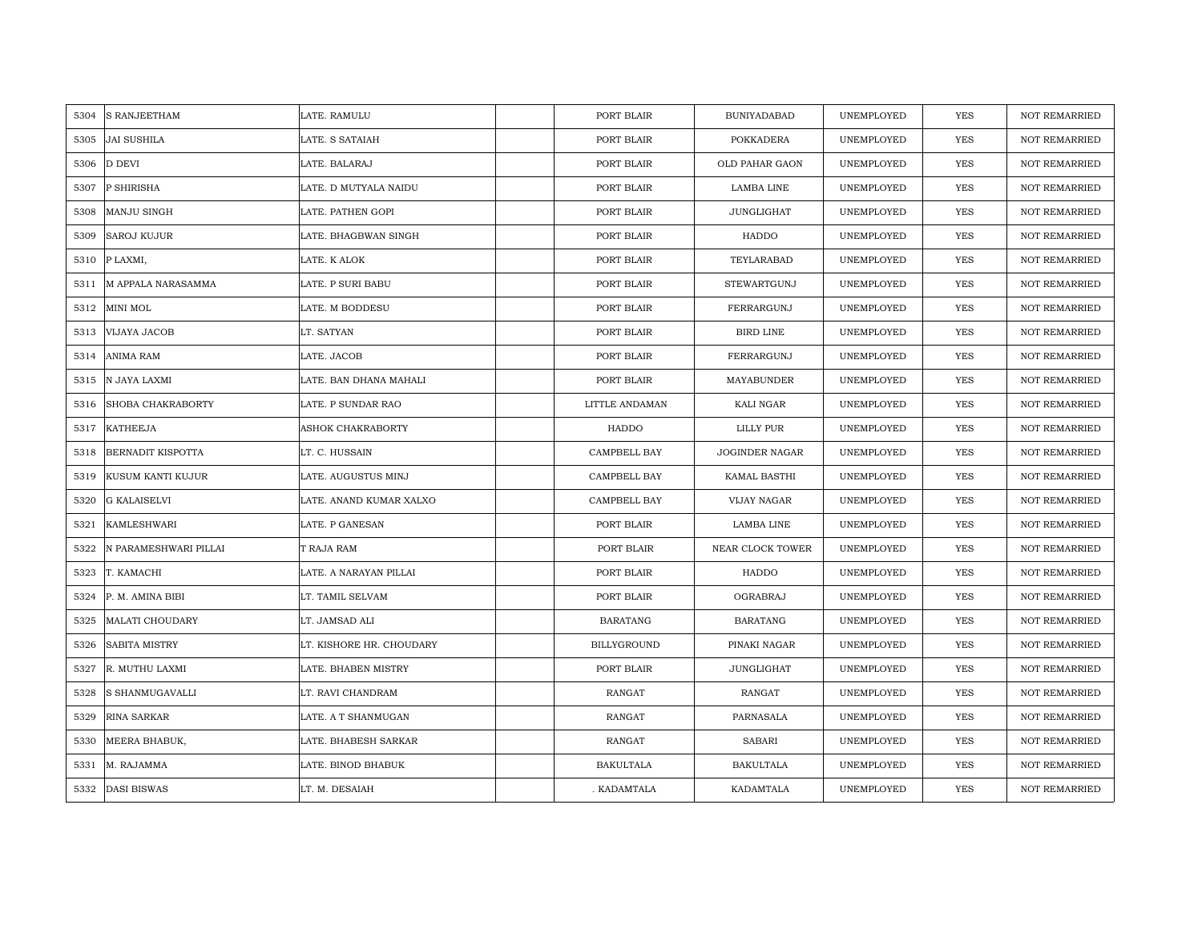| | | | | | | | | |
|---|---|---|---|---|---|---|---|---|
| 5304 | S RANJEETHAM | LATE. RAMULU | | PORT BLAIR | BUNIYADABAD | UNEMPLOYED | YES | NOT REMARRIED |
| 5305 | JAI SUSHILA | LATE. S SATAIAH | | PORT BLAIR | POKKADERA | UNEMPLOYED | YES | NOT REMARRIED |
| 5306 | D DEVI | LATE. BALARAJ | | PORT BLAIR | OLD PAHAR GAON | UNEMPLOYED | YES | NOT REMARRIED |
| 5307 | P SHIRISHA | LATE. D MUTYALA NAIDU | | PORT BLAIR | LAMBA LINE | UNEMPLOYED | YES | NOT REMARRIED |
| 5308 | MANJU SINGH | LATE. PATHEN GOPI | | PORT BLAIR | JUNGLIGHAT | UNEMPLOYED | YES | NOT REMARRIED |
| 5309 | SAROJ KUJUR | LATE. BHAGBWAN SINGH | | PORT BLAIR | HADDO | UNEMPLOYED | YES | NOT REMARRIED |
| 5310 | P LAXMI, | LATE. K ALOK | | PORT BLAIR | TEYLARABAD | UNEMPLOYED | YES | NOT REMARRIED |
| 5311 | M APPALA NARASAMMA | LATE. P SURI BABU | | PORT BLAIR | STEWARTGUNJ | UNEMPLOYED | YES | NOT REMARRIED |
| 5312 | MINI MOL | LATE. M BODDESU | | PORT BLAIR | FERRARGUNJ | UNEMPLOYED | YES | NOT REMARRIED |
| 5313 | VIJAYA JACOB | LT. SATYAN | | PORT BLAIR | BIRD LINE | UNEMPLOYED | YES | NOT REMARRIED |
| 5314 | ANIMA RAM | LATE. JACOB | | PORT BLAIR | FERRARGUNJ | UNEMPLOYED | YES | NOT REMARRIED |
| 5315 | N JAYA LAXMI | LATE. BAN DHANA MAHALI | | PORT BLAIR | MAYABUNDER | UNEMPLOYED | YES | NOT REMARRIED |
| 5316 | SHOBA CHAKRABORTY | LATE. P SUNDAR RAO | | LITTLE ANDAMAN | KALI NGAR | UNEMPLOYED | YES | NOT REMARRIED |
| 5317 | KATHEEJA | ASHOK CHAKRABORTY | | HADDO | LILLY PUR | UNEMPLOYED | YES | NOT REMARRIED |
| 5318 | BERNADIT KISPOTTA | LT. C. HUSSAIN | | CAMPBELL BAY | JOGINDER NAGAR | UNEMPLOYED | YES | NOT REMARRIED |
| 5319 | KUSUM KANTI KUJUR | LATE. AUGUSTUS MINJ | | CAMPBELL BAY | KAMAL BASTHI | UNEMPLOYED | YES | NOT REMARRIED |
| 5320 | G KALAISELVI | LATE. ANAND KUMAR XALXO | | CAMPBELL BAY | VIJAY NAGAR | UNEMPLOYED | YES | NOT REMARRIED |
| 5321 | KAMLESHWARI | LATE. P GANESAN | | PORT BLAIR | LAMBA LINE | UNEMPLOYED | YES | NOT REMARRIED |
| 5322 | N PARAMESHWARI PILLAI | T RAJA RAM | | PORT BLAIR | NEAR CLOCK TOWER | UNEMPLOYED | YES | NOT REMARRIED |
| 5323 | T. KAMACHI | LATE. A NARAYAN PILLAI | | PORT BLAIR | HADDO | UNEMPLOYED | YES | NOT REMARRIED |
| 5324 | P. M. AMINA BIBI | LT. TAMIL SELVAM | | PORT BLAIR | OGRABRAJ | UNEMPLOYED | YES | NOT REMARRIED |
| 5325 | MALATI CHOUDARY | LT. JAMSAD ALI | | BARATANG | BARATANG | UNEMPLOYED | YES | NOT REMARRIED |
| 5326 | SABITA MISTRY | LT. KISHORE HR. CHOUDARY | | BILLYGROUND | PINAKI NAGAR | UNEMPLOYED | YES | NOT REMARRIED |
| 5327 | R. MUTHU LAXMI | LATE. BHABEN MISTRY | | PORT BLAIR | JUNGLIGHAT | UNEMPLOYED | YES | NOT REMARRIED |
| 5328 | S SHANMUGAVALLI | LT. RAVI CHANDRAM | | RANGAT | RANGAT | UNEMPLOYED | YES | NOT REMARRIED |
| 5329 | RINA SARKAR | LATE. A T SHANMUGAN | | RANGAT | PARNASALA | UNEMPLOYED | YES | NOT REMARRIED |
| 5330 | MEERA BHABUK, | LATE. BHABESH SARKAR | | RANGAT | SABARI | UNEMPLOYED | YES | NOT REMARRIED |
| 5331 | M. RAJAMMA | LATE. BINOD BHABUK | | BAKULTALA | BAKULTALA | UNEMPLOYED | YES | NOT REMARRIED |
| 5332 | DASI BISWAS | LT. M. DESAIAH | | . KADAMTALA | KADAMTALA | UNEMPLOYED | YES | NOT REMARRIED |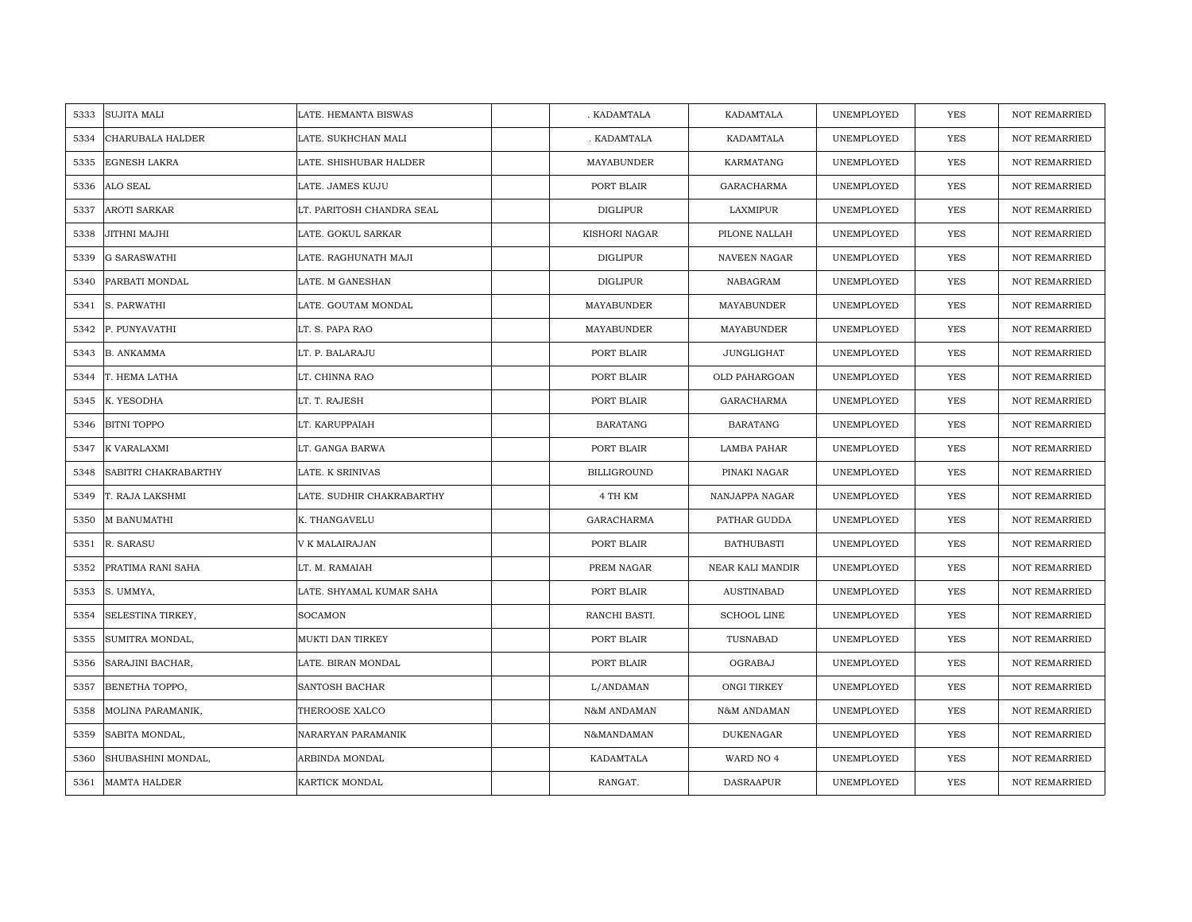| 5333 | SUJITA MALI | LATE. HEMANTA BISWAS | | . KADAMTALA | KADAMTALA | UNEMPLOYED | YES | NOT REMARRIED |
|---|---|---|---|---|---|---|---|---|
| 5334 | CHARUBALA HALDER | LATE. SUKHCHAN MALI | | . KADAMTALA | KADAMTALA | UNEMPLOYED | YES | NOT REMARRIED |
| 5335 | EGNESH LAKRA | LATE. SHISHUBAR HALDER | | MAYABUNDER | KARMATANG | UNEMPLOYED | YES | NOT REMARRIED |
| 5336 | ALO SEAL | LATE. JAMES KUJU | | PORT BLAIR | GARACHARMA | UNEMPLOYED | YES | NOT REMARRIED |
| 5337 | AROTI SARKAR | LT. PARITOSH CHANDRA SEAL | | DIGLIPUR | LAXMIPUR | UNEMPLOYED | YES | NOT REMARRIED |
| 5338 | JITHNI MAJHI | LATE. GOKUL SARKAR | | KISHORI NAGAR | PILONE NALLAH | UNEMPLOYED | YES | NOT REMARRIED |
| 5339 | G SARASWATHI | LATE. RAGHUNATH MAJI | | DIGLIPUR | NAVEEN NAGAR | UNEMPLOYED | YES | NOT REMARRIED |
| 5340 | PARBATI MONDAL | LATE. M GANESHAN | | DIGLIPUR | NABAGRAM | UNEMPLOYED | YES | NOT REMARRIED |
| 5341 | S. PARWATHI | LATE. GOUTAM MONDAL | | MAYABUNDER | MAYABUNDER | UNEMPLOYED | YES | NOT REMARRIED |
| 5342 | P. PUNYAVATHI | LT. S. PAPA RAO | | MAYABUNDER | MAYABUNDER | UNEMPLOYED | YES | NOT REMARRIED |
| 5343 | B. ANKAMMA | LT. P. BALARAJU | | PORT BLAIR | JUNGLIGHAT | UNEMPLOYED | YES | NOT REMARRIED |
| 5344 | T. HEMA LATHA | LT. CHINNA RAO | | PORT BLAIR | OLD PAHARGOAN | UNEMPLOYED | YES | NOT REMARRIED |
| 5345 | K. YESODHA | LT. T. RAJESH | | PORT BLAIR | GARACHARMA | UNEMPLOYED | YES | NOT REMARRIED |
| 5346 | BITNI TOPPO | LT. KARUPPAIAH | | BARATANG | BARATANG | UNEMPLOYED | YES | NOT REMARRIED |
| 5347 | K VARALAXMI | LT. GANGA BARWA | | PORT BLAIR | LAMBA PAHAR | UNEMPLOYED | YES | NOT REMARRIED |
| 5348 | SABITRI CHAKRABARTHY | LATE. K SRINIVAS | | BILLIGROUND | PINAKI NAGAR | UNEMPLOYED | YES | NOT REMARRIED |
| 5349 | T. RAJA LAKSHMI | LATE. SUDHIR CHAKRABARTHY | | 4 TH KM | NANJAPPA NAGAR | UNEMPLOYED | YES | NOT REMARRIED |
| 5350 | M BANUMATHI | K. THANGAVELU | | GARACHARMA | PATHAR GUDDA | UNEMPLOYED | YES | NOT REMARRIED |
| 5351 | R. SARASU | V K MALAIRAJAN | | PORT BLAIR | BATHUBASTI | UNEMPLOYED | YES | NOT REMARRIED |
| 5352 | PRATIMA RANI SAHA | LT. M. RAMAIAH | | PREM NAGAR | NEAR KALI MANDIR | UNEMPLOYED | YES | NOT REMARRIED |
| 5353 | S. UMMYA, | LATE. SHYAMAL KUMAR SAHA | | PORT BLAIR | AUSTINABAD | UNEMPLOYED | YES | NOT REMARRIED |
| 5354 | SELESTINA TIRKEY, | SOCAMON | | RANCHI BASTI. | SCHOOL LINE | UNEMPLOYED | YES | NOT REMARRIED |
| 5355 | SUMITRA MONDAL, | MUKTI DAN TIRKEY | | PORT BLAIR | TUSNABAD | UNEMPLOYED | YES | NOT REMARRIED |
| 5356 | SARAJINI BACHAR, | LATE. BIRAN MONDAL | | PORT BLAIR | OGRABAJ | UNEMPLOYED | YES | NOT REMARRIED |
| 5357 | BENETHA TOPPO, | SANTOSH BACHAR | | L/ANDAMAN | ONGI TIRKEY | UNEMPLOYED | YES | NOT REMARRIED |
| 5358 | MOLINA PARAMANIK, | THEROOSE XALCO | | N&M ANDAMAN | N&M ANDAMAN | UNEMPLOYED | YES | NOT REMARRIED |
| 5359 | SABITA MONDAL, | NARARYAN PARAMANIK | | N&MANDAMAN | DUKENAGAR | UNEMPLOYED | YES | NOT REMARRIED |
| 5360 | SHUBASHINI MONDAL, | ARBINDA MONDAL | | KADAMTALA | WARD NO 4 | UNEMPLOYED | YES | NOT REMARRIED |
| 5361 | MAMTA HALDER | KARTICK MONDAL | | RANGAT. | DASRAAPUR | UNEMPLOYED | YES | NOT REMARRIED |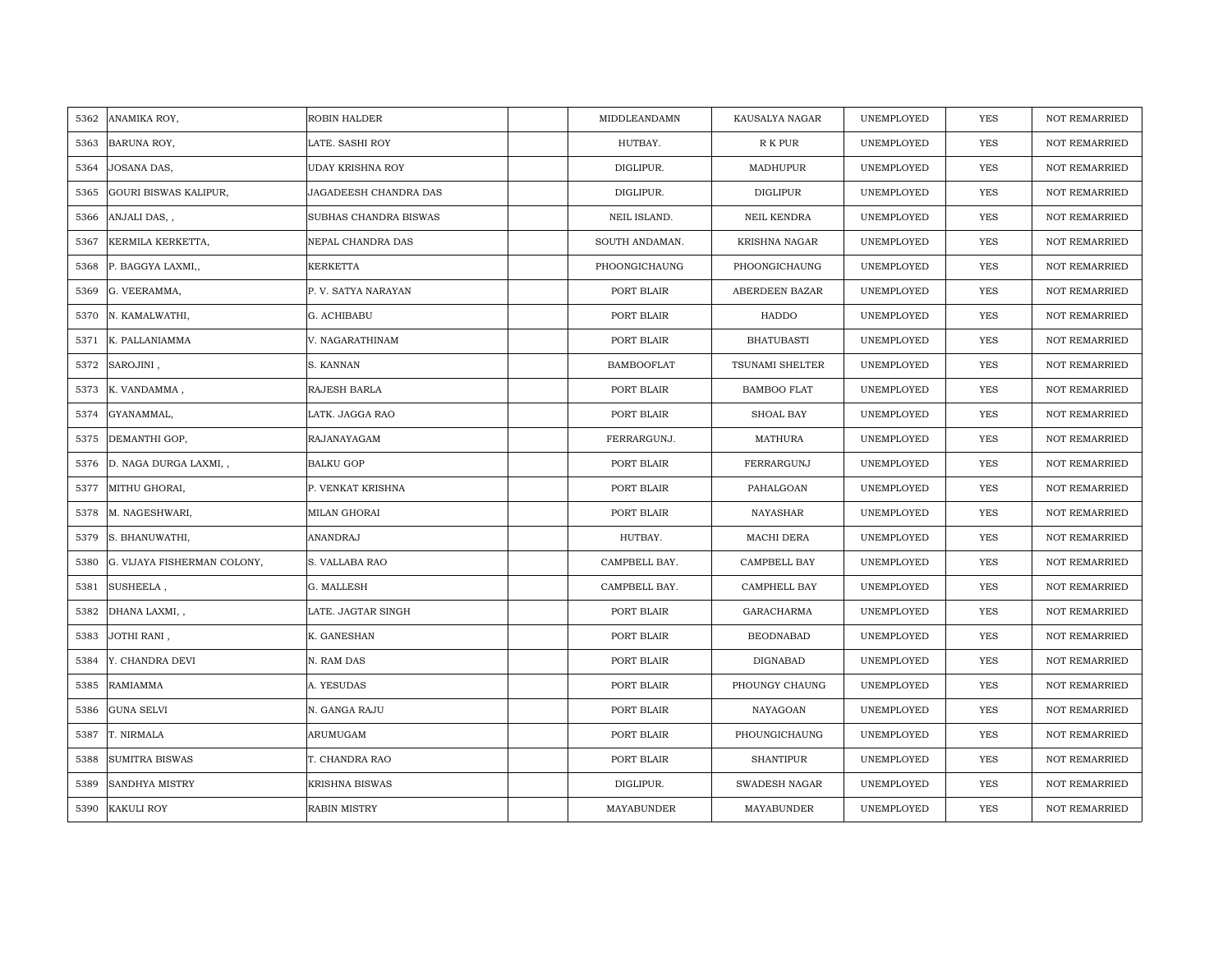| 5362 | ANAMIKA ROY, | ROBIN HALDER | | MIDDLEANDAMN | KAUSALYA NAGAR | UNEMPLOYED | YES | NOT REMARRIED |
|---|---|---|---|---|---|---|---|---|
| 5363 | BARUNA ROY, | LATE. SASHI ROY | | HUTBAY. | R K PUR | UNEMPLOYED | YES | NOT REMARRIED |
| 5364 | JOSANA DAS, | UDAY KRISHNA ROY | | DIGLIPUR. | MADHUPUR | UNEMPLOYED | YES | NOT REMARRIED |
| 5365 | GOURI BISWAS KALIPUR, | JAGADEESH CHANDRA DAS | | DIGLIPUR. | DIGLIPUR | UNEMPLOYED | YES | NOT REMARRIED |
| 5366 | ANJALI DAS, , | SUBHAS CHANDRA BISWAS | | NEIL ISLAND. | NEIL KENDRA | UNEMPLOYED | YES | NOT REMARRIED |
| 5367 | KERMILA KERKETTA, | NEPAL CHANDRA DAS | | SOUTH ANDAMAN. | KRISHNA NAGAR | UNEMPLOYED | YES | NOT REMARRIED |
| 5368 | P. BAGGYA LAXMI,, | KERKETTA | | PHOONGICHAUNG | PHOONGICHAUNG | UNEMPLOYED | YES | NOT REMARRIED |
| 5369 | G. VEERAMMA, | P. V. SATYA NARAYAN | | PORT BLAIR | ABERDEEN BAZAR | UNEMPLOYED | YES | NOT REMARRIED |
| 5370 | N. KAMALWATHI, | G. ACHIBABU | | PORT BLAIR | HADDO | UNEMPLOYED | YES | NOT REMARRIED |
| 5371 | K. PALLANIAMMA | V. NAGARATHINAM | | PORT BLAIR | BHATUBASTI | UNEMPLOYED | YES | NOT REMARRIED |
| 5372 | SAROJINI , | S. KANNAN | | BAMBOOFLAT | TSUNAMI SHELTER | UNEMPLOYED | YES | NOT REMARRIED |
| 5373 | K. VANDAMMA , | RAJESH BARLA | | PORT BLAIR | BAMBOO FLAT | UNEMPLOYED | YES | NOT REMARRIED |
| 5374 | GYANAMMAL, | LATK. JAGGA RAO | | PORT BLAIR | SHOAL BAY | UNEMPLOYED | YES | NOT REMARRIED |
| 5375 | DEMANTHI GOP, | RAJANAYAGAM | | FERRARGUNJ. | MATHURA | UNEMPLOYED | YES | NOT REMARRIED |
| 5376 | D. NAGA DURGA LAXMI, , | BALKU GOP | | PORT BLAIR | FERRARGUNJ | UNEMPLOYED | YES | NOT REMARRIED |
| 5377 | MITHU GHORAI, | P. VENKAT KRISHNA | | PORT BLAIR | PAHALGOAN | UNEMPLOYED | YES | NOT REMARRIED |
| 5378 | M. NAGESHWARI, | MILAN GHORAI | | PORT BLAIR | NAYASHAR | UNEMPLOYED | YES | NOT REMARRIED |
| 5379 | S. BHANUWATHI, | ANANDRAJ | | HUTBAY. | MACHI DERA | UNEMPLOYED | YES | NOT REMARRIED |
| 5380 | G. VIJAYA FISHERMAN COLONY, | S. VALLABA RAO | | CAMPBELL BAY. | CAMPBELL BAY | UNEMPLOYED | YES | NOT REMARRIED |
| 5381 | SUSHEELA , | G. MALLESH | | CAMPBELL BAY. | CAMPHELL BAY | UNEMPLOYED | YES | NOT REMARRIED |
| 5382 | DHANA LAXMI, , | LATE. JAGTAR SINGH | | PORT BLAIR | GARACHARMA | UNEMPLOYED | YES | NOT REMARRIED |
| 5383 | JOTHI RANI , | K. GANESHAN | | PORT BLAIR | BEODNABAD | UNEMPLOYED | YES | NOT REMARRIED |
| 5384 | Y. CHANDRA DEVI | N. RAM DAS | | PORT BLAIR | DIGNABAD | UNEMPLOYED | YES | NOT REMARRIED |
| 5385 | RAMIAMMA | A. YESUDAS | | PORT BLAIR | PHOUNGY CHAUNG | UNEMPLOYED | YES | NOT REMARRIED |
| 5386 | GUNA SELVI | N. GANGA RAJU | | PORT BLAIR | NAYAGOAN | UNEMPLOYED | YES | NOT REMARRIED |
| 5387 | T. NIRMALA | ARUMUGAM | | PORT BLAIR | PHOUNGICHAUNG | UNEMPLOYED | YES | NOT REMARRIED |
| 5388 | SUMITRA BISWAS | T. CHANDRA RAO | | PORT BLAIR | SHANTIPUR | UNEMPLOYED | YES | NOT REMARRIED |
| 5389 | SANDHYA MISTRY | KRISHNA BISWAS | | DIGLIPUR. | SWADESH NAGAR | UNEMPLOYED | YES | NOT REMARRIED |
| 5390 | KAKULI ROY | RABIN MISTRY | | MAYABUNDER | MAYABUNDER | UNEMPLOYED | YES | NOT REMARRIED |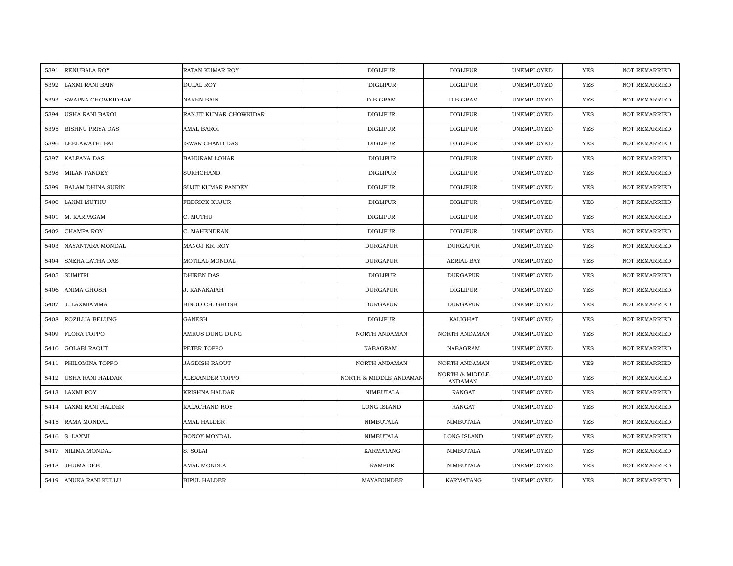| | | | | | | | | |
|---|---|---|---|---|---|---|---|---|
| 5391 | RENUBALA ROY | RATAN KUMAR ROY | | DIGLIPUR | DIGLIPUR | UNEMPLOYED | YES | NOT REMARRIED |
| 5392 | LAXMI RANI BAIN | DULAL ROY | | DIGLIPUR | DIGLIPUR | UNEMPLOYED | YES | NOT REMARRIED |
| 5393 | SWAPNA CHOWKIDHAR | NAREN BAIN | | D.B.GRAM | D B GRAM | UNEMPLOYED | YES | NOT REMARRIED |
| 5394 | USHA RANI BAROI | RANJIT KUMAR CHOWKIDAR | | DIGLIPUR | DIGLIPUR | UNEMPLOYED | YES | NOT REMARRIED |
| 5395 | BISHNU PRIYA DAS | AMAL BAROI | | DIGLIPUR | DIGLIPUR | UNEMPLOYED | YES | NOT REMARRIED |
| 5396 | LEELAWATHI BAI | ISWAR CHAND DAS | | DIGLIPUR | DIGLIPUR | UNEMPLOYED | YES | NOT REMARRIED |
| 5397 | KALPANA DAS | BAHURAM LOHAR | | DIGLIPUR | DIGLIPUR | UNEMPLOYED | YES | NOT REMARRIED |
| 5398 | MILAN PANDEY | SUKHCHAND | | DIGLIPUR | DIGLIPUR | UNEMPLOYED | YES | NOT REMARRIED |
| 5399 | BALAM DHINA SURIN | SUJIT KUMAR PANDEY | | DIGLIPUR | DIGLIPUR | UNEMPLOYED | YES | NOT REMARRIED |
| 5400 | LAXMI MUTHU | FEDRICK KUJUR | | DIGLIPUR | DIGLIPUR | UNEMPLOYED | YES | NOT REMARRIED |
| 5401 | M. KARPAGAM | C. MUTHU | | DIGLIPUR | DIGLIPUR | UNEMPLOYED | YES | NOT REMARRIED |
| 5402 | CHAMPA ROY | C. MAHENDRAN | | DIGLIPUR | DIGLIPUR | UNEMPLOYED | YES | NOT REMARRIED |
| 5403 | NAYANTARA MONDAL | MANOJ KR. ROY | | DURGAPUR | DURGAPUR | UNEMPLOYED | YES | NOT REMARRIED |
| 5404 | SNEHA LATHA DAS | MOTILAL MONDAL | | DURGAPUR | AERIAL BAY | UNEMPLOYED | YES | NOT REMARRIED |
| 5405 | SUMITRI | DHIREN DAS | | DIGLIPUR | DURGAPUR | UNEMPLOYED | YES | NOT REMARRIED |
| 5406 | ANIMA GHOSH | J. KANAKAIAH | | DURGAPUR | DIGLIPUR | UNEMPLOYED | YES | NOT REMARRIED |
| 5407 | J. LAXMIAMMA | BINOD CH. GHOSH | | DURGAPUR | DURGAPUR | UNEMPLOYED | YES | NOT REMARRIED |
| 5408 | ROZILLIA BELUNG | GANESH | | DIGLIPUR | KALIGHAT | UNEMPLOYED | YES | NOT REMARRIED |
| 5409 | FLORA TOPPO | AMRUS DUNG DUNG | | NORTH ANDAMAN | NORTH ANDAMAN | UNEMPLOYED | YES | NOT REMARRIED |
| 5410 | GOLABI RAOUT | PETER TOPPO | | NABAGRAM. | NABAGRAM | UNEMPLOYED | YES | NOT REMARRIED |
| 5411 | PHILOMINA TOPPO | JAGDISH RAOUT | | NORTH ANDAMAN | NORTH ANDAMAN | UNEMPLOYED | YES | NOT REMARRIED |
| 5412 | USHA RANI HALDAR | ALEXANDER TOPPO | | NORTH & MIDDLE ANDAMAN | NORTH & MIDDLE ANDAMAN | UNEMPLOYED | YES | NOT REMARRIED |
| 5413 | LAXMI ROY | KRISHNA HALDAR | | NIMBUTALA | RANGAT | UNEMPLOYED | YES | NOT REMARRIED |
| 5414 | LAXMI RANI HALDER | KALACHAND ROY | | LONG ISLAND | RANGAT | UNEMPLOYED | YES | NOT REMARRIED |
| 5415 | RAMA MONDAL | AMAL HALDER | | NIMBUTALA | NIMBUTALA | UNEMPLOYED | YES | NOT REMARRIED |
| 5416 | S. LAXMI | BONOY MONDAL | | NIMBUTALA | LONG ISLAND | UNEMPLOYED | YES | NOT REMARRIED |
| 5417 | NILIMA MONDAL | S. SOLAI | | KARMATANG | NIMBUTALA | UNEMPLOYED | YES | NOT REMARRIED |
| 5418 | JHUMA DEB | AMAL MONDLA | | RAMPUR | NIMBUTALA | UNEMPLOYED | YES | NOT REMARRIED |
| 5419 | ANUKA RANI KULLU | BIPUL HALDER | | MAYABUNDER | KARMATANG | UNEMPLOYED | YES | NOT REMARRIED |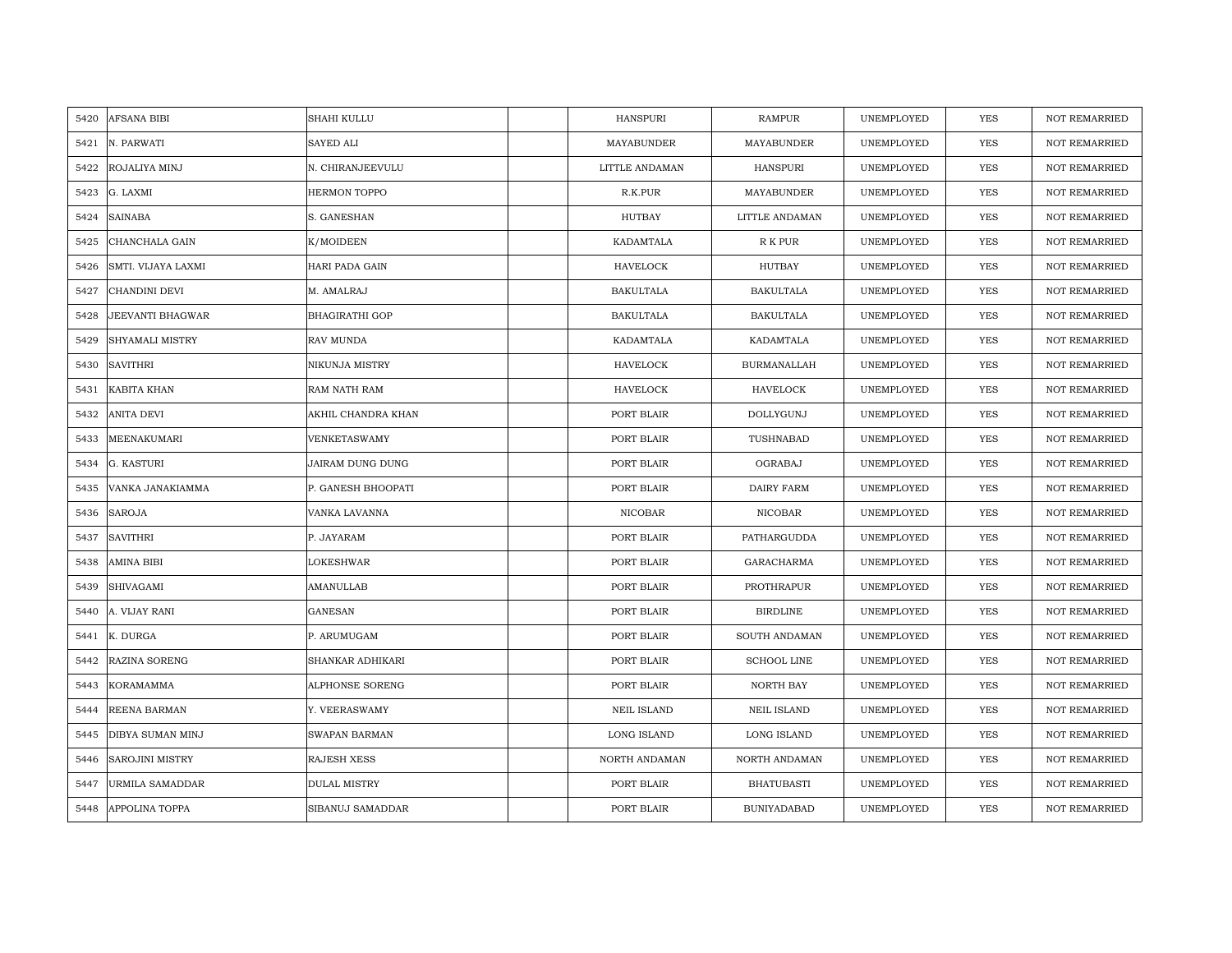| 5420 | AFSANA BIBI | SHAHI KULLU | | HANSPURI | RAMPUR | UNEMPLOYED | YES | NOT REMARRIED |
|---|---|---|---|---|---|---|---|---|
| 5421 | N. PARWATI | SAYED ALI | | MAYABUNDER | MAYABUNDER | UNEMPLOYED | YES | NOT REMARRIED |
| 5422 | ROJALIYA MINJ | N. CHIRANJEEVULU | | LITTLE ANDAMAN | HANSPURI | UNEMPLOYED | YES | NOT REMARRIED |
| 5423 | G. LAXMI | HERMON TOPPO | | R.K.PUR | MAYABUNDER | UNEMPLOYED | YES | NOT REMARRIED |
| 5424 | SAINABA | S. GANESHAN | | HUTBAY | LITTLE ANDAMAN | UNEMPLOYED | YES | NOT REMARRIED |
| 5425 | CHANCHALA GAIN | K/MOIDEEN | | KADAMTALA | R K PUR | UNEMPLOYED | YES | NOT REMARRIED |
| 5426 | SMTI. VIJAYA LAXMI | HARI PADA GAIN | | HAVELOCK | HUTBAY | UNEMPLOYED | YES | NOT REMARRIED |
| 5427 | CHANDINI DEVI | M. AMALRAJ | | BAKULTALA | BAKULTALA | UNEMPLOYED | YES | NOT REMARRIED |
| 5428 | JEEVANTI BHAGWAR | BHAGIRATHI GOP | | BAKULTALA | BAKULTALA | UNEMPLOYED | YES | NOT REMARRIED |
| 5429 | SHYAMALI MISTRY | RAV MUNDA | | KADAMTALA | KADAMTALA | UNEMPLOYED | YES | NOT REMARRIED |
| 5430 | SAVITHRI | NIKUNJA MISTRY | | HAVELOCK | BURMANALLAH | UNEMPLOYED | YES | NOT REMARRIED |
| 5431 | KABITA KHAN | RAM NATH RAM | | HAVELOCK | HAVELOCK | UNEMPLOYED | YES | NOT REMARRIED |
| 5432 | ANITA DEVI | AKHIL CHANDRA KHAN | | PORT BLAIR | DOLLYGUNJ | UNEMPLOYED | YES | NOT REMARRIED |
| 5433 | MEENAKUMARI | VENKETASWAMY | | PORT BLAIR | TUSHNABAD | UNEMPLOYED | YES | NOT REMARRIED |
| 5434 | G. KASTURI | JAIRAM DUNG DUNG | | PORT BLAIR | OGRABAJ | UNEMPLOYED | YES | NOT REMARRIED |
| 5435 | VANKA JANAKIAMMA | P. GANESH BHOOPATI | | PORT BLAIR | DAIRY FARM | UNEMPLOYED | YES | NOT REMARRIED |
| 5436 | SAROJA | VANKA LAVANNA | | NICOBAR | NICOBAR | UNEMPLOYED | YES | NOT REMARRIED |
| 5437 | SAVITHRI | P. JAYARAM | | PORT BLAIR | PATHARGUDDA | UNEMPLOYED | YES | NOT REMARRIED |
| 5438 | AMINA BIBI | LOKESHWAR | | PORT BLAIR | GARACHARMA | UNEMPLOYED | YES | NOT REMARRIED |
| 5439 | SHIVAGAMI | AMANULLAB | | PORT BLAIR | PROTHRAPUR | UNEMPLOYED | YES | NOT REMARRIED |
| 5440 | A. VIJAY RANI | GANESAN | | PORT BLAIR | BIRDLINE | UNEMPLOYED | YES | NOT REMARRIED |
| 5441 | K. DURGA | P. ARUMUGAM | | PORT BLAIR | SOUTH ANDAMAN | UNEMPLOYED | YES | NOT REMARRIED |
| 5442 | RAZINA SORENG | SHANKAR ADHIKARI | | PORT BLAIR | SCHOOL LINE | UNEMPLOYED | YES | NOT REMARRIED |
| 5443 | KORAMAMMA | ALPHONSE SORENG | | PORT BLAIR | NORTH BAY | UNEMPLOYED | YES | NOT REMARRIED |
| 5444 | REENA BARMAN | Y. VEERASWAMY | | NEIL ISLAND | NEIL ISLAND | UNEMPLOYED | YES | NOT REMARRIED |
| 5445 | DIBYA SUMAN MINJ | SWAPAN BARMAN | | LONG ISLAND | LONG ISLAND | UNEMPLOYED | YES | NOT REMARRIED |
| 5446 | SAROJINI MISTRY | RAJESH XESS | | NORTH ANDAMAN | NORTH ANDAMAN | UNEMPLOYED | YES | NOT REMARRIED |
| 5447 | URMILA SAMADDAR | DULAL MISTRY | | PORT BLAIR | BHATUBASTI | UNEMPLOYED | YES | NOT REMARRIED |
| 5448 | APPOLINA TOPPA | SIBANUJ SAMADDAR | | PORT BLAIR | BUNIYADABAD | UNEMPLOYED | YES | NOT REMARRIED |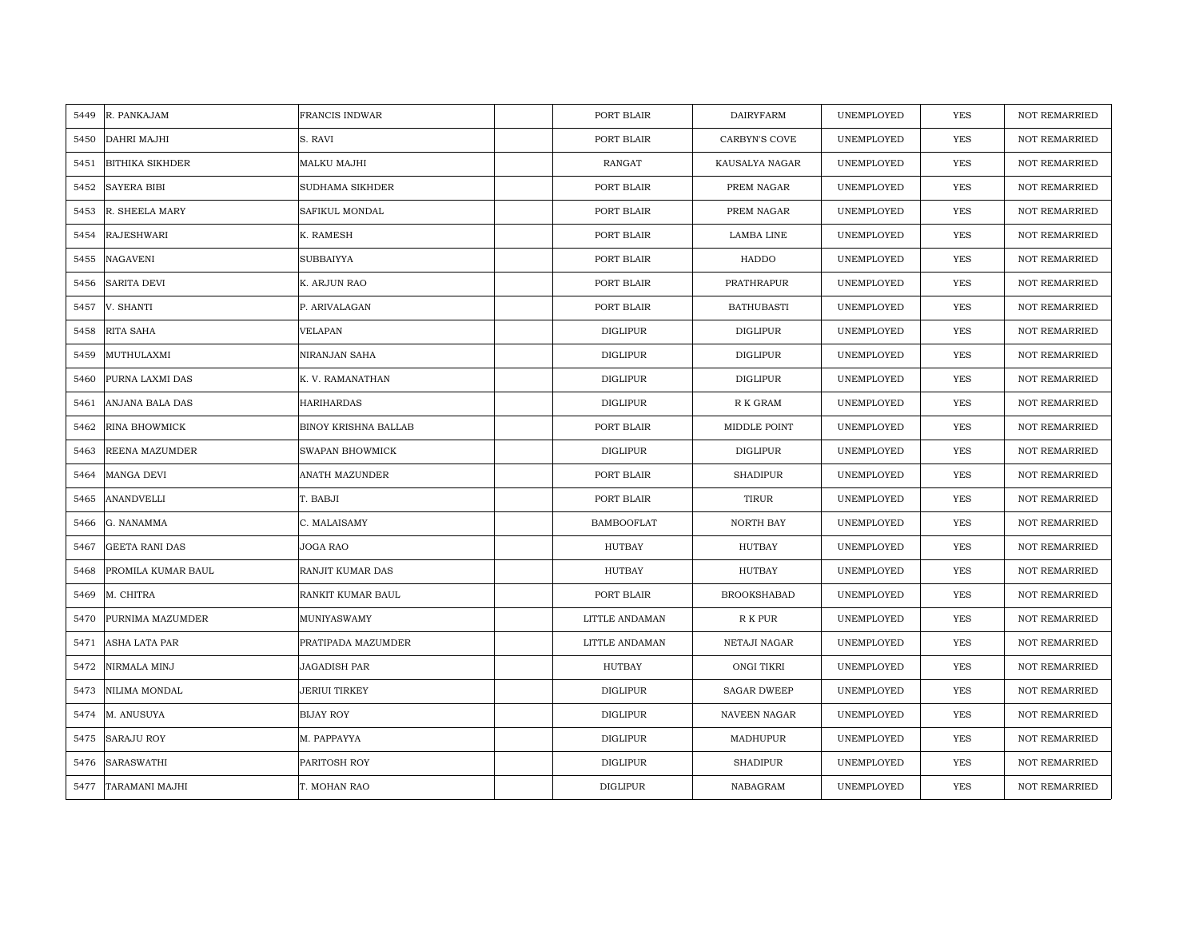| 5449 | R. PANKAJAM | FRANCIS INDWAR | | PORT BLAIR | DAIRYFARM | UNEMPLOYED | YES | NOT REMARRIED |
|---|---|---|---|---|---|---|---|---|
| 5450 | DAHRI MAJHI | S. RAVI | | PORT BLAIR | CARBYN'S COVE | UNEMPLOYED | YES | NOT REMARRIED |
| 5451 | BITHIKA SIKHDER | MALKU MAJHI | | RANGAT | KAUSALYA NAGAR | UNEMPLOYED | YES | NOT REMARRIED |
| 5452 | SAYERA BIBI | SUDHAMA SIKHDER | | PORT BLAIR | PREM NAGAR | UNEMPLOYED | YES | NOT REMARRIED |
| 5453 | R. SHEELA MARY | SAFIKUL MONDAL | | PORT BLAIR | PREM NAGAR | UNEMPLOYED | YES | NOT REMARRIED |
| 5454 | RAJESHWARI | K. RAMESH | | PORT BLAIR | LAMBA LINE | UNEMPLOYED | YES | NOT REMARRIED |
| 5455 | NAGAVENI | SUBBAIYYA | | PORT BLAIR | HADDO | UNEMPLOYED | YES | NOT REMARRIED |
| 5456 | SARITA DEVI | K. ARJUN RAO | | PORT BLAIR | PRATHRAPUR | UNEMPLOYED | YES | NOT REMARRIED |
| 5457 | V. SHANTI | P. ARIVALAGAN | | PORT BLAIR | BATHUBASTI | UNEMPLOYED | YES | NOT REMARRIED |
| 5458 | RITA SAHA | VELAPAN | | DIGLIPUR | DIGLIPUR | UNEMPLOYED | YES | NOT REMARRIED |
| 5459 | MUTHULAXMI | NIRANJAN SAHA | | DIGLIPUR | DIGLIPUR | UNEMPLOYED | YES | NOT REMARRIED |
| 5460 | PURNA LAXMI DAS | K. V. RAMANATHAN | | DIGLIPUR | DIGLIPUR | UNEMPLOYED | YES | NOT REMARRIED |
| 5461 | ANJANA BALA DAS | HARIHARDAS | | DIGLIPUR | R K GRAM | UNEMPLOYED | YES | NOT REMARRIED |
| 5462 | RINA BHOWMICK | BINOY KRISHNA BALLAB | | PORT BLAIR | MIDDLE POINT | UNEMPLOYED | YES | NOT REMARRIED |
| 5463 | REENA MAZUMDER | SWAPAN BHOWMICK | | DIGLIPUR | DIGLIPUR | UNEMPLOYED | YES | NOT REMARRIED |
| 5464 | MANGA DEVI | ANATH MAZUNDER | | PORT BLAIR | SHADIPUR | UNEMPLOYED | YES | NOT REMARRIED |
| 5465 | ANANDVELLI | T. BABJI | | PORT BLAIR | TIRUR | UNEMPLOYED | YES | NOT REMARRIED |
| 5466 | G. NANAMMA | C. MALAISAMY | | BAMBOOFLAT | NORTH BAY | UNEMPLOYED | YES | NOT REMARRIED |
| 5467 | GEETA RANI DAS | JOGA RAO | | HUTBAY | HUTBAY | UNEMPLOYED | YES | NOT REMARRIED |
| 5468 | PROMILA KUMAR BAUL | RANJIT KUMAR DAS | | HUTBAY | HUTBAY | UNEMPLOYED | YES | NOT REMARRIED |
| 5469 | M. CHITRA | RANKIT KUMAR BAUL | | PORT BLAIR | BROOKSHABAD | UNEMPLOYED | YES | NOT REMARRIED |
| 5470 | PURNIMA MAZUMDER | MUNIYASWAMY | | LITTLE ANDAMAN | R K PUR | UNEMPLOYED | YES | NOT REMARRIED |
| 5471 | ASHA LATA PAR | PRATIPADA MAZUMDER | | LITTLE ANDAMAN | NETAJI NAGAR | UNEMPLOYED | YES | NOT REMARRIED |
| 5472 | NIRMALA MINJ | JAGADISH PAR | | HUTBAY | ONGI TIKRI | UNEMPLOYED | YES | NOT REMARRIED |
| 5473 | NILIMA MONDAL | JERIUI TIRKEY | | DIGLIPUR | SAGAR DWEEP | UNEMPLOYED | YES | NOT REMARRIED |
| 5474 | M. ANUSUYA | BIJAY ROY | | DIGLIPUR | NAVEEN NAGAR | UNEMPLOYED | YES | NOT REMARRIED |
| 5475 | SARAJU ROY | M. PAPPAYYA | | DIGLIPUR | MADHUPUR | UNEMPLOYED | YES | NOT REMARRIED |
| 5476 | SARASWATHI | PARITOSH ROY | | DIGLIPUR | SHADIPUR | UNEMPLOYED | YES | NOT REMARRIED |
| 5477 | TARAMANI MAJHI | T. MOHAN RAO | | DIGLIPUR | NABAGRAM | UNEMPLOYED | YES | NOT REMARRIED |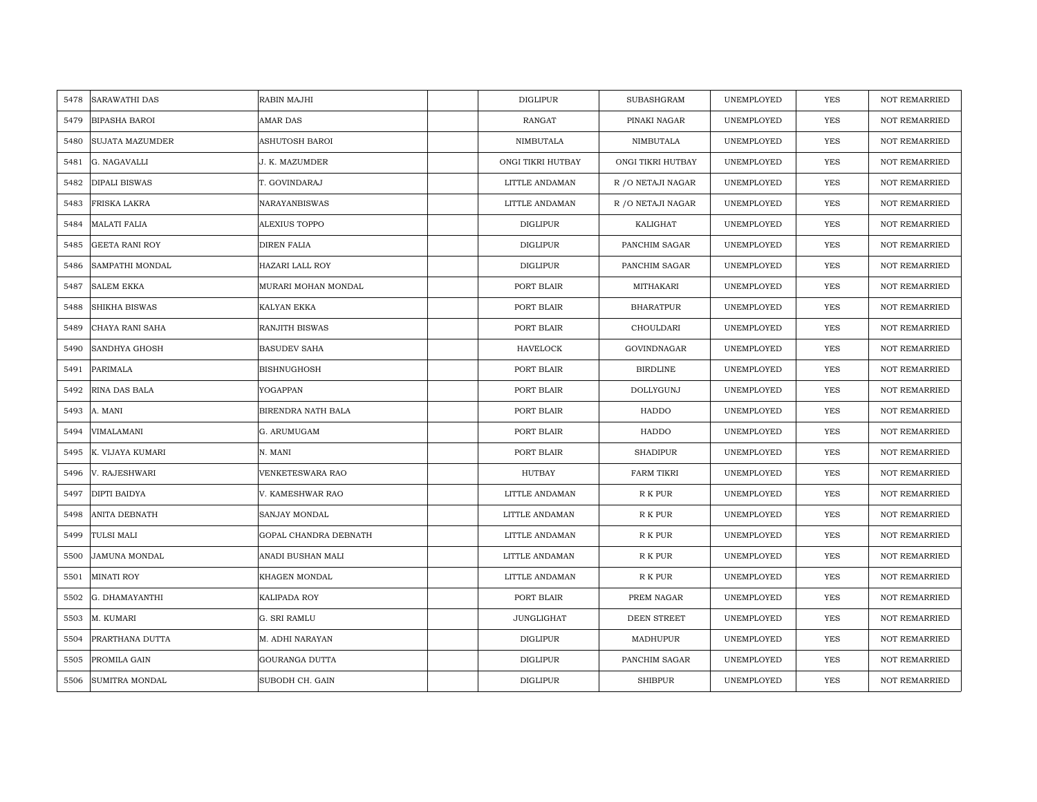| | | | | | | | | |
|---|---|---|---|---|---|---|---|---|
| 5478 | SARAWATHI DAS | RABIN MAJHI | | DIGLIPUR | SUBASHGRAM | UNEMPLOYED | YES | NOT REMARRIED |
| 5479 | BIPASHA BAROI | AMAR DAS | | RANGAT | PINAKI NAGAR | UNEMPLOYED | YES | NOT REMARRIED |
| 5480 | SUJATA MAZUMDER | ASHUTOSH BAROI | | NIMBUTALA | NIMBUTALA | UNEMPLOYED | YES | NOT REMARRIED |
| 5481 | G. NAGAVALLI | J. K. MAZUMDER | | ONGI TIKRI HUTBAY | ONGI TIKRI HUTBAY | UNEMPLOYED | YES | NOT REMARRIED |
| 5482 | DIPALI BISWAS | T. GOVINDARAJ | | LITTLE ANDAMAN | R /O NETAJI NAGAR | UNEMPLOYED | YES | NOT REMARRIED |
| 5483 | FRISKA LAKRA | NARAYANBISWAS | | LITTLE ANDAMAN | R /O NETAJI NAGAR | UNEMPLOYED | YES | NOT REMARRIED |
| 5484 | MALATI FALIA | ALEXIUS TOPPO | | DIGLIPUR | KALIGHAT | UNEMPLOYED | YES | NOT REMARRIED |
| 5485 | GEETA RANI ROY | DIREN FALIA | | DIGLIPUR | PANCHIM SAGAR | UNEMPLOYED | YES | NOT REMARRIED |
| 5486 | SAMPATHI MONDAL | HAZARI LALL ROY | | DIGLIPUR | PANCHIM SAGAR | UNEMPLOYED | YES | NOT REMARRIED |
| 5487 | SALEM EKKA | MURARI MOHAN MONDAL | | PORT BLAIR | MITHAKARI | UNEMPLOYED | YES | NOT REMARRIED |
| 5488 | SHIKHA BISWAS | KALYAN EKKA | | PORT BLAIR | BHARATPUR | UNEMPLOYED | YES | NOT REMARRIED |
| 5489 | CHAYA RANI SAHA | RANJITH BISWAS | | PORT BLAIR | CHOULDARI | UNEMPLOYED | YES | NOT REMARRIED |
| 5490 | SANDHYA GHOSH | BASUDEV SAHA | | HAVELOCK | GOVINDNAGAR | UNEMPLOYED | YES | NOT REMARRIED |
| 5491 | PARIMALA | BISHNUGHOSH | | PORT BLAIR | BIRDLINE | UNEMPLOYED | YES | NOT REMARRIED |
| 5492 | RINA DAS BALA | YOGAPPAN | | PORT BLAIR | DOLLYGUNJ | UNEMPLOYED | YES | NOT REMARRIED |
| 5493 | A. MANI | BIRENDRA NATH BALA | | PORT BLAIR | HADDO | UNEMPLOYED | YES | NOT REMARRIED |
| 5494 | VIMALAMANI | G. ARUMUGAM | | PORT BLAIR | HADDO | UNEMPLOYED | YES | NOT REMARRIED |
| 5495 | K. VIJAYA KUMARI | N. MANI | | PORT BLAIR | SHADIPUR | UNEMPLOYED | YES | NOT REMARRIED |
| 5496 | V. RAJESHWARI | VENKETESWARA RAO | | HUTBAY | FARM TIKRI | UNEMPLOYED | YES | NOT REMARRIED |
| 5497 | DIPTI BAIDYA | V. KAMESHWAR RAO | | LITTLE ANDAMAN | R K PUR | UNEMPLOYED | YES | NOT REMARRIED |
| 5498 | ANITA DEBNATH | SANJAY MONDAL | | LITTLE ANDAMAN | R K PUR | UNEMPLOYED | YES | NOT REMARRIED |
| 5499 | TULSI MALI | GOPAL CHANDRA DEBNATH | | LITTLE ANDAMAN | R K PUR | UNEMPLOYED | YES | NOT REMARRIED |
| 5500 | JAMUNA MONDAL | ANADI BUSHAN MALI | | LITTLE ANDAMAN | R K PUR | UNEMPLOYED | YES | NOT REMARRIED |
| 5501 | MINATI ROY | KHAGEN MONDAL | | LITTLE ANDAMAN | R K PUR | UNEMPLOYED | YES | NOT REMARRIED |
| 5502 | G. DHAMAYANTHI | KALIPADA ROY | | PORT BLAIR | PREM NAGAR | UNEMPLOYED | YES | NOT REMARRIED |
| 5503 | M. KUMARI | G. SRI RAMLU | | JUNGLIGHAT | DEEN STREET | UNEMPLOYED | YES | NOT REMARRIED |
| 5504 | PRARTHANA DUTTA | M. ADHI NARAYAN | | DIGLIPUR | MADHUPUR | UNEMPLOYED | YES | NOT REMARRIED |
| 5505 | PROMILA GAIN | GOURANGA DUTTA | | DIGLIPUR | PANCHIM SAGAR | UNEMPLOYED | YES | NOT REMARRIED |
| 5506 | SUMITRA MONDAL | SUBODH CH. GAIN | | DIGLIPUR | SHIBPUR | UNEMPLOYED | YES | NOT REMARRIED |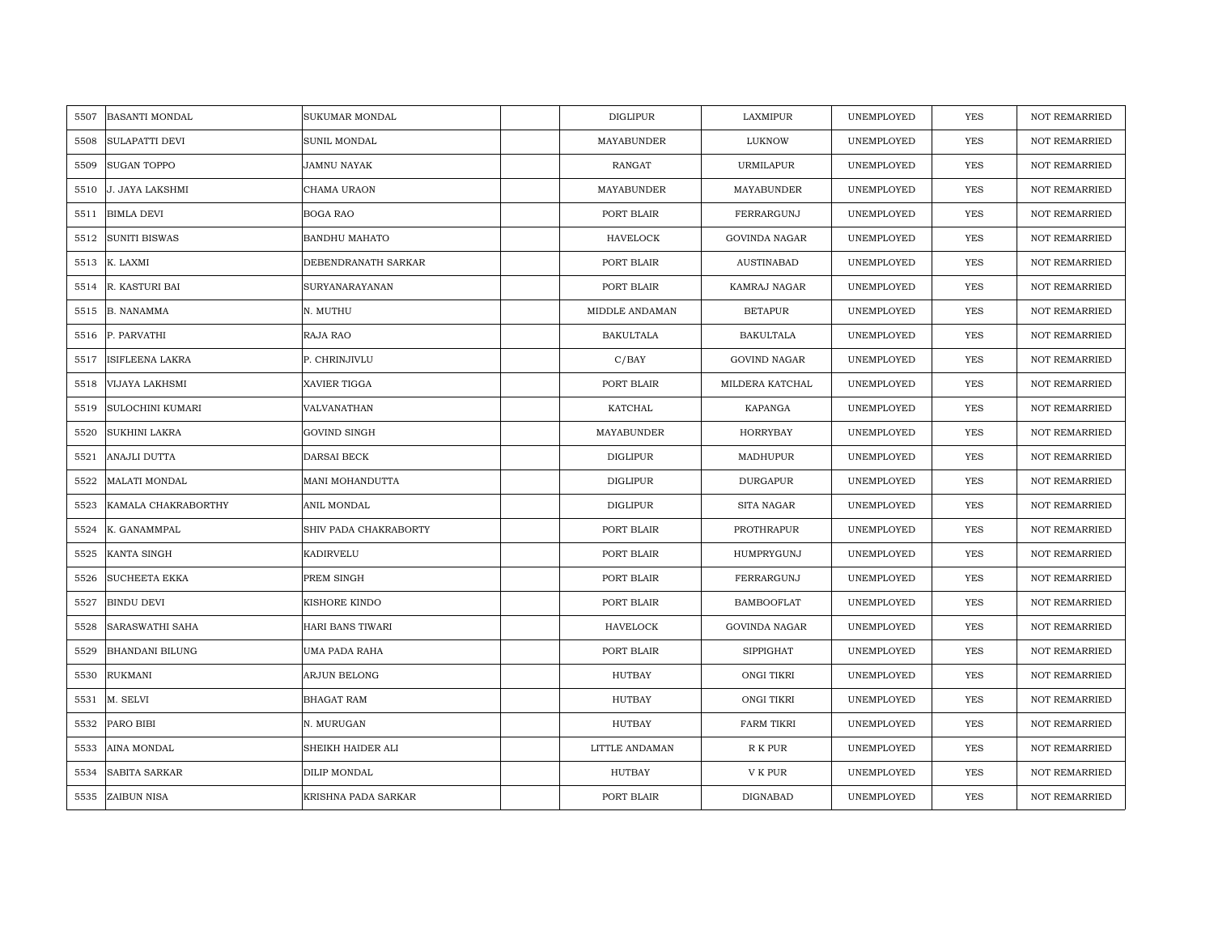| 5507 | BASANTI MONDAL | SUKUMAR MONDAL | | DIGLIPUR | LAXMIPUR | UNEMPLOYED | YES | NOT REMARRIED |
|---|---|---|---|---|---|---|---|---|
| 5508 | SULAPATTI DEVI | SUNIL MONDAL | | MAYABUNDER | LUKNOW | UNEMPLOYED | YES | NOT REMARRIED |
| 5509 | SUGAN TOPPO | JAMNU NAYAK | | RANGAT | URMILAPUR | UNEMPLOYED | YES | NOT REMARRIED |
| 5510 | J. JAYA LAKSHMI | CHAMA URAON | | MAYABUNDER | MAYABUNDER | UNEMPLOYED | YES | NOT REMARRIED |
| 5511 | BIMLA DEVI | BOGA RAO | | PORT BLAIR | FERRARGUNJ | UNEMPLOYED | YES | NOT REMARRIED |
| 5512 | SUNITI BISWAS | BANDHU MAHATO | | HAVELOCK | GOVINDA NAGAR | UNEMPLOYED | YES | NOT REMARRIED |
| 5513 | K. LAXMI | DEBENDRANATH SARKAR | | PORT BLAIR | AUSTINABAD | UNEMPLOYED | YES | NOT REMARRIED |
| 5514 | R. KASTURI BAI | SURYANARAYANAN | | PORT BLAIR | KAMRAJ NAGAR | UNEMPLOYED | YES | NOT REMARRIED |
| 5515 | B. NANAMMA | N. MUTHU | | MIDDLE ANDAMAN | BETAPUR | UNEMPLOYED | YES | NOT REMARRIED |
| 5516 | P. PARVATHI | RAJA RAO | | BAKULTALA | BAKULTALA | UNEMPLOYED | YES | NOT REMARRIED |
| 5517 | ISIFLEENA LAKRA | P. CHRINJIVLU | | C/BAY | GOVIND NAGAR | UNEMPLOYED | YES | NOT REMARRIED |
| 5518 | VIJAYA LAKHSMI | XAVIER TIGGA | | PORT BLAIR | MILDERA KATCHAL | UNEMPLOYED | YES | NOT REMARRIED |
| 5519 | SULOCHINI KUMARI | VALVANATHAN | | KATCHAL | KAPANGA | UNEMPLOYED | YES | NOT REMARRIED |
| 5520 | SUKHINI LAKRA | GOVIND SINGH | | MAYABUNDER | HORRYBAY | UNEMPLOYED | YES | NOT REMARRIED |
| 5521 | ANAJLI DUTTA | DARSAI BECK | | DIGLIPUR | MADHUPUR | UNEMPLOYED | YES | NOT REMARRIED |
| 5522 | MALATI MONDAL | MANI MOHANDUTTA | | DIGLIPUR | DURGAPUR | UNEMPLOYED | YES | NOT REMARRIED |
| 5523 | KAMALA CHAKRABORTHY | ANIL MONDAL | | DIGLIPUR | SITA NAGAR | UNEMPLOYED | YES | NOT REMARRIED |
| 5524 | K. GANAMMPAL | SHIV PADA CHAKRABORTY | | PORT BLAIR | PROTHRAPUR | UNEMPLOYED | YES | NOT REMARRIED |
| 5525 | KANTA SINGH | KADIRVELU | | PORT BLAIR | HUMPRYGUNJ | UNEMPLOYED | YES | NOT REMARRIED |
| 5526 | SUCHEETA EKKA | PREM SINGH | | PORT BLAIR | FERRARGUNJ | UNEMPLOYED | YES | NOT REMARRIED |
| 5527 | BINDU DEVI | KISHORE KINDO | | PORT BLAIR | BAMBOOFLAT | UNEMPLOYED | YES | NOT REMARRIED |
| 5528 | SARASWATHI SAHA | HARI BANS TIWARI | | HAVELOCK | GOVINDA NAGAR | UNEMPLOYED | YES | NOT REMARRIED |
| 5529 | BHANDANI BILUNG | UMA PADA RAHA | | PORT BLAIR | SIPPIGHAT | UNEMPLOYED | YES | NOT REMARRIED |
| 5530 | RUKMANI | ARJUN BELONG | | HUTBAY | ONGI TIKRI | UNEMPLOYED | YES | NOT REMARRIED |
| 5531 | M. SELVI | BHAGAT RAM | | HUTBAY | ONGI TIKRI | UNEMPLOYED | YES | NOT REMARRIED |
| 5532 | PARO BIBI | N. MURUGAN | | HUTBAY | FARM TIKRI | UNEMPLOYED | YES | NOT REMARRIED |
| 5533 | AINA MONDAL | SHEIKH HAIDER ALI | | LITTLE ANDAMAN | R K PUR | UNEMPLOYED | YES | NOT REMARRIED |
| 5534 | SABITA SARKAR | DILIP MONDAL | | HUTBAY | V K PUR | UNEMPLOYED | YES | NOT REMARRIED |
| 5535 | ZAIBUN NISA | KRISHNA PADA SARKAR | | PORT BLAIR | DIGNABAD | UNEMPLOYED | YES | NOT REMARRIED |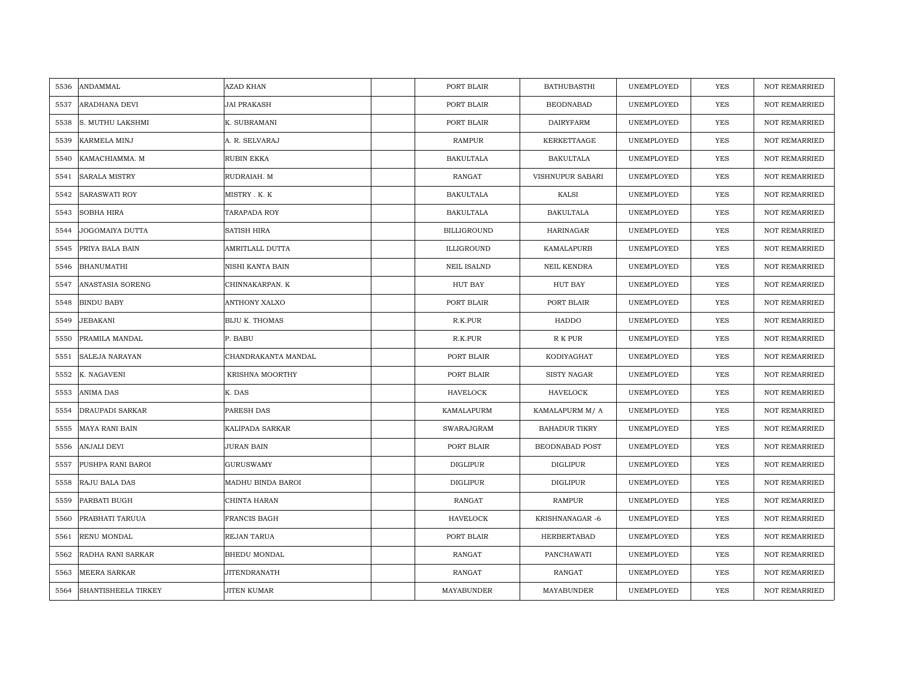| | | | | | | | | |
|---|---|---|---|---|---|---|---|---|
| 5536 | ANDAMMAL | AZAD KHAN | | PORT BLAIR | BATHUBASTHI | UNEMPLOYED | YES | NOT REMARRIED |
| 5537 | ARADHANA DEVI | JAI PRAKASH | | PORT BLAIR | BEODNABAD | UNEMPLOYED | YES | NOT REMARRIED |
| 5538 | S. MUTHU LAKSHMI | K. SUBRAMANI | | PORT BLAIR | DAIRYFARM | UNEMPLOYED | YES | NOT REMARRIED |
| 5539 | KARMELA MINJ | A. R. SELVARAJ | | RAMPUR | KERKETTAAGE | UNEMPLOYED | YES | NOT REMARRIED |
| 5540 | KAMACHIAMMA. M | RUBIN EKKA | | BAKULTALA | BAKULTALA | UNEMPLOYED | YES | NOT REMARRIED |
| 5541 | SARALA MISTRY | RUDRAIAH. M | | RANGAT | VISHNUPUR SABARI | UNEMPLOYED | YES | NOT REMARRIED |
| 5542 | SARASWATI ROY | MISTRY . K. K | | BAKULTALA | KALSI | UNEMPLOYED | YES | NOT REMARRIED |
| 5543 | SOBHA HIRA | TARAPADA ROY | | BAKULTALA | BAKULTALA | UNEMPLOYED | YES | NOT REMARRIED |
| 5544 | JOGOMAIYA DUTTA | SATISH HIRA | | BILLIGROUND | HARINAGAR | UNEMPLOYED | YES | NOT REMARRIED |
| 5545 | PRIYA BALA BAIN | AMRITLALL DUTTA | | ILLIGROUND | KAMALAPURB | UNEMPLOYED | YES | NOT REMARRIED |
| 5546 | BHANUMATHI | NISHI KANTA BAIN | | NEIL ISALND | NEIL KENDRA | UNEMPLOYED | YES | NOT REMARRIED |
| 5547 | ANASTASIA SORENG | CHINNAKARPAN. K | | HUT BAY | HUT BAY | UNEMPLOYED | YES | NOT REMARRIED |
| 5548 | BINDU BABY | ANTHONY XALXO | | PORT BLAIR | PORT BLAIR | UNEMPLOYED | YES | NOT REMARRIED |
| 5549 | JEBAKANI | BIJU K. THOMAS | | R.K.PUR | HADDO | UNEMPLOYED | YES | NOT REMARRIED |
| 5550 | PRAMILA MANDAL | P. BABU | | R.K.PUR | R K PUR | UNEMPLOYED | YES | NOT REMARRIED |
| 5551 | SALEJA NARAYAN | CHANDRAKANTA MANDAL | | PORT BLAIR | KODIYAGHAT | UNEMPLOYED | YES | NOT REMARRIED |
| 5552 | K. NAGAVENI | KRISHNA MOORTHY | | PORT BLAIR | SISTY NAGAR | UNEMPLOYED | YES | NOT REMARRIED |
| 5553 | ANIMA DAS | K. DAS | | HAVELOCK | HAVELOCK | UNEMPLOYED | YES | NOT REMARRIED |
| 5554 | DRAUPADI SARKAR | PARESH DAS | | KAMALAPURM | KAMALAPURM M/ A | UNEMPLOYED | YES | NOT REMARRIED |
| 5555 | MAYA RANI BAIN | KALIPADA SARKAR | | SWARAJGRAM | BAHADUR TIKRY | UNEMPLOYED | YES | NOT REMARRIED |
| 5556 | ANJALI DEVI | JURAN BAIN | | PORT BLAIR | BEODNABAD POST | UNEMPLOYED | YES | NOT REMARRIED |
| 5557 | PUSHPA RANI BAROI | GURUSWAMY | | DIGLIPUR | DIGLIPUR | UNEMPLOYED | YES | NOT REMARRIED |
| 5558 | RAJU BALA DAS | MADHU BINDA BAROI | | DIGLIPUR | DIGLIPUR | UNEMPLOYED | YES | NOT REMARRIED |
| 5559 | PARBATI BUGH | CHINTA HARAN | | RANGAT | RAMPUR | UNEMPLOYED | YES | NOT REMARRIED |
| 5560 | PRABHATI TARUUA | FRANCIS BAGH | | HAVELOCK | KRISHNANAGAR -6 | UNEMPLOYED | YES | NOT REMARRIED |
| 5561 | RENU MONDAL | REJAN TARUA | | PORT BLAIR | HERBERTABAD | UNEMPLOYED | YES | NOT REMARRIED |
| 5562 | RADHA RANI SARKAR | BHEDU MONDAL | | RANGAT | PANCHAWATI | UNEMPLOYED | YES | NOT REMARRIED |
| 5563 | MEERA SARKAR | JITENDRANATH | | RANGAT | RANGAT | UNEMPLOYED | YES | NOT REMARRIED |
| 5564 | SHANTISHEELA TIRKEY | JITEN KUMAR | | MAYABUNDER | MAYABUNDER | UNEMPLOYED | YES | NOT REMARRIED |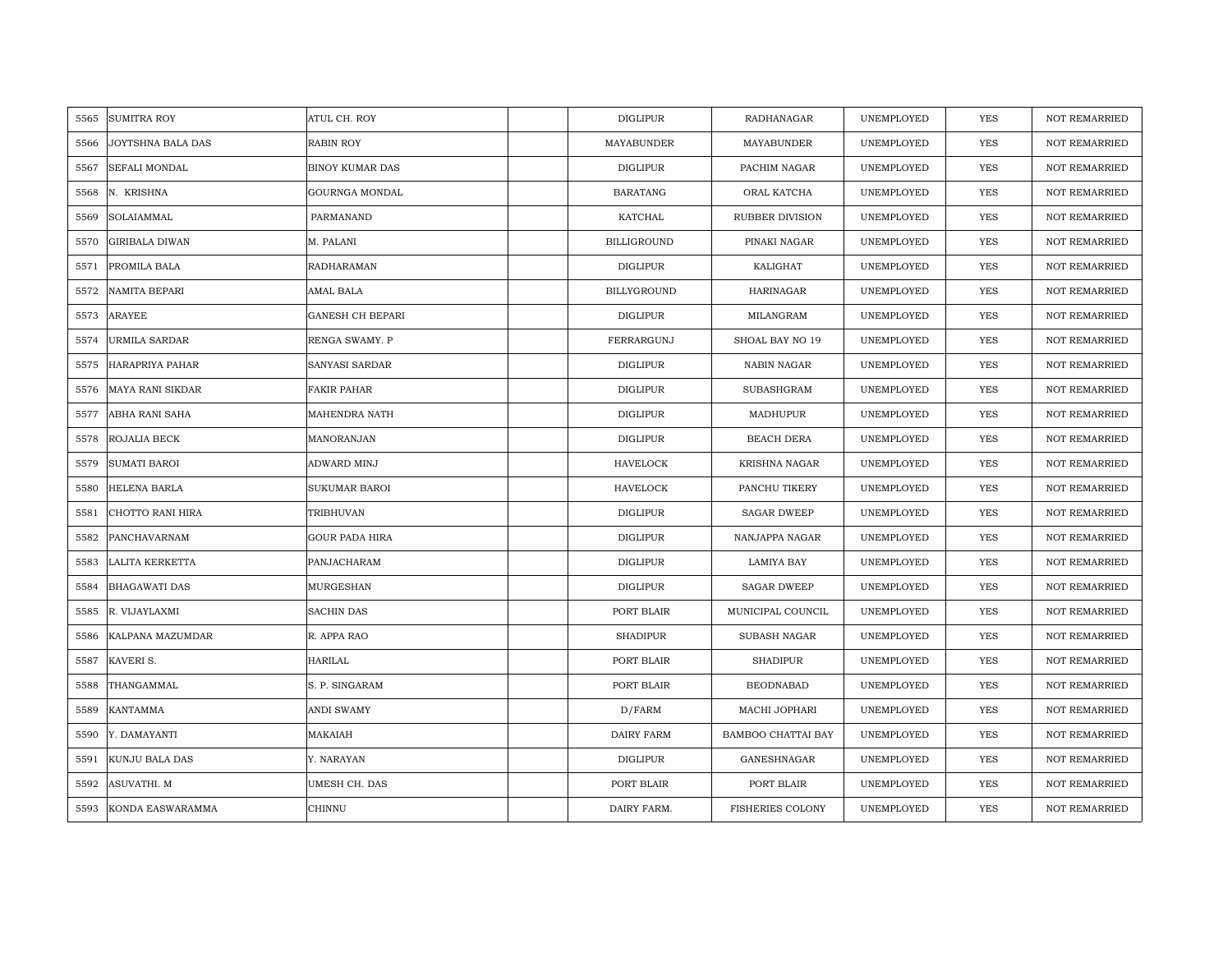| 5565 | SUMITRA ROY | ATUL CH. ROY | | DIGLIPUR | RADHANAGAR | UNEMPLOYED | YES | NOT REMARRIED |
|---|---|---|---|---|---|---|---|---|
| 5566 | JOYTSHNA BALA DAS | RABIN ROY | | MAYABUNDER | MAYABUNDER | UNEMPLOYED | YES | NOT REMARRIED |
| 5567 | SEFALI MONDAL | BINOY KUMAR DAS | | DIGLIPUR | PACHIM NAGAR | UNEMPLOYED | YES | NOT REMARRIED |
| 5568 | N. KRISHNA | GOURNGA MONDAL | | BARATANG | ORAL KATCHA | UNEMPLOYED | YES | NOT REMARRIED |
| 5569 | SOLAIAMMAL | PARMANAND | | KATCHAL | RUBBER DIVISION | UNEMPLOYED | YES | NOT REMARRIED |
| 5570 | GIRIBALA DIWAN | M. PALANI | | BILLIGROUND | PINAKI NAGAR | UNEMPLOYED | YES | NOT REMARRIED |
| 5571 | PROMILA BALA | RADHARAMAN | | DIGLIPUR | KALIGHAT | UNEMPLOYED | YES | NOT REMARRIED |
| 5572 | NAMITA BEPARI | AMAL BALA | | BILLYGROUND | HARINAGAR | UNEMPLOYED | YES | NOT REMARRIED |
| 5573 | ARAYEE | GANESH CH BEPARI | | DIGLIPUR | MILANGRAM | UNEMPLOYED | YES | NOT REMARRIED |
| 5574 | URMILA SARDAR | RENGA SWAMY. P | | FERRARGUNJ | SHOAL BAY NO 19 | UNEMPLOYED | YES | NOT REMARRIED |
| 5575 | HARAPRIYA PAHAR | SANYASI SARDAR | | DIGLIPUR | NABIN NAGAR | UNEMPLOYED | YES | NOT REMARRIED |
| 5576 | MAYA RANI SIKDAR | FAKIR PAHAR | | DIGLIPUR | SUBASHGRAM | UNEMPLOYED | YES | NOT REMARRIED |
| 5577 | ABHA RANI SAHA | MAHENDRA NATH | | DIGLIPUR | MADHUPUR | UNEMPLOYED | YES | NOT REMARRIED |
| 5578 | ROJALIA BECK | MANORANJAN | | DIGLIPUR | BEACH DERA | UNEMPLOYED | YES | NOT REMARRIED |
| 5579 | SUMATI BAROI | ADWARD MINJ | | HAVELOCK | KRISHNA NAGAR | UNEMPLOYED | YES | NOT REMARRIED |
| 5580 | HELENA BARLA | SUKUMAR BAROI | | HAVELOCK | PANCHU TIKERY | UNEMPLOYED | YES | NOT REMARRIED |
| 5581 | CHOTTO RANI HIRA | TRIBHUVAN | | DIGLIPUR | SAGAR DWEEP | UNEMPLOYED | YES | NOT REMARRIED |
| 5582 | PANCHAVARNAM | GOUR PADA HIRA | | DIGLIPUR | NANJAPPA NAGAR | UNEMPLOYED | YES | NOT REMARRIED |
| 5583 | LALITA KERKETTA | PANJACHARAM | | DIGLIPUR | LAMIYA BAY | UNEMPLOYED | YES | NOT REMARRIED |
| 5584 | BHAGAWATI DAS | MURGESHAN | | DIGLIPUR | SAGAR DWEEP | UNEMPLOYED | YES | NOT REMARRIED |
| 5585 | R. VIJAYLAXMI | SACHIN DAS | | PORT BLAIR | MUNICIPAL COUNCIL | UNEMPLOYED | YES | NOT REMARRIED |
| 5586 | KALPANA MAZUMDAR | R. APPA RAO | | SHADIPUR | SUBASH NAGAR | UNEMPLOYED | YES | NOT REMARRIED |
| 5587 | KAVERI S. | HARILAL | | PORT BLAIR | SHADIPUR | UNEMPLOYED | YES | NOT REMARRIED |
| 5588 | THANGAMMAL | S. P. SINGARAM | | PORT BLAIR | BEODNABAD | UNEMPLOYED | YES | NOT REMARRIED |
| 5589 | KANTAMMA | ANDI SWAMY | | D/FARM | MACHI JOPHARI | UNEMPLOYED | YES | NOT REMARRIED |
| 5590 | Y. DAMAYANTI | MAKAIAH | | DAIRY FARM | BAMBOO CHATTAI BAY | UNEMPLOYED | YES | NOT REMARRIED |
| 5591 | KUNJU BALA DAS | Y. NARAYAN | | DIGLIPUR | GANESHNAGAR | UNEMPLOYED | YES | NOT REMARRIED |
| 5592 | ASUVATHI. M | UMESH CH. DAS | | PORT BLAIR | PORT BLAIR | UNEMPLOYED | YES | NOT REMARRIED |
| 5593 | KONDA EASWARAMMA | CHINNU | | DAIRY FARM. | FISHERIES COLONY | UNEMPLOYED | YES | NOT REMARRIED |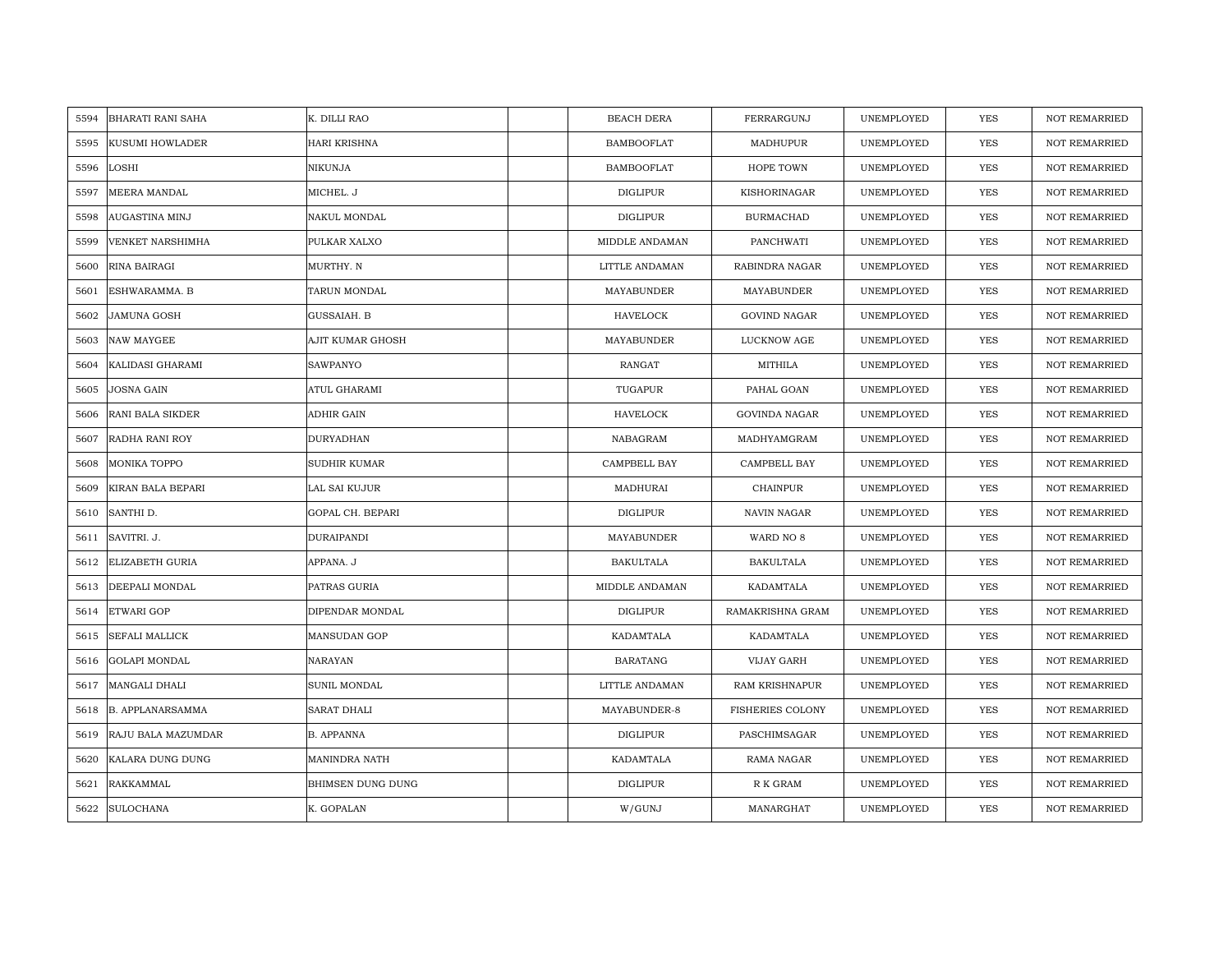| 5594 | BHARATI RANI SAHA | K. DILLI RAO | | BEACH DERA | FERRARGUNJ | UNEMPLOYED | YES | NOT REMARRIED |
|---|---|---|---|---|---|---|---|---|
| 5595 | KUSUMI HOWLADER | HARI KRISHNA | | BAMBOOFLAT | MADHUPUR | UNEMPLOYED | YES | NOT REMARRIED |
| 5596 | LOSHI | NIKUNJA | | BAMBOOFLAT | HOPE TOWN | UNEMPLOYED | YES | NOT REMARRIED |
| 5597 | MEERA MANDAL | MICHEL. J | | DIGLIPUR | KISHORINAGAR | UNEMPLOYED | YES | NOT REMARRIED |
| 5598 | AUGASTINA MINJ | NAKUL MONDAL | | DIGLIPUR | BURMACHAD | UNEMPLOYED | YES | NOT REMARRIED |
| 5599 | VENKET NARSHIMHA | PULKAR XALXO | | MIDDLE ANDAMAN | PANCHWATI | UNEMPLOYED | YES | NOT REMARRIED |
| 5600 | RINA BAIRAGI | MURTHY. N | | LITTLE ANDAMAN | RABINDRA NAGAR | UNEMPLOYED | YES | NOT REMARRIED |
| 5601 | ESHWARAMMA. B | TARUN MONDAL | | MAYABUNDER | MAYABUNDER | UNEMPLOYED | YES | NOT REMARRIED |
| 5602 | JAMUNA GOSH | GUSSAIAH. B | | HAVELOCK | GOVIND NAGAR | UNEMPLOYED | YES | NOT REMARRIED |
| 5603 | NAW MAYGEE | AJIT KUMAR GHOSH | | MAYABUNDER | LUCKNOW AGE | UNEMPLOYED | YES | NOT REMARRIED |
| 5604 | KALIDASI GHARAMI | SAWPANYO | | RANGAT | MITHILA | UNEMPLOYED | YES | NOT REMARRIED |
| 5605 | JOSNA GAIN | ATUL GHARAMI | | TUGAPUR | PAHAL GOAN | UNEMPLOYED | YES | NOT REMARRIED |
| 5606 | RANI BALA SIKDER | ADHIR GAIN | | HAVELOCK | GOVINDA NAGAR | UNEMPLOYED | YES | NOT REMARRIED |
| 5607 | RADHA RANI ROY | DURYADHAN | | NABAGRAM | MADHYAMGRAM | UNEMPLOYED | YES | NOT REMARRIED |
| 5608 | MONIKA TOPPO | SUDHIR KUMAR | | CAMPBELL BAY | CAMPBELL BAY | UNEMPLOYED | YES | NOT REMARRIED |
| 5609 | KIRAN BALA BEPARI | LAL SAI KUJUR | | MADHURAI | CHAINPUR | UNEMPLOYED | YES | NOT REMARRIED |
| 5610 | SANTHI D. | GOPAL CH. BEPARI | | DIGLIPUR | NAVIN NAGAR | UNEMPLOYED | YES | NOT REMARRIED |
| 5611 | SAVITRI. J. | DURAIPANDI | | MAYABUNDER | WARD NO 8 | UNEMPLOYED | YES | NOT REMARRIED |
| 5612 | ELIZABETH GURIA | APPANA. J | | BAKULTALA | BAKULTALA | UNEMPLOYED | YES | NOT REMARRIED |
| 5613 | DEEPALI MONDAL | PATRAS GURIA | | MIDDLE ANDAMAN | KADAMTALA | UNEMPLOYED | YES | NOT REMARRIED |
| 5614 | ETWARI GOP | DIPENDAR MONDAL | | DIGLIPUR | RAMAKRISHNA GRAM | UNEMPLOYED | YES | NOT REMARRIED |
| 5615 | SEFALI MALLICK | MANSUDAN GOP | | KADAMTALA | KADAMTALA | UNEMPLOYED | YES | NOT REMARRIED |
| 5616 | GOLAPI MONDAL | NARAYAN | | BARATANG | VIJAY GARH | UNEMPLOYED | YES | NOT REMARRIED |
| 5617 | MANGALI DHALI | SUNIL MONDAL | | LITTLE ANDAMAN | RAM KRISHNAPUR | UNEMPLOYED | YES | NOT REMARRIED |
| 5618 | B. APPLANARSAMMA | SARAT DHALI | | MAYABUNDER-8 | FISHERIES COLONY | UNEMPLOYED | YES | NOT REMARRIED |
| 5619 | RAJU BALA MAZUMDAR | B. APPANNA | | DIGLIPUR | PASCHIMSAGAR | UNEMPLOYED | YES | NOT REMARRIED |
| 5620 | KALARA DUNG DUNG | MANINDRA NATH | | KADAMTALA | RAMA NAGAR | UNEMPLOYED | YES | NOT REMARRIED |
| 5621 | RAKKAMMAL | BHIMSEN DUNG DUNG | | DIGLIPUR | R K GRAM | UNEMPLOYED | YES | NOT REMARRIED |
| 5622 | SULOCHANA | K. GOPALAN | | W/GUNJ | MANARGHAT | UNEMPLOYED | YES | NOT REMARRIED |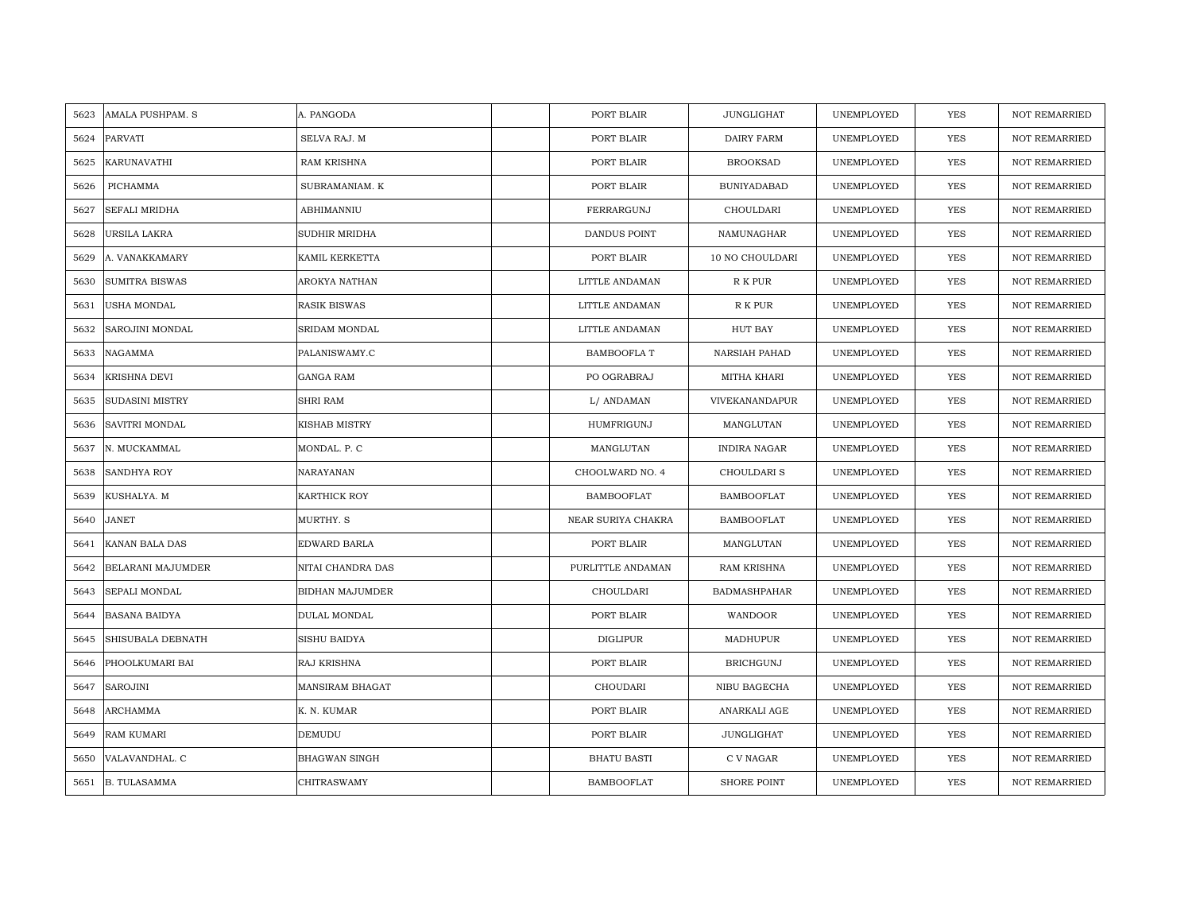| | | | | | | | | |
|---|---|---|---|---|---|---|---|---|
| 5623 | AMALA PUSHPAM. S | A. PANGODA | | PORT BLAIR | JUNGLIGHAT | UNEMPLOYED | YES | NOT REMARRIED |
| 5624 | PARVATI | SELVA RAJ. M | | PORT BLAIR | DAIRY FARM | UNEMPLOYED | YES | NOT REMARRIED |
| 5625 | KARUNAVATHI | RAM KRISHNA | | PORT BLAIR | BROOKSAD | UNEMPLOYED | YES | NOT REMARRIED |
| 5626 | PICHAMMA | SUBRAMANIAM. K | | PORT BLAIR | BUNIYADABAD | UNEMPLOYED | YES | NOT REMARRIED |
| 5627 | SEFALI MRIDHA | ABHIMANNIU | | FERRARGUNJ | CHOULDARI | UNEMPLOYED | YES | NOT REMARRIED |
| 5628 | URSILA LAKRA | SUDHIR MRIDHA | | DANDUS POINT | NAMUNAGHAR | UNEMPLOYED | YES | NOT REMARRIED |
| 5629 | A. VANAKKAMARY | KAMIL KERKETTA | | PORT BLAIR | 10 NO CHOULDARI | UNEMPLOYED | YES | NOT REMARRIED |
| 5630 | SUMITRA BISWAS | AROKYA NATHAN | | LITTLE ANDAMAN | R K PUR | UNEMPLOYED | YES | NOT REMARRIED |
| 5631 | USHA MONDAL | RASIK BISWAS | | LITTLE ANDAMAN | R K PUR | UNEMPLOYED | YES | NOT REMARRIED |
| 5632 | SAROJINI MONDAL | SRIDAM MONDAL | | LITTLE ANDAMAN | HUT BAY | UNEMPLOYED | YES | NOT REMARRIED |
| 5633 | NAGAMMA | PALANISWAMY.C | | BAMBOOFLA T | NARSIAH PAHAD | UNEMPLOYED | YES | NOT REMARRIED |
| 5634 | KRISHNA DEVI | GANGA RAM | | PO OGRABRAJ | MITHA KHARI | UNEMPLOYED | YES | NOT REMARRIED |
| 5635 | SUDASINI MISTRY | SHRI RAM | | L/ ANDAMAN | VIVEKANANDAPUR | UNEMPLOYED | YES | NOT REMARRIED |
| 5636 | SAVITRI MONDAL | KISHAB MISTRY | | HUMFRIGUNJ | MANGLUTAN | UNEMPLOYED | YES | NOT REMARRIED |
| 5637 | N. MUCKAMMAL | MONDAL. P. C | | MANGLUTAN | INDIRA NAGAR | UNEMPLOYED | YES | NOT REMARRIED |
| 5638 | SANDHYA ROY | NARAYANAN | | CHOOLWARD NO. 4 | CHOULDARI S | UNEMPLOYED | YES | NOT REMARRIED |
| 5639 | KUSHALYA. M | KARTHICK ROY | | BAMBOOFLAT | BAMBOOFLAT | UNEMPLOYED | YES | NOT REMARRIED |
| 5640 | JANET | MURTHY. S | | NEAR SURIYA CHAKRA | BAMBOOFLAT | UNEMPLOYED | YES | NOT REMARRIED |
| 5641 | KANAN BALA DAS | EDWARD BARLA | | PORT BLAIR | MANGLUTAN | UNEMPLOYED | YES | NOT REMARRIED |
| 5642 | BELARANI MAJUMDER | NITAI CHANDRA DAS | | PURLITTLE ANDAMAN | RAM KRISHNA | UNEMPLOYED | YES | NOT REMARRIED |
| 5643 | SEPALI MONDAL | BIDHAN MAJUMDER | | CHOULDARI | BADMASHPAHAR | UNEMPLOYED | YES | NOT REMARRIED |
| 5644 | BASANA BAIDYA | DULAL MONDAL | | PORT BLAIR | WANDOOR | UNEMPLOYED | YES | NOT REMARRIED |
| 5645 | SHISUBALA DEBNATH | SISHU BAIDYA | | DIGLIPUR | MADHUPUR | UNEMPLOYED | YES | NOT REMARRIED |
| 5646 | PHOOLKUMARI BAI | RAJ KRISHNA | | PORT BLAIR | BRICHGUNJ | UNEMPLOYED | YES | NOT REMARRIED |
| 5647 | SAROJINI | MANSIRAM BHAGAT | | CHOUDARI | NIBU BAGECHA | UNEMPLOYED | YES | NOT REMARRIED |
| 5648 | ARCHAMMA | K. N. KUMAR | | PORT BLAIR | ANARKALI AGE | UNEMPLOYED | YES | NOT REMARRIED |
| 5649 | RAM KUMARI | DEMUDU | | PORT BLAIR | JUNGLIGHAT | UNEMPLOYED | YES | NOT REMARRIED |
| 5650 | VALAVANDHAL. C | BHAGWAN SINGH | | BHATU BASTI | C V NAGAR | UNEMPLOYED | YES | NOT REMARRIED |
| 5651 | B. TULASAMMA | CHITRASWAMY | | BAMBOOFLAT | SHORE POINT | UNEMPLOYED | YES | NOT REMARRIED |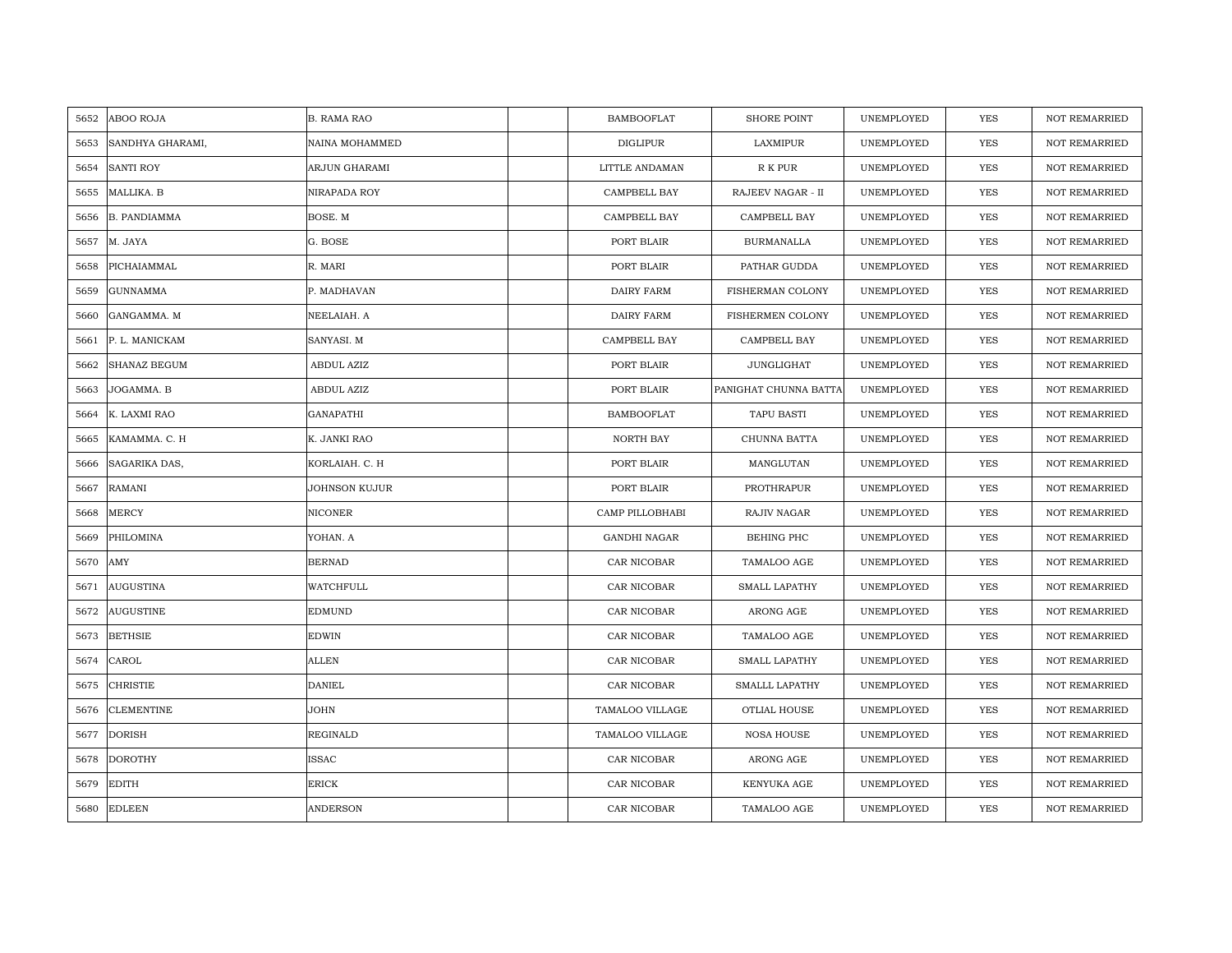| | | | | | | | | |
|---|---|---|---|---|---|---|---|---|
| 5652 | ABOO ROJA | B. RAMA RAO | | BAMBOOFLAT | SHORE POINT | UNEMPLOYED | YES | NOT REMARRIED |
| 5653 | SANDHYA GHARAMI, | NAINA MOHAMMED | | DIGLIPUR | LAXMIPUR | UNEMPLOYED | YES | NOT REMARRIED |
| 5654 | SANTI ROY | ARJUN GHARAMI | | LITTLE ANDAMAN | R K PUR | UNEMPLOYED | YES | NOT REMARRIED |
| 5655 | MALLIKA. B | NIRAPADA ROY | | CAMPBELL BAY | RAJEEV NAGAR - II | UNEMPLOYED | YES | NOT REMARRIED |
| 5656 | B. PANDIAMMA | BOSE. M | | CAMPBELL BAY | CAMPBELL BAY | UNEMPLOYED | YES | NOT REMARRIED |
| 5657 | M. JAYA | G. BOSE | | PORT BLAIR | BURMANALLA | UNEMPLOYED | YES | NOT REMARRIED |
| 5658 | PICHAIAMMAL | R. MARI | | PORT BLAIR | PATHAR GUDDA | UNEMPLOYED | YES | NOT REMARRIED |
| 5659 | GUNNAMMA | P. MADHAVAN | | DAIRY FARM | FISHERMAN COLONY | UNEMPLOYED | YES | NOT REMARRIED |
| 5660 | GANGAMMA. M | NEELAIAH. A | | DAIRY FARM | FISHERMEN COLONY | UNEMPLOYED | YES | NOT REMARRIED |
| 5661 | P. L. MANICKAM | SANYASI. M | | CAMPBELL BAY | CAMPBELL BAY | UNEMPLOYED | YES | NOT REMARRIED |
| 5662 | SHANAZ BEGUM | ABDUL AZIZ | | PORT BLAIR | JUNGLIGHAT | UNEMPLOYED | YES | NOT REMARRIED |
| 5663 | JOGAMMA. B | ABDUL AZIZ | | PORT BLAIR | PANIGHAT CHUNNA BATTA | UNEMPLOYED | YES | NOT REMARRIED |
| 5664 | K. LAXMI RAO | GANAPATHI | | BAMBOOFLAT | TAPU BASTI | UNEMPLOYED | YES | NOT REMARRIED |
| 5665 | KAMAMMA. C. H | K. JANKI RAO | | NORTH BAY | CHUNNA BATTA | UNEMPLOYED | YES | NOT REMARRIED |
| 5666 | SAGARIKA DAS, | KORLAIAH. C. H | | PORT BLAIR | MANGLUTAN | UNEMPLOYED | YES | NOT REMARRIED |
| 5667 | RAMANI | JOHNSON KUJUR | | PORT BLAIR | PROTHRAPUR | UNEMPLOYED | YES | NOT REMARRIED |
| 5668 | MERCY | NICONER | | CAMP PILLOBHABI | RAJIV NAGAR | UNEMPLOYED | YES | NOT REMARRIED |
| 5669 | PHILOMINA | YOHAN. A | | GANDHI NAGAR | BEHING PHC | UNEMPLOYED | YES | NOT REMARRIED |
| 5670 | AMY | BERNAD | | CAR NICOBAR | TAMALOO AGE | UNEMPLOYED | YES | NOT REMARRIED |
| 5671 | AUGUSTINA | WATCHFULL | | CAR NICOBAR | SMALL LAPATHY | UNEMPLOYED | YES | NOT REMARRIED |
| 5672 | AUGUSTINE | EDMUND | | CAR NICOBAR | ARONG AGE | UNEMPLOYED | YES | NOT REMARRIED |
| 5673 | BETHSIE | EDWIN | | CAR NICOBAR | TAMALOO AGE | UNEMPLOYED | YES | NOT REMARRIED |
| 5674 | CAROL | ALLEN | | CAR NICOBAR | SMALL LAPATHY | UNEMPLOYED | YES | NOT REMARRIED |
| 5675 | CHRISTIE | DANIEL | | CAR NICOBAR | SMALLL LAPATHY | UNEMPLOYED | YES | NOT REMARRIED |
| 5676 | CLEMENTINE | JOHN | | TAMALOO VILLAGE | OTLIAL HOUSE | UNEMPLOYED | YES | NOT REMARRIED |
| 5677 | DORISH | REGINALD | | TAMALOO VILLAGE | NOSA HOUSE | UNEMPLOYED | YES | NOT REMARRIED |
| 5678 | DOROTHY | ISSAC | | CAR NICOBAR | ARONG AGE | UNEMPLOYED | YES | NOT REMARRIED |
| 5679 | EDITH | ERICK | | CAR NICOBAR | KENYUKA AGE | UNEMPLOYED | YES | NOT REMARRIED |
| 5680 | EDLEEN | ANDERSON | | CAR NICOBAR | TAMALOO AGE | UNEMPLOYED | YES | NOT REMARRIED |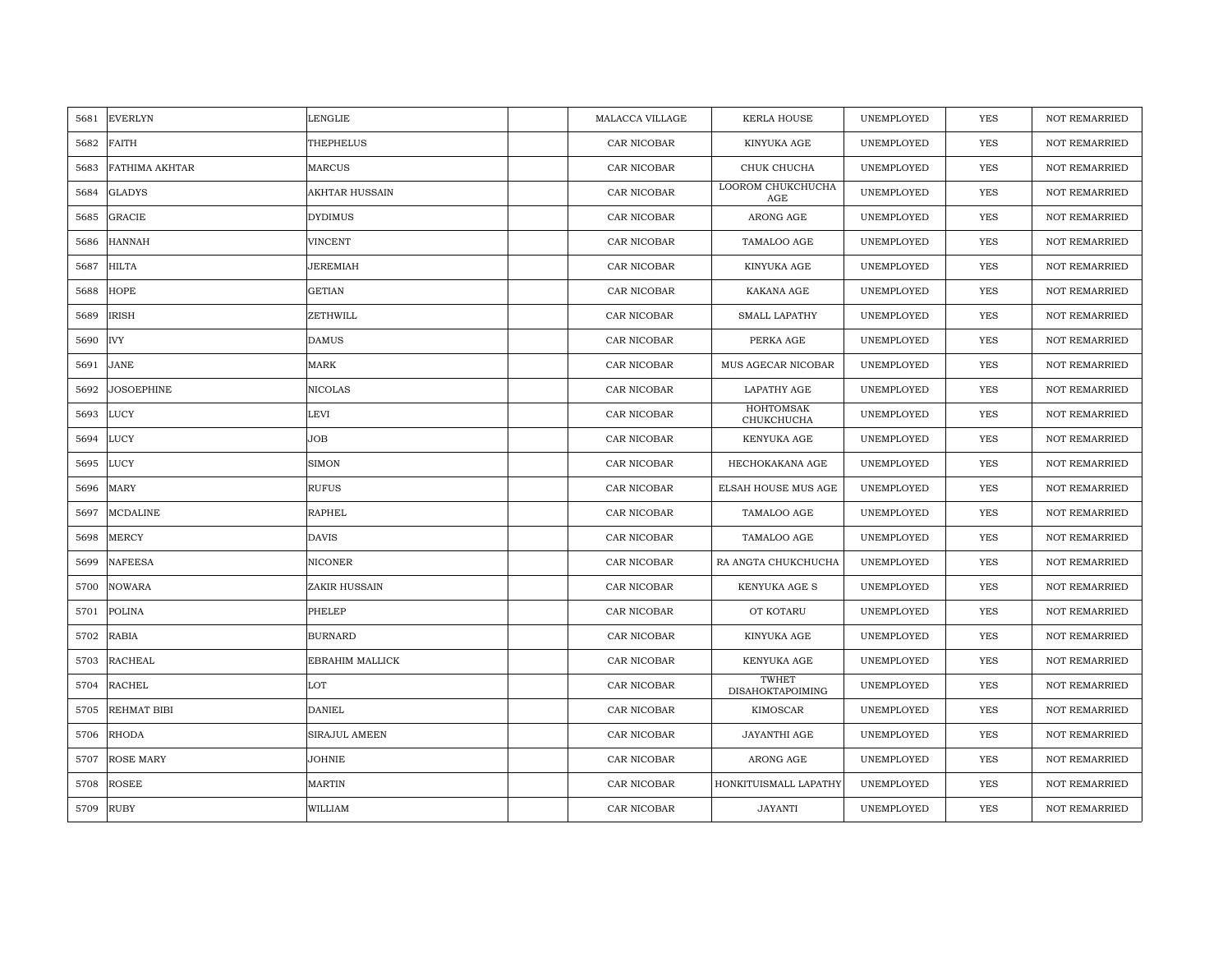| 5681 | EVERLYN | LENGLIE | | MALACCA VILLAGE | KERLA HOUSE | UNEMPLOYED | YES | NOT REMARRIED |
|---|---|---|---|---|---|---|---|---|
| 5682 | FAITH | THEPHELUS | | CAR NICOBAR | KINYUKA AGE | UNEMPLOYED | YES | NOT REMARRIED |
| 5683 | FATHIMA AKHTAR | MARCUS | | CAR NICOBAR | CHUK CHUCHA | UNEMPLOYED | YES | NOT REMARRIED |
| 5684 | GLADYS | AKHTAR HUSSAIN | | CAR NICOBAR | LOOROM CHUKCHUCHA AGE | UNEMPLOYED | YES | NOT REMARRIED |
| 5685 | GRACIE | DYDIMUS | | CAR NICOBAR | ARONG AGE | UNEMPLOYED | YES | NOT REMARRIED |
| 5686 | HANNAH | VINCENT | | CAR NICOBAR | TAMALOO AGE | UNEMPLOYED | YES | NOT REMARRIED |
| 5687 | HILTA | JEREMIAH | | CAR NICOBAR | KINYUKA AGE | UNEMPLOYED | YES | NOT REMARRIED |
| 5688 | HOPE | GETIAN | | CAR NICOBAR | KAKANA AGE | UNEMPLOYED | YES | NOT REMARRIED |
| 5689 | IRISH | ZETHWILL | | CAR NICOBAR | SMALL LAPATHY | UNEMPLOYED | YES | NOT REMARRIED |
| 5690 | IVY | DAMUS | | CAR NICOBAR | PERKA AGE | UNEMPLOYED | YES | NOT REMARRIED |
| 5691 | JANE | MARK | | CAR NICOBAR | MUS AGECAR NICOBAR | UNEMPLOYED | YES | NOT REMARRIED |
| 5692 | JOSOEPHINE | NICOLAS | | CAR NICOBAR | LAPATHY AGE | UNEMPLOYED | YES | NOT REMARRIED |
| 5693 | LUCY | LEVI | | CAR NICOBAR | HOHTOMSAK CHUKCHUCHA | UNEMPLOYED | YES | NOT REMARRIED |
| 5694 | LUCY | JOB | | CAR NICOBAR | KENYUKA AGE | UNEMPLOYED | YES | NOT REMARRIED |
| 5695 | LUCY | SIMON | | CAR NICOBAR | HECHOKAKANA AGE | UNEMPLOYED | YES | NOT REMARRIED |
| 5696 | MARY | RUFUS | | CAR NICOBAR | ELSAH HOUSE MUS AGE | UNEMPLOYED | YES | NOT REMARRIED |
| 5697 | MCDALINE | RAPHEL | | CAR NICOBAR | TAMALOO AGE | UNEMPLOYED | YES | NOT REMARRIED |
| 5698 | MERCY | DAVIS | | CAR NICOBAR | TAMALOO AGE | UNEMPLOYED | YES | NOT REMARRIED |
| 5699 | NAFEESA | NICONER | | CAR NICOBAR | RA ANGTA CHUKCHUCHA | UNEMPLOYED | YES | NOT REMARRIED |
| 5700 | NOWARA | ZAKIR HUSSAIN | | CAR NICOBAR | KENYUKA AGE S | UNEMPLOYED | YES | NOT REMARRIED |
| 5701 | POLINA | PHELEP | | CAR NICOBAR | OT KOTARU | UNEMPLOYED | YES | NOT REMARRIED |
| 5702 | RABIA | BURNARD | | CAR NICOBAR | KINYUKA AGE | UNEMPLOYED | YES | NOT REMARRIED |
| 5703 | RACHEAL | EBRAHIM MALLICK | | CAR NICOBAR | KENYUKA AGE | UNEMPLOYED | YES | NOT REMARRIED |
| 5704 | RACHEL | LOT | | CAR NICOBAR | TWHET DISAHOKTAPOIMING | UNEMPLOYED | YES | NOT REMARRIED |
| 5705 | REHMAT BIBI | DANIEL | | CAR NICOBAR | KIMOSCAR | UNEMPLOYED | YES | NOT REMARRIED |
| 5706 | RHODA | SIRAJUL AMEEN | | CAR NICOBAR | JAYANTHI AGE | UNEMPLOYED | YES | NOT REMARRIED |
| 5707 | ROSE MARY | JOHNIE | | CAR NICOBAR | ARONG AGE | UNEMPLOYED | YES | NOT REMARRIED |
| 5708 | ROSEE | MARTIN | | CAR NICOBAR | HONKITUISMALL LAPATHY | UNEMPLOYED | YES | NOT REMARRIED |
| 5709 | RUBY | WILLIAM | | CAR NICOBAR | JAYANTI | UNEMPLOYED | YES | NOT REMARRIED |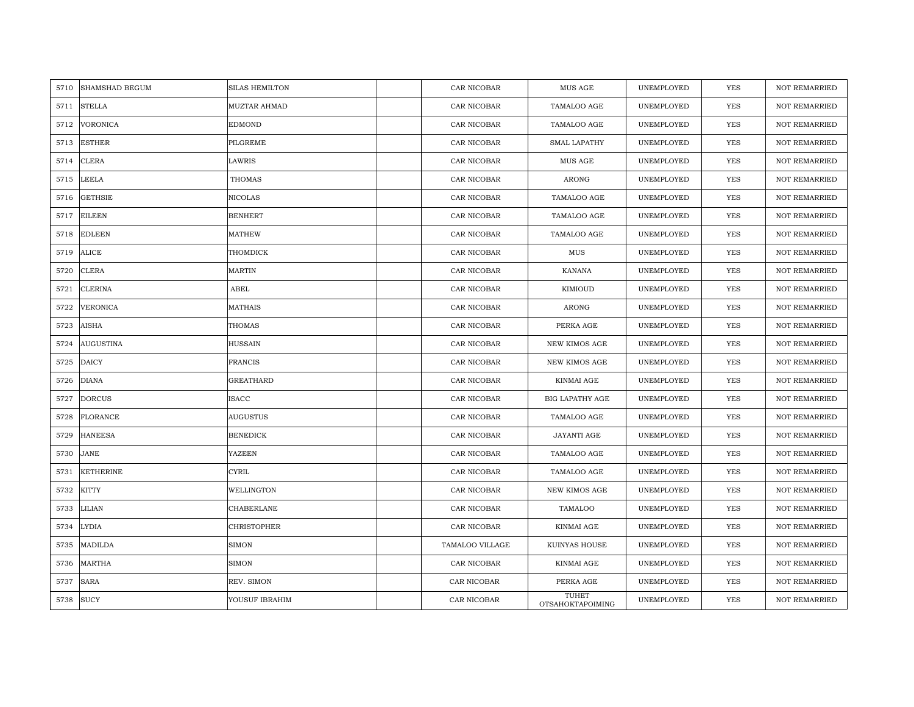| 5710 | SHAMSHAD BEGUM | SILAS HEMILTON | | CAR NICOBAR | MUS AGE | UNEMPLOYED | YES | NOT REMARRIED |
|---|---|---|---|---|---|---|---|---|
| 5711 | STELLA | MUZTAR AHMAD | | CAR NICOBAR | TAMALOO AGE | UNEMPLOYED | YES | NOT REMARRIED |
| 5712 | VORONICA | EDMOND | | CAR NICOBAR | TAMALOO AGE | UNEMPLOYED | YES | NOT REMARRIED |
| 5713 | ESTHER | PILGREME | | CAR NICOBAR | SMAL LAPATHY | UNEMPLOYED | YES | NOT REMARRIED |
| 5714 | CLERA | LAWRIS | | CAR NICOBAR | MUS AGE | UNEMPLOYED | YES | NOT REMARRIED |
| 5715 | LEELA | THOMAS | | CAR NICOBAR | ARONG | UNEMPLOYED | YES | NOT REMARRIED |
| 5716 | GETHSIE | NICOLAS | | CAR NICOBAR | TAMALOO AGE | UNEMPLOYED | YES | NOT REMARRIED |
| 5717 | EILEEN | BENHERT | | CAR NICOBAR | TAMALOO AGE | UNEMPLOYED | YES | NOT REMARRIED |
| 5718 | EDLEEN | MATHEW | | CAR NICOBAR | TAMALOO AGE | UNEMPLOYED | YES | NOT REMARRIED |
| 5719 | ALICE | THOMDICK | | CAR NICOBAR | MUS | UNEMPLOYED | YES | NOT REMARRIED |
| 5720 | CLERA | MARTIN | | CAR NICOBAR | KANANA | UNEMPLOYED | YES | NOT REMARRIED |
| 5721 | CLERINA | ABEL | | CAR NICOBAR | KIMIOUD | UNEMPLOYED | YES | NOT REMARRIED |
| 5722 | VERONICA | MATHAIS | | CAR NICOBAR | ARONG | UNEMPLOYED | YES | NOT REMARRIED |
| 5723 | AISHA | THOMAS | | CAR NICOBAR | PERKA AGE | UNEMPLOYED | YES | NOT REMARRIED |
| 5724 | AUGUSTINA | HUSSAIN | | CAR NICOBAR | NEW KIMOS AGE | UNEMPLOYED | YES | NOT REMARRIED |
| 5725 | DAICY | FRANCIS | | CAR NICOBAR | NEW KIMOS AGE | UNEMPLOYED | YES | NOT REMARRIED |
| 5726 | DIANA | GREATHARD | | CAR NICOBAR | KINMAI AGE | UNEMPLOYED | YES | NOT REMARRIED |
| 5727 | DORCUS | ISACC | | CAR NICOBAR | BIG LAPATHY AGE | UNEMPLOYED | YES | NOT REMARRIED |
| 5728 | FLORANCE | AUGUSTUS | | CAR NICOBAR | TAMALOO AGE | UNEMPLOYED | YES | NOT REMARRIED |
| 5729 | HANEESA | BENEDICK | | CAR NICOBAR | JAYANTI AGE | UNEMPLOYED | YES | NOT REMARRIED |
| 5730 | JANE | YAZEEN | | CAR NICOBAR | TAMALOO AGE | UNEMPLOYED | YES | NOT REMARRIED |
| 5731 | KETHERINE | CYRIL | | CAR NICOBAR | TAMALOO AGE | UNEMPLOYED | YES | NOT REMARRIED |
| 5732 | KITTY | WELLINGTON | | CAR NICOBAR | NEW KIMOS AGE | UNEMPLOYED | YES | NOT REMARRIED |
| 5733 | LILIAN | CHABERLANE | | CAR NICOBAR | TAMALOO | UNEMPLOYED | YES | NOT REMARRIED |
| 5734 | LYDIA | CHRISTOPHER | | CAR NICOBAR | KINMAI AGE | UNEMPLOYED | YES | NOT REMARRIED |
| 5735 | MADILDA | SIMON | | TAMALOO VILLAGE | KUINYAS HOUSE | UNEMPLOYED | YES | NOT REMARRIED |
| 5736 | MARTHA | SIMON | | CAR NICOBAR | KINMAI AGE | UNEMPLOYED | YES | NOT REMARRIED |
| 5737 | SARA | REV. SIMON | | CAR NICOBAR | PERKA AGE | UNEMPLOYED | YES | NOT REMARRIED |
| 5738 | SUCY | YOUSUF IBRAHIM | | CAR NICOBAR | TUHET OTSAHOKTAPOIMING | UNEMPLOYED | YES | NOT REMARRIED |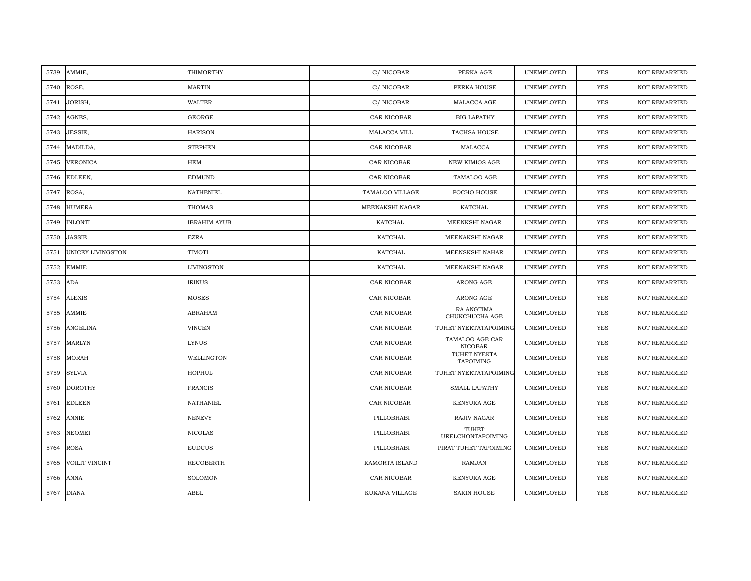| 5739 | AMMIE, | THIMORTHY | | C/ NICOBAR | PERKA AGE | UNEMPLOYED | YES | NOT REMARRIED |
|---|---|---|---|---|---|---|---|---|
| 5740 | ROSE, | MARTIN | | C/ NICOBAR | PERKA HOUSE | UNEMPLOYED | YES | NOT REMARRIED |
| 5741 | JORISH, | WALTER | | C/ NICOBAR | MALACCA AGE | UNEMPLOYED | YES | NOT REMARRIED |
| 5742 | AGNES, | GEORGE | | CAR NICOBAR | BIG LAPATHY | UNEMPLOYED | YES | NOT REMARRIED |
| 5743 | JESSIE, | HARISON | | MALACCA VILL | TACHSA HOUSE | UNEMPLOYED | YES | NOT REMARRIED |
| 5744 | MADILDA, | STEPHEN | | CAR NICOBAR | MALACCA | UNEMPLOYED | YES | NOT REMARRIED |
| 5745 | VERONICA | HEM | | CAR NICOBAR | NEW KIMIOS AGE | UNEMPLOYED | YES | NOT REMARRIED |
| 5746 | EDLEEN, | EDMUND | | CAR NICOBAR | TAMALOO AGE | UNEMPLOYED | YES | NOT REMARRIED |
| 5747 | ROSA, | NATHENIEL | | TAMALOO VILLAGE | POCHO HOUSE | UNEMPLOYED | YES | NOT REMARRIED |
| 5748 | HUMERA | THOMAS | | MEENAKSHI NAGAR | KATCHAL | UNEMPLOYED | YES | NOT REMARRIED |
| 5749 | INLONTI | IBRAHIM AYUB | | KATCHAL | MEENKSHI NAGAR | UNEMPLOYED | YES | NOT REMARRIED |
| 5750 | JASSIE | EZRA | | KATCHAL | MEENAKSHI NAGAR | UNEMPLOYED | YES | NOT REMARRIED |
| 5751 | UNICEY LIVINGSTON | TIMOTI | | KATCHAL | MEENSKSHI NAHAR | UNEMPLOYED | YES | NOT REMARRIED |
| 5752 | EMMIE | LIVINGSTON | | KATCHAL | MEENAKSHI NAGAR | UNEMPLOYED | YES | NOT REMARRIED |
| 5753 | ADA | IRINUS | | CAR NICOBAR | ARONG AGE | UNEMPLOYED | YES | NOT REMARRIED |
| 5754 | ALEXIS | MOSES | | CAR NICOBAR | ARONG AGE | UNEMPLOYED | YES | NOT REMARRIED |
| 5755 | AMMIE | ABRAHAM | | CAR NICOBAR | RA ANGTIMA CHUKCHUCHA AGE | UNEMPLOYED | YES | NOT REMARRIED |
| 5756 | ANGELINA | VINCEN | | CAR NICOBAR | TUHET NYEKTATAPOIMING | UNEMPLOYED | YES | NOT REMARRIED |
| 5757 | MARLYN | LYNUS | | CAR NICOBAR | TAMALOO AGE CAR NICOBAR | UNEMPLOYED | YES | NOT REMARRIED |
| 5758 | MORAH | WELLINGTON | | CAR NICOBAR | TUHET NYEKTA TAPOIMING | UNEMPLOYED | YES | NOT REMARRIED |
| 5759 | SYLVIA | HOPHUL | | CAR NICOBAR | TUHET NYEKTATAPOIMING | UNEMPLOYED | YES | NOT REMARRIED |
| 5760 | DOROTHY | FRANCIS | | CAR NICOBAR | SMALL LAPATHY | UNEMPLOYED | YES | NOT REMARRIED |
| 5761 | EDLEEN | NATHANIEL | | CAR NICOBAR | KENYUKA AGE | UNEMPLOYED | YES | NOT REMARRIED |
| 5762 | ANNIE | NENEVY | | PILLOBHABI | RAJIV NAGAR | UNEMPLOYED | YES | NOT REMARRIED |
| 5763 | NEOMEI | NICOLAS | | PILLOBHABI | TUHET URELCHONTAPOIMING | UNEMPLOYED | YES | NOT REMARRIED |
| 5764 | ROSA | EUDCUS | | PILLOBHABI | PIRAT TUHET TAPOIMING | UNEMPLOYED | YES | NOT REMARRIED |
| 5765 | VOILIT VINCINT | RECOBERTH | | KAMORTA ISLAND | RAMJAN | UNEMPLOYED | YES | NOT REMARRIED |
| 5766 | ANNA | SOLOMON | | CAR NICOBAR | KENYUKA AGE | UNEMPLOYED | YES | NOT REMARRIED |
| 5767 | DIANA | ABEL | | KUKANA VILLAGE | SAKIN HOUSE | UNEMPLOYED | YES | NOT REMARRIED |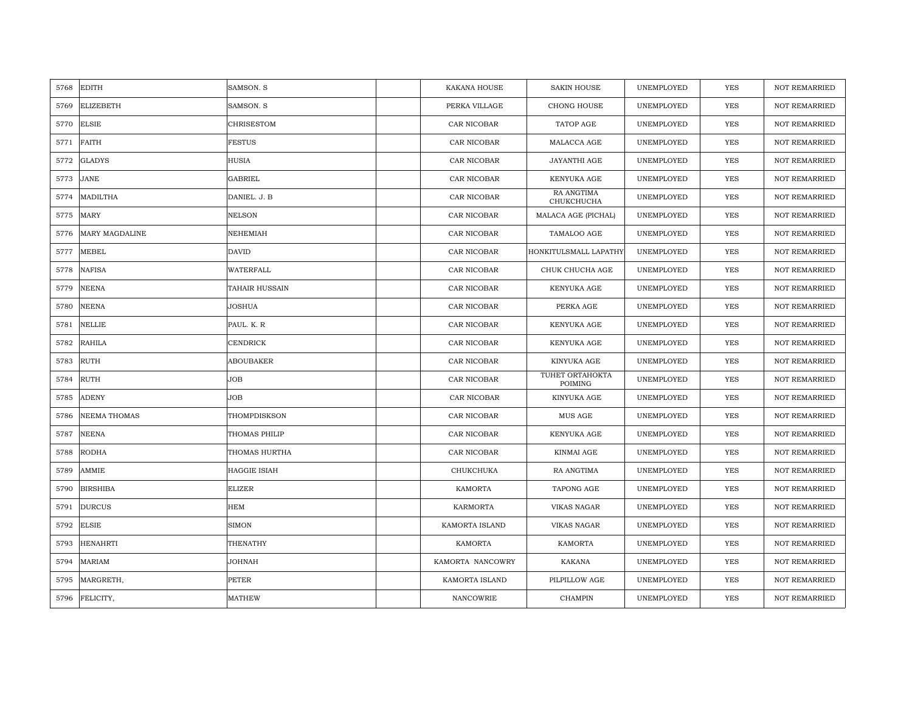| 5768 | EDITH | SAMSON. S | | KAKANA HOUSE | SAKIN HOUSE | UNEMPLOYED | YES | NOT REMARRIED |
|---|---|---|---|---|---|---|---|---|
| 5769 | ELIZEBETH | SAMSON. S | | PERKA VILLAGE | CHONG HOUSE | UNEMPLOYED | YES | NOT REMARRIED |
| 5770 | ELSIE | CHRISESTOM | | CAR NICOBAR | TATOP AGE | UNEMPLOYED | YES | NOT REMARRIED |
| 5771 | FAITH | FESTUS | | CAR NICOBAR | MALACCA AGE | UNEMPLOYED | YES | NOT REMARRIED |
| 5772 | GLADYS | HUSIA | | CAR NICOBAR | JAYANTHI AGE | UNEMPLOYED | YES | NOT REMARRIED |
| 5773 | JANE | GABRIEL | | CAR NICOBAR | KENYUKA AGE | UNEMPLOYED | YES | NOT REMARRIED |
| 5774 | MADILTHA | DANIEL. J. B | | CAR NICOBAR | RA ANGTIMA CHUKCHUCHA | UNEMPLOYED | YES | NOT REMARRIED |
| 5775 | MARY | NELSON | | CAR NICOBAR | MALACA AGE (PICHAL) | UNEMPLOYED | YES | NOT REMARRIED |
| 5776 | MARY MAGDALINE | NEHEMIAH | | CAR NICOBAR | TAMALOO AGE | UNEMPLOYED | YES | NOT REMARRIED |
| 5777 | MEBEL | DAVID | | CAR NICOBAR | HONKITULSMALL LAPATHY | UNEMPLOYED | YES | NOT REMARRIED |
| 5778 | NAFISA | WATERFALL | | CAR NICOBAR | CHUK CHUCHA AGE | UNEMPLOYED | YES | NOT REMARRIED |
| 5779 | NEENA | TAHAIR HUSSAIN | | CAR NICOBAR | KENYUKA AGE | UNEMPLOYED | YES | NOT REMARRIED |
| 5780 | NEENA | JOSHUA | | CAR NICOBAR | PERKA AGE | UNEMPLOYED | YES | NOT REMARRIED |
| 5781 | NELLIE | PAUL. K. R | | CAR NICOBAR | KENYUKA AGE | UNEMPLOYED | YES | NOT REMARRIED |
| 5782 | RAHILA | CENDRICK | | CAR NICOBAR | KENYUKA AGE | UNEMPLOYED | YES | NOT REMARRIED |
| 5783 | RUTH | ABOUBAKER | | CAR NICOBAR | KINYUKA AGE | UNEMPLOYED | YES | NOT REMARRIED |
| 5784 | RUTH | JOB | | CAR NICOBAR | TUHET ORTAHOKTA POIMING | UNEMPLOYED | YES | NOT REMARRIED |
| 5785 | ADENY | JOB | | CAR NICOBAR | KINYUKA AGE | UNEMPLOYED | YES | NOT REMARRIED |
| 5786 | NEEMA THOMAS | THOMPDISKSON | | CAR NICOBAR | MUS AGE | UNEMPLOYED | YES | NOT REMARRIED |
| 5787 | NEENA | THOMAS PHILIP | | CAR NICOBAR | KENYUKA AGE | UNEMPLOYED | YES | NOT REMARRIED |
| 5788 | RODHA | THOMAS HURTHA | | CAR NICOBAR | KINMAI AGE | UNEMPLOYED | YES | NOT REMARRIED |
| 5789 | AMMIE | HAGGIE ISIAH | | CHUKCHUKA | RA ANGTIMA | UNEMPLOYED | YES | NOT REMARRIED |
| 5790 | BIRSHIBA | ELIZER | | KAMORTA | TAPONG AGE | UNEMPLOYED | YES | NOT REMARRIED |
| 5791 | DURCUS | HEM | | KARMORTA | VIKAS NAGAR | UNEMPLOYED | YES | NOT REMARRIED |
| 5792 | ELSIE | SIMON | | KAMORTA ISLAND | VIKAS NAGAR | UNEMPLOYED | YES | NOT REMARRIED |
| 5793 | HENAHRTI | THENATHY | | KAMORTA | KAMORTA | UNEMPLOYED | YES | NOT REMARRIED |
| 5794 | MARIAM | JOHNAH | | KAMORTA NANCOWRY | KAKANA | UNEMPLOYED | YES | NOT REMARRIED |
| 5795 | MARGRETH, | PETER | | KAMORTA ISLAND | PILPILLOW AGE | UNEMPLOYED | YES | NOT REMARRIED |
| 5796 | FELICITY, | MATHEW | | NANCOWRIE | CHAMPIN | UNEMPLOYED | YES | NOT REMARRIED |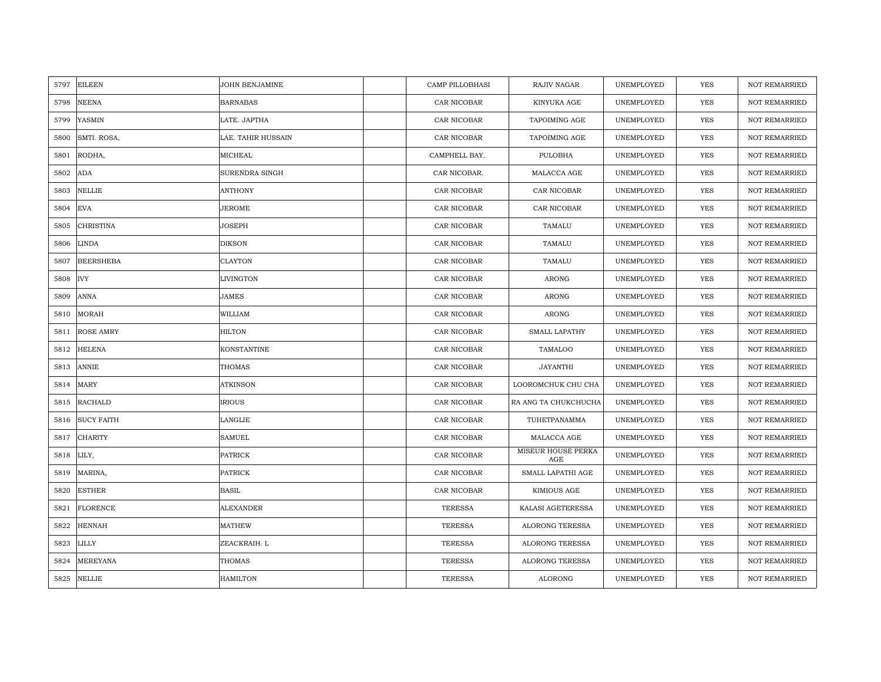| | | | | | | | | |
|---|---|---|---|---|---|---|---|---|
| 5797 | EILEEN | JOHN BENJAMINE | | CAMP PILLOBHASI | RAJIV NAGAR | UNEMPLOYED | YES | NOT REMARRIED |
| 5798 | NEENA | BARNABAS | | CAR NICOBAR | KINYUKA AGE | UNEMPLOYED | YES | NOT REMARRIED |
| 5799 | YASMIN | LATE. JAPTHA | | CAR NICOBAR | TAPOIMING AGE | UNEMPLOYED | YES | NOT REMARRIED |
| 5800 | SMTI. ROSA, | LAE. TAHIR HUSSAIN | | CAR NICOBAR | TAPOIMING AGE | UNEMPLOYED | YES | NOT REMARRIED |
| 5801 | RODHA, | MICHEAL | | CAMPHELL BAY. | PULOBHA | UNEMPLOYED | YES | NOT REMARRIED |
| 5802 | ADA | SURENDRA SINGH | | CAR NICOBAR. | MALACCA AGE | UNEMPLOYED | YES | NOT REMARRIED |
| 5803 | NELLIE | ANTHONY | | CAR NICOBAR | CAR NICOBAR | UNEMPLOYED | YES | NOT REMARRIED |
| 5804 | EVA | JEROME | | CAR NICOBAR | CAR NICOBAR | UNEMPLOYED | YES | NOT REMARRIED |
| 5805 | CHRISTINA | JOSEPH | | CAR NICOBAR | TAMALU | UNEMPLOYED | YES | NOT REMARRIED |
| 5806 | LINDA | DIKSON | | CAR NICOBAR | TAMALU | UNEMPLOYED | YES | NOT REMARRIED |
| 5807 | BEERSHEBA | CLAYTON | | CAR NICOBAR | TAMALU | UNEMPLOYED | YES | NOT REMARRIED |
| 5808 | IVY | LIVINGTON | | CAR NICOBAR | ARONG | UNEMPLOYED | YES | NOT REMARRIED |
| 5809 | ANNA | JAMES | | CAR NICOBAR | ARONG | UNEMPLOYED | YES | NOT REMARRIED |
| 5810 | MORAH | WILLIAM | | CAR NICOBAR | ARONG | UNEMPLOYED | YES | NOT REMARRIED |
| 5811 | ROSE AMRY | HILTON | | CAR NICOBAR | SMALL LAPATHY | UNEMPLOYED | YES | NOT REMARRIED |
| 5812 | HELENA | KONSTANTINE | | CAR NICOBAR | TAMALOO | UNEMPLOYED | YES | NOT REMARRIED |
| 5813 | ANNIE | THOMAS | | CAR NICOBAR | JAYANTHI | UNEMPLOYED | YES | NOT REMARRIED |
| 5814 | MARY | ATKINSON | | CAR NICOBAR | LOOROMCHUK CHU CHA | UNEMPLOYED | YES | NOT REMARRIED |
| 5815 | RACHALD | IRIOUS | | CAR NICOBAR | RA ANG TA CHUKCHUCHA | UNEMPLOYED | YES | NOT REMARRIED |
| 5816 | SUCY FAITH | LANGLIE | | CAR NICOBAR | TUHETPANAMMA | UNEMPLOYED | YES | NOT REMARRIED |
| 5817 | CHARITY | SAMUEL | | CAR NICOBAR | MALACCA AGE | UNEMPLOYED | YES | NOT REMARRIED |
| 5818 | LILY, | PATRICK | | CAR NICOBAR | MISEUR HOUSE PERKA AGE | UNEMPLOYED | YES | NOT REMARRIED |
| 5819 | MARINA, | PATRICK | | CAR NICOBAR | SMALL LAPATHI AGE | UNEMPLOYED | YES | NOT REMARRIED |
| 5820 | ESTHER | BASIL | | CAR NICOBAR | KIMIOUS AGE | UNEMPLOYED | YES | NOT REMARRIED |
| 5821 | FLORENCE | ALEXANDER | | TERESSA | KALASI AGETERESSA | UNEMPLOYED | YES | NOT REMARRIED |
| 5822 | HENNAH | MATHEW | | TERESSA | ALORONG TERESSA | UNEMPLOYED | YES | NOT REMARRIED |
| 5823 | LILLY | ZEACKRAIH. L | | TERESSA | ALORONG TERESSA | UNEMPLOYED | YES | NOT REMARRIED |
| 5824 | MEREYANA | THOMAS | | TERESSA | ALORONG TERESSA | UNEMPLOYED | YES | NOT REMARRIED |
| 5825 | NELLIE | HAMILTON | | TERESSA | ALORONG | UNEMPLOYED | YES | NOT REMARRIED |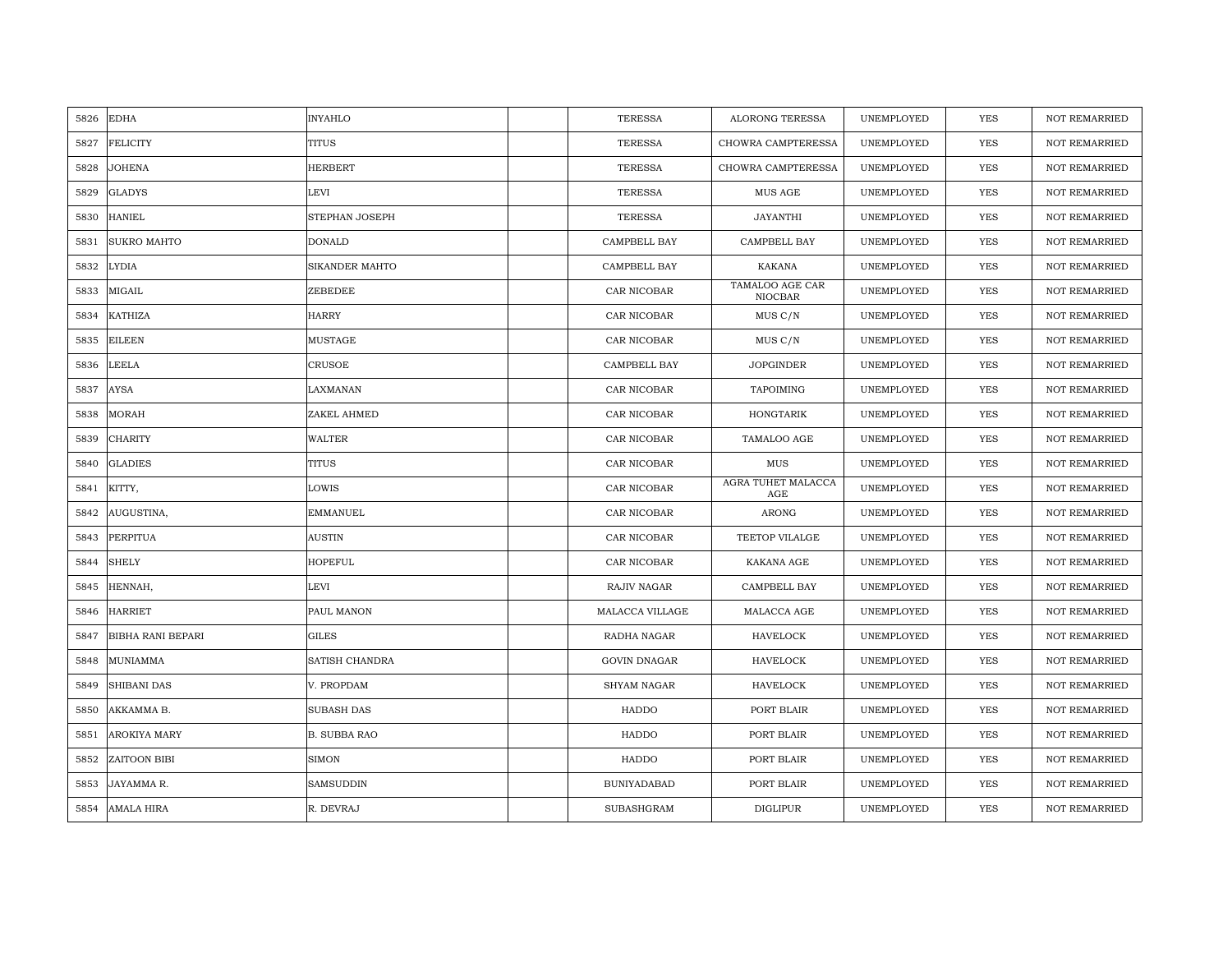| | | | | | | | | |
|---|---|---|---|---|---|---|---|---|
| 5826 | EDHA | INYAHLO | | TERESSA | ALORONG TERESSA | UNEMPLOYED | YES | NOT REMARRIED |
| 5827 | FELICITY | TITUS | | TERESSA | CHOWRA CAMPTERESSA | UNEMPLOYED | YES | NOT REMARRIED |
| 5828 | JOHENA | HERBERT | | TERESSA | CHOWRA CAMPTERESSA | UNEMPLOYED | YES | NOT REMARRIED |
| 5829 | GLADYS | LEVI | | TERESSA | MUS AGE | UNEMPLOYED | YES | NOT REMARRIED |
| 5830 | HANIEL | STEPHAN JOSEPH | | TERESSA | JAYANTHI | UNEMPLOYED | YES | NOT REMARRIED |
| 5831 | SUKRO MAHTO | DONALD | | CAMPBELL BAY | CAMPBELL BAY | UNEMPLOYED | YES | NOT REMARRIED |
| 5832 | LYDIA | SIKANDER MAHTO | | CAMPBELL BAY | KAKANA | UNEMPLOYED | YES | NOT REMARRIED |
| 5833 | MIGAIL | ZEBEDEE | | CAR NICOBAR | TAMALOO AGE CAR NIOCBAR | UNEMPLOYED | YES | NOT REMARRIED |
| 5834 | KATHIZA | HARRY | | CAR NICOBAR | MUS C/N | UNEMPLOYED | YES | NOT REMARRIED |
| 5835 | EILEEN | MUSTAGE | | CAR NICOBAR | MUS C/N | UNEMPLOYED | YES | NOT REMARRIED |
| 5836 | LEELA | CRUSOE | | CAMPBELL BAY | JOPGINDER | UNEMPLOYED | YES | NOT REMARRIED |
| 5837 | AYSA | LAXMANAN | | CAR NICOBAR | TAPOIMING | UNEMPLOYED | YES | NOT REMARRIED |
| 5838 | MORAH | ZAKEL AHMED | | CAR NICOBAR | HONGTARIK | UNEMPLOYED | YES | NOT REMARRIED |
| 5839 | CHARITY | WALTER | | CAR NICOBAR | TAMALOO AGE | UNEMPLOYED | YES | NOT REMARRIED |
| 5840 | GLADIES | TITUS | | CAR NICOBAR | MUS | UNEMPLOYED | YES | NOT REMARRIED |
| 5841 | KITTY, | LOWIS | | CAR NICOBAR | AGRA TUHET MALACCA AGE | UNEMPLOYED | YES | NOT REMARRIED |
| 5842 | AUGUSTINA, | EMMANUEL | | CAR NICOBAR | ARONG | UNEMPLOYED | YES | NOT REMARRIED |
| 5843 | PERPITUA | AUSTIN | | CAR NICOBAR | TEETOP VILALGE | UNEMPLOYED | YES | NOT REMARRIED |
| 5844 | SHELY | HOPEFUL | | CAR NICOBAR | KAKANA AGE | UNEMPLOYED | YES | NOT REMARRIED |
| 5845 | HENNAH, | LEVI | | RAJIV NAGAR | CAMPBELL BAY | UNEMPLOYED | YES | NOT REMARRIED |
| 5846 | HARRIET | PAUL MANON | | MALACCA VILLAGE | MALACCA AGE | UNEMPLOYED | YES | NOT REMARRIED |
| 5847 | BIBHA RANI BEPARI | GILES | | RADHA NAGAR | HAVELOCK | UNEMPLOYED | YES | NOT REMARRIED |
| 5848 | MUNIAMMA | SATISH CHANDRA | | GOVIN DNAGAR | HAVELOCK | UNEMPLOYED | YES | NOT REMARRIED |
| 5849 | SHIBANI DAS | V. PROPDAM | | SHYAM NAGAR | HAVELOCK | UNEMPLOYED | YES | NOT REMARRIED |
| 5850 | AKKAMMA B. | SUBASH DAS | | HADDO | PORT BLAIR | UNEMPLOYED | YES | NOT REMARRIED |
| 5851 | AROKIYA MARY | B. SUBBA RAO | | HADDO | PORT BLAIR | UNEMPLOYED | YES | NOT REMARRIED |
| 5852 | ZAITOON BIBI | SIMON | | HADDO | PORT BLAIR | UNEMPLOYED | YES | NOT REMARRIED |
| 5853 | JAYAMMA R. | SAMSUDDIN | | BUNIYADABAD | PORT BLAIR | UNEMPLOYED | YES | NOT REMARRIED |
| 5854 | AMALA HIRA | R. DEVRAJ | | SUBASHGRAM | DIGLIPUR | UNEMPLOYED | YES | NOT REMARRIED |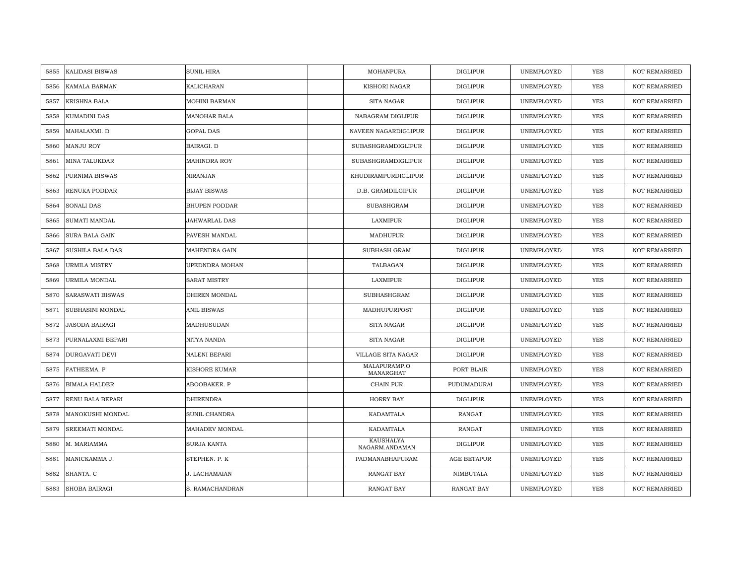| | | | | | | | | |
|---|---|---|---|---|---|---|---|---|
| 5855 | KALIDASI BISWAS | SUNIL HIRA | | MOHANPURA | DIGLIPUR | UNEMPLOYED | YES | NOT REMARRIED |
| 5856 | KAMALA BARMAN | KALICHARAN | | KISHORI NAGAR | DIGLIPUR | UNEMPLOYED | YES | NOT REMARRIED |
| 5857 | KRISHNA BALA | MOHINI BARMAN | | SITA NAGAR | DIGLIPUR | UNEMPLOYED | YES | NOT REMARRIED |
| 5858 | KUMADINI DAS | MANOHAR BALA | | NABAGRAM DIGLIPUR | DIGLIPUR | UNEMPLOYED | YES | NOT REMARRIED |
| 5859 | MAHALAXMI. D | GOPAL DAS | | NAVEEN NAGARDIGLIPUR | DIGLIPUR | UNEMPLOYED | YES | NOT REMARRIED |
| 5860 | MANJU ROY | BAIRAGI. D | | SUBASHGRAMDIGLIPUR | DIGLIPUR | UNEMPLOYED | YES | NOT REMARRIED |
| 5861 | MINA TALUKDAR | MAHINDRA ROY | | SUBASHGRAMDIGLIPUR | DIGLIPUR | UNEMPLOYED | YES | NOT REMARRIED |
| 5862 | PURNIMA BISWAS | NIRANJAN | | KHUDIRAMPURDIGLIPUR | DIGLIPUR | UNEMPLOYED | YES | NOT REMARRIED |
| 5863 | RENUKA PODDAR | BIJAY BISWAS | | D.B. GRAMDILGIPUR | DIGLIPUR | UNEMPLOYED | YES | NOT REMARRIED |
| 5864 | SONALI DAS | BHUPEN PODDAR | | SUBASHGRAM | DIGLIPUR | UNEMPLOYED | YES | NOT REMARRIED |
| 5865 | SUMATI MANDAL | JAHWARLAL DAS | | LAXMIPUR | DIGLIPUR | UNEMPLOYED | YES | NOT REMARRIED |
| 5866 | SURA BALA GAIN | PAVESH MANDAL | | MADHUPUR | DIGLIPUR | UNEMPLOYED | YES | NOT REMARRIED |
| 5867 | SUSHILA BALA DAS | MAHENDRA GAIN | | SUBHASH GRAM | DIGLIPUR | UNEMPLOYED | YES | NOT REMARRIED |
| 5868 | URMILA MISTRY | UPEDNDRA MOHAN | | TALBAGAN | DIGLIPUR | UNEMPLOYED | YES | NOT REMARRIED |
| 5869 | URMILA MONDAL | SARAT MISTRY | | LAXMIPUR | DIGLIPUR | UNEMPLOYED | YES | NOT REMARRIED |
| 5870 | SARASWATI BISWAS | DHIREN MONDAL | | SUBHASHGRAM | DIGLIPUR | UNEMPLOYED | YES | NOT REMARRIED |
| 5871 | SUBHASINI MONDAL | ANIL BISWAS | | MADHUPURPOST | DIGLIPUR | UNEMPLOYED | YES | NOT REMARRIED |
| 5872 | JASODA BAIRAGI | MADHUSUDAN | | SITA NAGAR | DIGLIPUR | UNEMPLOYED | YES | NOT REMARRIED |
| 5873 | PURNALAXMI BEPARI | NITYA NANDA | | SITA NAGAR | DIGLIPUR | UNEMPLOYED | YES | NOT REMARRIED |
| 5874 | DURGAVATI DEVI | NALENI BEPARI | | VILLAGE SITA NAGAR | DIGLIPUR | UNEMPLOYED | YES | NOT REMARRIED |
| 5875 | FATHEEMA. P | KISHORE KUMAR | | MALAPURAMP.O MANARGHAT | PORT BLAIR | UNEMPLOYED | YES | NOT REMARRIED |
| 5876 | BIMALA HALDER | ABOOBAKER. P | | CHAIN PUR | PUDUMADURAI | UNEMPLOYED | YES | NOT REMARRIED |
| 5877 | RENU BALA BEPARI | DHIRENDRA | | HORRY BAY | DIGLIPUR | UNEMPLOYED | YES | NOT REMARRIED |
| 5878 | MANOKUSHI MONDAL | SUNIL CHANDRA | | KADAMTALA | RANGAT | UNEMPLOYED | YES | NOT REMARRIED |
| 5879 | SREEMATI MONDAL | MAHADEV MONDAL | | KADAMTALA | RANGAT | UNEMPLOYED | YES | NOT REMARRIED |
| 5880 | M. MARIAMMA | SURJA KANTA | | KAUSHALYA NAGARM.ANDAMAN | DIGLIPUR | UNEMPLOYED | YES | NOT REMARRIED |
| 5881 | MANICKAMMA J. | STEPHEN. P. K | | PADMANABHAPURAM | AGE BETAPUR | UNEMPLOYED | YES | NOT REMARRIED |
| 5882 | SHANTA. C | J. LACHAMAIAN | | RANGAT BAY | NIMBUTALA | UNEMPLOYED | YES | NOT REMARRIED |
| 5883 | SHOBA BAIRAGI | S. RAMACHANDRAN | | RANGAT BAY | RANGAT BAY | UNEMPLOYED | YES | NOT REMARRIED |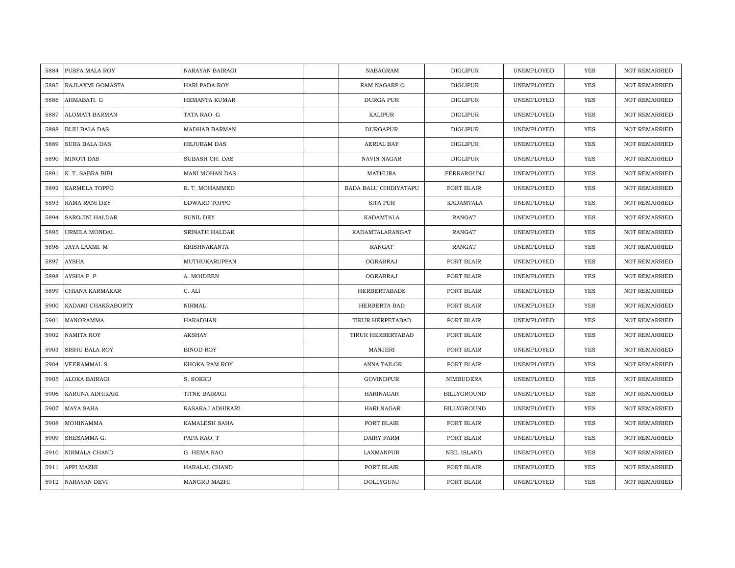| 5884 | PUSPA MALA ROY | NARAYAN BAIRAGI | | NABAGRAM | DIGLIPUR | UNEMPLOYED | YES | NOT REMARRIED |
|---|---|---|---|---|---|---|---|---|
| 5885 | RAJLAXMI GOMASTA | HARI PADA ROY | | RAM NAGARP.O | DIGLIPUR | UNEMPLOYED | YES | NOT REMARRIED |
| 5886 | AHMABATI. G | HEMANTA KUMAR | | DURGA PUR | DIGLIPUR | UNEMPLOYED | YES | NOT REMARRIED |
| 5887 | ALOMATI BARMAN | TATA RAO. G | | KALIPUR | DIGLIPUR | UNEMPLOYED | YES | NOT REMARRIED |
| 5888 | BIJU BALA DAS | MADHAB BARMAN | | DURGAPUR | DIGLIPUR | UNEMPLOYED | YES | NOT REMARRIED |
| 5889 | SURA BALA DAS | HEJURAM DAS | | AERIAL BAY | DIGLIPUR | UNEMPLOYED | YES | NOT REMARRIED |
| 5890 | MINOTI DAS | SUBASH CH. DAS | | NAVIN NAGAR | DIGLIPUR | UNEMPLOYED | YES | NOT REMARRIED |
| 5891 | K. T. SABRA BIBI | MANI MOHAN DAS | | MATHURA | FERRARGUNJ | UNEMPLOYED | YES | NOT REMARRIED |
| 5892 | KARMELA TOPPO | R. T. MOHAMMED | | BADA BALU CHIDIYATAPU | PORT BLAIR | UNEMPLOYED | YES | NOT REMARRIED |
| 5893 | RAMA RANI DEY | EDWARD TOPPO | | SITA PUR | KADAMTALA | UNEMPLOYED | YES | NOT REMARRIED |
| 5894 | SAROJINI HALDAR | SUNIL DEY | | KADAMTALA | RANGAT | UNEMPLOYED | YES | NOT REMARRIED |
| 5895 | URMILA MONDAL | SRINATH HALDAR | | KADAMTALARANGAT | RANGAT | UNEMPLOYED | YES | NOT REMARRIED |
| 5896 | JAYA LAXMI. M | KRISHNAKANTA | | RANGAT | RANGAT | UNEMPLOYED | YES | NOT REMARRIED |
| 5897 | AYSHA | MUTHUKARUPPAN | | OGRABRAJ | PORT BLAIR | UNEMPLOYED | YES | NOT REMARRIED |
| 5898 | AYSHA P. P | A. MOIDEEN | | OGRABRAJ | PORT BLAIR | UNEMPLOYED | YES | NOT REMARRIED |
| 5899 | CHIANA KARMAKAR | C. ALI | | HERBERTABADS | PORT BLAIR | UNEMPLOYED | YES | NOT REMARRIED |
| 5900 | KADAMI CHAKRABORTY | NIRMAL | | HERBERTA BAD | PORT BLAIR | UNEMPLOYED | YES | NOT REMARRIED |
| 5901 | MANORAMMA | HARADHAN | | TIRUR HERPETABAD | PORT BLAIR | UNEMPLOYED | YES | NOT REMARRIED |
| 5902 | NAMITA ROY | AKSHAY | | TIRUR HERBERTABAD | PORT BLAIR | UNEMPLOYED | YES | NOT REMARRIED |
| 5903 | SISHU BALA ROY | BINOD ROY | | MANJERI | PORT BLAIR | UNEMPLOYED | YES | NOT REMARRIED |
| 5904 | VEERAMMAL S. | KHOKA RAM ROY | | ANNA TAILOR | PORT BLAIR | UNEMPLOYED | YES | NOT REMARRIED |
| 5905 | ALOKA BAIRAGI | S. SOKKU | | GOVINDPUR | NIMBUDERA | UNEMPLOYED | YES | NOT REMARRIED |
| 5906 | KARUNA ADHIKARI | TITNE BAIRAGI | | HARINAGAR | BILLYGROUND | UNEMPLOYED | YES | NOT REMARRIED |
| 5907 | MAYA SAHA | RASARAJ ADHIKARI | | HARI NAGAR | BILLYGROUND | UNEMPLOYED | YES | NOT REMARRIED |
| 5908 | MOHINAMMA | KAMALESH SAHA | | PORT BLAIR | PORT BLAIR | UNEMPLOYED | YES | NOT REMARRIED |
| 5909 | SHESAMMA G. | PAPA RAO. T | | DAIRY FARM | PORT BLAIR | UNEMPLOYED | YES | NOT REMARRIED |
| 5910 | NIRMALA CHAND | G. HEMA RAO | | LAXMANPUR | NEIL ISLAND | UNEMPLOYED | YES | NOT REMARRIED |
| 5911 | APPI MAZHI | HARALAL CHAND | | PORT BLAIR | PORT BLAIR | UNEMPLOYED | YES | NOT REMARRIED |
| 5912 | NARAYAN DEVI | MANGRU MAZHI | | DOLLYGUNJ | PORT BLAIR | UNEMPLOYED | YES | NOT REMARRIED |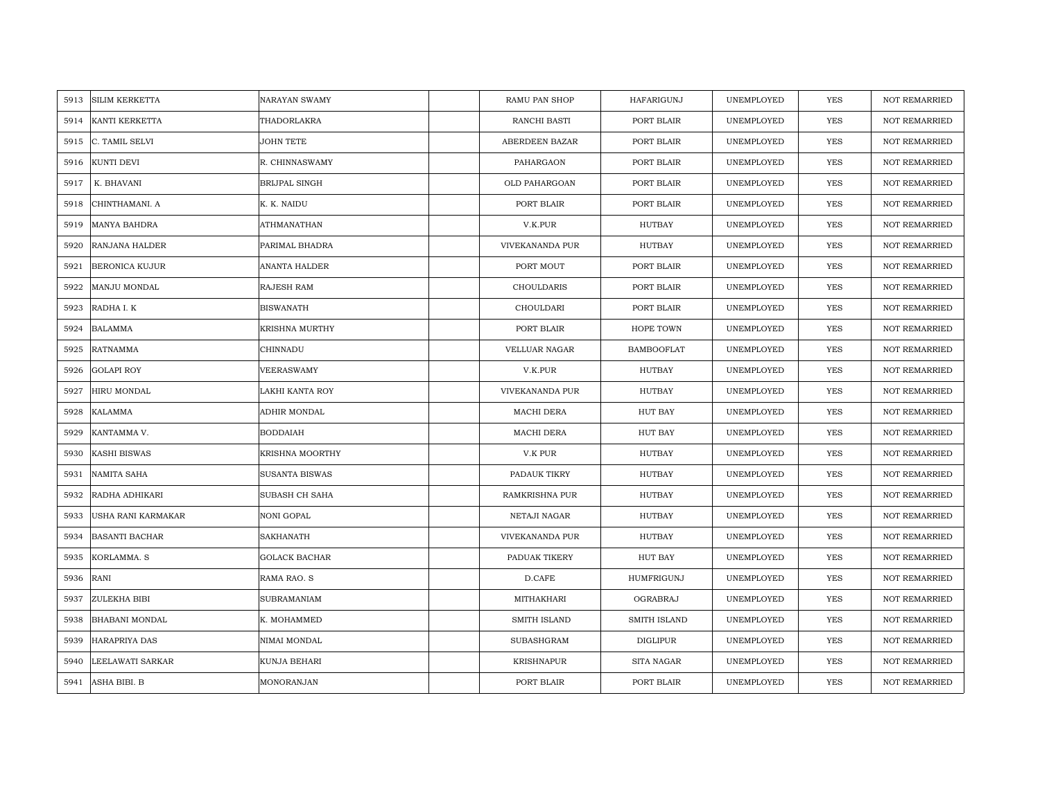| | | | | | | | | |
|---|---|---|---|---|---|---|---|---|
| 5913 | SILIM KERKETTA | NARAYAN SWAMY | | RAMU PAN SHOP | HAFARIGUNJ | UNEMPLOYED | YES | NOT REMARRIED |
| 5914 | KANTI KERKETTA | THADORLAKRA | | RANCHI BASTI | PORT BLAIR | UNEMPLOYED | YES | NOT REMARRIED |
| 5915 | C. TAMIL SELVI | JOHN TETE | | ABERDEEN BAZAR | PORT BLAIR | UNEMPLOYED | YES | NOT REMARRIED |
| 5916 | KUNTI DEVI | R. CHINNASWAMY | | PAHARGAON | PORT BLAIR | UNEMPLOYED | YES | NOT REMARRIED |
| 5917 | K. BHAVANI | BRIJPAL SINGH | | OLD PAHARGOAN | PORT BLAIR | UNEMPLOYED | YES | NOT REMARRIED |
| 5918 | CHINTHAMANI. A | K. K. NAIDU | | PORT BLAIR | PORT BLAIR | UNEMPLOYED | YES | NOT REMARRIED |
| 5919 | MANYA BAHDRA | ATHMANATHAN | | V.K.PUR | HUTBAY | UNEMPLOYED | YES | NOT REMARRIED |
| 5920 | RANJANA HALDER | PARIMAL BHADRA | | VIVEKANANDA PUR | HUTBAY | UNEMPLOYED | YES | NOT REMARRIED |
| 5921 | BERONICA KUJUR | ANANTA HALDER | | PORT MOUT | PORT BLAIR | UNEMPLOYED | YES | NOT REMARRIED |
| 5922 | MANJU MONDAL | RAJESH RAM | | CHOULDARIS | PORT BLAIR | UNEMPLOYED | YES | NOT REMARRIED |
| 5923 | RADHA I. K | BISWANATH | | CHOULDARI | PORT BLAIR | UNEMPLOYED | YES | NOT REMARRIED |
| 5924 | BALAMMA | KRISHNA MURTHY | | PORT BLAIR | HOPE TOWN | UNEMPLOYED | YES | NOT REMARRIED |
| 5925 | RATNAMMA | CHINNADU | | VELLUAR NAGAR | BAMBOOFLAT | UNEMPLOYED | YES | NOT REMARRIED |
| 5926 | GOLAPI ROY | VEERASWAMY | | V.K.PUR | HUTBAY | UNEMPLOYED | YES | NOT REMARRIED |
| 5927 | HIRU MONDAL | LAKHI KANTA ROY | | VIVEKANANDA PUR | HUTBAY | UNEMPLOYED | YES | NOT REMARRIED |
| 5928 | KALAMMA | ADHIR MONDAL | | MACHI DERA | HUT BAY | UNEMPLOYED | YES | NOT REMARRIED |
| 5929 | KANTAMMA V. | BODDAIAH | | MACHI DERA | HUT BAY | UNEMPLOYED | YES | NOT REMARRIED |
| 5930 | KASHI BISWAS | KRISHNA MOORTHY | | V.K PUR | HUTBAY | UNEMPLOYED | YES | NOT REMARRIED |
| 5931 | NAMITA SAHA | SUSANTA BISWAS | | PADAUK TIKRY | HUTBAY | UNEMPLOYED | YES | NOT REMARRIED |
| 5932 | RADHA ADHIKARI | SUBASH CH SAHA | | RAMKRISHNA PUR | HUTBAY | UNEMPLOYED | YES | NOT REMARRIED |
| 5933 | USHA RANI KARMAKAR | NONI GOPAL | | NETAJI NAGAR | HUTBAY | UNEMPLOYED | YES | NOT REMARRIED |
| 5934 | BASANTI BACHAR | SAKHANATH | | VIVEKANANDA PUR | HUTBAY | UNEMPLOYED | YES | NOT REMARRIED |
| 5935 | KORLAMMA. S | GOLACK BACHAR | | PADUAK TIKERY | HUT BAY | UNEMPLOYED | YES | NOT REMARRIED |
| 5936 | RANI | RAMA RAO. S | | D.CAFE | HUMFRIGUNJ | UNEMPLOYED | YES | NOT REMARRIED |
| 5937 | ZULEKHA BIBI | SUBRAMANIAM | | MITHAKHARI | OGRABRAJ | UNEMPLOYED | YES | NOT REMARRIED |
| 5938 | BHABANI MONDAL | K. MOHAMMED | | SMITH ISLAND | SMITH ISLAND | UNEMPLOYED | YES | NOT REMARRIED |
| 5939 | HARAPRIYA DAS | NIMAI MONDAL | | SUBASHGRAM | DIGLIPUR | UNEMPLOYED | YES | NOT REMARRIED |
| 5940 | LEELAWATI SARKAR | KUNJA BEHARI | | KRISHNAPUR | SITA NAGAR | UNEMPLOYED | YES | NOT REMARRIED |
| 5941 | ASHA BIBI. B | MONORANJAN | | PORT BLAIR | PORT BLAIR | UNEMPLOYED | YES | NOT REMARRIED |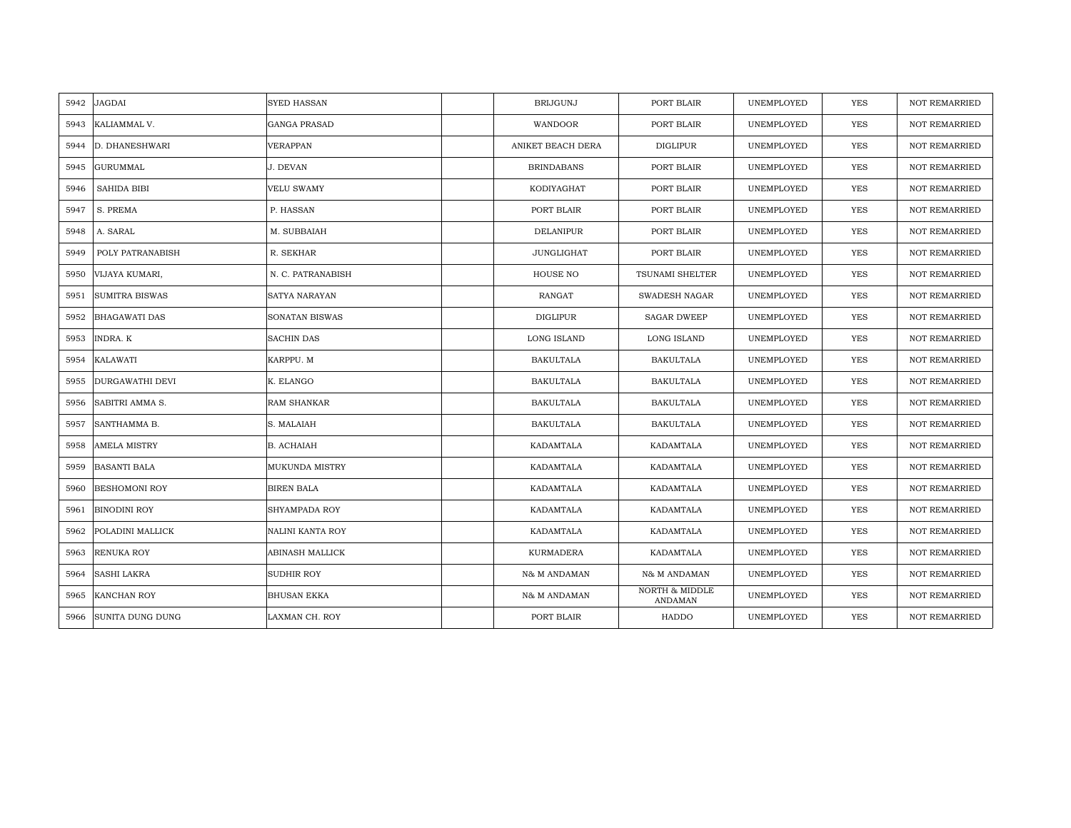| | | | | | | | | |
|---|---|---|---|---|---|---|---|---|
| 5942 | JAGDAI | SYED HASSAN | | BRIJGUNJ | PORT BLAIR | UNEMPLOYED | YES | NOT REMARRIED |
| 5943 | KALIAMMAL V. | GANGA PRASAD | | WANDOOR | PORT BLAIR | UNEMPLOYED | YES | NOT REMARRIED |
| 5944 | D. DHANESHWARI | VERAPPAN | | ANIKET BEACH DERA | DIGLIPUR | UNEMPLOYED | YES | NOT REMARRIED |
| 5945 | GURUMMAL | J. DEVAN | | BRINDABANS | PORT BLAIR | UNEMPLOYED | YES | NOT REMARRIED |
| 5946 | SAHIDA BIBI | VELU SWAMY | | KODIYAGHAT | PORT BLAIR | UNEMPLOYED | YES | NOT REMARRIED |
| 5947 | S. PREMA | P. HASSAN | | PORT BLAIR | PORT BLAIR | UNEMPLOYED | YES | NOT REMARRIED |
| 5948 | A. SARAL | M. SUBBAIAH | | DELANIPUR | PORT BLAIR | UNEMPLOYED | YES | NOT REMARRIED |
| 5949 | POLY PATRANABISH | R. SEKHAR | | JUNGLIGHAT | PORT BLAIR | UNEMPLOYED | YES | NOT REMARRIED |
| 5950 | VIJAYA KUMARI, | N. C. PATRANABISH | | HOUSE NO | TSUNAMI SHELTER | UNEMPLOYED | YES | NOT REMARRIED |
| 5951 | SUMITRA BISWAS | SATYA NARAYAN | | RANGAT | SWADESH NAGAR | UNEMPLOYED | YES | NOT REMARRIED |
| 5952 | BHAGAWATI DAS | SONATAN BISWAS | | DIGLIPUR | SAGAR DWEEP | UNEMPLOYED | YES | NOT REMARRIED |
| 5953 | INDRA. K | SACHIN DAS | | LONG ISLAND | LONG ISLAND | UNEMPLOYED | YES | NOT REMARRIED |
| 5954 | KALAWATI | KARPPU. M | | BAKULTALA | BAKULTALA | UNEMPLOYED | YES | NOT REMARRIED |
| 5955 | DURGAWATHI DEVI | K. ELANGO | | BAKULTALA | BAKULTALA | UNEMPLOYED | YES | NOT REMARRIED |
| 5956 | SABITRI AMMA S. | RAM SHANKAR | | BAKULTALA | BAKULTALA | UNEMPLOYED | YES | NOT REMARRIED |
| 5957 | SANTHAMMA B. | S. MALAIAH | | BAKULTALA | BAKULTALA | UNEMPLOYED | YES | NOT REMARRIED |
| 5958 | AMELA MISTRY | B. ACHAIAH | | KADAMTALA | KADAMTALA | UNEMPLOYED | YES | NOT REMARRIED |
| 5959 | BASANTI BALA | MUKUNDA MISTRY | | KADAMTALA | KADAMTALA | UNEMPLOYED | YES | NOT REMARRIED |
| 5960 | BESHOMONI ROY | BIREN BALA | | KADAMTALA | KADAMTALA | UNEMPLOYED | YES | NOT REMARRIED |
| 5961 | BINODINI ROY | SHYAMPADA ROY | | KADAMTALA | KADAMTALA | UNEMPLOYED | YES | NOT REMARRIED |
| 5962 | POLADINI MALLICK | NALINI KANTA ROY | | KADAMTALA | KADAMTALA | UNEMPLOYED | YES | NOT REMARRIED |
| 5963 | RENUKA ROY | ABINASH MALLICK | | KURMADERA | KADAMTALA | UNEMPLOYED | YES | NOT REMARRIED |
| 5964 | SASHI LAKRA | SUDHIR ROY | | N& M ANDAMAN | N& M ANDAMAN | UNEMPLOYED | YES | NOT REMARRIED |
| 5965 | KANCHAN ROY | BHUSAN EKKA | | N& M ANDAMAN | NORTH & MIDDLE ANDAMAN | UNEMPLOYED | YES | NOT REMARRIED |
| 5966 | SUNITA DUNG DUNG | LAXMAN CH. ROY | | PORT BLAIR | HADDO | UNEMPLOYED | YES | NOT REMARRIED |